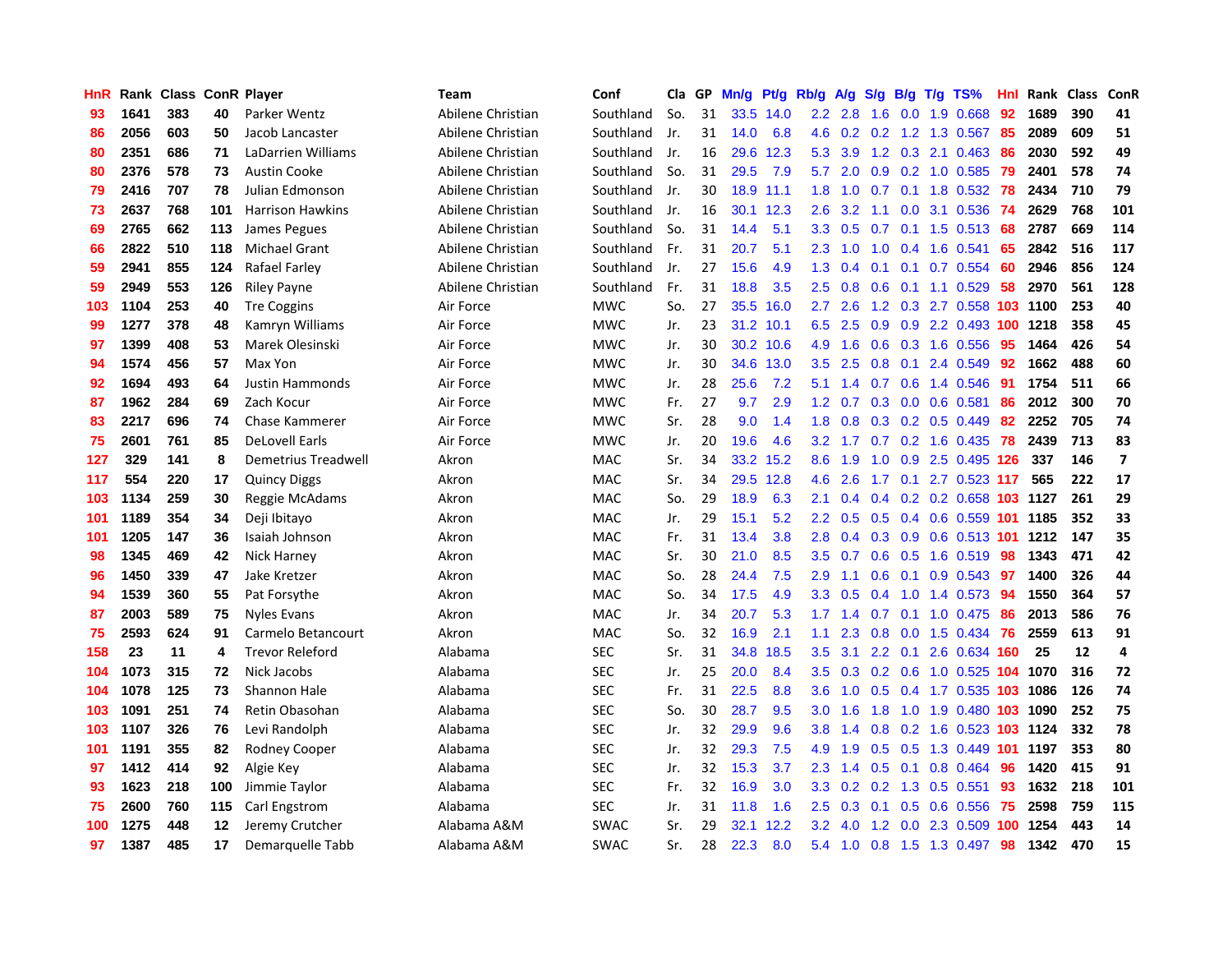| HnR | Rank | Class | ConR | Player | Team | Conf | Cla | GP | Mn/g | Pt/g | Rb/g | A/g | S/g | B/g | T/g | TS% | HnI | Rank | Class | ConR |
|---|---|---|---|---|---|---|---|---|---|---|---|---|---|---|---|---|---|---|---|---|
| 93 | 1641 | 383 | 40 | Parker Wentz | Abilene Christian | Southland | So. | 31 | 33.5 | 14.0 | 2.2 | 2.8 | 1.6 | 0.0 | 1.9 | 0.668 | 92 | 1689 | 390 | 41 |
| 86 | 2056 | 603 | 50 | Jacob Lancaster | Abilene Christian | Southland | Jr. | 31 | 14.0 | 6.8 | 4.6 | 0.2 | 0.2 | 1.2 | 1.3 | 0.567 | 85 | 2089 | 609 | 51 |
| 80 | 2351 | 686 | 71 | LaDarrien Williams | Abilene Christian | Southland | Jr. | 16 | 29.6 | 12.3 | 5.3 | 3.9 | 1.2 | 0.3 | 2.1 | 0.463 | 86 | 2030 | 592 | 49 |
| 80 | 2376 | 578 | 73 | Austin Cooke | Abilene Christian | Southland | So. | 31 | 29.5 | 7.9 | 5.7 | 2.0 | 0.9 | 0.2 | 1.0 | 0.585 | 79 | 2401 | 578 | 74 |
| 79 | 2416 | 707 | 78 | Julian Edmonson | Abilene Christian | Southland | Jr. | 30 | 18.9 | 11.1 | 1.8 | 1.0 | 0.7 | 0.1 | 1.8 | 0.532 | 78 | 2434 | 710 | 79 |
| 73 | 2637 | 768 | 101 | Harrison Hawkins | Abilene Christian | Southland | Jr. | 16 | 30.1 | 12.3 | 2.6 | 3.2 | 1.1 | 0.0 | 3.1 | 0.536 | 74 | 2629 | 768 | 101 |
| 69 | 2765 | 662 | 113 | James Pegues | Abilene Christian | Southland | So. | 31 | 14.4 | 5.1 | 3.3 | 0.5 | 0.7 | 0.1 | 1.5 | 0.513 | 68 | 2787 | 669 | 114 |
| 66 | 2822 | 510 | 118 | Michael Grant | Abilene Christian | Southland | Fr. | 31 | 20.7 | 5.1 | 2.3 | 1.0 | 1.0 | 0.4 | 1.6 | 0.541 | 65 | 2842 | 516 | 117 |
| 59 | 2941 | 855 | 124 | Rafael Farley | Abilene Christian | Southland | Jr. | 27 | 15.6 | 4.9 | 1.3 | 0.4 | 0.1 | 0.1 | 0.7 | 0.554 | 60 | 2946 | 856 | 124 |
| 59 | 2949 | 553 | 126 | Riley Payne | Abilene Christian | Southland | Fr. | 31 | 18.8 | 3.5 | 2.5 | 0.8 | 0.6 | 0.1 | 1.1 | 0.529 | 58 | 2970 | 561 | 128 |
| 103 | 1104 | 253 | 40 | Tre Coggins | Air Force | MWC | So. | 27 | 35.5 | 16.0 | 2.7 | 2.6 | 1.2 | 0.3 | 2.7 | 0.558 | 103 | 1100 | 253 | 40 |
| 99 | 1277 | 378 | 48 | Kamryn Williams | Air Force | MWC | Jr. | 23 | 31.2 | 10.1 | 6.5 | 2.5 | 0.9 | 0.9 | 2.2 | 0.493 | 100 | 1218 | 358 | 45 |
| 97 | 1399 | 408 | 53 | Marek Olesinski | Air Force | MWC | Jr. | 30 | 30.2 | 10.6 | 4.9 | 1.6 | 0.6 | 0.3 | 1.6 | 0.556 | 95 | 1464 | 426 | 54 |
| 94 | 1574 | 456 | 57 | Max Yon | Air Force | MWC | Jr. | 30 | 34.6 | 13.0 | 3.5 | 2.5 | 0.8 | 0.1 | 2.4 | 0.549 | 92 | 1662 | 488 | 60 |
| 92 | 1694 | 493 | 64 | Justin Hammonds | Air Force | MWC | Jr. | 28 | 25.6 | 7.2 | 5.1 | 1.4 | 0.7 | 0.6 | 1.4 | 0.546 | 91 | 1754 | 511 | 66 |
| 87 | 1962 | 284 | 69 | Zach Kocur | Air Force | MWC | Fr. | 27 | 9.7 | 2.9 | 1.2 | 0.7 | 0.3 | 0.0 | 0.6 | 0.581 | 86 | 2012 | 300 | 70 |
| 83 | 2217 | 696 | 74 | Chase Kammerer | Air Force | MWC | Sr. | 28 | 9.0 | 1.4 | 1.8 | 0.8 | 0.3 | 0.2 | 0.5 | 0.449 | 82 | 2252 | 705 | 74 |
| 75 | 2601 | 761 | 85 | DeLovell Earls | Air Force | MWC | Jr. | 20 | 19.6 | 4.6 | 3.2 | 1.7 | 0.7 | 0.2 | 1.6 | 0.435 | 78 | 2439 | 713 | 83 |
| 127 | 329 | 141 | 8 | Demetrius Treadwell | Akron | MAC | Sr. | 34 | 33.2 | 15.2 | 8.6 | 1.9 | 1.0 | 0.9 | 2.5 | 0.495 | 126 | 337 | 146 | 7 |
| 117 | 554 | 220 | 17 | Quincy Diggs | Akron | MAC | Sr. | 34 | 29.5 | 12.8 | 4.6 | 2.6 | 1.7 | 0.1 | 2.7 | 0.523 | 117 | 565 | 222 | 17 |
| 103 | 1134 | 259 | 30 | Reggie McAdams | Akron | MAC | So. | 29 | 18.9 | 6.3 | 2.1 | 0.4 | 0.4 | 0.2 | 0.2 | 0.658 | 103 | 1127 | 261 | 29 |
| 101 | 1189 | 354 | 34 | Deji Ibitayo | Akron | MAC | Jr. | 29 | 15.1 | 5.2 | 2.2 | 0.5 | 0.5 | 0.4 | 0.6 | 0.559 | 101 | 1185 | 352 | 33 |
| 101 | 1205 | 147 | 36 | Isaiah Johnson | Akron | MAC | Fr. | 31 | 13.4 | 3.8 | 2.8 | 0.4 | 0.3 | 0.9 | 0.6 | 0.513 | 101 | 1212 | 147 | 35 |
| 98 | 1345 | 469 | 42 | Nick Harney | Akron | MAC | Sr. | 30 | 21.0 | 8.5 | 3.5 | 0.7 | 0.6 | 0.5 | 1.6 | 0.519 | 98 | 1343 | 471 | 42 |
| 96 | 1450 | 339 | 47 | Jake Kretzer | Akron | MAC | So. | 28 | 24.4 | 7.5 | 2.9 | 1.1 | 0.6 | 0.1 | 0.9 | 0.543 | 97 | 1400 | 326 | 44 |
| 94 | 1539 | 360 | 55 | Pat Forsythe | Akron | MAC | So. | 34 | 17.5 | 4.9 | 3.3 | 0.5 | 0.4 | 1.0 | 1.4 | 0.573 | 94 | 1550 | 364 | 57 |
| 87 | 2003 | 589 | 75 | Nyles Evans | Akron | MAC | Jr. | 34 | 20.7 | 5.3 | 1.7 | 1.4 | 0.7 | 0.1 | 1.0 | 0.475 | 86 | 2013 | 586 | 76 |
| 75 | 2593 | 624 | 91 | Carmelo Betancourt | Akron | MAC | So. | 32 | 16.9 | 2.1 | 1.1 | 2.3 | 0.8 | 0.0 | 1.5 | 0.434 | 76 | 2559 | 613 | 91 |
| 158 | 23 | 11 | 4 | Trevor Releford | Alabama | SEC | Sr. | 31 | 34.8 | 18.5 | 3.5 | 3.1 | 2.2 | 0.1 | 2.6 | 0.634 | 160 | 25 | 12 | 4 |
| 104 | 1073 | 315 | 72 | Nick Jacobs | Alabama | SEC | Jr. | 25 | 20.0 | 8.4 | 3.5 | 0.3 | 0.2 | 0.6 | 1.0 | 0.525 | 104 | 1070 | 316 | 72 |
| 104 | 1078 | 125 | 73 | Shannon Hale | Alabama | SEC | Fr. | 31 | 22.5 | 8.8 | 3.6 | 1.0 | 0.5 | 0.4 | 1.7 | 0.535 | 103 | 1086 | 126 | 74 |
| 103 | 1091 | 251 | 74 | Retin Obasohan | Alabama | SEC | So. | 30 | 28.7 | 9.5 | 3.0 | 1.6 | 1.8 | 1.0 | 1.9 | 0.480 | 103 | 1090 | 252 | 75 |
| 103 | 1107 | 326 | 76 | Levi Randolph | Alabama | SEC | Jr. | 32 | 29.9 | 9.6 | 3.8 | 1.4 | 0.8 | 0.2 | 1.6 | 0.523 | 103 | 1124 | 332 | 78 |
| 101 | 1191 | 355 | 82 | Rodney Cooper | Alabama | SEC | Jr. | 32 | 29.3 | 7.5 | 4.9 | 1.9 | 0.5 | 0.5 | 1.3 | 0.449 | 101 | 1197 | 353 | 80 |
| 97 | 1412 | 414 | 92 | Algie Key | Alabama | SEC | Jr. | 32 | 15.3 | 3.7 | 2.3 | 1.4 | 0.5 | 0.1 | 0.8 | 0.464 | 96 | 1420 | 415 | 91 |
| 93 | 1623 | 218 | 100 | Jimmie Taylor | Alabama | SEC | Fr. | 32 | 16.9 | 3.0 | 3.3 | 0.2 | 0.2 | 1.3 | 0.5 | 0.551 | 93 | 1632 | 218 | 101 |
| 75 | 2600 | 760 | 115 | Carl Engstrom | Alabama | SEC | Jr. | 31 | 11.8 | 1.6 | 2.5 | 0.3 | 0.1 | 0.5 | 0.6 | 0.556 | 75 | 2598 | 759 | 115 |
| 100 | 1275 | 448 | 12 | Jeremy Crutcher | Alabama A&M | SWAC | Sr. | 29 | 32.1 | 12.2 | 3.2 | 4.0 | 1.2 | 0.0 | 2.3 | 0.509 | 100 | 1254 | 443 | 14 |
| 97 | 1387 | 485 | 17 | Demarquelle Tabb | Alabama A&M | SWAC | Sr. | 28 | 22.3 | 8.0 | 5.4 | 1.0 | 0.8 | 1.5 | 1.3 | 0.497 | 98 | 1342 | 470 | 15 |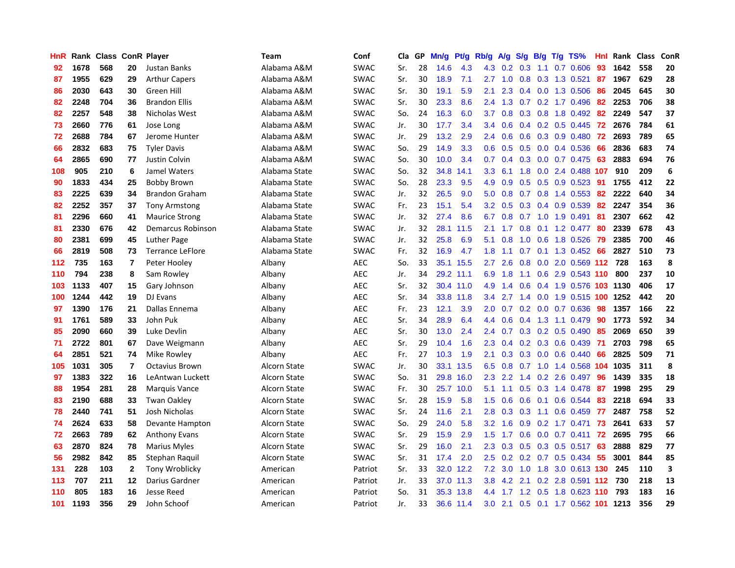| HnR | Rank | Class | ConR | Player | Team | Conf | Cla | GP | Mn/g | Pt/g | Rb/g | A/g | S/g | B/g | T/g | TS% | HnI | Rank | Class | ConR |
|---|---|---|---|---|---|---|---|---|---|---|---|---|---|---|---|---|---|---|---|---|
| 92 | 1678 | 568 | 20 | Justan Banks | Alabama A&M | SWAC | Sr. | 28 | 14.6 | 4.3 | 4.3 | 0.2 | 0.3 | 1.1 | 0.7 | 0.606 | 93 | 1642 | 558 | 20 |
| 87 | 1955 | 629 | 29 | Arthur Capers | Alabama A&M | SWAC | Sr. | 30 | 18.9 | 7.1 | 2.7 | 1.0 | 0.8 | 0.3 | 1.3 | 0.521 | 87 | 1967 | 629 | 28 |
| 86 | 2030 | 643 | 30 | Green Hill | Alabama A&M | SWAC | Sr. | 30 | 19.1 | 5.9 | 2.1 | 2.3 | 0.4 | 0.0 | 1.3 | 0.506 | 86 | 2045 | 645 | 30 |
| 82 | 2248 | 704 | 36 | Brandon Ellis | Alabama A&M | SWAC | Sr. | 30 | 23.3 | 8.6 | 2.4 | 1.3 | 0.7 | 0.2 | 1.7 | 0.496 | 82 | 2253 | 706 | 38 |
| 82 | 2257 | 548 | 38 | Nicholas West | Alabama A&M | SWAC | So. | 24 | 16.3 | 6.0 | 3.7 | 0.8 | 0.3 | 0.8 | 1.8 | 0.492 | 82 | 2249 | 547 | 37 |
| 73 | 2660 | 776 | 61 | Jose Long | Alabama A&M | SWAC | Jr. | 30 | 17.7 | 3.4 | 3.4 | 0.6 | 0.4 | 0.2 | 0.5 | 0.445 | 72 | 2676 | 784 | 61 |
| 72 | 2688 | 784 | 67 | Jerome Hunter | Alabama A&M | SWAC | Jr. | 29 | 13.2 | 2.9 | 2.4 | 0.6 | 0.6 | 0.3 | 0.9 | 0.480 | 72 | 2693 | 789 | 65 |
| 66 | 2832 | 683 | 75 | Tyler Davis | Alabama A&M | SWAC | So. | 29 | 14.9 | 3.3 | 0.6 | 0.5 | 0.5 | 0.0 | 0.4 | 0.536 | 66 | 2836 | 683 | 74 |
| 64 | 2865 | 690 | 77 | Justin Colvin | Alabama A&M | SWAC | So. | 30 | 10.0 | 3.4 | 0.7 | 0.4 | 0.3 | 0.0 | 0.7 | 0.475 | 63 | 2883 | 694 | 76 |
| 108 | 905 | 210 | 6 | Jamel Waters | Alabama State | SWAC | So. | 32 | 34.8 | 14.1 | 3.3 | 6.1 | 1.8 | 0.0 | 2.4 | 0.488 | 107 | 910 | 209 | 6 |
| 90 | 1833 | 434 | 25 | Bobby Brown | Alabama State | SWAC | So. | 28 | 23.3 | 9.5 | 4.9 | 0.9 | 0.5 | 0.5 | 0.9 | 0.523 | 91 | 1755 | 412 | 22 |
| 83 | 2225 | 639 | 34 | Brandon Graham | Alabama State | SWAC | Jr. | 32 | 26.5 | 9.0 | 5.0 | 0.8 | 0.7 | 0.8 | 1.4 | 0.553 | 83 | 2222 | 640 | 34 |
| 82 | 2252 | 357 | 37 | Tony Armstong | Alabama State | SWAC | Fr. | 23 | 15.1 | 5.4 | 3.2 | 0.5 | 0.3 | 0.4 | 0.9 | 0.539 | 82 | 2247 | 354 | 36 |
| 81 | 2296 | 660 | 41 | Maurice Strong | Alabama State | SWAC | Jr. | 32 | 27.4 | 8.6 | 6.7 | 0.8 | 0.7 | 1.0 | 1.9 | 0.491 | 81 | 2307 | 662 | 42 |
| 81 | 2330 | 676 | 42 | Demarcus Robinson | Alabama State | SWAC | Jr. | 32 | 28.1 | 11.5 | 2.1 | 1.7 | 0.8 | 0.1 | 1.2 | 0.477 | 80 | 2339 | 678 | 43 |
| 80 | 2381 | 699 | 45 | Luther Page | Alabama State | SWAC | Jr. | 32 | 25.8 | 6.9 | 5.1 | 0.8 | 1.0 | 0.6 | 1.8 | 0.526 | 79 | 2385 | 700 | 46 |
| 66 | 2819 | 508 | 73 | Terrance LeFlore | Alabama State | SWAC | Fr. | 32 | 16.9 | 4.7 | 1.8 | 1.1 | 0.7 | 0.1 | 1.3 | 0.452 | 66 | 2827 | 510 | 73 |
| 112 | 735 | 163 | 7 | Peter Hooley | Albany | AEC | So. | 33 | 35.1 | 15.5 | 2.7 | 2.6 | 0.8 | 0.0 | 2.0 | 0.569 | 112 | 728 | 163 | 8 |
| 110 | 794 | 238 | 8 | Sam Rowley | Albany | AEC | Jr. | 34 | 29.2 | 11.1 | 6.9 | 1.8 | 1.1 | 0.6 | 2.9 | 0.543 | 110 | 800 | 237 | 10 |
| 103 | 1133 | 407 | 15 | Gary Johnson | Albany | AEC | Sr. | 32 | 30.4 | 11.0 | 4.9 | 1.4 | 0.6 | 0.4 | 1.9 | 0.576 | 103 | 1130 | 406 | 17 |
| 100 | 1244 | 442 | 19 | DJ Evans | Albany | AEC | Sr. | 34 | 33.8 | 11.8 | 3.4 | 2.7 | 1.4 | 0.0 | 1.9 | 0.515 | 100 | 1252 | 442 | 20 |
| 97 | 1390 | 176 | 21 | Dallas Ennema | Albany | AEC | Fr. | 23 | 12.1 | 3.9 | 2.0 | 0.7 | 0.2 | 0.0 | 0.7 | 0.636 | 98 | 1357 | 166 | 22 |
| 91 | 1761 | 589 | 33 | John Puk | Albany | AEC | Sr. | 34 | 28.9 | 6.4 | 4.4 | 0.6 | 0.4 | 1.3 | 1.1 | 0.479 | 90 | 1773 | 592 | 34 |
| 85 | 2090 | 660 | 39 | Luke Devlin | Albany | AEC | Sr. | 30 | 13.0 | 2.4 | 2.4 | 0.7 | 0.3 | 0.2 | 0.5 | 0.490 | 85 | 2069 | 650 | 39 |
| 71 | 2722 | 801 | 67 | Dave Weigmann | Albany | AEC | Sr. | 29 | 10.4 | 1.6 | 2.3 | 0.4 | 0.2 | 0.3 | 0.6 | 0.439 | 71 | 2703 | 798 | 65 |
| 64 | 2851 | 521 | 74 | Mike Rowley | Albany | AEC | Fr. | 27 | 10.3 | 1.9 | 2.1 | 0.3 | 0.3 | 0.0 | 0.6 | 0.440 | 66 | 2825 | 509 | 71 |
| 105 | 1031 | 305 | 7 | Octavius Brown | Alcorn State | SWAC | Jr. | 30 | 33.1 | 13.5 | 6.5 | 0.8 | 0.7 | 1.0 | 1.4 | 0.568 | 104 | 1035 | 311 | 8 |
| 97 | 1383 | 322 | 16 | LeAntwan Luckett | Alcorn State | SWAC | So. | 31 | 29.8 | 16.0 | 2.3 | 2.2 | 1.4 | 0.2 | 2.6 | 0.497 | 96 | 1439 | 335 | 18 |
| 88 | 1954 | 281 | 28 | Marquis Vance | Alcorn State | SWAC | Fr. | 30 | 25.7 | 10.0 | 5.1 | 1.1 | 0.5 | 0.3 | 1.4 | 0.478 | 87 | 1998 | 295 | 29 |
| 83 | 2190 | 688 | 33 | Twan Oakley | Alcorn State | SWAC | Sr. | 28 | 15.9 | 5.8 | 1.5 | 0.6 | 0.6 | 0.1 | 0.6 | 0.544 | 83 | 2218 | 694 | 33 |
| 78 | 2440 | 741 | 51 | Josh Nicholas | Alcorn State | SWAC | Sr. | 24 | 11.6 | 2.1 | 2.8 | 0.3 | 0.3 | 1.1 | 0.6 | 0.459 | 77 | 2487 | 758 | 52 |
| 74 | 2624 | 633 | 58 | Devante Hampton | Alcorn State | SWAC | So. | 29 | 24.0 | 5.8 | 3.2 | 1.6 | 0.9 | 0.2 | 1.7 | 0.471 | 73 | 2641 | 633 | 57 |
| 72 | 2663 | 789 | 62 | Anthony Evans | Alcorn State | SWAC | Sr. | 29 | 15.9 | 2.9 | 1.5 | 1.7 | 0.6 | 0.0 | 0.7 | 0.411 | 72 | 2695 | 795 | 66 |
| 63 | 2870 | 824 | 78 | Marius Myles | Alcorn State | SWAC | Sr. | 29 | 16.0 | 2.1 | 2.3 | 0.3 | 0.5 | 0.3 | 0.5 | 0.517 | 63 | 2888 | 829 | 77 |
| 56 | 2982 | 842 | 85 | Stephan Raquil | Alcorn State | SWAC | Sr. | 31 | 17.4 | 2.0 | 2.5 | 0.2 | 0.2 | 0.7 | 0.5 | 0.434 | 55 | 3001 | 844 | 85 |
| 131 | 228 | 103 | 2 | Tony Wroblicky | American | Patriot | Sr. | 33 | 32.0 | 12.2 | 7.2 | 3.0 | 1.0 | 1.8 | 3.0 | 0.613 | 130 | 245 | 110 | 3 |
| 113 | 707 | 211 | 12 | Darius Gardner | American | Patriot | Jr. | 33 | 37.0 | 11.3 | 3.8 | 4.2 | 2.1 | 0.2 | 2.8 | 0.591 | 112 | 730 | 218 | 13 |
| 110 | 805 | 183 | 16 | Jesse Reed | American | Patriot | So. | 31 | 35.3 | 13.8 | 4.4 | 1.7 | 1.2 | 0.5 | 1.8 | 0.623 | 110 | 793 | 183 | 16 |
| 101 | 1193 | 356 | 29 | John Schoof | American | Patriot | Jr. | 33 | 36.6 | 11.4 | 3.0 | 2.1 | 0.5 | 0.1 | 1.7 | 0.562 | 101 | 1213 | 356 | 29 |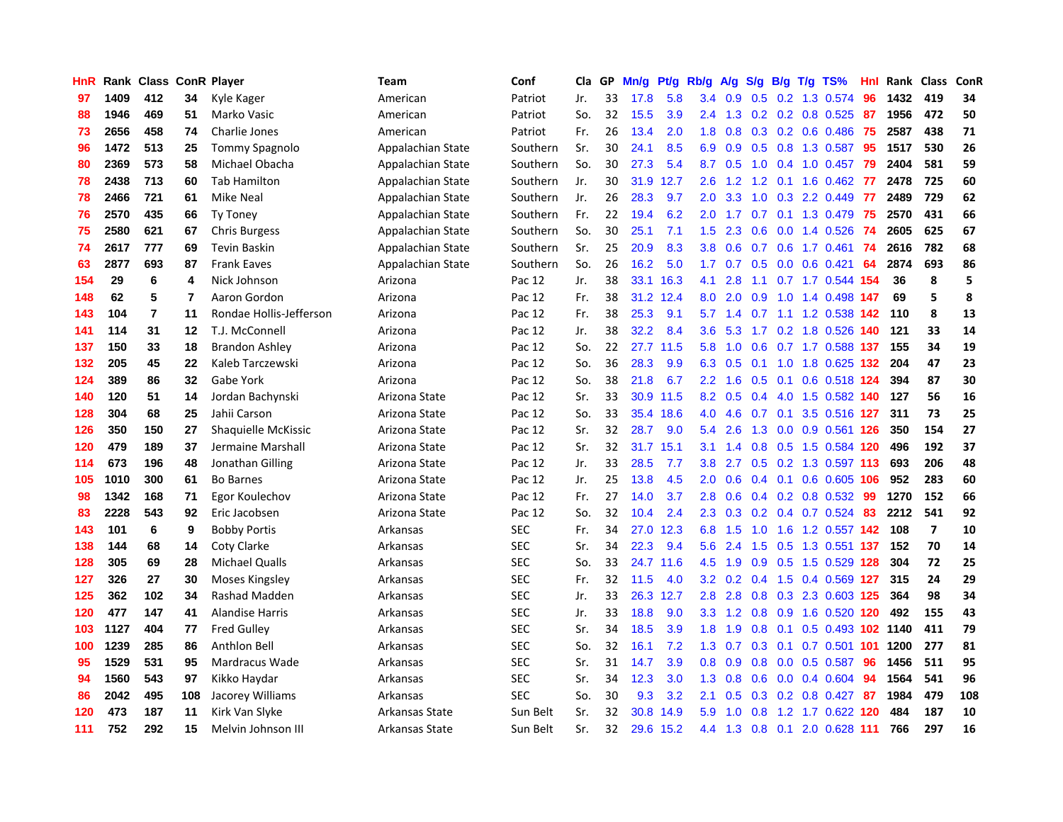| HnR | Rank | Class | ConR | Player | Team | Conf | Cla | GP | Mn/g | Pt/g | Rb/g | A/g | S/g | B/g | T/g | TS% | HnI | Rank | Class | ConR |
|---|---|---|---|---|---|---|---|---|---|---|---|---|---|---|---|---|---|---|---|---|
| 97 | 1409 | 412 | 34 | Kyle Kager | American | Patriot | Jr. | 33 | 17.8 | 5.8 | 3.4 | 0.9 | 0.5 | 0.2 | 1.3 | 0.574 | 96 | 1432 | 419 | 34 |
| 88 | 1946 | 469 | 51 | Marko Vasic | American | Patriot | So. | 32 | 15.5 | 3.9 | 2.4 | 1.3 | 0.2 | 0.2 | 0.8 | 0.525 | 87 | 1956 | 472 | 50 |
| 73 | 2656 | 458 | 74 | Charlie Jones | American | Patriot | Fr. | 26 | 13.4 | 2.0 | 1.8 | 0.8 | 0.3 | 0.2 | 0.6 | 0.486 | 75 | 2587 | 438 | 71 |
| 96 | 1472 | 513 | 25 | Tommy Spagnolo | Appalachian State | Southern | Sr. | 30 | 24.1 | 8.5 | 6.9 | 0.9 | 0.5 | 0.8 | 1.3 | 0.587 | 95 | 1517 | 530 | 26 |
| 80 | 2369 | 573 | 58 | Michael Obacha | Appalachian State | Southern | So. | 30 | 27.3 | 5.4 | 8.7 | 0.5 | 1.0 | 0.4 | 1.0 | 0.457 | 79 | 2404 | 581 | 59 |
| 78 | 2438 | 713 | 60 | Tab Hamilton | Appalachian State | Southern | Jr. | 30 | 31.9 | 12.7 | 2.6 | 1.2 | 1.2 | 0.1 | 1.6 | 0.462 | 77 | 2478 | 725 | 60 |
| 78 | 2466 | 721 | 61 | Mike Neal | Appalachian State | Southern | Jr. | 26 | 28.3 | 9.7 | 2.0 | 3.3 | 1.0 | 0.3 | 2.2 | 0.449 | 77 | 2489 | 729 | 62 |
| 76 | 2570 | 435 | 66 | Ty Toney | Appalachian State | Southern | Fr. | 22 | 19.4 | 6.2 | 2.0 | 1.7 | 0.7 | 0.1 | 1.3 | 0.479 | 75 | 2570 | 431 | 66 |
| 75 | 2580 | 621 | 67 | Chris Burgess | Appalachian State | Southern | So. | 30 | 25.1 | 7.1 | 1.5 | 2.3 | 0.6 | 0.0 | 1.4 | 0.526 | 74 | 2605 | 625 | 67 |
| 74 | 2617 | 777 | 69 | Tevin Baskin | Appalachian State | Southern | Sr. | 25 | 20.9 | 8.3 | 3.8 | 0.6 | 0.7 | 0.6 | 1.7 | 0.461 | 74 | 2616 | 782 | 68 |
| 63 | 2877 | 693 | 87 | Frank Eaves | Appalachian State | Southern | So. | 26 | 16.2 | 5.0 | 1.7 | 0.7 | 0.5 | 0.0 | 0.6 | 0.421 | 64 | 2874 | 693 | 86 |
| 154 | 29 | 6 | 4 | Nick Johnson | Arizona | Pac 12 | Jr. | 38 | 33.1 | 16.3 | 4.1 | 2.8 | 1.1 | 0.7 | 1.7 | 0.544 | 154 | 36 | 8 | 5 |
| 148 | 62 | 5 | 7 | Aaron Gordon | Arizona | Pac 12 | Fr. | 38 | 31.2 | 12.4 | 8.0 | 2.0 | 0.9 | 1.0 | 1.4 | 0.498 | 147 | 69 | 5 | 8 |
| 143 | 104 | 7 | 11 | Rondae Hollis-Jefferson | Arizona | Pac 12 | Fr. | 38 | 25.3 | 9.1 | 5.7 | 1.4 | 0.7 | 1.1 | 1.2 | 0.538 | 142 | 110 | 8 | 13 |
| 141 | 114 | 31 | 12 | T.J. McConnell | Arizona | Pac 12 | Jr. | 38 | 32.2 | 8.4 | 3.6 | 5.3 | 1.7 | 0.2 | 1.8 | 0.526 | 140 | 121 | 33 | 14 |
| 137 | 150 | 33 | 18 | Brandon Ashley | Arizona | Pac 12 | So. | 22 | 27.7 | 11.5 | 5.8 | 1.0 | 0.6 | 0.7 | 1.7 | 0.588 | 137 | 155 | 34 | 19 |
| 132 | 205 | 45 | 22 | Kaleb Tarczewski | Arizona | Pac 12 | So. | 36 | 28.3 | 9.9 | 6.3 | 0.5 | 0.1 | 1.0 | 1.8 | 0.625 | 132 | 204 | 47 | 23 |
| 124 | 389 | 86 | 32 | Gabe York | Arizona | Pac 12 | So. | 38 | 21.8 | 6.7 | 2.2 | 1.6 | 0.5 | 0.1 | 0.6 | 0.518 | 124 | 394 | 87 | 30 |
| 140 | 120 | 51 | 14 | Jordan Bachynski | Arizona State | Pac 12 | Sr. | 33 | 30.9 | 11.5 | 8.2 | 0.5 | 0.4 | 4.0 | 1.5 | 0.582 | 140 | 127 | 56 | 16 |
| 128 | 304 | 68 | 25 | Jahii Carson | Arizona State | Pac 12 | So. | 33 | 35.4 | 18.6 | 4.0 | 4.6 | 0.7 | 0.1 | 3.5 | 0.516 | 127 | 311 | 73 | 25 |
| 126 | 350 | 150 | 27 | Shaquielle McKissic | Arizona State | Pac 12 | Sr. | 32 | 28.7 | 9.0 | 5.4 | 2.6 | 1.3 | 0.0 | 0.9 | 0.561 | 126 | 350 | 154 | 27 |
| 120 | 479 | 189 | 37 | Jermaine Marshall | Arizona State | Pac 12 | Sr. | 32 | 31.7 | 15.1 | 3.1 | 1.4 | 0.8 | 0.5 | 1.5 | 0.584 | 120 | 496 | 192 | 37 |
| 114 | 673 | 196 | 48 | Jonathan Gilling | Arizona State | Pac 12 | Jr. | 33 | 28.5 | 7.7 | 3.8 | 2.7 | 0.5 | 0.2 | 1.3 | 0.597 | 113 | 693 | 206 | 48 |
| 105 | 1010 | 300 | 61 | Bo Barnes | Arizona State | Pac 12 | Jr. | 25 | 13.8 | 4.5 | 2.0 | 0.6 | 0.4 | 0.1 | 0.6 | 0.605 | 106 | 952 | 283 | 60 |
| 98 | 1342 | 168 | 71 | Egor Koulechov | Arizona State | Pac 12 | Fr. | 27 | 14.0 | 3.7 | 2.8 | 0.6 | 0.4 | 0.2 | 0.8 | 0.532 | 99 | 1270 | 152 | 66 |
| 83 | 2228 | 543 | 92 | Eric Jacobsen | Arizona State | Pac 12 | So. | 32 | 10.4 | 2.4 | 2.3 | 0.3 | 0.2 | 0.4 | 0.7 | 0.524 | 83 | 2212 | 541 | 92 |
| 143 | 101 | 6 | 9 | Bobby Portis | Arkansas | SEC | Fr. | 34 | 27.0 | 12.3 | 6.8 | 1.5 | 1.0 | 1.6 | 1.2 | 0.557 | 142 | 108 | 7 | 10 |
| 138 | 144 | 68 | 14 | Coty Clarke | Arkansas | SEC | Sr. | 34 | 22.3 | 9.4 | 5.6 | 2.4 | 1.5 | 0.5 | 1.3 | 0.551 | 137 | 152 | 70 | 14 |
| 128 | 305 | 69 | 28 | Michael Qualls | Arkansas | SEC | So. | 33 | 24.7 | 11.6 | 4.5 | 1.9 | 0.9 | 0.5 | 1.5 | 0.529 | 128 | 304 | 72 | 25 |
| 127 | 326 | 27 | 30 | Moses Kingsley | Arkansas | SEC | Fr. | 32 | 11.5 | 4.0 | 3.2 | 0.2 | 0.4 | 1.5 | 0.4 | 0.569 | 127 | 315 | 24 | 29 |
| 125 | 362 | 102 | 34 | Rashad Madden | Arkansas | SEC | Jr. | 33 | 26.3 | 12.7 | 2.8 | 2.8 | 0.8 | 0.3 | 2.3 | 0.603 | 125 | 364 | 98 | 34 |
| 120 | 477 | 147 | 41 | Alandise Harris | Arkansas | SEC | Jr. | 33 | 18.8 | 9.0 | 3.3 | 1.2 | 0.8 | 0.9 | 1.6 | 0.520 | 120 | 492 | 155 | 43 |
| 103 | 1127 | 404 | 77 | Fred Gulley | Arkansas | SEC | Sr. | 34 | 18.5 | 3.9 | 1.8 | 1.9 | 0.8 | 0.1 | 0.5 | 0.493 | 102 | 1140 | 411 | 79 |
| 100 | 1239 | 285 | 86 | Anthlon Bell | Arkansas | SEC | So. | 32 | 16.1 | 7.2 | 1.3 | 0.7 | 0.3 | 0.1 | 0.7 | 0.501 | 101 | 1200 | 277 | 81 |
| 95 | 1529 | 531 | 95 | Mardracus Wade | Arkansas | SEC | Sr. | 31 | 14.7 | 3.9 | 0.8 | 0.9 | 0.8 | 0.0 | 0.5 | 0.587 | 96 | 1456 | 511 | 95 |
| 94 | 1560 | 543 | 97 | Kikko Haydar | Arkansas | SEC | Sr. | 34 | 12.3 | 3.0 | 1.3 | 0.8 | 0.6 | 0.0 | 0.4 | 0.604 | 94 | 1564 | 541 | 96 |
| 86 | 2042 | 495 | 108 | Jacorey Williams | Arkansas | SEC | So. | 30 | 9.3 | 3.2 | 2.1 | 0.5 | 0.3 | 0.2 | 0.8 | 0.427 | 87 | 1984 | 479 | 108 |
| 120 | 473 | 187 | 11 | Kirk Van Slyke | Arkansas State | Sun Belt | Sr. | 32 | 30.8 | 14.9 | 5.9 | 1.0 | 0.8 | 1.2 | 1.7 | 0.622 | 120 | 484 | 187 | 10 |
| 111 | 752 | 292 | 15 | Melvin Johnson III | Arkansas State | Sun Belt | Sr. | 32 | 29.6 | 15.2 | 4.4 | 1.3 | 0.8 | 0.1 | 2.0 | 0.628 | 111 | 766 | 297 | 16 |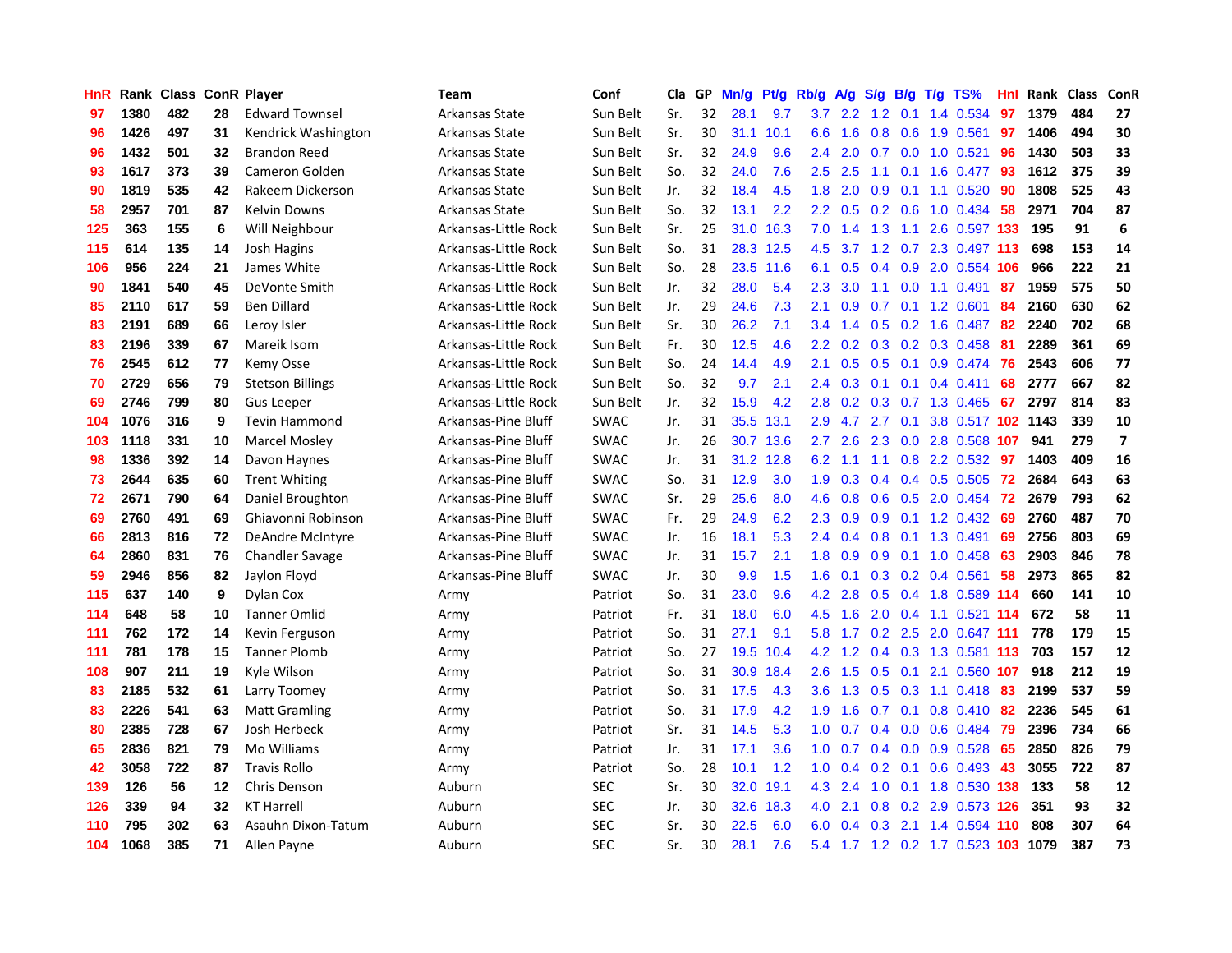| HnR | Rank | Class | ConR | Player | Team | Conf | Cla | GP | Mn/g | Pt/g | Rb/g | A/g | S/g | B/g | T/g | TS% | HnI | Rank | Class | ConR |
|---|---|---|---|---|---|---|---|---|---|---|---|---|---|---|---|---|---|---|---|---|
| 97 | 1380 | 482 | 28 | Edward Townsel | Arkansas State | Sun Belt | Sr. | 32 | 28.1 | 9.7 | 3.7 | 2.2 | 1.2 | 0.1 | 1.4 | 0.534 | 97 | 1379 | 484 | 27 |
| 96 | 1426 | 497 | 31 | Kendrick Washington | Arkansas State | Sun Belt | Sr. | 30 | 31.1 | 10.1 | 6.6 | 1.6 | 0.8 | 0.6 | 1.9 | 0.561 | 97 | 1406 | 494 | 30 |
| 96 | 1432 | 501 | 32 | Brandon Reed | Arkansas State | Sun Belt | Sr. | 32 | 24.9 | 9.6 | 2.4 | 2.0 | 0.7 | 0.0 | 1.0 | 0.521 | 96 | 1430 | 503 | 33 |
| 93 | 1617 | 373 | 39 | Cameron Golden | Arkansas State | Sun Belt | So. | 32 | 24.0 | 7.6 | 2.5 | 2.5 | 1.1 | 0.1 | 1.6 | 0.477 | 93 | 1612 | 375 | 39 |
| 90 | 1819 | 535 | 42 | Rakeem Dickerson | Arkansas State | Sun Belt | Jr. | 32 | 18.4 | 4.5 | 1.8 | 2.0 | 0.9 | 0.1 | 1.1 | 0.520 | 90 | 1808 | 525 | 43 |
| 58 | 2957 | 701 | 87 | Kelvin Downs | Arkansas State | Sun Belt | So. | 32 | 13.1 | 2.2 | 2.2 | 0.5 | 0.2 | 0.6 | 1.0 | 0.434 | 58 | 2971 | 704 | 87 |
| 125 | 363 | 155 | 6 | Will Neighbour | Arkansas-Little Rock | Sun Belt | Sr. | 25 | 31.0 | 16.3 | 7.0 | 1.4 | 1.3 | 1.1 | 2.6 | 0.597 | 133 | 195 | 91 | 6 |
| 115 | 614 | 135 | 14 | Josh Hagins | Arkansas-Little Rock | Sun Belt | So. | 31 | 28.3 | 12.5 | 4.5 | 3.7 | 1.2 | 0.7 | 2.3 | 0.497 | 113 | 698 | 153 | 14 |
| 106 | 956 | 224 | 21 | James White | Arkansas-Little Rock | Sun Belt | So. | 28 | 23.5 | 11.6 | 6.1 | 0.5 | 0.4 | 0.9 | 2.0 | 0.554 | 106 | 966 | 222 | 21 |
| 90 | 1841 | 540 | 45 | DeVonte Smith | Arkansas-Little Rock | Sun Belt | Jr. | 32 | 28.0 | 5.4 | 2.3 | 3.0 | 1.1 | 0.0 | 1.1 | 0.491 | 87 | 1959 | 575 | 50 |
| 85 | 2110 | 617 | 59 | Ben Dillard | Arkansas-Little Rock | Sun Belt | Jr. | 29 | 24.6 | 7.3 | 2.1 | 0.9 | 0.7 | 0.1 | 1.2 | 0.601 | 84 | 2160 | 630 | 62 |
| 83 | 2191 | 689 | 66 | Leroy Isler | Arkansas-Little Rock | Sun Belt | Sr. | 30 | 26.2 | 7.1 | 3.4 | 1.4 | 0.5 | 0.2 | 1.6 | 0.487 | 82 | 2240 | 702 | 68 |
| 83 | 2196 | 339 | 67 | Mareik Isom | Arkansas-Little Rock | Sun Belt | Fr. | 30 | 12.5 | 4.6 | 2.2 | 0.2 | 0.3 | 0.2 | 0.3 | 0.458 | 81 | 2289 | 361 | 69 |
| 76 | 2545 | 612 | 77 | Kemy Osse | Arkansas-Little Rock | Sun Belt | So. | 24 | 14.4 | 4.9 | 2.1 | 0.5 | 0.5 | 0.1 | 0.9 | 0.474 | 76 | 2543 | 606 | 77 |
| 70 | 2729 | 656 | 79 | Stetson Billings | Arkansas-Little Rock | Sun Belt | So. | 32 | 9.7 | 2.1 | 2.4 | 0.3 | 0.1 | 0.1 | 0.4 | 0.411 | 68 | 2777 | 667 | 82 |
| 69 | 2746 | 799 | 80 | Gus Leeper | Arkansas-Little Rock | Sun Belt | Jr. | 32 | 15.9 | 4.2 | 2.8 | 0.2 | 0.3 | 0.7 | 1.3 | 0.465 | 67 | 2797 | 814 | 83 |
| 104 | 1076 | 316 | 9 | Tevin Hammond | Arkansas-Pine Bluff | SWAC | Jr. | 31 | 35.5 | 13.1 | 2.9 | 4.7 | 2.7 | 0.1 | 3.8 | 0.517 | 102 | 1143 | 339 | 10 |
| 103 | 1118 | 331 | 10 | Marcel Mosley | Arkansas-Pine Bluff | SWAC | Jr. | 26 | 30.7 | 13.6 | 2.7 | 2.6 | 2.3 | 0.0 | 2.8 | 0.568 | 107 | 941 | 279 | 7 |
| 98 | 1336 | 392 | 14 | Davon Haynes | Arkansas-Pine Bluff | SWAC | Jr. | 31 | 31.2 | 12.8 | 6.2 | 1.1 | 1.1 | 0.8 | 2.2 | 0.532 | 97 | 1403 | 409 | 16 |
| 73 | 2644 | 635 | 60 | Trent Whiting | Arkansas-Pine Bluff | SWAC | So. | 31 | 12.9 | 3.0 | 1.9 | 0.3 | 0.4 | 0.4 | 0.5 | 0.505 | 72 | 2684 | 643 | 63 |
| 72 | 2671 | 790 | 64 | Daniel Broughton | Arkansas-Pine Bluff | SWAC | Sr. | 29 | 25.6 | 8.0 | 4.6 | 0.8 | 0.6 | 0.5 | 2.0 | 0.454 | 72 | 2679 | 793 | 62 |
| 69 | 2760 | 491 | 69 | Ghiavonni Robinson | Arkansas-Pine Bluff | SWAC | Fr. | 29 | 24.9 | 6.2 | 2.3 | 0.9 | 0.9 | 0.1 | 1.2 | 0.432 | 69 | 2760 | 487 | 70 |
| 66 | 2813 | 816 | 72 | DeAndre McIntyre | Arkansas-Pine Bluff | SWAC | Jr. | 16 | 18.1 | 5.3 | 2.4 | 0.4 | 0.8 | 0.1 | 1.3 | 0.491 | 69 | 2756 | 803 | 69 |
| 64 | 2860 | 831 | 76 | Chandler Savage | Arkansas-Pine Bluff | SWAC | Jr. | 31 | 15.7 | 2.1 | 1.8 | 0.9 | 0.9 | 0.1 | 1.0 | 0.458 | 63 | 2903 | 846 | 78 |
| 59 | 2946 | 856 | 82 | Jaylon Floyd | Arkansas-Pine Bluff | SWAC | Jr. | 30 | 9.9 | 1.5 | 1.6 | 0.1 | 0.3 | 0.2 | 0.4 | 0.561 | 58 | 2973 | 865 | 82 |
| 115 | 637 | 140 | 9 | Dylan Cox | Army | Patriot | So. | 31 | 23.0 | 9.6 | 4.2 | 2.8 | 0.5 | 0.4 | 1.8 | 0.589 | 114 | 660 | 141 | 10 |
| 114 | 648 | 58 | 10 | Tanner Omlid | Army | Patriot | Fr. | 31 | 18.0 | 6.0 | 4.5 | 1.6 | 2.0 | 0.4 | 1.1 | 0.521 | 114 | 672 | 58 | 11 |
| 111 | 762 | 172 | 14 | Kevin Ferguson | Army | Patriot | So. | 31 | 27.1 | 9.1 | 5.8 | 1.7 | 0.2 | 2.5 | 2.0 | 0.647 | 111 | 778 | 179 | 15 |
| 111 | 781 | 178 | 15 | Tanner Plomb | Army | Patriot | So. | 27 | 19.5 | 10.4 | 4.2 | 1.2 | 0.4 | 0.3 | 1.3 | 0.581 | 113 | 703 | 157 | 12 |
| 108 | 907 | 211 | 19 | Kyle Wilson | Army | Patriot | So. | 31 | 30.9 | 18.4 | 2.6 | 1.5 | 0.5 | 0.1 | 2.1 | 0.560 | 107 | 918 | 212 | 19 |
| 83 | 2185 | 532 | 61 | Larry Toomey | Army | Patriot | So. | 31 | 17.5 | 4.3 | 3.6 | 1.3 | 0.5 | 0.3 | 1.1 | 0.418 | 83 | 2199 | 537 | 59 |
| 83 | 2226 | 541 | 63 | Matt Gramling | Army | Patriot | So. | 31 | 17.9 | 4.2 | 1.9 | 1.6 | 0.7 | 0.1 | 0.8 | 0.410 | 82 | 2236 | 545 | 61 |
| 80 | 2385 | 728 | 67 | Josh Herbeck | Army | Patriot | Sr. | 31 | 14.5 | 5.3 | 1.0 | 0.7 | 0.4 | 0.0 | 0.6 | 0.484 | 79 | 2396 | 734 | 66 |
| 65 | 2836 | 821 | 79 | Mo Williams | Army | Patriot | Jr. | 31 | 17.1 | 3.6 | 1.0 | 0.7 | 0.4 | 0.0 | 0.9 | 0.528 | 65 | 2850 | 826 | 79 |
| 42 | 3058 | 722 | 87 | Travis Rollo | Army | Patriot | So. | 28 | 10.1 | 1.2 | 1.0 | 0.4 | 0.2 | 0.1 | 0.6 | 0.493 | 43 | 3055 | 722 | 87 |
| 139 | 126 | 56 | 12 | Chris Denson | Auburn | SEC | Sr. | 30 | 32.0 | 19.1 | 4.3 | 2.4 | 1.0 | 0.1 | 1.8 | 0.530 | 138 | 133 | 58 | 12 |
| 126 | 339 | 94 | 32 | KT Harrell | Auburn | SEC | Jr. | 30 | 32.6 | 18.3 | 4.0 | 2.1 | 0.8 | 0.2 | 2.9 | 0.573 | 126 | 351 | 93 | 32 |
| 110 | 795 | 302 | 63 | Asauhn Dixon-Tatum | Auburn | SEC | Sr. | 30 | 22.5 | 6.0 | 6.0 | 0.4 | 0.3 | 2.1 | 1.4 | 0.594 | 110 | 808 | 307 | 64 |
| 104 | 1068 | 385 | 71 | Allen Payne | Auburn | SEC | Sr. | 30 | 28.1 | 7.6 | 5.4 | 1.7 | 1.2 | 0.2 | 1.7 | 0.523 | 103 | 1079 | 387 | 73 |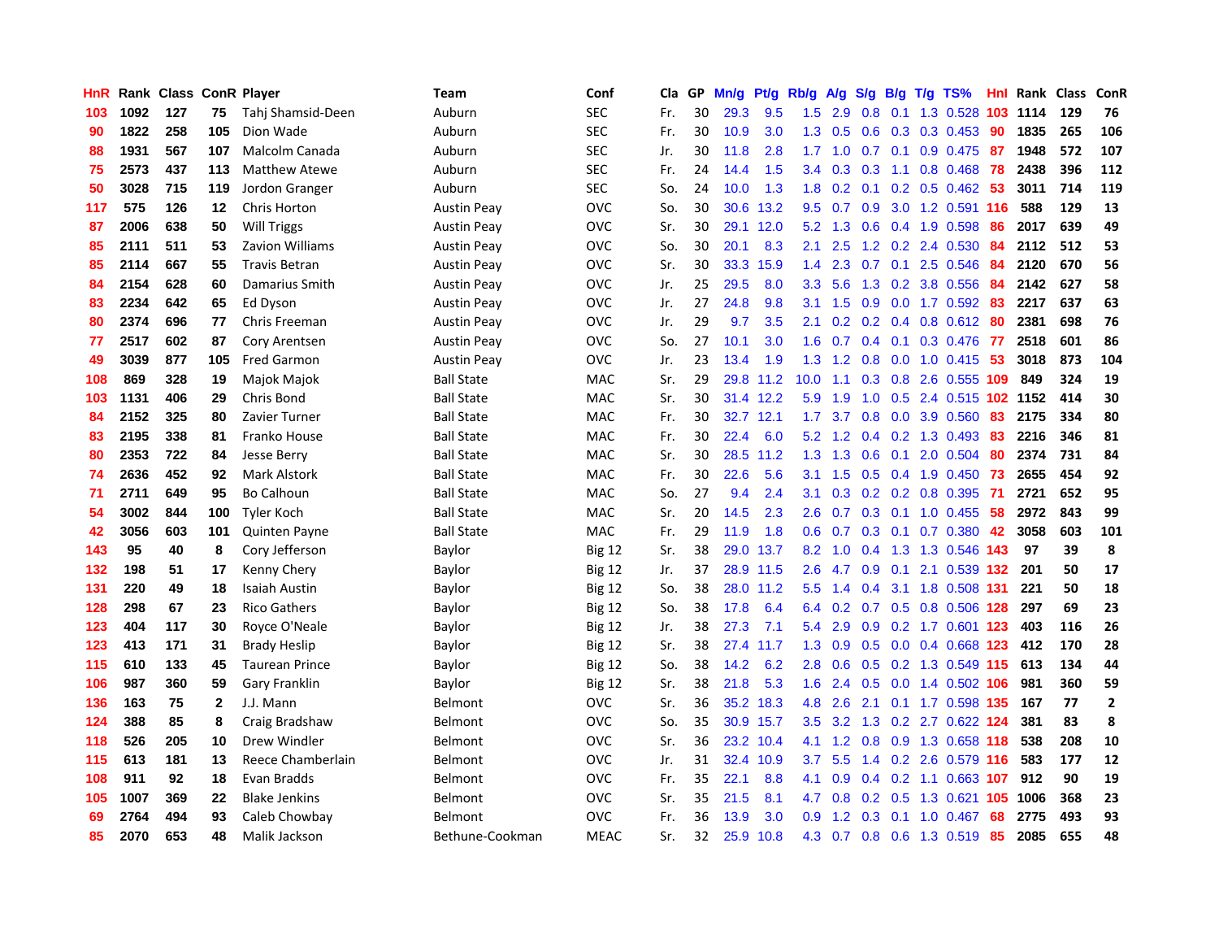| HnR | Rank | Class | ConR | Player | Team | Conf | Cla | GP | Mn/g | Pt/g | Rb/g | A/g | S/g | B/g | T/g | TS% | HnI | Rank | Class | ConR |
|---|---|---|---|---|---|---|---|---|---|---|---|---|---|---|---|---|---|---|---|---|
| 103 | 1092 | 127 | 75 | Tahj Shamsid-Deen | Auburn | SEC | Fr. | 30 | 29.3 | 9.5 | 1.5 | 2.9 | 0.8 | 0.1 | 1.3 | 0.528 | 103 | 1114 | 129 | 76 |
| 90 | 1822 | 258 | 105 | Dion Wade | Auburn | SEC | Fr. | 30 | 10.9 | 3.0 | 1.3 | 0.5 | 0.6 | 0.3 | 0.3 | 0.453 | 90 | 1835 | 265 | 106 |
| 88 | 1931 | 567 | 107 | Malcolm Canada | Auburn | SEC | Jr. | 30 | 11.8 | 2.8 | 1.7 | 1.0 | 0.7 | 0.1 | 0.9 | 0.475 | 87 | 1948 | 572 | 107 |
| 75 | 2573 | 437 | 113 | Matthew Atewe | Auburn | SEC | Fr. | 24 | 14.4 | 1.5 | 3.4 | 0.3 | 0.3 | 1.1 | 0.8 | 0.468 | 78 | 2438 | 396 | 112 |
| 50 | 3028 | 715 | 119 | Jordon Granger | Auburn | SEC | So. | 24 | 10.0 | 1.3 | 1.8 | 0.2 | 0.1 | 0.2 | 0.5 | 0.462 | 53 | 3011 | 714 | 119 |
| 117 | 575 | 126 | 12 | Chris Horton | Austin Peay | OVC | So. | 30 | 30.6 | 13.2 | 9.5 | 0.7 | 0.9 | 3.0 | 1.2 | 0.591 | 116 | 588 | 129 | 13 |
| 87 | 2006 | 638 | 50 | Will Triggs | Austin Peay | OVC | Sr. | 30 | 29.1 | 12.0 | 5.2 | 1.3 | 0.6 | 0.4 | 1.9 | 0.598 | 86 | 2017 | 639 | 49 |
| 85 | 2111 | 511 | 53 | Zavion Williams | Austin Peay | OVC | So. | 30 | 20.1 | 8.3 | 2.1 | 2.5 | 1.2 | 0.2 | 2.4 | 0.530 | 84 | 2112 | 512 | 53 |
| 85 | 2114 | 667 | 55 | Travis Betran | Austin Peay | OVC | Sr. | 30 | 33.3 | 15.9 | 1.4 | 2.3 | 0.7 | 0.1 | 2.5 | 0.546 | 84 | 2120 | 670 | 56 |
| 84 | 2154 | 628 | 60 | Damarius Smith | Austin Peay | OVC | Jr. | 25 | 29.5 | 8.0 | 3.3 | 5.6 | 1.3 | 0.2 | 3.8 | 0.556 | 84 | 2142 | 627 | 58 |
| 83 | 2234 | 642 | 65 | Ed Dyson | Austin Peay | OVC | Jr. | 27 | 24.8 | 9.8 | 3.1 | 1.5 | 0.9 | 0.0 | 1.7 | 0.592 | 83 | 2217 | 637 | 63 |
| 80 | 2374 | 696 | 77 | Chris Freeman | Austin Peay | OVC | Jr. | 29 | 9.7 | 3.5 | 2.1 | 0.2 | 0.2 | 0.4 | 0.8 | 0.612 | 80 | 2381 | 698 | 76 |
| 77 | 2517 | 602 | 87 | Cory Arentsen | Austin Peay | OVC | So. | 27 | 10.1 | 3.0 | 1.6 | 0.7 | 0.4 | 0.1 | 0.3 | 0.476 | 77 | 2518 | 601 | 86 |
| 49 | 3039 | 877 | 105 | Fred Garmon | Austin Peay | OVC | Jr. | 23 | 13.4 | 1.9 | 1.3 | 1.2 | 0.8 | 0.0 | 1.0 | 0.415 | 53 | 3018 | 873 | 104 |
| 108 | 869 | 328 | 19 | Majok Majok | Ball State | MAC | Sr. | 29 | 29.8 | 11.2 | 10.0 | 1.1 | 0.3 | 0.8 | 2.6 | 0.555 | 109 | 849 | 324 | 19 |
| 103 | 1131 | 406 | 29 | Chris Bond | Ball State | MAC | Sr. | 30 | 31.4 | 12.2 | 5.9 | 1.9 | 1.0 | 0.5 | 2.4 | 0.515 | 102 | 1152 | 414 | 30 |
| 84 | 2152 | 325 | 80 | Zavier Turner | Ball State | MAC | Fr. | 30 | 32.7 | 12.1 | 1.7 | 3.7 | 0.8 | 0.0 | 3.9 | 0.560 | 83 | 2175 | 334 | 80 |
| 83 | 2195 | 338 | 81 | Franko House | Ball State | MAC | Fr. | 30 | 22.4 | 6.0 | 5.2 | 1.2 | 0.4 | 0.2 | 1.3 | 0.493 | 83 | 2216 | 346 | 81 |
| 80 | 2353 | 722 | 84 | Jesse Berry | Ball State | MAC | Sr. | 30 | 28.5 | 11.2 | 1.3 | 1.3 | 0.6 | 0.1 | 2.0 | 0.504 | 80 | 2374 | 731 | 84 |
| 74 | 2636 | 452 | 92 | Mark Alstork | Ball State | MAC | Fr. | 30 | 22.6 | 5.6 | 3.1 | 1.5 | 0.5 | 0.4 | 1.9 | 0.450 | 73 | 2655 | 454 | 92 |
| 71 | 2711 | 649 | 95 | Bo Calhoun | Ball State | MAC | So. | 27 | 9.4 | 2.4 | 3.1 | 0.3 | 0.2 | 0.2 | 0.8 | 0.395 | 71 | 2721 | 652 | 95 |
| 54 | 3002 | 844 | 100 | Tyler Koch | Ball State | MAC | Sr. | 20 | 14.5 | 2.3 | 2.6 | 0.7 | 0.3 | 0.1 | 1.0 | 0.455 | 58 | 2972 | 843 | 99 |
| 42 | 3056 | 603 | 101 | Quinten Payne | Ball State | MAC | Fr. | 29 | 11.9 | 1.8 | 0.6 | 0.7 | 0.3 | 0.1 | 0.7 | 0.380 | 42 | 3058 | 603 | 101 |
| 143 | 95 | 40 | 8 | Cory Jefferson | Baylor | Big 12 | Sr. | 38 | 29.0 | 13.7 | 8.2 | 1.0 | 0.4 | 1.3 | 1.3 | 0.546 | 143 | 97 | 39 | 8 |
| 132 | 198 | 51 | 17 | Kenny Chery | Baylor | Big 12 | Jr. | 37 | 28.9 | 11.5 | 2.6 | 4.7 | 0.9 | 0.1 | 2.1 | 0.539 | 132 | 201 | 50 | 17 |
| 131 | 220 | 49 | 18 | Isaiah Austin | Baylor | Big 12 | So. | 38 | 28.0 | 11.2 | 5.5 | 1.4 | 0.4 | 3.1 | 1.8 | 0.508 | 131 | 221 | 50 | 18 |
| 128 | 298 | 67 | 23 | Rico Gathers | Baylor | Big 12 | So. | 38 | 17.8 | 6.4 | 6.4 | 0.2 | 0.7 | 0.5 | 0.8 | 0.506 | 128 | 297 | 69 | 23 |
| 123 | 404 | 117 | 30 | Royce O'Neale | Baylor | Big 12 | Jr. | 38 | 27.3 | 7.1 | 5.4 | 2.9 | 0.9 | 0.2 | 1.7 | 0.601 | 123 | 403 | 116 | 26 |
| 123 | 413 | 171 | 31 | Brady Heslip | Baylor | Big 12 | Sr. | 38 | 27.4 | 11.7 | 1.3 | 0.9 | 0.5 | 0.0 | 0.4 | 0.668 | 123 | 412 | 170 | 28 |
| 115 | 610 | 133 | 45 | Taurean Prince | Baylor | Big 12 | So. | 38 | 14.2 | 6.2 | 2.8 | 0.6 | 0.5 | 0.2 | 1.3 | 0.549 | 115 | 613 | 134 | 44 |
| 106 | 987 | 360 | 59 | Gary Franklin | Baylor | Big 12 | Sr. | 38 | 21.8 | 5.3 | 1.6 | 2.4 | 0.5 | 0.0 | 1.4 | 0.502 | 106 | 981 | 360 | 59 |
| 136 | 163 | 75 | 2 | J.J. Mann | Belmont | OVC | Sr. | 36 | 35.2 | 18.3 | 4.8 | 2.6 | 2.1 | 0.1 | 1.7 | 0.598 | 135 | 167 | 77 | 2 |
| 124 | 388 | 85 | 8 | Craig Bradshaw | Belmont | OVC | So. | 35 | 30.9 | 15.7 | 3.5 | 3.2 | 1.3 | 0.2 | 2.7 | 0.622 | 124 | 381 | 83 | 8 |
| 118 | 526 | 205 | 10 | Drew Windler | Belmont | OVC | Sr. | 36 | 23.2 | 10.4 | 4.1 | 1.2 | 0.8 | 0.9 | 1.3 | 0.658 | 118 | 538 | 208 | 10 |
| 115 | 613 | 181 | 13 | Reece Chamberlain | Belmont | OVC | Jr. | 31 | 32.4 | 10.9 | 3.7 | 5.5 | 1.4 | 0.2 | 2.6 | 0.579 | 116 | 583 | 177 | 12 |
| 108 | 911 | 92 | 18 | Evan Bradds | Belmont | OVC | Fr. | 35 | 22.1 | 8.8 | 4.1 | 0.9 | 0.4 | 0.2 | 1.1 | 0.663 | 107 | 912 | 90 | 19 |
| 105 | 1007 | 369 | 22 | Blake Jenkins | Belmont | OVC | Sr. | 35 | 21.5 | 8.1 | 4.7 | 0.8 | 0.2 | 0.5 | 1.3 | 0.621 | 105 | 1006 | 368 | 23 |
| 69 | 2764 | 494 | 93 | Caleb Chowbay | Belmont | OVC | Fr. | 36 | 13.9 | 3.0 | 0.9 | 1.2 | 0.3 | 0.1 | 1.0 | 0.467 | 68 | 2775 | 493 | 93 |
| 85 | 2070 | 653 | 48 | Malik Jackson | Bethune-Cookman | MEAC | Sr. | 32 | 25.9 | 10.8 | 4.3 | 0.7 | 0.8 | 0.6 | 1.3 | 0.519 | 85 | 2085 | 655 | 48 |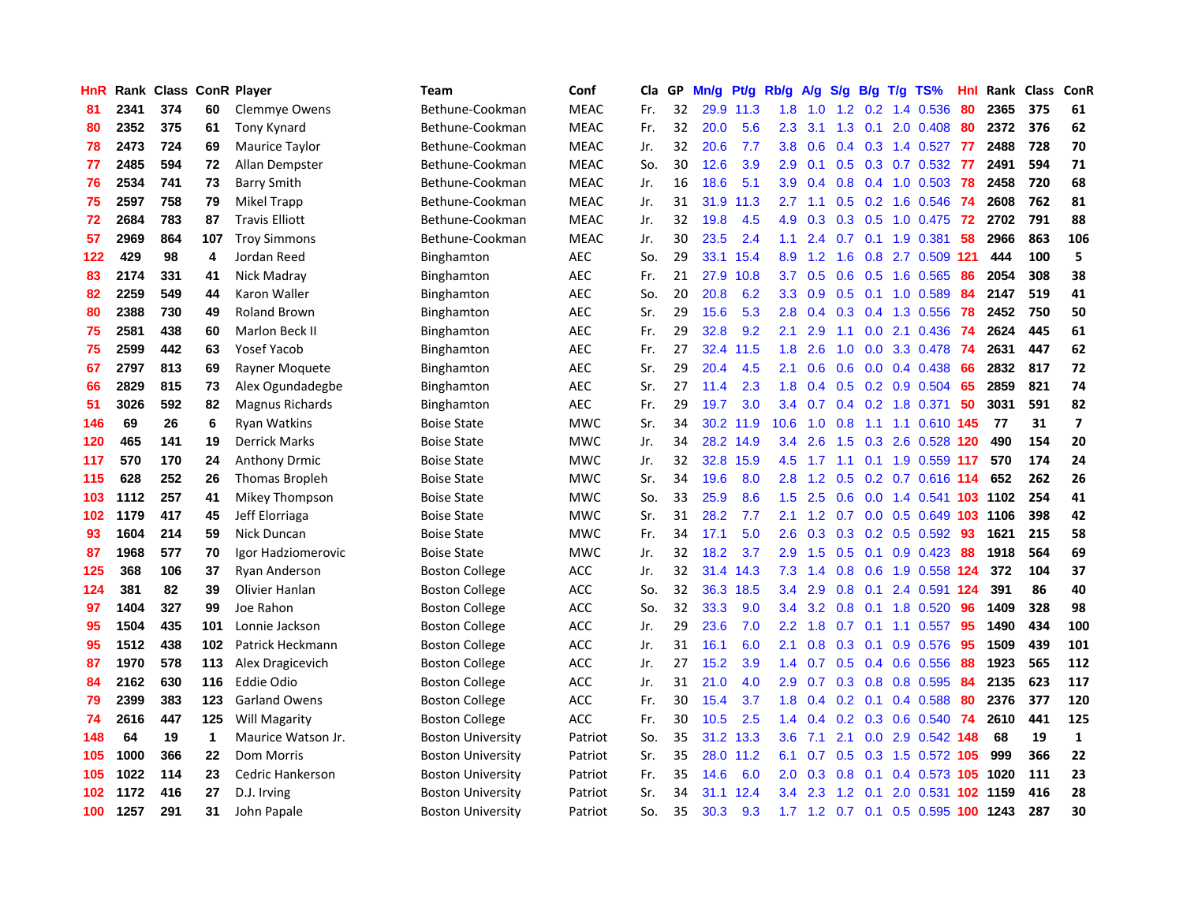| HnR | Rank | Class | ConR | Player | Team | Conf | Cla | GP | Mn/g | Pt/g | Rb/g | A/g | S/g | B/g | T/g | TS% | HnI | Rank | Class | ConR |
|---|---|---|---|---|---|---|---|---|---|---|---|---|---|---|---|---|---|---|---|---|
| 81 | 2341 | 374 | 60 | Clemmye Owens | Bethune-Cookman | MEAC | Fr. | 32 | 29.9 | 11.3 | 1.8 | 1.0 | 1.2 | 0.2 | 1.4 | 0.536 | 80 | 2365 | 375 | 61 |
| 80 | 2352 | 375 | 61 | Tony Kynard | Bethune-Cookman | MEAC | Fr. | 32 | 20.0 | 5.6 | 2.3 | 3.1 | 1.3 | 0.1 | 2.0 | 0.408 | 80 | 2372 | 376 | 62 |
| 78 | 2473 | 724 | 69 | Maurice Taylor | Bethune-Cookman | MEAC | Jr. | 32 | 20.6 | 7.7 | 3.8 | 0.6 | 0.4 | 0.3 | 1.4 | 0.527 | 77 | 2488 | 728 | 70 |
| 77 | 2485 | 594 | 72 | Allan Dempster | Bethune-Cookman | MEAC | So. | 30 | 12.6 | 3.9 | 2.9 | 0.1 | 0.5 | 0.3 | 0.7 | 0.532 | 77 | 2491 | 594 | 71 |
| 76 | 2534 | 741 | 73 | Barry Smith | Bethune-Cookman | MEAC | Jr. | 16 | 18.6 | 5.1 | 3.9 | 0.4 | 0.8 | 0.4 | 1.0 | 0.503 | 78 | 2458 | 720 | 68 |
| 75 | 2597 | 758 | 79 | Mikel Trapp | Bethune-Cookman | MEAC | Jr. | 31 | 31.9 | 11.3 | 2.7 | 1.1 | 0.5 | 0.2 | 1.6 | 0.546 | 74 | 2608 | 762 | 81 |
| 72 | 2684 | 783 | 87 | Travis Elliott | Bethune-Cookman | MEAC | Jr. | 32 | 19.8 | 4.5 | 4.9 | 0.3 | 0.3 | 0.5 | 1.0 | 0.475 | 72 | 2702 | 791 | 88 |
| 57 | 2969 | 864 | 107 | Troy Simmons | Bethune-Cookman | MEAC | Jr. | 30 | 23.5 | 2.4 | 1.1 | 2.4 | 0.7 | 0.1 | 1.9 | 0.381 | 58 | 2966 | 863 | 106 |
| 122 | 429 | 98 | 4 | Jordan Reed | Binghamton | AEC | So. | 29 | 33.1 | 15.4 | 8.9 | 1.2 | 1.6 | 0.8 | 2.7 | 0.509 | 121 | 444 | 100 | 5 |
| 83 | 2174 | 331 | 41 | Nick Madray | Binghamton | AEC | Fr. | 21 | 27.9 | 10.8 | 3.7 | 0.5 | 0.6 | 0.5 | 1.6 | 0.565 | 86 | 2054 | 308 | 38 |
| 82 | 2259 | 549 | 44 | Karon Waller | Binghamton | AEC | So. | 20 | 20.8 | 6.2 | 3.3 | 0.9 | 0.5 | 0.1 | 1.0 | 0.589 | 84 | 2147 | 519 | 41 |
| 80 | 2388 | 730 | 49 | Roland Brown | Binghamton | AEC | Sr. | 29 | 15.6 | 5.3 | 2.8 | 0.4 | 0.3 | 0.4 | 1.3 | 0.556 | 78 | 2452 | 750 | 50 |
| 75 | 2581 | 438 | 60 | Marlon Beck II | Binghamton | AEC | Fr. | 29 | 32.8 | 9.2 | 2.1 | 2.9 | 1.1 | 0.0 | 2.1 | 0.436 | 74 | 2624 | 445 | 61 |
| 75 | 2599 | 442 | 63 | Yosef Yacob | Binghamton | AEC | Fr. | 27 | 32.4 | 11.5 | 1.8 | 2.6 | 1.0 | 0.0 | 3.3 | 0.478 | 74 | 2631 | 447 | 62 |
| 67 | 2797 | 813 | 69 | Rayner Moquete | Binghamton | AEC | Sr. | 29 | 20.4 | 4.5 | 2.1 | 0.6 | 0.6 | 0.0 | 0.4 | 0.438 | 66 | 2832 | 817 | 72 |
| 66 | 2829 | 815 | 73 | Alex Ogundadegbe | Binghamton | AEC | Sr. | 27 | 11.4 | 2.3 | 1.8 | 0.4 | 0.5 | 0.2 | 0.9 | 0.504 | 65 | 2859 | 821 | 74 |
| 51 | 3026 | 592 | 82 | Magnus Richards | Binghamton | AEC | Fr. | 29 | 19.7 | 3.0 | 3.4 | 0.7 | 0.4 | 0.2 | 1.8 | 0.371 | 50 | 3031 | 591 | 82 |
| 146 | 69 | 26 | 6 | Ryan Watkins | Boise State | MWC | Sr. | 34 | 30.2 | 11.9 | 10.6 | 1.0 | 0.8 | 1.1 | 1.1 | 0.610 | 145 | 77 | 31 | 7 |
| 120 | 465 | 141 | 19 | Derrick Marks | Boise State | MWC | Jr. | 34 | 28.2 | 14.9 | 3.4 | 2.6 | 1.5 | 0.3 | 2.6 | 0.528 | 120 | 490 | 154 | 20 |
| 117 | 570 | 170 | 24 | Anthony Drmic | Boise State | MWC | Jr. | 32 | 32.8 | 15.9 | 4.5 | 1.7 | 1.1 | 0.1 | 1.9 | 0.559 | 117 | 570 | 174 | 24 |
| 115 | 628 | 252 | 26 | Thomas Bropleh | Boise State | MWC | Sr. | 34 | 19.6 | 8.0 | 2.8 | 1.2 | 0.5 | 0.2 | 0.7 | 0.616 | 114 | 652 | 262 | 26 |
| 103 | 1112 | 257 | 41 | Mikey Thompson | Boise State | MWC | So. | 33 | 25.9 | 8.6 | 1.5 | 2.5 | 0.6 | 0.0 | 1.4 | 0.541 | 103 | 1102 | 254 | 41 |
| 102 | 1179 | 417 | 45 | Jeff Elorriaga | Boise State | MWC | Sr. | 31 | 28.2 | 7.7 | 2.1 | 1.2 | 0.7 | 0.0 | 0.5 | 0.649 | 103 | 1106 | 398 | 42 |
| 93 | 1604 | 214 | 59 | Nick Duncan | Boise State | MWC | Fr. | 34 | 17.1 | 5.0 | 2.6 | 0.3 | 0.3 | 0.2 | 0.5 | 0.592 | 93 | 1621 | 215 | 58 |
| 87 | 1968 | 577 | 70 | Igor Hadziomerovic | Boise State | MWC | Jr. | 32 | 18.2 | 3.7 | 2.9 | 1.5 | 0.5 | 0.1 | 0.9 | 0.423 | 88 | 1918 | 564 | 69 |
| 125 | 368 | 106 | 37 | Ryan Anderson | Boston College | ACC | Jr. | 32 | 31.4 | 14.3 | 7.3 | 1.4 | 0.8 | 0.6 | 1.9 | 0.558 | 124 | 372 | 104 | 37 |
| 124 | 381 | 82 | 39 | Olivier Hanlan | Boston College | ACC | So. | 32 | 36.3 | 18.5 | 3.4 | 2.9 | 0.8 | 0.1 | 2.4 | 0.591 | 124 | 391 | 86 | 40 |
| 97 | 1404 | 327 | 99 | Joe Rahon | Boston College | ACC | So. | 32 | 33.3 | 9.0 | 3.4 | 3.2 | 0.8 | 0.1 | 1.8 | 0.520 | 96 | 1409 | 328 | 98 |
| 95 | 1504 | 435 | 101 | Lonnie Jackson | Boston College | ACC | Jr. | 29 | 23.6 | 7.0 | 2.2 | 1.8 | 0.7 | 0.1 | 1.1 | 0.557 | 95 | 1490 | 434 | 100 |
| 95 | 1512 | 438 | 102 | Patrick Heckmann | Boston College | ACC | Jr. | 31 | 16.1 | 6.0 | 2.1 | 0.8 | 0.3 | 0.1 | 0.9 | 0.576 | 95 | 1509 | 439 | 101 |
| 87 | 1970 | 578 | 113 | Alex Dragicevich | Boston College | ACC | Jr. | 27 | 15.2 | 3.9 | 1.4 | 0.7 | 0.5 | 0.4 | 0.6 | 0.556 | 88 | 1923 | 565 | 112 |
| 84 | 2162 | 630 | 116 | Eddie Odio | Boston College | ACC | Jr. | 31 | 21.0 | 4.0 | 2.9 | 0.7 | 0.3 | 0.8 | 0.8 | 0.595 | 84 | 2135 | 623 | 117 |
| 79 | 2399 | 383 | 123 | Garland Owens | Boston College | ACC | Fr. | 30 | 15.4 | 3.7 | 1.8 | 0.4 | 0.2 | 0.1 | 0.4 | 0.588 | 80 | 2376 | 377 | 120 |
| 74 | 2616 | 447 | 125 | Will Magarity | Boston College | ACC | Fr. | 30 | 10.5 | 2.5 | 1.4 | 0.4 | 0.2 | 0.3 | 0.6 | 0.540 | 74 | 2610 | 441 | 125 |
| 148 | 64 | 19 | 1 | Maurice Watson Jr. | Boston University | Patriot | So. | 35 | 31.2 | 13.3 | 3.6 | 7.1 | 2.1 | 0.0 | 2.9 | 0.542 | 148 | 68 | 19 | 1 |
| 105 | 1000 | 366 | 22 | Dom Morris | Boston University | Patriot | Sr. | 35 | 28.0 | 11.2 | 6.1 | 0.7 | 0.5 | 0.3 | 1.5 | 0.572 | 105 | 999 | 366 | 22 |
| 105 | 1022 | 114 | 23 | Cedric Hankerson | Boston University | Patriot | Fr. | 35 | 14.6 | 6.0 | 2.0 | 0.3 | 0.8 | 0.1 | 0.4 | 0.573 | 105 | 1020 | 111 | 23 |
| 102 | 1172 | 416 | 27 | D.J. Irving | Boston University | Patriot | Sr. | 34 | 31.1 | 12.4 | 3.4 | 2.3 | 1.2 | 0.1 | 2.0 | 0.531 | 102 | 1159 | 416 | 28 |
| 100 | 1257 | 291 | 31 | John Papale | Boston University | Patriot | So. | 35 | 30.3 | 9.3 | 1.7 | 1.2 | 0.7 | 0.1 | 0.5 | 0.595 | 100 | 1243 | 287 | 30 |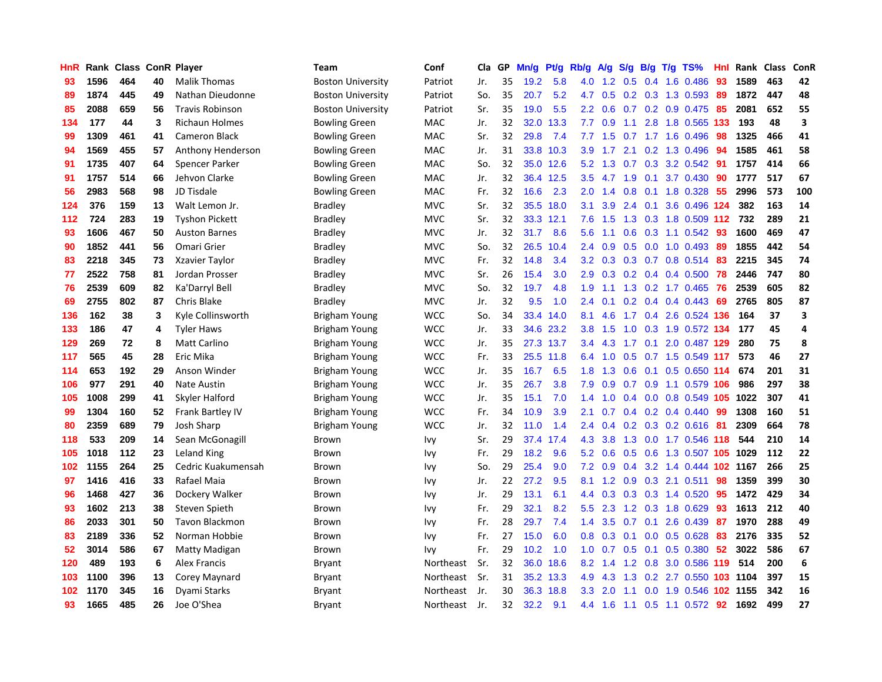| HnR | Rank | Class | ConR | Player | Team | Conf | Cla | GP | Mn/g | Pt/g | Rb/g | A/g | S/g | B/g | T/g | TS% | HnI | Rank | Class | ConR |
|---|---|---|---|---|---|---|---|---|---|---|---|---|---|---|---|---|---|---|---|---|
| 93 | 1596 | 464 | 40 | Malik Thomas | Boston University | Patriot | Jr. | 35 | 19.2 | 5.8 | 4.0 | 1.2 | 0.5 | 0.4 | 1.6 | 0.486 | 93 | 1589 | 463 | 42 |
| 89 | 1874 | 445 | 49 | Nathan Dieudonne | Boston University | Patriot | So. | 35 | 20.7 | 5.2 | 4.7 | 0.5 | 0.2 | 0.3 | 1.3 | 0.593 | 89 | 1872 | 447 | 48 |
| 85 | 2088 | 659 | 56 | Travis Robinson | Boston University | Patriot | Sr. | 35 | 19.0 | 5.5 | 2.2 | 0.6 | 0.7 | 0.2 | 0.9 | 0.475 | 85 | 2081 | 652 | 55 |
| 134 | 177 | 44 | 3 | Richaun Holmes | Bowling Green | MAC | Jr. | 32 | 32.0 | 13.3 | 7.7 | 0.9 | 1.1 | 2.8 | 1.8 | 0.565 | 133 | 193 | 48 | 3 |
| 99 | 1309 | 461 | 41 | Cameron Black | Bowling Green | MAC | Sr. | 32 | 29.8 | 7.4 | 7.7 | 1.5 | 0.7 | 1.7 | 1.6 | 0.496 | 98 | 1325 | 466 | 41 |
| 94 | 1569 | 455 | 57 | Anthony Henderson | Bowling Green | MAC | Jr. | 31 | 33.8 | 10.3 | 3.9 | 1.7 | 2.1 | 0.2 | 1.3 | 0.496 | 94 | 1585 | 461 | 58 |
| 91 | 1735 | 407 | 64 | Spencer Parker | Bowling Green | MAC | So. | 32 | 35.0 | 12.6 | 5.2 | 1.3 | 0.7 | 0.3 | 3.2 | 0.542 | 91 | 1757 | 414 | 66 |
| 91 | 1757 | 514 | 66 | Jehvon Clarke | Bowling Green | MAC | Jr. | 32 | 36.4 | 12.5 | 3.5 | 4.7 | 1.9 | 0.1 | 3.7 | 0.430 | 90 | 1777 | 517 | 67 |
| 56 | 2983 | 568 | 98 | JD Tisdale | Bowling Green | MAC | Fr. | 32 | 16.6 | 2.3 | 2.0 | 1.4 | 0.8 | 0.1 | 1.8 | 0.328 | 55 | 2996 | 573 | 100 |
| 124 | 376 | 159 | 13 | Walt Lemon Jr. | Bradley | MVC | Sr. | 32 | 35.5 | 18.0 | 3.1 | 3.9 | 2.4 | 0.1 | 3.6 | 0.496 | 124 | 382 | 163 | 14 |
| 112 | 724 | 283 | 19 | Tyshon Pickett | Bradley | MVC | Sr. | 32 | 33.3 | 12.1 | 7.6 | 1.5 | 1.3 | 0.3 | 1.8 | 0.509 | 112 | 732 | 289 | 21 |
| 93 | 1606 | 467 | 50 | Auston Barnes | Bradley | MVC | Jr. | 32 | 31.7 | 8.6 | 5.6 | 1.1 | 0.6 | 0.3 | 1.1 | 0.542 | 93 | 1600 | 469 | 47 |
| 90 | 1852 | 441 | 56 | Omari Grier | Bradley | MVC | So. | 32 | 26.5 | 10.4 | 2.4 | 0.9 | 0.5 | 0.0 | 1.0 | 0.493 | 89 | 1855 | 442 | 54 |
| 83 | 2218 | 345 | 73 | Xzavier Taylor | Bradley | MVC | Fr. | 32 | 14.8 | 3.4 | 3.2 | 0.3 | 0.3 | 0.7 | 0.8 | 0.514 | 83 | 2215 | 345 | 74 |
| 77 | 2522 | 758 | 81 | Jordan Prosser | Bradley | MVC | Sr. | 26 | 15.4 | 3.0 | 2.9 | 0.3 | 0.2 | 0.4 | 0.4 | 0.500 | 78 | 2446 | 747 | 80 |
| 76 | 2539 | 609 | 82 | Ka'Darryl Bell | Bradley | MVC | So. | 32 | 19.7 | 4.8 | 1.9 | 1.1 | 1.3 | 0.2 | 1.7 | 0.465 | 76 | 2539 | 605 | 82 |
| 69 | 2755 | 802 | 87 | Chris Blake | Bradley | MVC | Jr. | 32 | 9.5 | 1.0 | 2.4 | 0.1 | 0.2 | 0.4 | 0.4 | 0.443 | 69 | 2765 | 805 | 87 |
| 136 | 162 | 38 | 3 | Kyle Collinsworth | Brigham Young | WCC | So. | 34 | 33.4 | 14.0 | 8.1 | 4.6 | 1.7 | 0.4 | 2.6 | 0.524 | 136 | 164 | 37 | 3 |
| 133 | 186 | 47 | 4 | Tyler Haws | Brigham Young | WCC | Jr. | 33 | 34.6 | 23.2 | 3.8 | 1.5 | 1.0 | 0.3 | 1.9 | 0.572 | 134 | 177 | 45 | 4 |
| 129 | 269 | 72 | 8 | Matt Carlino | Brigham Young | WCC | Jr. | 35 | 27.3 | 13.7 | 3.4 | 4.3 | 1.7 | 0.1 | 2.0 | 0.487 | 129 | 280 | 75 | 8 |
| 117 | 565 | 45 | 28 | Eric Mika | Brigham Young | WCC | Fr. | 33 | 25.5 | 11.8 | 6.4 | 1.0 | 0.5 | 0.7 | 1.5 | 0.549 | 117 | 573 | 46 | 27 |
| 114 | 653 | 192 | 29 | Anson Winder | Brigham Young | WCC | Jr. | 35 | 16.7 | 6.5 | 1.8 | 1.3 | 0.6 | 0.1 | 0.5 | 0.650 | 114 | 674 | 201 | 31 |
| 106 | 977 | 291 | 40 | Nate Austin | Brigham Young | WCC | Jr. | 35 | 26.7 | 3.8 | 7.9 | 0.9 | 0.7 | 0.9 | 1.1 | 0.579 | 106 | 986 | 297 | 38 |
| 105 | 1008 | 299 | 41 | Skyler Halford | Brigham Young | WCC | Jr. | 35 | 15.1 | 7.0 | 1.4 | 1.0 | 0.4 | 0.0 | 0.8 | 0.549 | 105 | 1022 | 307 | 41 |
| 99 | 1304 | 160 | 52 | Frank Bartley IV | Brigham Young | WCC | Fr. | 34 | 10.9 | 3.9 | 2.1 | 0.7 | 0.4 | 0.2 | 0.4 | 0.440 | 99 | 1308 | 160 | 51 |
| 80 | 2359 | 689 | 79 | Josh Sharp | Brigham Young | WCC | Jr. | 32 | 11.0 | 1.4 | 2.4 | 0.4 | 0.2 | 0.3 | 0.2 | 0.616 | 81 | 2309 | 664 | 78 |
| 118 | 533 | 209 | 14 | Sean McGonagill | Brown | Ivy | Sr. | 29 | 37.4 | 17.4 | 4.3 | 3.8 | 1.3 | 0.0 | 1.7 | 0.546 | 118 | 544 | 210 | 14 |
| 105 | 1018 | 112 | 23 | Leland King | Brown | Ivy | Fr. | 29 | 18.2 | 9.6 | 5.2 | 0.6 | 0.5 | 0.6 | 1.3 | 0.507 | 105 | 1029 | 112 | 22 |
| 102 | 1155 | 264 | 25 | Cedric Kuakumensah | Brown | Ivy | So. | 29 | 25.4 | 9.0 | 7.2 | 0.9 | 0.4 | 3.2 | 1.4 | 0.444 | 102 | 1167 | 266 | 25 |
| 97 | 1416 | 416 | 33 | Rafael Maia | Brown | Ivy | Jr. | 22 | 27.2 | 9.5 | 8.1 | 1.2 | 0.9 | 0.3 | 2.1 | 0.511 | 98 | 1359 | 399 | 30 |
| 96 | 1468 | 427 | 36 | Dockery Walker | Brown | Ivy | Jr. | 29 | 13.1 | 6.1 | 4.4 | 0.3 | 0.3 | 0.3 | 1.4 | 0.520 | 95 | 1472 | 429 | 34 |
| 93 | 1602 | 213 | 38 | Steven Spieth | Brown | Ivy | Fr. | 29 | 32.1 | 8.2 | 5.5 | 2.3 | 1.2 | 0.3 | 1.8 | 0.629 | 93 | 1613 | 212 | 40 |
| 86 | 2033 | 301 | 50 | Tavon Blackmon | Brown | Ivy | Fr. | 28 | 29.7 | 7.4 | 1.4 | 3.5 | 0.7 | 0.1 | 2.6 | 0.439 | 87 | 1970 | 288 | 49 |
| 83 | 2189 | 336 | 52 | Norman Hobbie | Brown | Ivy | Fr. | 27 | 15.0 | 6.0 | 0.8 | 0.3 | 0.1 | 0.0 | 0.5 | 0.628 | 83 | 2176 | 335 | 52 |
| 52 | 3014 | 586 | 67 | Matty Madigan | Brown | Ivy | Fr. | 29 | 10.2 | 1.0 | 1.0 | 0.7 | 0.5 | 0.1 | 0.5 | 0.380 | 52 | 3022 | 586 | 67 |
| 120 | 489 | 193 | 6 | Alex Francis | Bryant | Northeast | Sr. | 32 | 36.0 | 18.6 | 8.2 | 1.4 | 1.2 | 0.8 | 3.0 | 0.586 | 119 | 514 | 200 | 6 |
| 103 | 1100 | 396 | 13 | Corey Maynard | Bryant | Northeast | Sr. | 31 | 35.2 | 13.3 | 4.9 | 4.3 | 1.3 | 0.2 | 2.7 | 0.550 | 103 | 1104 | 397 | 15 |
| 102 | 1170 | 345 | 16 | Dyami Starks | Bryant | Northeast | Jr. | 30 | 36.3 | 18.8 | 3.3 | 2.0 | 1.1 | 0.0 | 1.9 | 0.546 | 102 | 1155 | 342 | 16 |
| 93 | 1665 | 485 | 26 | Joe O'Shea | Bryant | Northeast | Jr. | 32 | 32.2 | 9.1 | 4.4 | 1.6 | 1.1 | 0.5 | 1.1 | 0.572 | 92 | 1692 | 499 | 27 |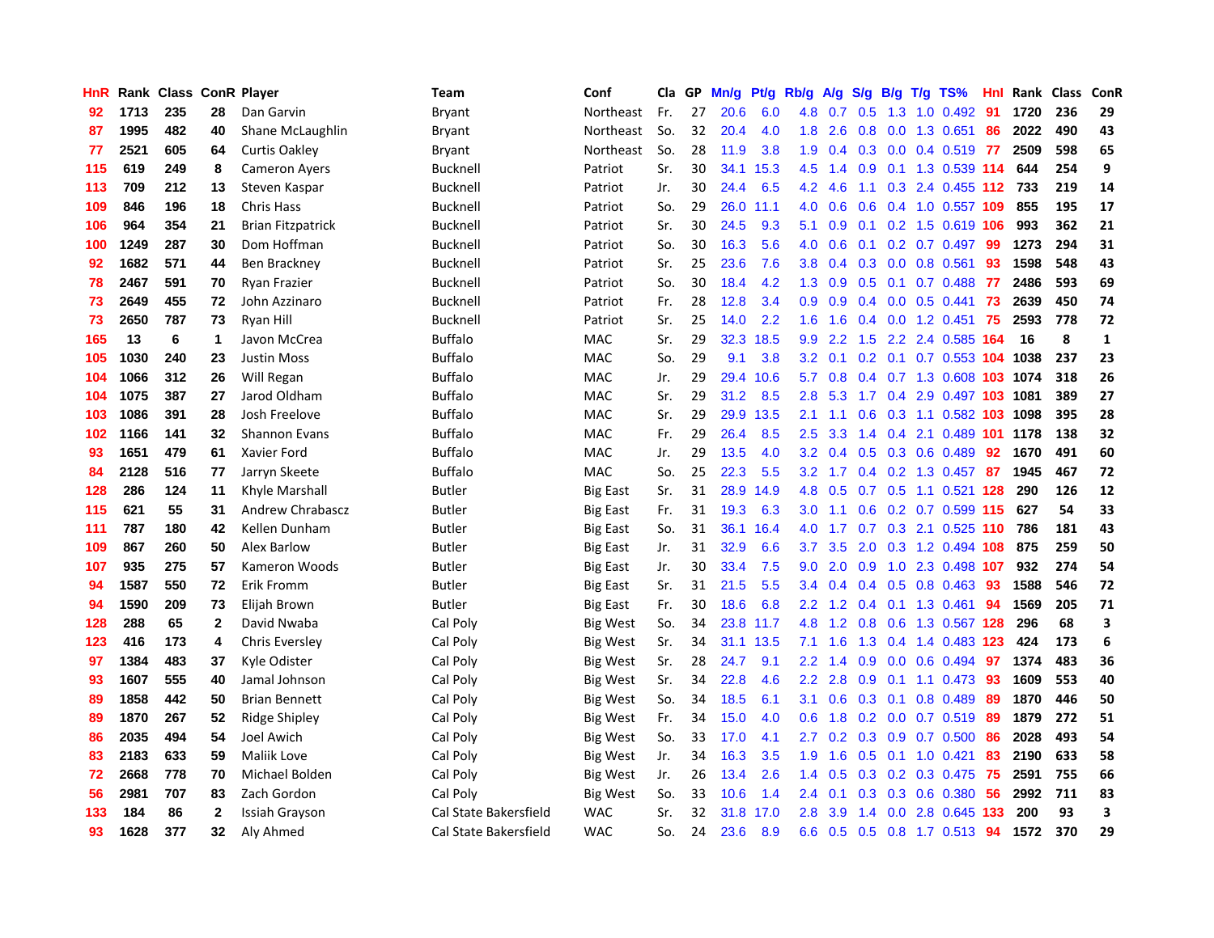| HnR | Rank | Class | ConR | Player | Team | Conf | Cla | GP | Mn/g | Pt/g | Rb/g | A/g | S/g | B/g | T/g | TS% | HnI | Rank | Class | ConR |
|---|---|---|---|---|---|---|---|---|---|---|---|---|---|---|---|---|---|---|---|---|
| 92 | 1713 | 235 | 28 | Dan Garvin | Bryant | Northeast | Fr. | 27 | 20.6 | 6.0 | 4.8 | 0.7 | 0.5 | 1.3 | 1.0 | 0.492 | 91 | 1720 | 236 | 29 |
| 87 | 1995 | 482 | 40 | Shane McLaughlin | Bryant | Northeast | So. | 32 | 20.4 | 4.0 | 1.8 | 2.6 | 0.8 | 0.0 | 1.3 | 0.651 | 86 | 2022 | 490 | 43 |
| 77 | 2521 | 605 | 64 | Curtis Oakley | Bryant | Northeast | So. | 28 | 11.9 | 3.8 | 1.9 | 0.4 | 0.3 | 0.0 | 0.4 | 0.519 | 77 | 2509 | 598 | 65 |
| 115 | 619 | 249 | 8 | Cameron Ayers | Bucknell | Patriot | Sr. | 30 | 34.1 | 15.3 | 4.5 | 1.4 | 0.9 | 0.1 | 1.3 | 0.539 | 114 | 644 | 254 | 9 |
| 113 | 709 | 212 | 13 | Steven Kaspar | Bucknell | Patriot | Jr. | 30 | 24.4 | 6.5 | 4.2 | 4.6 | 1.1 | 0.3 | 2.4 | 0.455 | 112 | 733 | 219 | 14 |
| 109 | 846 | 196 | 18 | Chris Hass | Bucknell | Patriot | So. | 29 | 26.0 | 11.1 | 4.0 | 0.6 | 0.6 | 0.4 | 1.0 | 0.557 | 109 | 855 | 195 | 17 |
| 106 | 964 | 354 | 21 | Brian Fitzpatrick | Bucknell | Patriot | Sr. | 30 | 24.5 | 9.3 | 5.1 | 0.9 | 0.1 | 0.2 | 1.5 | 0.619 | 106 | 993 | 362 | 21 |
| 100 | 1249 | 287 | 30 | Dom Hoffman | Bucknell | Patriot | So. | 30 | 16.3 | 5.6 | 4.0 | 0.6 | 0.1 | 0.2 | 0.7 | 0.497 | 99 | 1273 | 294 | 31 |
| 92 | 1682 | 571 | 44 | Ben Brackney | Bucknell | Patriot | Sr. | 25 | 23.6 | 7.6 | 3.8 | 0.4 | 0.3 | 0.0 | 0.8 | 0.561 | 93 | 1598 | 548 | 43 |
| 78 | 2467 | 591 | 70 | Ryan Frazier | Bucknell | Patriot | So. | 30 | 18.4 | 4.2 | 1.3 | 0.9 | 0.5 | 0.1 | 0.7 | 0.488 | 77 | 2486 | 593 | 69 |
| 73 | 2649 | 455 | 72 | John Azzinaro | Bucknell | Patriot | Fr. | 28 | 12.8 | 3.4 | 0.9 | 0.9 | 0.4 | 0.0 | 0.5 | 0.441 | 73 | 2639 | 450 | 74 |
| 73 | 2650 | 787 | 73 | Ryan Hill | Bucknell | Patriot | Sr. | 25 | 14.0 | 2.2 | 1.6 | 1.6 | 0.4 | 0.0 | 1.2 | 0.451 | 75 | 2593 | 778 | 72 |
| 165 | 13 | 6 | 1 | Javon McCrea | Buffalo | MAC | Sr. | 29 | 32.3 | 18.5 | 9.9 | 2.2 | 1.5 | 2.2 | 2.4 | 0.585 | 164 | 16 | 8 | 1 |
| 105 | 1030 | 240 | 23 | Justin Moss | Buffalo | MAC | So. | 29 | 9.1 | 3.8 | 3.2 | 0.1 | 0.2 | 0.1 | 0.7 | 0.553 | 104 | 1038 | 237 | 23 |
| 104 | 1066 | 312 | 26 | Will Regan | Buffalo | MAC | Jr. | 29 | 29.4 | 10.6 | 5.7 | 0.8 | 0.4 | 0.7 | 1.3 | 0.608 | 103 | 1074 | 318 | 26 |
| 104 | 1075 | 387 | 27 | Jarod Oldham | Buffalo | MAC | Sr. | 29 | 31.2 | 8.5 | 2.8 | 5.3 | 1.7 | 0.4 | 2.9 | 0.497 | 103 | 1081 | 389 | 27 |
| 103 | 1086 | 391 | 28 | Josh Freelove | Buffalo | MAC | Sr. | 29 | 29.9 | 13.5 | 2.1 | 1.1 | 0.6 | 0.3 | 1.1 | 0.582 | 103 | 1098 | 395 | 28 |
| 102 | 1166 | 141 | 32 | Shannon Evans | Buffalo | MAC | Fr. | 29 | 26.4 | 8.5 | 2.5 | 3.3 | 1.4 | 0.4 | 2.1 | 0.489 | 101 | 1178 | 138 | 32 |
| 93 | 1651 | 479 | 61 | Xavier Ford | Buffalo | MAC | Jr. | 29 | 13.5 | 4.0 | 3.2 | 0.4 | 0.5 | 0.3 | 0.6 | 0.489 | 92 | 1670 | 491 | 60 |
| 84 | 2128 | 516 | 77 | Jarryn Skeete | Buffalo | MAC | So. | 25 | 22.3 | 5.5 | 3.2 | 1.7 | 0.4 | 0.2 | 1.3 | 0.457 | 87 | 1945 | 467 | 72 |
| 128 | 286 | 124 | 11 | Khyle Marshall | Butler | Big East | Sr. | 31 | 28.9 | 14.9 | 4.8 | 0.5 | 0.7 | 0.5 | 1.1 | 0.521 | 128 | 290 | 126 | 12 |
| 115 | 621 | 55 | 31 | Andrew Chrabascz | Butler | Big East | Fr. | 31 | 19.3 | 6.3 | 3.0 | 1.1 | 0.6 | 0.2 | 0.7 | 0.599 | 115 | 627 | 54 | 33 |
| 111 | 787 | 180 | 42 | Kellen Dunham | Butler | Big East | So. | 31 | 36.1 | 16.4 | 4.0 | 1.7 | 0.7 | 0.3 | 2.1 | 0.525 | 110 | 786 | 181 | 43 |
| 109 | 867 | 260 | 50 | Alex Barlow | Butler | Big East | Jr. | 31 | 32.9 | 6.6 | 3.7 | 3.5 | 2.0 | 0.3 | 1.2 | 0.494 | 108 | 875 | 259 | 50 |
| 107 | 935 | 275 | 57 | Kameron Woods | Butler | Big East | Jr. | 30 | 33.4 | 7.5 | 9.0 | 2.0 | 0.9 | 1.0 | 2.3 | 0.498 | 107 | 932 | 274 | 54 |
| 94 | 1587 | 550 | 72 | Erik Fromm | Butler | Big East | Sr. | 31 | 21.5 | 5.5 | 3.4 | 0.4 | 0.4 | 0.5 | 0.8 | 0.463 | 93 | 1588 | 546 | 72 |
| 94 | 1590 | 209 | 73 | Elijah Brown | Butler | Big East | Fr. | 30 | 18.6 | 6.8 | 2.2 | 1.2 | 0.4 | 0.1 | 1.3 | 0.461 | 94 | 1569 | 205 | 71 |
| 128 | 288 | 65 | 2 | David Nwaba | Cal Poly | Big West | So. | 34 | 23.8 | 11.7 | 4.8 | 1.2 | 0.8 | 0.6 | 1.3 | 0.567 | 128 | 296 | 68 | 3 |
| 123 | 416 | 173 | 4 | Chris Eversley | Cal Poly | Big West | Sr. | 34 | 31.1 | 13.5 | 7.1 | 1.6 | 1.3 | 0.4 | 1.4 | 0.483 | 123 | 424 | 173 | 6 |
| 97 | 1384 | 483 | 37 | Kyle Odister | Cal Poly | Big West | Sr. | 28 | 24.7 | 9.1 | 2.2 | 1.4 | 0.9 | 0.0 | 0.6 | 0.494 | 97 | 1374 | 483 | 36 |
| 93 | 1607 | 555 | 40 | Jamal Johnson | Cal Poly | Big West | Sr. | 34 | 22.8 | 4.6 | 2.2 | 2.8 | 0.9 | 0.1 | 1.1 | 0.473 | 93 | 1609 | 553 | 40 |
| 89 | 1858 | 442 | 50 | Brian Bennett | Cal Poly | Big West | So. | 34 | 18.5 | 6.1 | 3.1 | 0.6 | 0.3 | 0.1 | 0.8 | 0.489 | 89 | 1870 | 446 | 50 |
| 89 | 1870 | 267 | 52 | Ridge Shipley | Cal Poly | Big West | Fr. | 34 | 15.0 | 4.0 | 0.6 | 1.8 | 0.2 | 0.0 | 0.7 | 0.519 | 89 | 1879 | 272 | 51 |
| 86 | 2035 | 494 | 54 | Joel Awich | Cal Poly | Big West | So. | 33 | 17.0 | 4.1 | 2.7 | 0.2 | 0.3 | 0.9 | 0.7 | 0.500 | 86 | 2028 | 493 | 54 |
| 83 | 2183 | 633 | 59 | Maliik Love | Cal Poly | Big West | Jr. | 34 | 16.3 | 3.5 | 1.9 | 1.6 | 0.5 | 0.1 | 1.0 | 0.421 | 83 | 2190 | 633 | 58 |
| 72 | 2668 | 778 | 70 | Michael Bolden | Cal Poly | Big West | Jr. | 26 | 13.4 | 2.6 | 1.4 | 0.5 | 0.3 | 0.2 | 0.3 | 0.475 | 75 | 2591 | 755 | 66 |
| 56 | 2981 | 707 | 83 | Zach Gordon | Cal Poly | Big West | So. | 33 | 10.6 | 1.4 | 2.4 | 0.1 | 0.3 | 0.3 | 0.6 | 0.380 | 56 | 2992 | 711 | 83 |
| 133 | 184 | 86 | 2 | Issiah Grayson | Cal State Bakersfield | WAC | Sr. | 32 | 31.8 | 17.0 | 2.8 | 3.9 | 1.4 | 0.0 | 2.8 | 0.645 | 133 | 200 | 93 | 3 |
| 93 | 1628 | 377 | 32 | Aly Ahmed | Cal State Bakersfield | WAC | So. | 24 | 23.6 | 8.9 | 6.6 | 0.5 | 0.5 | 0.8 | 1.7 | 0.513 | 94 | 1572 | 370 | 29 |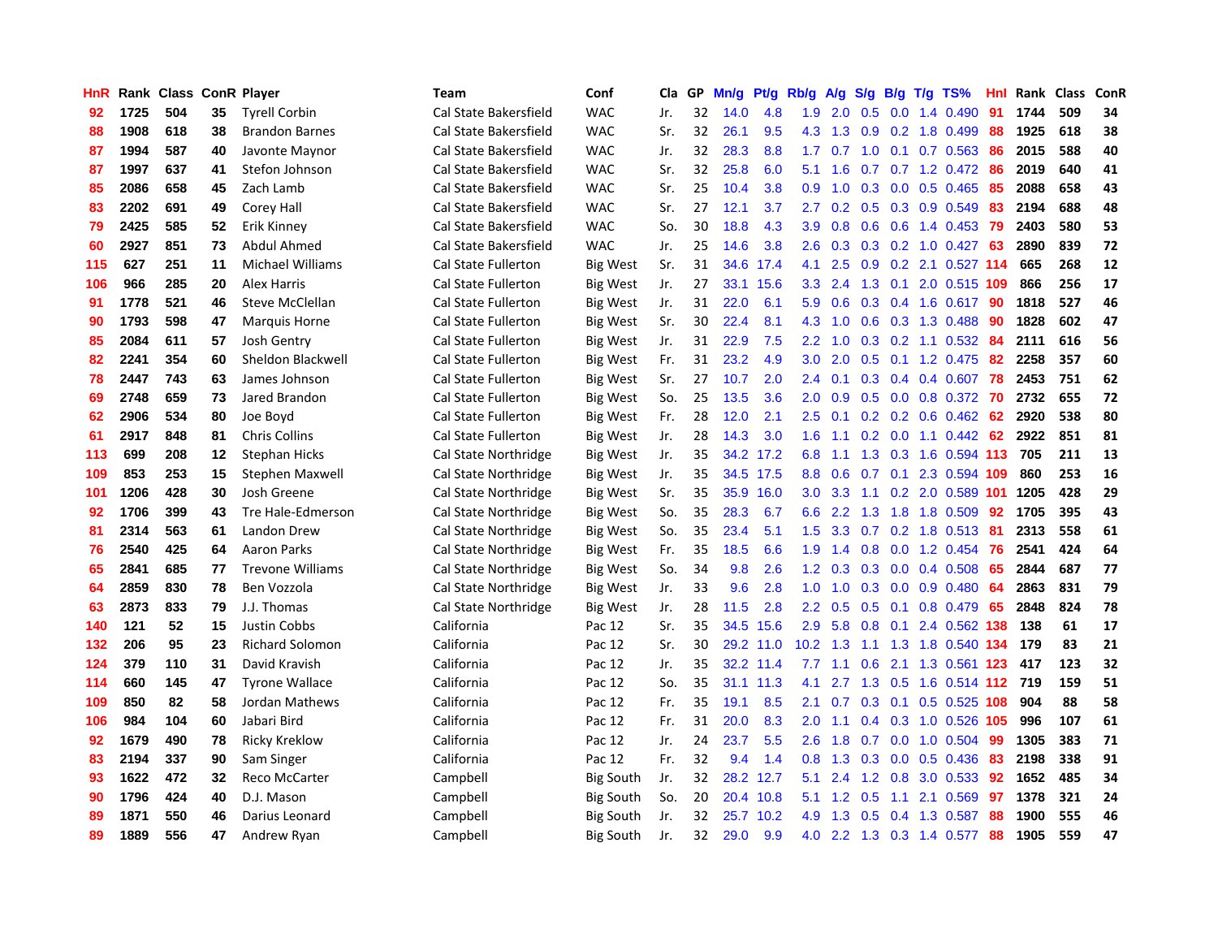| HnR | Rank | Class | ConR | Player | Team | Conf | Cla | GP | Mn/g | Pt/g | Rb/g | A/g | S/g | B/g | T/g | TS% | HnI | Rank | Class | ConR |
|---|---|---|---|---|---|---|---|---|---|---|---|---|---|---|---|---|---|---|---|---|
| 92 | 1725 | 504 | 35 | Tyrell Corbin | Cal State Bakersfield | WAC | Jr. | 32 | 14.0 | 4.8 | 1.9 | 2.0 | 0.5 | 0.0 | 1.4 | 0.490 | 91 | 1744 | 509 | 34 |
| 88 | 1908 | 618 | 38 | Brandon Barnes | Cal State Bakersfield | WAC | Sr. | 32 | 26.1 | 9.5 | 4.3 | 1.3 | 0.9 | 0.2 | 1.8 | 0.499 | 88 | 1925 | 618 | 38 |
| 87 | 1994 | 587 | 40 | Javonte Maynor | Cal State Bakersfield | WAC | Jr. | 32 | 28.3 | 8.8 | 1.7 | 0.7 | 1.0 | 0.1 | 0.7 | 0.563 | 86 | 2015 | 588 | 40 |
| 87 | 1997 | 637 | 41 | Stefon Johnson | Cal State Bakersfield | WAC | Sr. | 32 | 25.8 | 6.0 | 5.1 | 1.6 | 0.7 | 0.7 | 1.2 | 0.472 | 86 | 2019 | 640 | 41 |
| 85 | 2086 | 658 | 45 | Zach Lamb | Cal State Bakersfield | WAC | Sr. | 25 | 10.4 | 3.8 | 0.9 | 1.0 | 0.3 | 0.0 | 0.5 | 0.465 | 85 | 2088 | 658 | 43 |
| 83 | 2202 | 691 | 49 | Corey Hall | Cal State Bakersfield | WAC | Sr. | 27 | 12.1 | 3.7 | 2.7 | 0.2 | 0.5 | 0.3 | 0.9 | 0.549 | 83 | 2194 | 688 | 48 |
| 79 | 2425 | 585 | 52 | Erik Kinney | Cal State Bakersfield | WAC | So. | 30 | 18.8 | 4.3 | 3.9 | 0.8 | 0.6 | 0.6 | 1.4 | 0.453 | 79 | 2403 | 580 | 53 |
| 60 | 2927 | 851 | 73 | Abdul Ahmed | Cal State Bakersfield | WAC | Jr. | 25 | 14.6 | 3.8 | 2.6 | 0.3 | 0.3 | 0.2 | 1.0 | 0.427 | 63 | 2890 | 839 | 72 |
| 115 | 627 | 251 | 11 | Michael Williams | Cal State Fullerton | Big West | Sr. | 31 | 34.6 | 17.4 | 4.1 | 2.5 | 0.9 | 0.2 | 2.1 | 0.527 | 114 | 665 | 268 | 12 |
| 106 | 966 | 285 | 20 | Alex Harris | Cal State Fullerton | Big West | Jr. | 27 | 33.1 | 15.6 | 3.3 | 2.4 | 1.3 | 0.1 | 2.0 | 0.515 | 109 | 866 | 256 | 17 |
| 91 | 1778 | 521 | 46 | Steve McClellan | Cal State Fullerton | Big West | Jr. | 31 | 22.0 | 6.1 | 5.9 | 0.6 | 0.3 | 0.4 | 1.6 | 0.617 | 90 | 1818 | 527 | 46 |
| 90 | 1793 | 598 | 47 | Marquis Horne | Cal State Fullerton | Big West | Sr. | 30 | 22.4 | 8.1 | 4.3 | 1.0 | 0.6 | 0.3 | 1.3 | 0.488 | 90 | 1828 | 602 | 47 |
| 85 | 2084 | 611 | 57 | Josh Gentry | Cal State Fullerton | Big West | Jr. | 31 | 22.9 | 7.5 | 2.2 | 1.0 | 0.3 | 0.2 | 1.1 | 0.532 | 84 | 2111 | 616 | 56 |
| 82 | 2241 | 354 | 60 | Sheldon Blackwell | Cal State Fullerton | Big West | Fr. | 31 | 23.2 | 4.9 | 3.0 | 2.0 | 0.5 | 0.1 | 1.2 | 0.475 | 82 | 2258 | 357 | 60 |
| 78 | 2447 | 743 | 63 | James Johnson | Cal State Fullerton | Big West | Sr. | 27 | 10.7 | 2.0 | 2.4 | 0.1 | 0.3 | 0.4 | 0.4 | 0.607 | 78 | 2453 | 751 | 62 |
| 69 | 2748 | 659 | 73 | Jared Brandon | Cal State Fullerton | Big West | So. | 25 | 13.5 | 3.6 | 2.0 | 0.9 | 0.5 | 0.0 | 0.8 | 0.372 | 70 | 2732 | 655 | 72 |
| 62 | 2906 | 534 | 80 | Joe Boyd | Cal State Fullerton | Big West | Fr. | 28 | 12.0 | 2.1 | 2.5 | 0.1 | 0.2 | 0.2 | 0.6 | 0.462 | 62 | 2920 | 538 | 80 |
| 61 | 2917 | 848 | 81 | Chris Collins | Cal State Fullerton | Big West | Jr. | 28 | 14.3 | 3.0 | 1.6 | 1.1 | 0.2 | 0.0 | 1.1 | 0.442 | 62 | 2922 | 851 | 81 |
| 113 | 699 | 208 | 12 | Stephan Hicks | Cal State Northridge | Big West | Jr. | 35 | 34.2 | 17.2 | 6.8 | 1.1 | 1.3 | 0.3 | 1.6 | 0.594 | 113 | 705 | 211 | 13 |
| 109 | 853 | 253 | 15 | Stephen Maxwell | Cal State Northridge | Big West | Jr. | 35 | 34.5 | 17.5 | 8.8 | 0.6 | 0.7 | 0.1 | 2.3 | 0.594 | 109 | 860 | 253 | 16 |
| 101 | 1206 | 428 | 30 | Josh Greene | Cal State Northridge | Big West | Sr. | 35 | 35.9 | 16.0 | 3.0 | 3.3 | 1.1 | 0.2 | 2.0 | 0.589 | 101 | 1205 | 428 | 29 |
| 92 | 1706 | 399 | 43 | Tre Hale-Edmerson | Cal State Northridge | Big West | So. | 35 | 28.3 | 6.7 | 6.6 | 2.2 | 1.3 | 1.8 | 1.8 | 0.509 | 92 | 1705 | 395 | 43 |
| 81 | 2314 | 563 | 61 | Landon Drew | Cal State Northridge | Big West | So. | 35 | 23.4 | 5.1 | 1.5 | 3.3 | 0.7 | 0.2 | 1.8 | 0.513 | 81 | 2313 | 558 | 61 |
| 76 | 2540 | 425 | 64 | Aaron Parks | Cal State Northridge | Big West | Fr. | 35 | 18.5 | 6.6 | 1.9 | 1.4 | 0.8 | 0.0 | 1.2 | 0.454 | 76 | 2541 | 424 | 64 |
| 65 | 2841 | 685 | 77 | Trevone Williams | Cal State Northridge | Big West | So. | 34 | 9.8 | 2.6 | 1.2 | 0.3 | 0.3 | 0.0 | 0.4 | 0.508 | 65 | 2844 | 687 | 77 |
| 64 | 2859 | 830 | 78 | Ben Vozzola | Cal State Northridge | Big West | Jr. | 33 | 9.6 | 2.8 | 1.0 | 1.0 | 0.3 | 0.0 | 0.9 | 0.480 | 64 | 2863 | 831 | 79 |
| 63 | 2873 | 833 | 79 | J.J. Thomas | Cal State Northridge | Big West | Jr. | 28 | 11.5 | 2.8 | 2.2 | 0.5 | 0.5 | 0.1 | 0.8 | 0.479 | 65 | 2848 | 824 | 78 |
| 140 | 121 | 52 | 15 | Justin Cobbs | California | Pac 12 | Sr. | 35 | 34.5 | 15.6 | 2.9 | 5.8 | 0.8 | 0.1 | 2.4 | 0.562 | 138 | 138 | 61 | 17 |
| 132 | 206 | 95 | 23 | Richard Solomon | California | Pac 12 | Sr. | 30 | 29.2 | 11.0 | 10.2 | 1.3 | 1.1 | 1.3 | 1.8 | 0.540 | 134 | 179 | 83 | 21 |
| 124 | 379 | 110 | 31 | David Kravish | California | Pac 12 | Jr. | 35 | 32.2 | 11.4 | 7.7 | 1.1 | 0.6 | 2.1 | 1.3 | 0.561 | 123 | 417 | 123 | 32 |
| 114 | 660 | 145 | 47 | Tyrone Wallace | California | Pac 12 | So. | 35 | 31.1 | 11.3 | 4.1 | 2.7 | 1.3 | 0.5 | 1.6 | 0.514 | 112 | 719 | 159 | 51 |
| 109 | 850 | 82 | 58 | Jordan Mathews | California | Pac 12 | Fr. | 35 | 19.1 | 8.5 | 2.1 | 0.7 | 0.3 | 0.1 | 0.5 | 0.525 | 108 | 904 | 88 | 58 |
| 106 | 984 | 104 | 60 | Jabari Bird | California | Pac 12 | Fr. | 31 | 20.0 | 8.3 | 2.0 | 1.1 | 0.4 | 0.3 | 1.0 | 0.526 | 105 | 996 | 107 | 61 |
| 92 | 1679 | 490 | 78 | Ricky Kreklow | California | Pac 12 | Jr. | 24 | 23.7 | 5.5 | 2.6 | 1.8 | 0.7 | 0.0 | 1.0 | 0.504 | 99 | 1305 | 383 | 71 |
| 83 | 2194 | 337 | 90 | Sam Singer | California | Pac 12 | Fr. | 32 | 9.4 | 1.4 | 0.8 | 1.3 | 0.3 | 0.0 | 0.5 | 0.436 | 83 | 2198 | 338 | 91 |
| 93 | 1622 | 472 | 32 | Reco McCarter | Campbell | Big South | Jr. | 32 | 28.2 | 12.7 | 5.1 | 2.4 | 1.2 | 0.8 | 3.0 | 0.533 | 92 | 1652 | 485 | 34 |
| 90 | 1796 | 424 | 40 | D.J. Mason | Campbell | Big South | So. | 20 | 20.4 | 10.8 | 5.1 | 1.2 | 0.5 | 1.1 | 2.1 | 0.569 | 97 | 1378 | 321 | 24 |
| 89 | 1871 | 550 | 46 | Darius Leonard | Campbell | Big South | Jr. | 32 | 25.7 | 10.2 | 4.9 | 1.3 | 0.5 | 0.4 | 1.3 | 0.587 | 88 | 1900 | 555 | 46 |
| 89 | 1889 | 556 | 47 | Andrew Ryan | Campbell | Big South | Jr. | 32 | 29.0 | 9.9 | 4.0 | 2.2 | 1.3 | 0.3 | 1.4 | 0.577 | 88 | 1905 | 559 | 47 |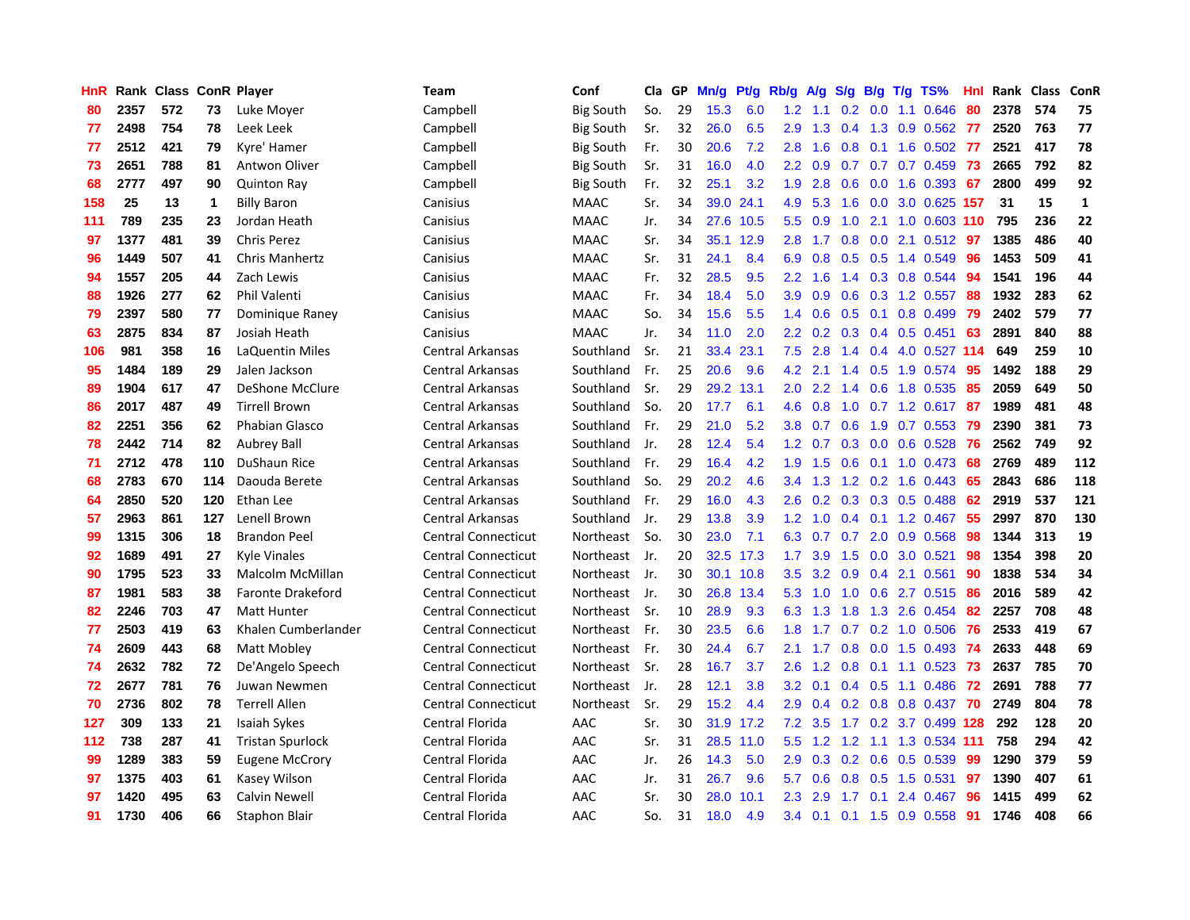| HnR | Rank | Class | ConR | Player | Team | Conf | Cla | GP | Mn/g | Pt/g | Rb/g | A/g | S/g | B/g | T/g | TS% | HnI | Rank | Class | ConR |
|---|---|---|---|---|---|---|---|---|---|---|---|---|---|---|---|---|---|---|---|---|
| 80 | 2357 | 572 | 73 | Luke Moyer | Campbell | Big South | So. | 29 | 15.3 | 6.0 | 1.2 | 1.1 | 0.2 | 0.0 | 1.1 | 0.646 | 80 | 2378 | 574 | 75 |
| 77 | 2498 | 754 | 78 | Leek Leek | Campbell | Big South | Sr. | 32 | 26.0 | 6.5 | 2.9 | 1.3 | 0.4 | 1.3 | 0.9 | 0.562 | 77 | 2520 | 763 | 77 |
| 77 | 2512 | 421 | 79 | Kyre' Hamer | Campbell | Big South | Fr. | 30 | 20.6 | 7.2 | 2.8 | 1.6 | 0.8 | 0.1 | 1.6 | 0.502 | 77 | 2521 | 417 | 78 |
| 73 | 2651 | 788 | 81 | Antwon Oliver | Campbell | Big South | Sr. | 31 | 16.0 | 4.0 | 2.2 | 0.9 | 0.7 | 0.7 | 0.7 | 0.459 | 73 | 2665 | 792 | 82 |
| 68 | 2777 | 497 | 90 | Quinton Ray | Campbell | Big South | Fr. | 32 | 25.1 | 3.2 | 1.9 | 2.8 | 0.6 | 0.0 | 1.6 | 0.393 | 67 | 2800 | 499 | 92 |
| 158 | 25 | 13 | 1 | Billy Baron | Canisius | MAAC | Sr. | 34 | 39.0 | 24.1 | 4.9 | 5.3 | 1.6 | 0.0 | 3.0 | 0.625 | 157 | 31 | 15 | 1 |
| 111 | 789 | 235 | 23 | Jordan Heath | Canisius | MAAC | Jr. | 34 | 27.6 | 10.5 | 5.5 | 0.9 | 1.0 | 2.1 | 1.0 | 0.603 | 110 | 795 | 236 | 22 |
| 97 | 1377 | 481 | 39 | Chris Perez | Canisius | MAAC | Sr. | 34 | 35.1 | 12.9 | 2.8 | 1.7 | 0.8 | 0.0 | 2.1 | 0.512 | 97 | 1385 | 486 | 40 |
| 96 | 1449 | 507 | 41 | Chris Manhertz | Canisius | MAAC | Sr. | 31 | 24.1 | 8.4 | 6.9 | 0.8 | 0.5 | 0.5 | 1.4 | 0.549 | 96 | 1453 | 509 | 41 |
| 94 | 1557 | 205 | 44 | Zach Lewis | Canisius | MAAC | Fr. | 32 | 28.5 | 9.5 | 2.2 | 1.6 | 1.4 | 0.3 | 0.8 | 0.544 | 94 | 1541 | 196 | 44 |
| 88 | 1926 | 277 | 62 | Phil Valenti | Canisius | MAAC | Fr. | 34 | 18.4 | 5.0 | 3.9 | 0.9 | 0.6 | 0.3 | 1.2 | 0.557 | 88 | 1932 | 283 | 62 |
| 79 | 2397 | 580 | 77 | Dominique Raney | Canisius | MAAC | So. | 34 | 15.6 | 5.5 | 1.4 | 0.6 | 0.5 | 0.1 | 0.8 | 0.499 | 79 | 2402 | 579 | 77 |
| 63 | 2875 | 834 | 87 | Josiah Heath | Canisius | MAAC | Jr. | 34 | 11.0 | 2.0 | 2.2 | 0.2 | 0.3 | 0.4 | 0.5 | 0.451 | 63 | 2891 | 840 | 88 |
| 106 | 981 | 358 | 16 | LaQuentin Miles | Central Arkansas | Southland | Sr. | 21 | 33.4 | 23.1 | 7.5 | 2.8 | 1.4 | 0.4 | 4.0 | 0.527 | 114 | 649 | 259 | 10 |
| 95 | 1484 | 189 | 29 | Jalen Jackson | Central Arkansas | Southland | Fr. | 25 | 20.6 | 9.6 | 4.2 | 2.1 | 1.4 | 0.5 | 1.9 | 0.574 | 95 | 1492 | 188 | 29 |
| 89 | 1904 | 617 | 47 | DeShone McClure | Central Arkansas | Southland | Sr. | 29 | 29.2 | 13.1 | 2.0 | 2.2 | 1.4 | 0.6 | 1.8 | 0.535 | 85 | 2059 | 649 | 50 |
| 86 | 2017 | 487 | 49 | Tirrell Brown | Central Arkansas | Southland | So. | 20 | 17.7 | 6.1 | 4.6 | 0.8 | 1.0 | 0.7 | 1.2 | 0.617 | 87 | 1989 | 481 | 48 |
| 82 | 2251 | 356 | 62 | Phabian Glasco | Central Arkansas | Southland | Fr. | 29 | 21.0 | 5.2 | 3.8 | 0.7 | 0.6 | 1.9 | 0.7 | 0.553 | 79 | 2390 | 381 | 73 |
| 78 | 2442 | 714 | 82 | Aubrey Ball | Central Arkansas | Southland | Jr. | 28 | 12.4 | 5.4 | 1.2 | 0.7 | 0.3 | 0.0 | 0.6 | 0.528 | 76 | 2562 | 749 | 92 |
| 71 | 2712 | 478 | 110 | DuShaun Rice | Central Arkansas | Southland | Fr. | 29 | 16.4 | 4.2 | 1.9 | 1.5 | 0.6 | 0.1 | 1.0 | 0.473 | 68 | 2769 | 489 | 112 |
| 68 | 2783 | 670 | 114 | Daouda Berete | Central Arkansas | Southland | So. | 29 | 20.2 | 4.6 | 3.4 | 1.3 | 1.2 | 0.2 | 1.6 | 0.443 | 65 | 2843 | 686 | 118 |
| 64 | 2850 | 520 | 120 | Ethan Lee | Central Arkansas | Southland | Fr. | 29 | 16.0 | 4.3 | 2.6 | 0.2 | 0.3 | 0.3 | 0.5 | 0.488 | 62 | 2919 | 537 | 121 |
| 57 | 2963 | 861 | 127 | Lenell Brown | Central Arkansas | Southland | Jr. | 29 | 13.8 | 3.9 | 1.2 | 1.0 | 0.4 | 0.1 | 1.2 | 0.467 | 55 | 2997 | 870 | 130 |
| 99 | 1315 | 306 | 18 | Brandon Peel | Central Connecticut | Northeast | So. | 30 | 23.0 | 7.1 | 6.3 | 0.7 | 0.7 | 2.0 | 0.9 | 0.568 | 98 | 1344 | 313 | 19 |
| 92 | 1689 | 491 | 27 | Kyle Vinales | Central Connecticut | Northeast | Jr. | 20 | 32.5 | 17.3 | 1.7 | 3.9 | 1.5 | 0.0 | 3.0 | 0.521 | 98 | 1354 | 398 | 20 |
| 90 | 1795 | 523 | 33 | Malcolm McMillan | Central Connecticut | Northeast | Jr. | 30 | 30.1 | 10.8 | 3.5 | 3.2 | 0.9 | 0.4 | 2.1 | 0.561 | 90 | 1838 | 534 | 34 |
| 87 | 1981 | 583 | 38 | Faronte Drakeford | Central Connecticut | Northeast | Jr. | 30 | 26.8 | 13.4 | 5.3 | 1.0 | 1.0 | 0.6 | 2.7 | 0.515 | 86 | 2016 | 589 | 42 |
| 82 | 2246 | 703 | 47 | Matt Hunter | Central Connecticut | Northeast | Sr. | 10 | 28.9 | 9.3 | 6.3 | 1.3 | 1.8 | 1.3 | 2.6 | 0.454 | 82 | 2257 | 708 | 48 |
| 77 | 2503 | 419 | 63 | Khalen Cumberlander | Central Connecticut | Northeast | Fr. | 30 | 23.5 | 6.6 | 1.8 | 1.7 | 0.7 | 0.2 | 1.0 | 0.506 | 76 | 2533 | 419 | 67 |
| 74 | 2609 | 443 | 68 | Matt Mobley | Central Connecticut | Northeast | Fr. | 30 | 24.4 | 6.7 | 2.1 | 1.7 | 0.8 | 0.0 | 1.5 | 0.493 | 74 | 2633 | 448 | 69 |
| 74 | 2632 | 782 | 72 | De'Angelo Speech | Central Connecticut | Northeast | Sr. | 28 | 16.7 | 3.7 | 2.6 | 1.2 | 0.8 | 0.1 | 1.1 | 0.523 | 73 | 2637 | 785 | 70 |
| 72 | 2677 | 781 | 76 | Juwan Newmen | Central Connecticut | Northeast | Jr. | 28 | 12.1 | 3.8 | 3.2 | 0.1 | 0.4 | 0.5 | 1.1 | 0.486 | 72 | 2691 | 788 | 77 |
| 70 | 2736 | 802 | 78 | Terrell Allen | Central Connecticut | Northeast | Sr. | 29 | 15.2 | 4.4 | 2.9 | 0.4 | 0.2 | 0.8 | 0.8 | 0.437 | 70 | 2749 | 804 | 78 |
| 127 | 309 | 133 | 21 | Isaiah Sykes | Central Florida | AAC | Sr. | 30 | 31.9 | 17.2 | 7.2 | 3.5 | 1.7 | 0.2 | 3.7 | 0.499 | 128 | 292 | 128 | 20 |
| 112 | 738 | 287 | 41 | Tristan Spurlock | Central Florida | AAC | Sr. | 31 | 28.5 | 11.0 | 5.5 | 1.2 | 1.2 | 1.1 | 1.3 | 0.534 | 111 | 758 | 294 | 42 |
| 99 | 1289 | 383 | 59 | Eugene McCrory | Central Florida | AAC | Jr. | 26 | 14.3 | 5.0 | 2.9 | 0.3 | 0.2 | 0.6 | 0.5 | 0.539 | 99 | 1290 | 379 | 59 |
| 97 | 1375 | 403 | 61 | Kasey Wilson | Central Florida | AAC | Jr. | 31 | 26.7 | 9.6 | 5.7 | 0.6 | 0.8 | 0.5 | 1.5 | 0.531 | 97 | 1390 | 407 | 61 |
| 97 | 1420 | 495 | 63 | Calvin Newell | Central Florida | AAC | Sr. | 30 | 28.0 | 10.1 | 2.3 | 2.9 | 1.7 | 0.1 | 2.4 | 0.467 | 96 | 1415 | 499 | 62 |
| 91 | 1730 | 406 | 66 | Staphon Blair | Central Florida | AAC | So. | 31 | 18.0 | 4.9 | 3.4 | 0.1 | 0.1 | 1.5 | 0.9 | 0.558 | 91 | 1746 | 408 | 66 |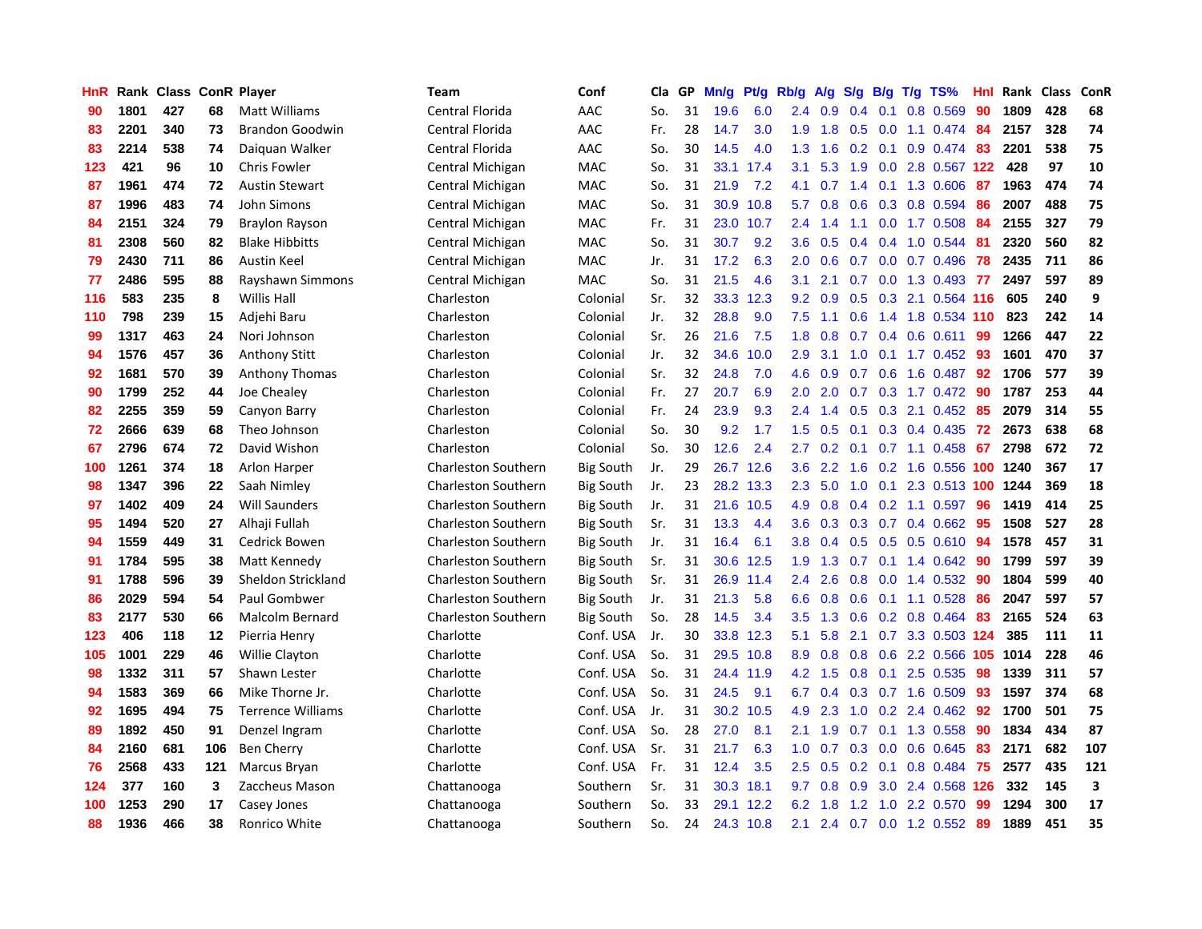| HnR | Rank | Class | ConR | Player | Team | Conf | Cla | GP | Mn/g | Pt/g | Rb/g | A/g | S/g | B/g | T/g | TS% | HnI | Rank | Class | ConR |
|---|---|---|---|---|---|---|---|---|---|---|---|---|---|---|---|---|---|---|---|---|
| 90 | 1801 | 427 | 68 | Matt Williams | Central Florida | AAC | So. | 31 | 19.6 | 6.0 | 2.4 | 0.9 | 0.4 | 0.1 | 0.8 | 0.569 | 90 | 1809 | 428 | 68 |
| 83 | 2201 | 340 | 73 | Brandon Goodwin | Central Florida | AAC | Fr. | 28 | 14.7 | 3.0 | 1.9 | 1.8 | 0.5 | 0.0 | 1.1 | 0.474 | 84 | 2157 | 328 | 74 |
| 83 | 2214 | 538 | 74 | Daiquan Walker | Central Florida | AAC | So. | 30 | 14.5 | 4.0 | 1.3 | 1.6 | 0.2 | 0.1 | 0.9 | 0.474 | 83 | 2201 | 538 | 75 |
| 123 | 421 | 96 | 10 | Chris Fowler | Central Michigan | MAC | So. | 31 | 33.1 | 17.4 | 3.1 | 5.3 | 1.9 | 0.0 | 2.8 | 0.567 | 122 | 428 | 97 | 10 |
| 87 | 1961 | 474 | 72 | Austin Stewart | Central Michigan | MAC | So. | 31 | 21.9 | 7.2 | 4.1 | 0.7 | 1.4 | 0.1 | 1.3 | 0.606 | 87 | 1963 | 474 | 74 |
| 87 | 1996 | 483 | 74 | John Simons | Central Michigan | MAC | So. | 31 | 30.9 | 10.8 | 5.7 | 0.8 | 0.6 | 0.3 | 0.8 | 0.594 | 86 | 2007 | 488 | 75 |
| 84 | 2151 | 324 | 79 | Braylon Rayson | Central Michigan | MAC | Fr. | 31 | 23.0 | 10.7 | 2.4 | 1.4 | 1.1 | 0.0 | 1.7 | 0.508 | 84 | 2155 | 327 | 79 |
| 81 | 2308 | 560 | 82 | Blake Hibbitts | Central Michigan | MAC | So. | 31 | 30.7 | 9.2 | 3.6 | 0.5 | 0.4 | 0.4 | 1.0 | 0.544 | 81 | 2320 | 560 | 82 |
| 79 | 2430 | 711 | 86 | Austin Keel | Central Michigan | MAC | Jr. | 31 | 17.2 | 6.3 | 2.0 | 0.6 | 0.7 | 0.0 | 0.7 | 0.496 | 78 | 2435 | 711 | 86 |
| 77 | 2486 | 595 | 88 | Rayshawn Simmons | Central Michigan | MAC | So. | 31 | 21.5 | 4.6 | 3.1 | 2.1 | 0.7 | 0.0 | 1.3 | 0.493 | 77 | 2497 | 597 | 89 |
| 116 | 583 | 235 | 8 | Willis Hall | Charleston | Colonial | Sr. | 32 | 33.3 | 12.3 | 9.2 | 0.9 | 0.5 | 0.3 | 2.1 | 0.564 | 116 | 605 | 240 | 9 |
| 110 | 798 | 239 | 15 | Adjehi Baru | Charleston | Colonial | Jr. | 32 | 28.8 | 9.0 | 7.5 | 1.1 | 0.6 | 1.4 | 1.8 | 0.534 | 110 | 823 | 242 | 14 |
| 99 | 1317 | 463 | 24 | Nori Johnson | Charleston | Colonial | Sr. | 26 | 21.6 | 7.5 | 1.8 | 0.8 | 0.7 | 0.4 | 0.6 | 0.611 | 99 | 1266 | 447 | 22 |
| 94 | 1576 | 457 | 36 | Anthony Stitt | Charleston | Colonial | Jr. | 32 | 34.6 | 10.0 | 2.9 | 3.1 | 1.0 | 0.1 | 1.7 | 0.452 | 93 | 1601 | 470 | 37 |
| 92 | 1681 | 570 | 39 | Anthony Thomas | Charleston | Colonial | Sr. | 32 | 24.8 | 7.0 | 4.6 | 0.9 | 0.7 | 0.6 | 1.6 | 0.487 | 92 | 1706 | 577 | 39 |
| 90 | 1799 | 252 | 44 | Joe Chealey | Charleston | Colonial | Fr. | 27 | 20.7 | 6.9 | 2.0 | 2.0 | 0.7 | 0.3 | 1.7 | 0.472 | 90 | 1787 | 253 | 44 |
| 82 | 2255 | 359 | 59 | Canyon Barry | Charleston | Colonial | Fr. | 24 | 23.9 | 9.3 | 2.4 | 1.4 | 0.5 | 0.3 | 2.1 | 0.452 | 85 | 2079 | 314 | 55 |
| 72 | 2666 | 639 | 68 | Theo Johnson | Charleston | Colonial | So. | 30 | 9.2 | 1.7 | 1.5 | 0.5 | 0.1 | 0.3 | 0.4 | 0.435 | 72 | 2673 | 638 | 68 |
| 67 | 2796 | 674 | 72 | David Wishon | Charleston | Colonial | So. | 30 | 12.6 | 2.4 | 2.7 | 0.2 | 0.1 | 0.7 | 1.1 | 0.458 | 67 | 2798 | 672 | 72 |
| 100 | 1261 | 374 | 18 | Arlon Harper | Charleston Southern | Big South | Jr. | 29 | 26.7 | 12.6 | 3.6 | 2.2 | 1.6 | 0.2 | 1.6 | 0.556 | 100 | 1240 | 367 | 17 |
| 98 | 1347 | 396 | 22 | Saah Nimley | Charleston Southern | Big South | Jr. | 23 | 28.2 | 13.3 | 2.3 | 5.0 | 1.0 | 0.1 | 2.3 | 0.513 | 100 | 1244 | 369 | 18 |
| 97 | 1402 | 409 | 24 | Will Saunders | Charleston Southern | Big South | Jr. | 31 | 21.6 | 10.5 | 4.9 | 0.8 | 0.4 | 0.2 | 1.1 | 0.597 | 96 | 1419 | 414 | 25 |
| 95 | 1494 | 520 | 27 | Alhaji Fullah | Charleston Southern | Big South | Sr. | 31 | 13.3 | 4.4 | 3.6 | 0.3 | 0.3 | 0.7 | 0.4 | 0.662 | 95 | 1508 | 527 | 28 |
| 94 | 1559 | 449 | 31 | Cedrick Bowen | Charleston Southern | Big South | Jr. | 31 | 16.4 | 6.1 | 3.8 | 0.4 | 0.5 | 0.5 | 0.5 | 0.610 | 94 | 1578 | 457 | 31 |
| 91 | 1784 | 595 | 38 | Matt Kennedy | Charleston Southern | Big South | Sr. | 31 | 30.6 | 12.5 | 1.9 | 1.3 | 0.7 | 0.1 | 1.4 | 0.642 | 90 | 1799 | 597 | 39 |
| 91 | 1788 | 596 | 39 | Sheldon Strickland | Charleston Southern | Big South | Sr. | 31 | 26.9 | 11.4 | 2.4 | 2.6 | 0.8 | 0.0 | 1.4 | 0.532 | 90 | 1804 | 599 | 40 |
| 86 | 2029 | 594 | 54 | Paul Gombwer | Charleston Southern | Big South | Jr. | 31 | 21.3 | 5.8 | 6.6 | 0.8 | 0.6 | 0.1 | 1.1 | 0.528 | 86 | 2047 | 597 | 57 |
| 83 | 2177 | 530 | 66 | Malcolm Bernard | Charleston Southern | Big South | So. | 28 | 14.5 | 3.4 | 3.5 | 1.3 | 0.6 | 0.2 | 0.8 | 0.464 | 83 | 2165 | 524 | 63 |
| 123 | 406 | 118 | 12 | Pierria Henry | Charlotte | Conf. USA | Jr. | 30 | 33.8 | 12.3 | 5.1 | 5.8 | 2.1 | 0.7 | 3.3 | 0.503 | 124 | 385 | 111 | 11 |
| 105 | 1001 | 229 | 46 | Willie Clayton | Charlotte | Conf. USA | So. | 31 | 29.5 | 10.8 | 8.9 | 0.8 | 0.8 | 0.6 | 2.2 | 0.566 | 105 | 1014 | 228 | 46 |
| 98 | 1332 | 311 | 57 | Shawn Lester | Charlotte | Conf. USA | So. | 31 | 24.4 | 11.9 | 4.2 | 1.5 | 0.8 | 0.1 | 2.5 | 0.535 | 98 | 1339 | 311 | 57 |
| 94 | 1583 | 369 | 66 | Mike Thorne Jr. | Charlotte | Conf. USA | So. | 31 | 24.5 | 9.1 | 6.7 | 0.4 | 0.3 | 0.7 | 1.6 | 0.509 | 93 | 1597 | 374 | 68 |
| 92 | 1695 | 494 | 75 | Terrence Williams | Charlotte | Conf. USA | Jr. | 31 | 30.2 | 10.5 | 4.9 | 2.3 | 1.0 | 0.2 | 2.4 | 0.462 | 92 | 1700 | 501 | 75 |
| 89 | 1892 | 450 | 91 | Denzel Ingram | Charlotte | Conf. USA | So. | 28 | 27.0 | 8.1 | 2.1 | 1.9 | 0.7 | 0.1 | 1.3 | 0.558 | 90 | 1834 | 434 | 87 |
| 84 | 2160 | 681 | 106 | Ben Cherry | Charlotte | Conf. USA | Sr. | 31 | 21.7 | 6.3 | 1.0 | 0.7 | 0.3 | 0.0 | 0.6 | 0.645 | 83 | 2171 | 682 | 107 |
| 76 | 2568 | 433 | 121 | Marcus Bryan | Charlotte | Conf. USA | Fr. | 31 | 12.4 | 3.5 | 2.5 | 0.5 | 0.2 | 0.1 | 0.8 | 0.484 | 75 | 2577 | 435 | 121 |
| 124 | 377 | 160 | 3 | Zaccheus Mason | Chattanooga | Southern | Sr. | 31 | 30.3 | 18.1 | 9.7 | 0.8 | 0.9 | 3.0 | 2.4 | 0.568 | 126 | 332 | 145 | 3 |
| 100 | 1253 | 290 | 17 | Casey Jones | Chattanooga | Southern | So. | 33 | 29.1 | 12.2 | 6.2 | 1.8 | 1.2 | 1.0 | 2.2 | 0.570 | 99 | 1294 | 300 | 17 |
| 88 | 1936 | 466 | 38 | Ronrico White | Chattanooga | Southern | So. | 24 | 24.3 | 10.8 | 2.1 | 2.4 | 0.7 | 0.0 | 1.2 | 0.552 | 89 | 1889 | 451 | 35 |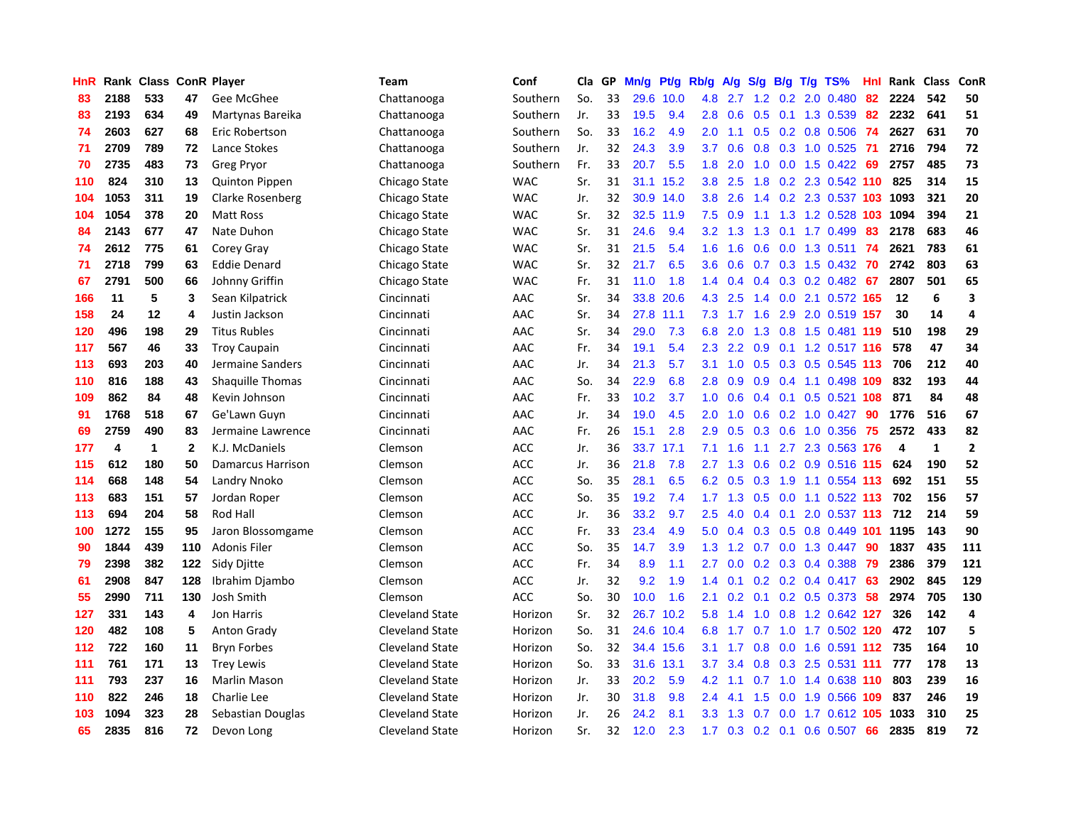| HnR | Rank | Class | ConR | Player | Team | Conf | Cla | GP | Mn/g | Pt/g | Rb/g | A/g | S/g | B/g | T/g | TS% | HnI | Rank | Class | ConR |
|---|---|---|---|---|---|---|---|---|---|---|---|---|---|---|---|---|---|---|---|---|
| 83 | 2188 | 533 | 47 | Gee McGhee | Chattanooga | Southern | So. | 33 | 29.6 | 10.0 | 4.8 | 2.7 | 1.2 | 0.2 | 2.0 | 0.480 | 82 | 2224 | 542 | 50 |
| 83 | 2193 | 634 | 49 | Martynas Bareika | Chattanooga | Southern | Jr. | 33 | 19.5 | 9.4 | 2.8 | 0.6 | 0.5 | 0.1 | 1.3 | 0.539 | 82 | 2232 | 641 | 51 |
| 74 | 2603 | 627 | 68 | Eric Robertson | Chattanooga | Southern | So. | 33 | 16.2 | 4.9 | 2.0 | 1.1 | 0.5 | 0.2 | 0.8 | 0.506 | 74 | 2627 | 631 | 70 |
| 71 | 2709 | 789 | 72 | Lance Stokes | Chattanooga | Southern | Jr. | 32 | 24.3 | 3.9 | 3.7 | 0.6 | 0.8 | 0.3 | 1.0 | 0.525 | 71 | 2716 | 794 | 72 |
| 70 | 2735 | 483 | 73 | Greg Pryor | Chattanooga | Southern | Fr. | 33 | 20.7 | 5.5 | 1.8 | 2.0 | 1.0 | 0.0 | 1.5 | 0.422 | 69 | 2757 | 485 | 73 |
| 110 | 824 | 310 | 13 | Quinton Pippen | Chicago State | WAC | Sr. | 31 | 31.1 | 15.2 | 3.8 | 2.5 | 1.8 | 0.2 | 2.3 | 0.542 | 110 | 825 | 314 | 15 |
| 104 | 1053 | 311 | 19 | Clarke Rosenberg | Chicago State | WAC | Jr. | 32 | 30.9 | 14.0 | 3.8 | 2.6 | 1.4 | 0.2 | 2.3 | 0.537 | 103 | 1093 | 321 | 20 |
| 104 | 1054 | 378 | 20 | Matt Ross | Chicago State | WAC | Sr. | 32 | 32.5 | 11.9 | 7.5 | 0.9 | 1.1 | 1.3 | 1.2 | 0.528 | 103 | 1094 | 394 | 21 |
| 84 | 2143 | 677 | 47 | Nate Duhon | Chicago State | WAC | Sr. | 31 | 24.6 | 9.4 | 3.2 | 1.3 | 1.3 | 0.1 | 1.7 | 0.499 | 83 | 2178 | 683 | 46 |
| 74 | 2612 | 775 | 61 | Corey Gray | Chicago State | WAC | Sr. | 31 | 21.5 | 5.4 | 1.6 | 1.6 | 0.6 | 0.0 | 1.3 | 0.511 | 74 | 2621 | 783 | 61 |
| 71 | 2718 | 799 | 63 | Eddie Denard | Chicago State | WAC | Sr. | 32 | 21.7 | 6.5 | 3.6 | 0.6 | 0.7 | 0.3 | 1.5 | 0.432 | 70 | 2742 | 803 | 63 |
| 67 | 2791 | 500 | 66 | Johnny Griffin | Chicago State | WAC | Fr. | 31 | 11.0 | 1.8 | 1.4 | 0.4 | 0.4 | 0.3 | 0.2 | 0.482 | 67 | 2807 | 501 | 65 |
| 166 | 11 | 5 | 3 | Sean Kilpatrick | Cincinnati | AAC | Sr. | 34 | 33.8 | 20.6 | 4.3 | 2.5 | 1.4 | 0.0 | 2.1 | 0.572 | 165 | 12 | 6 | 3 |
| 158 | 24 | 12 | 4 | Justin Jackson | Cincinnati | AAC | Sr. | 34 | 27.8 | 11.1 | 7.3 | 1.7 | 1.6 | 2.9 | 2.0 | 0.519 | 157 | 30 | 14 | 4 |
| 120 | 496 | 198 | 29 | Titus Rubles | Cincinnati | AAC | Sr. | 34 | 29.0 | 7.3 | 6.8 | 2.0 | 1.3 | 0.8 | 1.5 | 0.481 | 119 | 510 | 198 | 29 |
| 117 | 567 | 46 | 33 | Troy Caupain | Cincinnati | AAC | Fr. | 34 | 19.1 | 5.4 | 2.3 | 2.2 | 0.9 | 0.1 | 1.2 | 0.517 | 116 | 578 | 47 | 34 |
| 113 | 693 | 203 | 40 | Jermaine Sanders | Cincinnati | AAC | Jr. | 34 | 21.3 | 5.7 | 3.1 | 1.0 | 0.5 | 0.3 | 0.5 | 0.545 | 113 | 706 | 212 | 40 |
| 110 | 816 | 188 | 43 | Shaquille Thomas | Cincinnati | AAC | So. | 34 | 22.9 | 6.8 | 2.8 | 0.9 | 0.9 | 0.4 | 1.1 | 0.498 | 109 | 832 | 193 | 44 |
| 109 | 862 | 84 | 48 | Kevin Johnson | Cincinnati | AAC | Fr. | 33 | 10.2 | 3.7 | 1.0 | 0.6 | 0.4 | 0.1 | 0.5 | 0.521 | 108 | 871 | 84 | 48 |
| 91 | 1768 | 518 | 67 | Ge'Lawn Guyn | Cincinnati | AAC | Jr. | 34 | 19.0 | 4.5 | 2.0 | 1.0 | 0.6 | 0.2 | 1.0 | 0.427 | 90 | 1776 | 516 | 67 |
| 69 | 2759 | 490 | 83 | Jermaine Lawrence | Cincinnati | AAC | Fr. | 26 | 15.1 | 2.8 | 2.9 | 0.5 | 0.3 | 0.6 | 1.0 | 0.356 | 75 | 2572 | 433 | 82 |
| 177 | 4 | 1 | 2 | K.J. McDaniels | Clemson | ACC | Jr. | 36 | 33.7 | 17.1 | 7.1 | 1.6 | 1.1 | 2.7 | 2.3 | 0.563 | 176 | 4 | 1 | 2 |
| 115 | 612 | 180 | 50 | Damarcus Harrison | Clemson | ACC | Jr. | 36 | 21.8 | 7.8 | 2.7 | 1.3 | 0.6 | 0.2 | 0.9 | 0.516 | 115 | 624 | 190 | 52 |
| 114 | 668 | 148 | 54 | Landry Nnoko | Clemson | ACC | So. | 35 | 28.1 | 6.5 | 6.2 | 0.5 | 0.5 | 1.9 | 1.1 | 0.554 | 113 | 692 | 151 | 55 |
| 113 | 683 | 151 | 57 | Jordan Roper | Clemson | ACC | So. | 35 | 19.2 | 7.4 | 1.7 | 1.3 | 0.5 | 0.0 | 1.1 | 0.522 | 113 | 702 | 156 | 57 |
| 113 | 694 | 204 | 58 | Rod Hall | Clemson | ACC | Jr. | 36 | 33.2 | 9.7 | 2.5 | 4.0 | 0.4 | 0.1 | 2.0 | 0.537 | 113 | 712 | 214 | 59 |
| 100 | 1272 | 155 | 95 | Jaron Blossomgame | Clemson | ACC | Fr. | 33 | 23.4 | 4.9 | 5.0 | 0.4 | 0.3 | 0.5 | 0.8 | 0.449 | 101 | 1195 | 143 | 90 |
| 90 | 1844 | 439 | 110 | Adonis Filer | Clemson | ACC | So. | 35 | 14.7 | 3.9 | 1.3 | 1.2 | 0.7 | 0.0 | 1.3 | 0.447 | 90 | 1837 | 435 | 111 |
| 79 | 2398 | 382 | 122 | Sidy Djitte | Clemson | ACC | Fr. | 34 | 8.9 | 1.1 | 2.7 | 0.0 | 0.2 | 0.3 | 0.4 | 0.388 | 79 | 2386 | 379 | 121 |
| 61 | 2908 | 847 | 128 | Ibrahim Djambo | Clemson | ACC | Jr. | 32 | 9.2 | 1.9 | 1.4 | 0.1 | 0.2 | 0.2 | 0.4 | 0.417 | 63 | 2902 | 845 | 129 |
| 55 | 2990 | 711 | 130 | Josh Smith | Clemson | ACC | So. | 30 | 10.0 | 1.6 | 2.1 | 0.2 | 0.1 | 0.2 | 0.5 | 0.373 | 58 | 2974 | 705 | 130 |
| 127 | 331 | 143 | 4 | Jon Harris | Cleveland State | Horizon | Sr. | 32 | 26.7 | 10.2 | 5.8 | 1.4 | 1.0 | 0.8 | 1.2 | 0.642 | 127 | 326 | 142 | 4 |
| 120 | 482 | 108 | 5 | Anton Grady | Cleveland State | Horizon | So. | 31 | 24.6 | 10.4 | 6.8 | 1.7 | 0.7 | 1.0 | 1.7 | 0.502 | 120 | 472 | 107 | 5 |
| 112 | 722 | 160 | 11 | Bryn Forbes | Cleveland State | Horizon | So. | 32 | 34.4 | 15.6 | 3.1 | 1.7 | 0.8 | 0.0 | 1.6 | 0.591 | 112 | 735 | 164 | 10 |
| 111 | 761 | 171 | 13 | Trey Lewis | Cleveland State | Horizon | So. | 33 | 31.6 | 13.1 | 3.7 | 3.4 | 0.8 | 0.3 | 2.5 | 0.531 | 111 | 777 | 178 | 13 |
| 111 | 793 | 237 | 16 | Marlin Mason | Cleveland State | Horizon | Jr. | 33 | 20.2 | 5.9 | 4.2 | 1.1 | 0.7 | 1.0 | 1.4 | 0.638 | 110 | 803 | 239 | 16 |
| 110 | 822 | 246 | 18 | Charlie Lee | Cleveland State | Horizon | Jr. | 30 | 31.8 | 9.8 | 2.4 | 4.1 | 1.5 | 0.0 | 1.9 | 0.566 | 109 | 837 | 246 | 19 |
| 103 | 1094 | 323 | 28 | Sebastian Douglas | Cleveland State | Horizon | Jr. | 26 | 24.2 | 8.1 | 3.3 | 1.3 | 0.7 | 0.0 | 1.7 | 0.612 | 105 | 1033 | 310 | 25 |
| 65 | 2835 | 816 | 72 | Devon Long | Cleveland State | Horizon | Sr. | 32 | 12.0 | 2.3 | 1.7 | 0.3 | 0.2 | 0.1 | 0.6 | 0.507 | 66 | 2835 | 819 | 72 |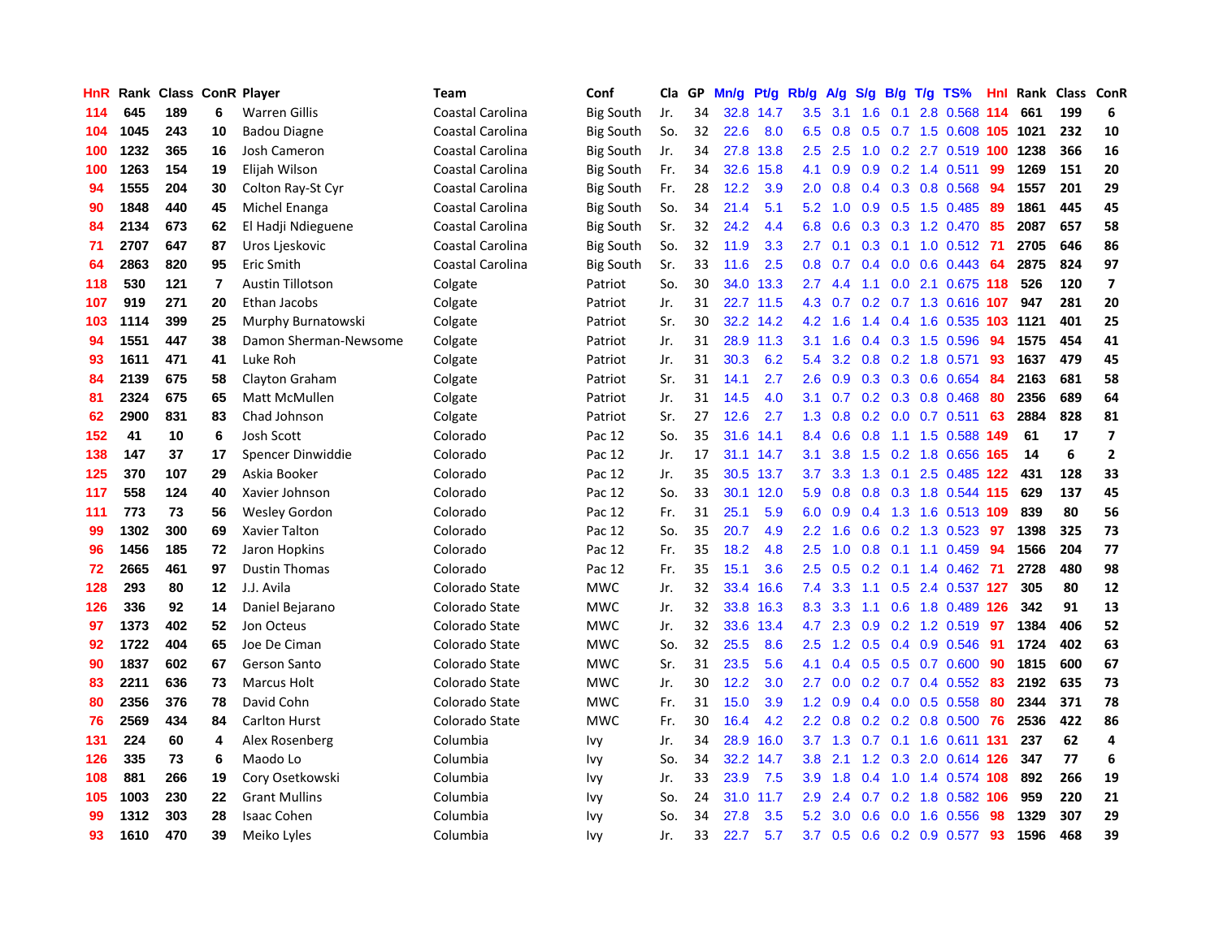| HnR | Rank | Class | ConR | Player | Team | Conf | Cla | GP | Mn/g | Pt/g | Rb/g | A/g | S/g | B/g | T/g | TS% | HnI | Rank | Class | ConR |
|---|---|---|---|---|---|---|---|---|---|---|---|---|---|---|---|---|---|---|---|---|
| 114 | 645 | 189 | 6 | Warren Gillis | Coastal Carolina | Big South | Jr. | 34 | 32.8 | 14.7 | 3.5 | 3.1 | 1.6 | 0.1 | 2.8 | 0.568 | 114 | 661 | 199 | 6 |
| 104 | 1045 | 243 | 10 | Badou Diagne | Coastal Carolina | Big South | So. | 32 | 22.6 | 8.0 | 6.5 | 0.8 | 0.5 | 0.7 | 1.5 | 0.608 | 105 | 1021 | 232 | 10 |
| 100 | 1232 | 365 | 16 | Josh Cameron | Coastal Carolina | Big South | Jr. | 34 | 27.8 | 13.8 | 2.5 | 2.5 | 1.0 | 0.2 | 2.7 | 0.519 | 100 | 1238 | 366 | 16 |
| 100 | 1263 | 154 | 19 | Elijah Wilson | Coastal Carolina | Big South | Fr. | 34 | 32.6 | 15.8 | 4.1 | 0.9 | 0.9 | 0.2 | 1.4 | 0.511 | 99 | 1269 | 151 | 20 |
| 94 | 1555 | 204 | 30 | Colton Ray-St Cyr | Coastal Carolina | Big South | Fr. | 28 | 12.2 | 3.9 | 2.0 | 0.8 | 0.4 | 0.3 | 0.8 | 0.568 | 94 | 1557 | 201 | 29 |
| 90 | 1848 | 440 | 45 | Michel Enanga | Coastal Carolina | Big South | So. | 34 | 21.4 | 5.1 | 5.2 | 1.0 | 0.9 | 0.5 | 1.5 | 0.485 | 89 | 1861 | 445 | 45 |
| 84 | 2134 | 673 | 62 | El Hadji Ndieguene | Coastal Carolina | Big South | Sr. | 32 | 24.2 | 4.4 | 6.8 | 0.6 | 0.3 | 0.3 | 1.2 | 0.470 | 85 | 2087 | 657 | 58 |
| 71 | 2707 | 647 | 87 | Uros Ljeskovic | Coastal Carolina | Big South | So. | 32 | 11.9 | 3.3 | 2.7 | 0.1 | 0.3 | 0.1 | 1.0 | 0.512 | 71 | 2705 | 646 | 86 |
| 64 | 2863 | 820 | 95 | Eric Smith | Coastal Carolina | Big South | Sr. | 33 | 11.6 | 2.5 | 0.8 | 0.7 | 0.4 | 0.0 | 0.6 | 0.443 | 64 | 2875 | 824 | 97 |
| 118 | 530 | 121 | 7 | Austin Tillotson | Colgate | Patriot | So. | 30 | 34.0 | 13.3 | 2.7 | 4.4 | 1.1 | 0.0 | 2.1 | 0.675 | 118 | 526 | 120 | 7 |
| 107 | 919 | 271 | 20 | Ethan Jacobs | Colgate | Patriot | Jr. | 31 | 22.7 | 11.5 | 4.3 | 0.7 | 0.2 | 0.7 | 1.3 | 0.616 | 107 | 947 | 281 | 20 |
| 103 | 1114 | 399 | 25 | Murphy Burnatowski | Colgate | Patriot | Sr. | 30 | 32.2 | 14.2 | 4.2 | 1.6 | 1.4 | 0.4 | 1.6 | 0.535 | 103 | 1121 | 401 | 25 |
| 94 | 1551 | 447 | 38 | Damon Sherman-Newsome | Colgate | Patriot | Jr. | 31 | 28.9 | 11.3 | 3.1 | 1.6 | 0.4 | 0.3 | 1.5 | 0.596 | 94 | 1575 | 454 | 41 |
| 93 | 1611 | 471 | 41 | Luke Roh | Colgate | Patriot | Jr. | 31 | 30.3 | 6.2 | 5.4 | 3.2 | 0.8 | 0.2 | 1.8 | 0.571 | 93 | 1637 | 479 | 45 |
| 84 | 2139 | 675 | 58 | Clayton Graham | Colgate | Patriot | Sr. | 31 | 14.1 | 2.7 | 2.6 | 0.9 | 0.3 | 0.3 | 0.6 | 0.654 | 84 | 2163 | 681 | 58 |
| 81 | 2324 | 675 | 65 | Matt McMullen | Colgate | Patriot | Jr. | 31 | 14.5 | 4.0 | 3.1 | 0.7 | 0.2 | 0.3 | 0.8 | 0.468 | 80 | 2356 | 689 | 64 |
| 62 | 2900 | 831 | 83 | Chad Johnson | Colgate | Patriot | Sr. | 27 | 12.6 | 2.7 | 1.3 | 0.8 | 0.2 | 0.0 | 0.7 | 0.511 | 63 | 2884 | 828 | 81 |
| 152 | 41 | 10 | 6 | Josh Scott | Colorado | Pac 12 | So. | 35 | 31.6 | 14.1 | 8.4 | 0.6 | 0.8 | 1.1 | 1.5 | 0.588 | 149 | 61 | 17 | 7 |
| 138 | 147 | 37 | 17 | Spencer Dinwiddie | Colorado | Pac 12 | Jr. | 17 | 31.1 | 14.7 | 3.1 | 3.8 | 1.5 | 0.2 | 1.8 | 0.656 | 165 | 14 | 6 | 2 |
| 125 | 370 | 107 | 29 | Askia Booker | Colorado | Pac 12 | Jr. | 35 | 30.5 | 13.7 | 3.7 | 3.3 | 1.3 | 0.1 | 2.5 | 0.485 | 122 | 431 | 128 | 33 |
| 117 | 558 | 124 | 40 | Xavier Johnson | Colorado | Pac 12 | So. | 33 | 30.1 | 12.0 | 5.9 | 0.8 | 0.8 | 0.3 | 1.8 | 0.544 | 115 | 629 | 137 | 45 |
| 111 | 773 | 73 | 56 | Wesley Gordon | Colorado | Pac 12 | Fr. | 31 | 25.1 | 5.9 | 6.0 | 0.9 | 0.4 | 1.3 | 1.6 | 0.513 | 109 | 839 | 80 | 56 |
| 99 | 1302 | 300 | 69 | Xavier Talton | Colorado | Pac 12 | So. | 35 | 20.7 | 4.9 | 2.2 | 1.6 | 0.6 | 0.2 | 1.3 | 0.523 | 97 | 1398 | 325 | 73 |
| 96 | 1456 | 185 | 72 | Jaron Hopkins | Colorado | Pac 12 | Fr. | 35 | 18.2 | 4.8 | 2.5 | 1.0 | 0.8 | 0.1 | 1.1 | 0.459 | 94 | 1566 | 204 | 77 |
| 72 | 2665 | 461 | 97 | Dustin Thomas | Colorado | Pac 12 | Fr. | 35 | 15.1 | 3.6 | 2.5 | 0.5 | 0.2 | 0.1 | 1.4 | 0.462 | 71 | 2728 | 480 | 98 |
| 128 | 293 | 80 | 12 | J.J. Avila | Colorado State | MWC | Jr. | 32 | 33.4 | 16.6 | 7.4 | 3.3 | 1.1 | 0.5 | 2.4 | 0.537 | 127 | 305 | 80 | 12 |
| 126 | 336 | 92 | 14 | Daniel Bejarano | Colorado State | MWC | Jr. | 32 | 33.8 | 16.3 | 8.3 | 3.3 | 1.1 | 0.6 | 1.8 | 0.489 | 126 | 342 | 91 | 13 |
| 97 | 1373 | 402 | 52 | Jon Octeus | Colorado State | MWC | Jr. | 32 | 33.6 | 13.4 | 4.7 | 2.3 | 0.9 | 0.2 | 1.2 | 0.519 | 97 | 1384 | 406 | 52 |
| 92 | 1722 | 404 | 65 | Joe De Ciman | Colorado State | MWC | So. | 32 | 25.5 | 8.6 | 2.5 | 1.2 | 0.5 | 0.4 | 0.9 | 0.546 | 91 | 1724 | 402 | 63 |
| 90 | 1837 | 602 | 67 | Gerson Santo | Colorado State | MWC | Sr. | 31 | 23.5 | 5.6 | 4.1 | 0.4 | 0.5 | 0.5 | 0.7 | 0.600 | 90 | 1815 | 600 | 67 |
| 83 | 2211 | 636 | 73 | Marcus Holt | Colorado State | MWC | Jr. | 30 | 12.2 | 3.0 | 2.7 | 0.0 | 0.2 | 0.7 | 0.4 | 0.552 | 83 | 2192 | 635 | 73 |
| 80 | 2356 | 376 | 78 | David Cohn | Colorado State | MWC | Fr. | 31 | 15.0 | 3.9 | 1.2 | 0.9 | 0.4 | 0.0 | 0.5 | 0.558 | 80 | 2344 | 371 | 78 |
| 76 | 2569 | 434 | 84 | Carlton Hurst | Colorado State | MWC | Fr. | 30 | 16.4 | 4.2 | 2.2 | 0.8 | 0.2 | 0.2 | 0.8 | 0.500 | 76 | 2536 | 422 | 86 |
| 131 | 224 | 60 | 4 | Alex Rosenberg | Columbia | Ivy | Jr. | 34 | 28.9 | 16.0 | 3.7 | 1.3 | 0.7 | 0.1 | 1.6 | 0.611 | 131 | 237 | 62 | 4 |
| 126 | 335 | 73 | 6 | Maodo Lo | Columbia | Ivy | So. | 34 | 32.2 | 14.7 | 3.8 | 2.1 | 1.2 | 0.3 | 2.0 | 0.614 | 126 | 347 | 77 | 6 |
| 108 | 881 | 266 | 19 | Cory Osetkowski | Columbia | Ivy | Jr. | 33 | 23.9 | 7.5 | 3.9 | 1.8 | 0.4 | 1.0 | 1.4 | 0.574 | 108 | 892 | 266 | 19 |
| 105 | 1003 | 230 | 22 | Grant Mullins | Columbia | Ivy | So. | 24 | 31.0 | 11.7 | 2.9 | 2.4 | 0.7 | 0.2 | 1.8 | 0.582 | 106 | 959 | 220 | 21 |
| 99 | 1312 | 303 | 28 | Isaac Cohen | Columbia | Ivy | So. | 34 | 27.8 | 3.5 | 5.2 | 3.0 | 0.6 | 0.0 | 1.6 | 0.556 | 98 | 1329 | 307 | 29 |
| 93 | 1610 | 470 | 39 | Meiko Lyles | Columbia | Ivy | Jr. | 33 | 22.7 | 5.7 | 3.7 | 0.5 | 0.6 | 0.2 | 0.9 | 0.577 | 93 | 1596 | 468 | 39 |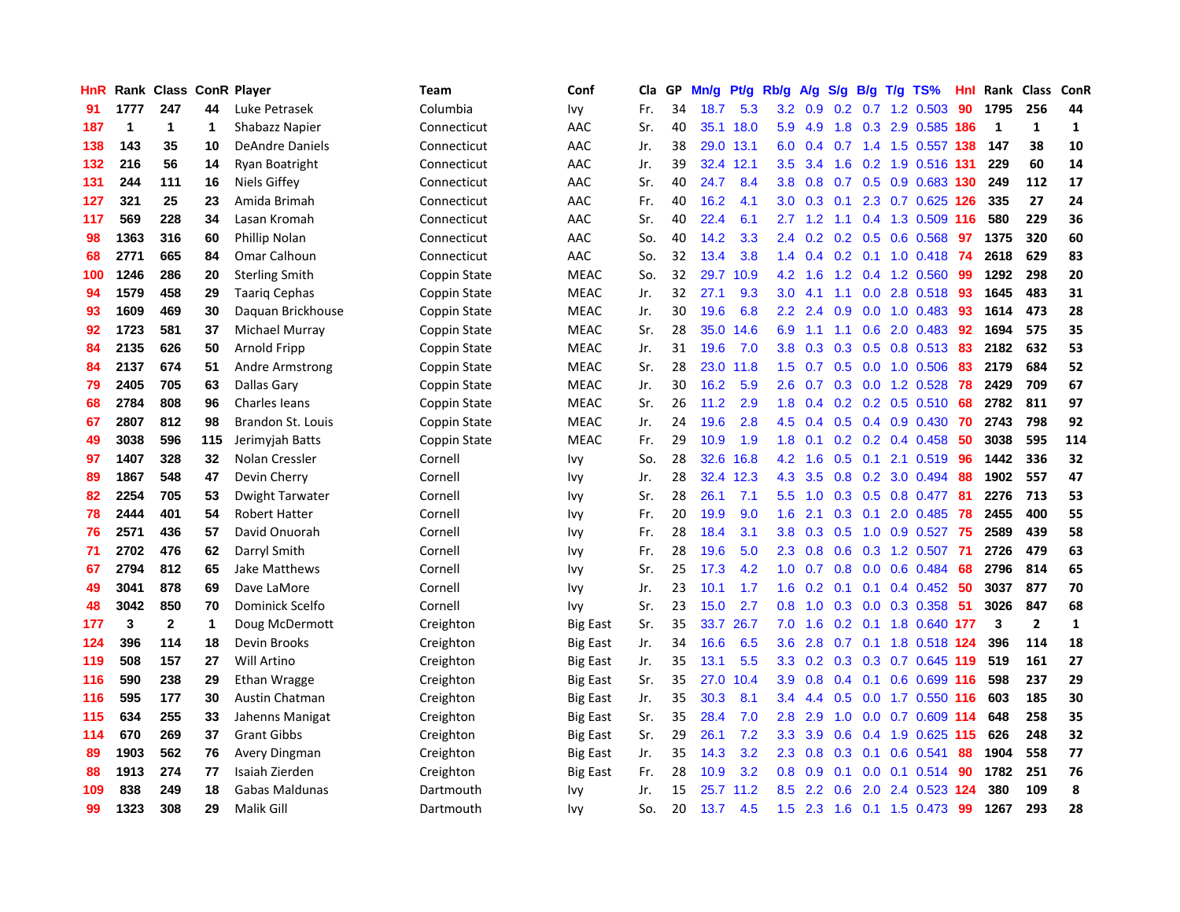| HnR | Rank | Class | ConR | Player | Team | Conf | Cla | GP | Mn/g | Pt/g | Rb/g | A/g | S/g | B/g | T/g | TS% | HnI | Rank | Class | ConR |
|---|---|---|---|---|---|---|---|---|---|---|---|---|---|---|---|---|---|---|---|---|
| 91 | 1777 | 247 | 44 | Luke Petrasek | Columbia | Ivy | Fr. | 34 | 18.7 | 5.3 | 3.2 | 0.9 | 0.2 | 0.7 | 1.2 | 0.503 | 90 | 1795 | 256 | 44 |
| 187 | 1 | 1 | 1 | Shabazz Napier | Connecticut | AAC | Sr. | 40 | 35.1 | 18.0 | 5.9 | 4.9 | 1.8 | 0.3 | 2.9 | 0.585 | 186 | 1 | 1 | 1 |
| 138 | 143 | 35 | 10 | DeAndre Daniels | Connecticut | AAC | Jr. | 38 | 29.0 | 13.1 | 6.0 | 0.4 | 0.7 | 1.4 | 1.5 | 0.557 | 138 | 147 | 38 | 10 |
| 132 | 216 | 56 | 14 | Ryan Boatright | Connecticut | AAC | Jr. | 39 | 32.4 | 12.1 | 3.5 | 3.4 | 1.6 | 0.2 | 1.9 | 0.516 | 131 | 229 | 60 | 14 |
| 131 | 244 | 111 | 16 | Niels Giffey | Connecticut | AAC | Sr. | 40 | 24.7 | 8.4 | 3.8 | 0.8 | 0.7 | 0.5 | 0.9 | 0.683 | 130 | 249 | 112 | 17 |
| 127 | 321 | 25 | 23 | Amida Brimah | Connecticut | AAC | Fr. | 40 | 16.2 | 4.1 | 3.0 | 0.3 | 0.1 | 2.3 | 0.7 | 0.625 | 126 | 335 | 27 | 24 |
| 117 | 569 | 228 | 34 | Lasan Kromah | Connecticut | AAC | Sr. | 40 | 22.4 | 6.1 | 2.7 | 1.2 | 1.1 | 0.4 | 1.3 | 0.509 | 116 | 580 | 229 | 36 |
| 98 | 1363 | 316 | 60 | Phillip Nolan | Connecticut | AAC | So. | 40 | 14.2 | 3.3 | 2.4 | 0.2 | 0.2 | 0.5 | 0.6 | 0.568 | 97 | 1375 | 320 | 60 |
| 68 | 2771 | 665 | 84 | Omar Calhoun | Connecticut | AAC | So. | 32 | 13.4 | 3.8 | 1.4 | 0.4 | 0.2 | 0.1 | 1.0 | 0.418 | 74 | 2618 | 629 | 83 |
| 100 | 1246 | 286 | 20 | Sterling Smith | Coppin State | MEAC | So. | 32 | 29.7 | 10.9 | 4.2 | 1.6 | 1.2 | 0.4 | 1.2 | 0.560 | 99 | 1292 | 298 | 20 |
| 94 | 1579 | 458 | 29 | Taariq Cephas | Coppin State | MEAC | Jr. | 32 | 27.1 | 9.3 | 3.0 | 4.1 | 1.1 | 0.0 | 2.8 | 0.518 | 93 | 1645 | 483 | 31 |
| 93 | 1609 | 469 | 30 | Daquan Brickhouse | Coppin State | MEAC | Jr. | 30 | 19.6 | 6.8 | 2.2 | 2.4 | 0.9 | 0.0 | 1.0 | 0.483 | 93 | 1614 | 473 | 28 |
| 92 | 1723 | 581 | 37 | Michael Murray | Coppin State | MEAC | Sr. | 28 | 35.0 | 14.6 | 6.9 | 1.1 | 1.1 | 0.6 | 2.0 | 0.483 | 92 | 1694 | 575 | 35 |
| 84 | 2135 | 626 | 50 | Arnold Fripp | Coppin State | MEAC | Jr. | 31 | 19.6 | 7.0 | 3.8 | 0.3 | 0.3 | 0.5 | 0.8 | 0.513 | 83 | 2182 | 632 | 53 |
| 84 | 2137 | 674 | 51 | Andre Armstrong | Coppin State | MEAC | Sr. | 28 | 23.0 | 11.8 | 1.5 | 0.7 | 0.5 | 0.0 | 1.0 | 0.506 | 83 | 2179 | 684 | 52 |
| 79 | 2405 | 705 | 63 | Dallas Gary | Coppin State | MEAC | Jr. | 30 | 16.2 | 5.9 | 2.6 | 0.7 | 0.3 | 0.0 | 1.2 | 0.528 | 78 | 2429 | 709 | 67 |
| 68 | 2784 | 808 | 96 | Charles Ieans | Coppin State | MEAC | Sr. | 26 | 11.2 | 2.9 | 1.8 | 0.4 | 0.2 | 0.2 | 0.5 | 0.510 | 68 | 2782 | 811 | 97 |
| 67 | 2807 | 812 | 98 | Brandon St. Louis | Coppin State | MEAC | Jr. | 24 | 19.6 | 2.8 | 4.5 | 0.4 | 0.5 | 0.4 | 0.9 | 0.430 | 70 | 2743 | 798 | 92 |
| 49 | 3038 | 596 | 115 | Jerimyjah Batts | Coppin State | MEAC | Fr. | 29 | 10.9 | 1.9 | 1.8 | 0.1 | 0.2 | 0.2 | 0.4 | 0.458 | 50 | 3038 | 595 | 114 |
| 97 | 1407 | 328 | 32 | Nolan Cressler | Cornell | Ivy | So. | 28 | 32.6 | 16.8 | 4.2 | 1.6 | 0.5 | 0.1 | 2.1 | 0.519 | 96 | 1442 | 336 | 32 |
| 89 | 1867 | 548 | 47 | Devin Cherry | Cornell | Ivy | Jr. | 28 | 32.4 | 12.3 | 4.3 | 3.5 | 0.8 | 0.2 | 3.0 | 0.494 | 88 | 1902 | 557 | 47 |
| 82 | 2254 | 705 | 53 | Dwight Tarwater | Cornell | Ivy | Sr. | 28 | 26.1 | 7.1 | 5.5 | 1.0 | 0.3 | 0.5 | 0.8 | 0.477 | 81 | 2276 | 713 | 53 |
| 78 | 2444 | 401 | 54 | Robert Hatter | Cornell | Ivy | Fr. | 20 | 19.9 | 9.0 | 1.6 | 2.1 | 0.3 | 0.1 | 2.0 | 0.485 | 78 | 2455 | 400 | 55 |
| 76 | 2571 | 436 | 57 | David Onuorah | Cornell | Ivy | Fr. | 28 | 18.4 | 3.1 | 3.8 | 0.3 | 0.5 | 1.0 | 0.9 | 0.527 | 75 | 2589 | 439 | 58 |
| 71 | 2702 | 476 | 62 | Darryl Smith | Cornell | Ivy | Fr. | 28 | 19.6 | 5.0 | 2.3 | 0.8 | 0.6 | 0.3 | 1.2 | 0.507 | 71 | 2726 | 479 | 63 |
| 67 | 2794 | 812 | 65 | Jake Matthews | Cornell | Ivy | Sr. | 25 | 17.3 | 4.2 | 1.0 | 0.7 | 0.8 | 0.0 | 0.6 | 0.484 | 68 | 2796 | 814 | 65 |
| 49 | 3041 | 878 | 69 | Dave LaMore | Cornell | Ivy | Jr. | 23 | 10.1 | 1.7 | 1.6 | 0.2 | 0.1 | 0.1 | 0.4 | 0.452 | 50 | 3037 | 877 | 70 |
| 48 | 3042 | 850 | 70 | Dominick Scelfo | Cornell | Ivy | Sr. | 23 | 15.0 | 2.7 | 0.8 | 1.0 | 0.3 | 0.0 | 0.3 | 0.358 | 51 | 3026 | 847 | 68 |
| 177 | 3 | 2 | 1 | Doug McDermott | Creighton | Big East | Sr. | 35 | 33.7 | 26.7 | 7.0 | 1.6 | 0.2 | 0.1 | 1.8 | 0.640 | 177 | 3 | 2 | 1 |
| 124 | 396 | 114 | 18 | Devin Brooks | Creighton | Big East | Jr. | 34 | 16.6 | 6.5 | 3.6 | 2.8 | 0.7 | 0.1 | 1.8 | 0.518 | 124 | 396 | 114 | 18 |
| 119 | 508 | 157 | 27 | Will Artino | Creighton | Big East | Jr. | 35 | 13.1 | 5.5 | 3.3 | 0.2 | 0.3 | 0.3 | 0.7 | 0.645 | 119 | 519 | 161 | 27 |
| 116 | 590 | 238 | 29 | Ethan Wragge | Creighton | Big East | Sr. | 35 | 27.0 | 10.4 | 3.9 | 0.8 | 0.4 | 0.1 | 0.6 | 0.699 | 116 | 598 | 237 | 29 |
| 116 | 595 | 177 | 30 | Austin Chatman | Creighton | Big East | Jr. | 35 | 30.3 | 8.1 | 3.4 | 4.4 | 0.5 | 0.0 | 1.7 | 0.550 | 116 | 603 | 185 | 30 |
| 115 | 634 | 255 | 33 | Jahenns Manigat | Creighton | Big East | Sr. | 35 | 28.4 | 7.0 | 2.8 | 2.9 | 1.0 | 0.0 | 0.7 | 0.609 | 114 | 648 | 258 | 35 |
| 114 | 670 | 269 | 37 | Grant Gibbs | Creighton | Big East | Sr. | 29 | 26.1 | 7.2 | 3.3 | 3.9 | 0.6 | 0.4 | 1.9 | 0.625 | 115 | 626 | 248 | 32 |
| 89 | 1903 | 562 | 76 | Avery Dingman | Creighton | Big East | Jr. | 35 | 14.3 | 3.2 | 2.3 | 0.8 | 0.3 | 0.1 | 0.6 | 0.541 | 88 | 1904 | 558 | 77 |
| 88 | 1913 | 274 | 77 | Isaiah Zierden | Creighton | Big East | Fr. | 28 | 10.9 | 3.2 | 0.8 | 0.9 | 0.1 | 0.0 | 0.1 | 0.514 | 90 | 1782 | 251 | 76 |
| 109 | 838 | 249 | 18 | Gabas Maldunas | Dartmouth | Ivy | Jr. | 15 | 25.7 | 11.2 | 8.5 | 2.2 | 0.6 | 2.0 | 2.4 | 0.523 | 124 | 380 | 109 | 8 |
| 99 | 1323 | 308 | 29 | Malik Gill | Dartmouth | Ivy | So. | 20 | 13.7 | 4.5 | 1.5 | 2.3 | 1.6 | 0.1 | 1.5 | 0.473 | 99 | 1267 | 293 | 28 |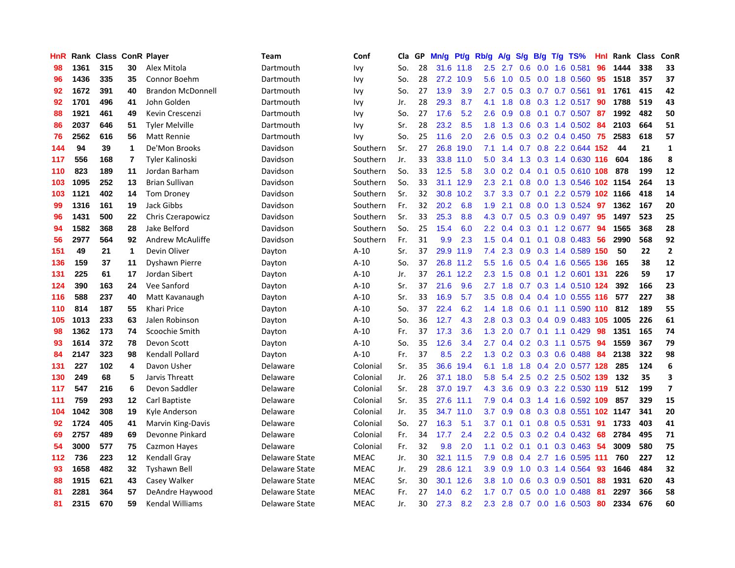| HnR | Rank | Class | ConR | Player | Team | Conf | Cla | GP | Mn/g | Pt/g | Rb/g | A/g | S/g | B/g | T/g | TS% | HnI | Rank | Class | ConR |
|---|---|---|---|---|---|---|---|---|---|---|---|---|---|---|---|---|---|---|---|---|
| 98 | 1361 | 315 | 30 | Alex Mitola | Dartmouth | Ivy | So. | 28 | 31.6 | 11.8 | 2.5 | 2.7 | 0.6 | 0.0 | 1.6 | 0.581 | 96 | 1444 | 338 | 33 |
| 96 | 1436 | 335 | 35 | Connor Boehm | Dartmouth | Ivy | So. | 28 | 27.2 | 10.9 | 5.6 | 1.0 | 0.5 | 0.0 | 1.8 | 0.560 | 95 | 1518 | 357 | 37 |
| 92 | 1672 | 391 | 40 | Brandon McDonnell | Dartmouth | Ivy | So. | 27 | 13.9 | 3.9 | 2.7 | 0.5 | 0.3 | 0.7 | 0.7 | 0.561 | 91 | 1761 | 415 | 42 |
| 92 | 1701 | 496 | 41 | John Golden | Dartmouth | Ivy | Jr. | 28 | 29.3 | 8.7 | 4.1 | 1.8 | 0.8 | 0.3 | 1.2 | 0.517 | 90 | 1788 | 519 | 43 |
| 88 | 1921 | 461 | 49 | Kevin Crescenzi | Dartmouth | Ivy | So. | 27 | 17.6 | 5.2 | 2.6 | 0.9 | 0.8 | 0.1 | 0.7 | 0.507 | 87 | 1992 | 482 | 50 |
| 86 | 2037 | 646 | 51 | Tyler Melville | Dartmouth | Ivy | Sr. | 28 | 23.2 | 8.5 | 1.8 | 1.3 | 0.6 | 0.3 | 1.4 | 0.502 | 84 | 2103 | 664 | 51 |
| 76 | 2562 | 616 | 56 | Matt Rennie | Dartmouth | Ivy | So. | 25 | 11.6 | 2.0 | 2.6 | 0.5 | 0.3 | 0.2 | 0.4 | 0.450 | 75 | 2583 | 618 | 57 |
| 144 | 94 | 39 | 1 | De'Mon Brooks | Davidson | Southern | Sr. | 27 | 26.8 | 19.0 | 7.1 | 1.4 | 0.7 | 0.8 | 2.2 | 0.644 | 152 | 44 | 21 | 1 |
| 117 | 556 | 168 | 7 | Tyler Kalinoski | Davidson | Southern | Jr. | 33 | 33.8 | 11.0 | 5.0 | 3.4 | 1.3 | 0.3 | 1.4 | 0.630 | 116 | 604 | 186 | 8 |
| 110 | 823 | 189 | 11 | Jordan Barham | Davidson | Southern | So. | 33 | 12.5 | 5.8 | 3.0 | 0.2 | 0.4 | 0.1 | 0.5 | 0.610 | 108 | 878 | 199 | 12 |
| 103 | 1095 | 252 | 13 | Brian Sullivan | Davidson | Southern | So. | 33 | 31.1 | 12.9 | 2.3 | 2.1 | 0.8 | 0.0 | 1.3 | 0.546 | 102 | 1154 | 264 | 13 |
| 103 | 1121 | 402 | 14 | Tom Droney | Davidson | Southern | Sr. | 32 | 30.8 | 10.2 | 3.7 | 3.3 | 0.7 | 0.1 | 2.2 | 0.579 | 102 | 1166 | 418 | 14 |
| 99 | 1316 | 161 | 19 | Jack Gibbs | Davidson | Southern | Fr. | 32 | 20.2 | 6.8 | 1.9 | 2.1 | 0.8 | 0.0 | 1.3 | 0.524 | 97 | 1362 | 167 | 20 |
| 96 | 1431 | 500 | 22 | Chris Czerapowicz | Davidson | Southern | Sr. | 33 | 25.3 | 8.8 | 4.3 | 0.7 | 0.5 | 0.3 | 0.9 | 0.497 | 95 | 1497 | 523 | 25 |
| 94 | 1582 | 368 | 28 | Jake Belford | Davidson | Southern | So. | 25 | 15.4 | 6.0 | 2.2 | 0.4 | 0.3 | 0.1 | 1.2 | 0.677 | 94 | 1565 | 368 | 28 |
| 56 | 2977 | 564 | 92 | Andrew McAuliffe | Davidson | Southern | Fr. | 31 | 9.9 | 2.3 | 1.5 | 0.4 | 0.1 | 0.1 | 0.8 | 0.483 | 56 | 2990 | 568 | 92 |
| 151 | 49 | 21 | 1 | Devin Oliver | Dayton | A-10 | Sr. | 37 | 29.9 | 11.9 | 7.4 | 2.3 | 0.9 | 0.3 | 1.4 | 0.589 | 150 | 50 | 22 | 2 |
| 136 | 159 | 37 | 11 | Dyshawn Pierre | Dayton | A-10 | So. | 37 | 26.8 | 11.2 | 5.5 | 1.6 | 0.5 | 0.4 | 1.6 | 0.565 | 136 | 165 | 38 | 12 |
| 131 | 225 | 61 | 17 | Jordan Sibert | Dayton | A-10 | Jr. | 37 | 26.1 | 12.2 | 2.3 | 1.5 | 0.8 | 0.1 | 1.2 | 0.601 | 131 | 226 | 59 | 17 |
| 124 | 390 | 163 | 24 | Vee Sanford | Dayton | A-10 | Sr. | 37 | 21.6 | 9.6 | 2.7 | 1.8 | 0.7 | 0.3 | 1.4 | 0.510 | 124 | 392 | 166 | 23 |
| 116 | 588 | 237 | 40 | Matt Kavanaugh | Dayton | A-10 | Sr. | 33 | 16.9 | 5.7 | 3.5 | 0.8 | 0.4 | 0.4 | 1.0 | 0.555 | 116 | 577 | 227 | 38 |
| 110 | 814 | 187 | 55 | Khari Price | Dayton | A-10 | So. | 37 | 22.4 | 6.2 | 1.4 | 1.8 | 0.6 | 0.1 | 1.1 | 0.590 | 110 | 812 | 189 | 55 |
| 105 | 1013 | 233 | 63 | Jalen Robinson | Dayton | A-10 | So. | 36 | 12.7 | 4.3 | 2.8 | 0.3 | 0.3 | 0.4 | 0.9 | 0.483 | 105 | 1005 | 226 | 61 |
| 98 | 1362 | 173 | 74 | Scoochie Smith | Dayton | A-10 | Fr. | 37 | 17.3 | 3.6 | 1.3 | 2.0 | 0.7 | 0.1 | 1.1 | 0.429 | 98 | 1351 | 165 | 74 |
| 93 | 1614 | 372 | 78 | Devon Scott | Dayton | A-10 | So. | 35 | 12.6 | 3.4 | 2.7 | 0.4 | 0.2 | 0.3 | 1.1 | 0.575 | 94 | 1559 | 367 | 79 |
| 84 | 2147 | 323 | 98 | Kendall Pollard | Dayton | A-10 | Fr. | 37 | 8.5 | 2.2 | 1.3 | 0.2 | 0.3 | 0.3 | 0.6 | 0.488 | 84 | 2138 | 322 | 98 |
| 131 | 227 | 102 | 4 | Davon Usher | Delaware | Colonial | Sr. | 35 | 36.6 | 19.4 | 6.1 | 1.8 | 1.8 | 0.4 | 2.0 | 0.577 | 128 | 285 | 124 | 6 |
| 130 | 249 | 68 | 5 | Jarvis Threatt | Delaware | Colonial | Jr. | 26 | 37.1 | 18.0 | 5.8 | 5.4 | 2.5 | 0.2 | 2.5 | 0.502 | 139 | 132 | 35 | 3 |
| 117 | 547 | 216 | 6 | Devon Saddler | Delaware | Colonial | Sr. | 28 | 37.0 | 19.7 | 4.3 | 3.6 | 0.9 | 0.3 | 2.2 | 0.530 | 119 | 512 | 199 | 7 |
| 111 | 759 | 293 | 12 | Carl Baptiste | Delaware | Colonial | Sr. | 35 | 27.6 | 11.1 | 7.9 | 0.4 | 0.3 | 1.4 | 1.6 | 0.592 | 109 | 857 | 329 | 15 |
| 104 | 1042 | 308 | 19 | Kyle Anderson | Delaware | Colonial | Jr. | 35 | 34.7 | 11.0 | 3.7 | 0.9 | 0.8 | 0.3 | 0.8 | 0.551 | 102 | 1147 | 341 | 20 |
| 92 | 1724 | 405 | 41 | Marvin King-Davis | Delaware | Colonial | So. | 27 | 16.3 | 5.1 | 3.7 | 0.1 | 0.1 | 0.8 | 0.5 | 0.531 | 91 | 1733 | 403 | 41 |
| 69 | 2757 | 489 | 69 | Devonne Pinkard | Delaware | Colonial | Fr. | 34 | 17.7 | 2.4 | 2.2 | 0.5 | 0.3 | 0.2 | 0.4 | 0.432 | 68 | 2784 | 495 | 71 |
| 54 | 3000 | 577 | 75 | Cazmon Hayes | Delaware | Colonial | Fr. | 32 | 9.8 | 2.0 | 1.1 | 0.2 | 0.1 | 0.1 | 0.3 | 0.463 | 54 | 3009 | 580 | 75 |
| 112 | 736 | 223 | 12 | Kendall Gray | Delaware State | MEAC | Jr. | 30 | 32.1 | 11.5 | 7.9 | 0.8 | 0.4 | 2.7 | 1.6 | 0.595 | 111 | 760 | 227 | 12 |
| 93 | 1658 | 482 | 32 | Tyshawn Bell | Delaware State | MEAC | Jr. | 29 | 28.6 | 12.1 | 3.9 | 0.9 | 1.0 | 0.3 | 1.4 | 0.564 | 93 | 1646 | 484 | 32 |
| 88 | 1915 | 621 | 43 | Casey Walker | Delaware State | MEAC | Sr. | 30 | 30.1 | 12.6 | 3.8 | 1.0 | 0.6 | 0.3 | 0.9 | 0.501 | 88 | 1931 | 620 | 43 |
| 81 | 2281 | 364 | 57 | DeAndre Haywood | Delaware State | MEAC | Fr. | 27 | 14.0 | 6.2 | 1.7 | 0.7 | 0.5 | 0.0 | 1.0 | 0.488 | 81 | 2297 | 366 | 58 |
| 81 | 2315 | 670 | 59 | Kendal Williams | Delaware State | MEAC | Jr. | 30 | 27.3 | 8.2 | 2.3 | 2.8 | 0.7 | 0.0 | 1.6 | 0.503 | 80 | 2334 | 676 | 60 |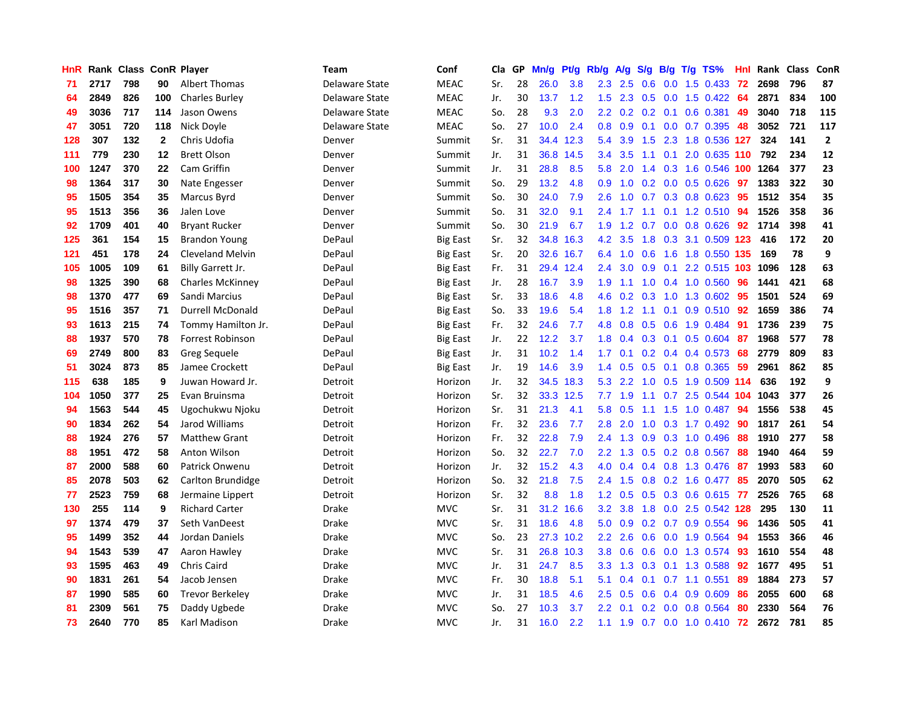| HnR | Rank | Class | ConR | Player | Team | Conf | Cla | GP | Mn/g | Pt/g | Rb/g | A/g | S/g | B/g | T/g | TS% | HnI | Rank | Class | ConR |
|---|---|---|---|---|---|---|---|---|---|---|---|---|---|---|---|---|---|---|---|---|
| 71 | 2717 | 798 | 90 | Albert Thomas | Delaware State | MEAC | Sr. | 28 | 26.0 | 3.8 | 2.3 | 2.5 | 0.6 | 0.0 | 1.5 | 0.433 | 72 | 2698 | 796 | 87 |
| 64 | 2849 | 826 | 100 | Charles Burley | Delaware State | MEAC | Jr. | 30 | 13.7 | 1.2 | 1.5 | 2.3 | 0.5 | 0.0 | 1.5 | 0.422 | 64 | 2871 | 834 | 100 |
| 49 | 3036 | 717 | 114 | Jason Owens | Delaware State | MEAC | So. | 28 | 9.3 | 2.0 | 2.2 | 0.2 | 0.2 | 0.1 | 0.6 | 0.381 | 49 | 3040 | 718 | 115 |
| 47 | 3051 | 720 | 118 | Nick Doyle | Delaware State | MEAC | So. | 27 | 10.0 | 2.4 | 0.8 | 0.9 | 0.1 | 0.0 | 0.7 | 0.395 | 48 | 3052 | 721 | 117 |
| 128 | 307 | 132 | 2 | Chris Udofia | Denver | Summit | Sr. | 31 | 34.4 | 12.3 | 5.4 | 3.9 | 1.5 | 2.3 | 1.8 | 0.536 | 127 | 324 | 141 | 2 |
| 111 | 779 | 230 | 12 | Brett Olson | Denver | Summit | Jr. | 31 | 36.8 | 14.5 | 3.4 | 3.5 | 1.1 | 0.1 | 2.0 | 0.635 | 110 | 792 | 234 | 12 |
| 100 | 1247 | 370 | 22 | Cam Griffin | Denver | Summit | Jr. | 31 | 28.8 | 8.5 | 5.8 | 2.0 | 1.4 | 0.3 | 1.6 | 0.546 | 100 | 1264 | 377 | 23 |
| 98 | 1364 | 317 | 30 | Nate Engesser | Denver | Summit | So. | 29 | 13.2 | 4.8 | 0.9 | 1.0 | 0.2 | 0.0 | 0.5 | 0.626 | 97 | 1383 | 322 | 30 |
| 95 | 1505 | 354 | 35 | Marcus Byrd | Denver | Summit | So. | 30 | 24.0 | 7.9 | 2.6 | 1.0 | 0.7 | 0.3 | 0.8 | 0.623 | 95 | 1512 | 354 | 35 |
| 95 | 1513 | 356 | 36 | Jalen Love | Denver | Summit | So. | 31 | 32.0 | 9.1 | 2.4 | 1.7 | 1.1 | 0.1 | 1.2 | 0.510 | 94 | 1526 | 358 | 36 |
| 92 | 1709 | 401 | 40 | Bryant Rucker | Denver | Summit | So. | 30 | 21.9 | 6.7 | 1.9 | 1.2 | 0.7 | 0.0 | 0.8 | 0.626 | 92 | 1714 | 398 | 41 |
| 125 | 361 | 154 | 15 | Brandon Young | DePaul | Big East | Sr. | 32 | 34.8 | 16.3 | 4.2 | 3.5 | 1.8 | 0.3 | 3.1 | 0.509 | 123 | 416 | 172 | 20 |
| 121 | 451 | 178 | 24 | Cleveland Melvin | DePaul | Big East | Sr. | 20 | 32.6 | 16.7 | 6.4 | 1.0 | 0.6 | 1.6 | 1.8 | 0.550 | 135 | 169 | 78 | 9 |
| 105 | 1005 | 109 | 61 | Billy Garrett Jr. | DePaul | Big East | Fr. | 31 | 29.4 | 12.4 | 2.4 | 3.0 | 0.9 | 0.1 | 2.2 | 0.515 | 103 | 1096 | 128 | 63 |
| 98 | 1325 | 390 | 68 | Charles McKinney | DePaul | Big East | Jr. | 28 | 16.7 | 3.9 | 1.9 | 1.1 | 1.0 | 0.4 | 1.0 | 0.560 | 96 | 1441 | 421 | 68 |
| 98 | 1370 | 477 | 69 | Sandi Marcius | DePaul | Big East | Sr. | 33 | 18.6 | 4.8 | 4.6 | 0.2 | 0.3 | 1.0 | 1.3 | 0.602 | 95 | 1501 | 524 | 69 |
| 95 | 1516 | 357 | 71 | Durrell McDonald | DePaul | Big East | So. | 33 | 19.6 | 5.4 | 1.8 | 1.2 | 1.1 | 0.1 | 0.9 | 0.510 | 92 | 1659 | 386 | 74 |
| 93 | 1613 | 215 | 74 | Tommy Hamilton Jr. | DePaul | Big East | Fr. | 32 | 24.6 | 7.7 | 4.8 | 0.8 | 0.5 | 0.6 | 1.9 | 0.484 | 91 | 1736 | 239 | 75 |
| 88 | 1937 | 570 | 78 | Forrest Robinson | DePaul | Big East | Jr. | 22 | 12.2 | 3.7 | 1.8 | 0.4 | 0.3 | 0.1 | 0.5 | 0.604 | 87 | 1968 | 577 | 78 |
| 69 | 2749 | 800 | 83 | Greg Sequele | DePaul | Big East | Jr. | 31 | 10.2 | 1.4 | 1.7 | 0.1 | 0.2 | 0.4 | 0.4 | 0.573 | 68 | 2779 | 809 | 83 |
| 51 | 3024 | 873 | 85 | Jamee Crockett | DePaul | Big East | Jr. | 19 | 14.6 | 3.9 | 1.4 | 0.5 | 0.5 | 0.1 | 0.8 | 0.365 | 59 | 2961 | 862 | 85 |
| 115 | 638 | 185 | 9 | Juwan Howard Jr. | Detroit | Horizon | Jr. | 32 | 34.5 | 18.3 | 5.3 | 2.2 | 1.0 | 0.5 | 1.9 | 0.509 | 114 | 636 | 192 | 9 |
| 104 | 1050 | 377 | 25 | Evan Bruinsma | Detroit | Horizon | Sr. | 32 | 33.3 | 12.5 | 7.7 | 1.9 | 1.1 | 0.7 | 2.5 | 0.544 | 104 | 1043 | 377 | 26 |
| 94 | 1563 | 544 | 45 | Ugochukwu Njoku | Detroit | Horizon | Sr. | 31 | 21.3 | 4.1 | 5.8 | 0.5 | 1.1 | 1.5 | 1.0 | 0.487 | 94 | 1556 | 538 | 45 |
| 90 | 1834 | 262 | 54 | Jarod Williams | Detroit | Horizon | Fr. | 32 | 23.6 | 7.7 | 2.8 | 2.0 | 1.0 | 0.3 | 1.7 | 0.492 | 90 | 1817 | 261 | 54 |
| 88 | 1924 | 276 | 57 | Matthew Grant | Detroit | Horizon | Fr. | 32 | 22.8 | 7.9 | 2.4 | 1.3 | 0.9 | 0.3 | 1.0 | 0.496 | 88 | 1910 | 277 | 58 |
| 88 | 1951 | 472 | 58 | Anton Wilson | Detroit | Horizon | So. | 32 | 22.7 | 7.0 | 2.2 | 1.3 | 0.5 | 0.2 | 0.8 | 0.567 | 88 | 1940 | 464 | 59 |
| 87 | 2000 | 588 | 60 | Patrick Onwenu | Detroit | Horizon | Jr. | 32 | 15.2 | 4.3 | 4.0 | 0.4 | 0.4 | 0.8 | 1.3 | 0.476 | 87 | 1993 | 583 | 60 |
| 85 | 2078 | 503 | 62 | Carlton Brundidge | Detroit | Horizon | So. | 32 | 21.8 | 7.5 | 2.4 | 1.5 | 0.8 | 0.2 | 1.6 | 0.477 | 85 | 2070 | 505 | 62 |
| 77 | 2523 | 759 | 68 | Jermaine Lippert | Detroit | Horizon | Sr. | 32 | 8.8 | 1.8 | 1.2 | 0.5 | 0.5 | 0.3 | 0.6 | 0.615 | 77 | 2526 | 765 | 68 |
| 130 | 255 | 114 | 9 | Richard Carter | Drake | MVC | Sr. | 31 | 31.2 | 16.6 | 3.2 | 3.8 | 1.8 | 0.0 | 2.5 | 0.542 | 128 | 295 | 130 | 11 |
| 97 | 1374 | 479 | 37 | Seth VanDeest | Drake | MVC | Sr. | 31 | 18.6 | 4.8 | 5.0 | 0.9 | 0.2 | 0.7 | 0.9 | 0.554 | 96 | 1436 | 505 | 41 |
| 95 | 1499 | 352 | 44 | Jordan Daniels | Drake | MVC | So. | 23 | 27.3 | 10.2 | 2.2 | 2.6 | 0.6 | 0.0 | 1.9 | 0.564 | 94 | 1553 | 366 | 46 |
| 94 | 1543 | 539 | 47 | Aaron Hawley | Drake | MVC | Sr. | 31 | 26.8 | 10.3 | 3.8 | 0.6 | 0.6 | 0.0 | 1.3 | 0.574 | 93 | 1610 | 554 | 48 |
| 93 | 1595 | 463 | 49 | Chris Caird | Drake | MVC | Jr. | 31 | 24.7 | 8.5 | 3.3 | 1.3 | 0.3 | 0.1 | 1.3 | 0.588 | 92 | 1677 | 495 | 51 |
| 90 | 1831 | 261 | 54 | Jacob Jensen | Drake | MVC | Fr. | 30 | 18.8 | 5.1 | 5.1 | 0.4 | 0.1 | 0.7 | 1.1 | 0.551 | 89 | 1884 | 273 | 57 |
| 87 | 1990 | 585 | 60 | Trevor Berkeley | Drake | MVC | Jr. | 31 | 18.5 | 4.6 | 2.5 | 0.5 | 0.6 | 0.4 | 0.9 | 0.609 | 86 | 2055 | 600 | 68 |
| 81 | 2309 | 561 | 75 | Daddy Ugbede | Drake | MVC | So. | 27 | 10.3 | 3.7 | 2.2 | 0.1 | 0.2 | 0.0 | 0.8 | 0.564 | 80 | 2330 | 564 | 76 |
| 73 | 2640 | 770 | 85 | Karl Madison | Drake | MVC | Jr. | 31 | 16.0 | 2.2 | 1.1 | 1.9 | 0.7 | 0.0 | 1.0 | 0.410 | 72 | 2672 | 781 | 85 |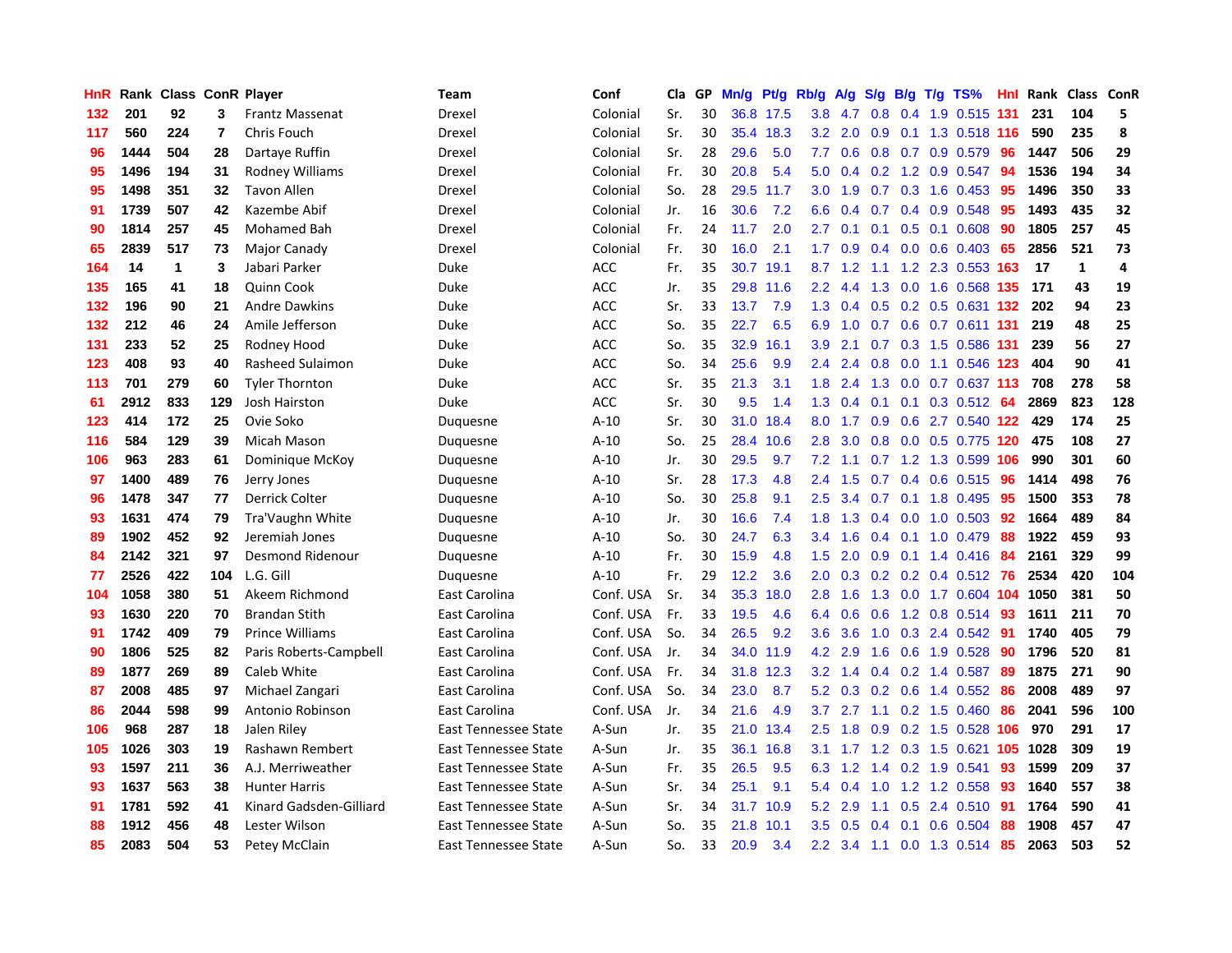| HnR | Rank | Class | ConR | Player | Team | Conf | Cla | GP | Mn/g | Pt/g | Rb/g | A/g | S/g | B/g | T/g | TS% | HnI | Rank | Class | ConR |
|---|---|---|---|---|---|---|---|---|---|---|---|---|---|---|---|---|---|---|---|---|
| 132 | 201 | 92 | 3 | Frantz Massenat | Drexel | Colonial | Sr. | 30 | 36.8 | 17.5 | 3.8 | 4.7 | 0.8 | 0.4 | 1.9 | 0.515 | 131 | 231 | 104 | 5 |
| 117 | 560 | 224 | 7 | Chris Fouch | Drexel | Colonial | Sr. | 30 | 35.4 | 18.3 | 3.2 | 2.0 | 0.9 | 0.1 | 1.3 | 0.518 | 116 | 590 | 235 | 8 |
| 96 | 1444 | 504 | 28 | Dartaye Ruffin | Drexel | Colonial | Sr. | 28 | 29.6 | 5.0 | 7.7 | 0.6 | 0.8 | 0.7 | 0.9 | 0.579 | 96 | 1447 | 506 | 29 |
| 95 | 1496 | 194 | 31 | Rodney Williams | Drexel | Colonial | Fr. | 30 | 20.8 | 5.4 | 5.0 | 0.4 | 0.2 | 1.2 | 0.9 | 0.547 | 94 | 1536 | 194 | 34 |
| 95 | 1498 | 351 | 32 | Tavon Allen | Drexel | Colonial | So. | 28 | 29.5 | 11.7 | 3.0 | 1.9 | 0.7 | 0.3 | 1.6 | 0.453 | 95 | 1496 | 350 | 33 |
| 91 | 1739 | 507 | 42 | Kazembe Abif | Drexel | Colonial | Jr. | 16 | 30.6 | 7.2 | 6.6 | 0.4 | 0.7 | 0.4 | 0.9 | 0.548 | 95 | 1493 | 435 | 32 |
| 90 | 1814 | 257 | 45 | Mohamed Bah | Drexel | Colonial | Fr. | 24 | 11.7 | 2.0 | 2.7 | 0.1 | 0.1 | 0.5 | 0.1 | 0.608 | 90 | 1805 | 257 | 45 |
| 65 | 2839 | 517 | 73 | Major Canady | Drexel | Colonial | Fr. | 30 | 16.0 | 2.1 | 1.7 | 0.9 | 0.4 | 0.0 | 0.6 | 0.403 | 65 | 2856 | 521 | 73 |
| 164 | 14 | 1 | 3 | Jabari Parker | Duke | ACC | Fr. | 35 | 30.7 | 19.1 | 8.7 | 1.2 | 1.1 | 1.2 | 2.3 | 0.553 | 163 | 17 | 1 | 4 |
| 135 | 165 | 41 | 18 | Quinn Cook | Duke | ACC | Jr. | 35 | 29.8 | 11.6 | 2.2 | 4.4 | 1.3 | 0.0 | 1.6 | 0.568 | 135 | 171 | 43 | 19 |
| 132 | 196 | 90 | 21 | Andre Dawkins | Duke | ACC | Sr. | 33 | 13.7 | 7.9 | 1.3 | 0.4 | 0.5 | 0.2 | 0.5 | 0.631 | 132 | 202 | 94 | 23 |
| 132 | 212 | 46 | 24 | Amile Jefferson | Duke | ACC | So. | 35 | 22.7 | 6.5 | 6.9 | 1.0 | 0.7 | 0.6 | 0.7 | 0.611 | 131 | 219 | 48 | 25 |
| 131 | 233 | 52 | 25 | Rodney Hood | Duke | ACC | So. | 35 | 32.9 | 16.1 | 3.9 | 2.1 | 0.7 | 0.3 | 1.5 | 0.586 | 131 | 239 | 56 | 27 |
| 123 | 408 | 93 | 40 | Rasheed Sulaimon | Duke | ACC | So. | 34 | 25.6 | 9.9 | 2.4 | 2.4 | 0.8 | 0.0 | 1.1 | 0.546 | 123 | 404 | 90 | 41 |
| 113 | 701 | 279 | 60 | Tyler Thornton | Duke | ACC | Sr. | 35 | 21.3 | 3.1 | 1.8 | 2.4 | 1.3 | 0.0 | 0.7 | 0.637 | 113 | 708 | 278 | 58 |
| 61 | 2912 | 833 | 129 | Josh Hairston | Duke | ACC | Sr. | 30 | 9.5 | 1.4 | 1.3 | 0.4 | 0.1 | 0.1 | 0.3 | 0.512 | 64 | 2869 | 823 | 128 |
| 123 | 414 | 172 | 25 | Ovie Soko | Duquesne | A-10 | Sr. | 30 | 31.0 | 18.4 | 8.0 | 1.7 | 0.9 | 0.6 | 2.7 | 0.540 | 122 | 429 | 174 | 25 |
| 116 | 584 | 129 | 39 | Micah Mason | Duquesne | A-10 | So. | 25 | 28.4 | 10.6 | 2.8 | 3.0 | 0.8 | 0.0 | 0.5 | 0.775 | 120 | 475 | 108 | 27 |
| 106 | 963 | 283 | 61 | Dominique McKoy | Duquesne | A-10 | Jr. | 30 | 29.5 | 9.7 | 7.2 | 1.1 | 0.7 | 1.2 | 1.3 | 0.599 | 106 | 990 | 301 | 60 |
| 97 | 1400 | 489 | 76 | Jerry Jones | Duquesne | A-10 | Sr. | 28 | 17.3 | 4.8 | 2.4 | 1.5 | 0.7 | 0.4 | 0.6 | 0.515 | 96 | 1414 | 498 | 76 |
| 96 | 1478 | 347 | 77 | Derrick Colter | Duquesne | A-10 | So. | 30 | 25.8 | 9.1 | 2.5 | 3.4 | 0.7 | 0.1 | 1.8 | 0.495 | 95 | 1500 | 353 | 78 |
| 93 | 1631 | 474 | 79 | Tra'Vaughn White | Duquesne | A-10 | Jr. | 30 | 16.6 | 7.4 | 1.8 | 1.3 | 0.4 | 0.0 | 1.0 | 0.503 | 92 | 1664 | 489 | 84 |
| 89 | 1902 | 452 | 92 | Jeremiah Jones | Duquesne | A-10 | So. | 30 | 24.7 | 6.3 | 3.4 | 1.6 | 0.4 | 0.1 | 1.0 | 0.479 | 88 | 1922 | 459 | 93 |
| 84 | 2142 | 321 | 97 | Desmond Ridenour | Duquesne | A-10 | Fr. | 30 | 15.9 | 4.8 | 1.5 | 2.0 | 0.9 | 0.1 | 1.4 | 0.416 | 84 | 2161 | 329 | 99 |
| 77 | 2526 | 422 | 104 | L.G. Gill | Duquesne | A-10 | Fr. | 29 | 12.2 | 3.6 | 2.0 | 0.3 | 0.2 | 0.2 | 0.4 | 0.512 | 76 | 2534 | 420 | 104 |
| 104 | 1058 | 380 | 51 | Akeem Richmond | East Carolina | Conf. USA | Sr. | 34 | 35.3 | 18.0 | 2.8 | 1.6 | 1.3 | 0.0 | 1.7 | 0.604 | 104 | 1050 | 381 | 50 |
| 93 | 1630 | 220 | 70 | Brandan Stith | East Carolina | Conf. USA | Fr. | 33 | 19.5 | 4.6 | 6.4 | 0.6 | 0.6 | 1.2 | 0.8 | 0.514 | 93 | 1611 | 211 | 70 |
| 91 | 1742 | 409 | 79 | Prince Williams | East Carolina | Conf. USA | So. | 34 | 26.5 | 9.2 | 3.6 | 3.6 | 1.0 | 0.3 | 2.4 | 0.542 | 91 | 1740 | 405 | 79 |
| 90 | 1806 | 525 | 82 | Paris Roberts-Campbell | East Carolina | Conf. USA | Jr. | 34 | 34.0 | 11.9 | 4.2 | 2.9 | 1.6 | 0.6 | 1.9 | 0.528 | 90 | 1796 | 520 | 81 |
| 89 | 1877 | 269 | 89 | Caleb White | East Carolina | Conf. USA | Fr. | 34 | 31.8 | 12.3 | 3.2 | 1.4 | 0.4 | 0.2 | 1.4 | 0.587 | 89 | 1875 | 271 | 90 |
| 87 | 2008 | 485 | 97 | Michael Zangari | East Carolina | Conf. USA | So. | 34 | 23.0 | 8.7 | 5.2 | 0.3 | 0.2 | 0.6 | 1.4 | 0.552 | 86 | 2008 | 489 | 97 |
| 86 | 2044 | 598 | 99 | Antonio Robinson | East Carolina | Conf. USA | Jr. | 34 | 21.6 | 4.9 | 3.7 | 2.7 | 1.1 | 0.2 | 1.5 | 0.460 | 86 | 2041 | 596 | 100 |
| 106 | 968 | 287 | 18 | Jalen Riley | East Tennessee State | A-Sun | Jr. | 35 | 21.0 | 13.4 | 2.5 | 1.8 | 0.9 | 0.2 | 1.5 | 0.528 | 106 | 970 | 291 | 17 |
| 105 | 1026 | 303 | 19 | Rashawn Rembert | East Tennessee State | A-Sun | Jr. | 35 | 36.1 | 16.8 | 3.1 | 1.7 | 1.2 | 0.3 | 1.5 | 0.621 | 105 | 1028 | 309 | 19 |
| 93 | 1597 | 211 | 36 | A.J. Merriweather | East Tennessee State | A-Sun | Fr. | 35 | 26.5 | 9.5 | 6.3 | 1.2 | 1.4 | 0.2 | 1.9 | 0.541 | 93 | 1599 | 209 | 37 |
| 93 | 1637 | 563 | 38 | Hunter Harris | East Tennessee State | A-Sun | Sr. | 34 | 25.1 | 9.1 | 5.4 | 0.4 | 1.0 | 1.2 | 1.2 | 0.558 | 93 | 1640 | 557 | 38 |
| 91 | 1781 | 592 | 41 | Kinard Gadsden-Gilliard | East Tennessee State | A-Sun | Sr. | 34 | 31.7 | 10.9 | 5.2 | 2.9 | 1.1 | 0.5 | 2.4 | 0.510 | 91 | 1764 | 590 | 41 |
| 88 | 1912 | 456 | 48 | Lester Wilson | East Tennessee State | A-Sun | So. | 35 | 21.8 | 10.1 | 3.5 | 0.5 | 0.4 | 0.1 | 0.6 | 0.504 | 88 | 1908 | 457 | 47 |
| 85 | 2083 | 504 | 53 | Petey McClain | East Tennessee State | A-Sun | So. | 33 | 20.9 | 3.4 | 2.2 | 3.4 | 1.1 | 0.0 | 1.3 | 0.514 | 85 | 2063 | 503 | 52 |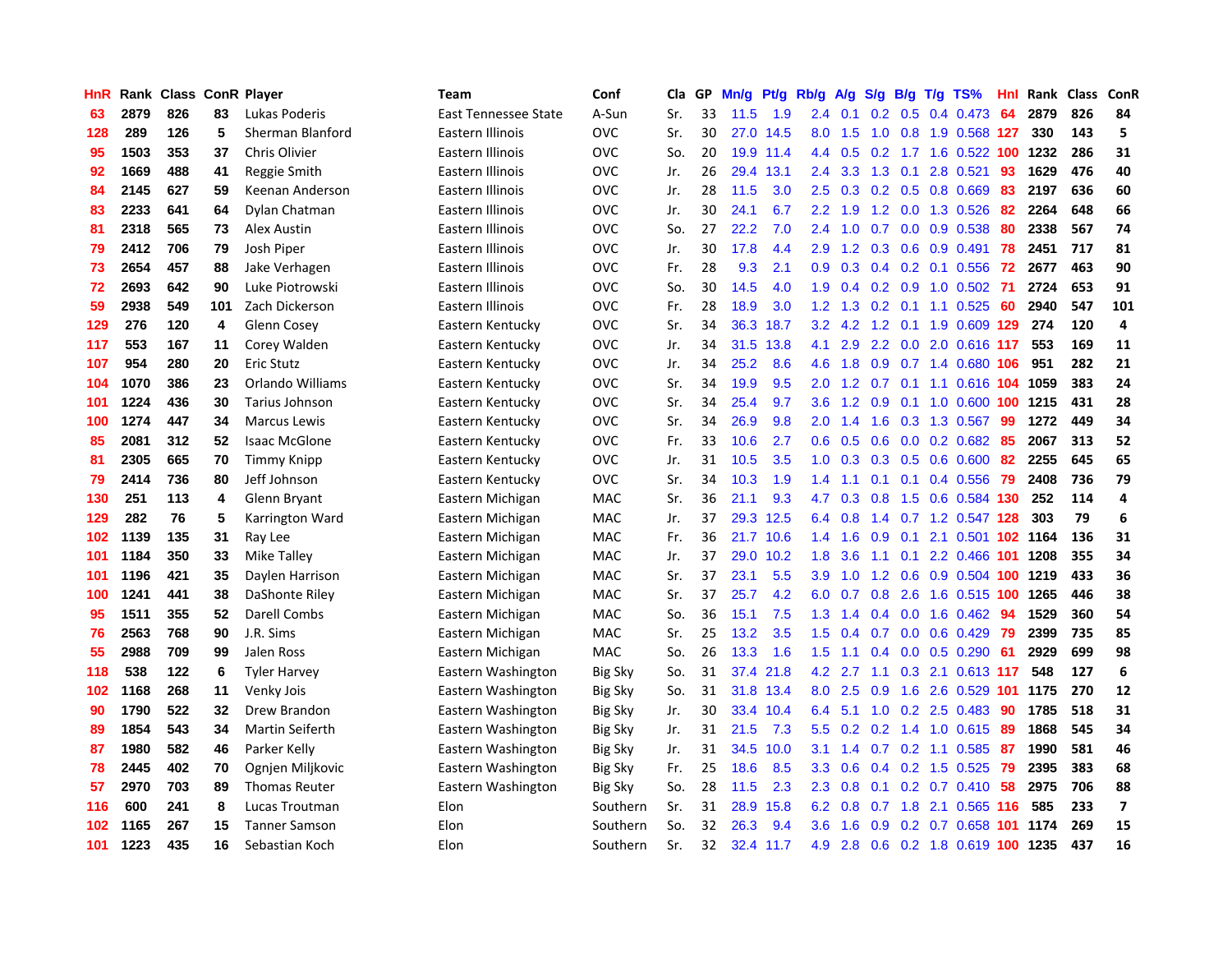| HnR | Rank | Class | ConR | Player | Team | Conf | Cla | GP | Mn/g | Pt/g | Rb/g | A/g | S/g | B/g | T/g | TS% | HnI | Rank | Class | ConR |
|---|---|---|---|---|---|---|---|---|---|---|---|---|---|---|---|---|---|---|---|---|
| 63 | 2879 | 826 | 83 | Lukas Poderis | East Tennessee State | A-Sun | Sr. | 33 | 11.5 | 1.9 | 2.4 | 0.1 | 0.2 | 0.5 | 0.4 | 0.473 | 64 | 2879 | 826 | 84 |
| 128 | 289 | 126 | 5 | Sherman Blanford | Eastern Illinois | OVC | Sr. | 30 | 27.0 | 14.5 | 8.0 | 1.5 | 1.0 | 0.8 | 1.9 | 0.568 | 127 | 330 | 143 | 5 |
| 95 | 1503 | 353 | 37 | Chris Olivier | Eastern Illinois | OVC | So. | 20 | 19.9 | 11.4 | 4.4 | 0.5 | 0.2 | 1.7 | 1.6 | 0.522 | 100 | 1232 | 286 | 31 |
| 92 | 1669 | 488 | 41 | Reggie Smith | Eastern Illinois | OVC | Jr. | 26 | 29.4 | 13.1 | 2.4 | 3.3 | 1.3 | 0.1 | 2.8 | 0.521 | 93 | 1629 | 476 | 40 |
| 84 | 2145 | 627 | 59 | Keenan Anderson | Eastern Illinois | OVC | Jr. | 28 | 11.5 | 3.0 | 2.5 | 0.3 | 0.2 | 0.5 | 0.8 | 0.669 | 83 | 2197 | 636 | 60 |
| 83 | 2233 | 641 | 64 | Dylan Chatman | Eastern Illinois | OVC | Jr. | 30 | 24.1 | 6.7 | 2.2 | 1.9 | 1.2 | 0.0 | 1.3 | 0.526 | 82 | 2264 | 648 | 66 |
| 81 | 2318 | 565 | 73 | Alex Austin | Eastern Illinois | OVC | So. | 27 | 22.2 | 7.0 | 2.4 | 1.0 | 0.7 | 0.0 | 0.9 | 0.538 | 80 | 2338 | 567 | 74 |
| 79 | 2412 | 706 | 79 | Josh Piper | Eastern Illinois | OVC | Jr. | 30 | 17.8 | 4.4 | 2.9 | 1.2 | 0.3 | 0.6 | 0.9 | 0.491 | 78 | 2451 | 717 | 81 |
| 73 | 2654 | 457 | 88 | Jake Verhagen | Eastern Illinois | OVC | Fr. | 28 | 9.3 | 2.1 | 0.9 | 0.3 | 0.4 | 0.2 | 0.1 | 0.556 | 72 | 2677 | 463 | 90 |
| 72 | 2693 | 642 | 90 | Luke Piotrowski | Eastern Illinois | OVC | So. | 30 | 14.5 | 4.0 | 1.9 | 0.4 | 0.2 | 0.9 | 1.0 | 0.502 | 71 | 2724 | 653 | 91 |
| 59 | 2938 | 549 | 101 | Zach Dickerson | Eastern Illinois | OVC | Fr. | 28 | 18.9 | 3.0 | 1.2 | 1.3 | 0.2 | 0.1 | 1.1 | 0.525 | 60 | 2940 | 547 | 101 |
| 129 | 276 | 120 | 4 | Glenn Cosey | Eastern Kentucky | OVC | Sr. | 34 | 36.3 | 18.7 | 3.2 | 4.2 | 1.2 | 0.1 | 1.9 | 0.609 | 129 | 274 | 120 | 4 |
| 117 | 553 | 167 | 11 | Corey Walden | Eastern Kentucky | OVC | Jr. | 34 | 31.5 | 13.8 | 4.1 | 2.9 | 2.2 | 0.0 | 2.0 | 0.616 | 117 | 553 | 169 | 11 |
| 107 | 954 | 280 | 20 | Eric Stutz | Eastern Kentucky | OVC | Jr. | 34 | 25.2 | 8.6 | 4.6 | 1.8 | 0.9 | 0.7 | 1.4 | 0.680 | 106 | 951 | 282 | 21 |
| 104 | 1070 | 386 | 23 | Orlando Williams | Eastern Kentucky | OVC | Sr. | 34 | 19.9 | 9.5 | 2.0 | 1.2 | 0.7 | 0.1 | 1.1 | 0.616 | 104 | 1059 | 383 | 24 |
| 101 | 1224 | 436 | 30 | Tarius Johnson | Eastern Kentucky | OVC | Sr. | 34 | 25.4 | 9.7 | 3.6 | 1.2 | 0.9 | 0.1 | 1.0 | 0.600 | 100 | 1215 | 431 | 28 |
| 100 | 1274 | 447 | 34 | Marcus Lewis | Eastern Kentucky | OVC | Sr. | 34 | 26.9 | 9.8 | 2.0 | 1.4 | 1.6 | 0.3 | 1.3 | 0.567 | 99 | 1272 | 449 | 34 |
| 85 | 2081 | 312 | 52 | Isaac McGlone | Eastern Kentucky | OVC | Fr. | 33 | 10.6 | 2.7 | 0.6 | 0.5 | 0.6 | 0.0 | 0.2 | 0.682 | 85 | 2067 | 313 | 52 |
| 81 | 2305 | 665 | 70 | Timmy Knipp | Eastern Kentucky | OVC | Jr. | 31 | 10.5 | 3.5 | 1.0 | 0.3 | 0.3 | 0.5 | 0.6 | 0.600 | 82 | 2255 | 645 | 65 |
| 79 | 2414 | 736 | 80 | Jeff Johnson | Eastern Kentucky | OVC | Sr. | 34 | 10.3 | 1.9 | 1.4 | 1.1 | 0.1 | 0.1 | 0.4 | 0.556 | 79 | 2408 | 736 | 79 |
| 130 | 251 | 113 | 4 | Glenn Bryant | Eastern Michigan | MAC | Sr. | 36 | 21.1 | 9.3 | 4.7 | 0.3 | 0.8 | 1.5 | 0.6 | 0.584 | 130 | 252 | 114 | 4 |
| 129 | 282 | 76 | 5 | Karrington Ward | Eastern Michigan | MAC | Jr. | 37 | 29.3 | 12.5 | 6.4 | 0.8 | 1.4 | 0.7 | 1.2 | 0.547 | 128 | 303 | 79 | 6 |
| 102 | 1139 | 135 | 31 | Ray Lee | Eastern Michigan | MAC | Fr. | 36 | 21.7 | 10.6 | 1.4 | 1.6 | 0.9 | 0.1 | 2.1 | 0.501 | 102 | 1164 | 136 | 31 |
| 101 | 1184 | 350 | 33 | Mike Talley | Eastern Michigan | MAC | Jr. | 37 | 29.0 | 10.2 | 1.8 | 3.6 | 1.1 | 0.1 | 2.2 | 0.466 | 101 | 1208 | 355 | 34 |
| 101 | 1196 | 421 | 35 | Daylen Harrison | Eastern Michigan | MAC | Sr. | 37 | 23.1 | 5.5 | 3.9 | 1.0 | 1.2 | 0.6 | 0.9 | 0.504 | 100 | 1219 | 433 | 36 |
| 100 | 1241 | 441 | 38 | DaShonte Riley | Eastern Michigan | MAC | Sr. | 37 | 25.7 | 4.2 | 6.0 | 0.7 | 0.8 | 2.6 | 1.6 | 0.515 | 100 | 1265 | 446 | 38 |
| 95 | 1511 | 355 | 52 | Darell Combs | Eastern Michigan | MAC | So. | 36 | 15.1 | 7.5 | 1.3 | 1.4 | 0.4 | 0.0 | 1.6 | 0.462 | 94 | 1529 | 360 | 54 |
| 76 | 2563 | 768 | 90 | J.R. Sims | Eastern Michigan | MAC | Sr. | 25 | 13.2 | 3.5 | 1.5 | 0.4 | 0.7 | 0.0 | 0.6 | 0.429 | 79 | 2399 | 735 | 85 |
| 55 | 2988 | 709 | 99 | Jalen Ross | Eastern Michigan | MAC | So. | 26 | 13.3 | 1.6 | 1.5 | 1.1 | 0.4 | 0.0 | 0.5 | 0.290 | 61 | 2929 | 699 | 98 |
| 118 | 538 | 122 | 6 | Tyler Harvey | Eastern Washington | Big Sky | So. | 31 | 37.4 | 21.8 | 4.2 | 2.7 | 1.1 | 0.3 | 2.1 | 0.613 | 117 | 548 | 127 | 6 |
| 102 | 1168 | 268 | 11 | Venky Jois | Eastern Washington | Big Sky | So. | 31 | 31.8 | 13.4 | 8.0 | 2.5 | 0.9 | 1.6 | 2.6 | 0.529 | 101 | 1175 | 270 | 12 |
| 90 | 1790 | 522 | 32 | Drew Brandon | Eastern Washington | Big Sky | Jr. | 30 | 33.4 | 10.4 | 6.4 | 5.1 | 1.0 | 0.2 | 2.5 | 0.483 | 90 | 1785 | 518 | 31 |
| 89 | 1854 | 543 | 34 | Martin Seiferth | Eastern Washington | Big Sky | Jr. | 31 | 21.5 | 7.3 | 5.5 | 0.2 | 0.2 | 1.4 | 1.0 | 0.615 | 89 | 1868 | 545 | 34 |
| 87 | 1980 | 582 | 46 | Parker Kelly | Eastern Washington | Big Sky | Jr. | 31 | 34.5 | 10.0 | 3.1 | 1.4 | 0.7 | 0.2 | 1.1 | 0.585 | 87 | 1990 | 581 | 46 |
| 78 | 2445 | 402 | 70 | Ognjen Miljkovic | Eastern Washington | Big Sky | Fr. | 25 | 18.6 | 8.5 | 3.3 | 0.6 | 0.4 | 0.2 | 1.5 | 0.525 | 79 | 2395 | 383 | 68 |
| 57 | 2970 | 703 | 89 | Thomas Reuter | Eastern Washington | Big Sky | So. | 28 | 11.5 | 2.3 | 2.3 | 0.8 | 0.1 | 0.2 | 0.7 | 0.410 | 58 | 2975 | 706 | 88 |
| 116 | 600 | 241 | 8 | Lucas Troutman | Elon | Southern | Sr. | 31 | 28.9 | 15.8 | 6.2 | 0.8 | 0.7 | 1.8 | 2.1 | 0.565 | 116 | 585 | 233 | 7 |
| 102 | 1165 | 267 | 15 | Tanner Samson | Elon | Southern | So. | 32 | 26.3 | 9.4 | 3.6 | 1.6 | 0.9 | 0.2 | 0.7 | 0.658 | 101 | 1174 | 269 | 15 |
| 101 | 1223 | 435 | 16 | Sebastian Koch | Elon | Southern | Sr. | 32 | 32.4 | 11.7 | 4.9 | 2.8 | 0.6 | 0.2 | 1.8 | 0.619 | 100 | 1235 | 437 | 16 |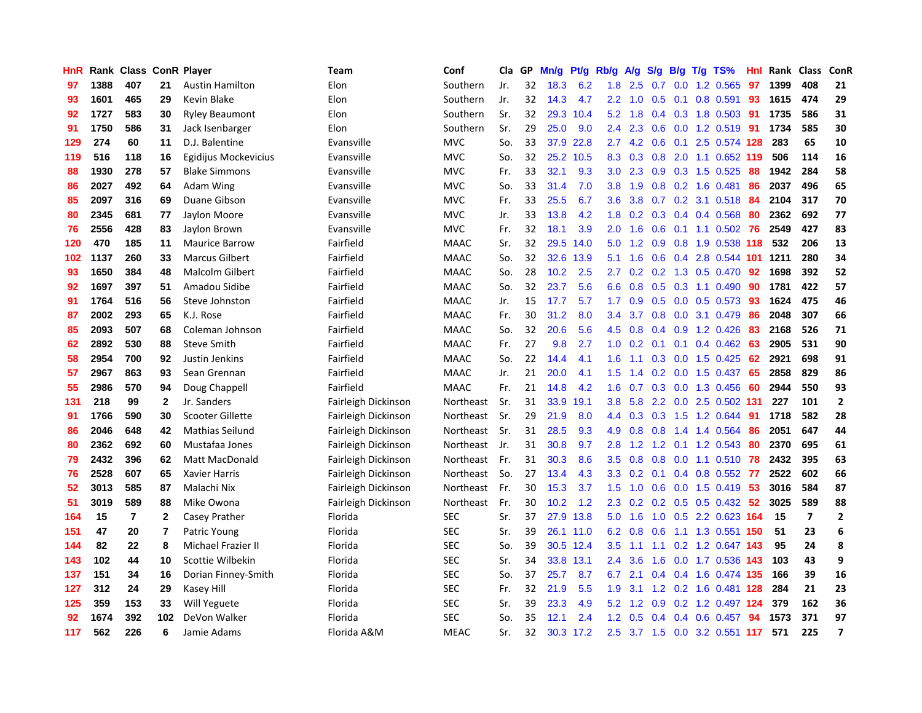| HnR | Rank | Class | ConR | Player | Team | Conf | Cla | GP | Mn/g | Pt/g | Rb/g | A/g | S/g | B/g | T/g | TS% | HnI | Rank | Class | ConR |
|---|---|---|---|---|---|---|---|---|---|---|---|---|---|---|---|---|---|---|---|---|
| 97 | 1388 | 407 | 21 | Austin Hamilton | Elon | Southern | Jr. | 32 | 18.3 | 6.2 | 1.8 | 2.5 | 0.7 | 0.0 | 1.2 | 0.565 | 97 | 1399 | 408 | 21 |
| 93 | 1601 | 465 | 29 | Kevin Blake | Elon | Southern | Jr. | 32 | 14.3 | 4.7 | 2.2 | 1.0 | 0.5 | 0.1 | 0.8 | 0.591 | 93 | 1615 | 474 | 29 |
| 92 | 1727 | 583 | 30 | Ryley Beaumont | Elon | Southern | Sr. | 32 | 29.3 | 10.4 | 5.2 | 1.8 | 0.4 | 0.3 | 1.8 | 0.503 | 91 | 1735 | 586 | 31 |
| 91 | 1750 | 586 | 31 | Jack Isenbarger | Elon | Southern | Sr. | 29 | 25.0 | 9.0 | 2.4 | 2.3 | 0.6 | 0.0 | 1.2 | 0.519 | 91 | 1734 | 585 | 30 |
| 129 | 274 | 60 | 11 | D.J. Balentine | Evansville | MVC | So. | 33 | 37.9 | 22.8 | 2.7 | 4.2 | 0.6 | 0.1 | 2.5 | 0.574 | 128 | 283 | 65 | 10 |
| 119 | 516 | 118 | 16 | Egidijus Mockevicius | Evansville | MVC | So. | 32 | 25.2 | 10.5 | 8.3 | 0.3 | 0.8 | 2.0 | 1.1 | 0.652 | 119 | 506 | 114 | 16 |
| 88 | 1930 | 278 | 57 | Blake Simmons | Evansville | MVC | Fr. | 33 | 32.1 | 9.3 | 3.0 | 2.3 | 0.9 | 0.3 | 1.5 | 0.525 | 88 | 1942 | 284 | 58 |
| 86 | 2027 | 492 | 64 | Adam Wing | Evansville | MVC | So. | 33 | 31.4 | 7.0 | 3.8 | 1.9 | 0.8 | 0.2 | 1.6 | 0.481 | 86 | 2037 | 496 | 65 |
| 85 | 2097 | 316 | 69 | Duane Gibson | Evansville | MVC | Fr. | 33 | 25.5 | 6.7 | 3.6 | 3.8 | 0.7 | 0.2 | 3.1 | 0.518 | 84 | 2104 | 317 | 70 |
| 80 | 2345 | 681 | 77 | Jaylon Moore | Evansville | MVC | Jr. | 33 | 13.8 | 4.2 | 1.8 | 0.2 | 0.3 | 0.4 | 0.4 | 0.568 | 80 | 2362 | 692 | 77 |
| 76 | 2556 | 428 | 83 | Jaylon Brown | Evansville | MVC | Fr. | 32 | 18.1 | 3.9 | 2.0 | 1.6 | 0.6 | 0.1 | 1.1 | 0.502 | 76 | 2549 | 427 | 83 |
| 120 | 470 | 185 | 11 | Maurice Barrow | Fairfield | MAAC | Sr. | 32 | 29.5 | 14.0 | 5.0 | 1.2 | 0.9 | 0.8 | 1.9 | 0.538 | 118 | 532 | 206 | 13 |
| 102 | 1137 | 260 | 33 | Marcus Gilbert | Fairfield | MAAC | So. | 32 | 32.6 | 13.9 | 5.1 | 1.6 | 0.6 | 0.4 | 2.8 | 0.544 | 101 | 1211 | 280 | 34 |
| 93 | 1650 | 384 | 48 | Malcolm Gilbert | Fairfield | MAAC | So. | 28 | 10.2 | 2.5 | 2.7 | 0.2 | 0.2 | 1.3 | 0.5 | 0.470 | 92 | 1698 | 392 | 52 |
| 92 | 1697 | 397 | 51 | Amadou Sidibe | Fairfield | MAAC | So. | 32 | 23.7 | 5.6 | 6.6 | 0.8 | 0.5 | 0.3 | 1.1 | 0.490 | 90 | 1781 | 422 | 57 |
| 91 | 1764 | 516 | 56 | Steve Johnston | Fairfield | MAAC | Jr. | 15 | 17.7 | 5.7 | 1.7 | 0.9 | 0.5 | 0.0 | 0.5 | 0.573 | 93 | 1624 | 475 | 46 |
| 87 | 2002 | 293 | 65 | K.J. Rose | Fairfield | MAAC | Fr. | 30 | 31.2 | 8.0 | 3.4 | 3.7 | 0.8 | 0.0 | 3.1 | 0.479 | 86 | 2048 | 307 | 66 |
| 85 | 2093 | 507 | 68 | Coleman Johnson | Fairfield | MAAC | So. | 32 | 20.6 | 5.6 | 4.5 | 0.8 | 0.4 | 0.9 | 1.2 | 0.426 | 83 | 2168 | 526 | 71 |
| 62 | 2892 | 530 | 88 | Steve Smith | Fairfield | MAAC | Fr. | 27 | 9.8 | 2.7 | 1.0 | 0.2 | 0.1 | 0.1 | 0.4 | 0.462 | 63 | 2905 | 531 | 90 |
| 58 | 2954 | 700 | 92 | Justin Jenkins | Fairfield | MAAC | So. | 22 | 14.4 | 4.1 | 1.6 | 1.1 | 0.3 | 0.0 | 1.5 | 0.425 | 62 | 2921 | 698 | 91 |
| 57 | 2967 | 863 | 93 | Sean Grennan | Fairfield | MAAC | Jr. | 21 | 20.0 | 4.1 | 1.5 | 1.4 | 0.2 | 0.0 | 1.5 | 0.437 | 65 | 2858 | 829 | 86 |
| 55 | 2986 | 570 | 94 | Doug Chappell | Fairfield | MAAC | Fr. | 21 | 14.8 | 4.2 | 1.6 | 0.7 | 0.3 | 0.0 | 1.3 | 0.456 | 60 | 2944 | 550 | 93 |
| 131 | 218 | 99 | 2 | Jr. Sanders | Fairleigh Dickinson | Northeast | Sr. | 31 | 33.9 | 19.1 | 3.8 | 5.8 | 2.2 | 0.0 | 2.5 | 0.502 | 131 | 227 | 101 | 2 |
| 91 | 1766 | 590 | 30 | Scooter Gillette | Fairleigh Dickinson | Northeast | Sr. | 29 | 21.9 | 8.0 | 4.4 | 0.3 | 0.3 | 1.5 | 1.2 | 0.644 | 91 | 1718 | 582 | 28 |
| 86 | 2046 | 648 | 42 | Mathias Seilund | Fairleigh Dickinson | Northeast | Sr. | 31 | 28.5 | 9.3 | 4.9 | 0.8 | 0.8 | 1.4 | 1.4 | 0.564 | 86 | 2051 | 647 | 44 |
| 80 | 2362 | 692 | 60 | Mustafaa Jones | Fairleigh Dickinson | Northeast | Jr. | 31 | 30.8 | 9.7 | 2.8 | 1.2 | 1.2 | 0.1 | 1.2 | 0.543 | 80 | 2370 | 695 | 61 |
| 79 | 2432 | 396 | 62 | Matt MacDonald | Fairleigh Dickinson | Northeast | Fr. | 31 | 30.3 | 8.6 | 3.5 | 0.8 | 0.8 | 0.0 | 1.1 | 0.510 | 78 | 2432 | 395 | 63 |
| 76 | 2528 | 607 | 65 | Xavier Harris | Fairleigh Dickinson | Northeast | So. | 27 | 13.4 | 4.3 | 3.3 | 0.2 | 0.1 | 0.4 | 0.8 | 0.552 | 77 | 2522 | 602 | 66 |
| 52 | 3013 | 585 | 87 | Malachi Nix | Fairleigh Dickinson | Northeast | Fr. | 30 | 15.3 | 3.7 | 1.5 | 1.0 | 0.6 | 0.0 | 1.5 | 0.419 | 53 | 3016 | 584 | 87 |
| 51 | 3019 | 589 | 88 | Mike Owona | Fairleigh Dickinson | Northeast | Fr. | 30 | 10.2 | 1.2 | 2.3 | 0.2 | 0.2 | 0.5 | 0.5 | 0.432 | 52 | 3025 | 589 | 88 |
| 164 | 15 | 7 | 2 | Casey Prather | Florida | SEC | Sr. | 37 | 27.9 | 13.8 | 5.0 | 1.6 | 1.0 | 0.5 | 2.2 | 0.623 | 164 | 15 | 7 | 2 |
| 151 | 47 | 20 | 7 | Patric Young | Florida | SEC | Sr. | 39 | 26.1 | 11.0 | 6.2 | 0.8 | 0.6 | 1.1 | 1.3 | 0.551 | 150 | 51 | 23 | 6 |
| 144 | 82 | 22 | 8 | Michael Frazier II | Florida | SEC | So. | 39 | 30.5 | 12.4 | 3.5 | 1.1 | 1.1 | 0.2 | 1.2 | 0.647 | 143 | 95 | 24 | 8 |
| 143 | 102 | 44 | 10 | Scottie Wilbekin | Florida | SEC | Sr. | 34 | 33.8 | 13.1 | 2.4 | 3.6 | 1.6 | 0.0 | 1.7 | 0.536 | 143 | 103 | 43 | 9 |
| 137 | 151 | 34 | 16 | Dorian Finney-Smith | Florida | SEC | So. | 37 | 25.7 | 8.7 | 6.7 | 2.1 | 0.4 | 0.4 | 1.6 | 0.474 | 135 | 166 | 39 | 16 |
| 127 | 312 | 24 | 29 | Kasey Hill | Florida | SEC | Fr. | 32 | 21.9 | 5.5 | 1.9 | 3.1 | 1.2 | 0.2 | 1.6 | 0.481 | 128 | 284 | 21 | 23 |
| 125 | 359 | 153 | 33 | Will Yeguete | Florida | SEC | Sr. | 39 | 23.3 | 4.9 | 5.2 | 1.2 | 0.9 | 0.2 | 1.2 | 0.497 | 124 | 379 | 162 | 36 |
| 92 | 1674 | 392 | 102 | DeVon Walker | Florida | SEC | So. | 35 | 12.1 | 2.4 | 1.2 | 0.5 | 0.4 | 0.4 | 0.6 | 0.457 | 94 | 1573 | 371 | 97 |
| 117 | 562 | 226 | 6 | Jamie Adams | Florida A&M | MEAC | Sr. | 32 | 30.3 | 17.2 | 2.5 | 3.7 | 1.5 | 0.0 | 3.2 | 0.551 | 117 | 571 | 225 | 7 |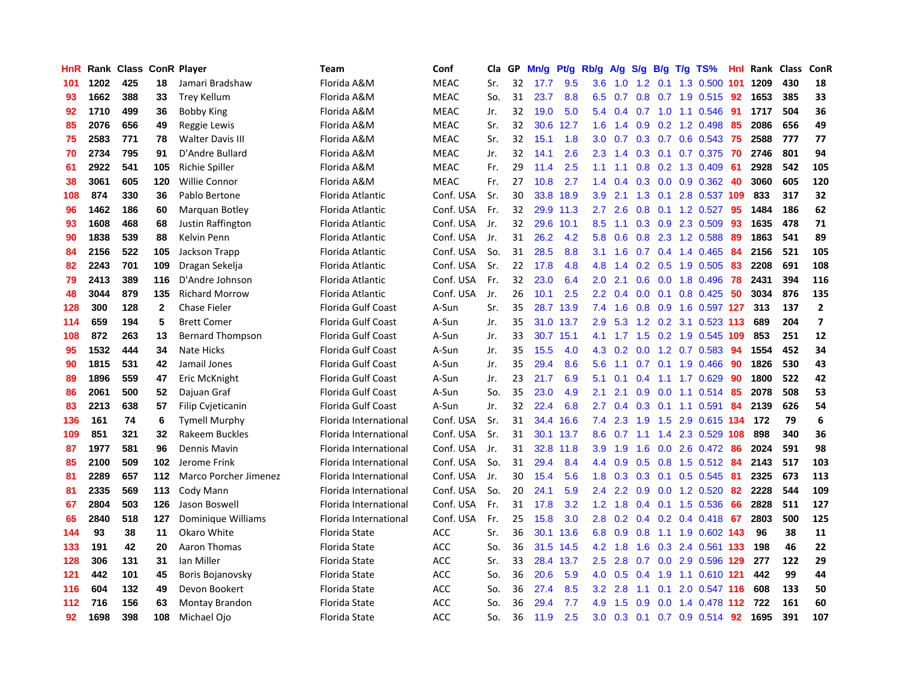| HnR | Rank | Class | ConR | Player | Team | Conf | Cla | GP | Mn/g | Pt/g | Rb/g | A/g | S/g | B/g | T/g | TS% | HnI | Rank | Class | ConR |
|---|---|---|---|---|---|---|---|---|---|---|---|---|---|---|---|---|---|---|---|---|
| 101 | 1202 | 425 | 18 | Jamari Bradshaw | Florida A&M | MEAC | Sr. | 32 | 17.7 | 9.5 | 3.6 | 1.0 | 1.2 | 0.1 | 1.3 | 0.500 | 101 | 1209 | 430 | 18 |
| 93 | 1662 | 388 | 33 | Trey Kellum | Florida A&M | MEAC | So. | 31 | 23.7 | 8.8 | 6.5 | 0.7 | 0.8 | 0.7 | 1.9 | 0.515 | 92 | 1653 | 385 | 33 |
| 92 | 1710 | 499 | 36 | Bobby King | Florida A&M | MEAC | Jr. | 32 | 19.0 | 5.0 | 5.4 | 0.4 | 0.7 | 1.0 | 1.1 | 0.546 | 91 | 1717 | 504 | 36 |
| 85 | 2076 | 656 | 49 | Reggie Lewis | Florida A&M | MEAC | Sr. | 32 | 30.6 | 12.7 | 1.6 | 1.4 | 0.9 | 0.2 | 1.2 | 0.498 | 85 | 2086 | 656 | 49 |
| 75 | 2583 | 771 | 78 | Walter Davis III | Florida A&M | MEAC | Sr. | 32 | 15.1 | 1.8 | 3.0 | 0.7 | 0.3 | 0.7 | 0.6 | 0.543 | 75 | 2588 | 777 | 77 |
| 70 | 2734 | 795 | 91 | D'Andre Bullard | Florida A&M | MEAC | Jr. | 32 | 14.1 | 2.6 | 2.3 | 1.4 | 0.3 | 0.1 | 0.7 | 0.375 | 70 | 2746 | 801 | 94 |
| 61 | 2922 | 541 | 105 | Richie Spiller | Florida A&M | MEAC | Fr. | 29 | 11.4 | 2.5 | 1.1 | 1.1 | 0.8 | 0.2 | 1.3 | 0.409 | 61 | 2928 | 542 | 105 |
| 38 | 3061 | 605 | 120 | Willie Connor | Florida A&M | MEAC | Fr. | 27 | 10.8 | 2.7 | 1.4 | 0.4 | 0.3 | 0.0 | 0.9 | 0.362 | 40 | 3060 | 605 | 120 |
| 108 | 874 | 330 | 36 | Pablo Bertone | Florida Atlantic | Conf. USA | Sr. | 30 | 33.8 | 18.9 | 3.9 | 2.1 | 1.3 | 0.1 | 2.8 | 0.537 | 109 | 833 | 317 | 32 |
| 96 | 1462 | 186 | 60 | Marquan Botley | Florida Atlantic | Conf. USA | Fr. | 32 | 29.9 | 11.3 | 2.7 | 2.6 | 0.8 | 0.1 | 1.2 | 0.527 | 95 | 1484 | 186 | 62 |
| 93 | 1608 | 468 | 68 | Justin Raffington | Florida Atlantic | Conf. USA | Jr. | 32 | 29.6 | 10.1 | 8.5 | 1.1 | 0.3 | 0.9 | 2.3 | 0.509 | 93 | 1635 | 478 | 71 |
| 90 | 1838 | 539 | 88 | Kelvin Penn | Florida Atlantic | Conf. USA | Jr. | 31 | 26.2 | 4.2 | 5.8 | 0.6 | 0.8 | 2.3 | 1.2 | 0.588 | 89 | 1863 | 541 | 89 |
| 84 | 2156 | 522 | 105 | Jackson Trapp | Florida Atlantic | Conf. USA | So. | 31 | 28.5 | 8.8 | 3.1 | 1.6 | 0.7 | 0.4 | 1.4 | 0.465 | 84 | 2156 | 521 | 105 |
| 82 | 2243 | 701 | 109 | Dragan Sekelja | Florida Atlantic | Conf. USA | Sr. | 22 | 17.8 | 4.8 | 4.8 | 1.4 | 0.2 | 0.5 | 1.9 | 0.505 | 83 | 2208 | 691 | 108 |
| 79 | 2413 | 389 | 116 | D'Andre Johnson | Florida Atlantic | Conf. USA | Fr. | 32 | 23.0 | 6.4 | 2.0 | 2.1 | 0.6 | 0.0 | 1.8 | 0.496 | 78 | 2431 | 394 | 116 |
| 48 | 3044 | 879 | 135 | Richard Morrow | Florida Atlantic | Conf. USA | Jr. | 26 | 10.1 | 2.5 | 2.2 | 0.4 | 0.0 | 0.1 | 0.8 | 0.425 | 50 | 3034 | 876 | 135 |
| 128 | 300 | 128 | 2 | Chase Fieler | Florida Gulf Coast | A-Sun | Sr. | 35 | 28.7 | 13.9 | 7.4 | 1.6 | 0.8 | 0.9 | 1.6 | 0.597 | 127 | 313 | 137 | 2 |
| 114 | 659 | 194 | 5 | Brett Comer | Florida Gulf Coast | A-Sun | Jr. | 35 | 31.0 | 13.7 | 2.9 | 5.3 | 1.2 | 0.2 | 3.1 | 0.523 | 113 | 689 | 204 | 7 |
| 108 | 872 | 263 | 13 | Bernard Thompson | Florida Gulf Coast | A-Sun | Jr. | 33 | 30.7 | 15.1 | 4.1 | 1.7 | 1.5 | 0.2 | 1.9 | 0.545 | 109 | 853 | 251 | 12 |
| 95 | 1532 | 444 | 34 | Nate Hicks | Florida Gulf Coast | A-Sun | Jr. | 35 | 15.5 | 4.0 | 4.3 | 0.2 | 0.0 | 1.2 | 0.7 | 0.583 | 94 | 1554 | 452 | 34 |
| 90 | 1815 | 531 | 42 | Jamail Jones | Florida Gulf Coast | A-Sun | Jr. | 35 | 29.4 | 8.6 | 5.6 | 1.1 | 0.7 | 0.1 | 1.9 | 0.466 | 90 | 1826 | 530 | 43 |
| 89 | 1896 | 559 | 47 | Eric McKnight | Florida Gulf Coast | A-Sun | Jr. | 23 | 21.7 | 6.9 | 5.1 | 0.1 | 0.4 | 1.1 | 1.7 | 0.629 | 90 | 1800 | 522 | 42 |
| 86 | 2061 | 500 | 52 | Dajuan Graf | Florida Gulf Coast | A-Sun | So. | 35 | 23.0 | 4.9 | 2.1 | 2.1 | 0.9 | 0.0 | 1.1 | 0.514 | 85 | 2078 | 508 | 53 |
| 83 | 2213 | 638 | 57 | Filip Cvjeticanin | Florida Gulf Coast | A-Sun | Jr. | 32 | 22.4 | 6.8 | 2.7 | 0.4 | 0.3 | 0.1 | 1.1 | 0.591 | 84 | 2139 | 626 | 54 |
| 136 | 161 | 74 | 6 | Tymell Murphy | Florida International | Conf. USA | Sr. | 31 | 34.4 | 16.6 | 7.4 | 2.3 | 1.9 | 1.5 | 2.9 | 0.615 | 134 | 172 | 79 | 6 |
| 109 | 851 | 321 | 32 | Rakeem Buckles | Florida International | Conf. USA | Sr. | 31 | 30.1 | 13.7 | 8.6 | 0.7 | 1.1 | 1.4 | 2.3 | 0.529 | 108 | 898 | 340 | 36 |
| 87 | 1977 | 581 | 96 | Dennis Mavin | Florida International | Conf. USA | Jr. | 31 | 32.8 | 11.8 | 3.9 | 1.9 | 1.6 | 0.0 | 2.6 | 0.472 | 86 | 2024 | 591 | 98 |
| 85 | 2100 | 509 | 102 | Jerome Frink | Florida International | Conf. USA | So. | 31 | 29.4 | 8.4 | 4.4 | 0.9 | 0.5 | 0.8 | 1.5 | 0.512 | 84 | 2143 | 517 | 103 |
| 81 | 2289 | 657 | 112 | Marco Porcher Jimenez | Florida International | Conf. USA | Jr. | 30 | 15.4 | 5.6 | 1.8 | 0.3 | 0.3 | 0.1 | 0.5 | 0.545 | 81 | 2325 | 673 | 113 |
| 81 | 2335 | 569 | 113 | Cody Mann | Florida International | Conf. USA | So. | 20 | 24.1 | 5.9 | 2.4 | 2.2 | 0.9 | 0.0 | 1.2 | 0.520 | 82 | 2228 | 544 | 109 |
| 67 | 2804 | 503 | 126 | Jason Boswell | Florida International | Conf. USA | Fr. | 31 | 17.8 | 3.2 | 1.2 | 1.8 | 0.4 | 0.1 | 1.5 | 0.536 | 66 | 2828 | 511 | 127 |
| 65 | 2840 | 518 | 127 | Dominique Williams | Florida International | Conf. USA | Fr. | 25 | 15.8 | 3.0 | 2.8 | 0.2 | 0.4 | 0.2 | 0.4 | 0.418 | 67 | 2803 | 500 | 125 |
| 144 | 93 | 38 | 11 | Okaro White | Florida State | ACC | Sr. | 36 | 30.1 | 13.6 | 6.8 | 0.9 | 0.8 | 1.1 | 1.9 | 0.602 | 143 | 96 | 38 | 11 |
| 133 | 191 | 42 | 20 | Aaron Thomas | Florida State | ACC | So. | 36 | 31.5 | 14.5 | 4.2 | 1.8 | 1.6 | 0.3 | 2.4 | 0.561 | 133 | 198 | 46 | 22 |
| 128 | 306 | 131 | 31 | Ian Miller | Florida State | ACC | Sr. | 33 | 28.4 | 13.7 | 2.5 | 2.8 | 0.7 | 0.0 | 2.9 | 0.596 | 129 | 277 | 122 | 29 |
| 121 | 442 | 101 | 45 | Boris Bojanovsky | Florida State | ACC | So. | 36 | 20.6 | 5.9 | 4.0 | 0.5 | 0.4 | 1.9 | 1.1 | 0.610 | 121 | 442 | 99 | 44 |
| 116 | 604 | 132 | 49 | Devon Bookert | Florida State | ACC | So. | 36 | 27.4 | 8.5 | 3.2 | 2.8 | 1.1 | 0.1 | 2.0 | 0.547 | 116 | 608 | 133 | 50 |
| 112 | 716 | 156 | 63 | Montay Brandon | Florida State | ACC | So. | 36 | 29.4 | 7.7 | 4.9 | 1.5 | 0.9 | 0.0 | 1.4 | 0.478 | 112 | 722 | 161 | 60 |
| 92 | 1698 | 398 | 108 | Michael Ojo | Florida State | ACC | So. | 36 | 11.9 | 2.5 | 3.0 | 0.3 | 0.1 | 0.7 | 0.9 | 0.514 | 92 | 1695 | 391 | 107 |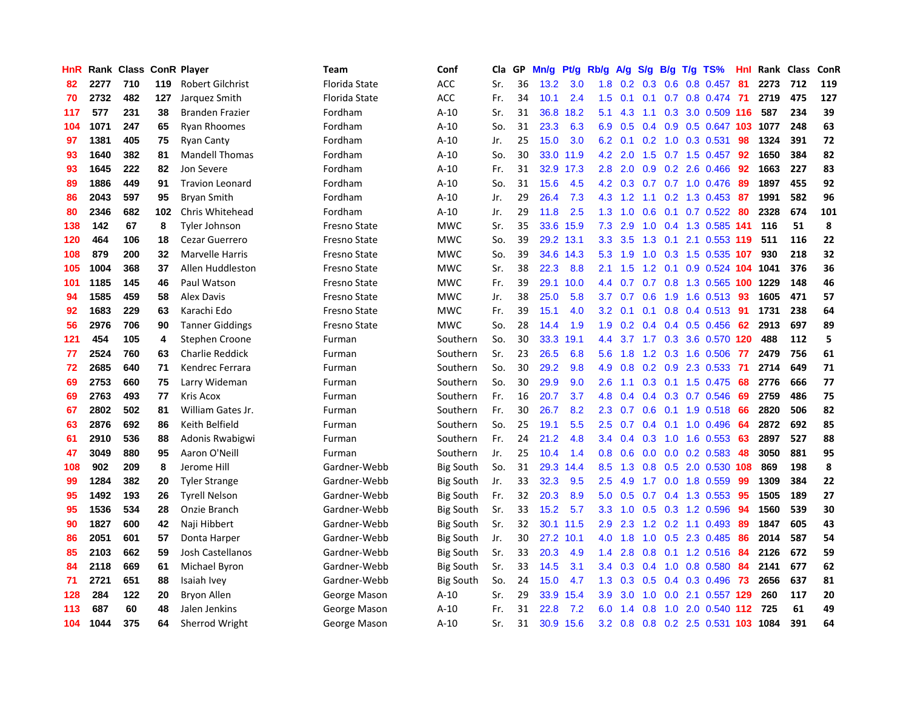| HnR | Rank | Class | ConR | Player | Team | Conf | Cla | GP | Mn/g | Pt/g | Rb/g | A/g | S/g | B/g | T/g | TS% | HnI | Rank | Class | ConR |
|---|---|---|---|---|---|---|---|---|---|---|---|---|---|---|---|---|---|---|---|---|
| 82 | 2277 | 710 | 119 | Robert Gilchrist | Florida State | ACC | Sr. | 36 | 13.2 | 3.0 | 1.8 | 0.2 | 0.3 | 0.6 | 0.8 | 0.457 | 81 | 2273 | 712 | 119 |
| 70 | 2732 | 482 | 127 | Jarquez Smith | Florida State | ACC | Fr. | 34 | 10.1 | 2.4 | 1.5 | 0.1 | 0.1 | 0.7 | 0.8 | 0.474 | 71 | 2719 | 475 | 127 |
| 117 | 577 | 231 | 38 | Branden Frazier | Fordham | A-10 | Sr. | 31 | 36.8 | 18.2 | 5.1 | 4.3 | 1.1 | 0.3 | 3.0 | 0.509 | 116 | 587 | 234 | 39 |
| 104 | 1071 | 247 | 65 | Ryan Rhoomes | Fordham | A-10 | So. | 31 | 23.3 | 6.3 | 6.9 | 0.5 | 0.4 | 0.9 | 0.5 | 0.647 | 103 | 1077 | 248 | 63 |
| 97 | 1381 | 405 | 75 | Ryan Canty | Fordham | A-10 | Jr. | 25 | 15.0 | 3.0 | 6.2 | 0.1 | 0.2 | 1.0 | 0.3 | 0.531 | 98 | 1324 | 391 | 72 |
| 93 | 1640 | 382 | 81 | Mandell Thomas | Fordham | A-10 | So. | 30 | 33.0 | 11.9 | 4.2 | 2.0 | 1.5 | 0.7 | 1.5 | 0.457 | 92 | 1650 | 384 | 82 |
| 93 | 1645 | 222 | 82 | Jon Severe | Fordham | A-10 | Fr. | 31 | 32.9 | 17.3 | 2.8 | 2.0 | 0.9 | 0.2 | 2.6 | 0.466 | 92 | 1663 | 227 | 83 |
| 89 | 1886 | 449 | 91 | Travion Leonard | Fordham | A-10 | So. | 31 | 15.6 | 4.5 | 4.2 | 0.3 | 0.7 | 0.7 | 1.0 | 0.476 | 89 | 1897 | 455 | 92 |
| 86 | 2043 | 597 | 95 | Bryan Smith | Fordham | A-10 | Jr. | 29 | 26.4 | 7.3 | 4.3 | 1.2 | 1.1 | 0.2 | 1.3 | 0.453 | 87 | 1991 | 582 | 96 |
| 80 | 2346 | 682 | 102 | Chris Whitehead | Fordham | A-10 | Jr. | 29 | 11.8 | 2.5 | 1.3 | 1.0 | 0.6 | 0.1 | 0.7 | 0.522 | 80 | 2328 | 674 | 101 |
| 138 | 142 | 67 | 8 | Tyler Johnson | Fresno State | MWC | Sr. | 35 | 33.6 | 15.9 | 7.3 | 2.9 | 1.0 | 0.4 | 1.3 | 0.585 | 141 | 116 | 51 | 8 |
| 120 | 464 | 106 | 18 | Cezar Guerrero | Fresno State | MWC | So. | 39 | 29.2 | 13.1 | 3.3 | 3.5 | 1.3 | 0.1 | 2.1 | 0.553 | 119 | 511 | 116 | 22 |
| 108 | 879 | 200 | 32 | Marvelle Harris | Fresno State | MWC | So. | 39 | 34.6 | 14.3 | 5.3 | 1.9 | 1.0 | 0.3 | 1.5 | 0.535 | 107 | 930 | 218 | 32 |
| 105 | 1004 | 368 | 37 | Allen Huddleston | Fresno State | MWC | Sr. | 38 | 22.3 | 8.8 | 2.1 | 1.5 | 1.2 | 0.1 | 0.9 | 0.524 | 104 | 1041 | 376 | 36 |
| 101 | 1185 | 145 | 46 | Paul Watson | Fresno State | MWC | Fr. | 39 | 29.1 | 10.0 | 4.4 | 0.7 | 0.7 | 0.8 | 1.3 | 0.565 | 100 | 1229 | 148 | 46 |
| 94 | 1585 | 459 | 58 | Alex Davis | Fresno State | MWC | Jr. | 38 | 25.0 | 5.8 | 3.7 | 0.7 | 0.6 | 1.9 | 1.6 | 0.513 | 93 | 1605 | 471 | 57 |
| 92 | 1683 | 229 | 63 | Karachi Edo | Fresno State | MWC | Fr. | 39 | 15.1 | 4.0 | 3.2 | 0.1 | 0.1 | 0.8 | 0.4 | 0.513 | 91 | 1731 | 238 | 64 |
| 56 | 2976 | 706 | 90 | Tanner Giddings | Fresno State | MWC | So. | 28 | 14.4 | 1.9 | 1.9 | 0.2 | 0.4 | 0.4 | 0.5 | 0.456 | 62 | 2913 | 697 | 89 |
| 121 | 454 | 105 | 4 | Stephen Croone | Furman | Southern | So. | 30 | 33.3 | 19.1 | 4.4 | 3.7 | 1.7 | 0.3 | 3.6 | 0.570 | 120 | 488 | 112 | 5 |
| 77 | 2524 | 760 | 63 | Charlie Reddick | Furman | Southern | Sr. | 23 | 26.5 | 6.8 | 5.6 | 1.8 | 1.2 | 0.3 | 1.6 | 0.506 | 77 | 2479 | 756 | 61 |
| 72 | 2685 | 640 | 71 | Kendrec Ferrara | Furman | Southern | So. | 30 | 29.2 | 9.8 | 4.9 | 0.8 | 0.2 | 0.9 | 2.3 | 0.533 | 71 | 2714 | 649 | 71 |
| 69 | 2753 | 660 | 75 | Larry Wideman | Furman | Southern | So. | 30 | 29.9 | 9.0 | 2.6 | 1.1 | 0.3 | 0.1 | 1.5 | 0.475 | 68 | 2776 | 666 | 77 |
| 69 | 2763 | 493 | 77 | Kris Acox | Furman | Southern | Fr. | 16 | 20.7 | 3.7 | 4.8 | 0.4 | 0.4 | 0.3 | 0.7 | 0.546 | 69 | 2759 | 486 | 75 |
| 67 | 2802 | 502 | 81 | William Gates Jr. | Furman | Southern | Fr. | 30 | 26.7 | 8.2 | 2.3 | 0.7 | 0.6 | 0.1 | 1.9 | 0.518 | 66 | 2820 | 506 | 82 |
| 63 | 2876 | 692 | 86 | Keith Belfield | Furman | Southern | So. | 25 | 19.1 | 5.5 | 2.5 | 0.7 | 0.4 | 0.1 | 1.0 | 0.496 | 64 | 2872 | 692 | 85 |
| 61 | 2910 | 536 | 88 | Adonis Rwabigwi | Furman | Southern | Fr. | 24 | 21.2 | 4.8 | 3.4 | 0.4 | 0.3 | 1.0 | 1.6 | 0.553 | 63 | 2897 | 527 | 88 |
| 47 | 3049 | 880 | 95 | Aaron O'Neill | Furman | Southern | Jr. | 25 | 10.4 | 1.4 | 0.8 | 0.6 | 0.0 | 0.0 | 0.2 | 0.583 | 48 | 3050 | 881 | 95 |
| 108 | 902 | 209 | 8 | Jerome Hill | Gardner-Webb | Big South | So. | 31 | 29.3 | 14.4 | 8.5 | 1.3 | 0.8 | 0.5 | 2.0 | 0.530 | 108 | 869 | 198 | 8 |
| 99 | 1284 | 382 | 20 | Tyler Strange | Gardner-Webb | Big South | Jr. | 33 | 32.3 | 9.5 | 2.5 | 4.9 | 1.7 | 0.0 | 1.8 | 0.559 | 99 | 1309 | 384 | 22 |
| 95 | 1492 | 193 | 26 | Tyrell Nelson | Gardner-Webb | Big South | Fr. | 32 | 20.3 | 8.9 | 5.0 | 0.5 | 0.7 | 0.4 | 1.3 | 0.553 | 95 | 1505 | 189 | 27 |
| 95 | 1536 | 534 | 28 | Onzie Branch | Gardner-Webb | Big South | Sr. | 33 | 15.2 | 5.7 | 3.3 | 1.0 | 0.5 | 0.3 | 1.2 | 0.596 | 94 | 1560 | 539 | 30 |
| 90 | 1827 | 600 | 42 | Naji Hibbert | Gardner-Webb | Big South | Sr. | 32 | 30.1 | 11.5 | 2.9 | 2.3 | 1.2 | 0.2 | 1.1 | 0.493 | 89 | 1847 | 605 | 43 |
| 86 | 2051 | 601 | 57 | Donta Harper | Gardner-Webb | Big South | Jr. | 30 | 27.2 | 10.1 | 4.0 | 1.8 | 1.0 | 0.5 | 2.3 | 0.485 | 86 | 2014 | 587 | 54 |
| 85 | 2103 | 662 | 59 | Josh Castellanos | Gardner-Webb | Big South | Sr. | 33 | 20.3 | 4.9 | 1.4 | 2.8 | 0.8 | 0.1 | 1.2 | 0.516 | 84 | 2126 | 672 | 59 |
| 84 | 2118 | 669 | 61 | Michael Byron | Gardner-Webb | Big South | Sr. | 33 | 14.5 | 3.1 | 3.4 | 0.3 | 0.4 | 1.0 | 0.8 | 0.580 | 84 | 2141 | 677 | 62 |
| 71 | 2721 | 651 | 88 | Isaiah Ivey | Gardner-Webb | Big South | So. | 24 | 15.0 | 4.7 | 1.3 | 0.3 | 0.5 | 0.4 | 0.3 | 0.496 | 73 | 2656 | 637 | 81 |
| 128 | 284 | 122 | 20 | Bryon Allen | George Mason | A-10 | Sr. | 29 | 33.9 | 15.4 | 3.9 | 3.0 | 1.0 | 0.0 | 2.1 | 0.557 | 129 | 260 | 117 | 20 |
| 113 | 687 | 60 | 48 | Jalen Jenkins | George Mason | A-10 | Fr. | 31 | 22.8 | 7.2 | 6.0 | 1.4 | 0.8 | 1.0 | 2.0 | 0.540 | 112 | 725 | 61 | 49 |
| 104 | 1044 | 375 | 64 | Sherrod Wright | George Mason | A-10 | Sr. | 31 | 30.9 | 15.6 | 3.2 | 0.8 | 0.8 | 0.2 | 2.5 | 0.531 | 103 | 1084 | 391 | 64 |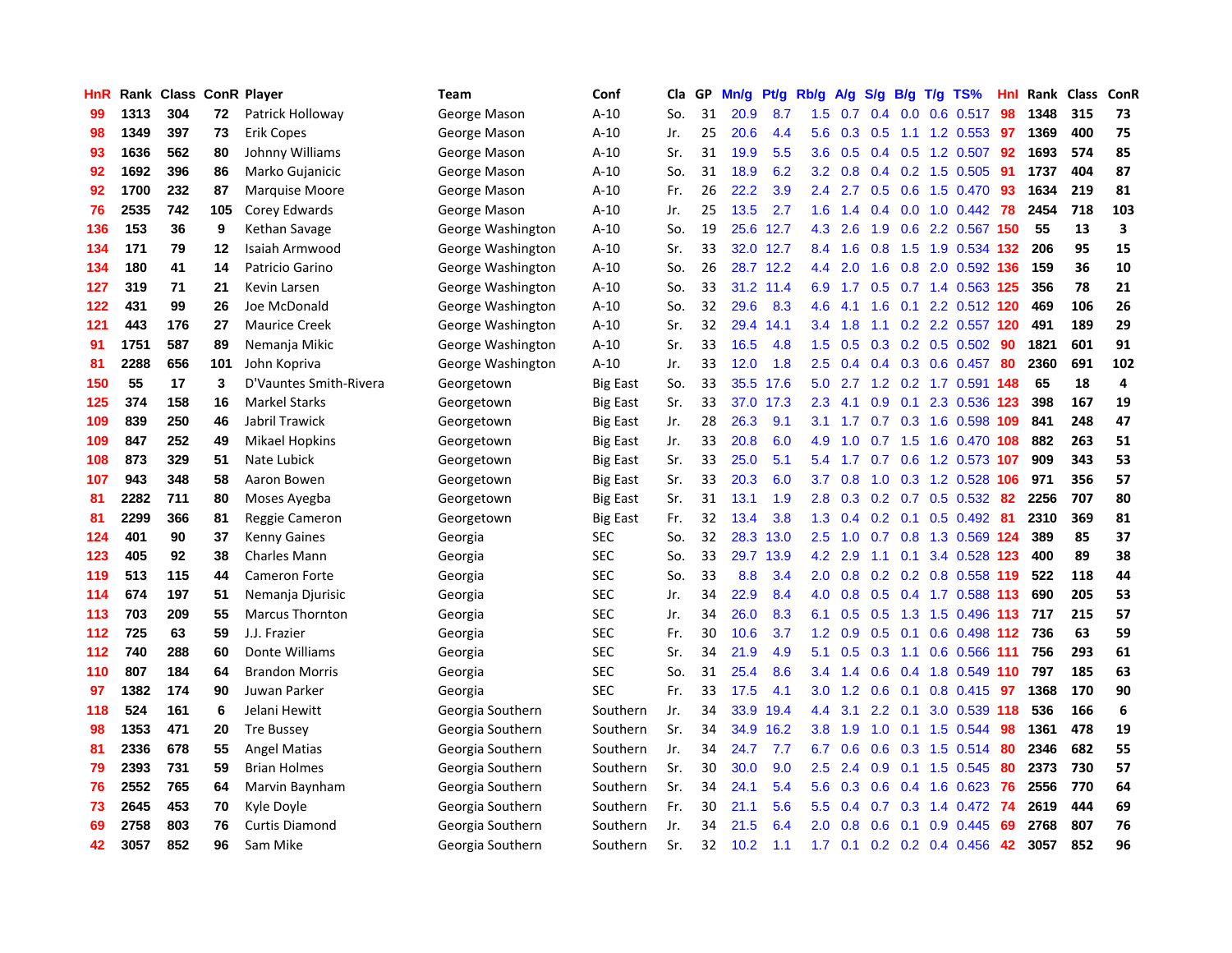| HnR | Rank | Class | ConR | Player | Team | Conf | Cla | GP | Mn/g | Pt/g | Rb/g | A/g | S/g | B/g | T/g | TS% | HnI | Rank | Class | ConR |
|---|---|---|---|---|---|---|---|---|---|---|---|---|---|---|---|---|---|---|---|---|
| 99 | 1313 | 304 | 72 | Patrick Holloway | George Mason | A-10 | So. | 31 | 20.9 | 8.7 | 1.5 | 0.7 | 0.4 | 0.0 | 0.6 | 0.517 | 98 | 1348 | 315 | 73 |
| 98 | 1349 | 397 | 73 | Erik Copes | George Mason | A-10 | Jr. | 25 | 20.6 | 4.4 | 5.6 | 0.3 | 0.5 | 1.1 | 1.2 | 0.553 | 97 | 1369 | 400 | 75 |
| 93 | 1636 | 562 | 80 | Johnny Williams | George Mason | A-10 | Sr. | 31 | 19.9 | 5.5 | 3.6 | 0.5 | 0.4 | 0.5 | 1.2 | 0.507 | 92 | 1693 | 574 | 85 |
| 92 | 1692 | 396 | 86 | Marko Gujanicic | George Mason | A-10 | So. | 31 | 18.9 | 6.2 | 3.2 | 0.8 | 0.4 | 0.2 | 1.5 | 0.505 | 91 | 1737 | 404 | 87 |
| 92 | 1700 | 232 | 87 | Marquise Moore | George Mason | A-10 | Fr. | 26 | 22.2 | 3.9 | 2.4 | 2.7 | 0.5 | 0.6 | 1.5 | 0.470 | 93 | 1634 | 219 | 81 |
| 76 | 2535 | 742 | 105 | Corey Edwards | George Mason | A-10 | Jr. | 25 | 13.5 | 2.7 | 1.6 | 1.4 | 0.4 | 0.0 | 1.0 | 0.442 | 78 | 2454 | 718 | 103 |
| 136 | 153 | 36 | 9 | Kethan Savage | George Washington | A-10 | So. | 19 | 25.6 | 12.7 | 4.3 | 2.6 | 1.9 | 0.6 | 2.2 | 0.567 | 150 | 55 | 13 | 3 |
| 134 | 171 | 79 | 12 | Isaiah Armwood | George Washington | A-10 | Sr. | 33 | 32.0 | 12.7 | 8.4 | 1.6 | 0.8 | 1.5 | 1.9 | 0.534 | 132 | 206 | 95 | 15 |
| 134 | 180 | 41 | 14 | Patricio Garino | George Washington | A-10 | So. | 26 | 28.7 | 12.2 | 4.4 | 2.0 | 1.6 | 0.8 | 2.0 | 0.592 | 136 | 159 | 36 | 10 |
| 127 | 319 | 71 | 21 | Kevin Larsen | George Washington | A-10 | So. | 33 | 31.2 | 11.4 | 6.9 | 1.7 | 0.5 | 0.7 | 1.4 | 0.563 | 125 | 356 | 78 | 21 |
| 122 | 431 | 99 | 26 | Joe McDonald | George Washington | A-10 | So. | 32 | 29.6 | 8.3 | 4.6 | 4.1 | 1.6 | 0.1 | 2.2 | 0.512 | 120 | 469 | 106 | 26 |
| 121 | 443 | 176 | 27 | Maurice Creek | George Washington | A-10 | Sr. | 32 | 29.4 | 14.1 | 3.4 | 1.8 | 1.1 | 0.2 | 2.2 | 0.557 | 120 | 491 | 189 | 29 |
| 91 | 1751 | 587 | 89 | Nemanja Mikic | George Washington | A-10 | Sr. | 33 | 16.5 | 4.8 | 1.5 | 0.5 | 0.3 | 0.2 | 0.5 | 0.502 | 90 | 1821 | 601 | 91 |
| 81 | 2288 | 656 | 101 | John Kopriva | George Washington | A-10 | Jr. | 33 | 12.0 | 1.8 | 2.5 | 0.4 | 0.4 | 0.3 | 0.6 | 0.457 | 80 | 2360 | 691 | 102 |
| 150 | 55 | 17 | 3 | D'Vauntes Smith-Rivera | Georgetown | Big East | So. | 33 | 35.5 | 17.6 | 5.0 | 2.7 | 1.2 | 0.2 | 1.7 | 0.591 | 148 | 65 | 18 | 4 |
| 125 | 374 | 158 | 16 | Markel Starks | Georgetown | Big East | Sr. | 33 | 37.0 | 17.3 | 2.3 | 4.1 | 0.9 | 0.1 | 2.3 | 0.536 | 123 | 398 | 167 | 19 |
| 109 | 839 | 250 | 46 | Jabril Trawick | Georgetown | Big East | Jr. | 28 | 26.3 | 9.1 | 3.1 | 1.7 | 0.7 | 0.3 | 1.6 | 0.598 | 109 | 841 | 248 | 47 |
| 109 | 847 | 252 | 49 | Mikael Hopkins | Georgetown | Big East | Jr. | 33 | 20.8 | 6.0 | 4.9 | 1.0 | 0.7 | 1.5 | 1.6 | 0.470 | 108 | 882 | 263 | 51 |
| 108 | 873 | 329 | 51 | Nate Lubick | Georgetown | Big East | Sr. | 33 | 25.0 | 5.1 | 5.4 | 1.7 | 0.7 | 0.6 | 1.2 | 0.573 | 107 | 909 | 343 | 53 |
| 107 | 943 | 348 | 58 | Aaron Bowen | Georgetown | Big East | Sr. | 33 | 20.3 | 6.0 | 3.7 | 0.8 | 1.0 | 0.3 | 1.2 | 0.528 | 106 | 971 | 356 | 57 |
| 81 | 2282 | 711 | 80 | Moses Ayegba | Georgetown | Big East | Sr. | 31 | 13.1 | 1.9 | 2.8 | 0.3 | 0.2 | 0.7 | 0.5 | 0.532 | 82 | 2256 | 707 | 80 |
| 81 | 2299 | 366 | 81 | Reggie Cameron | Georgetown | Big East | Fr. | 32 | 13.4 | 3.8 | 1.3 | 0.4 | 0.2 | 0.1 | 0.5 | 0.492 | 81 | 2310 | 369 | 81 |
| 124 | 401 | 90 | 37 | Kenny Gaines | Georgia | SEC | So. | 32 | 28.3 | 13.0 | 2.5 | 1.0 | 0.7 | 0.8 | 1.3 | 0.569 | 124 | 389 | 85 | 37 |
| 123 | 405 | 92 | 38 | Charles Mann | Georgia | SEC | So. | 33 | 29.7 | 13.9 | 4.2 | 2.9 | 1.1 | 0.1 | 3.4 | 0.528 | 123 | 400 | 89 | 38 |
| 119 | 513 | 115 | 44 | Cameron Forte | Georgia | SEC | So. | 33 | 8.8 | 3.4 | 2.0 | 0.8 | 0.2 | 0.2 | 0.8 | 0.558 | 119 | 522 | 118 | 44 |
| 114 | 674 | 197 | 51 | Nemanja Djurisic | Georgia | SEC | Jr. | 34 | 22.9 | 8.4 | 4.0 | 0.8 | 0.5 | 0.4 | 1.7 | 0.588 | 113 | 690 | 205 | 53 |
| 113 | 703 | 209 | 55 | Marcus Thornton | Georgia | SEC | Jr. | 34 | 26.0 | 8.3 | 6.1 | 0.5 | 0.5 | 1.3 | 1.5 | 0.496 | 113 | 717 | 215 | 57 |
| 112 | 725 | 63 | 59 | J.J. Frazier | Georgia | SEC | Fr. | 30 | 10.6 | 3.7 | 1.2 | 0.9 | 0.5 | 0.1 | 0.6 | 0.498 | 112 | 736 | 63 | 59 |
| 112 | 740 | 288 | 60 | Donte Williams | Georgia | SEC | Sr. | 34 | 21.9 | 4.9 | 5.1 | 0.5 | 0.3 | 1.1 | 0.6 | 0.566 | 111 | 756 | 293 | 61 |
| 110 | 807 | 184 | 64 | Brandon Morris | Georgia | SEC | So. | 31 | 25.4 | 8.6 | 3.4 | 1.4 | 0.6 | 0.4 | 1.8 | 0.549 | 110 | 797 | 185 | 63 |
| 97 | 1382 | 174 | 90 | Juwan Parker | Georgia | SEC | Fr. | 33 | 17.5 | 4.1 | 3.0 | 1.2 | 0.6 | 0.1 | 0.8 | 0.415 | 97 | 1368 | 170 | 90 |
| 118 | 524 | 161 | 6 | Jelani Hewitt | Georgia Southern | Southern | Jr. | 34 | 33.9 | 19.4 | 4.4 | 3.1 | 2.2 | 0.1 | 3.0 | 0.539 | 118 | 536 | 166 | 6 |
| 98 | 1353 | 471 | 20 | Tre Bussey | Georgia Southern | Southern | Sr. | 34 | 34.9 | 16.2 | 3.8 | 1.9 | 1.0 | 0.1 | 1.5 | 0.544 | 98 | 1361 | 478 | 19 |
| 81 | 2336 | 678 | 55 | Angel Matias | Georgia Southern | Southern | Jr. | 34 | 24.7 | 7.7 | 6.7 | 0.6 | 0.6 | 0.3 | 1.5 | 0.514 | 80 | 2346 | 682 | 55 |
| 79 | 2393 | 731 | 59 | Brian Holmes | Georgia Southern | Southern | Sr. | 30 | 30.0 | 9.0 | 2.5 | 2.4 | 0.9 | 0.1 | 1.5 | 0.545 | 80 | 2373 | 730 | 57 |
| 76 | 2552 | 765 | 64 | Marvin Baynham | Georgia Southern | Southern | Sr. | 34 | 24.1 | 5.4 | 5.6 | 0.3 | 0.6 | 0.4 | 1.6 | 0.623 | 76 | 2556 | 770 | 64 |
| 73 | 2645 | 453 | 70 | Kyle Doyle | Georgia Southern | Southern | Fr. | 30 | 21.1 | 5.6 | 5.5 | 0.4 | 0.7 | 0.3 | 1.4 | 0.472 | 74 | 2619 | 444 | 69 |
| 69 | 2758 | 803 | 76 | Curtis Diamond | Georgia Southern | Southern | Jr. | 34 | 21.5 | 6.4 | 2.0 | 0.8 | 0.6 | 0.1 | 0.9 | 0.445 | 69 | 2768 | 807 | 76 |
| 42 | 3057 | 852 | 96 | Sam Mike | Georgia Southern | Southern | Sr. | 32 | 10.2 | 1.1 | 1.7 | 0.1 | 0.2 | 0.2 | 0.4 | 0.456 | 42 | 3057 | 852 | 96 |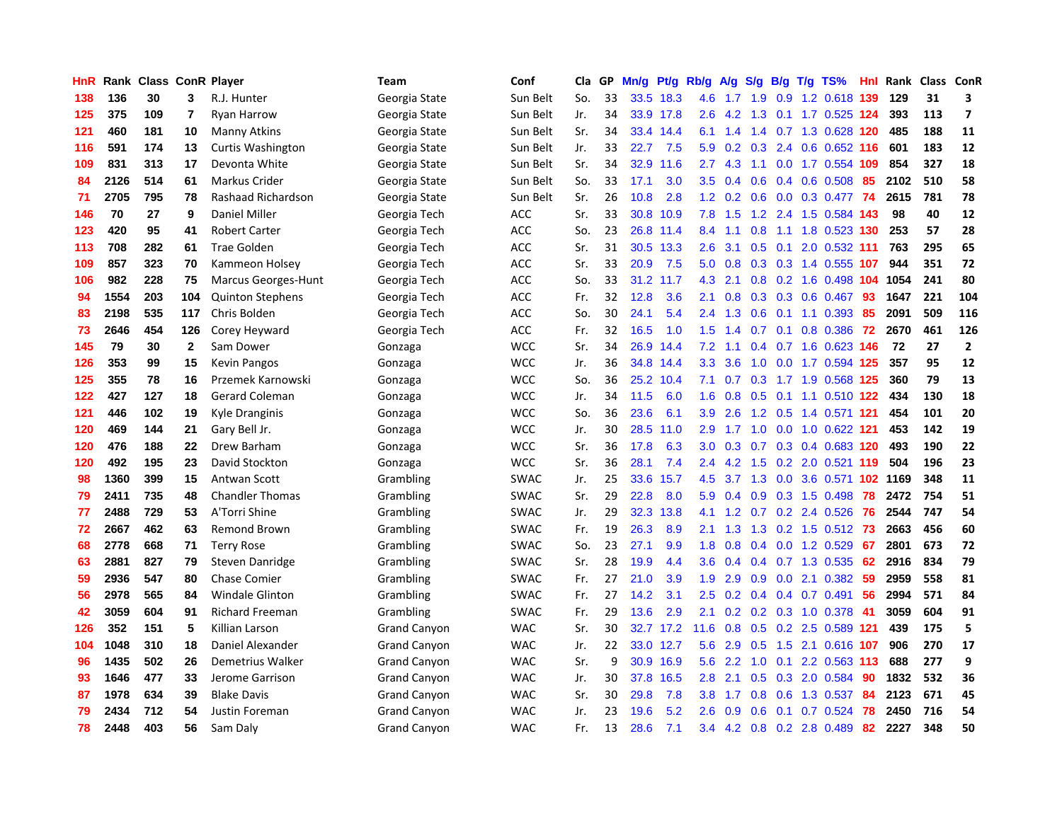| HnR | Rank | Class | ConR | Player | Team | Conf | Cla | GP | Mn/g | Pt/g | Rb/g | A/g | S/g | B/g | T/g | TS% | HnI | Rank | Class | ConR |
|---|---|---|---|---|---|---|---|---|---|---|---|---|---|---|---|---|---|---|---|---|
| 138 | 136 | 30 | 3 | R.J. Hunter | Georgia State | Sun Belt | So. | 33 | 33.5 | 18.3 | 4.6 | 1.7 | 1.9 | 0.9 | 1.2 | 0.618 | 139 | 129 | 31 | 3 |
| 125 | 375 | 109 | 7 | Ryan Harrow | Georgia State | Sun Belt | Jr. | 34 | 33.9 | 17.8 | 2.6 | 4.2 | 1.3 | 0.1 | 1.7 | 0.525 | 124 | 393 | 113 | 7 |
| 121 | 460 | 181 | 10 | Manny Atkins | Georgia State | Sun Belt | Sr. | 34 | 33.4 | 14.4 | 6.1 | 1.4 | 1.4 | 0.7 | 1.3 | 0.628 | 120 | 485 | 188 | 11 |
| 116 | 591 | 174 | 13 | Curtis Washington | Georgia State | Sun Belt | Jr. | 33 | 22.7 | 7.5 | 5.9 | 0.2 | 0.3 | 2.4 | 0.6 | 0.652 | 116 | 601 | 183 | 12 |
| 109 | 831 | 313 | 17 | Devonta White | Georgia State | Sun Belt | Sr. | 34 | 32.9 | 11.6 | 2.7 | 4.3 | 1.1 | 0.0 | 1.7 | 0.554 | 109 | 854 | 327 | 18 |
| 84 | 2126 | 514 | 61 | Markus Crider | Georgia State | Sun Belt | So. | 33 | 17.1 | 3.0 | 3.5 | 0.4 | 0.6 | 0.4 | 0.6 | 0.508 | 85 | 2102 | 510 | 58 |
| 71 | 2705 | 795 | 78 | Rashaad Richardson | Georgia State | Sun Belt | Sr. | 26 | 10.8 | 2.8 | 1.2 | 0.2 | 0.6 | 0.0 | 0.3 | 0.477 | 74 | 2615 | 781 | 78 |
| 146 | 70 | 27 | 9 | Daniel Miller | Georgia Tech | ACC | Sr. | 33 | 30.8 | 10.9 | 7.8 | 1.5 | 1.2 | 2.4 | 1.5 | 0.584 | 143 | 98 | 40 | 12 |
| 123 | 420 | 95 | 41 | Robert Carter | Georgia Tech | ACC | So. | 23 | 26.8 | 11.4 | 8.4 | 1.1 | 0.8 | 1.1 | 1.8 | 0.523 | 130 | 253 | 57 | 28 |
| 113 | 708 | 282 | 61 | Trae Golden | Georgia Tech | ACC | Sr. | 31 | 30.5 | 13.3 | 2.6 | 3.1 | 0.5 | 0.1 | 2.0 | 0.532 | 111 | 763 | 295 | 65 |
| 109 | 857 | 323 | 70 | Kammeon Holsey | Georgia Tech | ACC | Sr. | 33 | 20.9 | 7.5 | 5.0 | 0.8 | 0.3 | 0.3 | 1.4 | 0.555 | 107 | 944 | 351 | 72 |
| 106 | 982 | 228 | 75 | Marcus Georges-Hunt | Georgia Tech | ACC | So. | 33 | 31.2 | 11.7 | 4.3 | 2.1 | 0.8 | 0.2 | 1.6 | 0.498 | 104 | 1054 | 241 | 80 |
| 94 | 1554 | 203 | 104 | Quinton Stephens | Georgia Tech | ACC | Fr. | 32 | 12.8 | 3.6 | 2.1 | 0.8 | 0.3 | 0.3 | 0.6 | 0.467 | 93 | 1647 | 221 | 104 |
| 83 | 2198 | 535 | 117 | Chris Bolden | Georgia Tech | ACC | So. | 30 | 24.1 | 5.4 | 2.4 | 1.3 | 0.6 | 0.1 | 1.1 | 0.393 | 85 | 2091 | 509 | 116 |
| 73 | 2646 | 454 | 126 | Corey Heyward | Georgia Tech | ACC | Fr. | 32 | 16.5 | 1.0 | 1.5 | 1.4 | 0.7 | 0.1 | 0.8 | 0.386 | 72 | 2670 | 461 | 126 |
| 145 | 79 | 30 | 2 | Sam Dower | Gonzaga | WCC | Sr. | 34 | 26.9 | 14.4 | 7.2 | 1.1 | 0.4 | 0.7 | 1.6 | 0.623 | 146 | 72 | 27 | 2 |
| 126 | 353 | 99 | 15 | Kevin Pangos | Gonzaga | WCC | Jr. | 36 | 34.8 | 14.4 | 3.3 | 3.6 | 1.0 | 0.0 | 1.7 | 0.594 | 125 | 357 | 95 | 12 |
| 125 | 355 | 78 | 16 | Przemek Karnowski | Gonzaga | WCC | So. | 36 | 25.2 | 10.4 | 7.1 | 0.7 | 0.3 | 1.7 | 1.9 | 0.568 | 125 | 360 | 79 | 13 |
| 122 | 427 | 127 | 18 | Gerard Coleman | Gonzaga | WCC | Jr. | 34 | 11.5 | 6.0 | 1.6 | 0.8 | 0.5 | 0.1 | 1.1 | 0.510 | 122 | 434 | 130 | 18 |
| 121 | 446 | 102 | 19 | Kyle Dranginis | Gonzaga | WCC | So. | 36 | 23.6 | 6.1 | 3.9 | 2.6 | 1.2 | 0.5 | 1.4 | 0.571 | 121 | 454 | 101 | 20 |
| 120 | 469 | 144 | 21 | Gary Bell Jr. | Gonzaga | WCC | Jr. | 30 | 28.5 | 11.0 | 2.9 | 1.7 | 1.0 | 0.0 | 1.0 | 0.622 | 121 | 453 | 142 | 19 |
| 120 | 476 | 188 | 22 | Drew Barham | Gonzaga | WCC | Sr. | 36 | 17.8 | 6.3 | 3.0 | 0.3 | 0.7 | 0.3 | 0.4 | 0.683 | 120 | 493 | 190 | 22 |
| 120 | 492 | 195 | 23 | David Stockton | Gonzaga | WCC | Sr. | 36 | 28.1 | 7.4 | 2.4 | 4.2 | 1.5 | 0.2 | 2.0 | 0.521 | 119 | 504 | 196 | 23 |
| 98 | 1360 | 399 | 15 | Antwan Scott | Grambling | SWAC | Jr. | 25 | 33.6 | 15.7 | 4.5 | 3.7 | 1.3 | 0.0 | 3.6 | 0.571 | 102 | 1169 | 348 | 11 |
| 79 | 2411 | 735 | 48 | Chandler Thomas | Grambling | SWAC | Sr. | 29 | 22.8 | 8.0 | 5.9 | 0.4 | 0.9 | 0.3 | 1.5 | 0.498 | 78 | 2472 | 754 | 51 |
| 77 | 2488 | 729 | 53 | A'Torri Shine | Grambling | SWAC | Jr. | 29 | 32.3 | 13.8 | 4.1 | 1.2 | 0.7 | 0.2 | 2.4 | 0.526 | 76 | 2544 | 747 | 54 |
| 72 | 2667 | 462 | 63 | Remond Brown | Grambling | SWAC | Fr. | 19 | 26.3 | 8.9 | 2.1 | 1.3 | 1.3 | 0.2 | 1.5 | 0.512 | 73 | 2663 | 456 | 60 |
| 68 | 2778 | 668 | 71 | Terry Rose | Grambling | SWAC | So. | 23 | 27.1 | 9.9 | 1.8 | 0.8 | 0.4 | 0.0 | 1.2 | 0.529 | 67 | 2801 | 673 | 72 |
| 63 | 2881 | 827 | 79 | Steven Danridge | Grambling | SWAC | Sr. | 28 | 19.9 | 4.4 | 3.6 | 0.4 | 0.4 | 0.7 | 1.3 | 0.535 | 62 | 2916 | 834 | 79 |
| 59 | 2936 | 547 | 80 | Chase Comier | Grambling | SWAC | Fr. | 27 | 21.0 | 3.9 | 1.9 | 2.9 | 0.9 | 0.0 | 2.1 | 0.382 | 59 | 2959 | 558 | 81 |
| 56 | 2978 | 565 | 84 | Windale Glinton | Grambling | SWAC | Fr. | 27 | 14.2 | 3.1 | 2.5 | 0.2 | 0.4 | 0.4 | 0.7 | 0.491 | 56 | 2994 | 571 | 84 |
| 42 | 3059 | 604 | 91 | Richard Freeman | Grambling | SWAC | Fr. | 29 | 13.6 | 2.9 | 2.1 | 0.2 | 0.2 | 0.3 | 1.0 | 0.378 | 41 | 3059 | 604 | 91 |
| 126 | 352 | 151 | 5 | Killian Larson | Grand Canyon | WAC | Sr. | 30 | 32.7 | 17.2 | 11.6 | 0.8 | 0.5 | 0.2 | 2.5 | 0.589 | 121 | 439 | 175 | 5 |
| 104 | 1048 | 310 | 18 | Daniel Alexander | Grand Canyon | WAC | Jr. | 22 | 33.0 | 12.7 | 5.6 | 2.9 | 0.5 | 1.5 | 2.1 | 0.616 | 107 | 906 | 270 | 17 |
| 96 | 1435 | 502 | 26 | Demetrius Walker | Grand Canyon | WAC | Sr. | 9 | 30.9 | 16.9 | 5.6 | 2.2 | 1.0 | 0.1 | 2.2 | 0.563 | 113 | 688 | 277 | 9 |
| 93 | 1646 | 477 | 33 | Jerome Garrison | Grand Canyon | WAC | Jr. | 30 | 37.8 | 16.5 | 2.8 | 2.1 | 0.5 | 0.3 | 2.0 | 0.584 | 90 | 1832 | 532 | 36 |
| 87 | 1978 | 634 | 39 | Blake Davis | Grand Canyon | WAC | Sr. | 30 | 29.8 | 7.8 | 3.8 | 1.7 | 0.8 | 0.6 | 1.3 | 0.537 | 84 | 2123 | 671 | 45 |
| 79 | 2434 | 712 | 54 | Justin Foreman | Grand Canyon | WAC | Jr. | 23 | 19.6 | 5.2 | 2.6 | 0.9 | 0.6 | 0.1 | 0.7 | 0.524 | 78 | 2450 | 716 | 54 |
| 78 | 2448 | 403 | 56 | Sam Daly | Grand Canyon | WAC | Fr. | 13 | 28.6 | 7.1 | 3.4 | 4.2 | 0.8 | 0.2 | 2.8 | 0.489 | 82 | 2227 | 348 | 50 |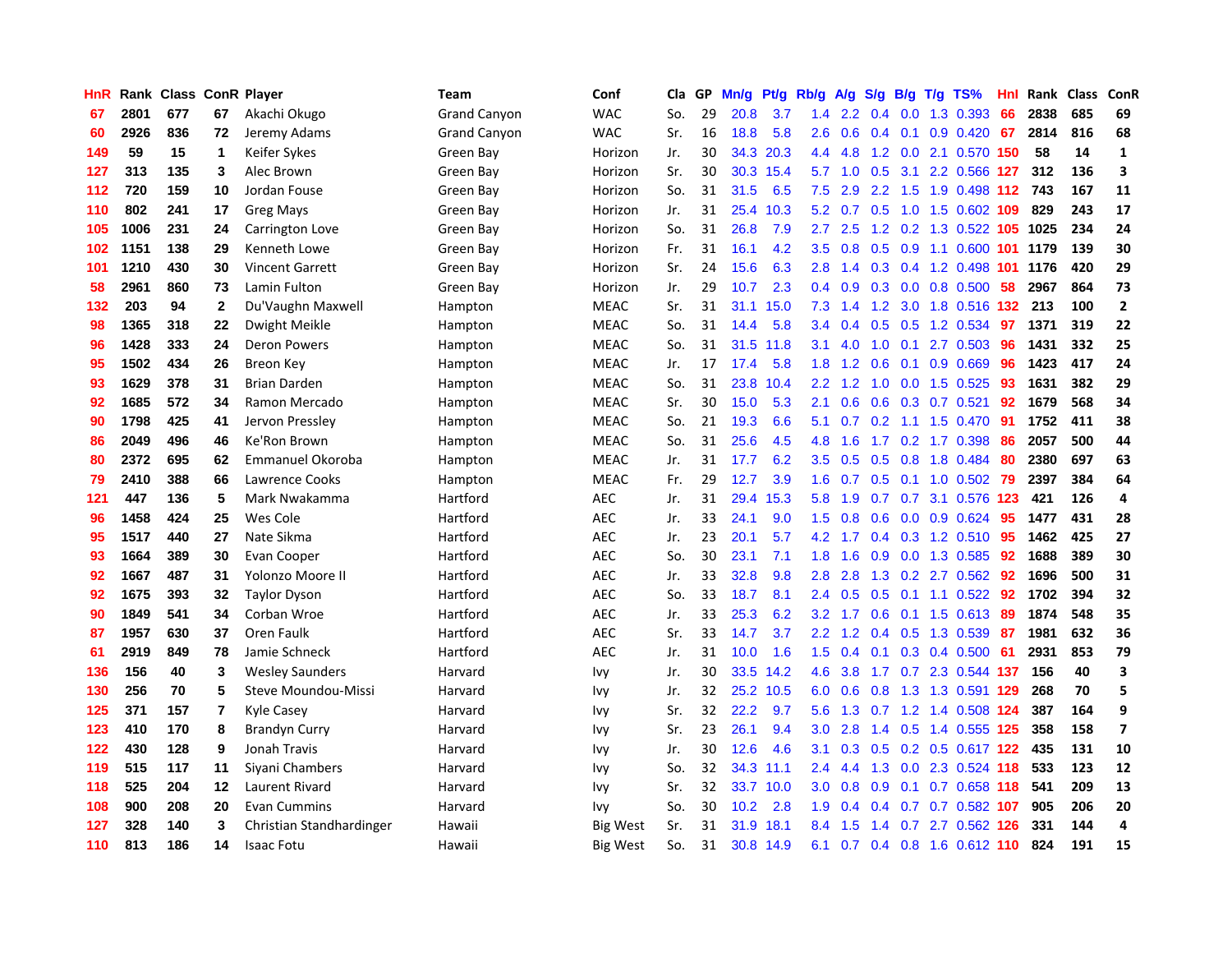| HnR | Rank | Class | ConR | Player | Team | Conf | Cla | GP | Mn/g | Pt/g | Rb/g | A/g | S/g | B/g | T/g | TS% | HnI | Rank | Class | ConR |
|---|---|---|---|---|---|---|---|---|---|---|---|---|---|---|---|---|---|---|---|---|
| 67 | 2801 | 677 | 67 | Akachi Okugo | Grand Canyon | WAC | So. | 29 | 20.8 | 3.7 | 1.4 | 2.2 | 0.4 | 0.0 | 1.3 | 0.393 | 66 | 2838 | 685 | 69 |
| 60 | 2926 | 836 | 72 | Jeremy Adams | Grand Canyon | WAC | Sr. | 16 | 18.8 | 5.8 | 2.6 | 0.6 | 0.4 | 0.1 | 0.9 | 0.420 | 67 | 2814 | 816 | 68 |
| 149 | 59 | 15 | 1 | Keifer Sykes | Green Bay | Horizon | Jr. | 30 | 34.3 | 20.3 | 4.4 | 4.8 | 1.2 | 0.0 | 2.1 | 0.570 | 150 | 58 | 14 | 1 |
| 127 | 313 | 135 | 3 | Alec Brown | Green Bay | Horizon | Sr. | 30 | 30.3 | 15.4 | 5.7 | 1.0 | 0.5 | 3.1 | 2.2 | 0.566 | 127 | 312 | 136 | 3 |
| 112 | 720 | 159 | 10 | Jordan Fouse | Green Bay | Horizon | So. | 31 | 31.5 | 6.5 | 7.5 | 2.9 | 2.2 | 1.5 | 1.9 | 0.498 | 112 | 743 | 167 | 11 |
| 110 | 802 | 241 | 17 | Greg Mays | Green Bay | Horizon | Jr. | 31 | 25.4 | 10.3 | 5.2 | 0.7 | 0.5 | 1.0 | 1.5 | 0.602 | 109 | 829 | 243 | 17 |
| 105 | 1006 | 231 | 24 | Carrington Love | Green Bay | Horizon | So. | 31 | 26.8 | 7.9 | 2.7 | 2.5 | 1.2 | 0.2 | 1.3 | 0.522 | 105 | 1025 | 234 | 24 |
| 102 | 1151 | 138 | 29 | Kenneth Lowe | Green Bay | Horizon | Fr. | 31 | 16.1 | 4.2 | 3.5 | 0.8 | 0.5 | 0.9 | 1.1 | 0.600 | 101 | 1179 | 139 | 30 |
| 101 | 1210 | 430 | 30 | Vincent Garrett | Green Bay | Horizon | Sr. | 24 | 15.6 | 6.3 | 2.8 | 1.4 | 0.3 | 0.4 | 1.2 | 0.498 | 101 | 1176 | 420 | 29 |
| 58 | 2961 | 860 | 73 | Lamin Fulton | Green Bay | Horizon | Jr. | 29 | 10.7 | 2.3 | 0.4 | 0.9 | 0.3 | 0.0 | 0.8 | 0.500 | 58 | 2967 | 864 | 73 |
| 132 | 203 | 94 | 2 | Du'Vaughn Maxwell | Hampton | MEAC | Sr. | 31 | 31.1 | 15.0 | 7.3 | 1.4 | 1.2 | 3.0 | 1.8 | 0.516 | 132 | 213 | 100 | 2 |
| 98 | 1365 | 318 | 22 | Dwight Meikle | Hampton | MEAC | So. | 31 | 14.4 | 5.8 | 3.4 | 0.4 | 0.5 | 0.5 | 1.2 | 0.534 | 97 | 1371 | 319 | 22 |
| 96 | 1428 | 333 | 24 | Deron Powers | Hampton | MEAC | So. | 31 | 31.5 | 11.8 | 3.1 | 4.0 | 1.0 | 0.1 | 2.7 | 0.503 | 96 | 1431 | 332 | 25 |
| 95 | 1502 | 434 | 26 | Breon Key | Hampton | MEAC | Jr. | 17 | 17.4 | 5.8 | 1.8 | 1.2 | 0.6 | 0.1 | 0.9 | 0.669 | 96 | 1423 | 417 | 24 |
| 93 | 1629 | 378 | 31 | Brian Darden | Hampton | MEAC | So. | 31 | 23.8 | 10.4 | 2.2 | 1.2 | 1.0 | 0.0 | 1.5 | 0.525 | 93 | 1631 | 382 | 29 |
| 92 | 1685 | 572 | 34 | Ramon Mercado | Hampton | MEAC | Sr. | 30 | 15.0 | 5.3 | 2.1 | 0.6 | 0.6 | 0.3 | 0.7 | 0.521 | 92 | 1679 | 568 | 34 |
| 90 | 1798 | 425 | 41 | Jervon Pressley | Hampton | MEAC | So. | 21 | 19.3 | 6.6 | 5.1 | 0.7 | 0.2 | 1.1 | 1.5 | 0.470 | 91 | 1752 | 411 | 38 |
| 86 | 2049 | 496 | 46 | Ke'Ron Brown | Hampton | MEAC | So. | 31 | 25.6 | 4.5 | 4.8 | 1.6 | 1.7 | 0.2 | 1.7 | 0.398 | 86 | 2057 | 500 | 44 |
| 80 | 2372 | 695 | 62 | Emmanuel Okoroba | Hampton | MEAC | Jr. | 31 | 17.7 | 6.2 | 3.5 | 0.5 | 0.5 | 0.8 | 1.8 | 0.484 | 80 | 2380 | 697 | 63 |
| 79 | 2410 | 388 | 66 | Lawrence Cooks | Hampton | MEAC | Fr. | 29 | 12.7 | 3.9 | 1.6 | 0.7 | 0.5 | 0.1 | 1.0 | 0.502 | 79 | 2397 | 384 | 64 |
| 121 | 447 | 136 | 5 | Mark Nwakamma | Hartford | AEC | Jr. | 31 | 29.4 | 15.3 | 5.8 | 1.9 | 0.7 | 0.7 | 3.1 | 0.576 | 123 | 421 | 126 | 4 |
| 96 | 1458 | 424 | 25 | Wes Cole | Hartford | AEC | Jr. | 33 | 24.1 | 9.0 | 1.5 | 0.8 | 0.6 | 0.0 | 0.9 | 0.624 | 95 | 1477 | 431 | 28 |
| 95 | 1517 | 440 | 27 | Nate Sikma | Hartford | AEC | Jr. | 23 | 20.1 | 5.7 | 4.2 | 1.7 | 0.4 | 0.3 | 1.2 | 0.510 | 95 | 1462 | 425 | 27 |
| 93 | 1664 | 389 | 30 | Evan Cooper | Hartford | AEC | So. | 30 | 23.1 | 7.1 | 1.8 | 1.6 | 0.9 | 0.0 | 1.3 | 0.585 | 92 | 1688 | 389 | 30 |
| 92 | 1667 | 487 | 31 | Yolonzo Moore II | Hartford | AEC | Jr. | 33 | 32.8 | 9.8 | 2.8 | 2.8 | 1.3 | 0.2 | 2.7 | 0.562 | 92 | 1696 | 500 | 31 |
| 92 | 1675 | 393 | 32 | Taylor Dyson | Hartford | AEC | So. | 33 | 18.7 | 8.1 | 2.4 | 0.5 | 0.5 | 0.1 | 1.1 | 0.522 | 92 | 1702 | 394 | 32 |
| 90 | 1849 | 541 | 34 | Corban Wroe | Hartford | AEC | Jr. | 33 | 25.3 | 6.2 | 3.2 | 1.7 | 0.6 | 0.1 | 1.5 | 0.613 | 89 | 1874 | 548 | 35 |
| 87 | 1957 | 630 | 37 | Oren Faulk | Hartford | AEC | Sr. | 33 | 14.7 | 3.7 | 2.2 | 1.2 | 0.4 | 0.5 | 1.3 | 0.539 | 87 | 1981 | 632 | 36 |
| 61 | 2919 | 849 | 78 | Jamie Schneck | Hartford | AEC | Jr. | 31 | 10.0 | 1.6 | 1.5 | 0.4 | 0.1 | 0.3 | 0.4 | 0.500 | 61 | 2931 | 853 | 79 |
| 136 | 156 | 40 | 3 | Wesley Saunders | Harvard | Ivy | Jr. | 30 | 33.5 | 14.2 | 4.6 | 3.8 | 1.7 | 0.7 | 2.3 | 0.544 | 137 | 156 | 40 | 3 |
| 130 | 256 | 70 | 5 | Steve Moundou-Missi | Harvard | Ivy | Jr. | 32 | 25.2 | 10.5 | 6.0 | 0.6 | 0.8 | 1.3 | 1.3 | 0.591 | 129 | 268 | 70 | 5 |
| 125 | 371 | 157 | 7 | Kyle Casey | Harvard | Ivy | Sr. | 32 | 22.2 | 9.7 | 5.6 | 1.3 | 0.7 | 1.2 | 1.4 | 0.508 | 124 | 387 | 164 | 9 |
| 123 | 410 | 170 | 8 | Brandyn Curry | Harvard | Ivy | Sr. | 23 | 26.1 | 9.4 | 3.0 | 2.8 | 1.4 | 0.5 | 1.4 | 0.555 | 125 | 358 | 158 | 7 |
| 122 | 430 | 128 | 9 | Jonah Travis | Harvard | Ivy | Jr. | 30 | 12.6 | 4.6 | 3.1 | 0.3 | 0.5 | 0.2 | 0.5 | 0.617 | 122 | 435 | 131 | 10 |
| 119 | 515 | 117 | 11 | Siyani Chambers | Harvard | Ivy | So. | 32 | 34.3 | 11.1 | 2.4 | 4.4 | 1.3 | 0.0 | 2.3 | 0.524 | 118 | 533 | 123 | 12 |
| 118 | 525 | 204 | 12 | Laurent Rivard | Harvard | Ivy | Sr. | 32 | 33.7 | 10.0 | 3.0 | 0.8 | 0.9 | 0.1 | 0.7 | 0.658 | 118 | 541 | 209 | 13 |
| 108 | 900 | 208 | 20 | Evan Cummins | Harvard | Ivy | So. | 30 | 10.2 | 2.8 | 1.9 | 0.4 | 0.4 | 0.7 | 0.7 | 0.582 | 107 | 905 | 206 | 20 |
| 127 | 328 | 140 | 3 | Christian Standhardinger | Hawaii | Big West | Sr. | 31 | 31.9 | 18.1 | 8.4 | 1.5 | 1.4 | 0.7 | 2.7 | 0.562 | 126 | 331 | 144 | 4 |
| 110 | 813 | 186 | 14 | Isaac Fotu | Hawaii | Big West | So. | 31 | 30.8 | 14.9 | 6.1 | 0.7 | 0.4 | 0.8 | 1.6 | 0.612 | 110 | 824 | 191 | 15 |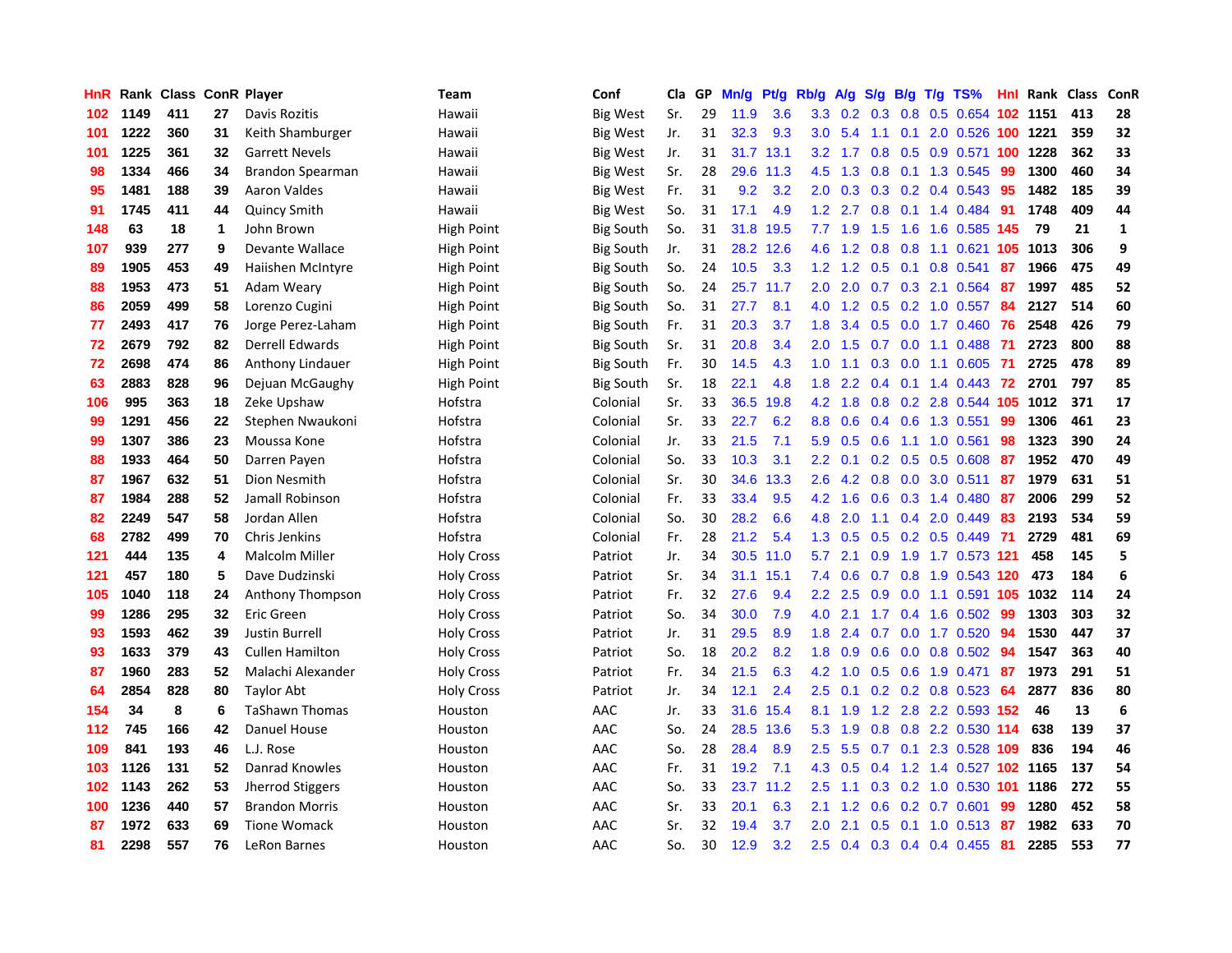| HnR | Rank | Class | ConR | Player | Team | Conf | Cla | GP | Mn/g | Pt/g | Rb/g | A/g | S/g | B/g | T/g | TS% | HnI | Rank | Class | ConR |
|---|---|---|---|---|---|---|---|---|---|---|---|---|---|---|---|---|---|---|---|---|
| 102 | 1149 | 411 | 27 | Davis Rozitis | Hawaii | Big West | Sr. | 29 | 11.9 | 3.6 | 3.3 | 0.2 | 0.3 | 0.8 | 0.5 | 0.654 | 102 | 1151 | 413 | 28 |
| 101 | 1222 | 360 | 31 | Keith Shamburger | Hawaii | Big West | Jr. | 31 | 32.3 | 9.3 | 3.0 | 5.4 | 1.1 | 0.1 | 2.0 | 0.526 | 100 | 1221 | 359 | 32 |
| 101 | 1225 | 361 | 32 | Garrett Nevels | Hawaii | Big West | Jr. | 31 | 31.7 | 13.1 | 3.2 | 1.7 | 0.8 | 0.5 | 0.9 | 0.571 | 100 | 1228 | 362 | 33 |
| 98 | 1334 | 466 | 34 | Brandon Spearman | Hawaii | Big West | Sr. | 28 | 29.6 | 11.3 | 4.5 | 1.3 | 0.8 | 0.1 | 1.3 | 0.545 | 99 | 1300 | 460 | 34 |
| 95 | 1481 | 188 | 39 | Aaron Valdes | Hawaii | Big West | Fr. | 31 | 9.2 | 3.2 | 2.0 | 0.3 | 0.3 | 0.2 | 0.4 | 0.543 | 95 | 1482 | 185 | 39 |
| 91 | 1745 | 411 | 44 | Quincy Smith | Hawaii | Big West | So. | 31 | 17.1 | 4.9 | 1.2 | 2.7 | 0.8 | 0.1 | 1.4 | 0.484 | 91 | 1748 | 409 | 44 |
| 148 | 63 | 18 | 1 | John Brown | High Point | Big South | So. | 31 | 31.8 | 19.5 | 7.7 | 1.9 | 1.5 | 1.6 | 1.6 | 0.585 | 145 | 79 | 21 | 1 |
| 107 | 939 | 277 | 9 | Devante Wallace | High Point | Big South | Jr. | 31 | 28.2 | 12.6 | 4.6 | 1.2 | 0.8 | 0.8 | 1.1 | 0.621 | 105 | 1013 | 306 | 9 |
| 89 | 1905 | 453 | 49 | Haiishen McIntyre | High Point | Big South | So. | 24 | 10.5 | 3.3 | 1.2 | 1.2 | 0.5 | 0.1 | 0.8 | 0.541 | 87 | 1966 | 475 | 49 |
| 88 | 1953 | 473 | 51 | Adam Weary | High Point | Big South | So. | 24 | 25.7 | 11.7 | 2.0 | 2.0 | 0.7 | 0.3 | 2.1 | 0.564 | 87 | 1997 | 485 | 52 |
| 86 | 2059 | 499 | 58 | Lorenzo Cugini | High Point | Big South | So. | 31 | 27.7 | 8.1 | 4.0 | 1.2 | 0.5 | 0.2 | 1.0 | 0.557 | 84 | 2127 | 514 | 60 |
| 77 | 2493 | 417 | 76 | Jorge Perez-Laham | High Point | Big South | Fr. | 31 | 20.3 | 3.7 | 1.8 | 3.4 | 0.5 | 0.0 | 1.7 | 0.460 | 76 | 2548 | 426 | 79 |
| 72 | 2679 | 792 | 82 | Derrell Edwards | High Point | Big South | Sr. | 31 | 20.8 | 3.4 | 2.0 | 1.5 | 0.7 | 0.0 | 1.1 | 0.488 | 71 | 2723 | 800 | 88 |
| 72 | 2698 | 474 | 86 | Anthony Lindauer | High Point | Big South | Fr. | 30 | 14.5 | 4.3 | 1.0 | 1.1 | 0.3 | 0.0 | 1.1 | 0.605 | 71 | 2725 | 478 | 89 |
| 63 | 2883 | 828 | 96 | Dejuan McGaughy | High Point | Big South | Sr. | 18 | 22.1 | 4.8 | 1.8 | 2.2 | 0.4 | 0.1 | 1.4 | 0.443 | 72 | 2701 | 797 | 85 |
| 106 | 995 | 363 | 18 | Zeke Upshaw | Hofstra | Colonial | Sr. | 33 | 36.5 | 19.8 | 4.2 | 1.8 | 0.8 | 0.2 | 2.8 | 0.544 | 105 | 1012 | 371 | 17 |
| 99 | 1291 | 456 | 22 | Stephen Nwaukoni | Hofstra | Colonial | Sr. | 33 | 22.7 | 6.2 | 8.8 | 0.6 | 0.4 | 0.6 | 1.3 | 0.551 | 99 | 1306 | 461 | 23 |
| 99 | 1307 | 386 | 23 | Moussa Kone | Hofstra | Colonial | Jr. | 33 | 21.5 | 7.1 | 5.9 | 0.5 | 0.6 | 1.1 | 1.0 | 0.561 | 98 | 1323 | 390 | 24 |
| 88 | 1933 | 464 | 50 | Darren Payen | Hofstra | Colonial | So. | 33 | 10.3 | 3.1 | 2.2 | 0.1 | 0.2 | 0.5 | 0.5 | 0.608 | 87 | 1952 | 470 | 49 |
| 87 | 1967 | 632 | 51 | Dion Nesmith | Hofstra | Colonial | Sr. | 30 | 34.6 | 13.3 | 2.6 | 4.2 | 0.8 | 0.0 | 3.0 | 0.511 | 87 | 1979 | 631 | 51 |
| 87 | 1984 | 288 | 52 | Jamall Robinson | Hofstra | Colonial | Fr. | 33 | 33.4 | 9.5 | 4.2 | 1.6 | 0.6 | 0.3 | 1.4 | 0.480 | 87 | 2006 | 299 | 52 |
| 82 | 2249 | 547 | 58 | Jordan Allen | Hofstra | Colonial | So. | 30 | 28.2 | 6.6 | 4.8 | 2.0 | 1.1 | 0.4 | 2.0 | 0.449 | 83 | 2193 | 534 | 59 |
| 68 | 2782 | 499 | 70 | Chris Jenkins | Hofstra | Colonial | Fr. | 28 | 21.2 | 5.4 | 1.3 | 0.5 | 0.5 | 0.2 | 0.5 | 0.449 | 71 | 2729 | 481 | 69 |
| 121 | 444 | 135 | 4 | Malcolm Miller | Holy Cross | Patriot | Jr. | 34 | 30.5 | 11.0 | 5.7 | 2.1 | 0.9 | 1.9 | 1.7 | 0.573 | 121 | 458 | 145 | 5 |
| 121 | 457 | 180 | 5 | Dave Dudzinski | Holy Cross | Patriot | Sr. | 34 | 31.1 | 15.1 | 7.4 | 0.6 | 0.7 | 0.8 | 1.9 | 0.543 | 120 | 473 | 184 | 6 |
| 105 | 1040 | 118 | 24 | Anthony Thompson | Holy Cross | Patriot | Fr. | 32 | 27.6 | 9.4 | 2.2 | 2.5 | 0.9 | 0.0 | 1.1 | 0.591 | 105 | 1032 | 114 | 24 |
| 99 | 1286 | 295 | 32 | Eric Green | Holy Cross | Patriot | So. | 34 | 30.0 | 7.9 | 4.0 | 2.1 | 1.7 | 0.4 | 1.6 | 0.502 | 99 | 1303 | 303 | 32 |
| 93 | 1593 | 462 | 39 | Justin Burrell | Holy Cross | Patriot | Jr. | 31 | 29.5 | 8.9 | 1.8 | 2.4 | 0.7 | 0.0 | 1.7 | 0.520 | 94 | 1530 | 447 | 37 |
| 93 | 1633 | 379 | 43 | Cullen Hamilton | Holy Cross | Patriot | So. | 18 | 20.2 | 8.2 | 1.8 | 0.9 | 0.6 | 0.0 | 0.8 | 0.502 | 94 | 1547 | 363 | 40 |
| 87 | 1960 | 283 | 52 | Malachi Alexander | Holy Cross | Patriot | Fr. | 34 | 21.5 | 6.3 | 4.2 | 1.0 | 0.5 | 0.6 | 1.9 | 0.471 | 87 | 1973 | 291 | 51 |
| 64 | 2854 | 828 | 80 | Taylor Abt | Holy Cross | Patriot | Jr. | 34 | 12.1 | 2.4 | 2.5 | 0.1 | 0.2 | 0.2 | 0.8 | 0.523 | 64 | 2877 | 836 | 80 |
| 154 | 34 | 8 | 6 | TaShawn Thomas | Houston | AAC | Jr. | 33 | 31.6 | 15.4 | 8.1 | 1.9 | 1.2 | 2.8 | 2.2 | 0.593 | 152 | 46 | 13 | 6 |
| 112 | 745 | 166 | 42 | Danuel House | Houston | AAC | So. | 24 | 28.5 | 13.6 | 5.3 | 1.9 | 0.8 | 0.8 | 2.2 | 0.530 | 114 | 638 | 139 | 37 |
| 109 | 841 | 193 | 46 | L.J. Rose | Houston | AAC | So. | 28 | 28.4 | 8.9 | 2.5 | 5.5 | 0.7 | 0.1 | 2.3 | 0.528 | 109 | 836 | 194 | 46 |
| 103 | 1126 | 131 | 52 | Danrad Knowles | Houston | AAC | Fr. | 31 | 19.2 | 7.1 | 4.3 | 0.5 | 0.4 | 1.2 | 1.4 | 0.527 | 102 | 1165 | 137 | 54 |
| 102 | 1143 | 262 | 53 | Jherrod Stiggers | Houston | AAC | So. | 33 | 23.7 | 11.2 | 2.5 | 1.1 | 0.3 | 0.2 | 1.0 | 0.530 | 101 | 1186 | 272 | 55 |
| 100 | 1236 | 440 | 57 | Brandon Morris | Houston | AAC | Sr. | 33 | 20.1 | 6.3 | 2.1 | 1.2 | 0.6 | 0.2 | 0.7 | 0.601 | 99 | 1280 | 452 | 58 |
| 87 | 1972 | 633 | 69 | Tione Womack | Houston | AAC | Sr. | 32 | 19.4 | 3.7 | 2.0 | 2.1 | 0.5 | 0.1 | 1.0 | 0.513 | 87 | 1982 | 633 | 70 |
| 81 | 2298 | 557 | 76 | LeRon Barnes | Houston | AAC | So. | 30 | 12.9 | 3.2 | 2.5 | 0.4 | 0.3 | 0.4 | 0.4 | 0.455 | 81 | 2285 | 553 | 77 |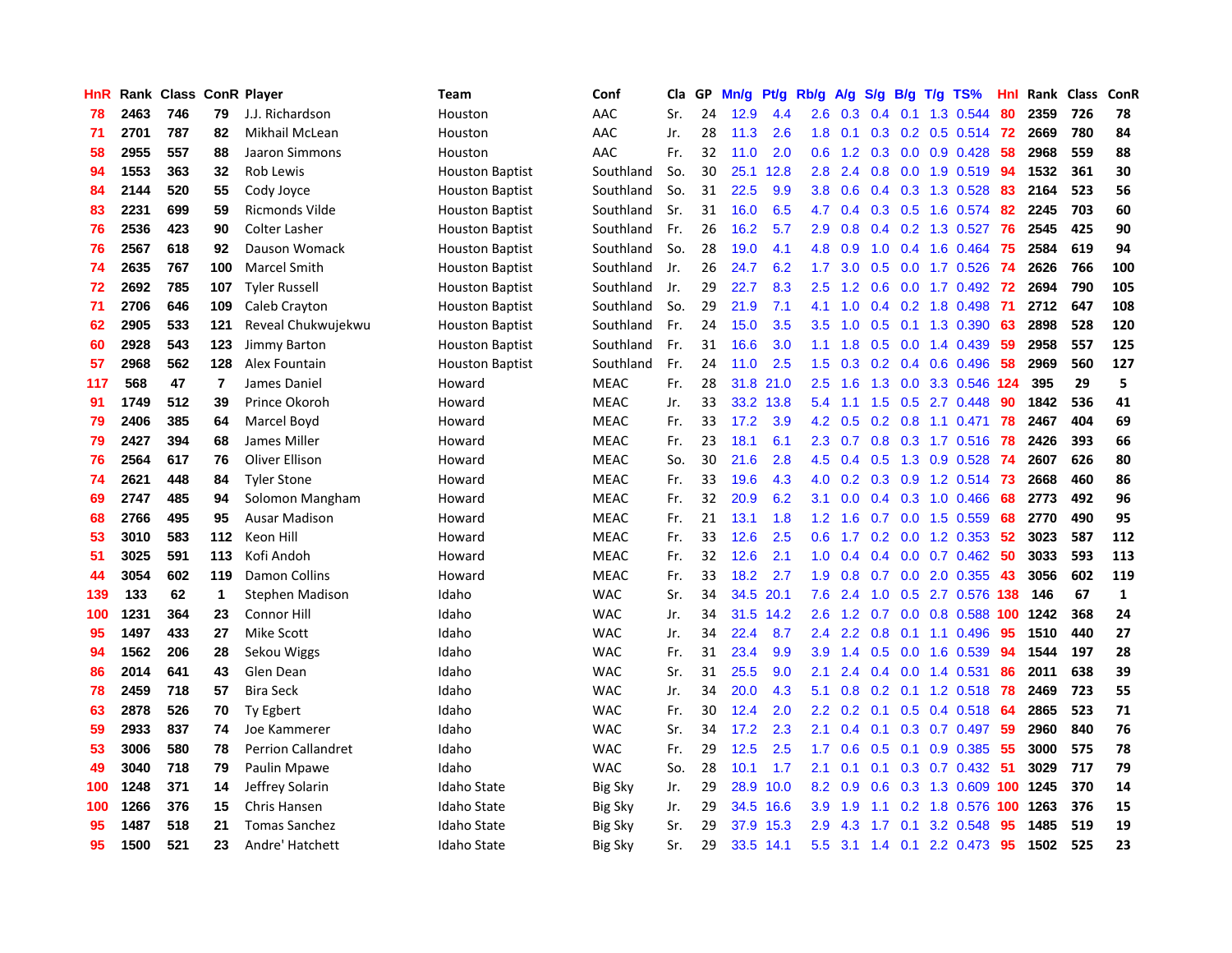| HnR | Rank | Class | ConR | Player | Team | Conf | Cla | GP | Mn/g | Pt/g | Rb/g | A/g | S/g | B/g | T/g | TS% | HnI | Rank | Class | ConR |
|---|---|---|---|---|---|---|---|---|---|---|---|---|---|---|---|---|---|---|---|---|
| 78 | 2463 | 746 | 79 | J.J. Richardson | Houston | AAC | Sr. | 24 | 12.9 | 4.4 | 2.6 | 0.3 | 0.4 | 0.1 | 1.3 | 0.544 | 80 | 2359 | 726 | 78 |
| 71 | 2701 | 787 | 82 | Mikhail McLean | Houston | AAC | Jr. | 28 | 11.3 | 2.6 | 1.8 | 0.1 | 0.3 | 0.2 | 0.5 | 0.514 | 72 | 2669 | 780 | 84 |
| 58 | 2955 | 557 | 88 | Jaaron Simmons | Houston | AAC | Fr. | 32 | 11.0 | 2.0 | 0.6 | 1.2 | 0.3 | 0.0 | 0.9 | 0.428 | 58 | 2968 | 559 | 88 |
| 94 | 1553 | 363 | 32 | Rob Lewis | Houston Baptist | Southland | So. | 30 | 25.1 | 12.8 | 2.8 | 2.4 | 0.8 | 0.0 | 1.9 | 0.519 | 94 | 1532 | 361 | 30 |
| 84 | 2144 | 520 | 55 | Cody Joyce | Houston Baptist | Southland | So. | 31 | 22.5 | 9.9 | 3.8 | 0.6 | 0.4 | 0.3 | 1.3 | 0.528 | 83 | 2164 | 523 | 56 |
| 83 | 2231 | 699 | 59 | Ricmonds Vilde | Houston Baptist | Southland | Sr. | 31 | 16.0 | 6.5 | 4.7 | 0.4 | 0.3 | 0.5 | 1.6 | 0.574 | 82 | 2245 | 703 | 60 |
| 76 | 2536 | 423 | 90 | Colter Lasher | Houston Baptist | Southland | Fr. | 26 | 16.2 | 5.7 | 2.9 | 0.8 | 0.4 | 0.2 | 1.3 | 0.527 | 76 | 2545 | 425 | 90 |
| 76 | 2567 | 618 | 92 | Dauson Womack | Houston Baptist | Southland | So. | 28 | 19.0 | 4.1 | 4.8 | 0.9 | 1.0 | 0.4 | 1.6 | 0.464 | 75 | 2584 | 619 | 94 |
| 74 | 2635 | 767 | 100 | Marcel Smith | Houston Baptist | Southland | Jr. | 26 | 24.7 | 6.2 | 1.7 | 3.0 | 0.5 | 0.0 | 1.7 | 0.526 | 74 | 2626 | 766 | 100 |
| 72 | 2692 | 785 | 107 | Tyler Russell | Houston Baptist | Southland | Jr. | 29 | 22.7 | 8.3 | 2.5 | 1.2 | 0.6 | 0.0 | 1.7 | 0.492 | 72 | 2694 | 790 | 105 |
| 71 | 2706 | 646 | 109 | Caleb Crayton | Houston Baptist | Southland | So. | 29 | 21.9 | 7.1 | 4.1 | 1.0 | 0.4 | 0.2 | 1.8 | 0.498 | 71 | 2712 | 647 | 108 |
| 62 | 2905 | 533 | 121 | Reveal Chukwujekwu | Houston Baptist | Southland | Fr. | 24 | 15.0 | 3.5 | 3.5 | 1.0 | 0.5 | 0.1 | 1.3 | 0.390 | 63 | 2898 | 528 | 120 |
| 60 | 2928 | 543 | 123 | Jimmy Barton | Houston Baptist | Southland | Fr. | 31 | 16.6 | 3.0 | 1.1 | 1.8 | 0.5 | 0.0 | 1.4 | 0.439 | 59 | 2958 | 557 | 125 |
| 57 | 2968 | 562 | 128 | Alex Fountain | Houston Baptist | Southland | Fr. | 24 | 11.0 | 2.5 | 1.5 | 0.3 | 0.2 | 0.4 | 0.6 | 0.496 | 58 | 2969 | 560 | 127 |
| 117 | 568 | 47 | 7 | James Daniel | Howard | MEAC | Fr. | 28 | 31.8 | 21.0 | 2.5 | 1.6 | 1.3 | 0.0 | 3.3 | 0.546 | 124 | 395 | 29 | 5 |
| 91 | 1749 | 512 | 39 | Prince Okoroh | Howard | MEAC | Jr. | 33 | 33.2 | 13.8 | 5.4 | 1.1 | 1.5 | 0.5 | 2.7 | 0.448 | 90 | 1842 | 536 | 41 |
| 79 | 2406 | 385 | 64 | Marcel Boyd | Howard | MEAC | Fr. | 33 | 17.2 | 3.9 | 4.2 | 0.5 | 0.2 | 0.8 | 1.1 | 0.471 | 78 | 2467 | 404 | 69 |
| 79 | 2427 | 394 | 68 | James Miller | Howard | MEAC | Fr. | 23 | 18.1 | 6.1 | 2.3 | 0.7 | 0.8 | 0.3 | 1.7 | 0.516 | 78 | 2426 | 393 | 66 |
| 76 | 2564 | 617 | 76 | Oliver Ellison | Howard | MEAC | So. | 30 | 21.6 | 2.8 | 4.5 | 0.4 | 0.5 | 1.3 | 0.9 | 0.528 | 74 | 2607 | 626 | 80 |
| 74 | 2621 | 448 | 84 | Tyler Stone | Howard | MEAC | Fr. | 33 | 19.6 | 4.3 | 4.0 | 0.2 | 0.3 | 0.9 | 1.2 | 0.514 | 73 | 2668 | 460 | 86 |
| 69 | 2747 | 485 | 94 | Solomon Mangham | Howard | MEAC | Fr. | 32 | 20.9 | 6.2 | 3.1 | 0.0 | 0.4 | 0.3 | 1.0 | 0.466 | 68 | 2773 | 492 | 96 |
| 68 | 2766 | 495 | 95 | Ausar Madison | Howard | MEAC | Fr. | 21 | 13.1 | 1.8 | 1.2 | 1.6 | 0.7 | 0.0 | 1.5 | 0.559 | 68 | 2770 | 490 | 95 |
| 53 | 3010 | 583 | 112 | Keon Hill | Howard | MEAC | Fr. | 33 | 12.6 | 2.5 | 0.6 | 1.7 | 0.2 | 0.0 | 1.2 | 0.353 | 52 | 3023 | 587 | 112 |
| 51 | 3025 | 591 | 113 | Kofi Andoh | Howard | MEAC | Fr. | 32 | 12.6 | 2.1 | 1.0 | 0.4 | 0.4 | 0.0 | 0.7 | 0.462 | 50 | 3033 | 593 | 113 |
| 44 | 3054 | 602 | 119 | Damon Collins | Howard | MEAC | Fr. | 33 | 18.2 | 2.7 | 1.9 | 0.8 | 0.7 | 0.0 | 2.0 | 0.355 | 43 | 3056 | 602 | 119 |
| 139 | 133 | 62 | 1 | Stephen Madison | Idaho | WAC | Sr. | 34 | 34.5 | 20.1 | 7.6 | 2.4 | 1.0 | 0.5 | 2.7 | 0.576 | 138 | 146 | 67 | 1 |
| 100 | 1231 | 364 | 23 | Connor Hill | Idaho | WAC | Jr. | 34 | 31.5 | 14.2 | 2.6 | 1.2 | 0.7 | 0.0 | 0.8 | 0.588 | 100 | 1242 | 368 | 24 |
| 95 | 1497 | 433 | 27 | Mike Scott | Idaho | WAC | Jr. | 34 | 22.4 | 8.7 | 2.4 | 2.2 | 0.8 | 0.1 | 1.1 | 0.496 | 95 | 1510 | 440 | 27 |
| 94 | 1562 | 206 | 28 | Sekou Wiggs | Idaho | WAC | Fr. | 31 | 23.4 | 9.9 | 3.9 | 1.4 | 0.5 | 0.0 | 1.6 | 0.539 | 94 | 1544 | 197 | 28 |
| 86 | 2014 | 641 | 43 | Glen Dean | Idaho | WAC | Sr. | 31 | 25.5 | 9.0 | 2.1 | 2.4 | 0.4 | 0.0 | 1.4 | 0.531 | 86 | 2011 | 638 | 39 |
| 78 | 2459 | 718 | 57 | Bira Seck | Idaho | WAC | Jr. | 34 | 20.0 | 4.3 | 5.1 | 0.8 | 0.2 | 0.1 | 1.2 | 0.518 | 78 | 2469 | 723 | 55 |
| 63 | 2878 | 526 | 70 | Ty Egbert | Idaho | WAC | Fr. | 30 | 12.4 | 2.0 | 2.2 | 0.2 | 0.1 | 0.5 | 0.4 | 0.518 | 64 | 2865 | 523 | 71 |
| 59 | 2933 | 837 | 74 | Joe Kammerer | Idaho | WAC | Sr. | 34 | 17.2 | 2.3 | 2.1 | 0.4 | 0.1 | 0.3 | 0.7 | 0.497 | 59 | 2960 | 840 | 76 |
| 53 | 3006 | 580 | 78 | Perrion Callandret | Idaho | WAC | Fr. | 29 | 12.5 | 2.5 | 1.7 | 0.6 | 0.5 | 0.1 | 0.9 | 0.385 | 55 | 3000 | 575 | 78 |
| 49 | 3040 | 718 | 79 | Paulin Mpawe | Idaho | WAC | So. | 28 | 10.1 | 1.7 | 2.1 | 0.1 | 0.1 | 0.3 | 0.7 | 0.432 | 51 | 3029 | 717 | 79 |
| 100 | 1248 | 371 | 14 | Jeffrey Solarin | Idaho State | Big Sky | Jr. | 29 | 28.9 | 10.0 | 8.2 | 0.9 | 0.6 | 0.3 | 1.3 | 0.609 | 100 | 1245 | 370 | 14 |
| 100 | 1266 | 376 | 15 | Chris Hansen | Idaho State | Big Sky | Jr. | 29 | 34.5 | 16.6 | 3.9 | 1.9 | 1.1 | 0.2 | 1.8 | 0.576 | 100 | 1263 | 376 | 15 |
| 95 | 1487 | 518 | 21 | Tomas Sanchez | Idaho State | Big Sky | Sr. | 29 | 37.9 | 15.3 | 2.9 | 4.3 | 1.7 | 0.1 | 3.2 | 0.548 | 95 | 1485 | 519 | 19 |
| 95 | 1500 | 521 | 23 | Andre' Hatchett | Idaho State | Big Sky | Sr. | 29 | 33.5 | 14.1 | 5.5 | 3.1 | 1.4 | 0.1 | 2.2 | 0.473 | 95 | 1502 | 525 | 23 |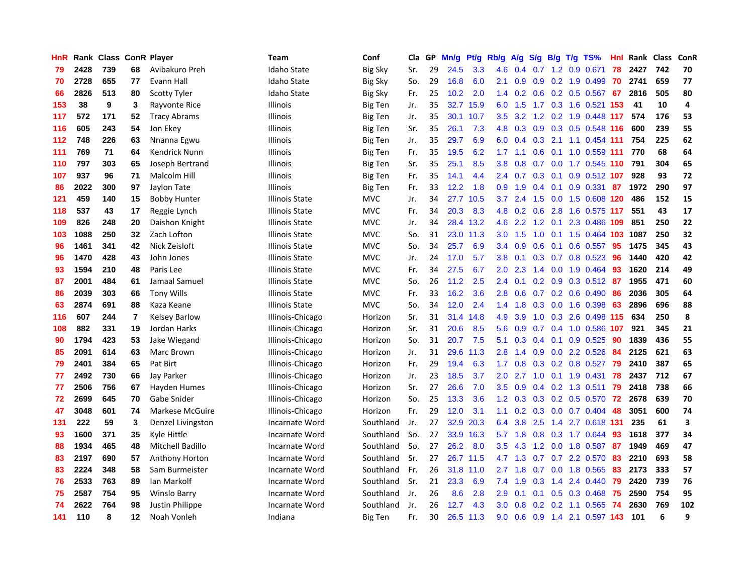| HnR | Rank | Class | ConR | Player | Team | Conf | Cla | GP | Mn/g | Pt/g | Rb/g | A/g | S/g | B/g | T/g | TS% | HnI | Rank | Class | ConR |
|---|---|---|---|---|---|---|---|---|---|---|---|---|---|---|---|---|---|---|---|---|
| 79 | 2428 | 739 | 68 | Avibakuro Preh | Idaho State | Big Sky | Sr. | 29 | 24.5 | 3.3 | 4.6 | 0.4 | 0.7 | 1.2 | 0.9 | 0.671 | 78 | 2427 | 742 | 70 |
| 70 | 2728 | 655 | 77 | Evann Hall | Idaho State | Big Sky | So. | 29 | 16.8 | 6.0 | 2.1 | 0.9 | 0.9 | 0.2 | 1.9 | 0.499 | 70 | 2741 | 659 | 77 |
| 66 | 2826 | 513 | 80 | Scotty Tyler | Idaho State | Big Sky | Fr. | 25 | 10.2 | 2.0 | 1.4 | 0.2 | 0.6 | 0.2 | 0.5 | 0.567 | 67 | 2816 | 505 | 80 |
| 153 | 38 | 9 | 3 | Rayvonte Rice | Illinois | Big Ten | Jr. | 35 | 32.7 | 15.9 | 6.0 | 1.5 | 1.7 | 0.3 | 1.6 | 0.521 | 153 | 41 | 10 | 4 |
| 117 | 572 | 171 | 52 | Tracy Abrams | Illinois | Big Ten | Jr. | 35 | 30.1 | 10.7 | 3.5 | 3.2 | 1.2 | 0.2 | 1.9 | 0.448 | 117 | 574 | 176 | 53 |
| 116 | 605 | 243 | 54 | Jon Ekey | Illinois | Big Ten | Sr. | 35 | 26.1 | 7.3 | 4.8 | 0.3 | 0.9 | 0.3 | 0.5 | 0.548 | 116 | 600 | 239 | 55 |
| 112 | 748 | 226 | 63 | Nnanna Egwu | Illinois | Big Ten | Jr. | 35 | 29.7 | 6.9 | 6.0 | 0.4 | 0.3 | 2.1 | 1.1 | 0.454 | 111 | 754 | 225 | 62 |
| 111 | 769 | 71 | 64 | Kendrick Nunn | Illinois | Big Ten | Fr. | 35 | 19.5 | 6.2 | 1.7 | 1.1 | 0.6 | 0.1 | 1.0 | 0.559 | 111 | 770 | 68 | 64 |
| 110 | 797 | 303 | 65 | Joseph Bertrand | Illinois | Big Ten | Sr. | 35 | 25.1 | 8.5 | 3.8 | 0.8 | 0.7 | 0.0 | 1.7 | 0.545 | 110 | 791 | 304 | 65 |
| 107 | 937 | 96 | 71 | Malcolm Hill | Illinois | Big Ten | Fr. | 35 | 14.1 | 4.4 | 2.4 | 0.7 | 0.3 | 0.1 | 0.9 | 0.512 | 107 | 928 | 93 | 72 |
| 86 | 2022 | 300 | 97 | Jaylon Tate | Illinois | Big Ten | Fr. | 33 | 12.2 | 1.8 | 0.9 | 1.9 | 0.4 | 0.1 | 0.9 | 0.331 | 87 | 1972 | 290 | 97 |
| 121 | 459 | 140 | 15 | Bobby Hunter | Illinois State | MVC | Jr. | 34 | 27.7 | 10.5 | 3.7 | 2.4 | 1.5 | 0.0 | 1.5 | 0.608 | 120 | 486 | 152 | 15 |
| 118 | 537 | 43 | 17 | Reggie Lynch | Illinois State | MVC | Fr. | 34 | 20.3 | 8.3 | 4.8 | 0.2 | 0.6 | 2.8 | 1.6 | 0.575 | 117 | 551 | 43 | 17 |
| 109 | 826 | 248 | 20 | Daishon Knight | Illinois State | MVC | Jr. | 34 | 28.4 | 13.2 | 4.6 | 2.2 | 1.2 | 0.1 | 2.3 | 0.486 | 109 | 851 | 250 | 22 |
| 103 | 1088 | 250 | 32 | Zach Lofton | Illinois State | MVC | So. | 31 | 23.0 | 11.3 | 3.0 | 1.5 | 1.0 | 0.1 | 1.5 | 0.464 | 103 | 1087 | 250 | 32 |
| 96 | 1461 | 341 | 42 | Nick Zeisloft | Illinois State | MVC | So. | 34 | 25.7 | 6.9 | 3.4 | 0.9 | 0.6 | 0.1 | 0.6 | 0.557 | 95 | 1475 | 345 | 43 |
| 96 | 1470 | 428 | 43 | John Jones | Illinois State | MVC | Jr. | 24 | 17.0 | 5.7 | 3.8 | 0.1 | 0.3 | 0.7 | 0.8 | 0.523 | 96 | 1440 | 420 | 42 |
| 93 | 1594 | 210 | 48 | Paris Lee | Illinois State | MVC | Fr. | 34 | 27.5 | 6.7 | 2.0 | 2.3 | 1.4 | 0.0 | 1.9 | 0.464 | 93 | 1620 | 214 | 49 |
| 87 | 2001 | 484 | 61 | Jamaal Samuel | Illinois State | MVC | So. | 26 | 11.2 | 2.5 | 2.4 | 0.1 | 0.2 | 0.9 | 0.3 | 0.512 | 87 | 1955 | 471 | 60 |
| 86 | 2039 | 303 | 66 | Tony Wills | Illinois State | MVC | Fr. | 33 | 16.2 | 3.6 | 2.8 | 0.6 | 0.7 | 0.2 | 0.6 | 0.490 | 86 | 2036 | 305 | 64 |
| 63 | 2874 | 691 | 88 | Kaza Keane | Illinois State | MVC | So. | 34 | 12.0 | 2.4 | 1.4 | 1.8 | 0.3 | 0.0 | 1.6 | 0.398 | 63 | 2896 | 696 | 88 |
| 116 | 607 | 244 | 7 | Kelsey Barlow | Illinois-Chicago | Horizon | Sr. | 31 | 31.4 | 14.8 | 4.9 | 3.9 | 1.0 | 0.3 | 2.6 | 0.498 | 115 | 634 | 250 | 8 |
| 108 | 882 | 331 | 19 | Jordan Harks | Illinois-Chicago | Horizon | Sr. | 31 | 20.6 | 8.5 | 5.6 | 0.9 | 0.7 | 0.4 | 1.0 | 0.586 | 107 | 921 | 345 | 21 |
| 90 | 1794 | 423 | 53 | Jake Wiegand | Illinois-Chicago | Horizon | So. | 31 | 20.7 | 7.5 | 5.1 | 0.3 | 0.4 | 0.1 | 0.9 | 0.525 | 90 | 1839 | 436 | 55 |
| 85 | 2091 | 614 | 63 | Marc Brown | Illinois-Chicago | Horizon | Jr. | 31 | 29.6 | 11.3 | 2.8 | 1.4 | 0.9 | 0.0 | 2.2 | 0.526 | 84 | 2125 | 621 | 63 |
| 79 | 2401 | 384 | 65 | Pat Birt | Illinois-Chicago | Horizon | Fr. | 29 | 19.4 | 6.3 | 1.7 | 0.8 | 0.3 | 0.2 | 0.8 | 0.527 | 79 | 2410 | 387 | 65 |
| 77 | 2492 | 730 | 66 | Jay Parker | Illinois-Chicago | Horizon | Jr. | 23 | 18.5 | 3.7 | 2.0 | 2.7 | 1.0 | 0.1 | 1.9 | 0.431 | 78 | 2437 | 712 | 67 |
| 77 | 2506 | 756 | 67 | Hayden Humes | Illinois-Chicago | Horizon | Sr. | 27 | 26.6 | 7.0 | 3.5 | 0.9 | 0.4 | 0.2 | 1.3 | 0.511 | 79 | 2418 | 738 | 66 |
| 72 | 2699 | 645 | 70 | Gabe Snider | Illinois-Chicago | Horizon | So. | 25 | 13.3 | 3.6 | 1.2 | 0.3 | 0.3 | 0.2 | 0.5 | 0.570 | 72 | 2678 | 639 | 70 |
| 47 | 3048 | 601 | 74 | Markese McGuire | Illinois-Chicago | Horizon | Fr. | 29 | 12.0 | 3.1 | 1.1 | 0.2 | 0.3 | 0.0 | 0.7 | 0.404 | 48 | 3051 | 600 | 74 |
| 131 | 222 | 59 | 3 | Denzel Livingston | Incarnate Word | Southland | Jr. | 27 | 32.9 | 20.3 | 6.4 | 3.8 | 2.5 | 1.4 | 2.7 | 0.618 | 131 | 235 | 61 | 3 |
| 93 | 1600 | 371 | 35 | Kyle Hittle | Incarnate Word | Southland | So. | 27 | 33.9 | 16.3 | 5.7 | 1.8 | 0.8 | 0.3 | 1.7 | 0.644 | 93 | 1618 | 377 | 34 |
| 88 | 1934 | 465 | 48 | Mitchell Badillo | Incarnate Word | Southland | So. | 27 | 26.2 | 8.0 | 3.5 | 4.3 | 1.2 | 0.0 | 1.8 | 0.587 | 87 | 1949 | 469 | 47 |
| 83 | 2197 | 690 | 57 | Anthony Horton | Incarnate Word | Southland | Sr. | 27 | 26.7 | 11.5 | 4.7 | 1.3 | 0.7 | 0.7 | 2.2 | 0.570 | 83 | 2210 | 693 | 58 |
| 83 | 2224 | 348 | 58 | Sam Burmeister | Incarnate Word | Southland | Fr. | 26 | 31.8 | 11.0 | 2.7 | 1.8 | 0.7 | 0.0 | 1.8 | 0.565 | 83 | 2173 | 333 | 57 |
| 76 | 2533 | 763 | 89 | Ian Markoff | Incarnate Word | Southland | Sr. | 21 | 23.3 | 6.9 | 7.4 | 1.9 | 0.3 | 1.4 | 2.4 | 0.440 | 79 | 2420 | 739 | 76 |
| 75 | 2587 | 754 | 95 | Winslo Barry | Incarnate Word | Southland | Jr. | 26 | 8.6 | 2.8 | 2.9 | 0.1 | 0.1 | 0.5 | 0.3 | 0.468 | 75 | 2590 | 754 | 95 |
| 74 | 2622 | 764 | 98 | Justin Philippe | Incarnate Word | Southland | Jr. | 26 | 12.7 | 4.3 | 3.0 | 0.8 | 0.2 | 0.2 | 1.1 | 0.565 | 74 | 2630 | 769 | 102 |
| 141 | 110 | 8 | 12 | Noah Vonleh | Indiana | Big Ten | Fr. | 30 | 26.5 | 11.3 | 9.0 | 0.6 | 0.9 | 1.4 | 2.1 | 0.597 | 143 | 101 | 6 | 9 |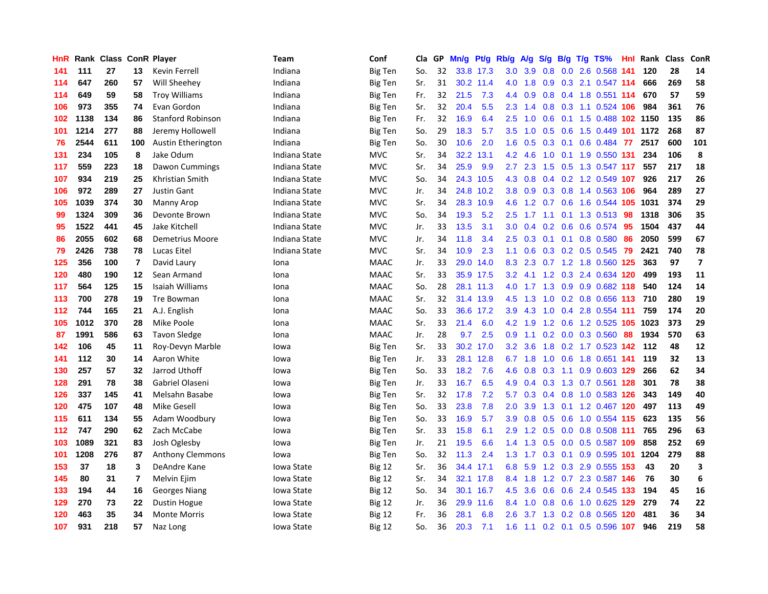| HnR | Rank | Class | ConR | Player | Team | Conf | Cla | GP | Mn/g | Pt/g | Rb/g | A/g | S/g | B/g | T/g | TS% | HnI | Rank | Class | ConR |
|---|---|---|---|---|---|---|---|---|---|---|---|---|---|---|---|---|---|---|---|---|
| 141 | 111 | 27 | 13 | Kevin Ferrell | Indiana | Big Ten | So. | 32 | 33.8 | 17.3 | 3.0 | 3.9 | 0.8 | 0.0 | 2.6 | 0.568 | 141 | 120 | 28 | 14 |
| 114 | 647 | 260 | 57 | Will Sheehey | Indiana | Big Ten | Sr. | 31 | 30.2 | 11.4 | 4.0 | 1.8 | 0.9 | 0.3 | 2.1 | 0.547 | 114 | 666 | 269 | 58 |
| 114 | 649 | 59 | 58 | Troy Williams | Indiana | Big Ten | Fr. | 32 | 21.5 | 7.3 | 4.4 | 0.9 | 0.8 | 0.4 | 1.8 | 0.551 | 114 | 670 | 57 | 59 |
| 106 | 973 | 355 | 74 | Evan Gordon | Indiana | Big Ten | Sr. | 32 | 20.4 | 5.5 | 2.3 | 1.4 | 0.8 | 0.3 | 1.1 | 0.524 | 106 | 984 | 361 | 76 |
| 102 | 1138 | 134 | 86 | Stanford Robinson | Indiana | Big Ten | Fr. | 32 | 16.9 | 6.4 | 2.5 | 1.0 | 0.6 | 0.1 | 1.5 | 0.488 | 102 | 1150 | 135 | 86 |
| 101 | 1214 | 277 | 88 | Jeremy Hollowell | Indiana | Big Ten | So. | 29 | 18.3 | 5.7 | 3.5 | 1.0 | 0.5 | 0.6 | 1.5 | 0.449 | 101 | 1172 | 268 | 87 |
| 76 | 2544 | 611 | 100 | Austin Etherington | Indiana | Big Ten | So. | 30 | 10.6 | 2.0 | 1.6 | 0.5 | 0.3 | 0.1 | 0.6 | 0.484 | 77 | 2517 | 600 | 101 |
| 131 | 234 | 105 | 8 | Jake Odum | Indiana State | MVC | Sr. | 34 | 32.2 | 13.1 | 4.2 | 4.6 | 1.0 | 0.1 | 1.9 | 0.550 | 131 | 234 | 106 | 8 |
| 117 | 559 | 223 | 18 | Dawon Cummings | Indiana State | MVC | Sr. | 34 | 25.9 | 9.9 | 2.7 | 2.3 | 1.5 | 0.5 | 1.3 | 0.547 | 117 | 557 | 217 | 18 |
| 107 | 934 | 219 | 25 | Khristian Smith | Indiana State | MVC | So. | 34 | 24.3 | 10.5 | 4.3 | 0.8 | 0.4 | 0.2 | 1.2 | 0.549 | 107 | 926 | 217 | 26 |
| 106 | 972 | 289 | 27 | Justin Gant | Indiana State | MVC | Jr. | 34 | 24.8 | 10.2 | 3.8 | 0.9 | 0.3 | 0.8 | 1.4 | 0.563 | 106 | 964 | 289 | 27 |
| 105 | 1039 | 374 | 30 | Manny Arop | Indiana State | MVC | Sr. | 34 | 28.3 | 10.9 | 4.6 | 1.2 | 0.7 | 0.6 | 1.6 | 0.544 | 105 | 1031 | 374 | 29 |
| 99 | 1324 | 309 | 36 | Devonte Brown | Indiana State | MVC | So. | 34 | 19.3 | 5.2 | 2.5 | 1.7 | 1.1 | 0.1 | 1.3 | 0.513 | 98 | 1318 | 306 | 35 |
| 95 | 1522 | 441 | 45 | Jake Kitchell | Indiana State | MVC | Jr. | 33 | 13.5 | 3.1 | 3.0 | 0.4 | 0.2 | 0.6 | 0.6 | 0.574 | 95 | 1504 | 437 | 44 |
| 86 | 2055 | 602 | 68 | Demetrius Moore | Indiana State | MVC | Jr. | 34 | 11.8 | 3.4 | 2.5 | 0.3 | 0.1 | 0.1 | 0.8 | 0.580 | 86 | 2050 | 599 | 67 |
| 79 | 2426 | 738 | 78 | Lucas Eitel | Indiana State | MVC | Sr. | 34 | 10.9 | 2.3 | 1.1 | 0.6 | 0.3 | 0.2 | 0.5 | 0.545 | 79 | 2421 | 740 | 78 |
| 125 | 356 | 100 | 7 | David Laury | Iona | MAAC | Jr. | 33 | 29.0 | 14.0 | 8.3 | 2.3 | 0.7 | 1.2 | 1.8 | 0.560 | 125 | 363 | 97 | 7 |
| 120 | 480 | 190 | 12 | Sean Armand | Iona | MAAC | Sr. | 33 | 35.9 | 17.5 | 3.2 | 4.1 | 1.2 | 0.3 | 2.4 | 0.634 | 120 | 499 | 193 | 11 |
| 117 | 564 | 125 | 15 | Isaiah Williams | Iona | MAAC | So. | 28 | 28.1 | 11.3 | 4.0 | 1.7 | 1.3 | 0.9 | 0.9 | 0.682 | 118 | 540 | 124 | 14 |
| 113 | 700 | 278 | 19 | Tre Bowman | Iona | MAAC | Sr. | 32 | 31.4 | 13.9 | 4.5 | 1.3 | 1.0 | 0.2 | 0.8 | 0.656 | 113 | 710 | 280 | 19 |
| 112 | 744 | 165 | 21 | A.J. English | Iona | MAAC | So. | 33 | 36.6 | 17.2 | 3.9 | 4.3 | 1.0 | 0.4 | 2.8 | 0.554 | 111 | 759 | 174 | 20 |
| 105 | 1012 | 370 | 28 | Mike Poole | Iona | MAAC | Sr. | 33 | 21.4 | 6.0 | 4.2 | 1.9 | 1.2 | 0.6 | 1.2 | 0.525 | 105 | 1023 | 373 | 29 |
| 87 | 1991 | 586 | 63 | Tavon Sledge | Iona | MAAC | Jr. | 28 | 9.7 | 2.5 | 0.9 | 1.1 | 0.2 | 0.0 | 0.3 | 0.560 | 88 | 1934 | 570 | 63 |
| 142 | 106 | 45 | 11 | Roy-Devyn Marble | Iowa | Big Ten | Sr. | 33 | 30.2 | 17.0 | 3.2 | 3.6 | 1.8 | 0.2 | 1.7 | 0.523 | 142 | 112 | 48 | 12 |
| 141 | 112 | 30 | 14 | Aaron White | Iowa | Big Ten | Jr. | 33 | 28.1 | 12.8 | 6.7 | 1.8 | 1.0 | 0.6 | 1.8 | 0.651 | 141 | 119 | 32 | 13 |
| 130 | 257 | 57 | 32 | Jarrod Uthoff | Iowa | Big Ten | So. | 33 | 18.2 | 7.6 | 4.6 | 0.8 | 0.3 | 1.1 | 0.9 | 0.603 | 129 | 266 | 62 | 34 |
| 128 | 291 | 78 | 38 | Gabriel Olaseni | Iowa | Big Ten | Jr. | 33 | 16.7 | 6.5 | 4.9 | 0.4 | 0.3 | 1.3 | 0.7 | 0.561 | 128 | 301 | 78 | 38 |
| 126 | 337 | 145 | 41 | Melsahn Basabe | Iowa | Big Ten | Sr. | 32 | 17.8 | 7.2 | 5.7 | 0.3 | 0.4 | 0.8 | 1.0 | 0.583 | 126 | 343 | 149 | 40 |
| 120 | 475 | 107 | 48 | Mike Gesell | Iowa | Big Ten | So. | 33 | 23.8 | 7.8 | 2.0 | 3.9 | 1.3 | 0.1 | 1.2 | 0.467 | 120 | 497 | 113 | 49 |
| 115 | 611 | 134 | 55 | Adam Woodbury | Iowa | Big Ten | So. | 33 | 16.9 | 5.7 | 3.9 | 0.8 | 0.5 | 0.6 | 1.0 | 0.554 | 115 | 623 | 135 | 56 |
| 112 | 747 | 290 | 62 | Zach McCabe | Iowa | Big Ten | Sr. | 33 | 15.8 | 6.1 | 2.9 | 1.2 | 0.5 | 0.0 | 0.8 | 0.508 | 111 | 765 | 296 | 63 |
| 103 | 1089 | 321 | 83 | Josh Oglesby | Iowa | Big Ten | Jr. | 21 | 19.5 | 6.6 | 1.4 | 1.3 | 0.5 | 0.0 | 0.5 | 0.587 | 109 | 858 | 252 | 69 |
| 101 | 1208 | 276 | 87 | Anthony Clemmons | Iowa | Big Ten | So. | 32 | 11.3 | 2.4 | 1.3 | 1.7 | 0.3 | 0.1 | 0.9 | 0.595 | 101 | 1204 | 279 | 88 |
| 153 | 37 | 18 | 3 | DeAndre Kane | Iowa State | Big 12 | Sr. | 36 | 34.4 | 17.1 | 6.8 | 5.9 | 1.2 | 0.3 | 2.9 | 0.555 | 153 | 43 | 20 | 3 |
| 145 | 80 | 31 | 7 | Melvin Ejim | Iowa State | Big 12 | Sr. | 34 | 32.1 | 17.8 | 8.4 | 1.8 | 1.2 | 0.7 | 2.3 | 0.587 | 146 | 76 | 30 | 6 |
| 133 | 194 | 44 | 16 | Georges Niang | Iowa State | Big 12 | So. | 34 | 30.1 | 16.7 | 4.5 | 3.6 | 0.6 | 0.6 | 2.4 | 0.545 | 133 | 194 | 45 | 16 |
| 129 | 270 | 73 | 22 | Dustin Hogue | Iowa State | Big 12 | Jr. | 36 | 29.9 | 11.6 | 8.4 | 1.0 | 0.8 | 0.6 | 1.0 | 0.625 | 129 | 279 | 74 | 22 |
| 120 | 463 | 35 | 34 | Monte Morris | Iowa State | Big 12 | Fr. | 36 | 28.1 | 6.8 | 2.6 | 3.7 | 1.3 | 0.2 | 0.8 | 0.565 | 120 | 481 | 36 | 34 |
| 107 | 931 | 218 | 57 | Naz Long | Iowa State | Big 12 | So. | 36 | 20.3 | 7.1 | 1.6 | 1.1 | 0.2 | 0.1 | 0.5 | 0.596 | 107 | 946 | 219 | 58 |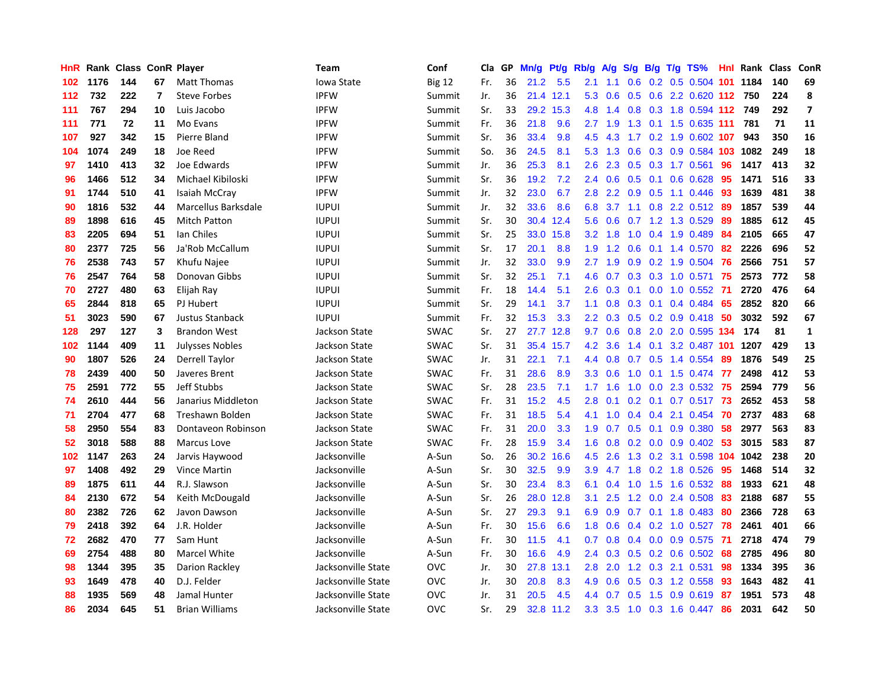| HnR | Rank | Class | ConR | Player | Team | Conf | Cla | GP | Mn/g | Pt/g | Rb/g | A/g | S/g | B/g | T/g | TS% | HnI | Rank | Class | ConR |
|---|---|---|---|---|---|---|---|---|---|---|---|---|---|---|---|---|---|---|---|---|
| 102 | 1176 | 144 | 67 | Matt Thomas | Iowa State | Big 12 | Fr. | 36 | 21.2 | 5.5 | 2.1 | 1.1 | 0.6 | 0.2 | 0.5 | 0.504 | 101 | 1184 | 140 | 69 |
| 112 | 732 | 222 | 7 | Steve Forbes | IPFW | Summit | Jr. | 36 | 21.4 | 12.1 | 5.3 | 0.6 | 0.5 | 0.6 | 2.2 | 0.620 | 112 | 750 | 224 | 8 |
| 111 | 767 | 294 | 10 | Luis Jacobo | IPFW | Summit | Sr. | 33 | 29.2 | 15.3 | 4.8 | 1.4 | 0.8 | 0.3 | 1.8 | 0.594 | 112 | 749 | 292 | 7 |
| 111 | 771 | 72 | 11 | Mo Evans | IPFW | Summit | Fr. | 36 | 21.8 | 9.6 | 2.7 | 1.9 | 1.3 | 0.1 | 1.5 | 0.635 | 111 | 781 | 71 | 11 |
| 107 | 927 | 342 | 15 | Pierre Bland | IPFW | Summit | Sr. | 36 | 33.4 | 9.8 | 4.5 | 4.3 | 1.7 | 0.2 | 1.9 | 0.602 | 107 | 943 | 350 | 16 |
| 104 | 1074 | 249 | 18 | Joe Reed | IPFW | Summit | So. | 36 | 24.5 | 8.1 | 5.3 | 1.3 | 0.6 | 0.3 | 0.9 | 0.584 | 103 | 1082 | 249 | 18 |
| 97 | 1410 | 413 | 32 | Joe Edwards | IPFW | Summit | Jr. | 36 | 25.3 | 8.1 | 2.6 | 2.3 | 0.5 | 0.3 | 1.7 | 0.561 | 96 | 1417 | 413 | 32 |
| 96 | 1466 | 512 | 34 | Michael Kibiloski | IPFW | Summit | Sr. | 36 | 19.2 | 7.2 | 2.4 | 0.6 | 0.5 | 0.1 | 0.6 | 0.628 | 95 | 1471 | 516 | 33 |
| 91 | 1744 | 510 | 41 | Isaiah McCray | IPFW | Summit | Jr. | 32 | 23.0 | 6.7 | 2.8 | 2.2 | 0.9 | 0.5 | 1.1 | 0.446 | 93 | 1639 | 481 | 38 |
| 90 | 1816 | 532 | 44 | Marcellus Barksdale | IUPUI | Summit | Jr. | 32 | 33.6 | 8.6 | 6.8 | 3.7 | 1.1 | 0.8 | 2.2 | 0.512 | 89 | 1857 | 539 | 44 |
| 89 | 1898 | 616 | 45 | Mitch Patton | IUPUI | Summit | Sr. | 30 | 30.4 | 12.4 | 5.6 | 0.6 | 0.7 | 1.2 | 1.3 | 0.529 | 89 | 1885 | 612 | 45 |
| 83 | 2205 | 694 | 51 | Ian Chiles | IUPUI | Summit | Sr. | 25 | 33.0 | 15.8 | 3.2 | 1.8 | 1.0 | 0.4 | 1.9 | 0.489 | 84 | 2105 | 665 | 47 |
| 80 | 2377 | 725 | 56 | Ja'Rob McCallum | IUPUI | Summit | Sr. | 17 | 20.1 | 8.8 | 1.9 | 1.2 | 0.6 | 0.1 | 1.4 | 0.570 | 82 | 2226 | 696 | 52 |
| 76 | 2538 | 743 | 57 | Khufu Najee | IUPUI | Summit | Jr. | 32 | 33.0 | 9.9 | 2.7 | 1.9 | 0.9 | 0.2 | 1.9 | 0.504 | 76 | 2566 | 751 | 57 |
| 76 | 2547 | 764 | 58 | Donovan Gibbs | IUPUI | Summit | Sr. | 32 | 25.1 | 7.1 | 4.6 | 0.7 | 0.3 | 0.3 | 1.0 | 0.571 | 75 | 2573 | 772 | 58 |
| 70 | 2727 | 480 | 63 | Elijah Ray | IUPUI | Summit | Fr. | 18 | 14.4 | 5.1 | 2.6 | 0.3 | 0.1 | 0.0 | 1.0 | 0.552 | 71 | 2720 | 476 | 64 |
| 65 | 2844 | 818 | 65 | PJ Hubert | IUPUI | Summit | Sr. | 29 | 14.1 | 3.7 | 1.1 | 0.8 | 0.3 | 0.1 | 0.4 | 0.484 | 65 | 2852 | 820 | 66 |
| 51 | 3023 | 590 | 67 | Justus Stanback | IUPUI | Summit | Fr. | 32 | 15.3 | 3.3 | 2.2 | 0.3 | 0.5 | 0.2 | 0.9 | 0.418 | 50 | 3032 | 592 | 67 |
| 128 | 297 | 127 | 3 | Brandon West | Jackson State | SWAC | Sr. | 27 | 27.7 | 12.8 | 9.7 | 0.6 | 0.8 | 2.0 | 2.0 | 0.595 | 134 | 174 | 81 | 1 |
| 102 | 1144 | 409 | 11 | Julysses Nobles | Jackson State | SWAC | Sr. | 31 | 35.4 | 15.7 | 4.2 | 3.6 | 1.4 | 0.1 | 3.2 | 0.487 | 101 | 1207 | 429 | 13 |
| 90 | 1807 | 526 | 24 | Derrell Taylor | Jackson State | SWAC | Jr. | 31 | 22.1 | 7.1 | 4.4 | 0.8 | 0.7 | 0.5 | 1.4 | 0.554 | 89 | 1876 | 549 | 25 |
| 78 | 2439 | 400 | 50 | Javeres Brent | Jackson State | SWAC | Fr. | 31 | 28.6 | 8.9 | 3.3 | 0.6 | 1.0 | 0.1 | 1.5 | 0.474 | 77 | 2498 | 412 | 53 |
| 75 | 2591 | 772 | 55 | Jeff Stubbs | Jackson State | SWAC | Sr. | 28 | 23.5 | 7.1 | 1.7 | 1.6 | 1.0 | 0.0 | 2.3 | 0.532 | 75 | 2594 | 779 | 56 |
| 74 | 2610 | 444 | 56 | Janarius Middleton | Jackson State | SWAC | Fr. | 31 | 15.2 | 4.5 | 2.8 | 0.1 | 0.2 | 0.1 | 0.7 | 0.517 | 73 | 2652 | 453 | 58 |
| 71 | 2704 | 477 | 68 | Treshawn Bolden | Jackson State | SWAC | Fr. | 31 | 18.5 | 5.4 | 4.1 | 1.0 | 0.4 | 0.4 | 2.1 | 0.454 | 70 | 2737 | 483 | 68 |
| 58 | 2950 | 554 | 83 | Dontaveon Robinson | Jackson State | SWAC | Fr. | 31 | 20.0 | 3.3 | 1.9 | 0.7 | 0.5 | 0.1 | 0.9 | 0.380 | 58 | 2977 | 563 | 83 |
| 52 | 3018 | 588 | 88 | Marcus Love | Jackson State | SWAC | Fr. | 28 | 15.9 | 3.4 | 1.6 | 0.8 | 0.2 | 0.0 | 0.9 | 0.402 | 53 | 3015 | 583 | 87 |
| 102 | 1147 | 263 | 24 | Jarvis Haywood | Jacksonville | A-Sun | So. | 26 | 30.2 | 16.6 | 4.5 | 2.6 | 1.3 | 0.2 | 3.1 | 0.598 | 104 | 1042 | 238 | 20 |
| 97 | 1408 | 492 | 29 | Vince Martin | Jacksonville | A-Sun | Sr. | 30 | 32.5 | 9.9 | 3.9 | 4.7 | 1.8 | 0.2 | 1.8 | 0.526 | 95 | 1468 | 514 | 32 |
| 89 | 1875 | 611 | 44 | R.J. Slawson | Jacksonville | A-Sun | Sr. | 30 | 23.4 | 8.3 | 6.1 | 0.4 | 1.0 | 1.5 | 1.6 | 0.532 | 88 | 1933 | 621 | 48 |
| 84 | 2130 | 672 | 54 | Keith McDougald | Jacksonville | A-Sun | Sr. | 26 | 28.0 | 12.8 | 3.1 | 2.5 | 1.2 | 0.0 | 2.4 | 0.508 | 83 | 2188 | 687 | 55 |
| 80 | 2382 | 726 | 62 | Javon Dawson | Jacksonville | A-Sun | Sr. | 27 | 29.3 | 9.1 | 6.9 | 0.9 | 0.7 | 0.1 | 1.8 | 0.483 | 80 | 2366 | 728 | 63 |
| 79 | 2418 | 392 | 64 | J.R. Holder | Jacksonville | A-Sun | Fr. | 30 | 15.6 | 6.6 | 1.8 | 0.6 | 0.4 | 0.2 | 1.0 | 0.527 | 78 | 2461 | 401 | 66 |
| 72 | 2682 | 470 | 77 | Sam Hunt | Jacksonville | A-Sun | Fr. | 30 | 11.5 | 4.1 | 0.7 | 0.8 | 0.4 | 0.0 | 0.9 | 0.575 | 71 | 2718 | 474 | 79 |
| 69 | 2754 | 488 | 80 | Marcel White | Jacksonville | A-Sun | Fr. | 30 | 16.6 | 4.9 | 2.4 | 0.3 | 0.5 | 0.2 | 0.6 | 0.502 | 68 | 2785 | 496 | 80 |
| 98 | 1344 | 395 | 35 | Darion Rackley | Jacksonville State | OVC | Jr. | 30 | 27.8 | 13.1 | 2.8 | 2.0 | 1.2 | 0.3 | 2.1 | 0.531 | 98 | 1334 | 395 | 36 |
| 93 | 1649 | 478 | 40 | D.J. Felder | Jacksonville State | OVC | Jr. | 30 | 20.8 | 8.3 | 4.9 | 0.6 | 0.5 | 0.3 | 1.2 | 0.558 | 93 | 1643 | 482 | 41 |
| 88 | 1935 | 569 | 48 | Jamal Hunter | Jacksonville State | OVC | Jr. | 31 | 20.5 | 4.5 | 4.4 | 0.7 | 0.5 | 1.5 | 0.9 | 0.619 | 87 | 1951 | 573 | 48 |
| 86 | 2034 | 645 | 51 | Brian Williams | Jacksonville State | OVC | Sr. | 29 | 32.8 | 11.2 | 3.3 | 3.5 | 1.0 | 0.3 | 1.6 | 0.447 | 86 | 2031 | 642 | 50 |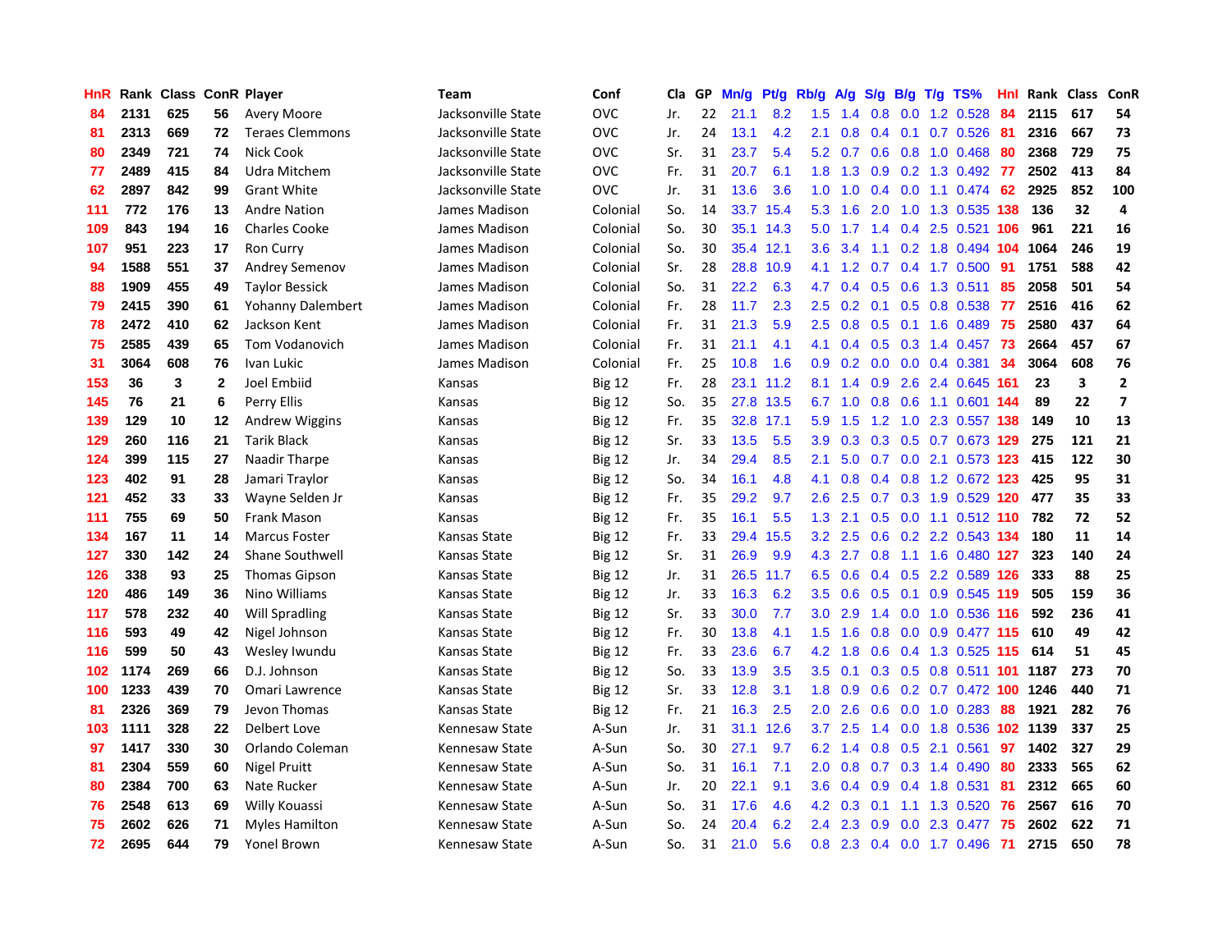| HnR | Rank | Class | ConR | Player | Team | Conf | Cla | GP | Mn/g | Pt/g | Rb/g | A/g | S/g | B/g | T/g | TS% | HnI | Rank | Class | ConR |
|---|---|---|---|---|---|---|---|---|---|---|---|---|---|---|---|---|---|---|---|---|
| 84 | 2131 | 625 | 56 | Avery Moore | Jacksonville State | OVC | Jr. | 22 | 21.1 | 8.2 | 1.5 | 1.4 | 0.8 | 0.0 | 1.2 | 0.528 | 84 | 2115 | 617 | 54 |
| 81 | 2313 | 669 | 72 | Teraes Clemmons | Jacksonville State | OVC | Jr. | 24 | 13.1 | 4.2 | 2.1 | 0.8 | 0.4 | 0.1 | 0.7 | 0.526 | 81 | 2316 | 667 | 73 |
| 80 | 2349 | 721 | 74 | Nick Cook | Jacksonville State | OVC | Sr. | 31 | 23.7 | 5.4 | 5.2 | 0.7 | 0.6 | 0.8 | 1.0 | 0.468 | 80 | 2368 | 729 | 75 |
| 77 | 2489 | 415 | 84 | Udra Mitchem | Jacksonville State | OVC | Fr. | 31 | 20.7 | 6.1 | 1.8 | 1.3 | 0.9 | 0.2 | 1.3 | 0.492 | 77 | 2502 | 413 | 84 |
| 62 | 2897 | 842 | 99 | Grant White | Jacksonville State | OVC | Jr. | 31 | 13.6 | 3.6 | 1.0 | 1.0 | 0.4 | 0.0 | 1.1 | 0.474 | 62 | 2925 | 852 | 100 |
| 111 | 772 | 176 | 13 | Andre Nation | James Madison | Colonial | So. | 14 | 33.7 | 15.4 | 5.3 | 1.6 | 2.0 | 1.0 | 1.3 | 0.535 | 138 | 136 | 32 | 4 |
| 109 | 843 | 194 | 16 | Charles Cooke | James Madison | Colonial | So. | 30 | 35.1 | 14.3 | 5.0 | 1.7 | 1.4 | 0.4 | 2.5 | 0.521 | 106 | 961 | 221 | 16 |
| 107 | 951 | 223 | 17 | Ron Curry | James Madison | Colonial | So. | 30 | 35.4 | 12.1 | 3.6 | 3.4 | 1.1 | 0.2 | 1.8 | 0.494 | 104 | 1064 | 246 | 19 |
| 94 | 1588 | 551 | 37 | Andrey Semenov | James Madison | Colonial | Sr. | 28 | 28.8 | 10.9 | 4.1 | 1.2 | 0.7 | 0.4 | 1.7 | 0.500 | 91 | 1751 | 588 | 42 |
| 88 | 1909 | 455 | 49 | Taylor Bessick | James Madison | Colonial | So. | 31 | 22.2 | 6.3 | 4.7 | 0.4 | 0.5 | 0.6 | 1.3 | 0.511 | 85 | 2058 | 501 | 54 |
| 79 | 2415 | 390 | 61 | Yohanny Dalembert | James Madison | Colonial | Fr. | 28 | 11.7 | 2.3 | 2.5 | 0.2 | 0.1 | 0.5 | 0.8 | 0.538 | 77 | 2516 | 416 | 62 |
| 78 | 2472 | 410 | 62 | Jackson Kent | James Madison | Colonial | Fr. | 31 | 21.3 | 5.9 | 2.5 | 0.8 | 0.5 | 0.1 | 1.6 | 0.489 | 75 | 2580 | 437 | 64 |
| 75 | 2585 | 439 | 65 | Tom Vodanovich | James Madison | Colonial | Fr. | 31 | 21.1 | 4.1 | 4.1 | 0.4 | 0.5 | 0.3 | 1.4 | 0.457 | 73 | 2664 | 457 | 67 |
| 31 | 3064 | 608 | 76 | Ivan Lukic | James Madison | Colonial | Fr. | 25 | 10.8 | 1.6 | 0.9 | 0.2 | 0.0 | 0.0 | 0.4 | 0.381 | 34 | 3064 | 608 | 76 |
| 153 | 36 | 3 | 2 | Joel Embiid | Kansas | Big 12 | Fr. | 28 | 23.1 | 11.2 | 8.1 | 1.4 | 0.9 | 2.6 | 2.4 | 0.645 | 161 | 23 | 3 | 2 |
| 145 | 76 | 21 | 6 | Perry Ellis | Kansas | Big 12 | So. | 35 | 27.8 | 13.5 | 6.7 | 1.0 | 0.8 | 0.6 | 1.1 | 0.601 | 144 | 89 | 22 | 7 |
| 139 | 129 | 10 | 12 | Andrew Wiggins | Kansas | Big 12 | Fr. | 35 | 32.8 | 17.1 | 5.9 | 1.5 | 1.2 | 1.0 | 2.3 | 0.557 | 138 | 149 | 10 | 13 |
| 129 | 260 | 116 | 21 | Tarik Black | Kansas | Big 12 | Sr. | 33 | 13.5 | 5.5 | 3.9 | 0.3 | 0.3 | 0.5 | 0.7 | 0.673 | 129 | 275 | 121 | 21 |
| 124 | 399 | 115 | 27 | Naadir Tharpe | Kansas | Big 12 | Jr. | 34 | 29.4 | 8.5 | 2.1 | 5.0 | 0.7 | 0.0 | 2.1 | 0.573 | 123 | 415 | 122 | 30 |
| 123 | 402 | 91 | 28 | Jamari Traylor | Kansas | Big 12 | So. | 34 | 16.1 | 4.8 | 4.1 | 0.8 | 0.4 | 0.8 | 1.2 | 0.672 | 123 | 425 | 95 | 31 |
| 121 | 452 | 33 | 33 | Wayne Selden Jr | Kansas | Big 12 | Fr. | 35 | 29.2 | 9.7 | 2.6 | 2.5 | 0.7 | 0.3 | 1.9 | 0.529 | 120 | 477 | 35 | 33 |
| 111 | 755 | 69 | 50 | Frank Mason | Kansas | Big 12 | Fr. | 35 | 16.1 | 5.5 | 1.3 | 2.1 | 0.5 | 0.0 | 1.1 | 0.512 | 110 | 782 | 72 | 52 |
| 134 | 167 | 11 | 14 | Marcus Foster | Kansas State | Big 12 | Fr. | 33 | 29.4 | 15.5 | 3.2 | 2.5 | 0.6 | 0.2 | 2.2 | 0.543 | 134 | 180 | 11 | 14 |
| 127 | 330 | 142 | 24 | Shane Southwell | Kansas State | Big 12 | Sr. | 31 | 26.9 | 9.9 | 4.3 | 2.7 | 0.8 | 1.1 | 1.6 | 0.480 | 127 | 323 | 140 | 24 |
| 126 | 338 | 93 | 25 | Thomas Gipson | Kansas State | Big 12 | Jr. | 31 | 26.5 | 11.7 | 6.5 | 0.6 | 0.4 | 0.5 | 2.2 | 0.589 | 126 | 333 | 88 | 25 |
| 120 | 486 | 149 | 36 | Nino Williams | Kansas State | Big 12 | Jr. | 33 | 16.3 | 6.2 | 3.5 | 0.6 | 0.5 | 0.1 | 0.9 | 0.545 | 119 | 505 | 159 | 36 |
| 117 | 578 | 232 | 40 | Will Spradling | Kansas State | Big 12 | Sr. | 33 | 30.0 | 7.7 | 3.0 | 2.9 | 1.4 | 0.0 | 1.0 | 0.536 | 116 | 592 | 236 | 41 |
| 116 | 593 | 49 | 42 | Nigel Johnson | Kansas State | Big 12 | Fr. | 30 | 13.8 | 4.1 | 1.5 | 1.6 | 0.8 | 0.0 | 0.9 | 0.477 | 115 | 610 | 49 | 42 |
| 116 | 599 | 50 | 43 | Wesley Iwundu | Kansas State | Big 12 | Fr. | 33 | 23.6 | 6.7 | 4.2 | 1.8 | 0.6 | 0.4 | 1.3 | 0.525 | 115 | 614 | 51 | 45 |
| 102 | 1174 | 269 | 66 | D.J. Johnson | Kansas State | Big 12 | So. | 33 | 13.9 | 3.5 | 3.5 | 0.1 | 0.3 | 0.5 | 0.8 | 0.511 | 101 | 1187 | 273 | 70 |
| 100 | 1233 | 439 | 70 | Omari Lawrence | Kansas State | Big 12 | Sr. | 33 | 12.8 | 3.1 | 1.8 | 0.9 | 0.6 | 0.2 | 0.7 | 0.472 | 100 | 1246 | 440 | 71 |
| 81 | 2326 | 369 | 79 | Jevon Thomas | Kansas State | Big 12 | Fr. | 21 | 16.3 | 2.5 | 2.0 | 2.6 | 0.6 | 0.0 | 1.0 | 0.283 | 88 | 1921 | 282 | 76 |
| 103 | 1111 | 328 | 22 | Delbert Love | Kennesaw State | A-Sun | Jr. | 31 | 31.1 | 12.6 | 3.7 | 2.5 | 1.4 | 0.0 | 1.8 | 0.536 | 102 | 1139 | 337 | 25 |
| 97 | 1417 | 330 | 30 | Orlando Coleman | Kennesaw State | A-Sun | So. | 30 | 27.1 | 9.7 | 6.2 | 1.4 | 0.8 | 0.5 | 2.1 | 0.561 | 97 | 1402 | 327 | 29 |
| 81 | 2304 | 559 | 60 | Nigel Pruitt | Kennesaw State | A-Sun | So. | 31 | 16.1 | 7.1 | 2.0 | 0.8 | 0.7 | 0.3 | 1.4 | 0.490 | 80 | 2333 | 565 | 62 |
| 80 | 2384 | 700 | 63 | Nate Rucker | Kennesaw State | A-Sun | Jr. | 20 | 22.1 | 9.1 | 3.6 | 0.4 | 0.9 | 0.4 | 1.8 | 0.531 | 81 | 2312 | 665 | 60 |
| 76 | 2548 | 613 | 69 | Willy Kouassi | Kennesaw State | A-Sun | So. | 31 | 17.6 | 4.6 | 4.2 | 0.3 | 0.1 | 1.1 | 1.3 | 0.520 | 76 | 2567 | 616 | 70 |
| 75 | 2602 | 626 | 71 | Myles Hamilton | Kennesaw State | A-Sun | So. | 24 | 20.4 | 6.2 | 2.4 | 2.3 | 0.9 | 0.0 | 2.3 | 0.477 | 75 | 2602 | 622 | 71 |
| 72 | 2695 | 644 | 79 | Yonel Brown | Kennesaw State | A-Sun | So. | 31 | 21.0 | 5.6 | 0.8 | 2.3 | 0.4 | 0.0 | 1.7 | 0.496 | 71 | 2715 | 650 | 78 |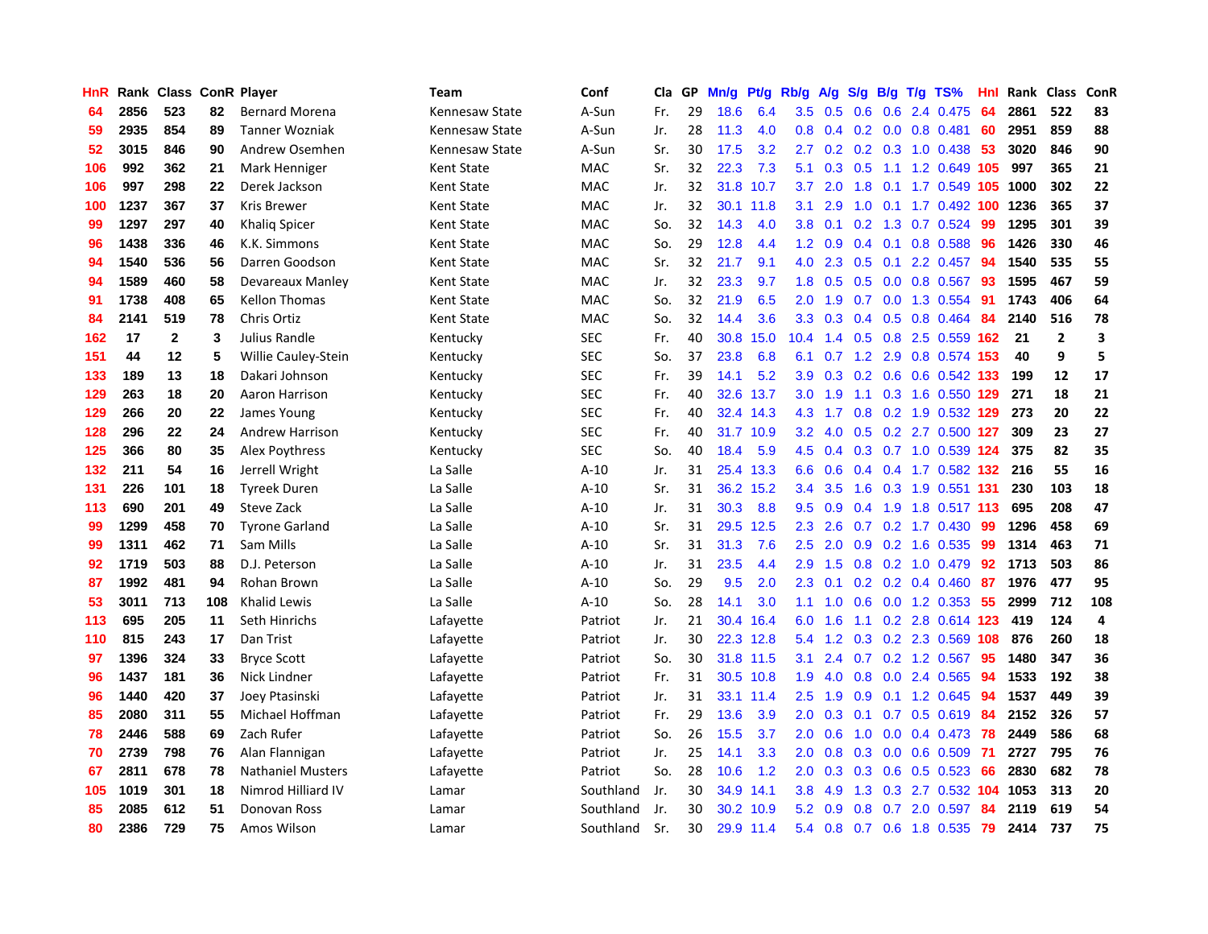| HnR | Rank | Class | ConR | Player | Team | Conf | Cla | GP | Mn/g | Pt/g | Rb/g | A/g | S/g | B/g | T/g | TS% | HnI | Rank | Class | ConR |
|---|---|---|---|---|---|---|---|---|---|---|---|---|---|---|---|---|---|---|---|---|
| 64 | 2856 | 523 | 82 | Bernard Morena | Kennesaw State | A-Sun | Fr. | 29 | 18.6 | 6.4 | 3.5 | 0.5 | 0.6 | 0.6 | 2.4 | 0.475 | 64 | 2861 | 522 | 83 |
| 59 | 2935 | 854 | 89 | Tanner Wozniak | Kennesaw State | A-Sun | Jr. | 28 | 11.3 | 4.0 | 0.8 | 0.4 | 0.2 | 0.0 | 0.8 | 0.481 | 60 | 2951 | 859 | 88 |
| 52 | 3015 | 846 | 90 | Andrew Osemhen | Kennesaw State | A-Sun | Sr. | 30 | 17.5 | 3.2 | 2.7 | 0.2 | 0.2 | 0.3 | 1.0 | 0.438 | 53 | 3020 | 846 | 90 |
| 106 | 992 | 362 | 21 | Mark Henniger | Kent State | MAC | Sr. | 32 | 22.3 | 7.3 | 5.1 | 0.3 | 0.5 | 1.1 | 1.2 | 0.649 | 105 | 997 | 365 | 21 |
| 106 | 997 | 298 | 22 | Derek Jackson | Kent State | MAC | Jr. | 32 | 31.8 | 10.7 | 3.7 | 2.0 | 1.8 | 0.1 | 1.7 | 0.549 | 105 | 1000 | 302 | 22 |
| 100 | 1237 | 367 | 37 | Kris Brewer | Kent State | MAC | Jr. | 32 | 30.1 | 11.8 | 3.1 | 2.9 | 1.0 | 0.1 | 1.7 | 0.492 | 100 | 1236 | 365 | 37 |
| 99 | 1297 | 297 | 40 | Khaliq Spicer | Kent State | MAC | So. | 32 | 14.3 | 4.0 | 3.8 | 0.1 | 0.2 | 1.3 | 0.7 | 0.524 | 99 | 1295 | 301 | 39 |
| 96 | 1438 | 336 | 46 | K.K. Simmons | Kent State | MAC | So. | 29 | 12.8 | 4.4 | 1.2 | 0.9 | 0.4 | 0.1 | 0.8 | 0.588 | 96 | 1426 | 330 | 46 |
| 94 | 1540 | 536 | 56 | Darren Goodson | Kent State | MAC | Sr. | 32 | 21.7 | 9.1 | 4.0 | 2.3 | 0.5 | 0.1 | 2.2 | 0.457 | 94 | 1540 | 535 | 55 |
| 94 | 1589 | 460 | 58 | Devareaux Manley | Kent State | MAC | Jr. | 32 | 23.3 | 9.7 | 1.8 | 0.5 | 0.5 | 0.0 | 0.8 | 0.567 | 93 | 1595 | 467 | 59 |
| 91 | 1738 | 408 | 65 | Kellon Thomas | Kent State | MAC | So. | 32 | 21.9 | 6.5 | 2.0 | 1.9 | 0.7 | 0.0 | 1.3 | 0.554 | 91 | 1743 | 406 | 64 |
| 84 | 2141 | 519 | 78 | Chris Ortiz | Kent State | MAC | So. | 32 | 14.4 | 3.6 | 3.3 | 0.3 | 0.4 | 0.5 | 0.8 | 0.464 | 84 | 2140 | 516 | 78 |
| 162 | 17 | 2 | 3 | Julius Randle | Kentucky | SEC | Fr. | 40 | 30.8 | 15.0 | 10.4 | 1.4 | 0.5 | 0.8 | 2.5 | 0.559 | 162 | 21 | 2 | 3 |
| 151 | 44 | 12 | 5 | Willie Cauley-Stein | Kentucky | SEC | So. | 37 | 23.8 | 6.8 | 6.1 | 0.7 | 1.2 | 2.9 | 0.8 | 0.574 | 153 | 40 | 9 | 5 |
| 133 | 189 | 13 | 18 | Dakari Johnson | Kentucky | SEC | Fr. | 39 | 14.1 | 5.2 | 3.9 | 0.3 | 0.2 | 0.6 | 0.6 | 0.542 | 133 | 199 | 12 | 17 |
| 129 | 263 | 18 | 20 | Aaron Harrison | Kentucky | SEC | Fr. | 40 | 32.6 | 13.7 | 3.0 | 1.9 | 1.1 | 0.3 | 1.6 | 0.550 | 129 | 271 | 18 | 21 |
| 129 | 266 | 20 | 22 | James Young | Kentucky | SEC | Fr. | 40 | 32.4 | 14.3 | 4.3 | 1.7 | 0.8 | 0.2 | 1.9 | 0.532 | 129 | 273 | 20 | 22 |
| 128 | 296 | 22 | 24 | Andrew Harrison | Kentucky | SEC | Fr. | 40 | 31.7 | 10.9 | 3.2 | 4.0 | 0.5 | 0.2 | 2.7 | 0.500 | 127 | 309 | 23 | 27 |
| 125 | 366 | 80 | 35 | Alex Poythress | Kentucky | SEC | So. | 40 | 18.4 | 5.9 | 4.5 | 0.4 | 0.3 | 0.7 | 1.0 | 0.539 | 124 | 375 | 82 | 35 |
| 132 | 211 | 54 | 16 | Jerrell Wright | La Salle | A-10 | Jr. | 31 | 25.4 | 13.3 | 6.6 | 0.6 | 0.4 | 0.4 | 1.7 | 0.582 | 132 | 216 | 55 | 16 |
| 131 | 226 | 101 | 18 | Tyreek Duren | La Salle | A-10 | Sr. | 31 | 36.2 | 15.2 | 3.4 | 3.5 | 1.6 | 0.3 | 1.9 | 0.551 | 131 | 230 | 103 | 18 |
| 113 | 690 | 201 | 49 | Steve Zack | La Salle | A-10 | Jr. | 31 | 30.3 | 8.8 | 9.5 | 0.9 | 0.4 | 1.9 | 1.8 | 0.517 | 113 | 695 | 208 | 47 |
| 99 | 1299 | 458 | 70 | Tyrone Garland | La Salle | A-10 | Sr. | 31 | 29.5 | 12.5 | 2.3 | 2.6 | 0.7 | 0.2 | 1.7 | 0.430 | 99 | 1296 | 458 | 69 |
| 99 | 1311 | 462 | 71 | Sam Mills | La Salle | A-10 | Sr. | 31 | 31.3 | 7.6 | 2.5 | 2.0 | 0.9 | 0.2 | 1.6 | 0.535 | 99 | 1314 | 463 | 71 |
| 92 | 1719 | 503 | 88 | D.J. Peterson | La Salle | A-10 | Jr. | 31 | 23.5 | 4.4 | 2.9 | 1.5 | 0.8 | 0.2 | 1.0 | 0.479 | 92 | 1713 | 503 | 86 |
| 87 | 1992 | 481 | 94 | Rohan Brown | La Salle | A-10 | So. | 29 | 9.5 | 2.0 | 2.3 | 0.1 | 0.2 | 0.2 | 0.4 | 0.460 | 87 | 1976 | 477 | 95 |
| 53 | 3011 | 713 | 108 | Khalid Lewis | La Salle | A-10 | So. | 28 | 14.1 | 3.0 | 1.1 | 1.0 | 0.6 | 0.0 | 1.2 | 0.353 | 55 | 2999 | 712 | 108 |
| 113 | 695 | 205 | 11 | Seth Hinrichs | Lafayette | Patriot | Jr. | 21 | 30.4 | 16.4 | 6.0 | 1.6 | 1.1 | 0.2 | 2.8 | 0.614 | 123 | 419 | 124 | 4 |
| 110 | 815 | 243 | 17 | Dan Trist | Lafayette | Patriot | Jr. | 30 | 22.3 | 12.8 | 5.4 | 1.2 | 0.3 | 0.2 | 2.3 | 0.569 | 108 | 876 | 260 | 18 |
| 97 | 1396 | 324 | 33 | Bryce Scott | Lafayette | Patriot | So. | 30 | 31.8 | 11.5 | 3.1 | 2.4 | 0.7 | 0.2 | 1.2 | 0.567 | 95 | 1480 | 347 | 36 |
| 96 | 1437 | 181 | 36 | Nick Lindner | Lafayette | Patriot | Fr. | 31 | 30.5 | 10.8 | 1.9 | 4.0 | 0.8 | 0.0 | 2.4 | 0.565 | 94 | 1533 | 192 | 38 |
| 96 | 1440 | 420 | 37 | Joey Ptasinski | Lafayette | Patriot | Jr. | 31 | 33.1 | 11.4 | 2.5 | 1.9 | 0.9 | 0.1 | 1.2 | 0.645 | 94 | 1537 | 449 | 39 |
| 85 | 2080 | 311 | 55 | Michael Hoffman | Lafayette | Patriot | Fr. | 29 | 13.6 | 3.9 | 2.0 | 0.3 | 0.1 | 0.7 | 0.5 | 0.619 | 84 | 2152 | 326 | 57 |
| 78 | 2446 | 588 | 69 | Zach Rufer | Lafayette | Patriot | So. | 26 | 15.5 | 3.7 | 2.0 | 0.6 | 1.0 | 0.0 | 0.4 | 0.473 | 78 | 2449 | 586 | 68 |
| 70 | 2739 | 798 | 76 | Alan Flannigan | Lafayette | Patriot | Jr. | 25 | 14.1 | 3.3 | 2.0 | 0.8 | 0.3 | 0.0 | 0.6 | 0.509 | 71 | 2727 | 795 | 76 |
| 67 | 2811 | 678 | 78 | Nathaniel Musters | Lafayette | Patriot | So. | 28 | 10.6 | 1.2 | 2.0 | 0.3 | 0.3 | 0.6 | 0.5 | 0.523 | 66 | 2830 | 682 | 78 |
| 105 | 1019 | 301 | 18 | Nimrod Hilliard IV | Lamar | Southland | Jr. | 30 | 34.9 | 14.1 | 3.8 | 4.9 | 1.3 | 0.3 | 2.7 | 0.532 | 104 | 1053 | 313 | 20 |
| 85 | 2085 | 612 | 51 | Donovan Ross | Lamar | Southland | Jr. | 30 | 30.2 | 10.9 | 5.2 | 0.9 | 0.8 | 0.7 | 2.0 | 0.597 | 84 | 2119 | 619 | 54 |
| 80 | 2386 | 729 | 75 | Amos Wilson | Lamar | Southland | Sr. | 30 | 29.9 | 11.4 | 5.4 | 0.8 | 0.7 | 0.6 | 1.8 | 0.535 | 79 | 2414 | 737 | 75 |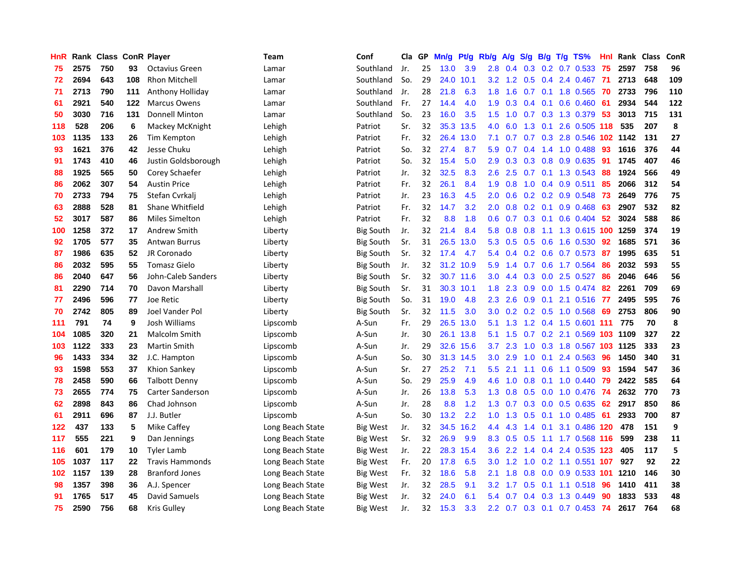| HnR | Rank | Class | ConR | Player | Team | Conf | Cla | GP | Mn/g | Pt/g | Rb/g | A/g | S/g | B/g | T/g | TS% | HnI | Rank | Class | ConR |
|---|---|---|---|---|---|---|---|---|---|---|---|---|---|---|---|---|---|---|---|---|
| 75 | 2575 | 750 | 93 | Octavius Green | Lamar | Southland | Jr. | 25 | 13.0 | 3.9 | 2.8 | 0.4 | 0.3 | 0.2 | 0.7 | 0.533 | 75 | 2597 | 758 | 96 |
| 72 | 2694 | 643 | 108 | Rhon Mitchell | Lamar | Southland | So. | 29 | 24.0 | 10.1 | 3.2 | 1.2 | 0.5 | 0.4 | 2.4 | 0.467 | 71 | 2713 | 648 | 109 |
| 71 | 2713 | 790 | 111 | Anthony Holliday | Lamar | Southland | Jr. | 28 | 21.8 | 6.3 | 1.8 | 1.6 | 0.7 | 0.1 | 1.8 | 0.565 | 70 | 2733 | 796 | 110 |
| 61 | 2921 | 540 | 122 | Marcus Owens | Lamar | Southland | Fr. | 27 | 14.4 | 4.0 | 1.9 | 0.3 | 0.4 | 0.1 | 0.6 | 0.460 | 61 | 2934 | 544 | 122 |
| 50 | 3030 | 716 | 131 | Donnell Minton | Lamar | Southland | So. | 23 | 16.0 | 3.5 | 1.5 | 1.0 | 0.7 | 0.3 | 1.3 | 0.379 | 53 | 3013 | 715 | 131 |
| 118 | 528 | 206 | 6 | Mackey McKnight | Lehigh | Patriot | Sr. | 32 | 35.3 | 13.5 | 4.0 | 6.0 | 1.3 | 0.1 | 2.6 | 0.505 | 118 | 535 | 207 | 8 |
| 103 | 1135 | 133 | 26 | Tim Kempton | Lehigh | Patriot | Fr. | 32 | 26.4 | 13.0 | 7.1 | 0.7 | 0.7 | 0.3 | 2.8 | 0.546 | 102 | 1142 | 131 | 27 |
| 93 | 1621 | 376 | 42 | Jesse Chuku | Lehigh | Patriot | So. | 32 | 27.4 | 8.7 | 5.9 | 0.7 | 0.4 | 1.4 | 1.0 | 0.488 | 93 | 1616 | 376 | 44 |
| 91 | 1743 | 410 | 46 | Justin Goldsborough | Lehigh | Patriot | So. | 32 | 15.4 | 5.0 | 2.9 | 0.3 | 0.3 | 0.8 | 0.9 | 0.635 | 91 | 1745 | 407 | 46 |
| 88 | 1925 | 565 | 50 | Corey Schaefer | Lehigh | Patriot | Jr. | 32 | 32.5 | 8.3 | 2.6 | 2.5 | 0.7 | 0.1 | 1.3 | 0.543 | 88 | 1924 | 566 | 49 |
| 86 | 2062 | 307 | 54 | Austin Price | Lehigh | Patriot | Fr. | 32 | 26.1 | 8.4 | 1.9 | 0.8 | 1.0 | 0.4 | 0.9 | 0.511 | 85 | 2066 | 312 | 54 |
| 70 | 2733 | 794 | 75 | Stefan Cvrkalj | Lehigh | Patriot | Jr. | 23 | 16.3 | 4.5 | 2.0 | 0.6 | 0.2 | 0.2 | 0.9 | 0.548 | 73 | 2649 | 776 | 75 |
| 63 | 2888 | 528 | 81 | Shane Whitfield | Lehigh | Patriot | Fr. | 32 | 14.7 | 3.2 | 2.0 | 0.8 | 0.2 | 0.1 | 0.9 | 0.468 | 63 | 2907 | 532 | 82 |
| 52 | 3017 | 587 | 86 | Miles Simelton | Lehigh | Patriot | Fr. | 32 | 8.8 | 1.8 | 0.6 | 0.7 | 0.3 | 0.1 | 0.6 | 0.404 | 52 | 3024 | 588 | 86 |
| 100 | 1258 | 372 | 17 | Andrew Smith | Liberty | Big South | Jr. | 32 | 21.4 | 8.4 | 5.8 | 0.8 | 0.8 | 1.1 | 1.3 | 0.615 | 100 | 1259 | 374 | 19 |
| 92 | 1705 | 577 | 35 | Antwan Burrus | Liberty | Big South | Sr. | 31 | 26.5 | 13.0 | 5.3 | 0.5 | 0.5 | 0.6 | 1.6 | 0.530 | 92 | 1685 | 571 | 36 |
| 87 | 1986 | 635 | 52 | JR Coronado | Liberty | Big South | Sr. | 32 | 17.4 | 4.7 | 5.4 | 0.4 | 0.2 | 0.6 | 0.7 | 0.573 | 87 | 1995 | 635 | 51 |
| 86 | 2032 | 595 | 55 | Tomasz Gielo | Liberty | Big South | Jr. | 32 | 31.2 | 10.9 | 5.9 | 1.4 | 0.7 | 0.6 | 1.7 | 0.564 | 86 | 2032 | 593 | 55 |
| 86 | 2040 | 647 | 56 | John-Caleb Sanders | Liberty | Big South | Sr. | 32 | 30.7 | 11.6 | 3.0 | 4.4 | 0.3 | 0.0 | 2.5 | 0.527 | 86 | 2046 | 646 | 56 |
| 81 | 2290 | 714 | 70 | Davon Marshall | Liberty | Big South | Sr. | 31 | 30.3 | 10.1 | 1.8 | 2.3 | 0.9 | 0.0 | 1.5 | 0.474 | 82 | 2261 | 709 | 69 |
| 77 | 2496 | 596 | 77 | Joe Retic | Liberty | Big South | So. | 31 | 19.0 | 4.8 | 2.3 | 2.6 | 0.9 | 0.1 | 2.1 | 0.516 | 77 | 2495 | 595 | 76 |
| 70 | 2742 | 805 | 89 | Joel Vander Pol | Liberty | Big South | Sr. | 32 | 11.5 | 3.0 | 3.0 | 0.2 | 0.2 | 0.5 | 1.0 | 0.568 | 69 | 2753 | 806 | 90 |
| 111 | 791 | 74 | 9 | Josh Williams | Lipscomb | A-Sun | Fr. | 29 | 26.5 | 13.0 | 5.1 | 1.3 | 1.2 | 0.4 | 1.5 | 0.601 | 111 | 775 | 70 | 8 |
| 104 | 1085 | 320 | 21 | Malcolm Smith | Lipscomb | A-Sun | Jr. | 30 | 26.1 | 13.8 | 5.1 | 1.5 | 0.7 | 0.2 | 2.1 | 0.569 | 103 | 1109 | 327 | 22 |
| 103 | 1122 | 333 | 23 | Martin Smith | Lipscomb | A-Sun | Jr. | 29 | 32.6 | 15.6 | 3.7 | 2.3 | 1.0 | 0.3 | 1.8 | 0.567 | 103 | 1125 | 333 | 23 |
| 96 | 1433 | 334 | 32 | J.C. Hampton | Lipscomb | A-Sun | So. | 30 | 31.3 | 14.5 | 3.0 | 2.9 | 1.0 | 0.1 | 2.4 | 0.563 | 96 | 1450 | 340 | 31 |
| 93 | 1598 | 553 | 37 | Khion Sankey | Lipscomb | A-Sun | Sr. | 27 | 25.2 | 7.1 | 5.5 | 2.1 | 1.1 | 0.6 | 1.1 | 0.509 | 93 | 1594 | 547 | 36 |
| 78 | 2458 | 590 | 66 | Talbott Denny | Lipscomb | A-Sun | So. | 29 | 25.9 | 4.9 | 4.6 | 1.0 | 0.8 | 0.1 | 1.0 | 0.440 | 79 | 2422 | 585 | 64 |
| 73 | 2655 | 774 | 75 | Carter Sanderson | Lipscomb | A-Sun | Jr. | 26 | 13.8 | 5.3 | 1.3 | 0.8 | 0.5 | 0.0 | 1.0 | 0.476 | 74 | 2632 | 770 | 73 |
| 62 | 2898 | 843 | 86 | Chad Johnson | Lipscomb | A-Sun | Jr. | 28 | 8.8 | 1.2 | 1.3 | 0.7 | 0.3 | 0.0 | 0.5 | 0.635 | 62 | 2917 | 850 | 86 |
| 61 | 2911 | 696 | 87 | J.J. Butler | Lipscomb | A-Sun | So. | 30 | 13.2 | 2.2 | 1.0 | 1.3 | 0.5 | 0.1 | 1.0 | 0.485 | 61 | 2933 | 700 | 87 |
| 122 | 437 | 133 | 5 | Mike Caffey | Long Beach State | Big West | Jr. | 32 | 34.5 | 16.2 | 4.4 | 4.3 | 1.4 | 0.1 | 3.1 | 0.486 | 120 | 478 | 151 | 9 |
| 117 | 555 | 221 | 9 | Dan Jennings | Long Beach State | Big West | Sr. | 32 | 26.9 | 9.9 | 8.3 | 0.5 | 0.5 | 1.1 | 1.7 | 0.568 | 116 | 599 | 238 | 11 |
| 116 | 601 | 179 | 10 | Tyler Lamb | Long Beach State | Big West | Jr. | 22 | 28.3 | 15.4 | 3.6 | 2.2 | 1.4 | 0.4 | 2.4 | 0.535 | 123 | 405 | 117 | 5 |
| 105 | 1037 | 117 | 22 | Travis Hammonds | Long Beach State | Big West | Fr. | 20 | 17.8 | 6.5 | 3.0 | 1.2 | 1.0 | 0.2 | 1.1 | 0.551 | 107 | 927 | 92 | 22 |
| 102 | 1157 | 139 | 28 | Branford Jones | Long Beach State | Big West | Fr. | 32 | 18.6 | 5.8 | 2.1 | 1.8 | 0.8 | 0.0 | 0.9 | 0.533 | 101 | 1210 | 146 | 30 |
| 98 | 1357 | 398 | 36 | A.J. Spencer | Long Beach State | Big West | Jr. | 32 | 28.5 | 9.1 | 3.2 | 1.7 | 0.5 | 0.1 | 1.1 | 0.518 | 96 | 1410 | 411 | 38 |
| 91 | 1765 | 517 | 45 | David Samuels | Long Beach State | Big West | Jr. | 32 | 24.0 | 6.1 | 5.4 | 0.7 | 0.4 | 0.3 | 1.3 | 0.449 | 90 | 1833 | 533 | 48 |
| 75 | 2590 | 756 | 68 | Kris Gulley | Long Beach State | Big West | Jr. | 32 | 15.3 | 3.3 | 2.2 | 0.7 | 0.3 | 0.1 | 0.7 | 0.453 | 74 | 2617 | 764 | 68 |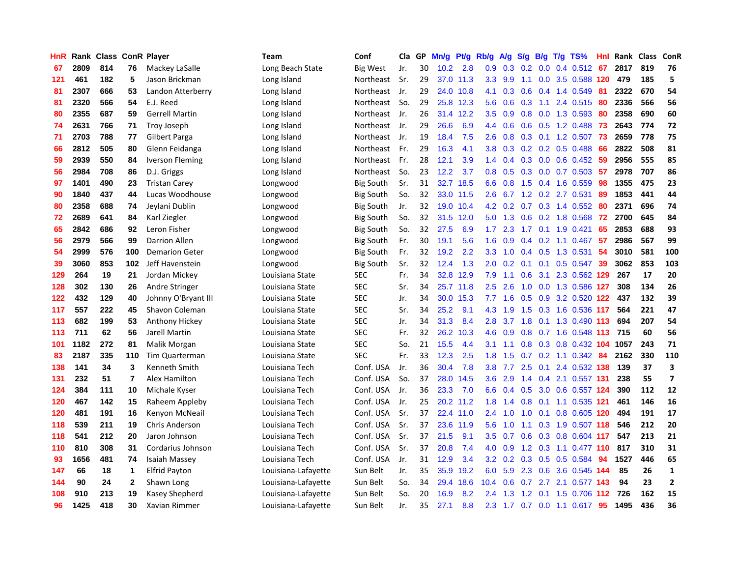| HnR | Rank | Class | ConR | Player | Team | Conf | Cla | GP | Mn/g | Pt/g | Rb/g | A/g | S/g | B/g | T/g | TS% | HnI | Rank | Class | ConR |
|---|---|---|---|---|---|---|---|---|---|---|---|---|---|---|---|---|---|---|---|---|
| 67 | 2809 | 814 | 76 | Mackey LaSalle | Long Beach State | Big West | Jr. | 30 | 10.2 | 2.8 | 0.9 | 0.3 | 0.2 | 0.0 | 0.4 | 0.512 | 67 | 2817 | 819 | 76 |
| 121 | 461 | 182 | 5 | Jason Brickman | Long Island | Northeast | Sr. | 29 | 37.0 | 11.3 | 3.3 | 9.9 | 1.1 | 0.0 | 3.5 | 0.588 | 120 | 479 | 185 | 5 |
| 81 | 2307 | 666 | 53 | Landon Atterberry | Long Island | Northeast | Jr. | 29 | 24.0 | 10.8 | 4.1 | 0.3 | 0.6 | 0.4 | 1.4 | 0.549 | 81 | 2322 | 670 | 54 |
| 81 | 2320 | 566 | 54 | E.J. Reed | Long Island | Northeast | So. | 29 | 25.8 | 12.3 | 5.6 | 0.6 | 0.3 | 1.1 | 2.4 | 0.515 | 80 | 2336 | 566 | 56 |
| 80 | 2355 | 687 | 59 | Gerrell Martin | Long Island | Northeast | Jr. | 26 | 31.4 | 12.2 | 3.5 | 0.9 | 0.8 | 0.0 | 1.3 | 0.593 | 80 | 2358 | 690 | 60 |
| 74 | 2631 | 766 | 71 | Troy Joseph | Long Island | Northeast | Jr. | 29 | 26.6 | 6.9 | 4.4 | 0.6 | 0.6 | 0.5 | 1.2 | 0.488 | 73 | 2643 | 774 | 72 |
| 71 | 2703 | 788 | 77 | Gilbert Parga | Long Island | Northeast | Jr. | 19 | 18.4 | 7.5 | 2.6 | 0.8 | 0.3 | 0.1 | 1.2 | 0.507 | 73 | 2659 | 778 | 75 |
| 66 | 2812 | 505 | 80 | Glenn Feidanga | Long Island | Northeast | Fr. | 29 | 16.3 | 4.1 | 3.8 | 0.3 | 0.2 | 0.2 | 0.5 | 0.488 | 66 | 2822 | 508 | 81 |
| 59 | 2939 | 550 | 84 | Iverson Fleming | Long Island | Northeast | Fr. | 28 | 12.1 | 3.9 | 1.4 | 0.4 | 0.3 | 0.0 | 0.6 | 0.452 | 59 | 2956 | 555 | 85 |
| 56 | 2984 | 708 | 86 | D.J. Griggs | Long Island | Northeast | So. | 23 | 12.2 | 3.7 | 0.8 | 0.5 | 0.3 | 0.0 | 0.7 | 0.503 | 57 | 2978 | 707 | 86 |
| 97 | 1401 | 490 | 23 | Tristan Carey | Longwood | Big South | Sr. | 31 | 32.7 | 18.5 | 6.6 | 0.8 | 1.5 | 0.4 | 1.6 | 0.559 | 98 | 1355 | 475 | 23 |
| 90 | 1840 | 437 | 44 | Lucas Woodhouse | Longwood | Big South | So. | 32 | 33.0 | 11.5 | 2.6 | 6.7 | 1.2 | 0.2 | 2.7 | 0.531 | 89 | 1853 | 441 | 44 |
| 80 | 2358 | 688 | 74 | Jeylani Dublin | Longwood | Big South | Jr. | 32 | 19.0 | 10.4 | 4.2 | 0.2 | 0.7 | 0.3 | 1.4 | 0.552 | 80 | 2371 | 696 | 74 |
| 72 | 2689 | 641 | 84 | Karl Ziegler | Longwood | Big South | So. | 32 | 31.5 | 12.0 | 5.0 | 1.3 | 0.6 | 0.2 | 1.8 | 0.568 | 72 | 2700 | 645 | 84 |
| 65 | 2842 | 686 | 92 | Leron Fisher | Longwood | Big South | So. | 32 | 27.5 | 6.9 | 1.7 | 2.3 | 1.7 | 0.1 | 1.9 | 0.421 | 65 | 2853 | 688 | 93 |
| 56 | 2979 | 566 | 99 | Darrion Allen | Longwood | Big South | Fr. | 30 | 19.1 | 5.6 | 1.6 | 0.9 | 0.4 | 0.2 | 1.1 | 0.467 | 57 | 2986 | 567 | 99 |
| 54 | 2999 | 576 | 100 | Demarion Geter | Longwood | Big South | Fr. | 32 | 19.2 | 2.2 | 3.3 | 1.0 | 0.4 | 0.5 | 1.3 | 0.531 | 54 | 3010 | 581 | 100 |
| 39 | 3060 | 853 | 102 | Jeff Havenstein | Longwood | Big South | Sr. | 32 | 12.4 | 1.3 | 2.0 | 0.2 | 0.1 | 0.1 | 0.5 | 0.547 | 39 | 3062 | 853 | 103 |
| 129 | 264 | 19 | 21 | Jordan Mickey | Louisiana State | SEC | Fr. | 34 | 32.8 | 12.9 | 7.9 | 1.1 | 0.6 | 3.1 | 2.3 | 0.562 | 129 | 267 | 17 | 20 |
| 128 | 302 | 130 | 26 | Andre Stringer | Louisiana State | SEC | Sr. | 34 | 25.7 | 11.8 | 2.5 | 2.6 | 1.0 | 0.0 | 1.3 | 0.586 | 127 | 308 | 134 | 26 |
| 122 | 432 | 129 | 40 | Johnny O'Bryant III | Louisiana State | SEC | Jr. | 34 | 30.0 | 15.3 | 7.7 | 1.6 | 0.5 | 0.9 | 3.2 | 0.520 | 122 | 437 | 132 | 39 |
| 117 | 557 | 222 | 45 | Shavon Coleman | Louisiana State | SEC | Sr. | 34 | 25.2 | 9.1 | 4.3 | 1.9 | 1.5 | 0.3 | 1.6 | 0.536 | 117 | 564 | 221 | 47 |
| 113 | 682 | 199 | 53 | Anthony Hickey | Louisiana State | SEC | Jr. | 34 | 31.3 | 8.4 | 2.8 | 3.7 | 1.8 | 0.1 | 1.3 | 0.490 | 113 | 694 | 207 | 54 |
| 113 | 711 | 62 | 56 | Jarell Martin | Louisiana State | SEC | Fr. | 32 | 26.2 | 10.3 | 4.6 | 0.9 | 0.8 | 0.7 | 1.6 | 0.548 | 113 | 715 | 60 | 56 |
| 101 | 1182 | 272 | 81 | Malik Morgan | Louisiana State | SEC | So. | 21 | 15.5 | 4.4 | 3.1 | 1.1 | 0.8 | 0.3 | 0.8 | 0.432 | 104 | 1057 | 243 | 71 |
| 83 | 2187 | 335 | 110 | Tim Quarterman | Louisiana State | SEC | Fr. | 33 | 12.3 | 2.5 | 1.8 | 1.5 | 0.7 | 0.2 | 1.1 | 0.342 | 84 | 2162 | 330 | 110 |
| 138 | 141 | 34 | 3 | Kenneth Smith | Louisiana Tech | Conf. USA | Jr. | 36 | 30.4 | 7.8 | 3.8 | 7.7 | 2.5 | 0.1 | 2.4 | 0.532 | 138 | 139 | 37 | 3 |
| 131 | 232 | 51 | 7 | Alex Hamilton | Louisiana Tech | Conf. USA | So. | 37 | 28.0 | 14.5 | 3.6 | 2.9 | 1.4 | 0.4 | 2.1 | 0.557 | 131 | 238 | 55 | 7 |
| 124 | 384 | 111 | 10 | Michale Kyser | Louisiana Tech | Conf. USA | Jr. | 36 | 23.3 | 7.0 | 6.6 | 0.4 | 0.5 | 3.0 | 0.6 | 0.557 | 124 | 390 | 112 | 12 |
| 120 | 467 | 142 | 15 | Raheem Appleby | Louisiana Tech | Conf. USA | Jr. | 25 | 20.2 | 11.2 | 1.8 | 1.4 | 0.8 | 0.1 | 1.1 | 0.535 | 121 | 461 | 146 | 16 |
| 120 | 481 | 191 | 16 | Kenyon McNeail | Louisiana Tech | Conf. USA | Sr. | 37 | 22.4 | 11.0 | 2.4 | 1.0 | 1.0 | 0.1 | 0.8 | 0.605 | 120 | 494 | 191 | 17 |
| 118 | 539 | 211 | 19 | Chris Anderson | Louisiana Tech | Conf. USA | Sr. | 37 | 23.6 | 11.9 | 5.6 | 1.0 | 1.1 | 0.3 | 1.9 | 0.507 | 118 | 546 | 212 | 20 |
| 118 | 541 | 212 | 20 | Jaron Johnson | Louisiana Tech | Conf. USA | Sr. | 37 | 21.5 | 9.1 | 3.5 | 0.7 | 0.6 | 0.3 | 0.8 | 0.604 | 117 | 547 | 213 | 21 |
| 110 | 810 | 308 | 31 | Cordarius Johnson | Louisiana Tech | Conf. USA | Sr. | 37 | 20.8 | 7.4 | 4.0 | 0.9 | 1.2 | 0.3 | 1.1 | 0.477 | 110 | 817 | 310 | 31 |
| 93 | 1656 | 481 | 74 | Isaiah Massey | Louisiana Tech | Conf. USA | Jr. | 31 | 12.9 | 3.4 | 3.2 | 0.2 | 0.3 | 0.5 | 0.5 | 0.584 | 94 | 1527 | 446 | 65 |
| 147 | 66 | 18 | 1 | Elfrid Payton | Louisiana-Lafayette | Sun Belt | Jr. | 35 | 35.9 | 19.2 | 6.0 | 5.9 | 2.3 | 0.6 | 3.6 | 0.545 | 144 | 85 | 26 | 1 |
| 144 | 90 | 24 | 2 | Shawn Long | Louisiana-Lafayette | Sun Belt | So. | 34 | 29.4 | 18.6 | 10.4 | 0.6 | 0.7 | 2.7 | 2.1 | 0.577 | 143 | 94 | 23 | 2 |
| 108 | 910 | 213 | 19 | Kasey Shepherd | Louisiana-Lafayette | Sun Belt | So. | 20 | 16.9 | 8.2 | 2.4 | 1.3 | 1.2 | 0.1 | 1.5 | 0.706 | 112 | 726 | 162 | 15 |
| 96 | 1425 | 418 | 30 | Xavian Rimmer | Louisiana-Lafayette | Sun Belt | Jr. | 35 | 27.1 | 8.8 | 2.3 | 1.7 | 0.7 | 0.0 | 1.1 | 0.617 | 95 | 1495 | 436 | 36 |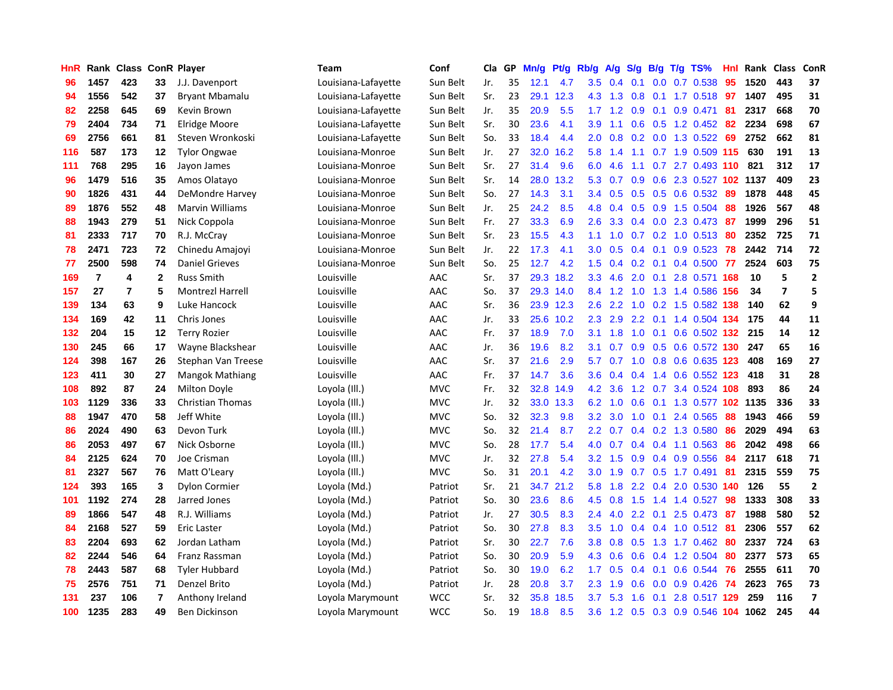| HnR | Rank | Class | ConR | Player | Team | Conf | Cla | GP | Mn/g | Pt/g | Rb/g | A/g | S/g | B/g | T/g | TS% | HnI | Rank | Class | ConR |
|---|---|---|---|---|---|---|---|---|---|---|---|---|---|---|---|---|---|---|---|---|
| 96 | 1457 | 423 | 33 | J.J. Davenport | Louisiana-Lafayette | Sun Belt | Jr. | 35 | 12.1 | 4.7 | 3.5 | 0.4 | 0.1 | 0.0 | 0.7 | 0.538 | 95 | 1520 | 443 | 37 |
| 94 | 1556 | 542 | 37 | Bryant Mbamalu | Louisiana-Lafayette | Sun Belt | Sr. | 23 | 29.1 | 12.3 | 4.3 | 1.3 | 0.8 | 0.1 | 1.7 | 0.518 | 97 | 1407 | 495 | 31 |
| 82 | 2258 | 645 | 69 | Kevin Brown | Louisiana-Lafayette | Sun Belt | Jr. | 35 | 20.9 | 5.5 | 1.7 | 1.2 | 0.9 | 0.1 | 0.9 | 0.471 | 81 | 2317 | 668 | 70 |
| 79 | 2404 | 734 | 71 | Elridge Moore | Louisiana-Lafayette | Sun Belt | Sr. | 30 | 23.6 | 4.1 | 3.9 | 1.1 | 0.6 | 0.5 | 1.2 | 0.452 | 82 | 2234 | 698 | 67 |
| 69 | 2756 | 661 | 81 | Steven Wronkoski | Louisiana-Lafayette | Sun Belt | So. | 33 | 18.4 | 4.4 | 2.0 | 0.8 | 0.2 | 0.0 | 1.3 | 0.522 | 69 | 2752 | 662 | 81 |
| 116 | 587 | 173 | 12 | Tylor Ongwae | Louisiana-Monroe | Sun Belt | Jr. | 27 | 32.0 | 16.2 | 5.8 | 1.4 | 1.1 | 0.7 | 1.9 | 0.509 | 115 | 630 | 191 | 13 |
| 111 | 768 | 295 | 16 | Jayon James | Louisiana-Monroe | Sun Belt | Sr. | 27 | 31.4 | 9.6 | 6.0 | 4.6 | 1.1 | 0.7 | 2.7 | 0.493 | 110 | 821 | 312 | 17 |
| 96 | 1479 | 516 | 35 | Amos Olatayo | Louisiana-Monroe | Sun Belt | Sr. | 14 | 28.0 | 13.2 | 5.3 | 0.7 | 0.9 | 0.6 | 2.3 | 0.527 | 102 | 1137 | 409 | 23 |
| 90 | 1826 | 431 | 44 | DeMondre Harvey | Louisiana-Monroe | Sun Belt | So. | 27 | 14.3 | 3.1 | 3.4 | 0.5 | 0.5 | 0.5 | 0.6 | 0.532 | 89 | 1878 | 448 | 45 |
| 89 | 1876 | 552 | 48 | Marvin Williams | Louisiana-Monroe | Sun Belt | Jr. | 25 | 24.2 | 8.5 | 4.8 | 0.4 | 0.5 | 0.9 | 1.5 | 0.504 | 88 | 1926 | 567 | 48 |
| 88 | 1943 | 279 | 51 | Nick Coppola | Louisiana-Monroe | Sun Belt | Fr. | 27 | 33.3 | 6.9 | 2.6 | 3.3 | 0.4 | 0.0 | 2.3 | 0.473 | 87 | 1999 | 296 | 51 |
| 81 | 2333 | 717 | 70 | R.J. McCray | Louisiana-Monroe | Sun Belt | Sr. | 23 | 15.5 | 4.3 | 1.1 | 1.0 | 0.7 | 0.2 | 1.0 | 0.513 | 80 | 2352 | 725 | 71 |
| 78 | 2471 | 723 | 72 | Chinedu Amajoyi | Louisiana-Monroe | Sun Belt | Jr. | 22 | 17.3 | 4.1 | 3.0 | 0.5 | 0.4 | 0.1 | 0.9 | 0.523 | 78 | 2442 | 714 | 72 |
| 77 | 2500 | 598 | 74 | Daniel Grieves | Louisiana-Monroe | Sun Belt | So. | 25 | 12.7 | 4.2 | 1.5 | 0.4 | 0.2 | 0.1 | 0.4 | 0.500 | 77 | 2524 | 603 | 75 |
| 169 | 7 | 4 | 2 | Russ Smith | Louisville | AAC | Sr. | 37 | 29.3 | 18.2 | 3.3 | 4.6 | 2.0 | 0.1 | 2.8 | 0.571 | 168 | 10 | 5 | 2 |
| 157 | 27 | 7 | 5 | Montrezl Harrell | Louisville | AAC | So. | 37 | 29.3 | 14.0 | 8.4 | 1.2 | 1.0 | 1.3 | 1.4 | 0.586 | 156 | 34 | 7 | 5 |
| 139 | 134 | 63 | 9 | Luke Hancock | Louisville | AAC | Sr. | 36 | 23.9 | 12.3 | 2.6 | 2.2 | 1.0 | 0.2 | 1.5 | 0.582 | 138 | 140 | 62 | 9 |
| 134 | 169 | 42 | 11 | Chris Jones | Louisville | AAC | Jr. | 33 | 25.6 | 10.2 | 2.3 | 2.9 | 2.2 | 0.1 | 1.4 | 0.504 | 134 | 175 | 44 | 11 |
| 132 | 204 | 15 | 12 | Terry Rozier | Louisville | AAC | Fr. | 37 | 18.9 | 7.0 | 3.1 | 1.8 | 1.0 | 0.1 | 0.6 | 0.502 | 132 | 215 | 14 | 12 |
| 130 | 245 | 66 | 17 | Wayne Blackshear | Louisville | AAC | Jr. | 36 | 19.6 | 8.2 | 3.1 | 0.7 | 0.9 | 0.5 | 0.6 | 0.572 | 130 | 247 | 65 | 16 |
| 124 | 398 | 167 | 26 | Stephan Van Treese | Louisville | AAC | Sr. | 37 | 21.6 | 2.9 | 5.7 | 0.7 | 1.0 | 0.8 | 0.6 | 0.635 | 123 | 408 | 169 | 27 |
| 123 | 411 | 30 | 27 | Mangok Mathiang | Louisville | AAC | Fr. | 37 | 14.7 | 3.6 | 3.6 | 0.4 | 0.4 | 1.4 | 0.6 | 0.552 | 123 | 418 | 31 | 28 |
| 108 | 892 | 87 | 24 | Milton Doyle | Loyola (Ill.) | MVC | Fr. | 32 | 32.8 | 14.9 | 4.2 | 3.6 | 1.2 | 0.7 | 3.4 | 0.524 | 108 | 893 | 86 | 24 |
| 103 | 1129 | 336 | 33 | Christian Thomas | Loyola (Ill.) | MVC | Jr. | 32 | 33.0 | 13.3 | 6.2 | 1.0 | 0.6 | 0.1 | 1.3 | 0.577 | 102 | 1135 | 336 | 33 |
| 88 | 1947 | 470 | 58 | Jeff White | Loyola (Ill.) | MVC | So. | 32 | 32.3 | 9.8 | 3.2 | 3.0 | 1.0 | 0.1 | 2.4 | 0.565 | 88 | 1943 | 466 | 59 |
| 86 | 2024 | 490 | 63 | Devon Turk | Loyola (Ill.) | MVC | So. | 32 | 21.4 | 8.7 | 2.2 | 0.7 | 0.4 | 0.2 | 1.3 | 0.580 | 86 | 2029 | 494 | 63 |
| 86 | 2053 | 497 | 67 | Nick Osborne | Loyola (Ill.) | MVC | So. | 28 | 17.7 | 5.4 | 4.0 | 0.7 | 0.4 | 0.4 | 1.1 | 0.563 | 86 | 2042 | 498 | 66 |
| 84 | 2125 | 624 | 70 | Joe Crisman | Loyola (Ill.) | MVC | Jr. | 32 | 27.8 | 5.4 | 3.2 | 1.5 | 0.9 | 0.4 | 0.9 | 0.556 | 84 | 2117 | 618 | 71 |
| 81 | 2327 | 567 | 76 | Matt O'Leary | Loyola (Ill.) | MVC | So. | 31 | 20.1 | 4.2 | 3.0 | 1.9 | 0.7 | 0.5 | 1.7 | 0.491 | 81 | 2315 | 559 | 75 |
| 124 | 393 | 165 | 3 | Dylon Cormier | Loyola (Md.) | Patriot | Sr. | 21 | 34.7 | 21.2 | 5.8 | 1.8 | 2.2 | 0.4 | 2.0 | 0.530 | 140 | 126 | 55 | 2 |
| 101 | 1192 | 274 | 28 | Jarred Jones | Loyola (Md.) | Patriot | So. | 30 | 23.6 | 8.6 | 4.5 | 0.8 | 1.5 | 1.4 | 1.4 | 0.527 | 98 | 1333 | 308 | 33 |
| 89 | 1866 | 547 | 48 | R.J. Williams | Loyola (Md.) | Patriot | Jr. | 27 | 30.5 | 8.3 | 2.4 | 4.0 | 2.2 | 0.1 | 2.5 | 0.473 | 87 | 1988 | 580 | 52 |
| 84 | 2168 | 527 | 59 | Eric Laster | Loyola (Md.) | Patriot | So. | 30 | 27.8 | 8.3 | 3.5 | 1.0 | 0.4 | 0.4 | 1.0 | 0.512 | 81 | 2306 | 557 | 62 |
| 83 | 2204 | 693 | 62 | Jordan Latham | Loyola (Md.) | Patriot | Sr. | 30 | 22.7 | 7.6 | 3.8 | 0.8 | 0.5 | 1.3 | 1.7 | 0.462 | 80 | 2337 | 724 | 63 |
| 82 | 2244 | 546 | 64 | Franz Rassman | Loyola (Md.) | Patriot | So. | 30 | 20.9 | 5.9 | 4.3 | 0.6 | 0.6 | 0.4 | 1.2 | 0.504 | 80 | 2377 | 573 | 65 |
| 78 | 2443 | 587 | 68 | Tyler Hubbard | Loyola (Md.) | Patriot | So. | 30 | 19.0 | 6.2 | 1.7 | 0.5 | 0.4 | 0.1 | 0.6 | 0.544 | 76 | 2555 | 611 | 70 |
| 75 | 2576 | 751 | 71 | Denzel Brito | Loyola (Md.) | Patriot | Jr. | 28 | 20.8 | 3.7 | 2.3 | 1.9 | 0.6 | 0.0 | 0.9 | 0.426 | 74 | 2623 | 765 | 73 |
| 131 | 237 | 106 | 7 | Anthony Ireland | Loyola Marymount | WCC | Sr. | 32 | 35.8 | 18.5 | 3.7 | 5.3 | 1.6 | 0.1 | 2.8 | 0.517 | 129 | 259 | 116 | 7 |
| 100 | 1235 | 283 | 49 | Ben Dickinson | Loyola Marymount | WCC | So. | 19 | 18.8 | 8.5 | 3.6 | 1.2 | 0.5 | 0.3 | 0.9 | 0.546 | 104 | 1062 | 245 | 44 |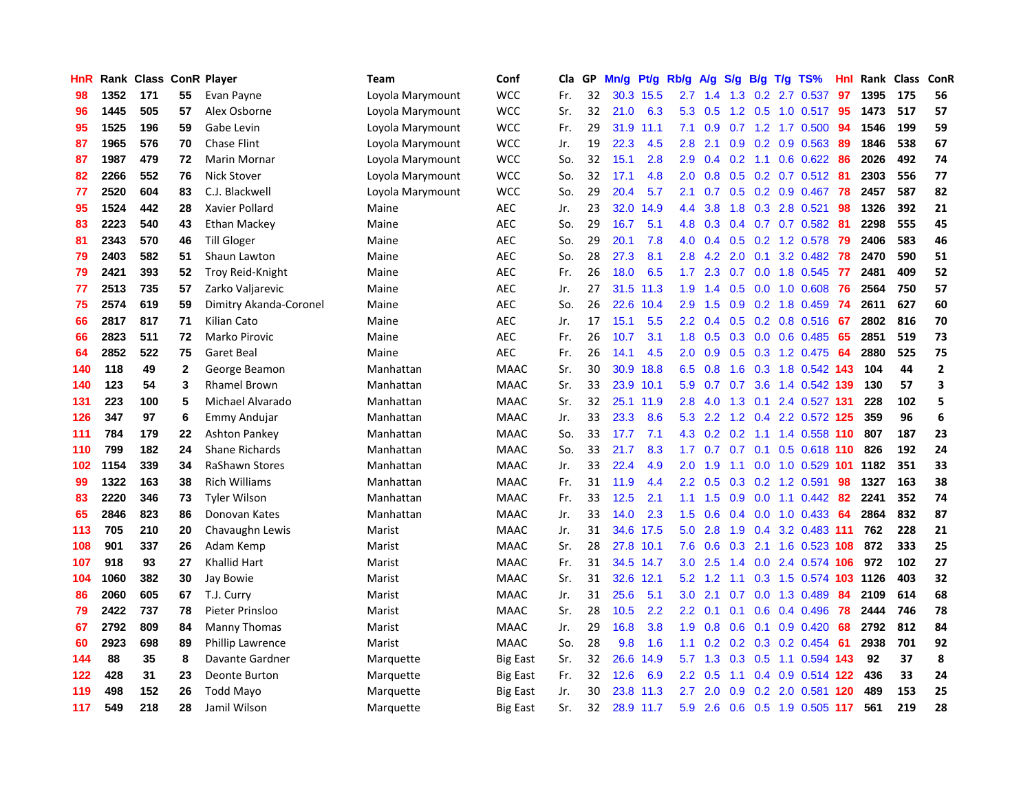| HnR | Rank | Class | ConR | Player | Team | Conf | Cla | GP | Mn/g | Pt/g | Rb/g | A/g | S/g | B/g | T/g | TS% | HnI | Rank | Class | ConR |
|---|---|---|---|---|---|---|---|---|---|---|---|---|---|---|---|---|---|---|---|---|
| 98 | 1352 | 171 | 55 | Evan Payne | Loyola Marymount | WCC | Fr. | 32 | 30.3 | 15.5 | 2.7 | 1.4 | 1.3 | 0.2 | 2.7 | 0.537 | 97 | 1395 | 175 | 56 |
| 96 | 1445 | 505 | 57 | Alex Osborne | Loyola Marymount | WCC | Sr. | 32 | 21.0 | 6.3 | 5.3 | 0.5 | 1.2 | 0.5 | 1.0 | 0.517 | 95 | 1473 | 517 | 57 |
| 95 | 1525 | 196 | 59 | Gabe Levin | Loyola Marymount | WCC | Fr. | 29 | 31.9 | 11.1 | 7.1 | 0.9 | 0.7 | 1.2 | 1.7 | 0.500 | 94 | 1546 | 199 | 59 |
| 87 | 1965 | 576 | 70 | Chase Flint | Loyola Marymount | WCC | Jr. | 19 | 22.3 | 4.5 | 2.8 | 2.1 | 0.9 | 0.2 | 0.9 | 0.563 | 89 | 1846 | 538 | 67 |
| 87 | 1987 | 479 | 72 | Marin Mornar | Loyola Marymount | WCC | So. | 32 | 15.1 | 2.8 | 2.9 | 0.4 | 0.2 | 1.1 | 0.6 | 0.622 | 86 | 2026 | 492 | 74 |
| 82 | 2266 | 552 | 76 | Nick Stover | Loyola Marymount | WCC | So. | 32 | 17.1 | 4.8 | 2.0 | 0.8 | 0.5 | 0.2 | 0.7 | 0.512 | 81 | 2303 | 556 | 77 |
| 77 | 2520 | 604 | 83 | C.J. Blackwell | Loyola Marymount | WCC | So. | 29 | 20.4 | 5.7 | 2.1 | 0.7 | 0.5 | 0.2 | 0.9 | 0.467 | 78 | 2457 | 587 | 82 |
| 95 | 1524 | 442 | 28 | Xavier Pollard | Maine | AEC | Jr. | 23 | 32.0 | 14.9 | 4.4 | 3.8 | 1.8 | 0.3 | 2.8 | 0.521 | 98 | 1326 | 392 | 21 |
| 83 | 2223 | 540 | 43 | Ethan Mackey | Maine | AEC | So. | 29 | 16.7 | 5.1 | 4.8 | 0.3 | 0.4 | 0.7 | 0.7 | 0.582 | 81 | 2298 | 555 | 45 |
| 81 | 2343 | 570 | 46 | Till Gloger | Maine | AEC | So. | 29 | 20.1 | 7.8 | 4.0 | 0.4 | 0.5 | 0.2 | 1.2 | 0.578 | 79 | 2406 | 583 | 46 |
| 79 | 2403 | 582 | 51 | Shaun Lawton | Maine | AEC | So. | 28 | 27.3 | 8.1 | 2.8 | 4.2 | 2.0 | 0.1 | 3.2 | 0.482 | 78 | 2470 | 590 | 51 |
| 79 | 2421 | 393 | 52 | Troy Reid-Knight | Maine | AEC | Fr. | 26 | 18.0 | 6.5 | 1.7 | 2.3 | 0.7 | 0.0 | 1.8 | 0.545 | 77 | 2481 | 409 | 52 |
| 77 | 2513 | 735 | 57 | Zarko Valjarevic | Maine | AEC | Jr. | 27 | 31.5 | 11.3 | 1.9 | 1.4 | 0.5 | 0.0 | 1.0 | 0.608 | 76 | 2564 | 750 | 57 |
| 75 | 2574 | 619 | 59 | Dimitry Akanda-Coronel | Maine | AEC | So. | 26 | 22.6 | 10.4 | 2.9 | 1.5 | 0.9 | 0.2 | 1.8 | 0.459 | 74 | 2611 | 627 | 60 |
| 66 | 2817 | 817 | 71 | Kilian Cato | Maine | AEC | Jr. | 17 | 15.1 | 5.5 | 2.2 | 0.4 | 0.5 | 0.2 | 0.8 | 0.516 | 67 | 2802 | 816 | 70 |
| 66 | 2823 | 511 | 72 | Marko Pirovic | Maine | AEC | Fr. | 26 | 10.7 | 3.1 | 1.8 | 0.5 | 0.3 | 0.0 | 0.6 | 0.485 | 65 | 2851 | 519 | 73 |
| 64 | 2852 | 522 | 75 | Garet Beal | Maine | AEC | Fr. | 26 | 14.1 | 4.5 | 2.0 | 0.9 | 0.5 | 0.3 | 1.2 | 0.475 | 64 | 2880 | 525 | 75 |
| 140 | 118 | 49 | 2 | George Beamon | Manhattan | MAAC | Sr. | 30 | 30.9 | 18.8 | 6.5 | 0.8 | 1.6 | 0.3 | 1.8 | 0.542 | 143 | 104 | 44 | 2 |
| 140 | 123 | 54 | 3 | Rhamel Brown | Manhattan | MAAC | Sr. | 33 | 23.9 | 10.1 | 5.9 | 0.7 | 0.7 | 3.6 | 1.4 | 0.542 | 139 | 130 | 57 | 3 |
| 131 | 223 | 100 | 5 | Michael Alvarado | Manhattan | MAAC | Sr. | 32 | 25.1 | 11.9 | 2.8 | 4.0 | 1.3 | 0.1 | 2.4 | 0.527 | 131 | 228 | 102 | 5 |
| 126 | 347 | 97 | 6 | Emmy Andujar | Manhattan | MAAC | Jr. | 33 | 23.3 | 8.6 | 5.3 | 2.2 | 1.2 | 0.4 | 2.2 | 0.572 | 125 | 359 | 96 | 6 |
| 111 | 784 | 179 | 22 | Ashton Pankey | Manhattan | MAAC | So. | 33 | 17.7 | 7.1 | 4.3 | 0.2 | 0.2 | 1.1 | 1.4 | 0.558 | 110 | 807 | 187 | 23 |
| 110 | 799 | 182 | 24 | Shane Richards | Manhattan | MAAC | So. | 33 | 21.7 | 8.3 | 1.7 | 0.7 | 0.7 | 0.1 | 0.5 | 0.618 | 110 | 826 | 192 | 24 |
| 102 | 1154 | 339 | 34 | RaShawn Stores | Manhattan | MAAC | Jr. | 33 | 22.4 | 4.9 | 2.0 | 1.9 | 1.1 | 0.0 | 1.0 | 0.529 | 101 | 1182 | 351 | 33 |
| 99 | 1322 | 163 | 38 | Rich Williams | Manhattan | MAAC | Fr. | 31 | 11.9 | 4.4 | 2.2 | 0.5 | 0.3 | 0.2 | 1.2 | 0.591 | 98 | 1327 | 163 | 38 |
| 83 | 2220 | 346 | 73 | Tyler Wilson | Manhattan | MAAC | Fr. | 33 | 12.5 | 2.1 | 1.1 | 1.5 | 0.9 | 0.0 | 1.1 | 0.442 | 82 | 2241 | 352 | 74 |
| 65 | 2846 | 823 | 86 | Donovan Kates | Manhattan | MAAC | Jr. | 33 | 14.0 | 2.3 | 1.5 | 0.6 | 0.4 | 0.0 | 1.0 | 0.433 | 64 | 2864 | 832 | 87 |
| 113 | 705 | 210 | 20 | Chavaughn Lewis | Marist | MAAC | Jr. | 31 | 34.6 | 17.5 | 5.0 | 2.8 | 1.9 | 0.4 | 3.2 | 0.483 | 111 | 762 | 228 | 21 |
| 108 | 901 | 337 | 26 | Adam Kemp | Marist | MAAC | Sr. | 28 | 27.8 | 10.1 | 7.6 | 0.6 | 0.3 | 2.1 | 1.6 | 0.523 | 108 | 872 | 333 | 25 |
| 107 | 918 | 93 | 27 | Khallid Hart | Marist | MAAC | Fr. | 31 | 34.5 | 14.7 | 3.0 | 2.5 | 1.4 | 0.0 | 2.4 | 0.574 | 106 | 972 | 102 | 27 |
| 104 | 1060 | 382 | 30 | Jay Bowie | Marist | MAAC | Sr. | 31 | 32.6 | 12.1 | 5.2 | 1.2 | 1.1 | 0.3 | 1.5 | 0.574 | 103 | 1126 | 403 | 32 |
| 86 | 2060 | 605 | 67 | T.J. Curry | Marist | MAAC | Jr. | 31 | 25.6 | 5.1 | 3.0 | 2.1 | 0.7 | 0.0 | 1.3 | 0.489 | 84 | 2109 | 614 | 68 |
| 79 | 2422 | 737 | 78 | Pieter Prinsloo | Marist | MAAC | Sr. | 28 | 10.5 | 2.2 | 2.2 | 0.1 | 0.1 | 0.6 | 0.4 | 0.496 | 78 | 2444 | 746 | 78 |
| 67 | 2792 | 809 | 84 | Manny Thomas | Marist | MAAC | Jr. | 29 | 16.8 | 3.8 | 1.9 | 0.8 | 0.6 | 0.1 | 0.9 | 0.420 | 68 | 2792 | 812 | 84 |
| 60 | 2923 | 698 | 89 | Phillip Lawrence | Marist | MAAC | So. | 28 | 9.8 | 1.6 | 1.1 | 0.2 | 0.2 | 0.3 | 0.2 | 0.454 | 61 | 2938 | 701 | 92 |
| 144 | 88 | 35 | 8 | Davante Gardner | Marquette | Big East | Sr. | 32 | 26.6 | 14.9 | 5.7 | 1.3 | 0.3 | 0.5 | 1.1 | 0.594 | 143 | 92 | 37 | 8 |
| 122 | 428 | 31 | 23 | Deonte Burton | Marquette | Big East | Fr. | 32 | 12.6 | 6.9 | 2.2 | 0.5 | 1.1 | 0.4 | 0.9 | 0.514 | 122 | 436 | 33 | 24 |
| 119 | 498 | 152 | 26 | Todd Mayo | Marquette | Big East | Jr. | 30 | 23.8 | 11.3 | 2.7 | 2.0 | 0.9 | 0.2 | 2.0 | 0.581 | 120 | 489 | 153 | 25 |
| 117 | 549 | 218 | 28 | Jamil Wilson | Marquette | Big East | Sr. | 32 | 28.9 | 11.7 | 5.9 | 2.6 | 0.6 | 0.5 | 1.9 | 0.505 | 117 | 561 | 219 | 28 |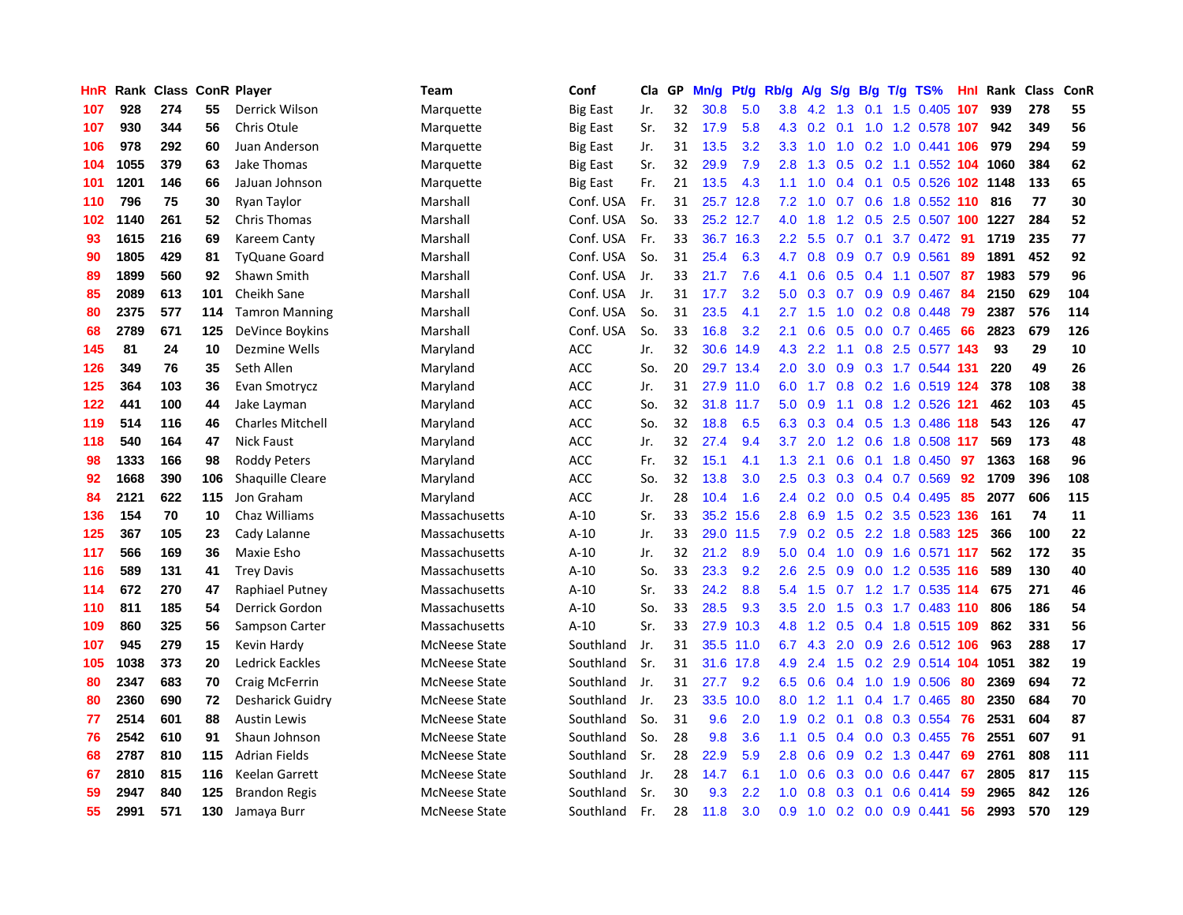| HnR | Rank | Class | ConR | Player | Team | Conf | Cla | GP | Mn/g | Pt/g | Rb/g | A/g | S/g | B/g | T/g | TS% | HnI | Rank | Class | ConR |
|---|---|---|---|---|---|---|---|---|---|---|---|---|---|---|---|---|---|---|---|---|
| 107 | 928 | 274 | 55 | Derrick Wilson | Marquette | Big East | Jr. | 32 | 30.8 | 5.0 | 3.8 | 4.2 | 1.3 | 0.1 | 1.5 | 0.405 | 107 | 939 | 278 | 55 |
| 107 | 930 | 344 | 56 | Chris Otule | Marquette | Big East | Sr. | 32 | 17.9 | 5.8 | 4.3 | 0.2 | 0.1 | 1.0 | 1.2 | 0.578 | 107 | 942 | 349 | 56 |
| 106 | 978 | 292 | 60 | Juan Anderson | Marquette | Big East | Jr. | 31 | 13.5 | 3.2 | 3.3 | 1.0 | 1.0 | 0.2 | 1.0 | 0.441 | 106 | 979 | 294 | 59 |
| 104 | 1055 | 379 | 63 | Jake Thomas | Marquette | Big East | Sr. | 32 | 29.9 | 7.9 | 2.8 | 1.3 | 0.5 | 0.2 | 1.1 | 0.552 | 104 | 1060 | 384 | 62 |
| 101 | 1201 | 146 | 66 | JaJuan Johnson | Marquette | Big East | Fr. | 21 | 13.5 | 4.3 | 1.1 | 1.0 | 0.4 | 0.1 | 0.5 | 0.526 | 102 | 1148 | 133 | 65 |
| 110 | 796 | 75 | 30 | Ryan Taylor | Marshall | Conf. USA | Fr. | 31 | 25.7 | 12.8 | 7.2 | 1.0 | 0.7 | 0.6 | 1.8 | 0.552 | 110 | 816 | 77 | 30 |
| 102 | 1140 | 261 | 52 | Chris Thomas | Marshall | Conf. USA | So. | 33 | 25.2 | 12.7 | 4.0 | 1.8 | 1.2 | 0.5 | 2.5 | 0.507 | 100 | 1227 | 284 | 52 |
| 93 | 1615 | 216 | 69 | Kareem Canty | Marshall | Conf. USA | Fr. | 33 | 36.7 | 16.3 | 2.2 | 5.5 | 0.7 | 0.1 | 3.7 | 0.472 | 91 | 1719 | 235 | 77 |
| 90 | 1805 | 429 | 81 | TyQuane Goard | Marshall | Conf. USA | So. | 31 | 25.4 | 6.3 | 4.7 | 0.8 | 0.9 | 0.7 | 0.9 | 0.561 | 89 | 1891 | 452 | 92 |
| 89 | 1899 | 560 | 92 | Shawn Smith | Marshall | Conf. USA | Jr. | 33 | 21.7 | 7.6 | 4.1 | 0.6 | 0.5 | 0.4 | 1.1 | 0.507 | 87 | 1983 | 579 | 96 |
| 85 | 2089 | 613 | 101 | Cheikh Sane | Marshall | Conf. USA | Jr. | 31 | 17.7 | 3.2 | 5.0 | 0.3 | 0.7 | 0.9 | 0.9 | 0.467 | 84 | 2150 | 629 | 104 |
| 80 | 2375 | 577 | 114 | Tamron Manning | Marshall | Conf. USA | So. | 31 | 23.5 | 4.1 | 2.7 | 1.5 | 1.0 | 0.2 | 0.8 | 0.448 | 79 | 2387 | 576 | 114 |
| 68 | 2789 | 671 | 125 | DeVince Boykins | Marshall | Conf. USA | So. | 33 | 16.8 | 3.2 | 2.1 | 0.6 | 0.5 | 0.0 | 0.7 | 0.465 | 66 | 2823 | 679 | 126 |
| 145 | 81 | 24 | 10 | Dezmine Wells | Maryland | ACC | Jr. | 32 | 30.6 | 14.9 | 4.3 | 2.2 | 1.1 | 0.8 | 2.5 | 0.577 | 143 | 93 | 29 | 10 |
| 126 | 349 | 76 | 35 | Seth Allen | Maryland | ACC | So. | 20 | 29.7 | 13.4 | 2.0 | 3.0 | 0.9 | 0.3 | 1.7 | 0.544 | 131 | 220 | 49 | 26 |
| 125 | 364 | 103 | 36 | Evan Smotrycz | Maryland | ACC | Jr. | 31 | 27.9 | 11.0 | 6.0 | 1.7 | 0.8 | 0.2 | 1.6 | 0.519 | 124 | 378 | 108 | 38 |
| 122 | 441 | 100 | 44 | Jake Layman | Maryland | ACC | So. | 32 | 31.8 | 11.7 | 5.0 | 0.9 | 1.1 | 0.8 | 1.2 | 0.526 | 121 | 462 | 103 | 45 |
| 119 | 514 | 116 | 46 | Charles Mitchell | Maryland | ACC | So. | 32 | 18.8 | 6.5 | 6.3 | 0.3 | 0.4 | 0.5 | 1.3 | 0.486 | 118 | 543 | 126 | 47 |
| 118 | 540 | 164 | 47 | Nick Faust | Maryland | ACC | Jr. | 32 | 27.4 | 9.4 | 3.7 | 2.0 | 1.2 | 0.6 | 1.8 | 0.508 | 117 | 569 | 173 | 48 |
| 98 | 1333 | 166 | 98 | Roddy Peters | Maryland | ACC | Fr. | 32 | 15.1 | 4.1 | 1.3 | 2.1 | 0.6 | 0.1 | 1.8 | 0.450 | 97 | 1363 | 168 | 96 |
| 92 | 1668 | 390 | 106 | Shaquille Cleare | Maryland | ACC | So. | 32 | 13.8 | 3.0 | 2.5 | 0.3 | 0.3 | 0.4 | 0.7 | 0.569 | 92 | 1709 | 396 | 108 |
| 84 | 2121 | 622 | 115 | Jon Graham | Maryland | ACC | Jr. | 28 | 10.4 | 1.6 | 2.4 | 0.2 | 0.0 | 0.5 | 0.4 | 0.495 | 85 | 2077 | 606 | 115 |
| 136 | 154 | 70 | 10 | Chaz Williams | Massachusetts | A-10 | Sr. | 33 | 35.2 | 15.6 | 2.8 | 6.9 | 1.5 | 0.2 | 3.5 | 0.523 | 136 | 161 | 74 | 11 |
| 125 | 367 | 105 | 23 | Cady Lalanne | Massachusetts | A-10 | Jr. | 33 | 29.0 | 11.5 | 7.9 | 0.2 | 0.5 | 2.2 | 1.8 | 0.583 | 125 | 366 | 100 | 22 |
| 117 | 566 | 169 | 36 | Maxie Esho | Massachusetts | A-10 | Jr. | 32 | 21.2 | 8.9 | 5.0 | 0.4 | 1.0 | 0.9 | 1.6 | 0.571 | 117 | 562 | 172 | 35 |
| 116 | 589 | 131 | 41 | Trey Davis | Massachusetts | A-10 | So. | 33 | 23.3 | 9.2 | 2.6 | 2.5 | 0.9 | 0.0 | 1.2 | 0.535 | 116 | 589 | 130 | 40 |
| 114 | 672 | 270 | 47 | Raphiael Putney | Massachusetts | A-10 | Sr. | 33 | 24.2 | 8.8 | 5.4 | 1.5 | 0.7 | 1.2 | 1.7 | 0.535 | 114 | 675 | 271 | 46 |
| 110 | 811 | 185 | 54 | Derrick Gordon | Massachusetts | A-10 | So. | 33 | 28.5 | 9.3 | 3.5 | 2.0 | 1.5 | 0.3 | 1.7 | 0.483 | 110 | 806 | 186 | 54 |
| 109 | 860 | 325 | 56 | Sampson Carter | Massachusetts | A-10 | Sr. | 33 | 27.9 | 10.3 | 4.8 | 1.2 | 0.5 | 0.4 | 1.8 | 0.515 | 109 | 862 | 331 | 56 |
| 107 | 945 | 279 | 15 | Kevin Hardy | McNeese State | Southland | Jr. | 31 | 35.5 | 11.0 | 6.7 | 4.3 | 2.0 | 0.9 | 2.6 | 0.512 | 106 | 963 | 288 | 17 |
| 105 | 1038 | 373 | 20 | Ledrick Eackles | McNeese State | Southland | Sr. | 31 | 31.6 | 17.8 | 4.9 | 2.4 | 1.5 | 0.2 | 2.9 | 0.514 | 104 | 1051 | 382 | 19 |
| 80 | 2347 | 683 | 70 | Craig McFerrin | McNeese State | Southland | Jr. | 31 | 27.7 | 9.2 | 6.5 | 0.6 | 0.4 | 1.0 | 1.9 | 0.506 | 80 | 2369 | 694 | 72 |
| 80 | 2360 | 690 | 72 | Desharick Guidry | McNeese State | Southland | Jr. | 23 | 33.5 | 10.0 | 8.0 | 1.2 | 1.1 | 0.4 | 1.7 | 0.465 | 80 | 2350 | 684 | 70 |
| 77 | 2514 | 601 | 88 | Austin Lewis | McNeese State | Southland | So. | 31 | 9.6 | 2.0 | 1.9 | 0.2 | 0.1 | 0.8 | 0.3 | 0.554 | 76 | 2531 | 604 | 87 |
| 76 | 2542 | 610 | 91 | Shaun Johnson | McNeese State | Southland | So. | 28 | 9.8 | 3.6 | 1.1 | 0.5 | 0.4 | 0.0 | 0.3 | 0.455 | 76 | 2551 | 607 | 91 |
| 68 | 2787 | 810 | 115 | Adrian Fields | McNeese State | Southland | Sr. | 28 | 22.9 | 5.9 | 2.8 | 0.6 | 0.9 | 0.2 | 1.3 | 0.447 | 69 | 2761 | 808 | 111 |
| 67 | 2810 | 815 | 116 | Keelan Garrett | McNeese State | Southland | Jr. | 28 | 14.7 | 6.1 | 1.0 | 0.6 | 0.3 | 0.0 | 0.6 | 0.447 | 67 | 2805 | 817 | 115 |
| 59 | 2947 | 840 | 125 | Brandon Regis | McNeese State | Southland | Sr. | 30 | 9.3 | 2.2 | 1.0 | 0.8 | 0.3 | 0.1 | 0.6 | 0.414 | 59 | 2965 | 842 | 126 |
| 55 | 2991 | 571 | 130 | Jamaya Burr | McNeese State | Southland | Fr. | 28 | 11.8 | 3.0 | 0.9 | 1.0 | 0.2 | 0.0 | 0.9 | 0.441 | 56 | 2993 | 570 | 129 |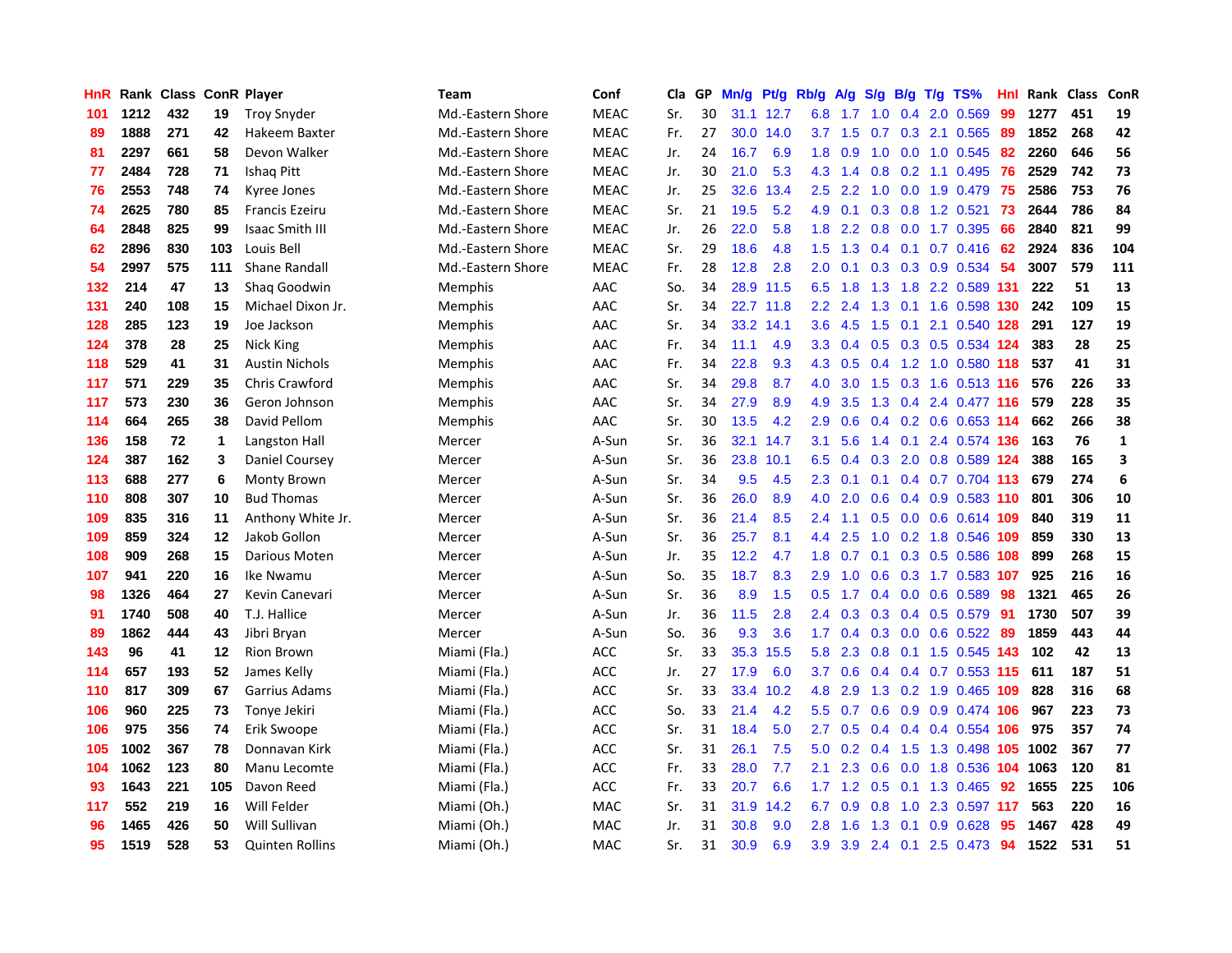| HnR | Rank | Class | ConR | Player | Team | Conf | Cla | GP | Mn/g | Pt/g | Rb/g | A/g | S/g | B/g | T/g | TS% | HnI | Rank | Class | ConR |
|---|---|---|---|---|---|---|---|---|---|---|---|---|---|---|---|---|---|---|---|---|
| 101 | 1212 | 432 | 19 | Troy Snyder | Md.-Eastern Shore | MEAC | Sr. | 30 | 31.1 | 12.7 | 6.8 | 1.7 | 1.0 | 0.4 | 2.0 | 0.569 | 99 | 1277 | 451 | 19 |
| 89 | 1888 | 271 | 42 | Hakeem Baxter | Md.-Eastern Shore | MEAC | Fr. | 27 | 30.0 | 14.0 | 3.7 | 1.5 | 0.7 | 0.3 | 2.1 | 0.565 | 89 | 1852 | 268 | 42 |
| 81 | 2297 | 661 | 58 | Devon Walker | Md.-Eastern Shore | MEAC | Jr. | 24 | 16.7 | 6.9 | 1.8 | 0.9 | 1.0 | 0.0 | 1.0 | 0.545 | 82 | 2260 | 646 | 56 |
| 77 | 2484 | 728 | 71 | Ishaq Pitt | Md.-Eastern Shore | MEAC | Jr. | 30 | 21.0 | 5.3 | 4.3 | 1.4 | 0.8 | 0.2 | 1.1 | 0.495 | 76 | 2529 | 742 | 73 |
| 76 | 2553 | 748 | 74 | Kyree Jones | Md.-Eastern Shore | MEAC | Jr. | 25 | 32.6 | 13.4 | 2.5 | 2.2 | 1.0 | 0.0 | 1.9 | 0.479 | 75 | 2586 | 753 | 76 |
| 74 | 2625 | 780 | 85 | Francis Ezeiru | Md.-Eastern Shore | MEAC | Sr. | 21 | 19.5 | 5.2 | 4.9 | 0.1 | 0.3 | 0.8 | 1.2 | 0.521 | 73 | 2644 | 786 | 84 |
| 64 | 2848 | 825 | 99 | Isaac Smith III | Md.-Eastern Shore | MEAC | Jr. | 26 | 22.0 | 5.8 | 1.8 | 2.2 | 0.8 | 0.0 | 1.7 | 0.395 | 66 | 2840 | 821 | 99 |
| 62 | 2896 | 830 | 103 | Louis Bell | Md.-Eastern Shore | MEAC | Sr. | 29 | 18.6 | 4.8 | 1.5 | 1.3 | 0.4 | 0.1 | 0.7 | 0.416 | 62 | 2924 | 836 | 104 |
| 54 | 2997 | 575 | 111 | Shane Randall | Md.-Eastern Shore | MEAC | Fr. | 28 | 12.8 | 2.8 | 2.0 | 0.1 | 0.3 | 0.3 | 0.9 | 0.534 | 54 | 3007 | 579 | 111 |
| 132 | 214 | 47 | 13 | Shaq Goodwin | Memphis | AAC | So. | 34 | 28.9 | 11.5 | 6.5 | 1.8 | 1.3 | 1.8 | 2.2 | 0.589 | 131 | 222 | 51 | 13 |
| 131 | 240 | 108 | 15 | Michael Dixon Jr. | Memphis | AAC | Sr. | 34 | 22.7 | 11.8 | 2.2 | 2.4 | 1.3 | 0.1 | 1.6 | 0.598 | 130 | 242 | 109 | 15 |
| 128 | 285 | 123 | 19 | Joe Jackson | Memphis | AAC | Sr. | 34 | 33.2 | 14.1 | 3.6 | 4.5 | 1.5 | 0.1 | 2.1 | 0.540 | 128 | 291 | 127 | 19 |
| 124 | 378 | 28 | 25 | Nick King | Memphis | AAC | Fr. | 34 | 11.1 | 4.9 | 3.3 | 0.4 | 0.5 | 0.3 | 0.5 | 0.534 | 124 | 383 | 28 | 25 |
| 118 | 529 | 41 | 31 | Austin Nichols | Memphis | AAC | Fr. | 34 | 22.8 | 9.3 | 4.3 | 0.5 | 0.4 | 1.2 | 1.0 | 0.580 | 118 | 537 | 41 | 31 |
| 117 | 571 | 229 | 35 | Chris Crawford | Memphis | AAC | Sr. | 34 | 29.8 | 8.7 | 4.0 | 3.0 | 1.5 | 0.3 | 1.6 | 0.513 | 116 | 576 | 226 | 33 |
| 117 | 573 | 230 | 36 | Geron Johnson | Memphis | AAC | Sr. | 34 | 27.9 | 8.9 | 4.9 | 3.5 | 1.3 | 0.4 | 2.4 | 0.477 | 116 | 579 | 228 | 35 |
| 114 | 664 | 265 | 38 | David Pellom | Memphis | AAC | Sr. | 30 | 13.5 | 4.2 | 2.9 | 0.6 | 0.4 | 0.2 | 0.6 | 0.653 | 114 | 662 | 266 | 38 |
| 136 | 158 | 72 | 1 | Langston Hall | Mercer | A-Sun | Sr. | 36 | 32.1 | 14.7 | 3.1 | 5.6 | 1.4 | 0.1 | 2.4 | 0.574 | 136 | 163 | 76 | 1 |
| 124 | 387 | 162 | 3 | Daniel Coursey | Mercer | A-Sun | Sr. | 36 | 23.8 | 10.1 | 6.5 | 0.4 | 0.3 | 2.0 | 0.8 | 0.589 | 124 | 388 | 165 | 3 |
| 113 | 688 | 277 | 6 | Monty Brown | Mercer | A-Sun | Sr. | 34 | 9.5 | 4.5 | 2.3 | 0.1 | 0.1 | 0.4 | 0.7 | 0.704 | 113 | 679 | 274 | 6 |
| 110 | 808 | 307 | 10 | Bud Thomas | Mercer | A-Sun | Sr. | 36 | 26.0 | 8.9 | 4.0 | 2.0 | 0.6 | 0.4 | 0.9 | 0.583 | 110 | 801 | 306 | 10 |
| 109 | 835 | 316 | 11 | Anthony White Jr. | Mercer | A-Sun | Sr. | 36 | 21.4 | 8.5 | 2.4 | 1.1 | 0.5 | 0.0 | 0.6 | 0.614 | 109 | 840 | 319 | 11 |
| 109 | 859 | 324 | 12 | Jakob Gollon | Mercer | A-Sun | Sr. | 36 | 25.7 | 8.1 | 4.4 | 2.5 | 1.0 | 0.2 | 1.8 | 0.546 | 109 | 859 | 330 | 13 |
| 108 | 909 | 268 | 15 | Darious Moten | Mercer | A-Sun | Jr. | 35 | 12.2 | 4.7 | 1.8 | 0.7 | 0.1 | 0.3 | 0.5 | 0.586 | 108 | 899 | 268 | 15 |
| 107 | 941 | 220 | 16 | Ike Nwamu | Mercer | A-Sun | So. | 35 | 18.7 | 8.3 | 2.9 | 1.0 | 0.6 | 0.3 | 1.7 | 0.583 | 107 | 925 | 216 | 16 |
| 98 | 1326 | 464 | 27 | Kevin Canevari | Mercer | A-Sun | Sr. | 36 | 8.9 | 1.5 | 0.5 | 1.7 | 0.4 | 0.0 | 0.6 | 0.589 | 98 | 1321 | 465 | 26 |
| 91 | 1740 | 508 | 40 | T.J. Hallice | Mercer | A-Sun | Jr. | 36 | 11.5 | 2.8 | 2.4 | 0.3 | 0.3 | 0.4 | 0.5 | 0.579 | 91 | 1730 | 507 | 39 |
| 89 | 1862 | 444 | 43 | Jibri Bryan | Mercer | A-Sun | So. | 36 | 9.3 | 3.6 | 1.7 | 0.4 | 0.3 | 0.0 | 0.6 | 0.522 | 89 | 1859 | 443 | 44 |
| 143 | 96 | 41 | 12 | Rion Brown | Miami (Fla.) | ACC | Sr. | 33 | 35.3 | 15.5 | 5.8 | 2.3 | 0.8 | 0.1 | 1.5 | 0.545 | 143 | 102 | 42 | 13 |
| 114 | 657 | 193 | 52 | James Kelly | Miami (Fla.) | ACC | Jr. | 27 | 17.9 | 6.0 | 3.7 | 0.6 | 0.4 | 0.4 | 0.7 | 0.553 | 115 | 611 | 187 | 51 |
| 110 | 817 | 309 | 67 | Garrius Adams | Miami (Fla.) | ACC | Sr. | 33 | 33.4 | 10.2 | 4.8 | 2.9 | 1.3 | 0.2 | 1.9 | 0.465 | 109 | 828 | 316 | 68 |
| 106 | 960 | 225 | 73 | Tonye Jekiri | Miami (Fla.) | ACC | So. | 33 | 21.4 | 4.2 | 5.5 | 0.7 | 0.6 | 0.9 | 0.9 | 0.474 | 106 | 967 | 223 | 73 |
| 106 | 975 | 356 | 74 | Erik Swoope | Miami (Fla.) | ACC | Sr. | 31 | 18.4 | 5.0 | 2.7 | 0.5 | 0.4 | 0.4 | 0.4 | 0.554 | 106 | 975 | 357 | 74 |
| 105 | 1002 | 367 | 78 | Donnavan Kirk | Miami (Fla.) | ACC | Sr. | 31 | 26.1 | 7.5 | 5.0 | 0.2 | 0.4 | 1.5 | 1.3 | 0.498 | 105 | 1002 | 367 | 77 |
| 104 | 1062 | 123 | 80 | Manu Lecomte | Miami (Fla.) | ACC | Fr. | 33 | 28.0 | 7.7 | 2.1 | 2.3 | 0.6 | 0.0 | 1.8 | 0.536 | 104 | 1063 | 120 | 81 |
| 93 | 1643 | 221 | 105 | Davon Reed | Miami (Fla.) | ACC | Fr. | 33 | 20.7 | 6.6 | 1.7 | 1.2 | 0.5 | 0.1 | 1.3 | 0.465 | 92 | 1655 | 225 | 106 |
| 117 | 552 | 219 | 16 | Will Felder | Miami (Oh.) | MAC | Sr. | 31 | 31.9 | 14.2 | 6.7 | 0.9 | 0.8 | 1.0 | 2.3 | 0.597 | 117 | 563 | 220 | 16 |
| 96 | 1465 | 426 | 50 | Will Sullivan | Miami (Oh.) | MAC | Jr. | 31 | 30.8 | 9.0 | 2.8 | 1.6 | 1.3 | 0.1 | 0.9 | 0.628 | 95 | 1467 | 428 | 49 |
| 95 | 1519 | 528 | 53 | Quinten Rollins | Miami (Oh.) | MAC | Sr. | 31 | 30.9 | 6.9 | 3.9 | 3.9 | 2.4 | 0.1 | 2.5 | 0.473 | 94 | 1522 | 531 | 51 |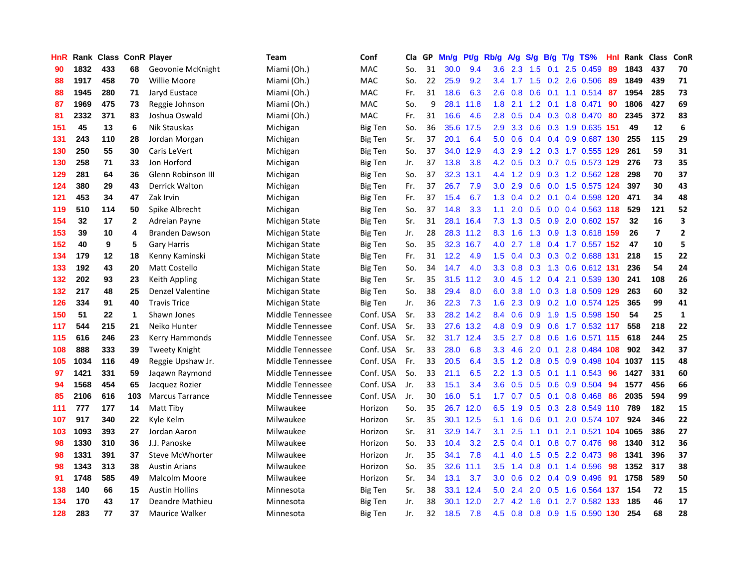| HnR | Rank | Class | ConR | Player | Team | Conf | Cla | GP | Mn/g | Pt/g | Rb/g | A/g | S/g | B/g | T/g | TS% | HnI | Rank | Class | ConR |
|---|---|---|---|---|---|---|---|---|---|---|---|---|---|---|---|---|---|---|---|---|
| 90 | 1832 | 433 | 68 | Geovonie McKnight | Miami (Oh.) | MAC | So. | 31 | 30.0 | 9.4 | 3.6 | 2.3 | 1.5 | 0.1 | 2.5 | 0.459 | 89 | 1843 | 437 | 70 |
| 88 | 1917 | 458 | 70 | Willie Moore | Miami (Oh.) | MAC | So. | 22 | 25.9 | 9.2 | 3.4 | 1.7 | 1.5 | 0.2 | 2.6 | 0.506 | 89 | 1849 | 439 | 71 |
| 88 | 1945 | 280 | 71 | Jaryd Eustace | Miami (Oh.) | MAC | Fr. | 31 | 18.6 | 6.3 | 2.6 | 0.8 | 0.6 | 0.1 | 1.1 | 0.514 | 87 | 1954 | 285 | 73 |
| 87 | 1969 | 475 | 73 | Reggie Johnson | Miami (Oh.) | MAC | So. | 9 | 28.1 | 11.8 | 1.8 | 2.1 | 1.2 | 0.1 | 1.8 | 0.471 | 90 | 1806 | 427 | 69 |
| 81 | 2332 | 371 | 83 | Joshua Oswald | Miami (Oh.) | MAC | Fr. | 31 | 16.6 | 4.6 | 2.8 | 0.5 | 0.4 | 0.3 | 0.8 | 0.470 | 80 | 2345 | 372 | 83 |
| 151 | 45 | 13 | 6 | Nik Stauskas | Michigan | Big Ten | So. | 36 | 35.6 | 17.5 | 2.9 | 3.3 | 0.6 | 0.3 | 1.9 | 0.635 | 151 | 49 | 12 | 6 |
| 131 | 243 | 110 | 28 | Jordan Morgan | Michigan | Big Ten | Sr. | 37 | 20.1 | 6.4 | 5.0 | 0.6 | 0.4 | 0.4 | 0.9 | 0.687 | 130 | 255 | 115 | 29 |
| 130 | 250 | 55 | 30 | Caris LeVert | Michigan | Big Ten | So. | 37 | 34.0 | 12.9 | 4.3 | 2.9 | 1.2 | 0.3 | 1.7 | 0.555 | 129 | 261 | 59 | 31 |
| 130 | 258 | 71 | 33 | Jon Horford | Michigan | Big Ten | Jr. | 37 | 13.8 | 3.8 | 4.2 | 0.5 | 0.3 | 0.7 | 0.5 | 0.573 | 129 | 276 | 73 | 35 |
| 129 | 281 | 64 | 36 | Glenn Robinson III | Michigan | Big Ten | So. | 37 | 32.3 | 13.1 | 4.4 | 1.2 | 0.9 | 0.3 | 1.2 | 0.562 | 128 | 298 | 70 | 37 |
| 124 | 380 | 29 | 43 | Derrick Walton | Michigan | Big Ten | Fr. | 37 | 26.7 | 7.9 | 3.0 | 2.9 | 0.6 | 0.0 | 1.5 | 0.575 | 124 | 397 | 30 | 43 |
| 121 | 453 | 34 | 47 | Zak Irvin | Michigan | Big Ten | Fr. | 37 | 15.4 | 6.7 | 1.3 | 0.4 | 0.2 | 0.1 | 0.4 | 0.598 | 120 | 471 | 34 | 48 |
| 119 | 510 | 114 | 50 | Spike Albrecht | Michigan | Big Ten | So. | 37 | 14.8 | 3.3 | 1.1 | 2.0 | 0.5 | 0.0 | 0.4 | 0.563 | 118 | 529 | 121 | 52 |
| 154 | 32 | 17 | 2 | Adreian Payne | Michigan State | Big Ten | Sr. | 31 | 28.1 | 16.4 | 7.3 | 1.3 | 0.5 | 0.9 | 2.0 | 0.602 | 157 | 32 | 16 | 3 |
| 153 | 39 | 10 | 4 | Branden Dawson | Michigan State | Big Ten | Jr. | 28 | 28.3 | 11.2 | 8.3 | 1.6 | 1.3 | 0.9 | 1.3 | 0.618 | 159 | 26 | 7 | 2 |
| 152 | 40 | 9 | 5 | Gary Harris | Michigan State | Big Ten | So. | 35 | 32.3 | 16.7 | 4.0 | 2.7 | 1.8 | 0.4 | 1.7 | 0.557 | 152 | 47 | 10 | 5 |
| 134 | 179 | 12 | 18 | Kenny Kaminski | Michigan State | Big Ten | Fr. | 31 | 12.2 | 4.9 | 1.5 | 0.4 | 0.3 | 0.3 | 0.2 | 0.688 | 131 | 218 | 15 | 22 |
| 133 | 192 | 43 | 20 | Matt Costello | Michigan State | Big Ten | So. | 34 | 14.7 | 4.0 | 3.3 | 0.8 | 0.3 | 1.3 | 0.6 | 0.612 | 131 | 236 | 54 | 24 |
| 132 | 202 | 93 | 23 | Keith Appling | Michigan State | Big Ten | Sr. | 35 | 31.5 | 11.2 | 3.0 | 4.5 | 1.2 | 0.4 | 2.1 | 0.539 | 130 | 241 | 108 | 26 |
| 132 | 217 | 48 | 25 | Denzel Valentine | Michigan State | Big Ten | So. | 38 | 29.4 | 8.0 | 6.0 | 3.8 | 1.0 | 0.3 | 1.8 | 0.509 | 129 | 263 | 60 | 32 |
| 126 | 334 | 91 | 40 | Travis Trice | Michigan State | Big Ten | Jr. | 36 | 22.3 | 7.3 | 1.6 | 2.3 | 0.9 | 0.2 | 1.0 | 0.574 | 125 | 365 | 99 | 41 |
| 150 | 51 | 22 | 1 | Shawn Jones | Middle Tennessee | Conf. USA | Sr. | 33 | 28.2 | 14.2 | 8.4 | 0.6 | 0.9 | 1.9 | 1.5 | 0.598 | 150 | 54 | 25 | 1 |
| 117 | 544 | 215 | 21 | Neiko Hunter | Middle Tennessee | Conf. USA | Sr. | 33 | 27.6 | 13.2 | 4.8 | 0.9 | 0.9 | 0.6 | 1.7 | 0.532 | 117 | 558 | 218 | 22 |
| 115 | 616 | 246 | 23 | Kerry Hammonds | Middle Tennessee | Conf. USA | Sr. | 32 | 31.7 | 12.4 | 3.5 | 2.7 | 0.8 | 0.6 | 1.6 | 0.571 | 115 | 618 | 244 | 25 |
| 108 | 888 | 333 | 39 | Tweety Knight | Middle Tennessee | Conf. USA | Sr. | 33 | 28.0 | 6.8 | 3.3 | 4.6 | 2.0 | 0.1 | 2.8 | 0.484 | 108 | 902 | 342 | 37 |
| 105 | 1034 | 116 | 49 | Reggie Upshaw Jr. | Middle Tennessee | Conf. USA | Fr. | 33 | 20.5 | 6.4 | 3.5 | 1.2 | 0.8 | 0.5 | 0.9 | 0.498 | 104 | 1037 | 115 | 48 |
| 97 | 1421 | 331 | 59 | Jaqawn Raymond | Middle Tennessee | Conf. USA | So. | 33 | 21.1 | 6.5 | 2.2 | 1.3 | 0.5 | 0.1 | 1.1 | 0.543 | 96 | 1427 | 331 | 60 |
| 94 | 1568 | 454 | 65 | Jacquez Rozier | Middle Tennessee | Conf. USA | Jr. | 33 | 15.1 | 3.4 | 3.6 | 0.5 | 0.5 | 0.6 | 0.9 | 0.504 | 94 | 1577 | 456 | 66 |
| 85 | 2106 | 616 | 103 | Marcus Tarrance | Middle Tennessee | Conf. USA | Jr. | 30 | 16.0 | 5.1 | 1.7 | 0.7 | 0.5 | 0.1 | 0.8 | 0.468 | 86 | 2035 | 594 | 99 |
| 111 | 777 | 177 | 14 | Matt Tiby | Milwaukee | Horizon | So. | 35 | 26.7 | 12.0 | 6.5 | 1.9 | 0.5 | 0.3 | 2.8 | 0.549 | 110 | 789 | 182 | 15 |
| 107 | 917 | 340 | 22 | Kyle Kelm | Milwaukee | Horizon | Sr. | 35 | 30.1 | 12.5 | 5.1 | 1.6 | 0.6 | 0.1 | 2.0 | 0.574 | 107 | 924 | 346 | 22 |
| 103 | 1093 | 393 | 27 | Jordan Aaron | Milwaukee | Horizon | Sr. | 31 | 32.9 | 14.7 | 3.1 | 2.5 | 1.1 | 0.1 | 2.1 | 0.521 | 104 | 1065 | 386 | 27 |
| 98 | 1330 | 310 | 36 | J.J. Panoske | Milwaukee | Horizon | So. | 33 | 10.4 | 3.2 | 2.5 | 0.4 | 0.1 | 0.8 | 0.7 | 0.476 | 98 | 1340 | 312 | 36 |
| 98 | 1331 | 391 | 37 | Steve McWhorter | Milwaukee | Horizon | Jr. | 35 | 34.1 | 7.8 | 4.1 | 4.0 | 1.5 | 0.5 | 2.2 | 0.473 | 98 | 1341 | 396 | 37 |
| 98 | 1343 | 313 | 38 | Austin Arians | Milwaukee | Horizon | So. | 35 | 32.6 | 11.1 | 3.5 | 1.4 | 0.8 | 0.1 | 1.4 | 0.596 | 98 | 1352 | 317 | 38 |
| 91 | 1748 | 585 | 49 | Malcolm Moore | Milwaukee | Horizon | Sr. | 34 | 13.1 | 3.7 | 3.0 | 0.6 | 0.2 | 0.4 | 0.9 | 0.496 | 91 | 1758 | 589 | 50 |
| 138 | 140 | 66 | 15 | Austin Hollins | Minnesota | Big Ten | Sr. | 38 | 33.1 | 12.4 | 5.0 | 2.4 | 2.0 | 0.5 | 1.6 | 0.564 | 137 | 154 | 72 | 15 |
| 134 | 170 | 43 | 17 | Deandre Mathieu | Minnesota | Big Ten | Jr. | 38 | 30.1 | 12.0 | 2.7 | 4.2 | 1.6 | 0.1 | 2.7 | 0.582 | 133 | 185 | 46 | 17 |
| 128 | 283 | 77 | 37 | Maurice Walker | Minnesota | Big Ten | Jr. | 32 | 18.5 | 7.8 | 4.5 | 0.8 | 0.8 | 0.9 | 1.5 | 0.590 | 130 | 254 | 68 | 28 |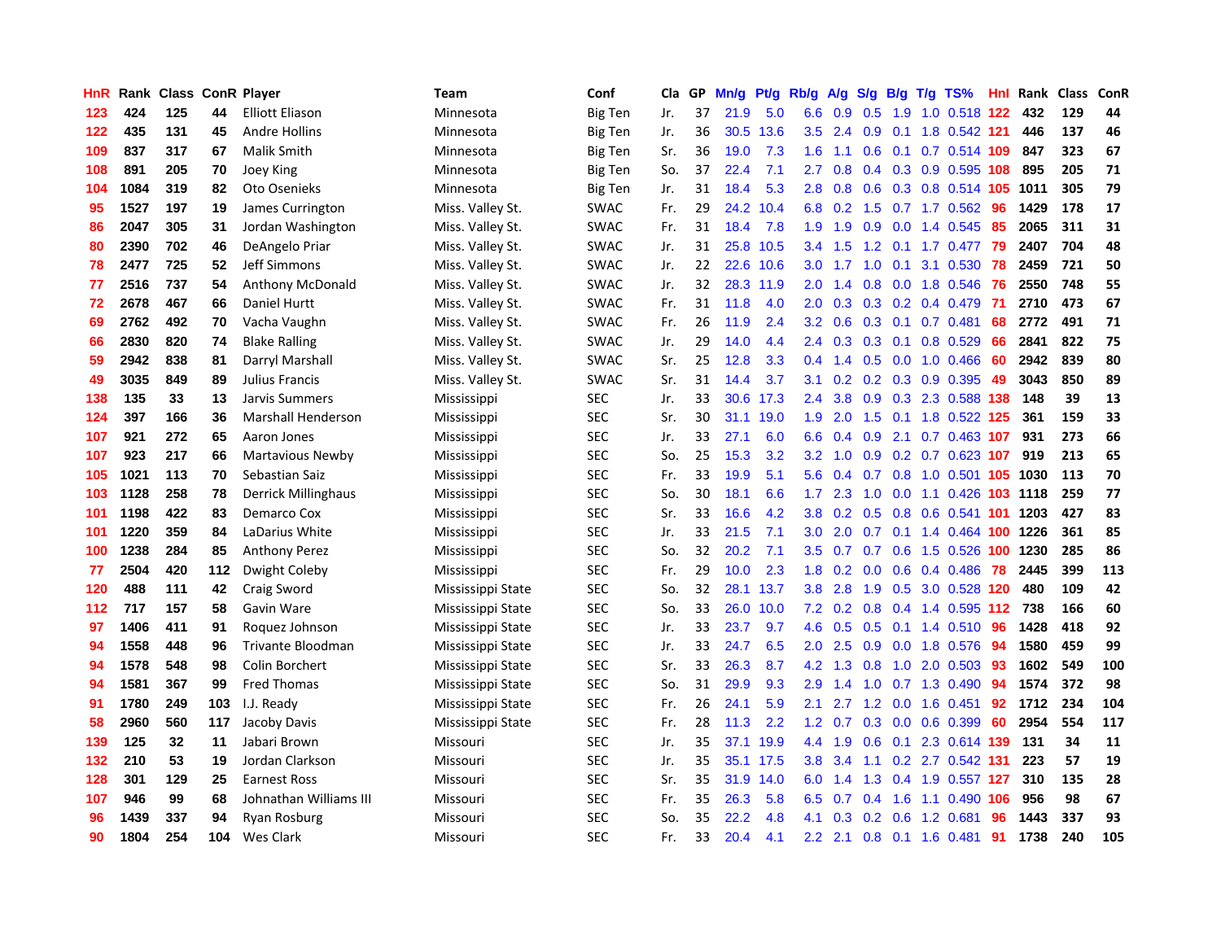| HnR | Rank | Class | ConR | Player | Team | Conf | Cla | GP | Mn/g | Pt/g | Rb/g | A/g | S/g | B/g | T/g | TS% | HnI | Rank | Class | ConR |
|---|---|---|---|---|---|---|---|---|---|---|---|---|---|---|---|---|---|---|---|---|
| 123 | 424 | 125 | 44 | Elliott Eliason | Minnesota | Big Ten | Jr. | 37 | 21.9 | 5.0 | 6.6 | 0.9 | 0.5 | 1.9 | 1.0 | 0.518 | 122 | 432 | 129 | 44 |
| 122 | 435 | 131 | 45 | Andre Hollins | Minnesota | Big Ten | Jr. | 36 | 30.5 | 13.6 | 3.5 | 2.4 | 0.9 | 0.1 | 1.8 | 0.542 | 121 | 446 | 137 | 46 |
| 109 | 837 | 317 | 67 | Malik Smith | Minnesota | Big Ten | Sr. | 36 | 19.0 | 7.3 | 1.6 | 1.1 | 0.6 | 0.1 | 0.7 | 0.514 | 109 | 847 | 323 | 67 |
| 108 | 891 | 205 | 70 | Joey King | Minnesota | Big Ten | So. | 37 | 22.4 | 7.1 | 2.7 | 0.8 | 0.4 | 0.3 | 0.9 | 0.595 | 108 | 895 | 205 | 71 |
| 104 | 1084 | 319 | 82 | Oto Osenieks | Minnesota | Big Ten | Jr. | 31 | 18.4 | 5.3 | 2.8 | 0.8 | 0.6 | 0.3 | 0.8 | 0.514 | 105 | 1011 | 305 | 79 |
| 95 | 1527 | 197 | 19 | James Currington | Miss. Valley St. | SWAC | Fr. | 29 | 24.2 | 10.4 | 6.8 | 0.2 | 1.5 | 0.7 | 1.7 | 0.562 | 96 | 1429 | 178 | 17 |
| 86 | 2047 | 305 | 31 | Jordan Washington | Miss. Valley St. | SWAC | Fr. | 31 | 18.4 | 7.8 | 1.9 | 1.9 | 0.9 | 0.0 | 1.4 | 0.545 | 85 | 2065 | 311 | 31 |
| 80 | 2390 | 702 | 46 | DeAngelo Priar | Miss. Valley St. | SWAC | Jr. | 31 | 25.8 | 10.5 | 3.4 | 1.5 | 1.2 | 0.1 | 1.7 | 0.477 | 79 | 2407 | 704 | 48 |
| 78 | 2477 | 725 | 52 | Jeff Simmons | Miss. Valley St. | SWAC | Jr. | 22 | 22.6 | 10.6 | 3.0 | 1.7 | 1.0 | 0.1 | 3.1 | 0.530 | 78 | 2459 | 721 | 50 |
| 77 | 2516 | 737 | 54 | Anthony McDonald | Miss. Valley St. | SWAC | Jr. | 32 | 28.3 | 11.9 | 2.0 | 1.4 | 0.8 | 0.0 | 1.8 | 0.546 | 76 | 2550 | 748 | 55 |
| 72 | 2678 | 467 | 66 | Daniel Hurtt | Miss. Valley St. | SWAC | Fr. | 31 | 11.8 | 4.0 | 2.0 | 0.3 | 0.3 | 0.2 | 0.4 | 0.479 | 71 | 2710 | 473 | 67 |
| 69 | 2762 | 492 | 70 | Vacha Vaughn | Miss. Valley St. | SWAC | Fr. | 26 | 11.9 | 2.4 | 3.2 | 0.6 | 0.3 | 0.1 | 0.7 | 0.481 | 68 | 2772 | 491 | 71 |
| 66 | 2830 | 820 | 74 | Blake Ralling | Miss. Valley St. | SWAC | Jr. | 29 | 14.0 | 4.4 | 2.4 | 0.3 | 0.3 | 0.1 | 0.8 | 0.529 | 66 | 2841 | 822 | 75 |
| 59 | 2942 | 838 | 81 | Darryl Marshall | Miss. Valley St. | SWAC | Sr. | 25 | 12.8 | 3.3 | 0.4 | 1.4 | 0.5 | 0.0 | 1.0 | 0.466 | 60 | 2942 | 839 | 80 |
| 49 | 3035 | 849 | 89 | Julius Francis | Miss. Valley St. | SWAC | Sr. | 31 | 14.4 | 3.7 | 3.1 | 0.2 | 0.2 | 0.3 | 0.9 | 0.395 | 49 | 3043 | 850 | 89 |
| 138 | 135 | 33 | 13 | Jarvis Summers | Mississippi | SEC | Jr. | 33 | 30.6 | 17.3 | 2.4 | 3.8 | 0.9 | 0.3 | 2.3 | 0.588 | 138 | 148 | 39 | 13 |
| 124 | 397 | 166 | 36 | Marshall Henderson | Mississippi | SEC | Sr. | 30 | 31.1 | 19.0 | 1.9 | 2.0 | 1.5 | 0.1 | 1.8 | 0.522 | 125 | 361 | 159 | 33 |
| 107 | 921 | 272 | 65 | Aaron Jones | Mississippi | SEC | Jr. | 33 | 27.1 | 6.0 | 6.6 | 0.4 | 0.9 | 2.1 | 0.7 | 0.463 | 107 | 931 | 273 | 66 |
| 107 | 923 | 217 | 66 | Martavious Newby | Mississippi | SEC | So. | 25 | 15.3 | 3.2 | 3.2 | 1.0 | 0.9 | 0.2 | 0.7 | 0.623 | 107 | 919 | 213 | 65 |
| 105 | 1021 | 113 | 70 | Sebastian Saiz | Mississippi | SEC | Fr. | 33 | 19.9 | 5.1 | 5.6 | 0.4 | 0.7 | 0.8 | 1.0 | 0.501 | 105 | 1030 | 113 | 70 |
| 103 | 1128 | 258 | 78 | Derrick Millinghaus | Mississippi | SEC | So. | 30 | 18.1 | 6.6 | 1.7 | 2.3 | 1.0 | 0.0 | 1.1 | 0.426 | 103 | 1118 | 259 | 77 |
| 101 | 1198 | 422 | 83 | Demarco Cox | Mississippi | SEC | Sr. | 33 | 16.6 | 4.2 | 3.8 | 0.2 | 0.5 | 0.8 | 0.6 | 0.541 | 101 | 1203 | 427 | 83 |
| 101 | 1220 | 359 | 84 | LaDarius White | Mississippi | SEC | Jr. | 33 | 21.5 | 7.1 | 3.0 | 2.0 | 0.7 | 0.1 | 1.4 | 0.464 | 100 | 1226 | 361 | 85 |
| 100 | 1238 | 284 | 85 | Anthony Perez | Mississippi | SEC | So. | 32 | 20.2 | 7.1 | 3.5 | 0.7 | 0.7 | 0.6 | 1.5 | 0.526 | 100 | 1230 | 285 | 86 |
| 77 | 2504 | 420 | 112 | Dwight Coleby | Mississippi | SEC | Fr. | 29 | 10.0 | 2.3 | 1.8 | 0.2 | 0.0 | 0.6 | 0.4 | 0.486 | 78 | 2445 | 399 | 113 |
| 120 | 488 | 111 | 42 | Craig Sword | Mississippi State | SEC | So. | 32 | 28.1 | 13.7 | 3.8 | 2.8 | 1.9 | 0.5 | 3.0 | 0.528 | 120 | 480 | 109 | 42 |
| 112 | 717 | 157 | 58 | Gavin Ware | Mississippi State | SEC | So. | 33 | 26.0 | 10.0 | 7.2 | 0.2 | 0.8 | 0.4 | 1.4 | 0.595 | 112 | 738 | 166 | 60 |
| 97 | 1406 | 411 | 91 | Roquez Johnson | Mississippi State | SEC | Jr. | 33 | 23.7 | 9.7 | 4.6 | 0.5 | 0.5 | 0.1 | 1.4 | 0.510 | 96 | 1428 | 418 | 92 |
| 94 | 1558 | 448 | 96 | Trivante Bloodman | Mississippi State | SEC | Jr. | 33 | 24.7 | 6.5 | 2.0 | 2.5 | 0.9 | 0.0 | 1.8 | 0.576 | 94 | 1580 | 459 | 99 |
| 94 | 1578 | 548 | 98 | Colin Borchert | Mississippi State | SEC | Sr. | 33 | 26.3 | 8.7 | 4.2 | 1.3 | 0.8 | 1.0 | 2.0 | 0.503 | 93 | 1602 | 549 | 100 |
| 94 | 1581 | 367 | 99 | Fred Thomas | Mississippi State | SEC | So. | 31 | 29.9 | 9.3 | 2.9 | 1.4 | 1.0 | 0.7 | 1.3 | 0.490 | 94 | 1574 | 372 | 98 |
| 91 | 1780 | 249 | 103 | I.J. Ready | Mississippi State | SEC | Fr. | 26 | 24.1 | 5.9 | 2.1 | 2.7 | 1.2 | 0.0 | 1.6 | 0.451 | 92 | 1712 | 234 | 104 |
| 58 | 2960 | 560 | 117 | Jacoby Davis | Mississippi State | SEC | Fr. | 28 | 11.3 | 2.2 | 1.2 | 0.7 | 0.3 | 0.0 | 0.6 | 0.399 | 60 | 2954 | 554 | 117 |
| 139 | 125 | 32 | 11 | Jabari Brown | Missouri | SEC | Jr. | 35 | 37.1 | 19.9 | 4.4 | 1.9 | 0.6 | 0.1 | 2.3 | 0.614 | 139 | 131 | 34 | 11 |
| 132 | 210 | 53 | 19 | Jordan Clarkson | Missouri | SEC | Jr. | 35 | 35.1 | 17.5 | 3.8 | 3.4 | 1.1 | 0.2 | 2.7 | 0.542 | 131 | 223 | 57 | 19 |
| 128 | 301 | 129 | 25 | Earnest Ross | Missouri | SEC | Sr. | 35 | 31.9 | 14.0 | 6.0 | 1.4 | 1.3 | 0.4 | 1.9 | 0.557 | 127 | 310 | 135 | 28 |
| 107 | 946 | 99 | 68 | Johnathan Williams III | Missouri | SEC | Fr. | 35 | 26.3 | 5.8 | 6.5 | 0.7 | 0.4 | 1.6 | 1.1 | 0.490 | 106 | 956 | 98 | 67 |
| 96 | 1439 | 337 | 94 | Ryan Rosburg | Missouri | SEC | So. | 35 | 22.2 | 4.8 | 4.1 | 0.3 | 0.2 | 0.6 | 1.2 | 0.681 | 96 | 1443 | 337 | 93 |
| 90 | 1804 | 254 | 104 | Wes Clark | Missouri | SEC | Fr. | 33 | 20.4 | 4.1 | 2.2 | 2.1 | 0.8 | 0.1 | 1.6 | 0.481 | 91 | 1738 | 240 | 105 |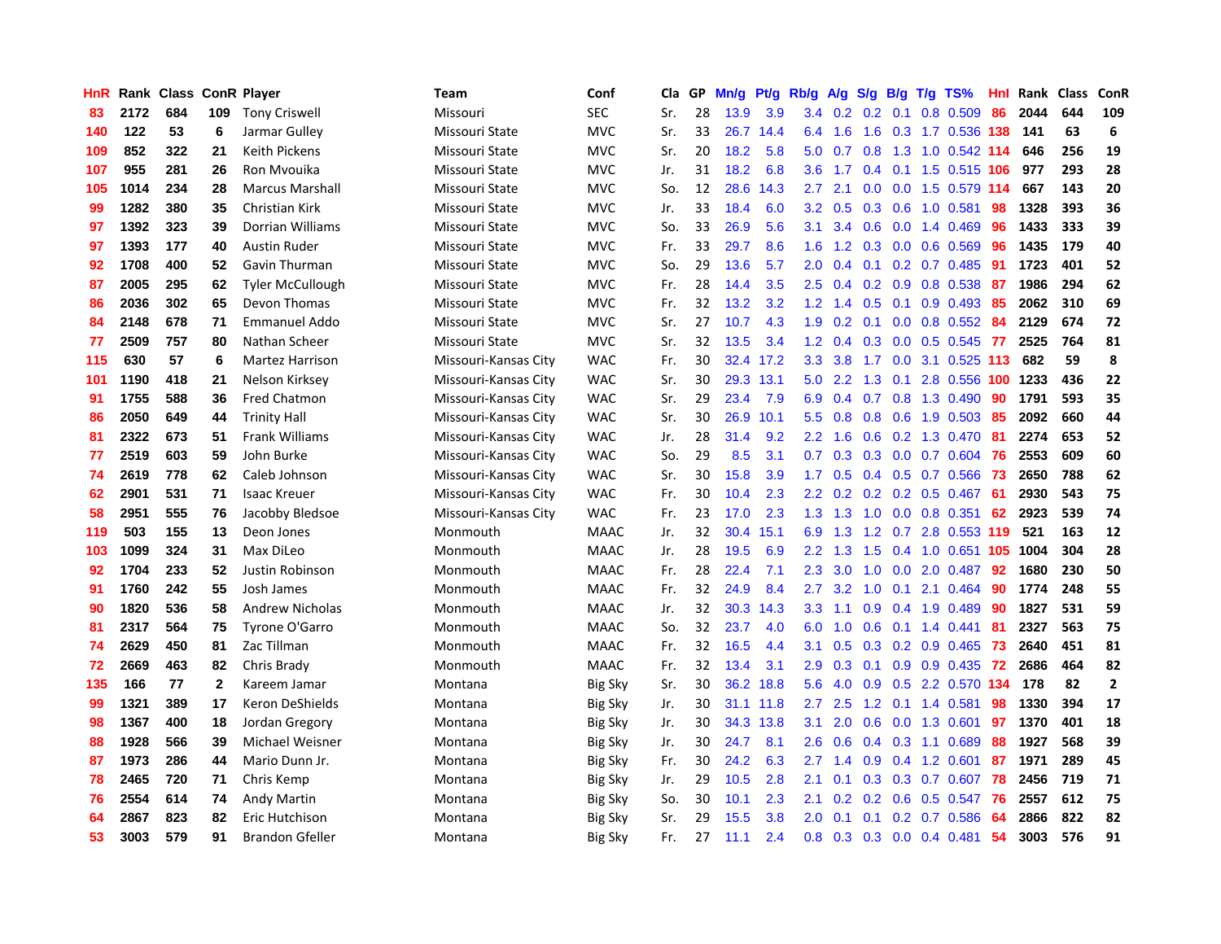| HnR | Rank | Class | ConR | Player | Team | Conf | Cla | GP | Mn/g | Pt/g | Rb/g | A/g | S/g | B/g | T/g | TS% | HnI | Rank | Class | ConR |
|---|---|---|---|---|---|---|---|---|---|---|---|---|---|---|---|---|---|---|---|---|
| 83 | 2172 | 684 | 109 | Tony Criswell | Missouri | SEC | Sr. | 28 | 13.9 | 3.9 | 3.4 | 0.2 | 0.2 | 0.1 | 0.8 | 0.509 | 86 | 2044 | 644 | 109 |
| 140 | 122 | 53 | 6 | Jarmar Gulley | Missouri State | MVC | Sr. | 33 | 26.7 | 14.4 | 6.4 | 1.6 | 1.6 | 0.3 | 1.7 | 0.536 | 138 | 141 | 63 | 6 |
| 109 | 852 | 322 | 21 | Keith Pickens | Missouri State | MVC | Sr. | 20 | 18.2 | 5.8 | 5.0 | 0.7 | 0.8 | 1.3 | 1.0 | 0.542 | 114 | 646 | 256 | 19 |
| 107 | 955 | 281 | 26 | Ron Mvouika | Missouri State | MVC | Jr. | 31 | 18.2 | 6.8 | 3.6 | 1.7 | 0.4 | 0.1 | 1.5 | 0.515 | 106 | 977 | 293 | 28 |
| 105 | 1014 | 234 | 28 | Marcus Marshall | Missouri State | MVC | So. | 12 | 28.6 | 14.3 | 2.7 | 2.1 | 0.0 | 0.0 | 1.5 | 0.579 | 114 | 667 | 143 | 20 |
| 99 | 1282 | 380 | 35 | Christian Kirk | Missouri State | MVC | Jr. | 33 | 18.4 | 6.0 | 3.2 | 0.5 | 0.3 | 0.6 | 1.0 | 0.581 | 98 | 1328 | 393 | 36 |
| 97 | 1392 | 323 | 39 | Dorrian Williams | Missouri State | MVC | So. | 33 | 26.9 | 5.6 | 3.1 | 3.4 | 0.6 | 0.0 | 1.4 | 0.469 | 96 | 1433 | 333 | 39 |
| 97 | 1393 | 177 | 40 | Austin Ruder | Missouri State | MVC | Fr. | 33 | 29.7 | 8.6 | 1.6 | 1.2 | 0.3 | 0.0 | 0.6 | 0.569 | 96 | 1435 | 179 | 40 |
| 92 | 1708 | 400 | 52 | Gavin Thurman | Missouri State | MVC | So. | 29 | 13.6 | 5.7 | 2.0 | 0.4 | 0.1 | 0.2 | 0.7 | 0.485 | 91 | 1723 | 401 | 52 |
| 87 | 2005 | 295 | 62 | Tyler McCullough | Missouri State | MVC | Fr. | 28 | 14.4 | 3.5 | 2.5 | 0.4 | 0.2 | 0.9 | 0.8 | 0.538 | 87 | 1986 | 294 | 62 |
| 86 | 2036 | 302 | 65 | Devon Thomas | Missouri State | MVC | Fr. | 32 | 13.2 | 3.2 | 1.2 | 1.4 | 0.5 | 0.1 | 0.9 | 0.493 | 85 | 2062 | 310 | 69 |
| 84 | 2148 | 678 | 71 | Emmanuel Addo | Missouri State | MVC | Sr. | 27 | 10.7 | 4.3 | 1.9 | 0.2 | 0.1 | 0.0 | 0.8 | 0.552 | 84 | 2129 | 674 | 72 |
| 77 | 2509 | 757 | 80 | Nathan Scheer | Missouri State | MVC | Sr. | 32 | 13.5 | 3.4 | 1.2 | 0.4 | 0.3 | 0.0 | 0.5 | 0.545 | 77 | 2525 | 764 | 81 |
| 115 | 630 | 57 | 6 | Martez Harrison | Missouri-Kansas City | WAC | Fr. | 30 | 32.4 | 17.2 | 3.3 | 3.8 | 1.7 | 0.0 | 3.1 | 0.525 | 113 | 682 | 59 | 8 |
| 101 | 1190 | 418 | 21 | Nelson Kirksey | Missouri-Kansas City | WAC | Sr. | 30 | 29.3 | 13.1 | 5.0 | 2.2 | 1.3 | 0.1 | 2.8 | 0.556 | 100 | 1233 | 436 | 22 |
| 91 | 1755 | 588 | 36 | Fred Chatmon | Missouri-Kansas City | WAC | Sr. | 29 | 23.4 | 7.9 | 6.9 | 0.4 | 0.7 | 0.8 | 1.3 | 0.490 | 90 | 1791 | 593 | 35 |
| 86 | 2050 | 649 | 44 | Trinity Hall | Missouri-Kansas City | WAC | Sr. | 30 | 26.9 | 10.1 | 5.5 | 0.8 | 0.8 | 0.6 | 1.9 | 0.503 | 85 | 2092 | 660 | 44 |
| 81 | 2322 | 673 | 51 | Frank Williams | Missouri-Kansas City | WAC | Jr. | 28 | 31.4 | 9.2 | 2.2 | 1.6 | 0.6 | 0.2 | 1.3 | 0.470 | 81 | 2274 | 653 | 52 |
| 77 | 2519 | 603 | 59 | John Burke | Missouri-Kansas City | WAC | So. | 29 | 8.5 | 3.1 | 0.7 | 0.3 | 0.3 | 0.0 | 0.7 | 0.604 | 76 | 2553 | 609 | 60 |
| 74 | 2619 | 778 | 62 | Caleb Johnson | Missouri-Kansas City | WAC | Sr. | 30 | 15.8 | 3.9 | 1.7 | 0.5 | 0.4 | 0.5 | 0.7 | 0.566 | 73 | 2650 | 788 | 62 |
| 62 | 2901 | 531 | 71 | Isaac Kreuer | Missouri-Kansas City | WAC | Fr. | 30 | 10.4 | 2.3 | 2.2 | 0.2 | 0.2 | 0.2 | 0.5 | 0.467 | 61 | 2930 | 543 | 75 |
| 58 | 2951 | 555 | 76 | Jacobby Bledsoe | Missouri-Kansas City | WAC | Fr. | 23 | 17.0 | 2.3 | 1.3 | 1.3 | 1.0 | 0.0 | 0.8 | 0.351 | 62 | 2923 | 539 | 74 |
| 119 | 503 | 155 | 13 | Deon Jones | Monmouth | MAAC | Jr. | 32 | 30.4 | 15.1 | 6.9 | 1.3 | 1.2 | 0.7 | 2.8 | 0.553 | 119 | 521 | 163 | 12 |
| 103 | 1099 | 324 | 31 | Max DiLeo | Monmouth | MAAC | Jr. | 28 | 19.5 | 6.9 | 2.2 | 1.3 | 1.5 | 0.4 | 1.0 | 0.651 | 105 | 1004 | 304 | 28 |
| 92 | 1704 | 233 | 52 | Justin Robinson | Monmouth | MAAC | Fr. | 28 | 22.4 | 7.1 | 2.3 | 3.0 | 1.0 | 0.0 | 2.0 | 0.487 | 92 | 1680 | 230 | 50 |
| 91 | 1760 | 242 | 55 | Josh James | Monmouth | MAAC | Fr. | 32 | 24.9 | 8.4 | 2.7 | 3.2 | 1.0 | 0.1 | 2.1 | 0.464 | 90 | 1774 | 248 | 55 |
| 90 | 1820 | 536 | 58 | Andrew Nicholas | Monmouth | MAAC | Jr. | 32 | 30.3 | 14.3 | 3.3 | 1.1 | 0.9 | 0.4 | 1.9 | 0.489 | 90 | 1827 | 531 | 59 |
| 81 | 2317 | 564 | 75 | Tyrone O'Garro | Monmouth | MAAC | So. | 32 | 23.7 | 4.0 | 6.0 | 1.0 | 0.6 | 0.1 | 1.4 | 0.441 | 81 | 2327 | 563 | 75 |
| 74 | 2629 | 450 | 81 | Zac Tillman | Monmouth | MAAC | Fr. | 32 | 16.5 | 4.4 | 3.1 | 0.5 | 0.3 | 0.2 | 0.9 | 0.465 | 73 | 2640 | 451 | 81 |
| 72 | 2669 | 463 | 82 | Chris Brady | Monmouth | MAAC | Fr. | 32 | 13.4 | 3.1 | 2.9 | 0.3 | 0.1 | 0.9 | 0.9 | 0.435 | 72 | 2686 | 464 | 82 |
| 135 | 166 | 77 | 2 | Kareem Jamar | Montana | Big Sky | Sr. | 30 | 36.2 | 18.8 | 5.6 | 4.0 | 0.9 | 0.5 | 2.2 | 0.570 | 134 | 178 | 82 | 2 |
| 99 | 1321 | 389 | 17 | Keron DeShields | Montana | Big Sky | Jr. | 30 | 31.1 | 11.8 | 2.7 | 2.5 | 1.2 | 0.1 | 1.4 | 0.581 | 98 | 1330 | 394 | 17 |
| 98 | 1367 | 400 | 18 | Jordan Gregory | Montana | Big Sky | Jr. | 30 | 34.3 | 13.8 | 3.1 | 2.0 | 0.6 | 0.0 | 1.3 | 0.601 | 97 | 1370 | 401 | 18 |
| 88 | 1928 | 566 | 39 | Michael Weisner | Montana | Big Sky | Jr. | 30 | 24.7 | 8.1 | 2.6 | 0.6 | 0.4 | 0.3 | 1.1 | 0.689 | 88 | 1927 | 568 | 39 |
| 87 | 1973 | 286 | 44 | Mario Dunn Jr. | Montana | Big Sky | Fr. | 30 | 24.2 | 6.3 | 2.7 | 1.4 | 0.9 | 0.4 | 1.2 | 0.601 | 87 | 1971 | 289 | 45 |
| 78 | 2465 | 720 | 71 | Chris Kemp | Montana | Big Sky | Jr. | 29 | 10.5 | 2.8 | 2.1 | 0.1 | 0.3 | 0.3 | 0.7 | 0.607 | 78 | 2456 | 719 | 71 |
| 76 | 2554 | 614 | 74 | Andy Martin | Montana | Big Sky | So. | 30 | 10.1 | 2.3 | 2.1 | 0.2 | 0.2 | 0.6 | 0.5 | 0.547 | 76 | 2557 | 612 | 75 |
| 64 | 2867 | 823 | 82 | Eric Hutchison | Montana | Big Sky | Sr. | 29 | 15.5 | 3.8 | 2.0 | 0.1 | 0.1 | 0.2 | 0.7 | 0.586 | 64 | 2866 | 822 | 82 |
| 53 | 3003 | 579 | 91 | Brandon Gfeller | Montana | Big Sky | Fr. | 27 | 11.1 | 2.4 | 0.8 | 0.3 | 0.3 | 0.0 | 0.4 | 0.481 | 54 | 3003 | 576 | 91 |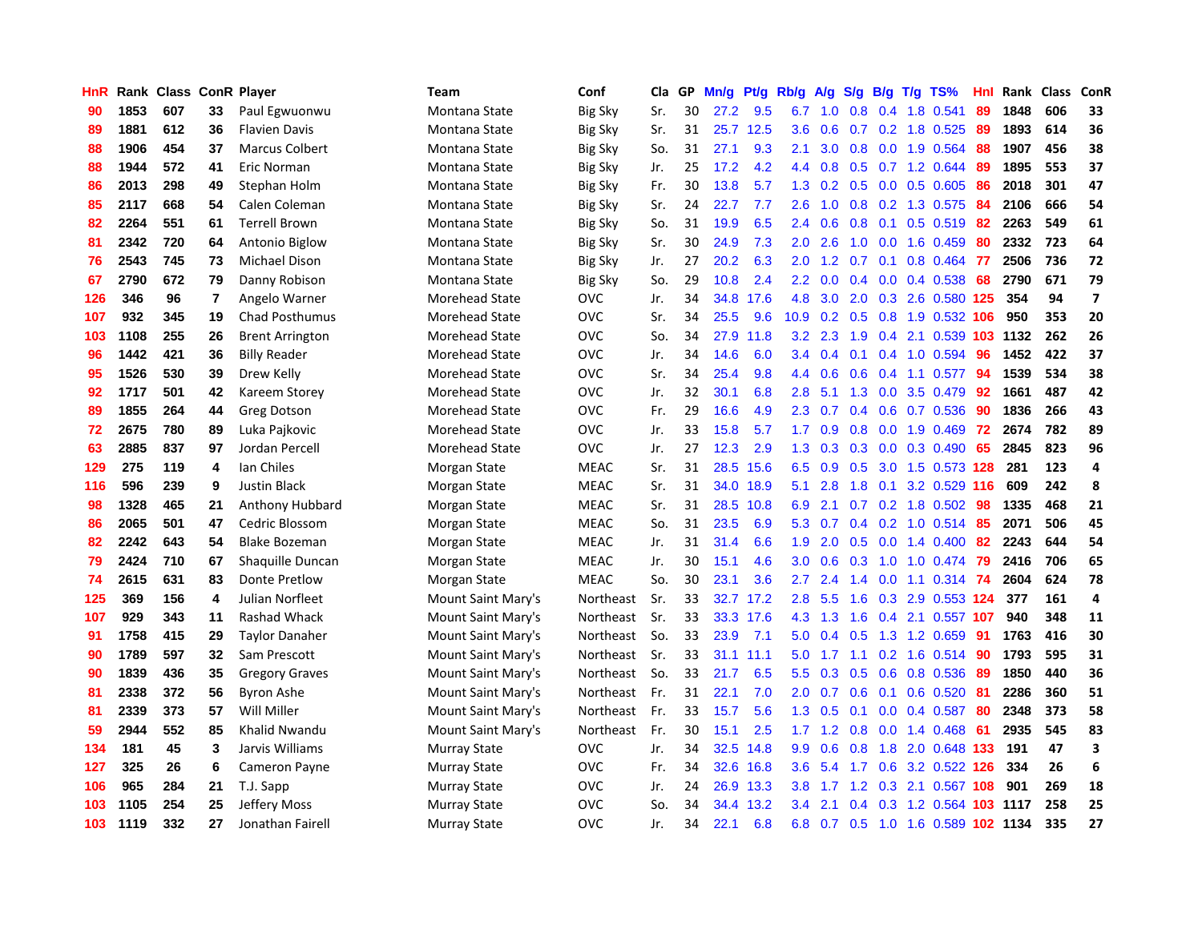| HnR | Rank | Class | ConR | Player | Team | Conf | Cla | GP | Mn/g | Pt/g | Rb/g | A/g | S/g | B/g | T/g | TS% | HnI | Rank | Class | ConR |
|---|---|---|---|---|---|---|---|---|---|---|---|---|---|---|---|---|---|---|---|---|
| 90 | 1853 | 607 | 33 | Paul Egwuonwu | Montana State | Big Sky | Sr. | 30 | 27.2 | 9.5 | 6.7 | 1.0 | 0.8 | 0.4 | 1.8 | 0.541 | 89 | 1848 | 606 | 33 |
| 89 | 1881 | 612 | 36 | Flavien Davis | Montana State | Big Sky | Sr. | 31 | 25.7 | 12.5 | 3.6 | 0.6 | 0.7 | 0.2 | 1.8 | 0.525 | 89 | 1893 | 614 | 36 |
| 88 | 1906 | 454 | 37 | Marcus Colbert | Montana State | Big Sky | So. | 31 | 27.1 | 9.3 | 2.1 | 3.0 | 0.8 | 0.0 | 1.9 | 0.564 | 88 | 1907 | 456 | 38 |
| 88 | 1944 | 572 | 41 | Eric Norman | Montana State | Big Sky | Jr. | 25 | 17.2 | 4.2 | 4.4 | 0.8 | 0.5 | 0.7 | 1.2 | 0.644 | 89 | 1895 | 553 | 37 |
| 86 | 2013 | 298 | 49 | Stephan Holm | Montana State | Big Sky | Fr. | 30 | 13.8 | 5.7 | 1.3 | 0.2 | 0.5 | 0.0 | 0.5 | 0.605 | 86 | 2018 | 301 | 47 |
| 85 | 2117 | 668 | 54 | Calen Coleman | Montana State | Big Sky | Sr. | 24 | 22.7 | 7.7 | 2.6 | 1.0 | 0.8 | 0.2 | 1.3 | 0.575 | 84 | 2106 | 666 | 54 |
| 82 | 2264 | 551 | 61 | Terrell Brown | Montana State | Big Sky | So. | 31 | 19.9 | 6.5 | 2.4 | 0.6 | 0.8 | 0.1 | 0.5 | 0.519 | 82 | 2263 | 549 | 61 |
| 81 | 2342 | 720 | 64 | Antonio Biglow | Montana State | Big Sky | Sr. | 30 | 24.9 | 7.3 | 2.0 | 2.6 | 1.0 | 0.0 | 1.6 | 0.459 | 80 | 2332 | 723 | 64 |
| 76 | 2543 | 745 | 73 | Michael Dison | Montana State | Big Sky | Jr. | 27 | 20.2 | 6.3 | 2.0 | 1.2 | 0.7 | 0.1 | 0.8 | 0.464 | 77 | 2506 | 736 | 72 |
| 67 | 2790 | 672 | 79 | Danny Robison | Montana State | Big Sky | So. | 29 | 10.8 | 2.4 | 2.2 | 0.0 | 0.4 | 0.0 | 0.4 | 0.538 | 68 | 2790 | 671 | 79 |
| 126 | 346 | 96 | 7 | Angelo Warner | Morehead State | OVC | Jr. | 34 | 34.8 | 17.6 | 4.8 | 3.0 | 2.0 | 0.3 | 2.6 | 0.580 | 125 | 354 | 94 | 7 |
| 107 | 932 | 345 | 19 | Chad Posthumus | Morehead State | OVC | Sr. | 34 | 25.5 | 9.6 | 10.9 | 0.2 | 0.5 | 0.8 | 1.9 | 0.532 | 106 | 950 | 353 | 20 |
| 103 | 1108 | 255 | 26 | Brent Arrington | Morehead State | OVC | So. | 34 | 27.9 | 11.8 | 3.2 | 2.3 | 1.9 | 0.4 | 2.1 | 0.539 | 103 | 1132 | 262 | 26 |
| 96 | 1442 | 421 | 36 | Billy Reader | Morehead State | OVC | Jr. | 34 | 14.6 | 6.0 | 3.4 | 0.4 | 0.1 | 0.4 | 1.0 | 0.594 | 96 | 1452 | 422 | 37 |
| 95 | 1526 | 530 | 39 | Drew Kelly | Morehead State | OVC | Sr. | 34 | 25.4 | 9.8 | 4.4 | 0.6 | 0.6 | 0.4 | 1.1 | 0.577 | 94 | 1539 | 534 | 38 |
| 92 | 1717 | 501 | 42 | Kareem Storey | Morehead State | OVC | Jr. | 32 | 30.1 | 6.8 | 2.8 | 5.1 | 1.3 | 0.0 | 3.5 | 0.479 | 92 | 1661 | 487 | 42 |
| 89 | 1855 | 264 | 44 | Greg Dotson | Morehead State | OVC | Fr. | 29 | 16.6 | 4.9 | 2.3 | 0.7 | 0.4 | 0.6 | 0.7 | 0.536 | 90 | 1836 | 266 | 43 |
| 72 | 2675 | 780 | 89 | Luka Pajkovic | Morehead State | OVC | Jr. | 33 | 15.8 | 5.7 | 1.7 | 0.9 | 0.8 | 0.0 | 1.9 | 0.469 | 72 | 2674 | 782 | 89 |
| 63 | 2885 | 837 | 97 | Jordan Percell | Morehead State | OVC | Jr. | 27 | 12.3 | 2.9 | 1.3 | 0.3 | 0.3 | 0.0 | 0.3 | 0.490 | 65 | 2845 | 823 | 96 |
| 129 | 275 | 119 | 4 | Ian Chiles | Morgan State | MEAC | Sr. | 31 | 28.5 | 15.6 | 6.5 | 0.9 | 0.5 | 3.0 | 1.5 | 0.573 | 128 | 281 | 123 | 4 |
| 116 | 596 | 239 | 9 | Justin Black | Morgan State | MEAC | Sr. | 31 | 34.0 | 18.9 | 5.1 | 2.8 | 1.8 | 0.1 | 3.2 | 0.529 | 116 | 609 | 242 | 8 |
| 98 | 1328 | 465 | 21 | Anthony Hubbard | Morgan State | MEAC | Sr. | 31 | 28.5 | 10.8 | 6.9 | 2.1 | 0.7 | 0.2 | 1.8 | 0.502 | 98 | 1335 | 468 | 21 |
| 86 | 2065 | 501 | 47 | Cedric Blossom | Morgan State | MEAC | So. | 31 | 23.5 | 6.9 | 5.3 | 0.7 | 0.4 | 0.2 | 1.0 | 0.514 | 85 | 2071 | 506 | 45 |
| 82 | 2242 | 643 | 54 | Blake Bozeman | Morgan State | MEAC | Jr. | 31 | 31.4 | 6.6 | 1.9 | 2.0 | 0.5 | 0.0 | 1.4 | 0.400 | 82 | 2243 | 644 | 54 |
| 79 | 2424 | 710 | 67 | Shaquille Duncan | Morgan State | MEAC | Jr. | 30 | 15.1 | 4.6 | 3.0 | 0.6 | 0.3 | 1.0 | 1.0 | 0.474 | 79 | 2416 | 706 | 65 |
| 74 | 2615 | 631 | 83 | Donte Pretlow | Morgan State | MEAC | So. | 30 | 23.1 | 3.6 | 2.7 | 2.4 | 1.4 | 0.0 | 1.1 | 0.314 | 74 | 2604 | 624 | 78 |
| 125 | 369 | 156 | 4 | Julian Norfleet | Mount Saint Mary's | Northeast | Sr. | 33 | 32.7 | 17.2 | 2.8 | 5.5 | 1.6 | 0.3 | 2.9 | 0.553 | 124 | 377 | 161 | 4 |
| 107 | 929 | 343 | 11 | Rashad Whack | Mount Saint Mary's | Northeast | Sr. | 33 | 33.3 | 17.6 | 4.3 | 1.3 | 1.6 | 0.4 | 2.1 | 0.557 | 107 | 940 | 348 | 11 |
| 91 | 1758 | 415 | 29 | Taylor Danaher | Mount Saint Mary's | Northeast | So. | 33 | 23.9 | 7.1 | 5.0 | 0.4 | 0.5 | 1.3 | 1.2 | 0.659 | 91 | 1763 | 416 | 30 |
| 90 | 1789 | 597 | 32 | Sam Prescott | Mount Saint Mary's | Northeast | Sr. | 33 | 31.1 | 11.1 | 5.0 | 1.7 | 1.1 | 0.2 | 1.6 | 0.514 | 90 | 1793 | 595 | 31 |
| 90 | 1839 | 436 | 35 | Gregory Graves | Mount Saint Mary's | Northeast | So. | 33 | 21.7 | 6.5 | 5.5 | 0.3 | 0.5 | 0.6 | 0.8 | 0.536 | 89 | 1850 | 440 | 36 |
| 81 | 2338 | 372 | 56 | Byron Ashe | Mount Saint Mary's | Northeast | Fr. | 31 | 22.1 | 7.0 | 2.0 | 0.7 | 0.6 | 0.1 | 0.6 | 0.520 | 81 | 2286 | 360 | 51 |
| 81 | 2339 | 373 | 57 | Will Miller | Mount Saint Mary's | Northeast | Fr. | 33 | 15.7 | 5.6 | 1.3 | 0.5 | 0.1 | 0.0 | 0.4 | 0.587 | 80 | 2348 | 373 | 58 |
| 59 | 2944 | 552 | 85 | Khalid Nwandu | Mount Saint Mary's | Northeast | Fr. | 30 | 15.1 | 2.5 | 1.7 | 1.2 | 0.8 | 0.0 | 1.4 | 0.468 | 61 | 2935 | 545 | 83 |
| 134 | 181 | 45 | 3 | Jarvis Williams | Murray State | OVC | Jr. | 34 | 32.5 | 14.8 | 9.9 | 0.6 | 0.8 | 1.8 | 2.0 | 0.648 | 133 | 191 | 47 | 3 |
| 127 | 325 | 26 | 6 | Cameron Payne | Murray State | OVC | Fr. | 34 | 32.6 | 16.8 | 3.6 | 5.4 | 1.7 | 0.6 | 3.2 | 0.522 | 126 | 334 | 26 | 6 |
| 106 | 965 | 284 | 21 | T.J. Sapp | Murray State | OVC | Jr. | 24 | 26.9 | 13.3 | 3.8 | 1.7 | 1.2 | 0.3 | 2.1 | 0.567 | 108 | 901 | 269 | 18 |
| 103 | 1105 | 254 | 25 | Jeffery Moss | Murray State | OVC | So. | 34 | 34.4 | 13.2 | 3.4 | 2.1 | 0.4 | 0.3 | 1.2 | 0.564 | 103 | 1117 | 258 | 25 |
| 103 | 1119 | 332 | 27 | Jonathan Fairell | Murray State | OVC | Jr. | 34 | 22.1 | 6.8 | 6.8 | 0.7 | 0.5 | 1.0 | 1.6 | 0.589 | 102 | 1134 | 335 | 27 |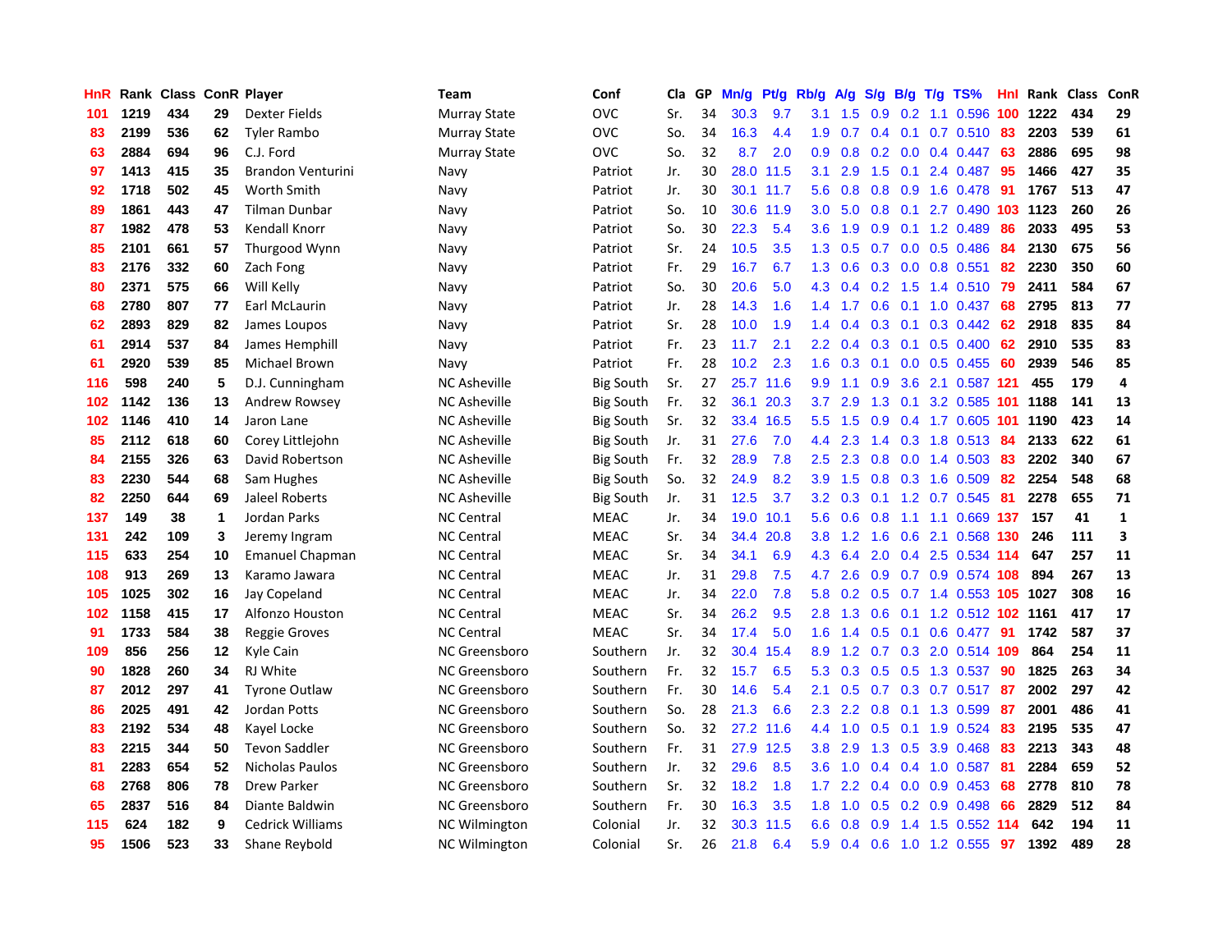| HnR | Rank | Class | ConR | Player | Team | Conf | Cla | GP | Mn/g | Pt/g | Rb/g | A/g | S/g | B/g | T/g | TS% | HnI | Rank | Class | ConR |
|---|---|---|---|---|---|---|---|---|---|---|---|---|---|---|---|---|---|---|---|---|
| 101 | 1219 | 434 | 29 | Dexter Fields | Murray State | OVC | Sr. | 34 | 30.3 | 9.7 | 3.1 | 1.5 | 0.9 | 0.2 | 1.1 | 0.596 | 100 | 1222 | 434 | 29 |
| 83 | 2199 | 536 | 62 | Tyler Rambo | Murray State | OVC | So. | 34 | 16.3 | 4.4 | 1.9 | 0.7 | 0.4 | 0.1 | 0.7 | 0.510 | 83 | 2203 | 539 | 61 |
| 63 | 2884 | 694 | 96 | C.J. Ford | Murray State | OVC | So. | 32 | 8.7 | 2.0 | 0.9 | 0.8 | 0.2 | 0.0 | 0.4 | 0.447 | 63 | 2886 | 695 | 98 |
| 97 | 1413 | 415 | 35 | Brandon Venturini | Navy | Patriot | Jr. | 30 | 28.0 | 11.5 | 3.1 | 2.9 | 1.5 | 0.1 | 2.4 | 0.487 | 95 | 1466 | 427 | 35 |
| 92 | 1718 | 502 | 45 | Worth Smith | Navy | Patriot | Jr. | 30 | 30.1 | 11.7 | 5.6 | 0.8 | 0.8 | 0.9 | 1.6 | 0.478 | 91 | 1767 | 513 | 47 |
| 89 | 1861 | 443 | 47 | Tilman Dunbar | Navy | Patriot | So. | 10 | 30.6 | 11.9 | 3.0 | 5.0 | 0.8 | 0.1 | 2.7 | 0.490 | 103 | 1123 | 260 | 26 |
| 87 | 1982 | 478 | 53 | Kendall Knorr | Navy | Patriot | So. | 30 | 22.3 | 5.4 | 3.6 | 1.9 | 0.9 | 0.1 | 1.2 | 0.489 | 86 | 2033 | 495 | 53 |
| 85 | 2101 | 661 | 57 | Thurgood Wynn | Navy | Patriot | Sr. | 24 | 10.5 | 3.5 | 1.3 | 0.5 | 0.7 | 0.0 | 0.5 | 0.486 | 84 | 2130 | 675 | 56 |
| 83 | 2176 | 332 | 60 | Zach Fong | Navy | Patriot | Fr. | 29 | 16.7 | 6.7 | 1.3 | 0.6 | 0.3 | 0.0 | 0.8 | 0.551 | 82 | 2230 | 350 | 60 |
| 80 | 2371 | 575 | 66 | Will Kelly | Navy | Patriot | So. | 30 | 20.6 | 5.0 | 4.3 | 0.4 | 0.2 | 1.5 | 1.4 | 0.510 | 79 | 2411 | 584 | 67 |
| 68 | 2780 | 807 | 77 | Earl McLaurin | Navy | Patriot | Jr. | 28 | 14.3 | 1.6 | 1.4 | 1.7 | 0.6 | 0.1 | 1.0 | 0.437 | 68 | 2795 | 813 | 77 |
| 62 | 2893 | 829 | 82 | James Loupos | Navy | Patriot | Sr. | 28 | 10.0 | 1.9 | 1.4 | 0.4 | 0.3 | 0.1 | 0.3 | 0.442 | 62 | 2918 | 835 | 84 |
| 61 | 2914 | 537 | 84 | James Hemphill | Navy | Patriot | Fr. | 23 | 11.7 | 2.1 | 2.2 | 0.4 | 0.3 | 0.1 | 0.5 | 0.400 | 62 | 2910 | 535 | 83 |
| 61 | 2920 | 539 | 85 | Michael Brown | Navy | Patriot | Fr. | 28 | 10.2 | 2.3 | 1.6 | 0.3 | 0.1 | 0.0 | 0.5 | 0.455 | 60 | 2939 | 546 | 85 |
| 116 | 598 | 240 | 5 | D.J. Cunningham | NC Asheville | Big South | Sr. | 27 | 25.7 | 11.6 | 9.9 | 1.1 | 0.9 | 3.6 | 2.1 | 0.587 | 121 | 455 | 179 | 4 |
| 102 | 1142 | 136 | 13 | Andrew Rowsey | NC Asheville | Big South | Fr. | 32 | 36.1 | 20.3 | 3.7 | 2.9 | 1.3 | 0.1 | 3.2 | 0.585 | 101 | 1188 | 141 | 13 |
| 102 | 1146 | 410 | 14 | Jaron Lane | NC Asheville | Big South | Sr. | 32 | 33.4 | 16.5 | 5.5 | 1.5 | 0.9 | 0.4 | 1.7 | 0.605 | 101 | 1190 | 423 | 14 |
| 85 | 2112 | 618 | 60 | Corey Littlejohn | NC Asheville | Big South | Jr. | 31 | 27.6 | 7.0 | 4.4 | 2.3 | 1.4 | 0.3 | 1.8 | 0.513 | 84 | 2133 | 622 | 61 |
| 84 | 2155 | 326 | 63 | David Robertson | NC Asheville | Big South | Fr. | 32 | 28.9 | 7.8 | 2.5 | 2.3 | 0.8 | 0.0 | 1.4 | 0.503 | 83 | 2202 | 340 | 67 |
| 83 | 2230 | 544 | 68 | Sam Hughes | NC Asheville | Big South | So. | 32 | 24.9 | 8.2 | 3.9 | 1.5 | 0.8 | 0.3 | 1.6 | 0.509 | 82 | 2254 | 548 | 68 |
| 82 | 2250 | 644 | 69 | Jaleel Roberts | NC Asheville | Big South | Jr. | 31 | 12.5 | 3.7 | 3.2 | 0.3 | 0.1 | 1.2 | 0.7 | 0.545 | 81 | 2278 | 655 | 71 |
| 137 | 149 | 38 | 1 | Jordan Parks | NC Central | MEAC | Jr. | 34 | 19.0 | 10.1 | 5.6 | 0.6 | 0.8 | 1.1 | 1.1 | 0.669 | 137 | 157 | 41 | 1 |
| 131 | 242 | 109 | 3 | Jeremy Ingram | NC Central | MEAC | Sr. | 34 | 34.4 | 20.8 | 3.8 | 1.2 | 1.6 | 0.6 | 2.1 | 0.568 | 130 | 246 | 111 | 3 |
| 115 | 633 | 254 | 10 | Emanuel Chapman | NC Central | MEAC | Sr. | 34 | 34.1 | 6.9 | 4.3 | 6.4 | 2.0 | 0.4 | 2.5 | 0.534 | 114 | 647 | 257 | 11 |
| 108 | 913 | 269 | 13 | Karamo Jawara | NC Central | MEAC | Jr. | 31 | 29.8 | 7.5 | 4.7 | 2.6 | 0.9 | 0.7 | 0.9 | 0.574 | 108 | 894 | 267 | 13 |
| 105 | 1025 | 302 | 16 | Jay Copeland | NC Central | MEAC | Jr. | 34 | 22.0 | 7.8 | 5.8 | 0.2 | 0.5 | 0.7 | 1.4 | 0.553 | 105 | 1027 | 308 | 16 |
| 102 | 1158 | 415 | 17 | Alfonzo Houston | NC Central | MEAC | Sr. | 34 | 26.2 | 9.5 | 2.8 | 1.3 | 0.6 | 0.1 | 1.2 | 0.512 | 102 | 1161 | 417 | 17 |
| 91 | 1733 | 584 | 38 | Reggie Groves | NC Central | MEAC | Sr. | 34 | 17.4 | 5.0 | 1.6 | 1.4 | 0.5 | 0.1 | 0.6 | 0.477 | 91 | 1742 | 587 | 37 |
| 109 | 856 | 256 | 12 | Kyle Cain | NC Greensboro | Southern | Jr. | 32 | 30.4 | 15.4 | 8.9 | 1.2 | 0.7 | 0.3 | 2.0 | 0.514 | 109 | 864 | 254 | 11 |
| 90 | 1828 | 260 | 34 | RJ White | NC Greensboro | Southern | Fr. | 32 | 15.7 | 6.5 | 5.3 | 0.3 | 0.5 | 0.5 | 1.3 | 0.537 | 90 | 1825 | 263 | 34 |
| 87 | 2012 | 297 | 41 | Tyrone Outlaw | NC Greensboro | Southern | Fr. | 30 | 14.6 | 5.4 | 2.1 | 0.5 | 0.7 | 0.3 | 0.7 | 0.517 | 87 | 2002 | 297 | 42 |
| 86 | 2025 | 491 | 42 | Jordan Potts | NC Greensboro | Southern | So. | 28 | 21.3 | 6.6 | 2.3 | 2.2 | 0.8 | 0.1 | 1.3 | 0.599 | 87 | 2001 | 486 | 41 |
| 83 | 2192 | 534 | 48 | Kayel Locke | NC Greensboro | Southern | So. | 32 | 27.2 | 11.6 | 4.4 | 1.0 | 0.5 | 0.1 | 1.9 | 0.524 | 83 | 2195 | 535 | 47 |
| 83 | 2215 | 344 | 50 | Tevon Saddler | NC Greensboro | Southern | Fr. | 31 | 27.9 | 12.5 | 3.8 | 2.9 | 1.3 | 0.5 | 3.9 | 0.468 | 83 | 2213 | 343 | 48 |
| 81 | 2283 | 654 | 52 | Nicholas Paulos | NC Greensboro | Southern | Jr. | 32 | 29.6 | 8.5 | 3.6 | 1.0 | 0.4 | 0.4 | 1.0 | 0.587 | 81 | 2284 | 659 | 52 |
| 68 | 2768 | 806 | 78 | Drew Parker | NC Greensboro | Southern | Sr. | 32 | 18.2 | 1.8 | 1.7 | 2.2 | 0.4 | 0.0 | 0.9 | 0.453 | 68 | 2778 | 810 | 78 |
| 65 | 2837 | 516 | 84 | Diante Baldwin | NC Greensboro | Southern | Fr. | 30 | 16.3 | 3.5 | 1.8 | 1.0 | 0.5 | 0.2 | 0.9 | 0.498 | 66 | 2829 | 512 | 84 |
| 115 | 624 | 182 | 9 | Cedrick Williams | NC Wilmington | Colonial | Jr. | 32 | 30.3 | 11.5 | 6.6 | 0.8 | 0.9 | 1.4 | 1.5 | 0.552 | 114 | 642 | 194 | 11 |
| 95 | 1506 | 523 | 33 | Shane Reybold | NC Wilmington | Colonial | Sr. | 26 | 21.8 | 6.4 | 5.9 | 0.4 | 0.6 | 1.0 | 1.2 | 0.555 | 97 | 1392 | 489 | 28 |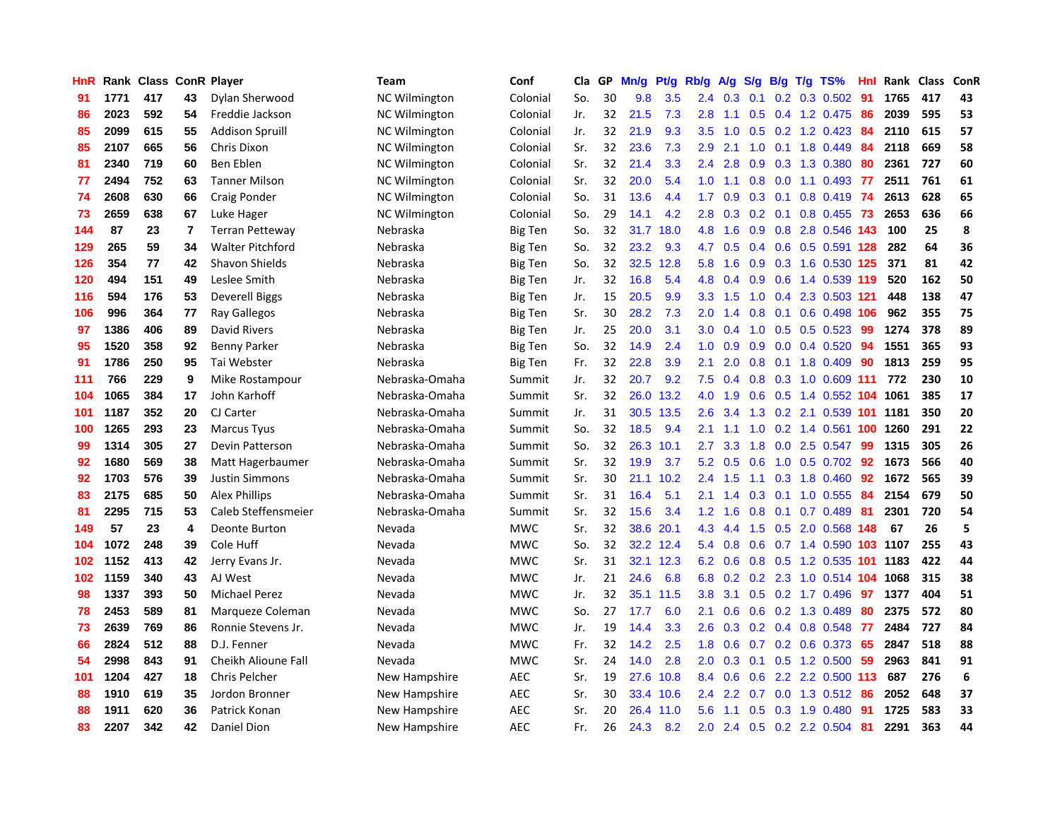| HnR | Rank | Class | ConR | Player | Team | Conf | Cla | GP | Mn/g | Pt/g | Rb/g | A/g | S/g | B/g | T/g | TS% | HnI | Rank | Class | ConR |
|---|---|---|---|---|---|---|---|---|---|---|---|---|---|---|---|---|---|---|---|---|
| 91 | 1771 | 417 | 43 | Dylan Sherwood | NC Wilmington | Colonial | So. | 30 | 9.8 | 3.5 | 2.4 | 0.3 | 0.1 | 0.2 | 0.3 | 0.502 | 91 | 1765 | 417 | 43 |
| 86 | 2023 | 592 | 54 | Freddie Jackson | NC Wilmington | Colonial | Jr. | 32 | 21.5 | 7.3 | 2.8 | 1.1 | 0.5 | 0.4 | 1.2 | 0.475 | 86 | 2039 | 595 | 53 |
| 85 | 2099 | 615 | 55 | Addison Spruill | NC Wilmington | Colonial | Jr. | 32 | 21.9 | 9.3 | 3.5 | 1.0 | 0.5 | 0.2 | 1.2 | 0.423 | 84 | 2110 | 615 | 57 |
| 85 | 2107 | 665 | 56 | Chris Dixon | NC Wilmington | Colonial | Sr. | 32 | 23.6 | 7.3 | 2.9 | 2.1 | 1.0 | 0.1 | 1.8 | 0.449 | 84 | 2118 | 669 | 58 |
| 81 | 2340 | 719 | 60 | Ben Eblen | NC Wilmington | Colonial | Sr. | 32 | 21.4 | 3.3 | 2.4 | 2.8 | 0.9 | 0.3 | 1.3 | 0.380 | 80 | 2361 | 727 | 60 |
| 77 | 2494 | 752 | 63 | Tanner Milson | NC Wilmington | Colonial | Sr. | 32 | 20.0 | 5.4 | 1.0 | 1.1 | 0.8 | 0.0 | 1.1 | 0.493 | 77 | 2511 | 761 | 61 |
| 74 | 2608 | 630 | 66 | Craig Ponder | NC Wilmington | Colonial | So. | 31 | 13.6 | 4.4 | 1.7 | 0.9 | 0.3 | 0.1 | 0.8 | 0.419 | 74 | 2613 | 628 | 65 |
| 73 | 2659 | 638 | 67 | Luke Hager | NC Wilmington | Colonial | So. | 29 | 14.1 | 4.2 | 2.8 | 0.3 | 0.2 | 0.1 | 0.8 | 0.455 | 73 | 2653 | 636 | 66 |
| 144 | 87 | 23 | 7 | Terran Petteway | Nebraska | Big Ten | So. | 32 | 31.7 | 18.0 | 4.8 | 1.6 | 0.9 | 0.8 | 2.8 | 0.546 | 143 | 100 | 25 | 8 |
| 129 | 265 | 59 | 34 | Walter Pitchford | Nebraska | Big Ten | So. | 32 | 23.2 | 9.3 | 4.7 | 0.5 | 0.4 | 0.6 | 0.5 | 0.591 | 128 | 282 | 64 | 36 |
| 126 | 354 | 77 | 42 | Shavon Shields | Nebraska | Big Ten | So. | 32 | 32.5 | 12.8 | 5.8 | 1.6 | 0.9 | 0.3 | 1.6 | 0.530 | 125 | 371 | 81 | 42 |
| 120 | 494 | 151 | 49 | Leslee Smith | Nebraska | Big Ten | Jr. | 32 | 16.8 | 5.4 | 4.8 | 0.4 | 0.9 | 0.6 | 1.4 | 0.539 | 119 | 520 | 162 | 50 |
| 116 | 594 | 176 | 53 | Deverell Biggs | Nebraska | Big Ten | Jr. | 15 | 20.5 | 9.9 | 3.3 | 1.5 | 1.0 | 0.4 | 2.3 | 0.503 | 121 | 448 | 138 | 47 |
| 106 | 996 | 364 | 77 | Ray Gallegos | Nebraska | Big Ten | Sr. | 30 | 28.2 | 7.3 | 2.0 | 1.4 | 0.8 | 0.1 | 0.6 | 0.498 | 106 | 962 | 355 | 75 |
| 97 | 1386 | 406 | 89 | David Rivers | Nebraska | Big Ten | Jr. | 25 | 20.0 | 3.1 | 3.0 | 0.4 | 1.0 | 0.5 | 0.5 | 0.523 | 99 | 1274 | 378 | 89 |
| 95 | 1520 | 358 | 92 | Benny Parker | Nebraska | Big Ten | So. | 32 | 14.9 | 2.4 | 1.0 | 0.9 | 0.9 | 0.0 | 0.4 | 0.520 | 94 | 1551 | 365 | 93 |
| 91 | 1786 | 250 | 95 | Tai Webster | Nebraska | Big Ten | Fr. | 32 | 22.8 | 3.9 | 2.1 | 2.0 | 0.8 | 0.1 | 1.8 | 0.409 | 90 | 1813 | 259 | 95 |
| 111 | 766 | 229 | 9 | Mike Rostampour | Nebraska-Omaha | Summit | Jr. | 32 | 20.7 | 9.2 | 7.5 | 0.4 | 0.8 | 0.3 | 1.0 | 0.609 | 111 | 772 | 230 | 10 |
| 104 | 1065 | 384 | 17 | John Karhoff | Nebraska-Omaha | Summit | Sr. | 32 | 26.0 | 13.2 | 4.0 | 1.9 | 0.6 | 0.5 | 1.4 | 0.552 | 104 | 1061 | 385 | 17 |
| 101 | 1187 | 352 | 20 | CJ Carter | Nebraska-Omaha | Summit | Jr. | 31 | 30.5 | 13.5 | 2.6 | 3.4 | 1.3 | 0.2 | 2.1 | 0.539 | 101 | 1181 | 350 | 20 |
| 100 | 1265 | 293 | 23 | Marcus Tyus | Nebraska-Omaha | Summit | So. | 32 | 18.5 | 9.4 | 2.1 | 1.1 | 1.0 | 0.2 | 1.4 | 0.561 | 100 | 1260 | 291 | 22 |
| 99 | 1314 | 305 | 27 | Devin Patterson | Nebraska-Omaha | Summit | So. | 32 | 26.3 | 10.1 | 2.7 | 3.3 | 1.8 | 0.0 | 2.5 | 0.547 | 99 | 1315 | 305 | 26 |
| 92 | 1680 | 569 | 38 | Matt Hagerbaumer | Nebraska-Omaha | Summit | Sr. | 32 | 19.9 | 3.7 | 5.2 | 0.5 | 0.6 | 1.0 | 0.5 | 0.702 | 92 | 1673 | 566 | 40 |
| 92 | 1703 | 576 | 39 | Justin Simmons | Nebraska-Omaha | Summit | Sr. | 30 | 21.1 | 10.2 | 2.4 | 1.5 | 1.1 | 0.3 | 1.8 | 0.460 | 92 | 1672 | 565 | 39 |
| 83 | 2175 | 685 | 50 | Alex Phillips | Nebraska-Omaha | Summit | Sr. | 31 | 16.4 | 5.1 | 2.1 | 1.4 | 0.3 | 0.1 | 1.0 | 0.555 | 84 | 2154 | 679 | 50 |
| 81 | 2295 | 715 | 53 | Caleb Steffensmeier | Nebraska-Omaha | Summit | Sr. | 32 | 15.6 | 3.4 | 1.2 | 1.6 | 0.8 | 0.1 | 0.7 | 0.489 | 81 | 2301 | 720 | 54 |
| 149 | 57 | 23 | 4 | Deonte Burton | Nevada | MWC | Sr. | 32 | 38.6 | 20.1 | 4.3 | 4.4 | 1.5 | 0.5 | 2.0 | 0.568 | 148 | 67 | 26 | 5 |
| 104 | 1072 | 248 | 39 | Cole Huff | Nevada | MWC | So. | 32 | 32.2 | 12.4 | 5.4 | 0.8 | 0.6 | 0.7 | 1.4 | 0.590 | 103 | 1107 | 255 | 43 |
| 102 | 1152 | 413 | 42 | Jerry Evans Jr. | Nevada | MWC | Sr. | 31 | 32.1 | 12.3 | 6.2 | 0.6 | 0.8 | 0.5 | 1.2 | 0.535 | 101 | 1183 | 422 | 44 |
| 102 | 1159 | 340 | 43 | AJ West | Nevada | MWC | Jr. | 21 | 24.6 | 6.8 | 6.8 | 0.2 | 0.2 | 2.3 | 1.0 | 0.514 | 104 | 1068 | 315 | 38 |
| 98 | 1337 | 393 | 50 | Michael Perez | Nevada | MWC | Jr. | 32 | 35.1 | 11.5 | 3.8 | 3.1 | 0.5 | 0.2 | 1.7 | 0.496 | 97 | 1377 | 404 | 51 |
| 78 | 2453 | 589 | 81 | Marqueze Coleman | Nevada | MWC | So. | 27 | 17.7 | 6.0 | 2.1 | 0.6 | 0.6 | 0.2 | 1.3 | 0.489 | 80 | 2375 | 572 | 80 |
| 73 | 2639 | 769 | 86 | Ronnie Stevens Jr. | Nevada | MWC | Jr. | 19 | 14.4 | 3.3 | 2.6 | 0.3 | 0.2 | 0.4 | 0.8 | 0.548 | 77 | 2484 | 727 | 84 |
| 66 | 2824 | 512 | 88 | D.J. Fenner | Nevada | MWC | Fr. | 32 | 14.2 | 2.5 | 1.8 | 0.6 | 0.7 | 0.2 | 0.6 | 0.373 | 65 | 2847 | 518 | 88 |
| 54 | 2998 | 843 | 91 | Cheikh Alioune Fall | Nevada | MWC | Sr. | 24 | 14.0 | 2.8 | 2.0 | 0.3 | 0.1 | 0.5 | 1.2 | 0.500 | 59 | 2963 | 841 | 91 |
| 101 | 1204 | 427 | 18 | Chris Pelcher | New Hampshire | AEC | Sr. | 19 | 27.6 | 10.8 | 8.4 | 0.6 | 0.6 | 2.2 | 2.2 | 0.500 | 113 | 687 | 276 | 6 |
| 88 | 1910 | 619 | 35 | Jordon Bronner | New Hampshire | AEC | Sr. | 30 | 33.4 | 10.6 | 2.4 | 2.2 | 0.7 | 0.0 | 1.3 | 0.512 | 86 | 2052 | 648 | 37 |
| 88 | 1911 | 620 | 36 | Patrick Konan | New Hampshire | AEC | Sr. | 20 | 26.4 | 11.0 | 5.6 | 1.1 | 0.5 | 0.3 | 1.9 | 0.480 | 91 | 1725 | 583 | 33 |
| 83 | 2207 | 342 | 42 | Daniel Dion | New Hampshire | AEC | Fr. | 26 | 24.3 | 8.2 | 2.0 | 2.4 | 0.5 | 0.2 | 2.2 | 0.504 | 81 | 2291 | 363 | 44 |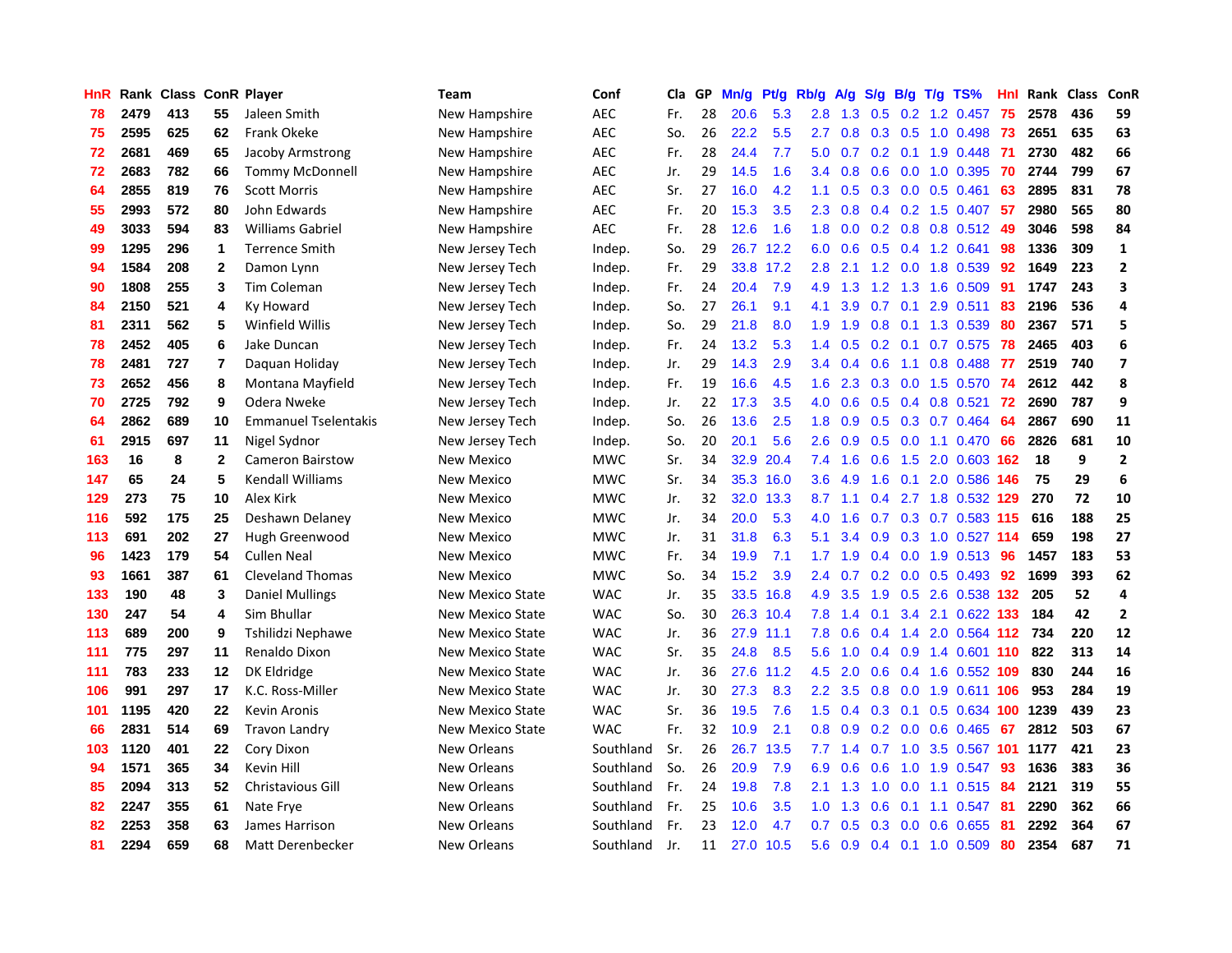| HnR | Rank | Class | ConR | Player | Team | Conf | Cla | GP | Mn/g | Pt/g | Rb/g | A/g | S/g | B/g | T/g | TS% | HnI | Rank | Class | ConR |
|---|---|---|---|---|---|---|---|---|---|---|---|---|---|---|---|---|---|---|---|---|
| 78 | 2479 | 413 | 55 | Jaleen Smith | New Hampshire | AEC | Fr. | 28 | 20.6 | 5.3 | 2.8 | 1.3 | 0.5 | 0.2 | 1.2 | 0.457 | 75 | 2578 | 436 | 59 |
| 75 | 2595 | 625 | 62 | Frank Okeke | New Hampshire | AEC | So. | 26 | 22.2 | 5.5 | 2.7 | 0.8 | 0.3 | 0.5 | 1.0 | 0.498 | 73 | 2651 | 635 | 63 |
| 72 | 2681 | 469 | 65 | Jacoby Armstrong | New Hampshire | AEC | Fr. | 28 | 24.4 | 7.7 | 5.0 | 0.7 | 0.2 | 0.1 | 1.9 | 0.448 | 71 | 2730 | 482 | 66 |
| 72 | 2683 | 782 | 66 | Tommy McDonnell | New Hampshire | AEC | Jr. | 29 | 14.5 | 1.6 | 3.4 | 0.8 | 0.6 | 0.0 | 1.0 | 0.395 | 70 | 2744 | 799 | 67 |
| 64 | 2855 | 819 | 76 | Scott Morris | New Hampshire | AEC | Sr. | 27 | 16.0 | 4.2 | 1.1 | 0.5 | 0.3 | 0.0 | 0.5 | 0.461 | 63 | 2895 | 831 | 78 |
| 55 | 2993 | 572 | 80 | John Edwards | New Hampshire | AEC | Fr. | 20 | 15.3 | 3.5 | 2.3 | 0.8 | 0.4 | 0.2 | 1.5 | 0.407 | 57 | 2980 | 565 | 80 |
| 49 | 3033 | 594 | 83 | Williams Gabriel | New Hampshire | AEC | Fr. | 28 | 12.6 | 1.6 | 1.8 | 0.0 | 0.2 | 0.8 | 0.8 | 0.512 | 49 | 3046 | 598 | 84 |
| 99 | 1295 | 296 | 1 | Terrence Smith | New Jersey Tech | Indep. | So. | 29 | 26.7 | 12.2 | 6.0 | 0.6 | 0.5 | 0.4 | 1.2 | 0.641 | 98 | 1336 | 309 | 1 |
| 94 | 1584 | 208 | 2 | Damon Lynn | New Jersey Tech | Indep. | Fr. | 29 | 33.8 | 17.2 | 2.8 | 2.1 | 1.2 | 0.0 | 1.8 | 0.539 | 92 | 1649 | 223 | 2 |
| 90 | 1808 | 255 | 3 | Tim Coleman | New Jersey Tech | Indep. | Fr. | 24 | 20.4 | 7.9 | 4.9 | 1.3 | 1.2 | 1.3 | 1.6 | 0.509 | 91 | 1747 | 243 | 3 |
| 84 | 2150 | 521 | 4 | Ky Howard | New Jersey Tech | Indep. | So. | 27 | 26.1 | 9.1 | 4.1 | 3.9 | 0.7 | 0.1 | 2.9 | 0.511 | 83 | 2196 | 536 | 4 |
| 81 | 2311 | 562 | 5 | Winfield Willis | New Jersey Tech | Indep. | So. | 29 | 21.8 | 8.0 | 1.9 | 1.9 | 0.8 | 0.1 | 1.3 | 0.539 | 80 | 2367 | 571 | 5 |
| 78 | 2452 | 405 | 6 | Jake Duncan | New Jersey Tech | Indep. | Fr. | 24 | 13.2 | 5.3 | 1.4 | 0.5 | 0.2 | 0.1 | 0.7 | 0.575 | 78 | 2465 | 403 | 6 |
| 78 | 2481 | 727 | 7 | Daquan Holiday | New Jersey Tech | Indep. | Jr. | 29 | 14.3 | 2.9 | 3.4 | 0.4 | 0.6 | 1.1 | 0.8 | 0.488 | 77 | 2519 | 740 | 7 |
| 73 | 2652 | 456 | 8 | Montana Mayfield | New Jersey Tech | Indep. | Fr. | 19 | 16.6 | 4.5 | 1.6 | 2.3 | 0.3 | 0.0 | 1.5 | 0.570 | 74 | 2612 | 442 | 8 |
| 70 | 2725 | 792 | 9 | Odera Nweke | New Jersey Tech | Indep. | Jr. | 22 | 17.3 | 3.5 | 4.0 | 0.6 | 0.5 | 0.4 | 0.8 | 0.521 | 72 | 2690 | 787 | 9 |
| 64 | 2862 | 689 | 10 | Emmanuel Tselentakis | New Jersey Tech | Indep. | So. | 26 | 13.6 | 2.5 | 1.8 | 0.9 | 0.5 | 0.3 | 0.7 | 0.464 | 64 | 2867 | 690 | 11 |
| 61 | 2915 | 697 | 11 | Nigel Sydnor | New Jersey Tech | Indep. | So. | 20 | 20.1 | 5.6 | 2.6 | 0.9 | 0.5 | 0.0 | 1.1 | 0.470 | 66 | 2826 | 681 | 10 |
| 163 | 16 | 8 | 2 | Cameron Bairstow | New Mexico | MWC | Sr. | 34 | 32.9 | 20.4 | 7.4 | 1.6 | 0.6 | 1.5 | 2.0 | 0.603 | 162 | 18 | 9 | 2 |
| 147 | 65 | 24 | 5 | Kendall Williams | New Mexico | MWC | Sr. | 34 | 35.3 | 16.0 | 3.6 | 4.9 | 1.6 | 0.1 | 2.0 | 0.586 | 146 | 75 | 29 | 6 |
| 129 | 273 | 75 | 10 | Alex Kirk | New Mexico | MWC | Jr. | 32 | 32.0 | 13.3 | 8.7 | 1.1 | 0.4 | 2.7 | 1.8 | 0.532 | 129 | 270 | 72 | 10 |
| 116 | 592 | 175 | 25 | Deshawn Delaney | New Mexico | MWC | Jr. | 34 | 20.0 | 5.3 | 4.0 | 1.6 | 0.7 | 0.3 | 0.7 | 0.583 | 115 | 616 | 188 | 25 |
| 113 | 691 | 202 | 27 | Hugh Greenwood | New Mexico | MWC | Jr. | 31 | 31.8 | 6.3 | 5.1 | 3.4 | 0.9 | 0.3 | 1.0 | 0.527 | 114 | 659 | 198 | 27 |
| 96 | 1423 | 179 | 54 | Cullen Neal | New Mexico | MWC | Fr. | 34 | 19.9 | 7.1 | 1.7 | 1.9 | 0.4 | 0.0 | 1.9 | 0.513 | 96 | 1457 | 183 | 53 |
| 93 | 1661 | 387 | 61 | Cleveland Thomas | New Mexico | MWC | So. | 34 | 15.2 | 3.9 | 2.4 | 0.7 | 0.2 | 0.0 | 0.5 | 0.493 | 92 | 1699 | 393 | 62 |
| 133 | 190 | 48 | 3 | Daniel Mullings | New Mexico State | WAC | Jr. | 35 | 33.5 | 16.8 | 4.9 | 3.5 | 1.9 | 0.5 | 2.6 | 0.538 | 132 | 205 | 52 | 4 |
| 130 | 247 | 54 | 4 | Sim Bhullar | New Mexico State | WAC | So. | 30 | 26.3 | 10.4 | 7.8 | 1.4 | 0.1 | 3.4 | 2.1 | 0.622 | 133 | 184 | 42 | 2 |
| 113 | 689 | 200 | 9 | Tshilidzi Nephawe | New Mexico State | WAC | Jr. | 36 | 27.9 | 11.1 | 7.8 | 0.6 | 0.4 | 1.4 | 2.0 | 0.564 | 112 | 734 | 220 | 12 |
| 111 | 775 | 297 | 11 | Renaldo Dixon | New Mexico State | WAC | Sr. | 35 | 24.8 | 8.5 | 5.6 | 1.0 | 0.4 | 0.9 | 1.4 | 0.601 | 110 | 822 | 313 | 14 |
| 111 | 783 | 233 | 12 | DK Eldridge | New Mexico State | WAC | Jr. | 36 | 27.6 | 11.2 | 4.5 | 2.0 | 0.6 | 0.4 | 1.6 | 0.552 | 109 | 830 | 244 | 16 |
| 106 | 991 | 297 | 17 | K.C. Ross-Miller | New Mexico State | WAC | Jr. | 30 | 27.3 | 8.3 | 2.2 | 3.5 | 0.8 | 0.0 | 1.9 | 0.611 | 106 | 953 | 284 | 19 |
| 101 | 1195 | 420 | 22 | Kevin Aronis | New Mexico State | WAC | Sr. | 36 | 19.5 | 7.6 | 1.5 | 0.4 | 0.3 | 0.1 | 0.5 | 0.634 | 100 | 1239 | 439 | 23 |
| 66 | 2831 | 514 | 69 | Travon Landry | New Mexico State | WAC | Fr. | 32 | 10.9 | 2.1 | 0.8 | 0.9 | 0.2 | 0.0 | 0.6 | 0.465 | 67 | 2812 | 503 | 67 |
| 103 | 1120 | 401 | 22 | Cory Dixon | New Orleans | Southland | Sr. | 26 | 26.7 | 13.5 | 7.7 | 1.4 | 0.7 | 1.0 | 3.5 | 0.567 | 101 | 1177 | 421 | 23 |
| 94 | 1571 | 365 | 34 | Kevin Hill | New Orleans | Southland | So. | 26 | 20.9 | 7.9 | 6.9 | 0.6 | 0.6 | 1.0 | 1.9 | 0.547 | 93 | 1636 | 383 | 36 |
| 85 | 2094 | 313 | 52 | Christavious Gill | New Orleans | Southland | Fr. | 24 | 19.8 | 7.8 | 2.1 | 1.3 | 1.0 | 0.0 | 1.1 | 0.515 | 84 | 2121 | 319 | 55 |
| 82 | 2247 | 355 | 61 | Nate Frye | New Orleans | Southland | Fr. | 25 | 10.6 | 3.5 | 1.0 | 1.3 | 0.6 | 0.1 | 1.1 | 0.547 | 81 | 2290 | 362 | 66 |
| 82 | 2253 | 358 | 63 | James Harrison | New Orleans | Southland | Fr. | 23 | 12.0 | 4.7 | 0.7 | 0.5 | 0.3 | 0.0 | 0.6 | 0.655 | 81 | 2292 | 364 | 67 |
| 81 | 2294 | 659 | 68 | Matt Derenbecker | New Orleans | Southland | Jr. | 11 | 27.0 | 10.5 | 5.6 | 0.9 | 0.4 | 0.1 | 1.0 | 0.509 | 80 | 2354 | 687 | 71 |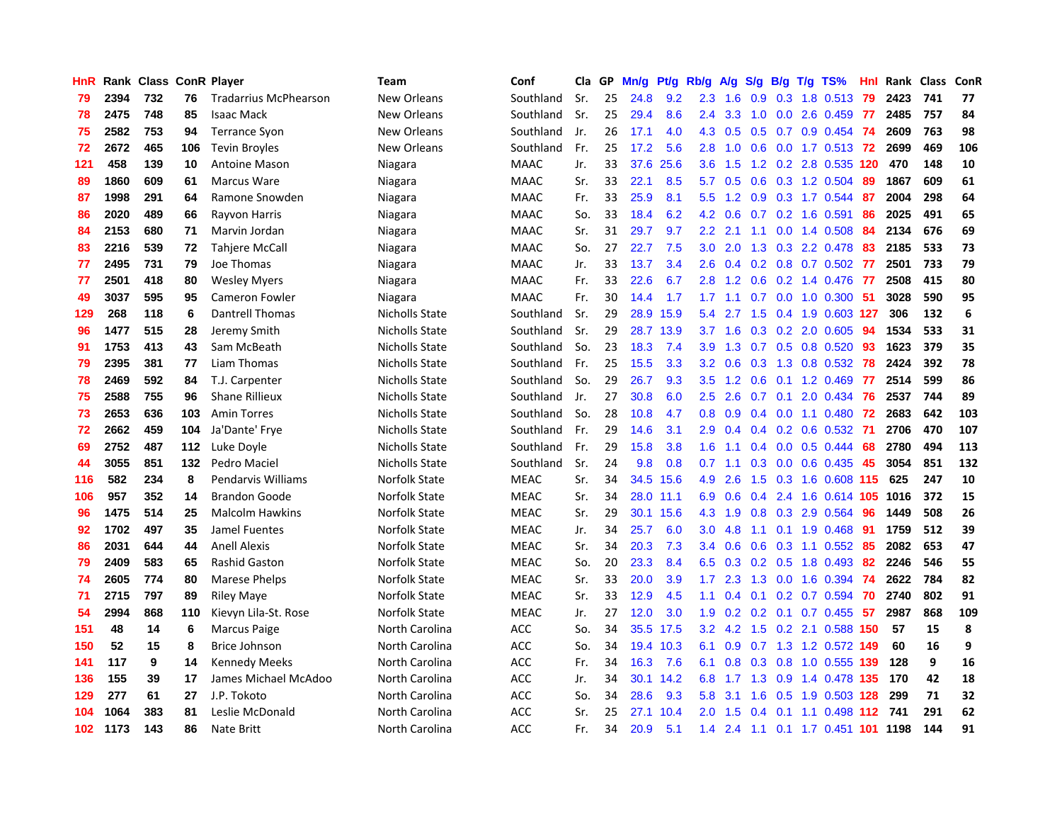| HnR | Rank | Class | ConR | Player | Team | Conf | Cla | GP | Mn/g | Pt/g | Rb/g | A/g | S/g | B/g | T/g | TS% | HnI | Rank | Class | ConR |
|---|---|---|---|---|---|---|---|---|---|---|---|---|---|---|---|---|---|---|---|---|
| 79 | 2394 | 732 | 76 | Tradarrius McPhearson | New Orleans | Southland | Sr. | 25 | 24.8 | 9.2 | 2.3 | 1.6 | 0.9 | 0.3 | 1.8 | 0.513 | 79 | 2423 | 741 | 77 |
| 78 | 2475 | 748 | 85 | Isaac Mack | New Orleans | Southland | Sr. | 25 | 29.4 | 8.6 | 2.4 | 3.3 | 1.0 | 0.0 | 2.6 | 0.459 | 77 | 2485 | 757 | 84 |
| 75 | 2582 | 753 | 94 | Terrance Syon | New Orleans | Southland | Jr. | 26 | 17.1 | 4.0 | 4.3 | 0.5 | 0.5 | 0.7 | 0.9 | 0.454 | 74 | 2609 | 763 | 98 |
| 72 | 2672 | 465 | 106 | Tevin Broyles | New Orleans | Southland | Fr. | 25 | 17.2 | 5.6 | 2.8 | 1.0 | 0.6 | 0.0 | 1.7 | 0.513 | 72 | 2699 | 469 | 106 |
| 121 | 458 | 139 | 10 | Antoine Mason | Niagara | MAAC | Jr. | 33 | 37.6 | 25.6 | 3.6 | 1.5 | 1.2 | 0.2 | 2.8 | 0.535 | 120 | 470 | 148 | 10 |
| 89 | 1860 | 609 | 61 | Marcus Ware | Niagara | MAAC | Sr. | 33 | 22.1 | 8.5 | 5.7 | 0.5 | 0.6 | 0.3 | 1.2 | 0.504 | 89 | 1867 | 609 | 61 |
| 87 | 1998 | 291 | 64 | Ramone Snowden | Niagara | MAAC | Fr. | 33 | 25.9 | 8.1 | 5.5 | 1.2 | 0.9 | 0.3 | 1.7 | 0.544 | 87 | 2004 | 298 | 64 |
| 86 | 2020 | 489 | 66 | Rayvon Harris | Niagara | MAAC | So. | 33 | 18.4 | 6.2 | 4.2 | 0.6 | 0.7 | 0.2 | 1.6 | 0.591 | 86 | 2025 | 491 | 65 |
| 84 | 2153 | 680 | 71 | Marvin Jordan | Niagara | MAAC | Sr. | 31 | 29.7 | 9.7 | 2.2 | 2.1 | 1.1 | 0.0 | 1.4 | 0.508 | 84 | 2134 | 676 | 69 |
| 83 | 2216 | 539 | 72 | Tahjere McCall | Niagara | MAAC | So. | 27 | 22.7 | 7.5 | 3.0 | 2.0 | 1.3 | 0.3 | 2.2 | 0.478 | 83 | 2185 | 533 | 73 |
| 77 | 2495 | 731 | 79 | Joe Thomas | Niagara | MAAC | Jr. | 33 | 13.7 | 3.4 | 2.6 | 0.4 | 0.2 | 0.8 | 0.7 | 0.502 | 77 | 2501 | 733 | 79 |
| 77 | 2501 | 418 | 80 | Wesley Myers | Niagara | MAAC | Fr. | 33 | 22.6 | 6.7 | 2.8 | 1.2 | 0.6 | 0.2 | 1.4 | 0.476 | 77 | 2508 | 415 | 80 |
| 49 | 3037 | 595 | 95 | Cameron Fowler | Niagara | MAAC | Fr. | 30 | 14.4 | 1.7 | 1.7 | 1.1 | 0.7 | 0.0 | 1.0 | 0.300 | 51 | 3028 | 590 | 95 |
| 129 | 268 | 118 | 6 | Dantrell Thomas | Nicholls State | Southland | Sr. | 29 | 28.9 | 15.9 | 5.4 | 2.7 | 1.5 | 0.4 | 1.9 | 0.603 | 127 | 306 | 132 | 6 |
| 96 | 1477 | 515 | 28 | Jeremy Smith | Nicholls State | Southland | Sr. | 29 | 28.7 | 13.9 | 3.7 | 1.6 | 0.3 | 0.2 | 2.0 | 0.605 | 94 | 1534 | 533 | 31 |
| 91 | 1753 | 413 | 43 | Sam McBeath | Nicholls State | Southland | So. | 23 | 18.3 | 7.4 | 3.9 | 1.3 | 0.7 | 0.5 | 0.8 | 0.520 | 93 | 1623 | 379 | 35 |
| 79 | 2395 | 381 | 77 | Liam Thomas | Nicholls State | Southland | Fr. | 25 | 15.5 | 3.3 | 3.2 | 0.6 | 0.3 | 1.3 | 0.8 | 0.532 | 78 | 2424 | 392 | 78 |
| 78 | 2469 | 592 | 84 | T.J. Carpenter | Nicholls State | Southland | So. | 29 | 26.7 | 9.3 | 3.5 | 1.2 | 0.6 | 0.1 | 1.2 | 0.469 | 77 | 2514 | 599 | 86 |
| 75 | 2588 | 755 | 96 | Shane Rillieux | Nicholls State | Southland | Jr. | 27 | 30.8 | 6.0 | 2.5 | 2.6 | 0.7 | 0.1 | 2.0 | 0.434 | 76 | 2537 | 744 | 89 |
| 73 | 2653 | 636 | 103 | Amin Torres | Nicholls State | Southland | So. | 28 | 10.8 | 4.7 | 0.8 | 0.9 | 0.4 | 0.0 | 1.1 | 0.480 | 72 | 2683 | 642 | 103 |
| 72 | 2662 | 459 | 104 | Ja'Dante' Frye | Nicholls State | Southland | Fr. | 29 | 14.6 | 3.1 | 2.9 | 0.4 | 0.4 | 0.2 | 0.6 | 0.532 | 71 | 2706 | 470 | 107 |
| 69 | 2752 | 487 | 112 | Luke Doyle | Nicholls State | Southland | Fr. | 29 | 15.8 | 3.8 | 1.6 | 1.1 | 0.4 | 0.0 | 0.5 | 0.444 | 68 | 2780 | 494 | 113 |
| 44 | 3055 | 851 | 132 | Pedro Maciel | Nicholls State | Southland | Sr. | 24 | 9.8 | 0.8 | 0.7 | 1.1 | 0.3 | 0.0 | 0.6 | 0.435 | 45 | 3054 | 851 | 132 |
| 116 | 582 | 234 | 8 | Pendarvis Williams | Norfolk State | MEAC | Sr. | 34 | 34.5 | 15.6 | 4.9 | 2.6 | 1.5 | 0.3 | 1.6 | 0.608 | 115 | 625 | 247 | 10 |
| 106 | 957 | 352 | 14 | Brandon Goode | Norfolk State | MEAC | Sr. | 34 | 28.0 | 11.1 | 6.9 | 0.6 | 0.4 | 2.4 | 1.6 | 0.614 | 105 | 1016 | 372 | 15 |
| 96 | 1475 | 514 | 25 | Malcolm Hawkins | Norfolk State | MEAC | Sr. | 29 | 30.1 | 15.6 | 4.3 | 1.9 | 0.8 | 0.3 | 2.9 | 0.564 | 96 | 1449 | 508 | 26 |
| 92 | 1702 | 497 | 35 | Jamel Fuentes | Norfolk State | MEAC | Jr. | 34 | 25.7 | 6.0 | 3.0 | 4.8 | 1.1 | 0.1 | 1.9 | 0.468 | 91 | 1759 | 512 | 39 |
| 86 | 2031 | 644 | 44 | Anell Alexis | Norfolk State | MEAC | Sr. | 34 | 20.3 | 7.3 | 3.4 | 0.6 | 0.6 | 0.3 | 1.1 | 0.552 | 85 | 2082 | 653 | 47 |
| 79 | 2409 | 583 | 65 | Rashid Gaston | Norfolk State | MEAC | So. | 20 | 23.3 | 8.4 | 6.5 | 0.3 | 0.2 | 0.5 | 1.8 | 0.493 | 82 | 2246 | 546 | 55 |
| 74 | 2605 | 774 | 80 | Marese Phelps | Norfolk State | MEAC | Sr. | 33 | 20.0 | 3.9 | 1.7 | 2.3 | 1.3 | 0.0 | 1.6 | 0.394 | 74 | 2622 | 784 | 82 |
| 71 | 2715 | 797 | 89 | Riley Maye | Norfolk State | MEAC | Sr. | 33 | 12.9 | 4.5 | 1.1 | 0.4 | 0.1 | 0.2 | 0.7 | 0.594 | 70 | 2740 | 802 | 91 |
| 54 | 2994 | 868 | 110 | Kievyn Lila-St. Rose | Norfolk State | MEAC | Jr. | 27 | 12.0 | 3.0 | 1.9 | 0.2 | 0.2 | 0.1 | 0.7 | 0.455 | 57 | 2987 | 868 | 109 |
| 151 | 48 | 14 | 6 | Marcus Paige | North Carolina | ACC | So. | 34 | 35.5 | 17.5 | 3.2 | 4.2 | 1.5 | 0.2 | 2.1 | 0.588 | 150 | 57 | 15 | 8 |
| 150 | 52 | 15 | 8 | Brice Johnson | North Carolina | ACC | So. | 34 | 19.4 | 10.3 | 6.1 | 0.9 | 0.7 | 1.3 | 1.2 | 0.572 | 149 | 60 | 16 | 9 |
| 141 | 117 | 9 | 14 | Kennedy Meeks | North Carolina | ACC | Fr. | 34 | 16.3 | 7.6 | 6.1 | 0.8 | 0.3 | 0.8 | 1.0 | 0.555 | 139 | 128 | 9 | 16 |
| 136 | 155 | 39 | 17 | James Michael McAdoo | North Carolina | ACC | Jr. | 34 | 30.1 | 14.2 | 6.8 | 1.7 | 1.3 | 0.9 | 1.4 | 0.478 | 135 | 170 | 42 | 18 |
| 129 | 277 | 61 | 27 | J.P. Tokoto | North Carolina | ACC | So. | 34 | 28.6 | 9.3 | 5.8 | 3.1 | 1.6 | 0.5 | 1.9 | 0.503 | 128 | 299 | 71 | 32 |
| 104 | 1064 | 383 | 81 | Leslie McDonald | North Carolina | ACC | Sr. | 25 | 27.1 | 10.4 | 2.0 | 1.5 | 0.4 | 0.1 | 1.1 | 0.498 | 112 | 741 | 291 | 62 |
| 102 | 1173 | 143 | 86 | Nate Britt | North Carolina | ACC | Fr. | 34 | 20.9 | 5.1 | 1.4 | 2.4 | 1.1 | 0.1 | 1.7 | 0.451 | 101 | 1198 | 144 | 91 |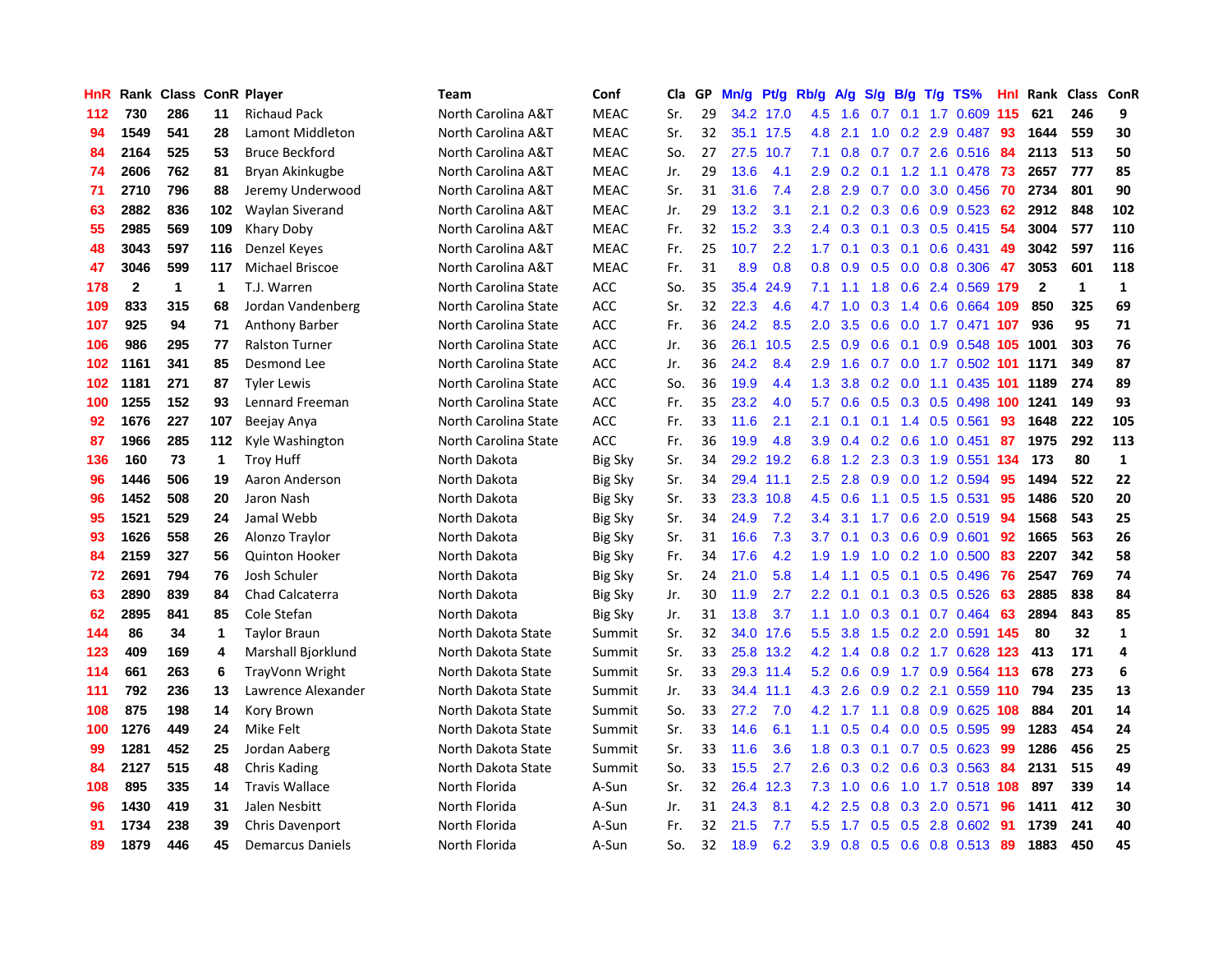| HnR | Rank | Class | ConR | Player | Team | Conf | Cla | GP | Mn/g | Pt/g | Rb/g | A/g | S/g | B/g | T/g | TS% | HnI | Rank | Class | ConR |
|---|---|---|---|---|---|---|---|---|---|---|---|---|---|---|---|---|---|---|---|---|
| 112 | 730 | 286 | 11 | Richaud Pack | North Carolina A&T | MEAC | Sr. | 29 | 34.2 | 17.0 | 4.5 | 1.6 | 0.7 | 0.1 | 1.7 | 0.609 | 115 | 621 | 246 | 9 |
| 94 | 1549 | 541 | 28 | Lamont Middleton | North Carolina A&T | MEAC | Sr. | 32 | 35.1 | 17.5 | 4.8 | 2.1 | 1.0 | 0.2 | 2.9 | 0.487 | 93 | 1644 | 559 | 30 |
| 84 | 2164 | 525 | 53 | Bruce Beckford | North Carolina A&T | MEAC | So. | 27 | 27.5 | 10.7 | 7.1 | 0.8 | 0.7 | 0.7 | 2.6 | 0.516 | 84 | 2113 | 513 | 50 |
| 74 | 2606 | 762 | 81 | Bryan Akinkugbe | North Carolina A&T | MEAC | Jr. | 29 | 13.6 | 4.1 | 2.9 | 0.2 | 0.1 | 1.2 | 1.1 | 0.478 | 73 | 2657 | 777 | 85 |
| 71 | 2710 | 796 | 88 | Jeremy Underwood | North Carolina A&T | MEAC | Sr. | 31 | 31.6 | 7.4 | 2.8 | 2.9 | 0.7 | 0.0 | 3.0 | 0.456 | 70 | 2734 | 801 | 90 |
| 63 | 2882 | 836 | 102 | Waylan Siverand | North Carolina A&T | MEAC | Jr. | 29 | 13.2 | 3.1 | 2.1 | 0.2 | 0.3 | 0.6 | 0.9 | 0.523 | 62 | 2912 | 848 | 102 |
| 55 | 2985 | 569 | 109 | Khary Doby | North Carolina A&T | MEAC | Fr. | 32 | 15.2 | 3.3 | 2.4 | 0.3 | 0.1 | 0.3 | 0.5 | 0.415 | 54 | 3004 | 577 | 110 |
| 48 | 3043 | 597 | 116 | Denzel Keyes | North Carolina A&T | MEAC | Fr. | 25 | 10.7 | 2.2 | 1.7 | 0.1 | 0.3 | 0.1 | 0.6 | 0.431 | 49 | 3042 | 597 | 116 |
| 47 | 3046 | 599 | 117 | Michael Briscoe | North Carolina A&T | MEAC | Fr. | 31 | 8.9 | 0.8 | 0.8 | 0.9 | 0.5 | 0.0 | 0.8 | 0.306 | 47 | 3053 | 601 | 118 |
| 178 | 2 | 1 | 1 | T.J. Warren | North Carolina State | ACC | So. | 35 | 35.4 | 24.9 | 7.1 | 1.1 | 1.8 | 0.6 | 2.4 | 0.569 | 179 | 2 | 1 | 1 |
| 109 | 833 | 315 | 68 | Jordan Vandenberg | North Carolina State | ACC | Sr. | 32 | 22.3 | 4.6 | 4.7 | 1.0 | 0.3 | 1.4 | 0.6 | 0.664 | 109 | 850 | 325 | 69 |
| 107 | 925 | 94 | 71 | Anthony Barber | North Carolina State | ACC | Fr. | 36 | 24.2 | 8.5 | 2.0 | 3.5 | 0.6 | 0.0 | 1.7 | 0.471 | 107 | 936 | 95 | 71 |
| 106 | 986 | 295 | 77 | Ralston Turner | North Carolina State | ACC | Jr. | 36 | 26.1 | 10.5 | 2.5 | 0.9 | 0.6 | 0.1 | 0.9 | 0.548 | 105 | 1001 | 303 | 76 |
| 102 | 1161 | 341 | 85 | Desmond Lee | North Carolina State | ACC | Jr. | 36 | 24.2 | 8.4 | 2.9 | 1.6 | 0.7 | 0.0 | 1.7 | 0.502 | 101 | 1171 | 349 | 87 |
| 102 | 1181 | 271 | 87 | Tyler Lewis | North Carolina State | ACC | So. | 36 | 19.9 | 4.4 | 1.3 | 3.8 | 0.2 | 0.0 | 1.1 | 0.435 | 101 | 1189 | 274 | 89 |
| 100 | 1255 | 152 | 93 | Lennard Freeman | North Carolina State | ACC | Fr. | 35 | 23.2 | 4.0 | 5.7 | 0.6 | 0.5 | 0.3 | 0.5 | 0.498 | 100 | 1241 | 149 | 93 |
| 92 | 1676 | 227 | 107 | Beejay Anya | North Carolina State | ACC | Fr. | 33 | 11.6 | 2.1 | 2.1 | 0.1 | 0.1 | 1.4 | 0.5 | 0.561 | 93 | 1648 | 222 | 105 |
| 87 | 1966 | 285 | 112 | Kyle Washington | North Carolina State | ACC | Fr. | 36 | 19.9 | 4.8 | 3.9 | 0.4 | 0.2 | 0.6 | 1.0 | 0.451 | 87 | 1975 | 292 | 113 |
| 136 | 160 | 73 | 1 | Troy Huff | North Dakota | Big Sky | Sr. | 34 | 29.2 | 19.2 | 6.8 | 1.2 | 2.3 | 0.3 | 1.9 | 0.551 | 134 | 173 | 80 | 1 |
| 96 | 1446 | 506 | 19 | Aaron Anderson | North Dakota | Big Sky | Sr. | 34 | 29.4 | 11.1 | 2.5 | 2.8 | 0.9 | 0.0 | 1.2 | 0.594 | 95 | 1494 | 522 | 22 |
| 96 | 1452 | 508 | 20 | Jaron Nash | North Dakota | Big Sky | Sr. | 33 | 23.3 | 10.8 | 4.5 | 0.6 | 1.1 | 0.5 | 1.5 | 0.531 | 95 | 1486 | 520 | 20 |
| 95 | 1521 | 529 | 24 | Jamal Webb | North Dakota | Big Sky | Sr. | 34 | 24.9 | 7.2 | 3.4 | 3.1 | 1.7 | 0.6 | 2.0 | 0.519 | 94 | 1568 | 543 | 25 |
| 93 | 1626 | 558 | 26 | Alonzo Traylor | North Dakota | Big Sky | Sr. | 31 | 16.6 | 7.3 | 3.7 | 0.1 | 0.3 | 0.6 | 0.9 | 0.601 | 92 | 1665 | 563 | 26 |
| 84 | 2159 | 327 | 56 | Quinton Hooker | North Dakota | Big Sky | Fr. | 34 | 17.6 | 4.2 | 1.9 | 1.9 | 1.0 | 0.2 | 1.0 | 0.500 | 83 | 2207 | 342 | 58 |
| 72 | 2691 | 794 | 76 | Josh Schuler | North Dakota | Big Sky | Sr. | 24 | 21.0 | 5.8 | 1.4 | 1.1 | 0.5 | 0.1 | 0.5 | 0.496 | 76 | 2547 | 769 | 74 |
| 63 | 2890 | 839 | 84 | Chad Calcaterra | North Dakota | Big Sky | Jr. | 30 | 11.9 | 2.7 | 2.2 | 0.1 | 0.1 | 0.3 | 0.5 | 0.526 | 63 | 2885 | 838 | 84 |
| 62 | 2895 | 841 | 85 | Cole Stefan | North Dakota | Big Sky | Jr. | 31 | 13.8 | 3.7 | 1.1 | 1.0 | 0.3 | 0.1 | 0.7 | 0.464 | 63 | 2894 | 843 | 85 |
| 144 | 86 | 34 | 1 | Taylor Braun | North Dakota State | Summit | Sr. | 32 | 34.0 | 17.6 | 5.5 | 3.8 | 1.5 | 0.2 | 2.0 | 0.591 | 145 | 80 | 32 | 1 |
| 123 | 409 | 169 | 4 | Marshall Bjorklund | North Dakota State | Summit | Sr. | 33 | 25.8 | 13.2 | 4.2 | 1.4 | 0.8 | 0.2 | 1.7 | 0.628 | 123 | 413 | 171 | 4 |
| 114 | 661 | 263 | 6 | TrayVonn Wright | North Dakota State | Summit | Sr. | 33 | 29.3 | 11.4 | 5.2 | 0.6 | 0.9 | 1.7 | 0.9 | 0.564 | 113 | 678 | 273 | 6 |
| 111 | 792 | 236 | 13 | Lawrence Alexander | North Dakota State | Summit | Jr. | 33 | 34.4 | 11.1 | 4.3 | 2.6 | 0.9 | 0.2 | 2.1 | 0.559 | 110 | 794 | 235 | 13 |
| 108 | 875 | 198 | 14 | Kory Brown | North Dakota State | Summit | So. | 33 | 27.2 | 7.0 | 4.2 | 1.7 | 1.1 | 0.8 | 0.9 | 0.625 | 108 | 884 | 201 | 14 |
| 100 | 1276 | 449 | 24 | Mike Felt | North Dakota State | Summit | Sr. | 33 | 14.6 | 6.1 | 1.1 | 0.5 | 0.4 | 0.0 | 0.5 | 0.595 | 99 | 1283 | 454 | 24 |
| 99 | 1281 | 452 | 25 | Jordan Aaberg | North Dakota State | Summit | Sr. | 33 | 11.6 | 3.6 | 1.8 | 0.3 | 0.1 | 0.7 | 0.5 | 0.623 | 99 | 1286 | 456 | 25 |
| 84 | 2127 | 515 | 48 | Chris Kading | North Dakota State | Summit | So. | 33 | 15.5 | 2.7 | 2.6 | 0.3 | 0.2 | 0.6 | 0.3 | 0.563 | 84 | 2131 | 515 | 49 |
| 108 | 895 | 335 | 14 | Travis Wallace | North Florida | A-Sun | Sr. | 32 | 26.4 | 12.3 | 7.3 | 1.0 | 0.6 | 1.0 | 1.7 | 0.518 | 108 | 897 | 339 | 14 |
| 96 | 1430 | 419 | 31 | Jalen Nesbitt | North Florida | A-Sun | Jr. | 31 | 24.3 | 8.1 | 4.2 | 2.5 | 0.8 | 0.3 | 2.0 | 0.571 | 96 | 1411 | 412 | 30 |
| 91 | 1734 | 238 | 39 | Chris Davenport | North Florida | A-Sun | Fr. | 32 | 21.5 | 7.7 | 5.5 | 1.7 | 0.5 | 0.5 | 2.8 | 0.602 | 91 | 1739 | 241 | 40 |
| 89 | 1879 | 446 | 45 | Demarcus Daniels | North Florida | A-Sun | So. | 32 | 18.9 | 6.2 | 3.9 | 0.8 | 0.5 | 0.6 | 0.8 | 0.513 | 89 | 1883 | 450 | 45 |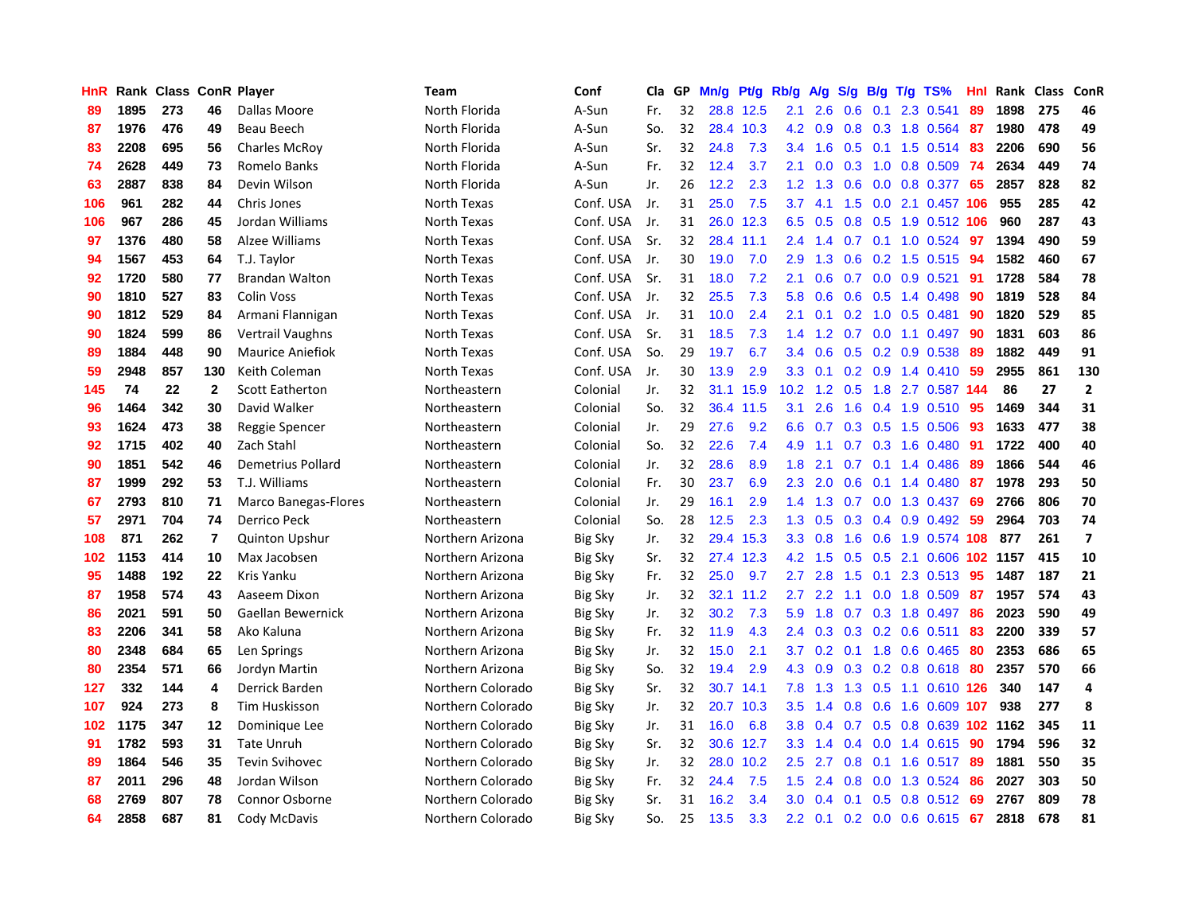| HnR | Rank | Class | ConR | Player | Team | Conf | Cla | GP | Mn/g | Pt/g | Rb/g | A/g | S/g | B/g | T/g | TS% | HnI | Rank | Class | ConR |
|---|---|---|---|---|---|---|---|---|---|---|---|---|---|---|---|---|---|---|---|---|
| 89 | 1895 | 273 | 46 | Dallas Moore | North Florida | A-Sun | Fr. | 32 | 28.8 | 12.5 | 2.1 | 2.6 | 0.6 | 0.1 | 2.3 | 0.541 | 89 | 1898 | 275 | 46 |
| 87 | 1976 | 476 | 49 | Beau Beech | North Florida | A-Sun | So. | 32 | 28.4 | 10.3 | 4.2 | 0.9 | 0.8 | 0.3 | 1.8 | 0.564 | 87 | 1980 | 478 | 49 |
| 83 | 2208 | 695 | 56 | Charles McRoy | North Florida | A-Sun | Sr. | 32 | 24.8 | 7.3 | 3.4 | 1.6 | 0.5 | 0.1 | 1.5 | 0.514 | 83 | 2206 | 690 | 56 |
| 74 | 2628 | 449 | 73 | Romelo Banks | North Florida | A-Sun | Fr. | 32 | 12.4 | 3.7 | 2.1 | 0.0 | 0.3 | 1.0 | 0.8 | 0.509 | 74 | 2634 | 449 | 74 |
| 63 | 2887 | 838 | 84 | Devin Wilson | North Florida | A-Sun | Jr. | 26 | 12.2 | 2.3 | 1.2 | 1.3 | 0.6 | 0.0 | 0.8 | 0.377 | 65 | 2857 | 828 | 82 |
| 106 | 961 | 282 | 44 | Chris Jones | North Texas | Conf. USA | Jr. | 31 | 25.0 | 7.5 | 3.7 | 4.1 | 1.5 | 0.0 | 2.1 | 0.457 | 106 | 955 | 285 | 42 |
| 106 | 967 | 286 | 45 | Jordan Williams | North Texas | Conf. USA | Jr. | 31 | 26.0 | 12.3 | 6.5 | 0.5 | 0.8 | 0.5 | 1.9 | 0.512 | 106 | 960 | 287 | 43 |
| 97 | 1376 | 480 | 58 | Alzee Williams | North Texas | Conf. USA | Sr. | 32 | 28.4 | 11.1 | 2.4 | 1.4 | 0.7 | 0.1 | 1.0 | 0.524 | 97 | 1394 | 490 | 59 |
| 94 | 1567 | 453 | 64 | T.J. Taylor | North Texas | Conf. USA | Jr. | 30 | 19.0 | 7.0 | 2.9 | 1.3 | 0.6 | 0.2 | 1.5 | 0.515 | 94 | 1582 | 460 | 67 |
| 92 | 1720 | 580 | 77 | Brandan Walton | North Texas | Conf. USA | Sr. | 31 | 18.0 | 7.2 | 2.1 | 0.6 | 0.7 | 0.0 | 0.9 | 0.521 | 91 | 1728 | 584 | 78 |
| 90 | 1810 | 527 | 83 | Colin Voss | North Texas | Conf. USA | Jr. | 32 | 25.5 | 7.3 | 5.8 | 0.6 | 0.6 | 0.5 | 1.4 | 0.498 | 90 | 1819 | 528 | 84 |
| 90 | 1812 | 529 | 84 | Armani Flannigan | North Texas | Conf. USA | Jr. | 31 | 10.0 | 2.4 | 2.1 | 0.1 | 0.2 | 1.0 | 0.5 | 0.481 | 90 | 1820 | 529 | 85 |
| 90 | 1824 | 599 | 86 | Vertrail Vaughns | North Texas | Conf. USA | Sr. | 31 | 18.5 | 7.3 | 1.4 | 1.2 | 0.7 | 0.0 | 1.1 | 0.497 | 90 | 1831 | 603 | 86 |
| 89 | 1884 | 448 | 90 | Maurice Aniefiok | North Texas | Conf. USA | So. | 29 | 19.7 | 6.7 | 3.4 | 0.6 | 0.5 | 0.2 | 0.9 | 0.538 | 89 | 1882 | 449 | 91 |
| 59 | 2948 | 857 | 130 | Keith Coleman | North Texas | Conf. USA | Jr. | 30 | 13.9 | 2.9 | 3.3 | 0.1 | 0.2 | 0.9 | 1.4 | 0.410 | 59 | 2955 | 861 | 130 |
| 145 | 74 | 22 | 2 | Scott Eatherton | Northeastern | Colonial | Jr. | 32 | 31.1 | 15.9 | 10.2 | 1.2 | 0.5 | 1.8 | 2.7 | 0.587 | 144 | 86 | 27 | 2 |
| 96 | 1464 | 342 | 30 | David Walker | Northeastern | Colonial | So. | 32 | 36.4 | 11.5 | 3.1 | 2.6 | 1.6 | 0.4 | 1.9 | 0.510 | 95 | 1469 | 344 | 31 |
| 93 | 1624 | 473 | 38 | Reggie Spencer | Northeastern | Colonial | Jr. | 29 | 27.6 | 9.2 | 6.6 | 0.7 | 0.3 | 0.5 | 1.5 | 0.506 | 93 | 1633 | 477 | 38 |
| 92 | 1715 | 402 | 40 | Zach Stahl | Northeastern | Colonial | So. | 32 | 22.6 | 7.4 | 4.9 | 1.1 | 0.7 | 0.3 | 1.6 | 0.480 | 91 | 1722 | 400 | 40 |
| 90 | 1851 | 542 | 46 | Demetrius Pollard | Northeastern | Colonial | Jr. | 32 | 28.6 | 8.9 | 1.8 | 2.1 | 0.7 | 0.1 | 1.4 | 0.486 | 89 | 1866 | 544 | 46 |
| 87 | 1999 | 292 | 53 | T.J. Williams | Northeastern | Colonial | Fr. | 30 | 23.7 | 6.9 | 2.3 | 2.0 | 0.6 | 0.1 | 1.4 | 0.480 | 87 | 1978 | 293 | 50 |
| 67 | 2793 | 810 | 71 | Marco Banegas-Flores | Northeastern | Colonial | Jr. | 29 | 16.1 | 2.9 | 1.4 | 1.3 | 0.7 | 0.0 | 1.3 | 0.437 | 69 | 2766 | 806 | 70 |
| 57 | 2971 | 704 | 74 | Derrico Peck | Northeastern | Colonial | So. | 28 | 12.5 | 2.3 | 1.3 | 0.5 | 0.3 | 0.4 | 0.9 | 0.492 | 59 | 2964 | 703 | 74 |
| 108 | 871 | 262 | 7 | Quinton Upshur | Northern Arizona | Big Sky | Jr. | 32 | 29.4 | 15.3 | 3.3 | 0.8 | 1.6 | 0.6 | 1.9 | 0.574 | 108 | 877 | 261 | 7 |
| 102 | 1153 | 414 | 10 | Max Jacobsen | Northern Arizona | Big Sky | Sr. | 32 | 27.4 | 12.3 | 4.2 | 1.5 | 0.5 | 0.5 | 2.1 | 0.606 | 102 | 1157 | 415 | 10 |
| 95 | 1488 | 192 | 22 | Kris Yanku | Northern Arizona | Big Sky | Fr. | 32 | 25.0 | 9.7 | 2.7 | 2.8 | 1.5 | 0.1 | 2.3 | 0.513 | 95 | 1487 | 187 | 21 |
| 87 | 1958 | 574 | 43 | Aaseem Dixon | Northern Arizona | Big Sky | Jr. | 32 | 32.1 | 11.2 | 2.7 | 2.2 | 1.1 | 0.0 | 1.8 | 0.509 | 87 | 1957 | 574 | 43 |
| 86 | 2021 | 591 | 50 | Gaellan Bewernick | Northern Arizona | Big Sky | Jr. | 32 | 30.2 | 7.3 | 5.9 | 1.8 | 0.7 | 0.3 | 1.8 | 0.497 | 86 | 2023 | 590 | 49 |
| 83 | 2206 | 341 | 58 | Ako Kaluna | Northern Arizona | Big Sky | Fr. | 32 | 11.9 | 4.3 | 2.4 | 0.3 | 0.3 | 0.2 | 0.6 | 0.511 | 83 | 2200 | 339 | 57 |
| 80 | 2348 | 684 | 65 | Len Springs | Northern Arizona | Big Sky | Jr. | 32 | 15.0 | 2.1 | 3.7 | 0.2 | 0.1 | 1.8 | 0.6 | 0.465 | 80 | 2353 | 686 | 65 |
| 80 | 2354 | 571 | 66 | Jordyn Martin | Northern Arizona | Big Sky | So. | 32 | 19.4 | 2.9 | 4.3 | 0.9 | 0.3 | 0.2 | 0.8 | 0.618 | 80 | 2357 | 570 | 66 |
| 127 | 332 | 144 | 4 | Derrick Barden | Northern Colorado | Big Sky | Sr. | 32 | 30.7 | 14.1 | 7.8 | 1.3 | 1.3 | 0.5 | 1.1 | 0.610 | 126 | 340 | 147 | 4 |
| 107 | 924 | 273 | 8 | Tim Huskisson | Northern Colorado | Big Sky | Jr. | 32 | 20.7 | 10.3 | 3.5 | 1.4 | 0.8 | 0.6 | 1.6 | 0.609 | 107 | 938 | 277 | 8 |
| 102 | 1175 | 347 | 12 | Dominique Lee | Northern Colorado | Big Sky | Jr. | 31 | 16.0 | 6.8 | 3.8 | 0.4 | 0.7 | 0.5 | 0.8 | 0.639 | 102 | 1162 | 345 | 11 |
| 91 | 1782 | 593 | 31 | Tate Unruh | Northern Colorado | Big Sky | Sr. | 32 | 30.6 | 12.7 | 3.3 | 1.4 | 0.4 | 0.0 | 1.4 | 0.615 | 90 | 1794 | 596 | 32 |
| 89 | 1864 | 546 | 35 | Tevin Svihovec | Northern Colorado | Big Sky | Jr. | 32 | 28.0 | 10.2 | 2.5 | 2.7 | 0.8 | 0.1 | 1.6 | 0.517 | 89 | 1881 | 550 | 35 |
| 87 | 2011 | 296 | 48 | Jordan Wilson | Northern Colorado | Big Sky | Fr. | 32 | 24.4 | 7.5 | 1.5 | 2.4 | 0.8 | 0.0 | 1.3 | 0.524 | 86 | 2027 | 303 | 50 |
| 68 | 2769 | 807 | 78 | Connor Osborne | Northern Colorado | Big Sky | Sr. | 31 | 16.2 | 3.4 | 3.0 | 0.4 | 0.1 | 0.5 | 0.8 | 0.512 | 69 | 2767 | 809 | 78 |
| 64 | 2858 | 687 | 81 | Cody McDavis | Northern Colorado | Big Sky | So. | 25 | 13.5 | 3.3 | 2.2 | 0.1 | 0.2 | 0.0 | 0.6 | 0.615 | 67 | 2818 | 678 | 81 |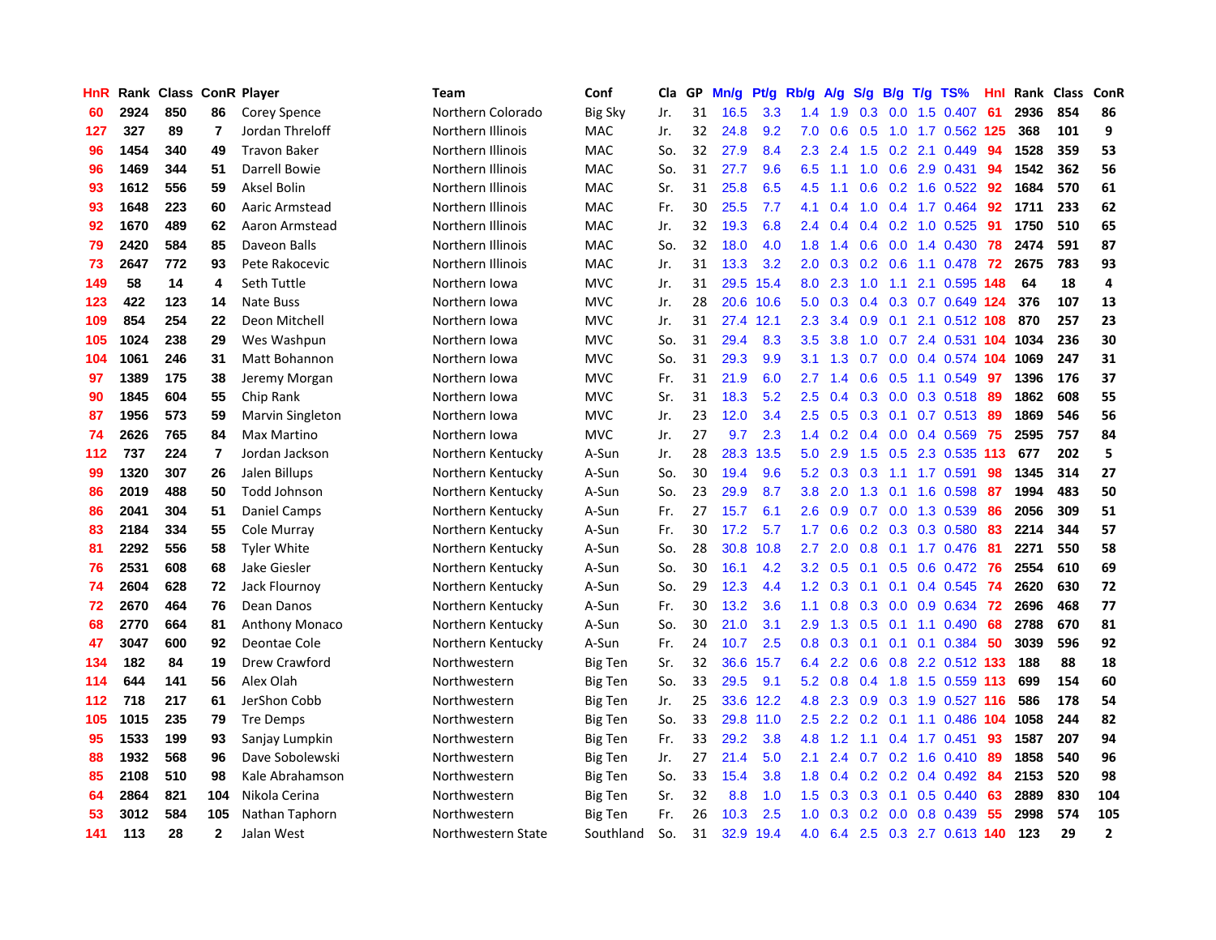| HnR | Rank | Class | ConR | Player | Team | Conf | Cla | GP | Mn/g | Pt/g | Rb/g | A/g | S/g | B/g | T/g | TS% | HnI | Rank | Class | ConR |
|---|---|---|---|---|---|---|---|---|---|---|---|---|---|---|---|---|---|---|---|---|
| 60 | 2924 | 850 | 86 | Corey Spence | Northern Colorado | Big Sky | Jr. | 31 | 16.5 | 3.3 | 1.4 | 1.9 | 0.3 | 0.0 | 1.5 | 0.407 | 61 | 2936 | 854 | 86 |
| 127 | 327 | 89 | 7 | Jordan Threloff | Northern Illinois | MAC | Jr. | 32 | 24.8 | 9.2 | 7.0 | 0.6 | 0.5 | 1.0 | 1.7 | 0.562 | 125 | 368 | 101 | 9 |
| 96 | 1454 | 340 | 49 | Travon Baker | Northern Illinois | MAC | So. | 32 | 27.9 | 8.4 | 2.3 | 2.4 | 1.5 | 0.2 | 2.1 | 0.449 | 94 | 1528 | 359 | 53 |
| 96 | 1469 | 344 | 51 | Darrell Bowie | Northern Illinois | MAC | So. | 31 | 27.7 | 9.6 | 6.5 | 1.1 | 1.0 | 0.6 | 2.9 | 0.431 | 94 | 1542 | 362 | 56 |
| 93 | 1612 | 556 | 59 | Aksel Bolin | Northern Illinois | MAC | Sr. | 31 | 25.8 | 6.5 | 4.5 | 1.1 | 0.6 | 0.2 | 1.6 | 0.522 | 92 | 1684 | 570 | 61 |
| 93 | 1648 | 223 | 60 | Aaric Armstead | Northern Illinois | MAC | Fr. | 30 | 25.5 | 7.7 | 4.1 | 0.4 | 1.0 | 0.4 | 1.7 | 0.464 | 92 | 1711 | 233 | 62 |
| 92 | 1670 | 489 | 62 | Aaron Armstead | Northern Illinois | MAC | Jr. | 32 | 19.3 | 6.8 | 2.4 | 0.4 | 0.4 | 0.2 | 1.0 | 0.525 | 91 | 1750 | 510 | 65 |
| 79 | 2420 | 584 | 85 | Daveon Balls | Northern Illinois | MAC | So. | 32 | 18.0 | 4.0 | 1.8 | 1.4 | 0.6 | 0.0 | 1.4 | 0.430 | 78 | 2474 | 591 | 87 |
| 73 | 2647 | 772 | 93 | Pete Rakocevic | Northern Illinois | MAC | Jr. | 31 | 13.3 | 3.2 | 2.0 | 0.3 | 0.2 | 0.6 | 1.1 | 0.478 | 72 | 2675 | 783 | 93 |
| 149 | 58 | 14 | 4 | Seth Tuttle | Northern Iowa | MVC | Jr. | 31 | 29.5 | 15.4 | 8.0 | 2.3 | 1.0 | 1.1 | 2.1 | 0.595 | 148 | 64 | 18 | 4 |
| 123 | 422 | 123 | 14 | Nate Buss | Northern Iowa | MVC | Jr. | 28 | 20.6 | 10.6 | 5.0 | 0.3 | 0.4 | 0.3 | 0.7 | 0.649 | 124 | 376 | 107 | 13 |
| 109 | 854 | 254 | 22 | Deon Mitchell | Northern Iowa | MVC | Jr. | 31 | 27.4 | 12.1 | 2.3 | 3.4 | 0.9 | 0.1 | 2.1 | 0.512 | 108 | 870 | 257 | 23 |
| 105 | 1024 | 238 | 29 | Wes Washpun | Northern Iowa | MVC | So. | 31 | 29.4 | 8.3 | 3.5 | 3.8 | 1.0 | 0.7 | 2.4 | 0.531 | 104 | 1034 | 236 | 30 |
| 104 | 1061 | 246 | 31 | Matt Bohannon | Northern Iowa | MVC | So. | 31 | 29.3 | 9.9 | 3.1 | 1.3 | 0.7 | 0.0 | 0.4 | 0.574 | 104 | 1069 | 247 | 31 |
| 97 | 1389 | 175 | 38 | Jeremy Morgan | Northern Iowa | MVC | Fr. | 31 | 21.9 | 6.0 | 2.7 | 1.4 | 0.6 | 0.5 | 1.1 | 0.549 | 97 | 1396 | 176 | 37 |
| 90 | 1845 | 604 | 55 | Chip Rank | Northern Iowa | MVC | Sr. | 31 | 18.3 | 5.2 | 2.5 | 0.4 | 0.3 | 0.0 | 0.3 | 0.518 | 89 | 1862 | 608 | 55 |
| 87 | 1956 | 573 | 59 | Marvin Singleton | Northern Iowa | MVC | Jr. | 23 | 12.0 | 3.4 | 2.5 | 0.5 | 0.3 | 0.1 | 0.7 | 0.513 | 89 | 1869 | 546 | 56 |
| 74 | 2626 | 765 | 84 | Max Martino | Northern Iowa | MVC | Jr. | 27 | 9.7 | 2.3 | 1.4 | 0.2 | 0.4 | 0.0 | 0.4 | 0.569 | 75 | 2595 | 757 | 84 |
| 112 | 737 | 224 | 7 | Jordan Jackson | Northern Kentucky | A-Sun | Jr. | 28 | 28.3 | 13.5 | 5.0 | 2.9 | 1.5 | 0.5 | 2.3 | 0.535 | 113 | 677 | 202 | 5 |
| 99 | 1320 | 307 | 26 | Jalen Billups | Northern Kentucky | A-Sun | So. | 30 | 19.4 | 9.6 | 5.2 | 0.3 | 0.3 | 1.1 | 1.7 | 0.591 | 98 | 1345 | 314 | 27 |
| 86 | 2019 | 488 | 50 | Todd Johnson | Northern Kentucky | A-Sun | So. | 23 | 29.9 | 8.7 | 3.8 | 2.0 | 1.3 | 0.1 | 1.6 | 0.598 | 87 | 1994 | 483 | 50 |
| 86 | 2041 | 304 | 51 | Daniel Camps | Northern Kentucky | A-Sun | Fr. | 27 | 15.7 | 6.1 | 2.6 | 0.9 | 0.7 | 0.0 | 1.3 | 0.539 | 86 | 2056 | 309 | 51 |
| 83 | 2184 | 334 | 55 | Cole Murray | Northern Kentucky | A-Sun | Fr. | 30 | 17.2 | 5.7 | 1.7 | 0.6 | 0.2 | 0.3 | 0.3 | 0.580 | 83 | 2214 | 344 | 57 |
| 81 | 2292 | 556 | 58 | Tyler White | Northern Kentucky | A-Sun | So. | 28 | 30.8 | 10.8 | 2.7 | 2.0 | 0.8 | 0.1 | 1.7 | 0.476 | 81 | 2271 | 550 | 58 |
| 76 | 2531 | 608 | 68 | Jake Giesler | Northern Kentucky | A-Sun | So. | 30 | 16.1 | 4.2 | 3.2 | 0.5 | 0.1 | 0.5 | 0.6 | 0.472 | 76 | 2554 | 610 | 69 |
| 74 | 2604 | 628 | 72 | Jack Flournoy | Northern Kentucky | A-Sun | So. | 29 | 12.3 | 4.4 | 1.2 | 0.3 | 0.1 | 0.1 | 0.4 | 0.545 | 74 | 2620 | 630 | 72 |
| 72 | 2670 | 464 | 76 | Dean Danos | Northern Kentucky | A-Sun | Fr. | 30 | 13.2 | 3.6 | 1.1 | 0.8 | 0.3 | 0.0 | 0.9 | 0.634 | 72 | 2696 | 468 | 77 |
| 68 | 2770 | 664 | 81 | Anthony Monaco | Northern Kentucky | A-Sun | So. | 30 | 21.0 | 3.1 | 2.9 | 1.3 | 0.5 | 0.1 | 1.1 | 0.490 | 68 | 2788 | 670 | 81 |
| 47 | 3047 | 600 | 92 | Deontae Cole | Northern Kentucky | A-Sun | Fr. | 24 | 10.7 | 2.5 | 0.8 | 0.3 | 0.1 | 0.1 | 0.1 | 0.384 | 50 | 3039 | 596 | 92 |
| 134 | 182 | 84 | 19 | Drew Crawford | Northwestern | Big Ten | Sr. | 32 | 36.6 | 15.7 | 6.4 | 2.2 | 0.6 | 0.8 | 2.2 | 0.512 | 133 | 188 | 88 | 18 |
| 114 | 644 | 141 | 56 | Alex Olah | Northwestern | Big Ten | So. | 33 | 29.5 | 9.1 | 5.2 | 0.8 | 0.4 | 1.8 | 1.5 | 0.559 | 113 | 699 | 154 | 60 |
| 112 | 718 | 217 | 61 | JerShon Cobb | Northwestern | Big Ten | Jr. | 25 | 33.6 | 12.2 | 4.8 | 2.3 | 0.9 | 0.3 | 1.9 | 0.527 | 116 | 586 | 178 | 54 |
| 105 | 1015 | 235 | 79 | Tre Demps | Northwestern | Big Ten | So. | 33 | 29.8 | 11.0 | 2.5 | 2.2 | 0.2 | 0.1 | 1.1 | 0.486 | 104 | 1058 | 244 | 82 |
| 95 | 1533 | 199 | 93 | Sanjay Lumpkin | Northwestern | Big Ten | Fr. | 33 | 29.2 | 3.8 | 4.8 | 1.2 | 1.1 | 0.4 | 1.7 | 0.451 | 93 | 1587 | 207 | 94 |
| 88 | 1932 | 568 | 96 | Dave Sobolewski | Northwestern | Big Ten | Jr. | 27 | 21.4 | 5.0 | 2.1 | 2.4 | 0.7 | 0.2 | 1.6 | 0.410 | 89 | 1858 | 540 | 96 |
| 85 | 2108 | 510 | 98 | Kale Abrahamson | Northwestern | Big Ten | So. | 33 | 15.4 | 3.8 | 1.8 | 0.4 | 0.2 | 0.2 | 0.4 | 0.492 | 84 | 2153 | 520 | 98 |
| 64 | 2864 | 821 | 104 | Nikola Cerina | Northwestern | Big Ten | Sr. | 32 | 8.8 | 1.0 | 1.5 | 0.3 | 0.3 | 0.1 | 0.5 | 0.440 | 63 | 2889 | 830 | 104 |
| 53 | 3012 | 584 | 105 | Nathan Taphorn | Northwestern | Big Ten | Fr. | 26 | 10.3 | 2.5 | 1.0 | 0.3 | 0.2 | 0.0 | 0.8 | 0.439 | 55 | 2998 | 574 | 105 |
| 141 | 113 | 28 | 2 | Jalan West | Northwestern State | Southland | So. | 31 | 32.9 | 19.4 | 4.0 | 6.4 | 2.5 | 0.3 | 2.7 | 0.613 | 140 | 123 | 29 | 2 |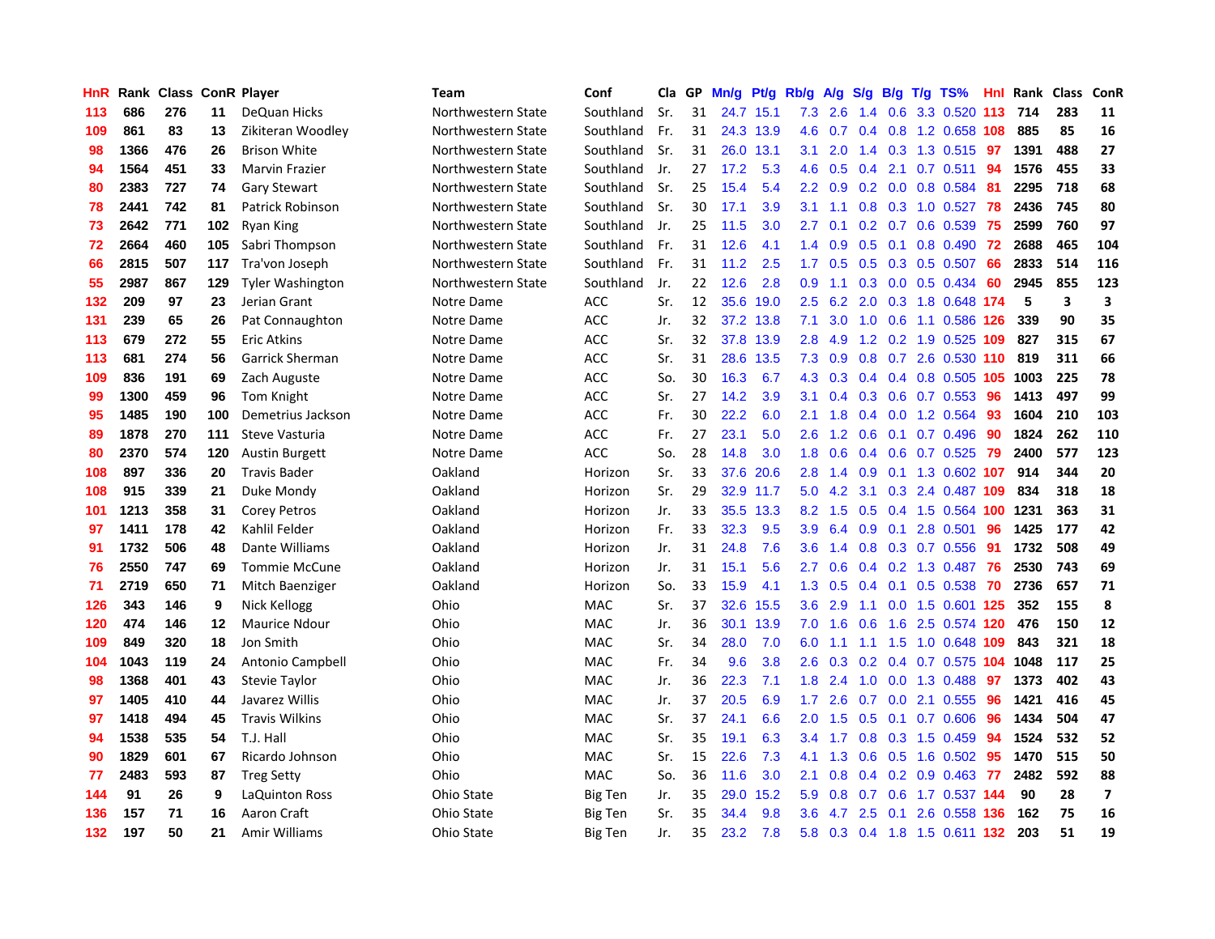| HnR | Rank | Class | ConR | Player | Team | Conf | Cla | GP | Mn/g | Pt/g | Rb/g | A/g | S/g | B/g | T/g | TS% | HnI | Rank | Class | ConR |
|---|---|---|---|---|---|---|---|---|---|---|---|---|---|---|---|---|---|---|---|---|
| 113 | 686 | 276 | 11 | DeQuan Hicks | Northwestern State | Southland | Sr. | 31 | 24.7 | 15.1 | 7.3 | 2.6 | 1.4 | 0.6 | 3.3 | 0.520 | 113 | 714 | 283 | 11 |
| 109 | 861 | 83 | 13 | Zikiteran Woodley | Northwestern State | Southland | Fr. | 31 | 24.3 | 13.9 | 4.6 | 0.7 | 0.4 | 0.8 | 1.2 | 0.658 | 108 | 885 | 85 | 16 |
| 98 | 1366 | 476 | 26 | Brison White | Northwestern State | Southland | Sr. | 31 | 26.0 | 13.1 | 3.1 | 2.0 | 1.4 | 0.3 | 1.3 | 0.515 | 97 | 1391 | 488 | 27 |
| 94 | 1564 | 451 | 33 | Marvin Frazier | Northwestern State | Southland | Jr. | 27 | 17.2 | 5.3 | 4.6 | 0.5 | 0.4 | 2.1 | 0.7 | 0.511 | 94 | 1576 | 455 | 33 |
| 80 | 2383 | 727 | 74 | Gary Stewart | Northwestern State | Southland | Sr. | 25 | 15.4 | 5.4 | 2.2 | 0.9 | 0.2 | 0.0 | 0.8 | 0.584 | 81 | 2295 | 718 | 68 |
| 78 | 2441 | 742 | 81 | Patrick Robinson | Northwestern State | Southland | Sr. | 30 | 17.1 | 3.9 | 3.1 | 1.1 | 0.8 | 0.3 | 1.0 | 0.527 | 78 | 2436 | 745 | 80 |
| 73 | 2642 | 771 | 102 | Ryan King | Northwestern State | Southland | Jr. | 25 | 11.5 | 3.0 | 2.7 | 0.1 | 0.2 | 0.7 | 0.6 | 0.539 | 75 | 2599 | 760 | 97 |
| 72 | 2664 | 460 | 105 | Sabri Thompson | Northwestern State | Southland | Fr. | 31 | 12.6 | 4.1 | 1.4 | 0.9 | 0.5 | 0.1 | 0.8 | 0.490 | 72 | 2688 | 465 | 104 |
| 66 | 2815 | 507 | 117 | Tra'von Joseph | Northwestern State | Southland | Fr. | 31 | 11.2 | 2.5 | 1.7 | 0.5 | 0.5 | 0.3 | 0.5 | 0.507 | 66 | 2833 | 514 | 116 |
| 55 | 2987 | 867 | 129 | Tyler Washington | Northwestern State | Southland | Jr. | 22 | 12.6 | 2.8 | 0.9 | 1.1 | 0.3 | 0.0 | 0.5 | 0.434 | 60 | 2945 | 855 | 123 |
| 132 | 209 | 97 | 23 | Jerian Grant | Notre Dame | ACC | Sr. | 12 | 35.6 | 19.0 | 2.5 | 6.2 | 2.0 | 0.3 | 1.8 | 0.648 | 174 | 5 | 3 | 3 |
| 131 | 239 | 65 | 26 | Pat Connaughton | Notre Dame | ACC | Jr. | 32 | 37.2 | 13.8 | 7.1 | 3.0 | 1.0 | 0.6 | 1.1 | 0.586 | 126 | 339 | 90 | 35 |
| 113 | 679 | 272 | 55 | Eric Atkins | Notre Dame | ACC | Sr. | 32 | 37.8 | 13.9 | 2.8 | 4.9 | 1.2 | 0.2 | 1.9 | 0.525 | 109 | 827 | 315 | 67 |
| 113 | 681 | 274 | 56 | Garrick Sherman | Notre Dame | ACC | Sr. | 31 | 28.6 | 13.5 | 7.3 | 0.9 | 0.8 | 0.7 | 2.6 | 0.530 | 110 | 819 | 311 | 66 |
| 109 | 836 | 191 | 69 | Zach Auguste | Notre Dame | ACC | So. | 30 | 16.3 | 6.7 | 4.3 | 0.3 | 0.4 | 0.4 | 0.8 | 0.505 | 105 | 1003 | 225 | 78 |
| 99 | 1300 | 459 | 96 | Tom Knight | Notre Dame | ACC | Sr. | 27 | 14.2 | 3.9 | 3.1 | 0.4 | 0.3 | 0.6 | 0.7 | 0.553 | 96 | 1413 | 497 | 99 |
| 95 | 1485 | 190 | 100 | Demetrius Jackson | Notre Dame | ACC | Fr. | 30 | 22.2 | 6.0 | 2.1 | 1.8 | 0.4 | 0.0 | 1.2 | 0.564 | 93 | 1604 | 210 | 103 |
| 89 | 1878 | 270 | 111 | Steve Vasturia | Notre Dame | ACC | Fr. | 27 | 23.1 | 5.0 | 2.6 | 1.2 | 0.6 | 0.1 | 0.7 | 0.496 | 90 | 1824 | 262 | 110 |
| 80 | 2370 | 574 | 120 | Austin Burgett | Notre Dame | ACC | So. | 28 | 14.8 | 3.0 | 1.8 | 0.6 | 0.4 | 0.6 | 0.7 | 0.525 | 79 | 2400 | 577 | 123 |
| 108 | 897 | 336 | 20 | Travis Bader | Oakland | Horizon | Sr. | 33 | 37.6 | 20.6 | 2.8 | 1.4 | 0.9 | 0.1 | 1.3 | 0.602 | 107 | 914 | 344 | 20 |
| 108 | 915 | 339 | 21 | Duke Mondy | Oakland | Horizon | Sr. | 29 | 32.9 | 11.7 | 5.0 | 4.2 | 3.1 | 0.3 | 2.4 | 0.487 | 109 | 834 | 318 | 18 |
| 101 | 1213 | 358 | 31 | Corey Petros | Oakland | Horizon | Jr. | 33 | 35.5 | 13.3 | 8.2 | 1.5 | 0.5 | 0.4 | 1.5 | 0.564 | 100 | 1231 | 363 | 31 |
| 97 | 1411 | 178 | 42 | Kahlil Felder | Oakland | Horizon | Fr. | 33 | 32.3 | 9.5 | 3.9 | 6.4 | 0.9 | 0.1 | 2.8 | 0.501 | 96 | 1425 | 177 | 42 |
| 91 | 1732 | 506 | 48 | Dante Williams | Oakland | Horizon | Jr. | 31 | 24.8 | 7.6 | 3.6 | 1.4 | 0.8 | 0.3 | 0.7 | 0.556 | 91 | 1732 | 508 | 49 |
| 76 | 2550 | 747 | 69 | Tommie McCune | Oakland | Horizon | Jr. | 31 | 15.1 | 5.6 | 2.7 | 0.6 | 0.4 | 0.2 | 1.3 | 0.487 | 76 | 2530 | 743 | 69 |
| 71 | 2719 | 650 | 71 | Mitch Baenziger | Oakland | Horizon | So. | 33 | 15.9 | 4.1 | 1.3 | 0.5 | 0.4 | 0.1 | 0.5 | 0.538 | 70 | 2736 | 657 | 71 |
| 126 | 343 | 146 | 9 | Nick Kellogg | Ohio | MAC | Sr. | 37 | 32.6 | 15.5 | 3.6 | 2.9 | 1.1 | 0.0 | 1.5 | 0.601 | 125 | 352 | 155 | 8 |
| 120 | 474 | 146 | 12 | Maurice Ndour | Ohio | MAC | Jr. | 36 | 30.1 | 13.9 | 7.0 | 1.6 | 0.6 | 1.6 | 2.5 | 0.574 | 120 | 476 | 150 | 12 |
| 109 | 849 | 320 | 18 | Jon Smith | Ohio | MAC | Sr. | 34 | 28.0 | 7.0 | 6.0 | 1.1 | 1.1 | 1.5 | 1.0 | 0.648 | 109 | 843 | 321 | 18 |
| 104 | 1043 | 119 | 24 | Antonio Campbell | Ohio | MAC | Fr. | 34 | 9.6 | 3.8 | 2.6 | 0.3 | 0.2 | 0.4 | 0.7 | 0.575 | 104 | 1048 | 117 | 25 |
| 98 | 1368 | 401 | 43 | Stevie Taylor | Ohio | MAC | Jr. | 36 | 22.3 | 7.1 | 1.8 | 2.4 | 1.0 | 0.0 | 1.3 | 0.488 | 97 | 1373 | 402 | 43 |
| 97 | 1405 | 410 | 44 | Javarez Willis | Ohio | MAC | Jr. | 37 | 20.5 | 6.9 | 1.7 | 2.6 | 0.7 | 0.0 | 2.1 | 0.555 | 96 | 1421 | 416 | 45 |
| 97 | 1418 | 494 | 45 | Travis Wilkins | Ohio | MAC | Sr. | 37 | 24.1 | 6.6 | 2.0 | 1.5 | 0.5 | 0.1 | 0.7 | 0.606 | 96 | 1434 | 504 | 47 |
| 94 | 1538 | 535 | 54 | T.J. Hall | Ohio | MAC | Sr. | 35 | 19.1 | 6.3 | 3.4 | 1.7 | 0.8 | 0.3 | 1.5 | 0.459 | 94 | 1524 | 532 | 52 |
| 90 | 1829 | 601 | 67 | Ricardo Johnson | Ohio | MAC | Sr. | 15 | 22.6 | 7.3 | 4.1 | 1.3 | 0.6 | 0.5 | 1.6 | 0.502 | 95 | 1470 | 515 | 50 |
| 77 | 2483 | 593 | 87 | Treg Setty | Ohio | MAC | So. | 36 | 11.6 | 3.0 | 2.1 | 0.8 | 0.4 | 0.2 | 0.9 | 0.463 | 77 | 2482 | 592 | 88 |
| 144 | 91 | 26 | 9 | LaQuinton Ross | Ohio State | Big Ten | Jr. | 35 | 29.0 | 15.2 | 5.9 | 0.8 | 0.7 | 0.6 | 1.7 | 0.537 | 144 | 90 | 28 | 7 |
| 136 | 157 | 71 | 16 | Aaron Craft | Ohio State | Big Ten | Sr. | 35 | 34.4 | 9.8 | 3.6 | 4.7 | 2.5 | 0.1 | 2.6 | 0.558 | 136 | 162 | 75 | 16 |
| 132 | 197 | 50 | 21 | Amir Williams | Ohio State | Big Ten | Jr. | 35 | 23.2 | 7.8 | 5.8 | 0.3 | 0.4 | 1.8 | 1.5 | 0.611 | 132 | 203 | 51 | 19 |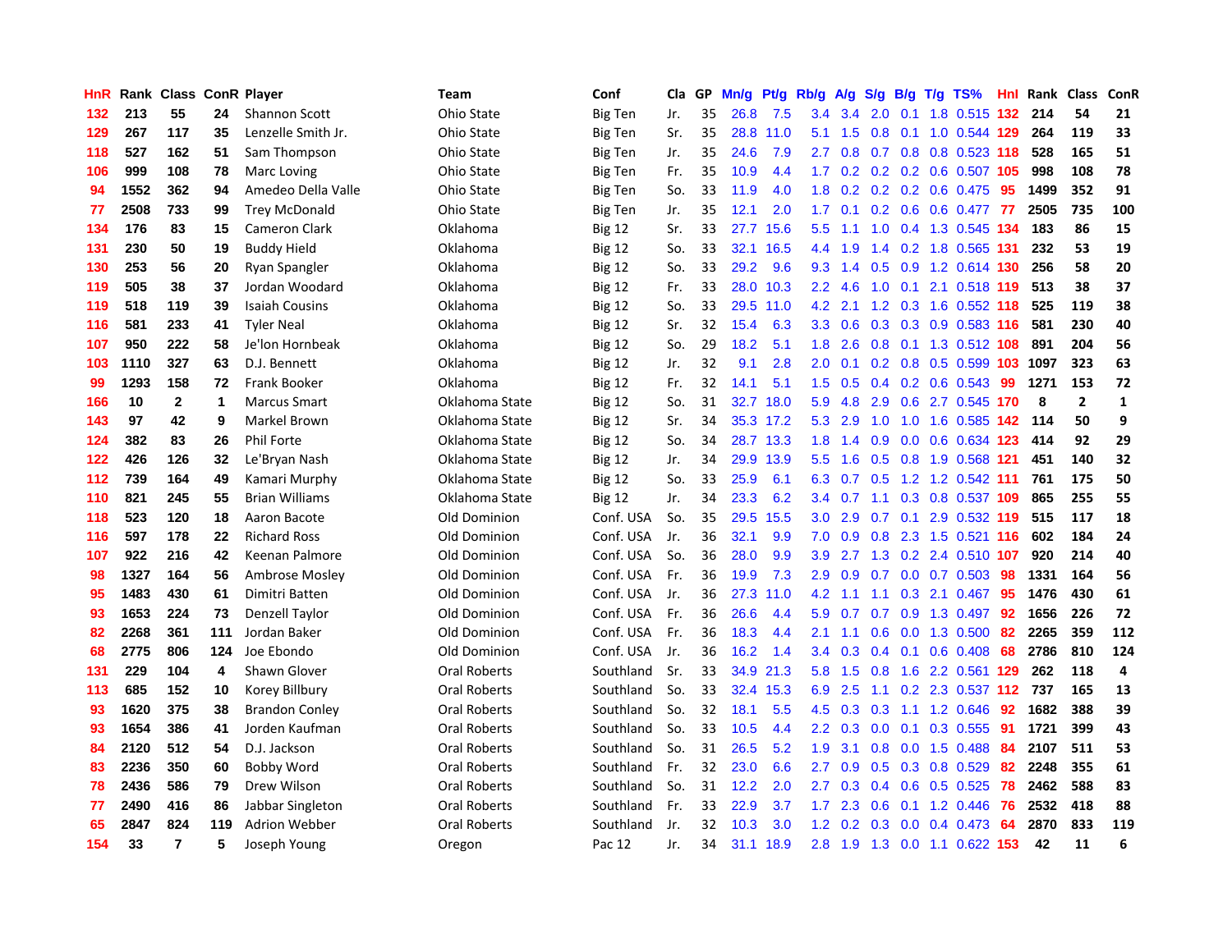| HnR | Rank | Class | ConR | Player | Team | Conf | Cla | GP | Mn/g | Pt/g | Rb/g | A/g | S/g | B/g | T/g | TS% | HnI | Rank | Class | ConR |
|---|---|---|---|---|---|---|---|---|---|---|---|---|---|---|---|---|---|---|---|---|
| 132 | 213 | 55 | 24 | Shannon Scott | Ohio State | Big Ten | Jr. | 35 | 26.8 | 7.5 | 3.4 | 3.4 | 2.0 | 0.1 | 1.8 | 0.515 | 132 | 214 | 54 | 21 |
| 129 | 267 | 117 | 35 | Lenzelle Smith Jr. | Ohio State | Big Ten | Sr. | 35 | 28.8 | 11.0 | 5.1 | 1.5 | 0.8 | 0.1 | 1.0 | 0.544 | 129 | 264 | 119 | 33 |
| 118 | 527 | 162 | 51 | Sam Thompson | Ohio State | Big Ten | Jr. | 35 | 24.6 | 7.9 | 2.7 | 0.8 | 0.7 | 0.8 | 0.8 | 0.523 | 118 | 528 | 165 | 51 |
| 106 | 999 | 108 | 78 | Marc Loving | Ohio State | Big Ten | Fr. | 35 | 10.9 | 4.4 | 1.7 | 0.2 | 0.2 | 0.2 | 0.6 | 0.507 | 105 | 998 | 108 | 78 |
| 94 | 1552 | 362 | 94 | Amedeo Della Valle | Ohio State | Big Ten | So. | 33 | 11.9 | 4.0 | 1.8 | 0.2 | 0.2 | 0.2 | 0.6 | 0.475 | 95 | 1499 | 352 | 91 |
| 77 | 2508 | 733 | 99 | Trey McDonald | Ohio State | Big Ten | Jr. | 35 | 12.1 | 2.0 | 1.7 | 0.1 | 0.2 | 0.6 | 0.6 | 0.477 | 77 | 2505 | 735 | 100 |
| 134 | 176 | 83 | 15 | Cameron Clark | Oklahoma | Big 12 | Sr. | 33 | 27.7 | 15.6 | 5.5 | 1.1 | 1.0 | 0.4 | 1.3 | 0.545 | 134 | 183 | 86 | 15 |
| 131 | 230 | 50 | 19 | Buddy Hield | Oklahoma | Big 12 | So. | 33 | 32.1 | 16.5 | 4.4 | 1.9 | 1.4 | 0.2 | 1.8 | 0.565 | 131 | 232 | 53 | 19 |
| 130 | 253 | 56 | 20 | Ryan Spangler | Oklahoma | Big 12 | So. | 33 | 29.2 | 9.6 | 9.3 | 1.4 | 0.5 | 0.9 | 1.2 | 0.614 | 130 | 256 | 58 | 20 |
| 119 | 505 | 38 | 37 | Jordan Woodard | Oklahoma | Big 12 | Fr. | 33 | 28.0 | 10.3 | 2.2 | 4.6 | 1.0 | 0.1 | 2.1 | 0.518 | 119 | 513 | 38 | 37 |
| 119 | 518 | 119 | 39 | Isaiah Cousins | Oklahoma | Big 12 | So. | 33 | 29.5 | 11.0 | 4.2 | 2.1 | 1.2 | 0.3 | 1.6 | 0.552 | 118 | 525 | 119 | 38 |
| 116 | 581 | 233 | 41 | Tyler Neal | Oklahoma | Big 12 | Sr. | 32 | 15.4 | 6.3 | 3.3 | 0.6 | 0.3 | 0.3 | 0.9 | 0.583 | 116 | 581 | 230 | 40 |
| 107 | 950 | 222 | 58 | Je'lon Hornbeak | Oklahoma | Big 12 | So. | 29 | 18.2 | 5.1 | 1.8 | 2.6 | 0.8 | 0.1 | 1.3 | 0.512 | 108 | 891 | 204 | 56 |
| 103 | 1110 | 327 | 63 | D.J. Bennett | Oklahoma | Big 12 | Jr. | 32 | 9.1 | 2.8 | 2.0 | 0.1 | 0.2 | 0.8 | 0.5 | 0.599 | 103 | 1097 | 323 | 63 |
| 99 | 1293 | 158 | 72 | Frank Booker | Oklahoma | Big 12 | Fr. | 32 | 14.1 | 5.1 | 1.5 | 0.5 | 0.4 | 0.2 | 0.6 | 0.543 | 99 | 1271 | 153 | 72 |
| 166 | 10 | 2 | 1 | Marcus Smart | Oklahoma State | Big 12 | So. | 31 | 32.7 | 18.0 | 5.9 | 4.8 | 2.9 | 0.6 | 2.7 | 0.545 | 170 | 8 | 2 | 1 |
| 143 | 97 | 42 | 9 | Markel Brown | Oklahoma State | Big 12 | Sr. | 34 | 35.3 | 17.2 | 5.3 | 2.9 | 1.0 | 1.0 | 1.6 | 0.585 | 142 | 114 | 50 | 9 |
| 124 | 382 | 83 | 26 | Phil Forte | Oklahoma State | Big 12 | So. | 34 | 28.7 | 13.3 | 1.8 | 1.4 | 0.9 | 0.0 | 0.6 | 0.634 | 123 | 414 | 92 | 29 |
| 122 | 426 | 126 | 32 | Le'Bryan Nash | Oklahoma State | Big 12 | Jr. | 34 | 29.9 | 13.9 | 5.5 | 1.6 | 0.5 | 0.8 | 1.9 | 0.568 | 121 | 451 | 140 | 32 |
| 112 | 739 | 164 | 49 | Kamari Murphy | Oklahoma State | Big 12 | So. | 33 | 25.9 | 6.1 | 6.3 | 0.7 | 0.5 | 1.2 | 1.2 | 0.542 | 111 | 761 | 175 | 50 |
| 110 | 821 | 245 | 55 | Brian Williams | Oklahoma State | Big 12 | Jr. | 34 | 23.3 | 6.2 | 3.4 | 0.7 | 1.1 | 0.3 | 0.8 | 0.537 | 109 | 865 | 255 | 55 |
| 118 | 523 | 120 | 18 | Aaron Bacote | Old Dominion | Conf. USA | So. | 35 | 29.5 | 15.5 | 3.0 | 2.9 | 0.7 | 0.1 | 2.9 | 0.532 | 119 | 515 | 117 | 18 |
| 116 | 597 | 178 | 22 | Richard Ross | Old Dominion | Conf. USA | Jr. | 36 | 32.1 | 9.9 | 7.0 | 0.9 | 0.8 | 2.3 | 1.5 | 0.521 | 116 | 602 | 184 | 24 |
| 107 | 922 | 216 | 42 | Keenan Palmore | Old Dominion | Conf. USA | So. | 36 | 28.0 | 9.9 | 3.9 | 2.7 | 1.3 | 0.2 | 2.4 | 0.510 | 107 | 920 | 214 | 40 |
| 98 | 1327 | 164 | 56 | Ambrose Mosley | Old Dominion | Conf. USA | Fr. | 36 | 19.9 | 7.3 | 2.9 | 0.9 | 0.7 | 0.0 | 0.7 | 0.503 | 98 | 1331 | 164 | 56 |
| 95 | 1483 | 430 | 61 | Dimitri Batten | Old Dominion | Conf. USA | Jr. | 36 | 27.3 | 11.0 | 4.2 | 1.1 | 1.1 | 0.3 | 2.1 | 0.467 | 95 | 1476 | 430 | 61 |
| 93 | 1653 | 224 | 73 | Denzell Taylor | Old Dominion | Conf. USA | Fr. | 36 | 26.6 | 4.4 | 5.9 | 0.7 | 0.7 | 0.9 | 1.3 | 0.497 | 92 | 1656 | 226 | 72 |
| 82 | 2268 | 361 | 111 | Jordan Baker | Old Dominion | Conf. USA | Fr. | 36 | 18.3 | 4.4 | 2.1 | 1.1 | 0.6 | 0.0 | 1.3 | 0.500 | 82 | 2265 | 359 | 112 |
| 68 | 2775 | 806 | 124 | Joe Ebondo | Old Dominion | Conf. USA | Jr. | 36 | 16.2 | 1.4 | 3.4 | 0.3 | 0.4 | 0.1 | 0.6 | 0.408 | 68 | 2786 | 810 | 124 |
| 131 | 229 | 104 | 4 | Shawn Glover | Oral Roberts | Southland | Sr. | 33 | 34.9 | 21.3 | 5.8 | 1.5 | 0.8 | 1.6 | 2.2 | 0.561 | 129 | 262 | 118 | 4 |
| 113 | 685 | 152 | 10 | Korey Billbury | Oral Roberts | Southland | So. | 33 | 32.4 | 15.3 | 6.9 | 2.5 | 1.1 | 0.2 | 2.3 | 0.537 | 112 | 737 | 165 | 13 |
| 93 | 1620 | 375 | 38 | Brandon Conley | Oral Roberts | Southland | So. | 32 | 18.1 | 5.5 | 4.5 | 0.3 | 0.3 | 1.1 | 1.2 | 0.646 | 92 | 1682 | 388 | 39 |
| 93 | 1654 | 386 | 41 | Jorden Kaufman | Oral Roberts | Southland | So. | 33 | 10.5 | 4.4 | 2.2 | 0.3 | 0.0 | 0.1 | 0.3 | 0.555 | 91 | 1721 | 399 | 43 |
| 84 | 2120 | 512 | 54 | D.J. Jackson | Oral Roberts | Southland | So. | 31 | 26.5 | 5.2 | 1.9 | 3.1 | 0.8 | 0.0 | 1.5 | 0.488 | 84 | 2107 | 511 | 53 |
| 83 | 2236 | 350 | 60 | Bobby Word | Oral Roberts | Southland | Fr. | 32 | 23.0 | 6.6 | 2.7 | 0.9 | 0.5 | 0.3 | 0.8 | 0.529 | 82 | 2248 | 355 | 61 |
| 78 | 2436 | 586 | 79 | Drew Wilson | Oral Roberts | Southland | So. | 31 | 12.2 | 2.0 | 2.7 | 0.3 | 0.4 | 0.6 | 0.5 | 0.525 | 78 | 2462 | 588 | 83 |
| 77 | 2490 | 416 | 86 | Jabbar Singleton | Oral Roberts | Southland | Fr. | 33 | 22.9 | 3.7 | 1.7 | 2.3 | 0.6 | 0.1 | 1.2 | 0.446 | 76 | 2532 | 418 | 88 |
| 65 | 2847 | 824 | 119 | Adrion Webber | Oral Roberts | Southland | Jr. | 32 | 10.3 | 3.0 | 1.2 | 0.2 | 0.3 | 0.0 | 0.4 | 0.473 | 64 | 2870 | 833 | 119 |
| 154 | 33 | 7 | 5 | Joseph Young | Oregon | Pac 12 | Jr. | 34 | 31.1 | 18.9 | 2.8 | 1.9 | 1.3 | 0.0 | 1.1 | 0.622 | 153 | 42 | 11 | 6 |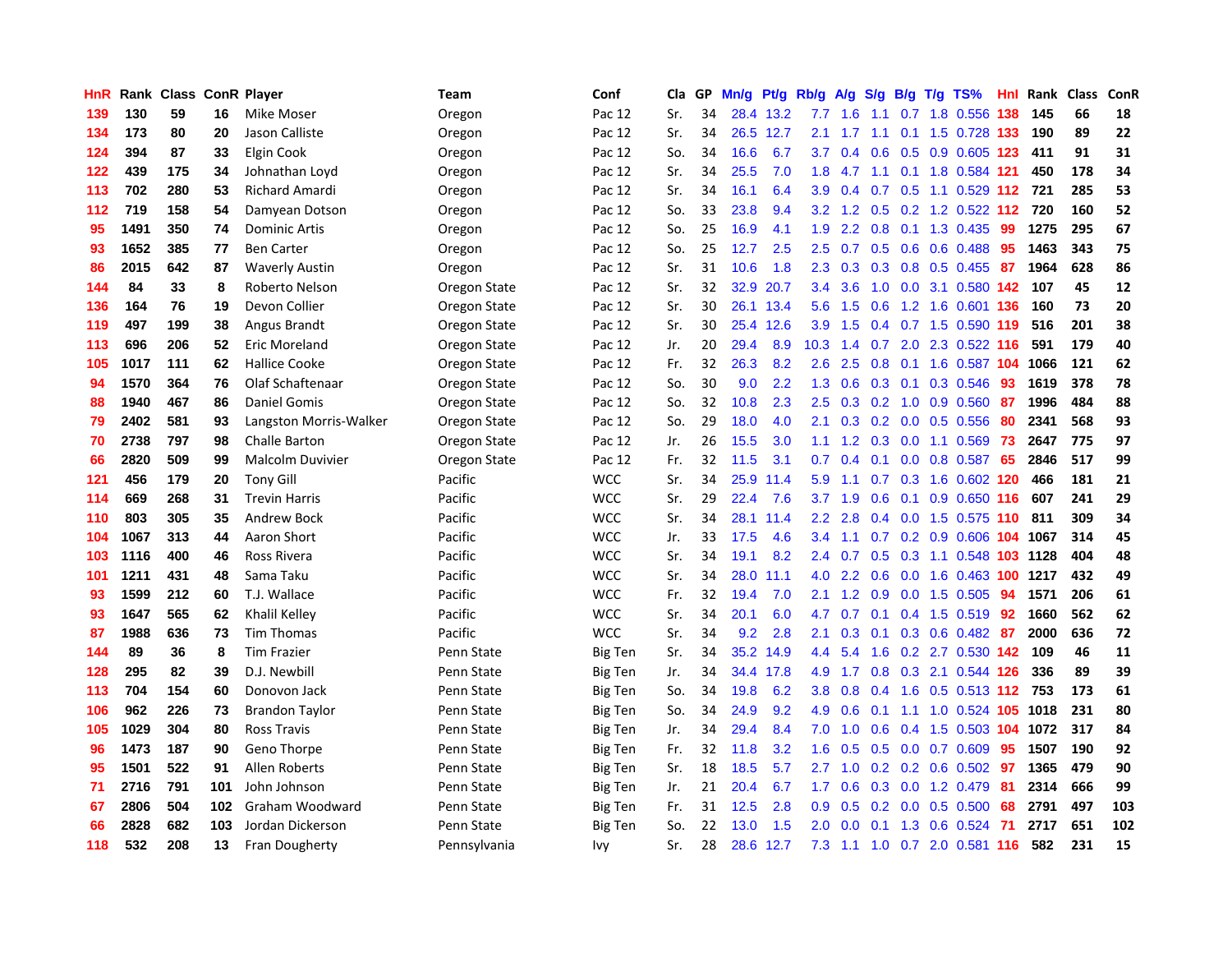| HnR | Rank | Class | ConR | Player | Team | Conf | Cla | GP | Mn/g | Pt/g | Rb/g | A/g | S/g | B/g | T/g | TS% | HnI | Rank | Class | ConR |
|---|---|---|---|---|---|---|---|---|---|---|---|---|---|---|---|---|---|---|---|---|
| 139 | 130 | 59 | 16 | Mike Moser | Oregon | Pac 12 | Sr. | 34 | 28.4 | 13.2 | 7.7 | 1.6 | 1.1 | 0.7 | 1.8 | 0.556 | 138 | 145 | 66 | 18 |
| 134 | 173 | 80 | 20 | Jason Calliste | Oregon | Pac 12 | Sr. | 34 | 26.5 | 12.7 | 2.1 | 1.7 | 1.1 | 0.1 | 1.5 | 0.728 | 133 | 190 | 89 | 22 |
| 124 | 394 | 87 | 33 | Elgin Cook | Oregon | Pac 12 | So. | 34 | 16.6 | 6.7 | 3.7 | 0.4 | 0.6 | 0.5 | 0.9 | 0.605 | 123 | 411 | 91 | 31 |
| 122 | 439 | 175 | 34 | Johnathan Loyd | Oregon | Pac 12 | Sr. | 34 | 25.5 | 7.0 | 1.8 | 4.7 | 1.1 | 0.1 | 1.8 | 0.584 | 121 | 450 | 178 | 34 |
| 113 | 702 | 280 | 53 | Richard Amardi | Oregon | Pac 12 | Sr. | 34 | 16.1 | 6.4 | 3.9 | 0.4 | 0.7 | 0.5 | 1.1 | 0.529 | 112 | 721 | 285 | 53 |
| 112 | 719 | 158 | 54 | Damyean Dotson | Oregon | Pac 12 | So. | 33 | 23.8 | 9.4 | 3.2 | 1.2 | 0.5 | 0.2 | 1.2 | 0.522 | 112 | 720 | 160 | 52 |
| 95 | 1491 | 350 | 74 | Dominic Artis | Oregon | Pac 12 | So. | 25 | 16.9 | 4.1 | 1.9 | 2.2 | 0.8 | 0.1 | 1.3 | 0.435 | 99 | 1275 | 295 | 67 |
| 93 | 1652 | 385 | 77 | Ben Carter | Oregon | Pac 12 | So. | 25 | 12.7 | 2.5 | 2.5 | 0.7 | 0.5 | 0.6 | 0.6 | 0.488 | 95 | 1463 | 343 | 75 |
| 86 | 2015 | 642 | 87 | Waverly Austin | Oregon | Pac 12 | Sr. | 31 | 10.6 | 1.8 | 2.3 | 0.3 | 0.3 | 0.8 | 0.5 | 0.455 | 87 | 1964 | 628 | 86 |
| 144 | 84 | 33 | 8 | Roberto Nelson | Oregon State | Pac 12 | Sr. | 32 | 32.9 | 20.7 | 3.4 | 3.6 | 1.0 | 0.0 | 3.1 | 0.580 | 142 | 107 | 45 | 12 |
| 136 | 164 | 76 | 19 | Devon Collier | Oregon State | Pac 12 | Sr. | 30 | 26.1 | 13.4 | 5.6 | 1.5 | 0.6 | 1.2 | 1.6 | 0.601 | 136 | 160 | 73 | 20 |
| 119 | 497 | 199 | 38 | Angus Brandt | Oregon State | Pac 12 | Sr. | 30 | 25.4 | 12.6 | 3.9 | 1.5 | 0.4 | 0.7 | 1.5 | 0.590 | 119 | 516 | 201 | 38 |
| 113 | 696 | 206 | 52 | Eric Moreland | Oregon State | Pac 12 | Jr. | 20 | 29.4 | 8.9 | 10.3 | 1.4 | 0.7 | 2.0 | 2.3 | 0.522 | 116 | 591 | 179 | 40 |
| 105 | 1017 | 111 | 62 | Hallice Cooke | Oregon State | Pac 12 | Fr. | 32 | 26.3 | 8.2 | 2.6 | 2.5 | 0.8 | 0.1 | 1.6 | 0.587 | 104 | 1066 | 121 | 62 |
| 94 | 1570 | 364 | 76 | Olaf Schaftenaar | Oregon State | Pac 12 | So. | 30 | 9.0 | 2.2 | 1.3 | 0.6 | 0.3 | 0.1 | 0.3 | 0.546 | 93 | 1619 | 378 | 78 |
| 88 | 1940 | 467 | 86 | Daniel Gomis | Oregon State | Pac 12 | So. | 32 | 10.8 | 2.3 | 2.5 | 0.3 | 0.2 | 1.0 | 0.9 | 0.560 | 87 | 1996 | 484 | 88 |
| 79 | 2402 | 581 | 93 | Langston Morris-Walker | Oregon State | Pac 12 | So. | 29 | 18.0 | 4.0 | 2.1 | 0.3 | 0.2 | 0.0 | 0.5 | 0.556 | 80 | 2341 | 568 | 93 |
| 70 | 2738 | 797 | 98 | Challe Barton | Oregon State | Pac 12 | Jr. | 26 | 15.5 | 3.0 | 1.1 | 1.2 | 0.3 | 0.0 | 1.1 | 0.569 | 73 | 2647 | 775 | 97 |
| 66 | 2820 | 509 | 99 | Malcolm Duvivier | Oregon State | Pac 12 | Fr. | 32 | 11.5 | 3.1 | 0.7 | 0.4 | 0.1 | 0.0 | 0.8 | 0.587 | 65 | 2846 | 517 | 99 |
| 121 | 456 | 179 | 20 | Tony Gill | Pacific | WCC | Sr. | 34 | 25.9 | 11.4 | 5.9 | 1.1 | 0.7 | 0.3 | 1.6 | 0.602 | 120 | 466 | 181 | 21 |
| 114 | 669 | 268 | 31 | Trevin Harris | Pacific | WCC | Sr. | 29 | 22.4 | 7.6 | 3.7 | 1.9 | 0.6 | 0.1 | 0.9 | 0.650 | 116 | 607 | 241 | 29 |
| 110 | 803 | 305 | 35 | Andrew Bock | Pacific | WCC | Sr. | 34 | 28.1 | 11.4 | 2.2 | 2.8 | 0.4 | 0.0 | 1.5 | 0.575 | 110 | 811 | 309 | 34 |
| 104 | 1067 | 313 | 44 | Aaron Short | Pacific | WCC | Jr. | 33 | 17.5 | 4.6 | 3.4 | 1.1 | 0.7 | 0.2 | 0.9 | 0.606 | 104 | 1067 | 314 | 45 |
| 103 | 1116 | 400 | 46 | Ross Rivera | Pacific | WCC | Sr. | 34 | 19.1 | 8.2 | 2.4 | 0.7 | 0.5 | 0.3 | 1.1 | 0.548 | 103 | 1128 | 404 | 48 |
| 101 | 1211 | 431 | 48 | Sama Taku | Pacific | WCC | Sr. | 34 | 28.0 | 11.1 | 4.0 | 2.2 | 0.6 | 0.0 | 1.6 | 0.463 | 100 | 1217 | 432 | 49 |
| 93 | 1599 | 212 | 60 | T.J. Wallace | Pacific | WCC | Fr. | 32 | 19.4 | 7.0 | 2.1 | 1.2 | 0.9 | 0.0 | 1.5 | 0.505 | 94 | 1571 | 206 | 61 |
| 93 | 1647 | 565 | 62 | Khalil Kelley | Pacific | WCC | Sr. | 34 | 20.1 | 6.0 | 4.7 | 0.7 | 0.1 | 0.4 | 1.5 | 0.519 | 92 | 1660 | 562 | 62 |
| 87 | 1988 | 636 | 73 | Tim Thomas | Pacific | WCC | Sr. | 34 | 9.2 | 2.8 | 2.1 | 0.3 | 0.1 | 0.3 | 0.6 | 0.482 | 87 | 2000 | 636 | 72 |
| 144 | 89 | 36 | 8 | Tim Frazier | Penn State | Big Ten | Sr. | 34 | 35.2 | 14.9 | 4.4 | 5.4 | 1.6 | 0.2 | 2.7 | 0.530 | 142 | 109 | 46 | 11 |
| 128 | 295 | 82 | 39 | D.J. Newbill | Penn State | Big Ten | Jr. | 34 | 34.4 | 17.8 | 4.9 | 1.7 | 0.8 | 0.3 | 2.1 | 0.544 | 126 | 336 | 89 | 39 |
| 113 | 704 | 154 | 60 | Donovon Jack | Penn State | Big Ten | So. | 34 | 19.8 | 6.2 | 3.8 | 0.8 | 0.4 | 1.6 | 0.5 | 0.513 | 112 | 753 | 173 | 61 |
| 106 | 962 | 226 | 73 | Brandon Taylor | Penn State | Big Ten | So. | 34 | 24.9 | 9.2 | 4.9 | 0.6 | 0.1 | 1.1 | 1.0 | 0.524 | 105 | 1018 | 231 | 80 |
| 105 | 1029 | 304 | 80 | Ross Travis | Penn State | Big Ten | Jr. | 34 | 29.4 | 8.4 | 7.0 | 1.0 | 0.6 | 0.4 | 1.5 | 0.503 | 104 | 1072 | 317 | 84 |
| 96 | 1473 | 187 | 90 | Geno Thorpe | Penn State | Big Ten | Fr. | 32 | 11.8 | 3.2 | 1.6 | 0.5 | 0.5 | 0.0 | 0.7 | 0.609 | 95 | 1507 | 190 | 92 |
| 95 | 1501 | 522 | 91 | Allen Roberts | Penn State | Big Ten | Sr. | 18 | 18.5 | 5.7 | 2.7 | 1.0 | 0.2 | 0.2 | 0.6 | 0.502 | 97 | 1365 | 479 | 90 |
| 71 | 2716 | 791 | 101 | John Johnson | Penn State | Big Ten | Jr. | 21 | 20.4 | 6.7 | 1.7 | 0.6 | 0.3 | 0.0 | 1.2 | 0.479 | 81 | 2314 | 666 | 99 |
| 67 | 2806 | 504 | 102 | Graham Woodward | Penn State | Big Ten | Fr. | 31 | 12.5 | 2.8 | 0.9 | 0.5 | 0.2 | 0.0 | 0.5 | 0.500 | 68 | 2791 | 497 | 103 |
| 66 | 2828 | 682 | 103 | Jordan Dickerson | Penn State | Big Ten | So. | 22 | 13.0 | 1.5 | 2.0 | 0.0 | 0.1 | 1.3 | 0.6 | 0.524 | 71 | 2717 | 651 | 102 |
| 118 | 532 | 208 | 13 | Fran Dougherty | Pennsylvania | Ivy | Sr. | 28 | 28.6 | 12.7 | 7.3 | 1.1 | 1.0 | 0.7 | 2.0 | 0.581 | 116 | 582 | 231 | 15 |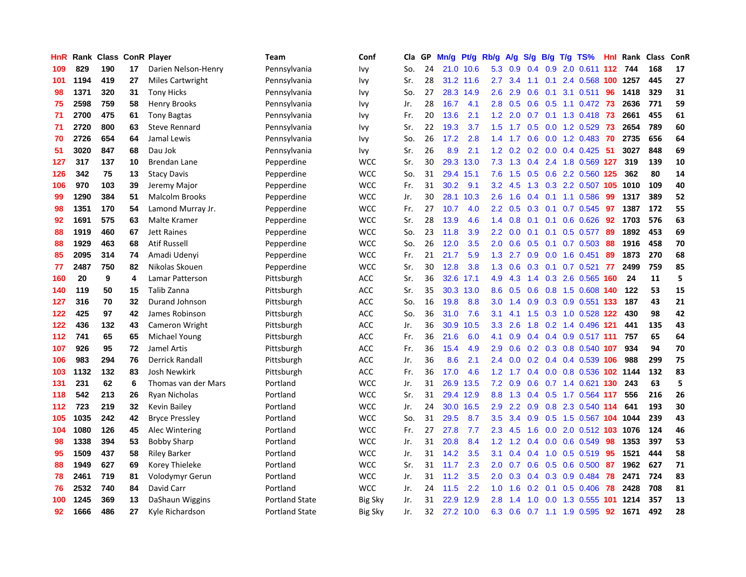| HnR | Rank | Class | ConR | Player | Team | Conf | Cla | GP | Mn/g | Pt/g | Rb/g | A/g | S/g | B/g | T/g | TS% | HnI | Rank | Class | ConR |
|---|---|---|---|---|---|---|---|---|---|---|---|---|---|---|---|---|---|---|---|---|
| 109 | 829 | 190 | 17 | Darien Nelson-Henry | Pennsylvania | Ivy | So. | 24 | 21.0 | 10.6 | 5.3 | 0.9 | 0.4 | 0.9 | 2.0 | 0.611 | 112 | 744 | 168 | 17 |
| 101 | 1194 | 419 | 27 | Miles Cartwright | Pennsylvania | Ivy | Sr. | 28 | 31.2 | 11.6 | 2.7 | 3.4 | 1.1 | 0.1 | 2.4 | 0.568 | 100 | 1257 | 445 | 27 |
| 98 | 1371 | 320 | 31 | Tony Hicks | Pennsylvania | Ivy | So. | 27 | 28.3 | 14.9 | 2.6 | 2.9 | 0.6 | 0.1 | 3.1 | 0.511 | 96 | 1418 | 329 | 31 |
| 75 | 2598 | 759 | 58 | Henry Brooks | Pennsylvania | Ivy | Jr. | 28 | 16.7 | 4.1 | 2.8 | 0.5 | 0.6 | 0.5 | 1.1 | 0.472 | 73 | 2636 | 771 | 59 |
| 71 | 2700 | 475 | 61 | Tony Bagtas | Pennsylvania | Ivy | Fr. | 20 | 13.6 | 2.1 | 1.2 | 2.0 | 0.7 | 0.1 | 1.3 | 0.418 | 73 | 2661 | 455 | 61 |
| 71 | 2720 | 800 | 63 | Steve Rennard | Pennsylvania | Ivy | Sr. | 22 | 19.3 | 3.7 | 1.5 | 1.7 | 0.5 | 0.0 | 1.2 | 0.529 | 73 | 2654 | 789 | 60 |
| 70 | 2726 | 654 | 64 | Jamal Lewis | Pennsylvania | Ivy | So. | 26 | 17.2 | 2.8 | 1.4 | 1.7 | 0.6 | 0.0 | 1.2 | 0.483 | 70 | 2735 | 656 | 64 |
| 51 | 3020 | 847 | 68 | Dau Jok | Pennsylvania | Ivy | Sr. | 26 | 8.9 | 2.1 | 1.2 | 0.2 | 0.2 | 0.0 | 0.4 | 0.425 | 51 | 3027 | 848 | 69 |
| 127 | 317 | 137 | 10 | Brendan Lane | Pepperdine | WCC | Sr. | 30 | 29.3 | 13.0 | 7.3 | 1.3 | 0.4 | 2.4 | 1.8 | 0.569 | 127 | 319 | 139 | 10 |
| 126 | 342 | 75 | 13 | Stacy Davis | Pepperdine | WCC | So. | 31 | 29.4 | 15.1 | 7.6 | 1.5 | 0.5 | 0.6 | 2.2 | 0.560 | 125 | 362 | 80 | 14 |
| 106 | 970 | 103 | 39 | Jeremy Major | Pepperdine | WCC | Fr. | 31 | 30.2 | 9.1 | 3.2 | 4.5 | 1.3 | 0.3 | 2.2 | 0.507 | 105 | 1010 | 109 | 40 |
| 99 | 1290 | 384 | 51 | Malcolm Brooks | Pepperdine | WCC | Jr. | 30 | 28.1 | 10.3 | 2.6 | 1.6 | 0.4 | 0.1 | 1.1 | 0.586 | 99 | 1317 | 389 | 52 |
| 98 | 1351 | 170 | 54 | Lamond Murray Jr. | Pepperdine | WCC | Fr. | 27 | 10.7 | 4.0 | 2.2 | 0.5 | 0.3 | 0.1 | 0.7 | 0.545 | 97 | 1387 | 172 | 55 |
| 92 | 1691 | 575 | 63 | Malte Kramer | Pepperdine | WCC | Sr. | 28 | 13.9 | 4.6 | 1.4 | 0.8 | 0.1 | 0.1 | 0.6 | 0.626 | 92 | 1703 | 576 | 63 |
| 88 | 1919 | 460 | 67 | Jett Raines | Pepperdine | WCC | So. | 23 | 11.8 | 3.9 | 2.2 | 0.0 | 0.1 | 0.1 | 0.5 | 0.577 | 89 | 1892 | 453 | 69 |
| 88 | 1929 | 463 | 68 | Atif Russell | Pepperdine | WCC | So. | 26 | 12.0 | 3.5 | 2.0 | 0.6 | 0.5 | 0.1 | 0.7 | 0.503 | 88 | 1916 | 458 | 70 |
| 85 | 2095 | 314 | 74 | Amadi Udenyi | Pepperdine | WCC | Fr. | 21 | 21.7 | 5.9 | 1.3 | 2.7 | 0.9 | 0.0 | 1.6 | 0.451 | 89 | 1873 | 270 | 68 |
| 77 | 2487 | 750 | 82 | Nikolas Skouen | Pepperdine | WCC | Sr. | 30 | 12.8 | 3.8 | 1.3 | 0.6 | 0.3 | 0.1 | 0.7 | 0.521 | 77 | 2499 | 759 | 85 |
| 160 | 20 | 9 | 4 | Lamar Patterson | Pittsburgh | ACC | Sr. | 36 | 32.6 | 17.1 | 4.9 | 4.3 | 1.4 | 0.3 | 2.6 | 0.565 | 160 | 24 | 11 | 5 |
| 140 | 119 | 50 | 15 | Talib Zanna | Pittsburgh | ACC | Sr. | 35 | 30.3 | 13.0 | 8.6 | 0.5 | 0.6 | 0.8 | 1.5 | 0.608 | 140 | 122 | 53 | 15 |
| 127 | 316 | 70 | 32 | Durand Johnson | Pittsburgh | ACC | So. | 16 | 19.8 | 8.8 | 3.0 | 1.4 | 0.9 | 0.3 | 0.9 | 0.551 | 133 | 187 | 43 | 21 |
| 122 | 425 | 97 | 42 | James Robinson | Pittsburgh | ACC | So. | 36 | 31.0 | 7.6 | 3.1 | 4.1 | 1.5 | 0.3 | 1.0 | 0.528 | 122 | 430 | 98 | 42 |
| 122 | 436 | 132 | 43 | Cameron Wright | Pittsburgh | ACC | Jr. | 36 | 30.9 | 10.5 | 3.3 | 2.6 | 1.8 | 0.2 | 1.4 | 0.496 | 121 | 441 | 135 | 43 |
| 112 | 741 | 65 | 65 | Michael Young | Pittsburgh | ACC | Fr. | 36 | 21.6 | 6.0 | 4.1 | 0.9 | 0.4 | 0.4 | 0.9 | 0.517 | 111 | 757 | 65 | 64 |
| 107 | 926 | 95 | 72 | Jamel Artis | Pittsburgh | ACC | Fr. | 36 | 15.4 | 4.9 | 2.9 | 0.6 | 0.2 | 0.3 | 0.8 | 0.540 | 107 | 934 | 94 | 70 |
| 106 | 983 | 294 | 76 | Derrick Randall | Pittsburgh | ACC | Jr. | 36 | 8.6 | 2.1 | 2.4 | 0.0 | 0.2 | 0.4 | 0.4 | 0.539 | 106 | 988 | 299 | 75 |
| 103 | 1132 | 132 | 83 | Josh Newkirk | Pittsburgh | ACC | Fr. | 36 | 17.0 | 4.6 | 1.2 | 1.7 | 0.4 | 0.0 | 0.8 | 0.536 | 102 | 1144 | 132 | 83 |
| 131 | 231 | 62 | 6 | Thomas van der Mars | Portland | WCC | Jr. | 31 | 26.9 | 13.5 | 7.2 | 0.9 | 0.6 | 0.7 | 1.4 | 0.621 | 130 | 243 | 63 | 5 |
| 118 | 542 | 213 | 26 | Ryan Nicholas | Portland | WCC | Sr. | 31 | 29.4 | 12.9 | 8.8 | 1.3 | 0.4 | 0.5 | 1.7 | 0.564 | 117 | 556 | 216 | 26 |
| 112 | 723 | 219 | 32 | Kevin Bailey | Portland | WCC | Jr. | 24 | 30.0 | 16.5 | 2.9 | 2.2 | 0.9 | 0.8 | 2.3 | 0.540 | 114 | 641 | 193 | 30 |
| 105 | 1035 | 242 | 42 | Bryce Pressley | Portland | WCC | So. | 31 | 29.5 | 8.7 | 3.5 | 3.4 | 0.9 | 0.5 | 1.5 | 0.567 | 104 | 1044 | 239 | 43 |
| 104 | 1080 | 126 | 45 | Alec Wintering | Portland | WCC | Fr. | 27 | 27.8 | 7.7 | 2.3 | 4.5 | 1.6 | 0.0 | 2.0 | 0.512 | 103 | 1076 | 124 | 46 |
| 98 | 1338 | 394 | 53 | Bobby Sharp | Portland | WCC | Jr. | 31 | 20.8 | 8.4 | 1.2 | 1.2 | 0.4 | 0.0 | 0.6 | 0.549 | 98 | 1353 | 397 | 53 |
| 95 | 1509 | 437 | 58 | Riley Barker | Portland | WCC | Jr. | 31 | 14.2 | 3.5 | 3.1 | 0.4 | 0.4 | 1.0 | 0.5 | 0.519 | 95 | 1521 | 444 | 58 |
| 88 | 1949 | 627 | 69 | Korey Thieleke | Portland | WCC | Sr. | 31 | 11.7 | 2.3 | 2.0 | 0.7 | 0.6 | 0.5 | 0.6 | 0.500 | 87 | 1962 | 627 | 71 |
| 78 | 2461 | 719 | 81 | Volodymyr Gerun | Portland | WCC | Jr. | 31 | 11.2 | 3.5 | 2.0 | 0.3 | 0.4 | 0.3 | 0.9 | 0.484 | 78 | 2471 | 724 | 83 |
| 76 | 2532 | 740 | 84 | David Carr | Portland | WCC | Jr. | 24 | 11.5 | 2.2 | 1.0 | 1.6 | 0.2 | 0.1 | 0.5 | 0.406 | 78 | 2428 | 708 | 81 |
| 100 | 1245 | 369 | 13 | DaShaun Wiggins | Portland State | Big Sky | Jr. | 31 | 22.9 | 12.9 | 2.8 | 1.4 | 1.0 | 0.0 | 1.3 | 0.555 | 101 | 1214 | 357 | 13 |
| 92 | 1666 | 486 | 27 | Kyle Richardson | Portland State | Big Sky | Jr. | 32 | 27.2 | 10.0 | 6.3 | 0.6 | 0.7 | 1.1 | 1.9 | 0.595 | 92 | 1671 | 492 | 28 |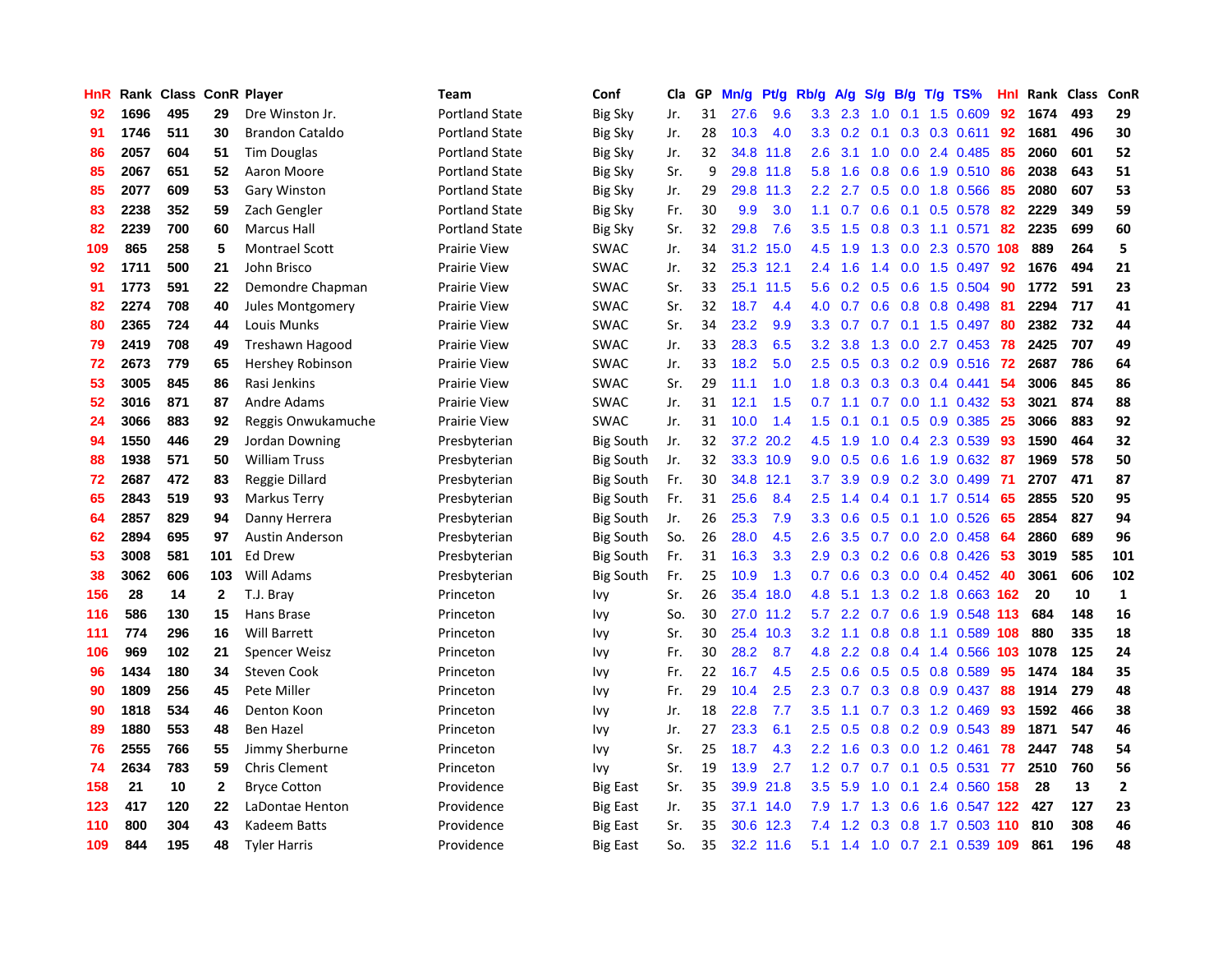| HnR | Rank | Class | ConR | Player | Team | Conf | Cla | GP | Mn/g | Pt/g | Rb/g | A/g | S/g | B/g | T/g | TS% | HnI | Rank | Class | ConR |
|---|---|---|---|---|---|---|---|---|---|---|---|---|---|---|---|---|---|---|---|---|
| 92 | 1696 | 495 | 29 | Dre Winston Jr. | Portland State | Big Sky | Jr. | 31 | 27.6 | 9.6 | 3.3 | 2.3 | 1.0 | 0.1 | 1.5 | 0.609 | 92 | 1674 | 493 | 29 |
| 91 | 1746 | 511 | 30 | Brandon Cataldo | Portland State | Big Sky | Jr. | 28 | 10.3 | 4.0 | 3.3 | 0.2 | 0.1 | 0.3 | 0.3 | 0.611 | 92 | 1681 | 496 | 30 |
| 86 | 2057 | 604 | 51 | Tim Douglas | Portland State | Big Sky | Jr. | 32 | 34.8 | 11.8 | 2.6 | 3.1 | 1.0 | 0.0 | 2.4 | 0.485 | 85 | 2060 | 601 | 52 |
| 85 | 2067 | 651 | 52 | Aaron Moore | Portland State | Big Sky | Sr. | 9 | 29.8 | 11.8 | 5.8 | 1.6 | 0.8 | 0.6 | 1.9 | 0.510 | 86 | 2038 | 643 | 51 |
| 85 | 2077 | 609 | 53 | Gary Winston | Portland State | Big Sky | Jr. | 29 | 29.8 | 11.3 | 2.2 | 2.7 | 0.5 | 0.0 | 1.8 | 0.566 | 85 | 2080 | 607 | 53 |
| 83 | 2238 | 352 | 59 | Zach Gengler | Portland State | Big Sky | Fr. | 30 | 9.9 | 3.0 | 1.1 | 0.7 | 0.6 | 0.1 | 0.5 | 0.578 | 82 | 2229 | 349 | 59 |
| 82 | 2239 | 700 | 60 | Marcus Hall | Portland State | Big Sky | Sr. | 32 | 29.8 | 7.6 | 3.5 | 1.5 | 0.8 | 0.3 | 1.1 | 0.571 | 82 | 2235 | 699 | 60 |
| 109 | 865 | 258 | 5 | Montrael Scott | Prairie View | SWAC | Jr. | 34 | 31.2 | 15.0 | 4.5 | 1.9 | 1.3 | 0.0 | 2.3 | 0.570 | 108 | 889 | 264 | 5 |
| 92 | 1711 | 500 | 21 | John Brisco | Prairie View | SWAC | Jr. | 32 | 25.3 | 12.1 | 2.4 | 1.6 | 1.4 | 0.0 | 1.5 | 0.497 | 92 | 1676 | 494 | 21 |
| 91 | 1773 | 591 | 22 | Demondre Chapman | Prairie View | SWAC | Sr. | 33 | 25.1 | 11.5 | 5.6 | 0.2 | 0.5 | 0.6 | 1.5 | 0.504 | 90 | 1772 | 591 | 23 |
| 82 | 2274 | 708 | 40 | Jules Montgomery | Prairie View | SWAC | Sr. | 32 | 18.7 | 4.4 | 4.0 | 0.7 | 0.6 | 0.8 | 0.8 | 0.498 | 81 | 2294 | 717 | 41 |
| 80 | 2365 | 724 | 44 | Louis Munks | Prairie View | SWAC | Sr. | 34 | 23.2 | 9.9 | 3.3 | 0.7 | 0.7 | 0.1 | 1.5 | 0.497 | 80 | 2382 | 732 | 44 |
| 79 | 2419 | 708 | 49 | Treshawn Hagood | Prairie View | SWAC | Jr. | 33 | 28.3 | 6.5 | 3.2 | 3.8 | 1.3 | 0.0 | 2.7 | 0.453 | 78 | 2425 | 707 | 49 |
| 72 | 2673 | 779 | 65 | Hershey Robinson | Prairie View | SWAC | Jr. | 33 | 18.2 | 5.0 | 2.5 | 0.5 | 0.3 | 0.2 | 0.9 | 0.516 | 72 | 2687 | 786 | 64 |
| 53 | 3005 | 845 | 86 | Rasi Jenkins | Prairie View | SWAC | Sr. | 29 | 11.1 | 1.0 | 1.8 | 0.3 | 0.3 | 0.3 | 0.4 | 0.441 | 54 | 3006 | 845 | 86 |
| 52 | 3016 | 871 | 87 | Andre Adams | Prairie View | SWAC | Jr. | 31 | 12.1 | 1.5 | 0.7 | 1.1 | 0.7 | 0.0 | 1.1 | 0.432 | 53 | 3021 | 874 | 88 |
| 24 | 3066 | 883 | 92 | Reggis Onwukamuche | Prairie View | SWAC | Jr. | 31 | 10.0 | 1.4 | 1.5 | 0.1 | 0.1 | 0.5 | 0.9 | 0.385 | 25 | 3066 | 883 | 92 |
| 94 | 1550 | 446 | 29 | Jordan Downing | Presbyterian | Big South | Jr. | 32 | 37.2 | 20.2 | 4.5 | 1.9 | 1.0 | 0.4 | 2.3 | 0.539 | 93 | 1590 | 464 | 32 |
| 88 | 1938 | 571 | 50 | William Truss | Presbyterian | Big South | Jr. | 32 | 33.3 | 10.9 | 9.0 | 0.5 | 0.6 | 1.6 | 1.9 | 0.632 | 87 | 1969 | 578 | 50 |
| 72 | 2687 | 472 | 83 | Reggie Dillard | Presbyterian | Big South | Fr. | 30 | 34.8 | 12.1 | 3.7 | 3.9 | 0.9 | 0.2 | 3.0 | 0.499 | 71 | 2707 | 471 | 87 |
| 65 | 2843 | 519 | 93 | Markus Terry | Presbyterian | Big South | Fr. | 31 | 25.6 | 8.4 | 2.5 | 1.4 | 0.4 | 0.1 | 1.7 | 0.514 | 65 | 2855 | 520 | 95 |
| 64 | 2857 | 829 | 94 | Danny Herrera | Presbyterian | Big South | Jr. | 26 | 25.3 | 7.9 | 3.3 | 0.6 | 0.5 | 0.1 | 1.0 | 0.526 | 65 | 2854 | 827 | 94 |
| 62 | 2894 | 695 | 97 | Austin Anderson | Presbyterian | Big South | So. | 26 | 28.0 | 4.5 | 2.6 | 3.5 | 0.7 | 0.0 | 2.0 | 0.458 | 64 | 2860 | 689 | 96 |
| 53 | 3008 | 581 | 101 | Ed Drew | Presbyterian | Big South | Fr. | 31 | 16.3 | 3.3 | 2.9 | 0.3 | 0.2 | 0.6 | 0.8 | 0.426 | 53 | 3019 | 585 | 101 |
| 38 | 3062 | 606 | 103 | Will Adams | Presbyterian | Big South | Fr. | 25 | 10.9 | 1.3 | 0.7 | 0.6 | 0.3 | 0.0 | 0.4 | 0.452 | 40 | 3061 | 606 | 102 |
| 156 | 28 | 14 | 2 | T.J. Bray | Princeton | Ivy | Sr. | 26 | 35.4 | 18.0 | 4.8 | 5.1 | 1.3 | 0.2 | 1.8 | 0.663 | 162 | 20 | 10 | 1 |
| 116 | 586 | 130 | 15 | Hans Brase | Princeton | Ivy | So. | 30 | 27.0 | 11.2 | 5.7 | 2.2 | 0.7 | 0.6 | 1.9 | 0.548 | 113 | 684 | 148 | 16 |
| 111 | 774 | 296 | 16 | Will Barrett | Princeton | Ivy | Sr. | 30 | 25.4 | 10.3 | 3.2 | 1.1 | 0.8 | 0.8 | 1.1 | 0.589 | 108 | 880 | 335 | 18 |
| 106 | 969 | 102 | 21 | Spencer Weisz | Princeton | Ivy | Fr. | 30 | 28.2 | 8.7 | 4.8 | 2.2 | 0.8 | 0.4 | 1.4 | 0.566 | 103 | 1078 | 125 | 24 |
| 96 | 1434 | 180 | 34 | Steven Cook | Princeton | Ivy | Fr. | 22 | 16.7 | 4.5 | 2.5 | 0.6 | 0.5 | 0.5 | 0.8 | 0.589 | 95 | 1474 | 184 | 35 |
| 90 | 1809 | 256 | 45 | Pete Miller | Princeton | Ivy | Fr. | 29 | 10.4 | 2.5 | 2.3 | 0.7 | 0.3 | 0.8 | 0.9 | 0.437 | 88 | 1914 | 279 | 48 |
| 90 | 1818 | 534 | 46 | Denton Koon | Princeton | Ivy | Jr. | 18 | 22.8 | 7.7 | 3.5 | 1.1 | 0.7 | 0.3 | 1.2 | 0.469 | 93 | 1592 | 466 | 38 |
| 89 | 1880 | 553 | 48 | Ben Hazel | Princeton | Ivy | Jr. | 27 | 23.3 | 6.1 | 2.5 | 0.5 | 0.8 | 0.2 | 0.9 | 0.543 | 89 | 1871 | 547 | 46 |
| 76 | 2555 | 766 | 55 | Jimmy Sherburne | Princeton | Ivy | Sr. | 25 | 18.7 | 4.3 | 2.2 | 1.6 | 0.3 | 0.0 | 1.2 | 0.461 | 78 | 2447 | 748 | 54 |
| 74 | 2634 | 783 | 59 | Chris Clement | Princeton | Ivy | Sr. | 19 | 13.9 | 2.7 | 1.2 | 0.7 | 0.7 | 0.1 | 0.5 | 0.531 | 77 | 2510 | 760 | 56 |
| 158 | 21 | 10 | 2 | Bryce Cotton | Providence | Big East | Sr. | 35 | 39.9 | 21.8 | 3.5 | 5.9 | 1.0 | 0.1 | 2.4 | 0.560 | 158 | 28 | 13 | 2 |
| 123 | 417 | 120 | 22 | LaDontae Henton | Providence | Big East | Jr. | 35 | 37.1 | 14.0 | 7.9 | 1.7 | 1.3 | 0.6 | 1.6 | 0.547 | 122 | 427 | 127 | 23 |
| 110 | 800 | 304 | 43 | Kadeem Batts | Providence | Big East | Sr. | 35 | 30.6 | 12.3 | 7.4 | 1.2 | 0.3 | 0.8 | 1.7 | 0.503 | 110 | 810 | 308 | 46 |
| 109 | 844 | 195 | 48 | Tyler Harris | Providence | Big East | So. | 35 | 32.2 | 11.6 | 5.1 | 1.4 | 1.0 | 0.7 | 2.1 | 0.539 | 109 | 861 | 196 | 48 |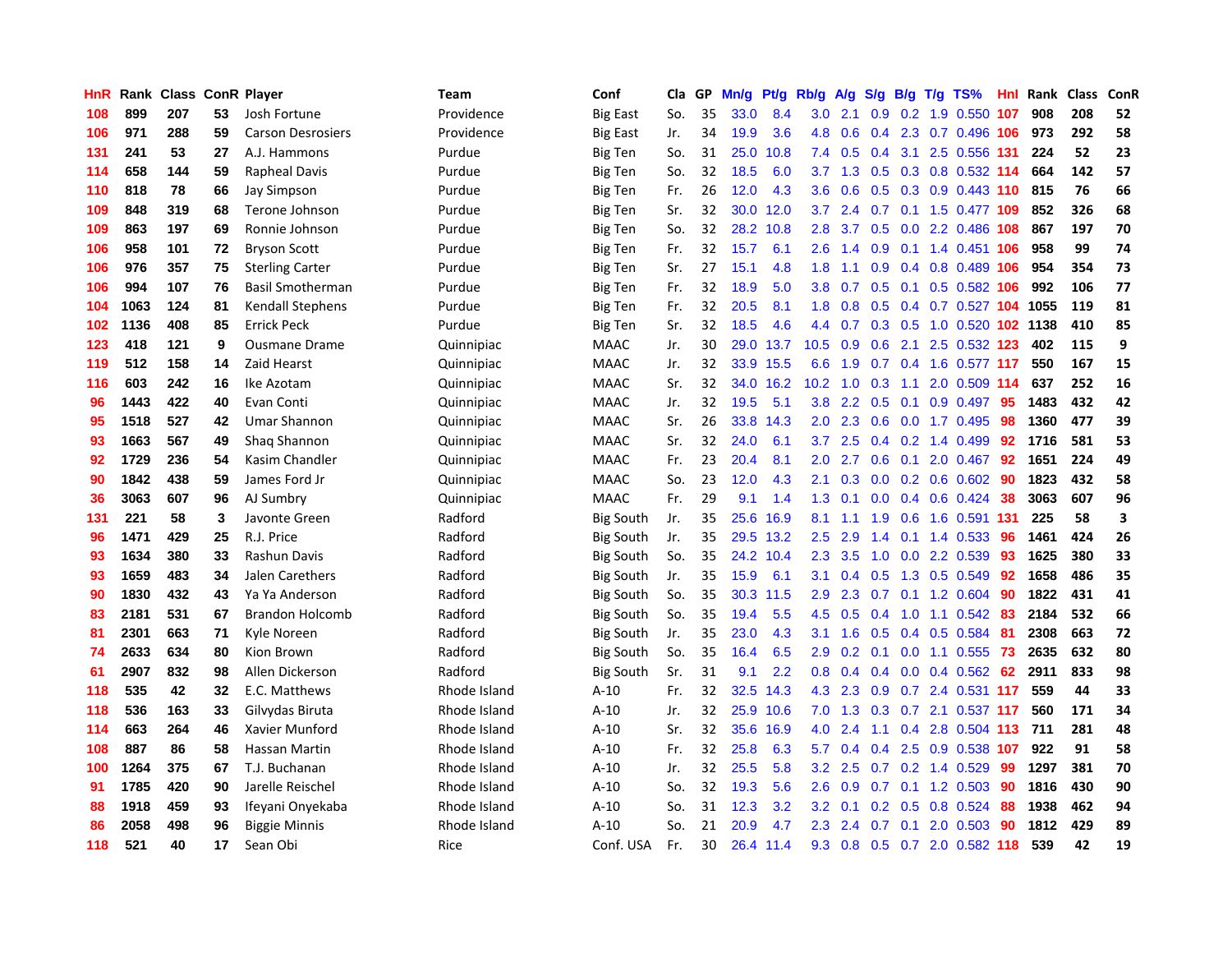| HnR | Rank | Class | ConR | Player | Team | Conf | Cla | GP | Mn/g | Pt/g | Rb/g | A/g | S/g | B/g | T/g | TS% | HnI | Rank | Class | ConR |
|---|---|---|---|---|---|---|---|---|---|---|---|---|---|---|---|---|---|---|---|---|
| 108 | 899 | 207 | 53 | Josh Fortune | Providence | Big East | So. | 35 | 33.0 | 8.4 | 3.0 | 2.1 | 0.9 | 0.2 | 1.9 | 0.550 | 107 | 908 | 208 | 52 |
| 106 | 971 | 288 | 59 | Carson Desrosiers | Providence | Big East | Jr. | 34 | 19.9 | 3.6 | 4.8 | 0.6 | 0.4 | 2.3 | 0.7 | 0.496 | 106 | 973 | 292 | 58 |
| 131 | 241 | 53 | 27 | A.J. Hammons | Purdue | Big Ten | So. | 31 | 25.0 | 10.8 | 7.4 | 0.5 | 0.4 | 3.1 | 2.5 | 0.556 | 131 | 224 | 52 | 23 |
| 114 | 658 | 144 | 59 | Rapheal Davis | Purdue | Big Ten | So. | 32 | 18.5 | 6.0 | 3.7 | 1.3 | 0.5 | 0.3 | 0.8 | 0.532 | 114 | 664 | 142 | 57 |
| 110 | 818 | 78 | 66 | Jay Simpson | Purdue | Big Ten | Fr. | 26 | 12.0 | 4.3 | 3.6 | 0.6 | 0.5 | 0.3 | 0.9 | 0.443 | 110 | 815 | 76 | 66 |
| 109 | 848 | 319 | 68 | Terone Johnson | Purdue | Big Ten | Sr. | 32 | 30.0 | 12.0 | 3.7 | 2.4 | 0.7 | 0.1 | 1.5 | 0.477 | 109 | 852 | 326 | 68 |
| 109 | 863 | 197 | 69 | Ronnie Johnson | Purdue | Big Ten | So. | 32 | 28.2 | 10.8 | 2.8 | 3.7 | 0.5 | 0.0 | 2.2 | 0.486 | 108 | 867 | 197 | 70 |
| 106 | 958 | 101 | 72 | Bryson Scott | Purdue | Big Ten | Fr. | 32 | 15.7 | 6.1 | 2.6 | 1.4 | 0.9 | 0.1 | 1.4 | 0.451 | 106 | 958 | 99 | 74 |
| 106 | 976 | 357 | 75 | Sterling Carter | Purdue | Big Ten | Sr. | 27 | 15.1 | 4.8 | 1.8 | 1.1 | 0.9 | 0.4 | 0.8 | 0.489 | 106 | 954 | 354 | 73 |
| 106 | 994 | 107 | 76 | Basil Smotherman | Purdue | Big Ten | Fr. | 32 | 18.9 | 5.0 | 3.8 | 0.7 | 0.5 | 0.1 | 0.5 | 0.582 | 106 | 992 | 106 | 77 |
| 104 | 1063 | 124 | 81 | Kendall Stephens | Purdue | Big Ten | Fr. | 32 | 20.5 | 8.1 | 1.8 | 0.8 | 0.5 | 0.4 | 0.7 | 0.527 | 104 | 1055 | 119 | 81 |
| 102 | 1136 | 408 | 85 | Errick Peck | Purdue | Big Ten | Sr. | 32 | 18.5 | 4.6 | 4.4 | 0.7 | 0.3 | 0.5 | 1.0 | 0.520 | 102 | 1138 | 410 | 85 |
| 123 | 418 | 121 | 9 | Ousmane Drame | Quinnipiac | MAAC | Jr. | 30 | 29.0 | 13.7 | 10.5 | 0.9 | 0.6 | 2.1 | 2.5 | 0.532 | 123 | 402 | 115 | 9 |
| 119 | 512 | 158 | 14 | Zaid Hearst | Quinnipiac | MAAC | Jr. | 32 | 33.9 | 15.5 | 6.6 | 1.9 | 0.7 | 0.4 | 1.6 | 0.577 | 117 | 550 | 167 | 15 |
| 116 | 603 | 242 | 16 | Ike Azotam | Quinnipiac | MAAC | Sr. | 32 | 34.0 | 16.2 | 10.2 | 1.0 | 0.3 | 1.1 | 2.0 | 0.509 | 114 | 637 | 252 | 16 |
| 96 | 1443 | 422 | 40 | Evan Conti | Quinnipiac | MAAC | Jr. | 32 | 19.5 | 5.1 | 3.8 | 2.2 | 0.5 | 0.1 | 0.9 | 0.497 | 95 | 1483 | 432 | 42 |
| 95 | 1518 | 527 | 42 | Umar Shannon | Quinnipiac | MAAC | Sr. | 26 | 33.8 | 14.3 | 2.0 | 2.3 | 0.6 | 0.0 | 1.7 | 0.495 | 98 | 1360 | 477 | 39 |
| 93 | 1663 | 567 | 49 | Shaq Shannon | Quinnipiac | MAAC | Sr. | 32 | 24.0 | 6.1 | 3.7 | 2.5 | 0.4 | 0.2 | 1.4 | 0.499 | 92 | 1716 | 581 | 53 |
| 92 | 1729 | 236 | 54 | Kasim Chandler | Quinnipiac | MAAC | Fr. | 23 | 20.4 | 8.1 | 2.0 | 2.7 | 0.6 | 0.1 | 2.0 | 0.467 | 92 | 1651 | 224 | 49 |
| 90 | 1842 | 438 | 59 | James Ford Jr | Quinnipiac | MAAC | So. | 23 | 12.0 | 4.3 | 2.1 | 0.3 | 0.0 | 0.2 | 0.6 | 0.602 | 90 | 1823 | 432 | 58 |
| 36 | 3063 | 607 | 96 | AJ Sumbry | Quinnipiac | MAAC | Fr. | 29 | 9.1 | 1.4 | 1.3 | 0.1 | 0.0 | 0.4 | 0.6 | 0.424 | 38 | 3063 | 607 | 96 |
| 131 | 221 | 58 | 3 | Javonte Green | Radford | Big South | Jr. | 35 | 25.6 | 16.9 | 8.1 | 1.1 | 1.9 | 0.6 | 1.6 | 0.591 | 131 | 225 | 58 | 3 |
| 96 | 1471 | 429 | 25 | R.J. Price | Radford | Big South | Jr. | 35 | 29.5 | 13.2 | 2.5 | 2.9 | 1.4 | 0.1 | 1.4 | 0.533 | 96 | 1461 | 424 | 26 |
| 93 | 1634 | 380 | 33 | Rashun Davis | Radford | Big South | So. | 35 | 24.2 | 10.4 | 2.3 | 3.5 | 1.0 | 0.0 | 2.2 | 0.539 | 93 | 1625 | 380 | 33 |
| 93 | 1659 | 483 | 34 | Jalen Carethers | Radford | Big South | Jr. | 35 | 15.9 | 6.1 | 3.1 | 0.4 | 0.5 | 1.3 | 0.5 | 0.549 | 92 | 1658 | 486 | 35 |
| 90 | 1830 | 432 | 43 | Ya Ya Anderson | Radford | Big South | So. | 35 | 30.3 | 11.5 | 2.9 | 2.3 | 0.7 | 0.1 | 1.2 | 0.604 | 90 | 1822 | 431 | 41 |
| 83 | 2181 | 531 | 67 | Brandon Holcomb | Radford | Big South | So. | 35 | 19.4 | 5.5 | 4.5 | 0.5 | 0.4 | 1.0 | 1.1 | 0.542 | 83 | 2184 | 532 | 66 |
| 81 | 2301 | 663 | 71 | Kyle Noreen | Radford | Big South | Jr. | 35 | 23.0 | 4.3 | 3.1 | 1.6 | 0.5 | 0.4 | 0.5 | 0.584 | 81 | 2308 | 663 | 72 |
| 74 | 2633 | 634 | 80 | Kion Brown | Radford | Big South | So. | 35 | 16.4 | 6.5 | 2.9 | 0.2 | 0.1 | 0.0 | 1.1 | 0.555 | 73 | 2635 | 632 | 80 |
| 61 | 2907 | 832 | 98 | Allen Dickerson | Radford | Big South | Sr. | 31 | 9.1 | 2.2 | 0.8 | 0.4 | 0.4 | 0.0 | 0.4 | 0.562 | 62 | 2911 | 833 | 98 |
| 118 | 535 | 42 | 32 | E.C. Matthews | Rhode Island | A-10 | Fr. | 32 | 32.5 | 14.3 | 4.3 | 2.3 | 0.9 | 0.7 | 2.4 | 0.531 | 117 | 559 | 44 | 33 |
| 118 | 536 | 163 | 33 | Gilvydas Biruta | Rhode Island | A-10 | Jr. | 32 | 25.9 | 10.6 | 7.0 | 1.3 | 0.3 | 0.7 | 2.1 | 0.537 | 117 | 560 | 171 | 34 |
| 114 | 663 | 264 | 46 | Xavier Munford | Rhode Island | A-10 | Sr. | 32 | 35.6 | 16.9 | 4.0 | 2.4 | 1.1 | 0.4 | 2.8 | 0.504 | 113 | 711 | 281 | 48 |
| 108 | 887 | 86 | 58 | Hassan Martin | Rhode Island | A-10 | Fr. | 32 | 25.8 | 6.3 | 5.7 | 0.4 | 0.4 | 2.5 | 0.9 | 0.538 | 107 | 922 | 91 | 58 |
| 100 | 1264 | 375 | 67 | T.J. Buchanan | Rhode Island | A-10 | Jr. | 32 | 25.5 | 5.8 | 3.2 | 2.5 | 0.7 | 0.2 | 1.4 | 0.529 | 99 | 1297 | 381 | 70 |
| 91 | 1785 | 420 | 90 | Jarelle Reischel | Rhode Island | A-10 | So. | 32 | 19.3 | 5.6 | 2.6 | 0.9 | 0.7 | 0.1 | 1.2 | 0.503 | 90 | 1816 | 430 | 90 |
| 88 | 1918 | 459 | 93 | Ifeyani Onyekaba | Rhode Island | A-10 | So. | 31 | 12.3 | 3.2 | 3.2 | 0.1 | 0.2 | 0.5 | 0.8 | 0.524 | 88 | 1938 | 462 | 94 |
| 86 | 2058 | 498 | 96 | Biggie Minnis | Rhode Island | A-10 | So. | 21 | 20.9 | 4.7 | 2.3 | 2.4 | 0.7 | 0.1 | 2.0 | 0.503 | 90 | 1812 | 429 | 89 |
| 118 | 521 | 40 | 17 | Sean Obi | Rice | Conf. USA | Fr. | 30 | 26.4 | 11.4 | 9.3 | 0.8 | 0.5 | 0.7 | 2.0 | 0.582 | 118 | 539 | 42 | 19 |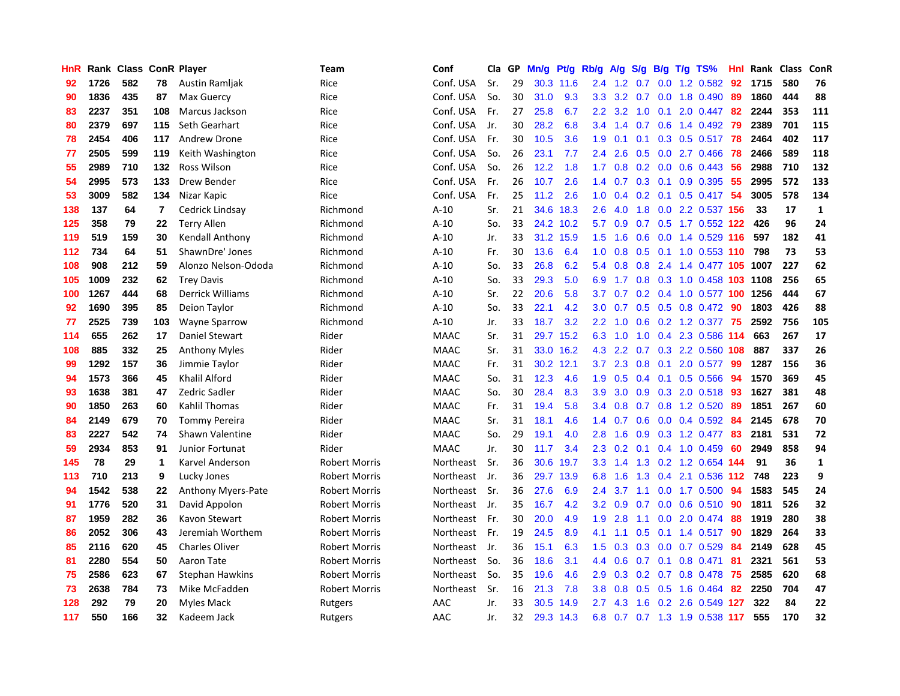| HnR | Rank | Class | ConR | Player | Team | Conf | Cla | GP | Mn/g | Pt/g | Rb/g | A/g | S/g | B/g | T/g | TS% | HnI | Rank | Class | ConR |
|---|---|---|---|---|---|---|---|---|---|---|---|---|---|---|---|---|---|---|---|---|
| 92 | 1726 | 582 | 78 | Austin Ramljak | Rice | Conf. USA | Sr. | 29 | 30.3 | 11.6 | 2.4 | 1.2 | 0.7 | 0.0 | 1.2 | 0.582 | 92 | 1715 | 580 | 76 |
| 90 | 1836 | 435 | 87 | Max Guercy | Rice | Conf. USA | So. | 30 | 31.0 | 9.3 | 3.3 | 3.2 | 0.7 | 0.0 | 1.8 | 0.490 | 89 | 1860 | 444 | 88 |
| 83 | 2237 | 351 | 108 | Marcus Jackson | Rice | Conf. USA | Fr. | 27 | 25.8 | 6.7 | 2.2 | 3.2 | 1.0 | 0.1 | 2.0 | 0.447 | 82 | 2244 | 353 | 111 |
| 80 | 2379 | 697 | 115 | Seth Gearhart | Rice | Conf. USA | Jr. | 30 | 28.2 | 6.8 | 3.4 | 1.4 | 0.7 | 0.6 | 1.4 | 0.492 | 79 | 2389 | 701 | 115 |
| 78 | 2454 | 406 | 117 | Andrew Drone | Rice | Conf. USA | Fr. | 30 | 10.5 | 3.6 | 1.9 | 0.1 | 0.1 | 0.3 | 0.5 | 0.517 | 78 | 2464 | 402 | 117 |
| 77 | 2505 | 599 | 119 | Keith Washington | Rice | Conf. USA | So. | 26 | 23.1 | 7.7 | 2.4 | 2.6 | 0.5 | 0.0 | 2.7 | 0.466 | 78 | 2466 | 589 | 118 |
| 55 | 2989 | 710 | 132 | Ross Wilson | Rice | Conf. USA | So. | 26 | 12.2 | 1.8 | 1.7 | 0.8 | 0.2 | 0.0 | 0.6 | 0.443 | 56 | 2988 | 710 | 132 |
| 54 | 2995 | 573 | 133 | Drew Bender | Rice | Conf. USA | Fr. | 26 | 10.7 | 2.6 | 1.4 | 0.7 | 0.3 | 0.1 | 0.9 | 0.395 | 55 | 2995 | 572 | 133 |
| 53 | 3009 | 582 | 134 | Nizar Kapic | Rice | Conf. USA | Fr. | 25 | 11.2 | 2.6 | 1.0 | 0.4 | 0.2 | 0.1 | 0.5 | 0.417 | 54 | 3005 | 578 | 134 |
| 138 | 137 | 64 | 7 | Cedrick Lindsay | Richmond | A-10 | Sr. | 21 | 34.6 | 18.3 | 2.6 | 4.0 | 1.8 | 0.0 | 2.2 | 0.537 | 156 | 33 | 17 | 1 |
| 125 | 358 | 79 | 22 | Terry Allen | Richmond | A-10 | So. | 33 | 24.2 | 10.2 | 5.7 | 0.9 | 0.7 | 0.5 | 1.7 | 0.552 | 122 | 426 | 96 | 24 |
| 119 | 519 | 159 | 30 | Kendall Anthony | Richmond | A-10 | Jr. | 33 | 31.2 | 15.9 | 1.5 | 1.6 | 0.6 | 0.0 | 1.4 | 0.529 | 116 | 597 | 182 | 41 |
| 112 | 734 | 64 | 51 | ShawnDre' Jones | Richmond | A-10 | Fr. | 30 | 13.6 | 6.4 | 1.0 | 0.8 | 0.5 | 0.1 | 1.0 | 0.553 | 110 | 798 | 73 | 53 |
| 108 | 908 | 212 | 59 | Alonzo Nelson-Ododa | Richmond | A-10 | So. | 33 | 26.8 | 6.2 | 5.4 | 0.8 | 0.8 | 2.4 | 1.4 | 0.477 | 105 | 1007 | 227 | 62 |
| 105 | 1009 | 232 | 62 | Trey Davis | Richmond | A-10 | So. | 33 | 29.3 | 5.0 | 6.9 | 1.7 | 0.8 | 0.3 | 1.0 | 0.458 | 103 | 1108 | 256 | 65 |
| 100 | 1267 | 444 | 68 | Derrick Williams | Richmond | A-10 | Sr. | 22 | 20.6 | 5.8 | 3.7 | 0.7 | 0.2 | 0.4 | 1.0 | 0.577 | 100 | 1256 | 444 | 67 |
| 92 | 1690 | 395 | 85 | Deion Taylor | Richmond | A-10 | So. | 33 | 22.1 | 4.2 | 3.0 | 0.7 | 0.5 | 0.5 | 0.8 | 0.472 | 90 | 1803 | 426 | 88 |
| 77 | 2525 | 739 | 103 | Wayne Sparrow | Richmond | A-10 | Jr. | 33 | 18.7 | 3.2 | 2.2 | 1.0 | 0.6 | 0.2 | 1.2 | 0.377 | 75 | 2592 | 756 | 105 |
| 114 | 655 | 262 | 17 | Daniel Stewart | Rider | MAAC | Sr. | 31 | 29.7 | 15.2 | 6.3 | 1.0 | 1.0 | 0.4 | 2.3 | 0.586 | 114 | 663 | 267 | 17 |
| 108 | 885 | 332 | 25 | Anthony Myles | Rider | MAAC | Sr. | 31 | 33.0 | 16.2 | 4.3 | 2.2 | 0.7 | 0.3 | 2.2 | 0.560 | 108 | 887 | 337 | 26 |
| 99 | 1292 | 157 | 36 | Jimmie Taylor | Rider | MAAC | Fr. | 31 | 30.2 | 12.1 | 3.7 | 2.3 | 0.8 | 0.1 | 2.0 | 0.577 | 99 | 1287 | 156 | 36 |
| 94 | 1573 | 366 | 45 | Khalil Alford | Rider | MAAC | So. | 31 | 12.3 | 4.6 | 1.9 | 0.5 | 0.4 | 0.1 | 0.5 | 0.566 | 94 | 1570 | 369 | 45 |
| 93 | 1638 | 381 | 47 | Zedric Sadler | Rider | MAAC | So. | 30 | 28.4 | 8.3 | 3.9 | 3.0 | 0.9 | 0.3 | 2.0 | 0.518 | 93 | 1627 | 381 | 48 |
| 90 | 1850 | 263 | 60 | Kahlil Thomas | Rider | MAAC | Fr. | 31 | 19.4 | 5.8 | 3.4 | 0.8 | 0.7 | 0.8 | 1.2 | 0.520 | 89 | 1851 | 267 | 60 |
| 84 | 2149 | 679 | 70 | Tommy Pereira | Rider | MAAC | Sr. | 31 | 18.1 | 4.6 | 1.4 | 0.7 | 0.6 | 0.0 | 0.4 | 0.592 | 84 | 2145 | 678 | 70 |
| 83 | 2227 | 542 | 74 | Shawn Valentine | Rider | MAAC | So. | 29 | 19.1 | 4.0 | 2.8 | 1.6 | 0.9 | 0.3 | 1.2 | 0.477 | 83 | 2181 | 531 | 72 |
| 59 | 2934 | 853 | 91 | Junior Fortunat | Rider | MAAC | Jr. | 30 | 11.7 | 3.4 | 2.3 | 0.2 | 0.1 | 0.4 | 1.0 | 0.459 | 60 | 2949 | 858 | 94 |
| 145 | 78 | 29 | 1 | Karvel Anderson | Robert Morris | Northeast | Sr. | 36 | 30.6 | 19.7 | 3.3 | 1.4 | 1.3 | 0.2 | 1.2 | 0.654 | 144 | 91 | 36 | 1 |
| 113 | 710 | 213 | 9 | Lucky Jones | Robert Morris | Northeast | Jr. | 36 | 29.7 | 13.9 | 6.8 | 1.6 | 1.3 | 0.4 | 2.1 | 0.536 | 112 | 748 | 223 | 9 |
| 94 | 1542 | 538 | 22 | Anthony Myers-Pate | Robert Morris | Northeast | Sr. | 36 | 27.6 | 6.9 | 2.4 | 3.7 | 1.1 | 0.0 | 1.7 | 0.500 | 94 | 1583 | 545 | 24 |
| 91 | 1776 | 520 | 31 | David Appolon | Robert Morris | Northeast | Jr. | 35 | 16.7 | 4.2 | 3.2 | 0.9 | 0.7 | 0.0 | 0.6 | 0.510 | 90 | 1811 | 526 | 32 |
| 87 | 1959 | 282 | 36 | Kavon Stewart | Robert Morris | Northeast | Fr. | 30 | 20.0 | 4.9 | 1.9 | 2.8 | 1.1 | 0.0 | 2.0 | 0.474 | 88 | 1919 | 280 | 38 |
| 86 | 2052 | 306 | 43 | Jeremiah Worthem | Robert Morris | Northeast | Fr. | 19 | 24.5 | 8.9 | 4.1 | 1.1 | 0.5 | 0.1 | 1.4 | 0.517 | 90 | 1829 | 264 | 33 |
| 85 | 2116 | 620 | 45 | Charles Oliver | Robert Morris | Northeast | Jr. | 36 | 15.1 | 6.3 | 1.5 | 0.3 | 0.3 | 0.0 | 0.7 | 0.529 | 84 | 2149 | 628 | 45 |
| 81 | 2280 | 554 | 50 | Aaron Tate | Robert Morris | Northeast | So. | 36 | 18.6 | 3.1 | 4.4 | 0.6 | 0.7 | 0.1 | 0.8 | 0.471 | 81 | 2321 | 561 | 53 |
| 75 | 2586 | 623 | 67 | Stephan Hawkins | Robert Morris | Northeast | So. | 35 | 19.6 | 4.6 | 2.9 | 0.3 | 0.2 | 0.7 | 0.8 | 0.478 | 75 | 2585 | 620 | 68 |
| 73 | 2638 | 784 | 73 | Mike McFadden | Robert Morris | Northeast | Sr. | 16 | 21.3 | 7.8 | 3.8 | 0.8 | 0.5 | 0.5 | 1.6 | 0.464 | 82 | 2250 | 704 | 47 |
| 128 | 292 | 79 | 20 | Myles Mack | Rutgers | AAC | Jr. | 33 | 30.5 | 14.9 | 2.7 | 4.3 | 1.6 | 0.2 | 2.6 | 0.549 | 127 | 322 | 84 | 22 |
| 117 | 550 | 166 | 32 | Kadeem Jack | Rutgers | AAC | Jr. | 32 | 29.3 | 14.3 | 6.8 | 0.7 | 0.7 | 1.3 | 1.9 | 0.538 | 117 | 555 | 170 | 32 |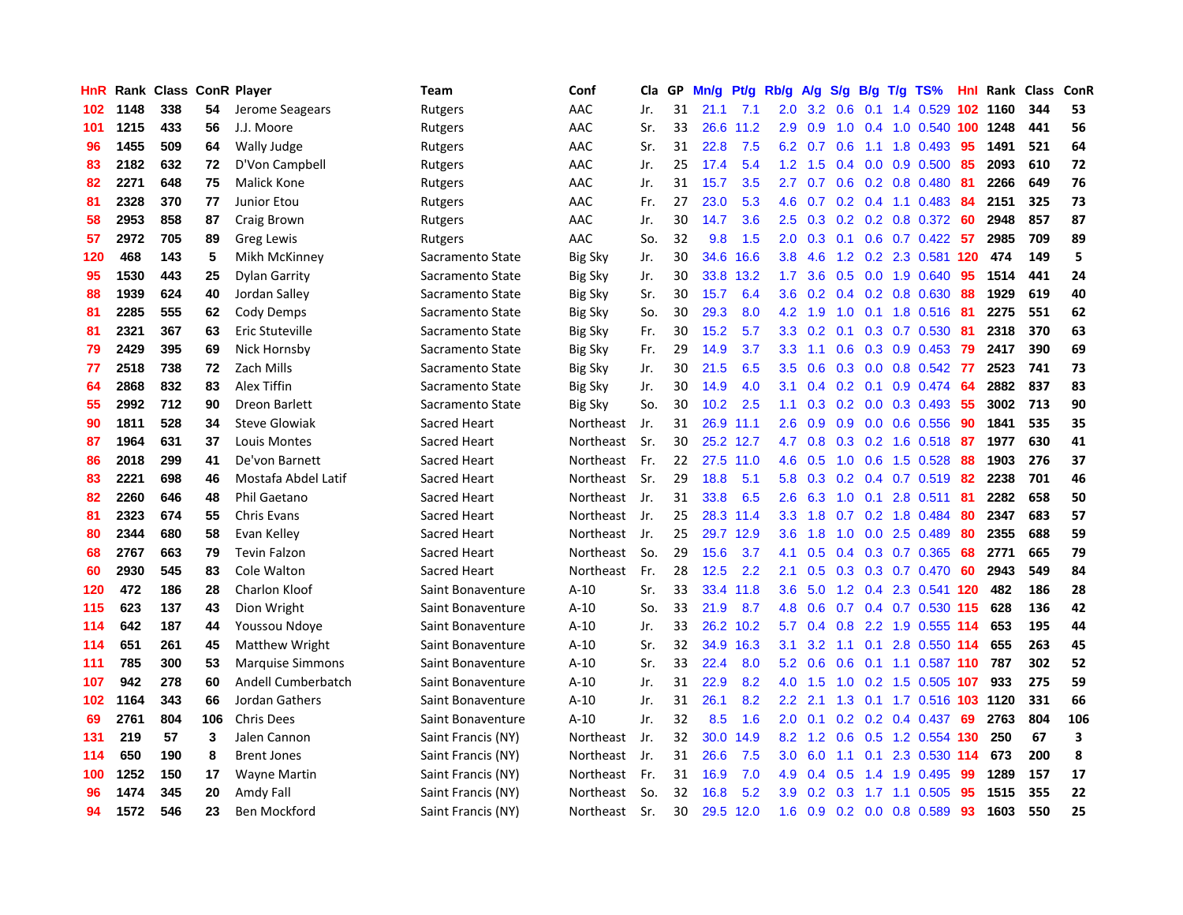| HnR | Rank | Class | ConR | Player | Team | Conf | Cla | GP | Mn/g | Pt/g | Rb/g | A/g | S/g | B/g | T/g | TS% | HnI | Rank | Class | ConR |
|---|---|---|---|---|---|---|---|---|---|---|---|---|---|---|---|---|---|---|---|---|
| 102 | 1148 | 338 | 54 | Jerome Seagears | Rutgers | AAC | Jr. | 31 | 21.1 | 7.1 | 2.0 | 3.2 | 0.6 | 0.1 | 1.4 | 0.529 | 102 | 1160 | 344 | 53 |
| 101 | 1215 | 433 | 56 | J.J. Moore | Rutgers | AAC | Sr. | 33 | 26.6 | 11.2 | 2.9 | 0.9 | 1.0 | 0.4 | 1.0 | 0.540 | 100 | 1248 | 441 | 56 |
| 96 | 1455 | 509 | 64 | Wally Judge | Rutgers | AAC | Sr. | 31 | 22.8 | 7.5 | 6.2 | 0.7 | 0.6 | 1.1 | 1.8 | 0.493 | 95 | 1491 | 521 | 64 |
| 83 | 2182 | 632 | 72 | D'Von Campbell | Rutgers | AAC | Jr. | 25 | 17.4 | 5.4 | 1.2 | 1.5 | 0.4 | 0.0 | 0.9 | 0.500 | 85 | 2093 | 610 | 72 |
| 82 | 2271 | 648 | 75 | Malick Kone | Rutgers | AAC | Jr. | 31 | 15.7 | 3.5 | 2.7 | 0.7 | 0.6 | 0.2 | 0.8 | 0.480 | 81 | 2266 | 649 | 76 |
| 81 | 2328 | 370 | 77 | Junior Etou | Rutgers | AAC | Fr. | 27 | 23.0 | 5.3 | 4.6 | 0.7 | 0.2 | 0.4 | 1.1 | 0.483 | 84 | 2151 | 325 | 73 |
| 58 | 2953 | 858 | 87 | Craig Brown | Rutgers | AAC | Jr. | 30 | 14.7 | 3.6 | 2.5 | 0.3 | 0.2 | 0.2 | 0.8 | 0.372 | 60 | 2948 | 857 | 87 |
| 57 | 2972 | 705 | 89 | Greg Lewis | Rutgers | AAC | So. | 32 | 9.8 | 1.5 | 2.0 | 0.3 | 0.1 | 0.6 | 0.7 | 0.422 | 57 | 2985 | 709 | 89 |
| 120 | 468 | 143 | 5 | Mikh McKinney | Sacramento State | Big Sky | Jr. | 30 | 34.6 | 16.6 | 3.8 | 4.6 | 1.2 | 0.2 | 2.3 | 0.581 | 120 | 474 | 149 | 5 |
| 95 | 1530 | 443 | 25 | Dylan Garrity | Sacramento State | Big Sky | Jr. | 30 | 33.8 | 13.2 | 1.7 | 3.6 | 0.5 | 0.0 | 1.9 | 0.640 | 95 | 1514 | 441 | 24 |
| 88 | 1939 | 624 | 40 | Jordan Salley | Sacramento State | Big Sky | Sr. | 30 | 15.7 | 6.4 | 3.6 | 0.2 | 0.4 | 0.2 | 0.8 | 0.630 | 88 | 1929 | 619 | 40 |
| 81 | 2285 | 555 | 62 | Cody Demps | Sacramento State | Big Sky | So. | 30 | 29.3 | 8.0 | 4.2 | 1.9 | 1.0 | 0.1 | 1.8 | 0.516 | 81 | 2275 | 551 | 62 |
| 81 | 2321 | 367 | 63 | Eric Stuteville | Sacramento State | Big Sky | Fr. | 30 | 15.2 | 5.7 | 3.3 | 0.2 | 0.1 | 0.3 | 0.7 | 0.530 | 81 | 2318 | 370 | 63 |
| 79 | 2429 | 395 | 69 | Nick Hornsby | Sacramento State | Big Sky | Fr. | 29 | 14.9 | 3.7 | 3.3 | 1.1 | 0.6 | 0.3 | 0.9 | 0.453 | 79 | 2417 | 390 | 69 |
| 77 | 2518 | 738 | 72 | Zach Mills | Sacramento State | Big Sky | Jr. | 30 | 21.5 | 6.5 | 3.5 | 0.6 | 0.3 | 0.0 | 0.8 | 0.542 | 77 | 2523 | 741 | 73 |
| 64 | 2868 | 832 | 83 | Alex Tiffin | Sacramento State | Big Sky | Jr. | 30 | 14.9 | 4.0 | 3.1 | 0.4 | 0.2 | 0.1 | 0.9 | 0.474 | 64 | 2882 | 837 | 83 |
| 55 | 2992 | 712 | 90 | Dreon Barlett | Sacramento State | Big Sky | So. | 30 | 10.2 | 2.5 | 1.1 | 0.3 | 0.2 | 0.0 | 0.3 | 0.493 | 55 | 3002 | 713 | 90 |
| 90 | 1811 | 528 | 34 | Steve Glowiak | Sacred Heart | Northeast | Jr. | 31 | 26.9 | 11.1 | 2.6 | 0.9 | 0.9 | 0.0 | 0.6 | 0.556 | 90 | 1841 | 535 | 35 |
| 87 | 1964 | 631 | 37 | Louis Montes | Sacred Heart | Northeast | Sr. | 30 | 25.2 | 12.7 | 4.7 | 0.8 | 0.3 | 0.2 | 1.6 | 0.518 | 87 | 1977 | 630 | 41 |
| 86 | 2018 | 299 | 41 | De'von Barnett | Sacred Heart | Northeast | Fr. | 22 | 27.5 | 11.0 | 4.6 | 0.5 | 1.0 | 0.6 | 1.5 | 0.528 | 88 | 1903 | 276 | 37 |
| 83 | 2221 | 698 | 46 | Mostafa Abdel Latif | Sacred Heart | Northeast | Sr. | 29 | 18.8 | 5.1 | 5.8 | 0.3 | 0.2 | 0.4 | 0.7 | 0.519 | 82 | 2238 | 701 | 46 |
| 82 | 2260 | 646 | 48 | Phil Gaetano | Sacred Heart | Northeast | Jr. | 31 | 33.8 | 6.5 | 2.6 | 6.3 | 1.0 | 0.1 | 2.8 | 0.511 | 81 | 2282 | 658 | 50 |
| 81 | 2323 | 674 | 55 | Chris Evans | Sacred Heart | Northeast | Jr. | 25 | 28.3 | 11.4 | 3.3 | 1.8 | 0.7 | 0.2 | 1.8 | 0.484 | 80 | 2347 | 683 | 57 |
| 80 | 2344 | 680 | 58 | Evan Kelley | Sacred Heart | Northeast | Jr. | 25 | 29.7 | 12.9 | 3.6 | 1.8 | 1.0 | 0.0 | 2.5 | 0.489 | 80 | 2355 | 688 | 59 |
| 68 | 2767 | 663 | 79 | Tevin Falzon | Sacred Heart | Northeast | So. | 29 | 15.6 | 3.7 | 4.1 | 0.5 | 0.4 | 0.3 | 0.7 | 0.365 | 68 | 2771 | 665 | 79 |
| 60 | 2930 | 545 | 83 | Cole Walton | Sacred Heart | Northeast | Fr. | 28 | 12.5 | 2.2 | 2.1 | 0.5 | 0.3 | 0.3 | 0.7 | 0.470 | 60 | 2943 | 549 | 84 |
| 120 | 472 | 186 | 28 | Charlon Kloof | Saint Bonaventure | A-10 | Sr. | 33 | 33.4 | 11.8 | 3.6 | 5.0 | 1.2 | 0.4 | 2.3 | 0.541 | 120 | 482 | 186 | 28 |
| 115 | 623 | 137 | 43 | Dion Wright | Saint Bonaventure | A-10 | So. | 33 | 21.9 | 8.7 | 4.8 | 0.6 | 0.7 | 0.4 | 0.7 | 0.530 | 115 | 628 | 136 | 42 |
| 114 | 642 | 187 | 44 | Youssou Ndoye | Saint Bonaventure | A-10 | Jr. | 33 | 26.2 | 10.2 | 5.7 | 0.4 | 0.8 | 2.2 | 1.9 | 0.555 | 114 | 653 | 195 | 44 |
| 114 | 651 | 261 | 45 | Matthew Wright | Saint Bonaventure | A-10 | Sr. | 32 | 34.9 | 16.3 | 3.1 | 3.2 | 1.1 | 0.1 | 2.8 | 0.550 | 114 | 655 | 263 | 45 |
| 111 | 785 | 300 | 53 | Marquise Simmons | Saint Bonaventure | A-10 | Sr. | 33 | 22.4 | 8.0 | 5.2 | 0.6 | 0.6 | 0.1 | 1.1 | 0.587 | 110 | 787 | 302 | 52 |
| 107 | 942 | 278 | 60 | Andell Cumberbatch | Saint Bonaventure | A-10 | Jr. | 31 | 22.9 | 8.2 | 4.0 | 1.5 | 1.0 | 0.2 | 1.5 | 0.505 | 107 | 933 | 275 | 59 |
| 102 | 1164 | 343 | 66 | Jordan Gathers | Saint Bonaventure | A-10 | Jr. | 31 | 26.1 | 8.2 | 2.2 | 2.1 | 1.3 | 0.1 | 1.7 | 0.516 | 103 | 1120 | 331 | 66 |
| 69 | 2761 | 804 | 106 | Chris Dees | Saint Bonaventure | A-10 | Jr. | 32 | 8.5 | 1.6 | 2.0 | 0.1 | 0.2 | 0.2 | 0.4 | 0.437 | 69 | 2763 | 804 | 106 |
| 131 | 219 | 57 | 3 | Jalen Cannon | Saint Francis (NY) | Northeast | Jr. | 32 | 30.0 | 14.9 | 8.2 | 1.2 | 0.6 | 0.5 | 1.2 | 0.554 | 130 | 250 | 67 | 3 |
| 114 | 650 | 190 | 8 | Brent Jones | Saint Francis (NY) | Northeast | Jr. | 31 | 26.6 | 7.5 | 3.0 | 6.0 | 1.1 | 0.1 | 2.3 | 0.530 | 114 | 673 | 200 | 8 |
| 100 | 1252 | 150 | 17 | Wayne Martin | Saint Francis (NY) | Northeast | Fr. | 31 | 16.9 | 7.0 | 4.9 | 0.4 | 0.5 | 1.4 | 1.9 | 0.495 | 99 | 1289 | 157 | 17 |
| 96 | 1474 | 345 | 20 | Amdy Fall | Saint Francis (NY) | Northeast | So. | 32 | 16.8 | 5.2 | 3.9 | 0.2 | 0.3 | 1.7 | 1.1 | 0.505 | 95 | 1515 | 355 | 22 |
| 94 | 1572 | 546 | 23 | Ben Mockford | Saint Francis (NY) | Northeast | Sr. | 30 | 29.5 | 12.0 | 1.6 | 0.9 | 0.2 | 0.0 | 0.8 | 0.589 | 93 | 1603 | 550 | 25 |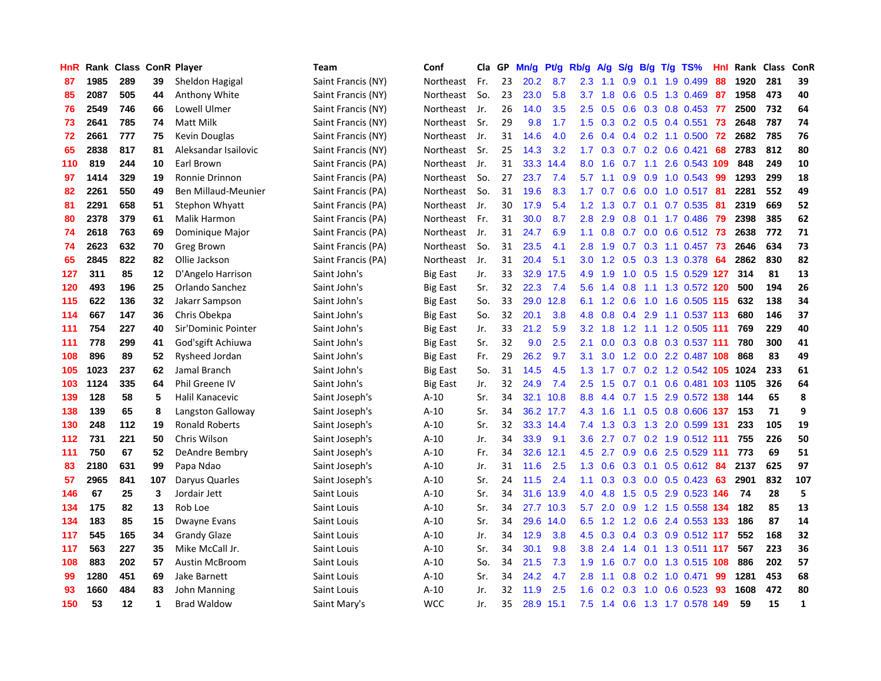| HnR | Rank | Class | ConR | Player | Team | Conf | Cla | GP | Mn/g | Pt/g | Rb/g | A/g | S/g | B/g | T/g | TS% | HnI | Rank | Class | ConR |
|---|---|---|---|---|---|---|---|---|---|---|---|---|---|---|---|---|---|---|---|---|
| 87 | 1985 | 289 | 39 | Sheldon Hagigal | Saint Francis (NY) | Northeast | Fr. | 23 | 20.2 | 8.7 | 2.3 | 1.1 | 0.9 | 0.1 | 1.9 | 0.499 | 88 | 1920 | 281 | 39 |
| 85 | 2087 | 505 | 44 | Anthony White | Saint Francis (NY) | Northeast | So. | 23 | 23.0 | 5.8 | 3.7 | 1.8 | 0.6 | 0.5 | 1.3 | 0.469 | 87 | 1958 | 473 | 40 |
| 76 | 2549 | 746 | 66 | Lowell Ulmer | Saint Francis (NY) | Northeast | Jr. | 26 | 14.0 | 3.5 | 2.5 | 0.5 | 0.6 | 0.3 | 0.8 | 0.453 | 77 | 2500 | 732 | 64 |
| 73 | 2641 | 785 | 74 | Matt Milk | Saint Francis (NY) | Northeast | Sr. | 29 | 9.8 | 1.7 | 1.5 | 0.3 | 0.2 | 0.5 | 0.4 | 0.551 | 73 | 2648 | 787 | 74 |
| 72 | 2661 | 777 | 75 | Kevin Douglas | Saint Francis (NY) | Northeast | Jr. | 31 | 14.6 | 4.0 | 2.6 | 0.4 | 0.4 | 0.2 | 1.1 | 0.500 | 72 | 2682 | 785 | 76 |
| 65 | 2838 | 817 | 81 | Aleksandar Isailovic | Saint Francis (NY) | Northeast | Sr. | 25 | 14.3 | 3.2 | 1.7 | 0.3 | 0.7 | 0.2 | 0.6 | 0.421 | 68 | 2783 | 812 | 80 |
| 110 | 819 | 244 | 10 | Earl Brown | Saint Francis (PA) | Northeast | Jr. | 31 | 33.3 | 14.4 | 8.0 | 1.6 | 0.7 | 1.1 | 2.6 | 0.543 | 109 | 848 | 249 | 10 |
| 97 | 1414 | 329 | 19 | Ronnie Drinnon | Saint Francis (PA) | Northeast | So. | 27 | 23.7 | 7.4 | 5.7 | 1.1 | 0.9 | 0.9 | 1.0 | 0.543 | 99 | 1293 | 299 | 18 |
| 82 | 2261 | 550 | 49 | Ben Millaud-Meunier | Saint Francis (PA) | Northeast | So. | 31 | 19.6 | 8.3 | 1.7 | 0.7 | 0.6 | 0.0 | 1.0 | 0.517 | 81 | 2281 | 552 | 49 |
| 81 | 2291 | 658 | 51 | Stephon Whyatt | Saint Francis (PA) | Northeast | Jr. | 30 | 17.9 | 5.4 | 1.2 | 1.3 | 0.7 | 0.1 | 0.7 | 0.535 | 81 | 2319 | 669 | 52 |
| 80 | 2378 | 379 | 61 | Malik Harmon | Saint Francis (PA) | Northeast | Fr. | 31 | 30.0 | 8.7 | 2.8 | 2.9 | 0.8 | 0.1 | 1.7 | 0.486 | 79 | 2398 | 385 | 62 |
| 74 | 2618 | 763 | 69 | Dominique Major | Saint Francis (PA) | Northeast | Jr. | 31 | 24.7 | 6.9 | 1.1 | 0.8 | 0.7 | 0.0 | 0.6 | 0.512 | 73 | 2638 | 772 | 71 |
| 74 | 2623 | 632 | 70 | Greg Brown | Saint Francis (PA) | Northeast | So. | 31 | 23.5 | 4.1 | 2.8 | 1.9 | 0.7 | 0.3 | 1.1 | 0.457 | 73 | 2646 | 634 | 73 |
| 65 | 2845 | 822 | 82 | Ollie Jackson | Saint Francis (PA) | Northeast | Jr. | 31 | 20.4 | 5.1 | 3.0 | 1.2 | 0.5 | 0.3 | 1.3 | 0.378 | 64 | 2862 | 830 | 82 |
| 127 | 311 | 85 | 12 | D'Angelo Harrison | Saint John's | Big East | Jr. | 33 | 32.9 | 17.5 | 4.9 | 1.9 | 1.0 | 0.5 | 1.5 | 0.529 | 127 | 314 | 81 | 13 |
| 120 | 493 | 196 | 25 | Orlando Sanchez | Saint John's | Big East | Sr. | 32 | 22.3 | 7.4 | 5.6 | 1.4 | 0.8 | 1.1 | 1.3 | 0.572 | 120 | 500 | 194 | 26 |
| 115 | 622 | 136 | 32 | Jakarr Sampson | Saint John's | Big East | So. | 33 | 29.0 | 12.8 | 6.1 | 1.2 | 0.6 | 1.0 | 1.6 | 0.505 | 115 | 632 | 138 | 34 |
| 114 | 667 | 147 | 36 | Chris Obekpa | Saint John's | Big East | So. | 32 | 20.1 | 3.8 | 4.8 | 0.8 | 0.4 | 2.9 | 1.1 | 0.537 | 113 | 680 | 146 | 37 |
| 111 | 754 | 227 | 40 | Sir'Dominic Pointer | Saint John's | Big East | Jr. | 33 | 21.2 | 5.9 | 3.2 | 1.8 | 1.2 | 1.1 | 1.2 | 0.505 | 111 | 769 | 229 | 40 |
| 111 | 778 | 299 | 41 | God'sgift Achiuwa | Saint John's | Big East | Sr. | 32 | 9.0 | 2.5 | 2.1 | 0.0 | 0.3 | 0.8 | 0.3 | 0.537 | 111 | 780 | 300 | 41 |
| 108 | 896 | 89 | 52 | Rysheed Jordan | Saint John's | Big East | Fr. | 29 | 26.2 | 9.7 | 3.1 | 3.0 | 1.2 | 0.0 | 2.2 | 0.487 | 108 | 868 | 83 | 49 |
| 105 | 1023 | 237 | 62 | Jamal Branch | Saint John's | Big East | So. | 31 | 14.5 | 4.5 | 1.3 | 1.7 | 0.7 | 0.2 | 1.2 | 0.542 | 105 | 1024 | 233 | 61 |
| 103 | 1124 | 335 | 64 | Phil Greene IV | Saint John's | Big East | Jr. | 32 | 24.9 | 7.4 | 2.5 | 1.5 | 0.7 | 0.1 | 0.6 | 0.481 | 103 | 1105 | 326 | 64 |
| 139 | 128 | 58 | 5 | Halil Kanacevic | Saint Joseph's | A-10 | Sr. | 34 | 32.1 | 10.8 | 8.8 | 4.4 | 0.7 | 1.5 | 2.9 | 0.572 | 138 | 144 | 65 | 8 |
| 138 | 139 | 65 | 8 | Langston Galloway | Saint Joseph's | A-10 | Sr. | 34 | 36.2 | 17.7 | 4.3 | 1.6 | 1.1 | 0.5 | 0.8 | 0.606 | 137 | 153 | 71 | 9 |
| 130 | 248 | 112 | 19 | Ronald Roberts | Saint Joseph's | A-10 | Sr. | 32 | 33.3 | 14.4 | 7.4 | 1.3 | 0.3 | 1.3 | 2.0 | 0.599 | 131 | 233 | 105 | 19 |
| 112 | 731 | 221 | 50 | Chris Wilson | Saint Joseph's | A-10 | Jr. | 34 | 33.9 | 9.1 | 3.6 | 2.7 | 0.7 | 0.2 | 1.9 | 0.512 | 111 | 755 | 226 | 50 |
| 111 | 750 | 67 | 52 | DeAndre Bembry | Saint Joseph's | A-10 | Fr. | 34 | 32.6 | 12.1 | 4.5 | 2.7 | 0.9 | 0.6 | 2.5 | 0.529 | 111 | 773 | 69 | 51 |
| 83 | 2180 | 631 | 99 | Papa Ndao | Saint Joseph's | A-10 | Jr. | 31 | 11.6 | 2.5 | 1.3 | 0.6 | 0.3 | 0.1 | 0.5 | 0.612 | 84 | 2137 | 625 | 97 |
| 57 | 2965 | 841 | 107 | Daryus Quarles | Saint Joseph's | A-10 | Sr. | 24 | 11.5 | 2.4 | 1.1 | 0.3 | 0.3 | 0.0 | 0.5 | 0.423 | 63 | 2901 | 832 | 107 |
| 146 | 67 | 25 | 3 | Jordair Jett | Saint Louis | A-10 | Sr. | 34 | 31.6 | 13.9 | 4.0 | 4.8 | 1.5 | 0.5 | 2.9 | 0.523 | 146 | 74 | 28 | 5 |
| 134 | 175 | 82 | 13 | Rob Loe | Saint Louis | A-10 | Sr. | 34 | 27.7 | 10.3 | 5.7 | 2.0 | 0.9 | 1.2 | 1.5 | 0.558 | 134 | 182 | 85 | 13 |
| 134 | 183 | 85 | 15 | Dwayne Evans | Saint Louis | A-10 | Sr. | 34 | 29.6 | 14.0 | 6.5 | 1.2 | 1.2 | 0.6 | 2.4 | 0.553 | 133 | 186 | 87 | 14 |
| 117 | 545 | 165 | 34 | Grandy Glaze | Saint Louis | A-10 | Jr. | 34 | 12.9 | 3.8 | 4.5 | 0.3 | 0.4 | 0.3 | 0.9 | 0.512 | 117 | 552 | 168 | 32 |
| 117 | 563 | 227 | 35 | Mike McCall Jr. | Saint Louis | A-10 | Sr. | 34 | 30.1 | 9.8 | 3.8 | 2.4 | 1.4 | 0.1 | 1.3 | 0.511 | 117 | 567 | 223 | 36 |
| 108 | 883 | 202 | 57 | Austin McBroom | Saint Louis | A-10 | So. | 34 | 21.5 | 7.3 | 1.9 | 1.6 | 0.7 | 0.0 | 1.3 | 0.515 | 108 | 886 | 202 | 57 |
| 99 | 1280 | 451 | 69 | Jake Barnett | Saint Louis | A-10 | Sr. | 34 | 24.2 | 4.7 | 2.8 | 1.1 | 0.8 | 0.2 | 1.0 | 0.471 | 99 | 1281 | 453 | 68 |
| 93 | 1660 | 484 | 83 | John Manning | Saint Louis | A-10 | Jr. | 32 | 11.9 | 2.5 | 1.6 | 0.2 | 0.3 | 1.0 | 0.6 | 0.523 | 93 | 1608 | 472 | 80 |
| 150 | 53 | 12 | 1 | Brad Waldow | Saint Mary's | WCC | Jr. | 35 | 28.9 | 15.1 | 7.5 | 1.4 | 0.6 | 1.3 | 1.7 | 0.578 | 149 | 59 | 15 | 1 |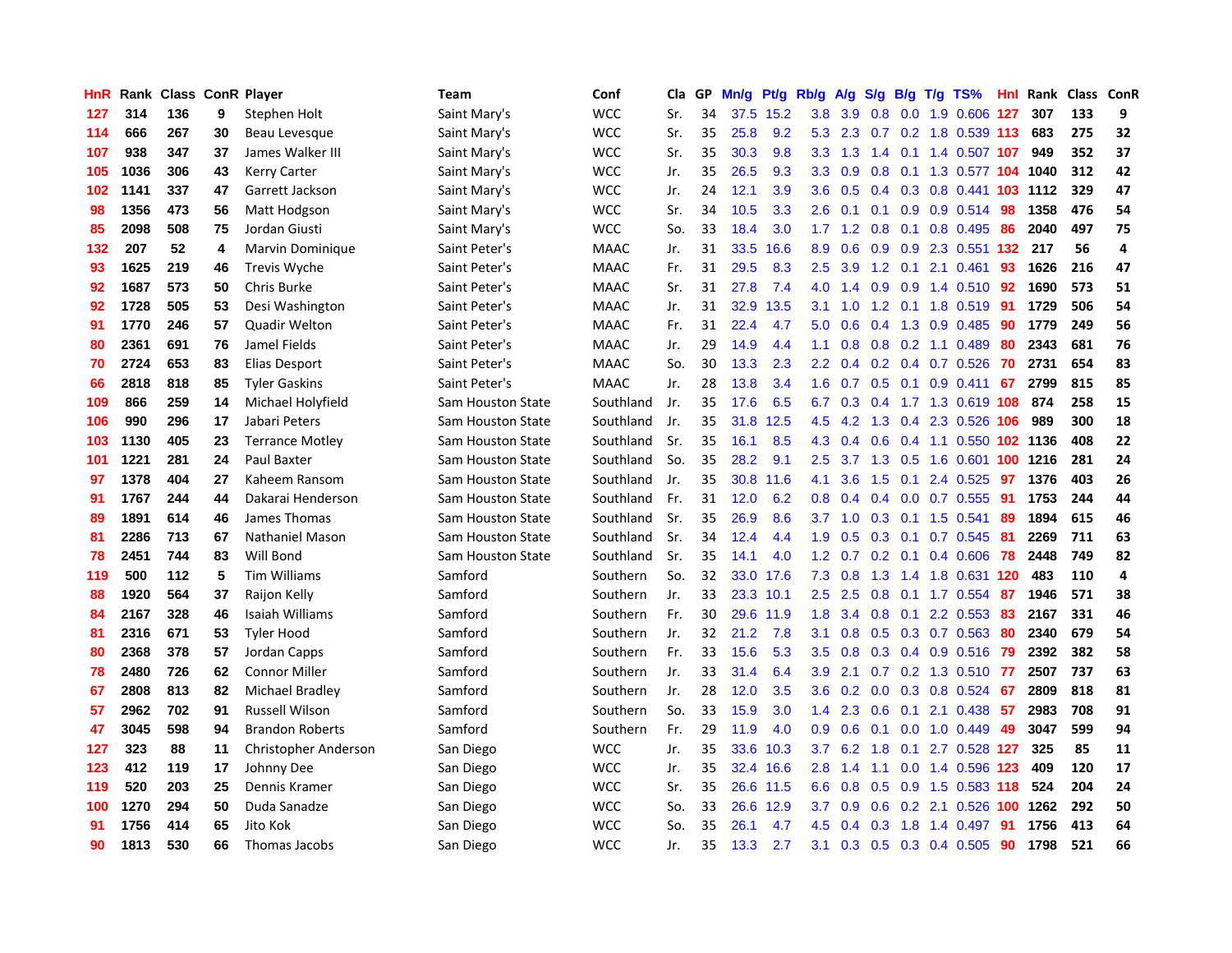| HnR | Rank | Class | ConR | Player | Team | Conf | Cla | GP | Mn/g | Pt/g | Rb/g | A/g | S/g | B/g | T/g | TS% | HnI | Rank | Class | ConR |
|---|---|---|---|---|---|---|---|---|---|---|---|---|---|---|---|---|---|---|---|---|
| 127 | 314 | 136 | 9 | Stephen Holt | Saint Mary's | WCC | Sr. | 34 | 37.5 | 15.2 | 3.8 | 3.9 | 0.8 | 0.0 | 1.9 | 0.606 | 127 | 307 | 133 | 9 |
| 114 | 666 | 267 | 30 | Beau Levesque | Saint Mary's | WCC | Sr. | 35 | 25.8 | 9.2 | 5.3 | 2.3 | 0.7 | 0.2 | 1.8 | 0.539 | 113 | 683 | 275 | 32 |
| 107 | 938 | 347 | 37 | James Walker III | Saint Mary's | WCC | Sr. | 35 | 30.3 | 9.8 | 3.3 | 1.3 | 1.4 | 0.1 | 1.4 | 0.507 | 107 | 949 | 352 | 37 |
| 105 | 1036 | 306 | 43 | Kerry Carter | Saint Mary's | WCC | Jr. | 35 | 26.5 | 9.3 | 3.3 | 0.9 | 0.8 | 0.1 | 1.3 | 0.577 | 104 | 1040 | 312 | 42 |
| 102 | 1141 | 337 | 47 | Garrett Jackson | Saint Mary's | WCC | Jr. | 24 | 12.1 | 3.9 | 3.6 | 0.5 | 0.4 | 0.3 | 0.8 | 0.441 | 103 | 1112 | 329 | 47 |
| 98 | 1356 | 473 | 56 | Matt Hodgson | Saint Mary's | WCC | Sr. | 34 | 10.5 | 3.3 | 2.6 | 0.1 | 0.1 | 0.9 | 0.9 | 0.514 | 98 | 1358 | 476 | 54 |
| 85 | 2098 | 508 | 75 | Jordan Giusti | Saint Mary's | WCC | So. | 33 | 18.4 | 3.0 | 1.7 | 1.2 | 0.8 | 0.1 | 0.8 | 0.495 | 86 | 2040 | 497 | 75 |
| 132 | 207 | 52 | 4 | Marvin Dominique | Saint Peter's | MAAC | Jr. | 31 | 33.5 | 16.6 | 8.9 | 0.6 | 0.9 | 0.9 | 2.3 | 0.551 | 132 | 217 | 56 | 4 |
| 93 | 1625 | 219 | 46 | Trevis Wyche | Saint Peter's | MAAC | Fr. | 31 | 29.5 | 8.3 | 2.5 | 3.9 | 1.2 | 0.1 | 2.1 | 0.461 | 93 | 1626 | 216 | 47 |
| 92 | 1687 | 573 | 50 | Chris Burke | Saint Peter's | MAAC | Sr. | 31 | 27.8 | 7.4 | 4.0 | 1.4 | 0.9 | 0.9 | 1.4 | 0.510 | 92 | 1690 | 573 | 51 |
| 92 | 1728 | 505 | 53 | Desi Washington | Saint Peter's | MAAC | Jr. | 31 | 32.9 | 13.5 | 3.1 | 1.0 | 1.2 | 0.1 | 1.8 | 0.519 | 91 | 1729 | 506 | 54 |
| 91 | 1770 | 246 | 57 | Quadir Welton | Saint Peter's | MAAC | Fr. | 31 | 22.4 | 4.7 | 5.0 | 0.6 | 0.4 | 1.3 | 0.9 | 0.485 | 90 | 1779 | 249 | 56 |
| 80 | 2361 | 691 | 76 | Jamel Fields | Saint Peter's | MAAC | Jr. | 29 | 14.9 | 4.4 | 1.1 | 0.8 | 0.8 | 0.2 | 1.1 | 0.489 | 80 | 2343 | 681 | 76 |
| 70 | 2724 | 653 | 83 | Elias Desport | Saint Peter's | MAAC | So. | 30 | 13.3 | 2.3 | 2.2 | 0.4 | 0.2 | 0.4 | 0.7 | 0.526 | 70 | 2731 | 654 | 83 |
| 66 | 2818 | 818 | 85 | Tyler Gaskins | Saint Peter's | MAAC | Jr. | 28 | 13.8 | 3.4 | 1.6 | 0.7 | 0.5 | 0.1 | 0.9 | 0.411 | 67 | 2799 | 815 | 85 |
| 109 | 866 | 259 | 14 | Michael Holyfield | Sam Houston State | Southland | Jr. | 35 | 17.6 | 6.5 | 6.7 | 0.3 | 0.4 | 1.7 | 1.3 | 0.619 | 108 | 874 | 258 | 15 |
| 106 | 990 | 296 | 17 | Jabari Peters | Sam Houston State | Southland | Jr. | 35 | 31.8 | 12.5 | 4.5 | 4.2 | 1.3 | 0.4 | 2.3 | 0.526 | 106 | 989 | 300 | 18 |
| 103 | 1130 | 405 | 23 | Terrance Motley | Sam Houston State | Southland | Sr. | 35 | 16.1 | 8.5 | 4.3 | 0.4 | 0.6 | 0.4 | 1.1 | 0.550 | 102 | 1136 | 408 | 22 |
| 101 | 1221 | 281 | 24 | Paul Baxter | Sam Houston State | Southland | So. | 35 | 28.2 | 9.1 | 2.5 | 3.7 | 1.3 | 0.5 | 1.6 | 0.601 | 100 | 1216 | 281 | 24 |
| 97 | 1378 | 404 | 27 | Kaheem Ransom | Sam Houston State | Southland | Jr. | 35 | 30.8 | 11.6 | 4.1 | 3.6 | 1.5 | 0.1 | 2.4 | 0.525 | 97 | 1376 | 403 | 26 |
| 91 | 1767 | 244 | 44 | Dakarai Henderson | Sam Houston State | Southland | Fr. | 31 | 12.0 | 6.2 | 0.8 | 0.4 | 0.4 | 0.0 | 0.7 | 0.555 | 91 | 1753 | 244 | 44 |
| 89 | 1891 | 614 | 46 | James Thomas | Sam Houston State | Southland | Sr. | 35 | 26.9 | 8.6 | 3.7 | 1.0 | 0.3 | 0.1 | 1.5 | 0.541 | 89 | 1894 | 615 | 46 |
| 81 | 2286 | 713 | 67 | Nathaniel Mason | Sam Houston State | Southland | Sr. | 34 | 12.4 | 4.4 | 1.9 | 0.5 | 0.3 | 0.1 | 0.7 | 0.545 | 81 | 2269 | 711 | 63 |
| 78 | 2451 | 744 | 83 | Will Bond | Sam Houston State | Southland | Sr. | 35 | 14.1 | 4.0 | 1.2 | 0.7 | 0.2 | 0.1 | 0.4 | 0.606 | 78 | 2448 | 749 | 82 |
| 119 | 500 | 112 | 5 | Tim Williams | Samford | Southern | So. | 32 | 33.0 | 17.6 | 7.3 | 0.8 | 1.3 | 1.4 | 1.8 | 0.631 | 120 | 483 | 110 | 4 |
| 88 | 1920 | 564 | 37 | Raijon Kelly | Samford | Southern | Jr. | 33 | 23.3 | 10.1 | 2.5 | 2.5 | 0.8 | 0.1 | 1.7 | 0.554 | 87 | 1946 | 571 | 38 |
| 84 | 2167 | 328 | 46 | Isaiah Williams | Samford | Southern | Fr. | 30 | 29.6 | 11.9 | 1.8 | 3.4 | 0.8 | 0.1 | 2.2 | 0.553 | 83 | 2167 | 331 | 46 |
| 81 | 2316 | 671 | 53 | Tyler Hood | Samford | Southern | Jr. | 32 | 21.2 | 7.8 | 3.1 | 0.8 | 0.5 | 0.3 | 0.7 | 0.563 | 80 | 2340 | 679 | 54 |
| 80 | 2368 | 378 | 57 | Jordan Capps | Samford | Southern | Fr. | 33 | 15.6 | 5.3 | 3.5 | 0.8 | 0.3 | 0.4 | 0.9 | 0.516 | 79 | 2392 | 382 | 58 |
| 78 | 2480 | 726 | 62 | Connor Miller | Samford | Southern | Jr. | 33 | 31.4 | 6.4 | 3.9 | 2.1 | 0.7 | 0.2 | 1.3 | 0.510 | 77 | 2507 | 737 | 63 |
| 67 | 2808 | 813 | 82 | Michael Bradley | Samford | Southern | Jr. | 28 | 12.0 | 3.5 | 3.6 | 0.2 | 0.0 | 0.3 | 0.8 | 0.524 | 67 | 2809 | 818 | 81 |
| 57 | 2962 | 702 | 91 | Russell Wilson | Samford | Southern | So. | 33 | 15.9 | 3.0 | 1.4 | 2.3 | 0.6 | 0.1 | 2.1 | 0.438 | 57 | 2983 | 708 | 91 |
| 47 | 3045 | 598 | 94 | Brandon Roberts | Samford | Southern | Fr. | 29 | 11.9 | 4.0 | 0.9 | 0.6 | 0.1 | 0.0 | 1.0 | 0.449 | 49 | 3047 | 599 | 94 |
| 127 | 323 | 88 | 11 | Christopher Anderson | San Diego | WCC | Jr. | 35 | 33.6 | 10.3 | 3.7 | 6.2 | 1.8 | 0.1 | 2.7 | 0.528 | 127 | 325 | 85 | 11 |
| 123 | 412 | 119 | 17 | Johnny Dee | San Diego | WCC | Jr. | 35 | 32.4 | 16.6 | 2.8 | 1.4 | 1.1 | 0.0 | 1.4 | 0.596 | 123 | 409 | 120 | 17 |
| 119 | 520 | 203 | 25 | Dennis Kramer | San Diego | WCC | Sr. | 35 | 26.6 | 11.5 | 6.6 | 0.8 | 0.5 | 0.9 | 1.5 | 0.583 | 118 | 524 | 204 | 24 |
| 100 | 1270 | 294 | 50 | Duda Sanadze | San Diego | WCC | So. | 33 | 26.6 | 12.9 | 3.7 | 0.9 | 0.6 | 0.2 | 2.1 | 0.526 | 100 | 1262 | 292 | 50 |
| 91 | 1756 | 414 | 65 | Jito Kok | San Diego | WCC | So. | 35 | 26.1 | 4.7 | 4.5 | 0.4 | 0.3 | 1.8 | 1.4 | 0.497 | 91 | 1756 | 413 | 64 |
| 90 | 1813 | 530 | 66 | Thomas Jacobs | San Diego | WCC | Jr. | 35 | 13.3 | 2.7 | 3.1 | 0.3 | 0.5 | 0.3 | 0.4 | 0.505 | 90 | 1798 | 521 | 66 |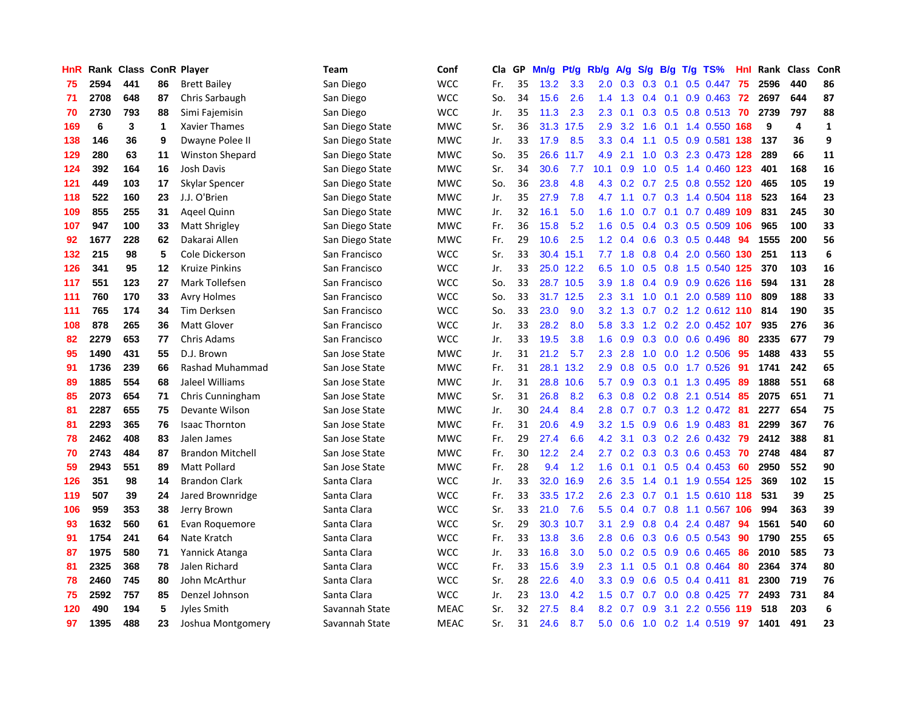| HnR | Rank | Class | ConR | Player | Team | Conf | Cla | GP | Mn/g | Pt/g | Rb/g | A/g | S/g | B/g | T/g | TS% | HnI | Rank | Class | ConR |
|---|---|---|---|---|---|---|---|---|---|---|---|---|---|---|---|---|---|---|---|---|
| 75 | 2594 | 441 | 86 | Brett Bailey | San Diego | WCC | Fr. | 35 | 13.2 | 3.3 | 2.0 | 0.3 | 0.3 | 0.1 | 0.5 | 0.447 | 75 | 2596 | 440 | 86 |
| 71 | 2708 | 648 | 87 | Chris Sarbaugh | San Diego | WCC | So. | 34 | 15.6 | 2.6 | 1.4 | 1.3 | 0.4 | 0.1 | 0.9 | 0.463 | 72 | 2697 | 644 | 87 |
| 70 | 2730 | 793 | 88 | Simi Fajemisin | San Diego | WCC | Jr. | 35 | 11.3 | 2.3 | 2.3 | 0.1 | 0.3 | 0.5 | 0.8 | 0.513 | 70 | 2739 | 797 | 88 |
| 169 | 6 | 3 | 1 | Xavier Thames | San Diego State | MWC | Sr. | 36 | 31.3 | 17.5 | 2.9 | 3.2 | 1.6 | 0.1 | 1.4 | 0.550 | 168 | 9 | 4 | 1 |
| 138 | 146 | 36 | 9 | Dwayne Polee II | San Diego State | MWC | Jr. | 33 | 17.9 | 8.5 | 3.3 | 0.4 | 1.1 | 0.5 | 0.9 | 0.581 | 138 | 137 | 36 | 9 |
| 129 | 280 | 63 | 11 | Winston Shepard | San Diego State | MWC | So. | 35 | 26.6 | 11.7 | 4.9 | 2.1 | 1.0 | 0.3 | 2.3 | 0.473 | 128 | 289 | 66 | 11 |
| 124 | 392 | 164 | 16 | Josh Davis | San Diego State | MWC | Sr. | 34 | 30.6 | 7.7 | 10.1 | 0.9 | 1.0 | 0.5 | 1.4 | 0.460 | 123 | 401 | 168 | 16 |
| 121 | 449 | 103 | 17 | Skylar Spencer | San Diego State | MWC | So. | 36 | 23.8 | 4.8 | 4.3 | 0.2 | 0.7 | 2.5 | 0.8 | 0.552 | 120 | 465 | 105 | 19 |
| 118 | 522 | 160 | 23 | J.J. O'Brien | San Diego State | MWC | Jr. | 35 | 27.9 | 7.8 | 4.7 | 1.1 | 0.7 | 0.3 | 1.4 | 0.504 | 118 | 523 | 164 | 23 |
| 109 | 855 | 255 | 31 | Aqeel Quinn | San Diego State | MWC | Jr. | 32 | 16.1 | 5.0 | 1.6 | 1.0 | 0.7 | 0.1 | 0.7 | 0.489 | 109 | 831 | 245 | 30 |
| 107 | 947 | 100 | 33 | Matt Shrigley | San Diego State | MWC | Fr. | 36 | 15.8 | 5.2 | 1.6 | 0.5 | 0.4 | 0.3 | 0.5 | 0.509 | 106 | 965 | 100 | 33 |
| 92 | 1677 | 228 | 62 | Dakarai Allen | San Diego State | MWC | Fr. | 29 | 10.6 | 2.5 | 1.2 | 0.4 | 0.6 | 0.3 | 0.5 | 0.448 | 94 | 1555 | 200 | 56 |
| 132 | 215 | 98 | 5 | Cole Dickerson | San Francisco | WCC | Sr. | 33 | 30.4 | 15.1 | 7.7 | 1.8 | 0.8 | 0.4 | 2.0 | 0.560 | 130 | 251 | 113 | 6 |
| 126 | 341 | 95 | 12 | Kruize Pinkins | San Francisco | WCC | Jr. | 33 | 25.0 | 12.2 | 6.5 | 1.0 | 0.5 | 0.8 | 1.5 | 0.540 | 125 | 370 | 103 | 16 |
| 117 | 551 | 123 | 27 | Mark Tollefsen | San Francisco | WCC | So. | 33 | 28.7 | 10.5 | 3.9 | 1.8 | 0.4 | 0.9 | 0.9 | 0.626 | 116 | 594 | 131 | 28 |
| 111 | 760 | 170 | 33 | Avry Holmes | San Francisco | WCC | So. | 33 | 31.7 | 12.5 | 2.3 | 3.1 | 1.0 | 0.1 | 2.0 | 0.589 | 110 | 809 | 188 | 33 |
| 111 | 765 | 174 | 34 | Tim Derksen | San Francisco | WCC | So. | 33 | 23.0 | 9.0 | 3.2 | 1.3 | 0.7 | 0.2 | 1.2 | 0.612 | 110 | 814 | 190 | 35 |
| 108 | 878 | 265 | 36 | Matt Glover | San Francisco | WCC | Jr. | 33 | 28.2 | 8.0 | 5.8 | 3.3 | 1.2 | 0.2 | 2.0 | 0.452 | 107 | 935 | 276 | 36 |
| 82 | 2279 | 653 | 77 | Chris Adams | San Francisco | WCC | Jr. | 33 | 19.5 | 3.8 | 1.6 | 0.9 | 0.3 | 0.0 | 0.6 | 0.496 | 80 | 2335 | 677 | 79 |
| 95 | 1490 | 431 | 55 | D.J. Brown | San Jose State | MWC | Jr. | 31 | 21.2 | 5.7 | 2.3 | 2.8 | 1.0 | 0.0 | 1.2 | 0.506 | 95 | 1488 | 433 | 55 |
| 91 | 1736 | 239 | 66 | Rashad Muhammad | San Jose State | MWC | Fr. | 31 | 28.1 | 13.2 | 2.9 | 0.8 | 0.5 | 0.0 | 1.7 | 0.526 | 91 | 1741 | 242 | 65 |
| 89 | 1885 | 554 | 68 | Jaleel Williams | San Jose State | MWC | Jr. | 31 | 28.8 | 10.6 | 5.7 | 0.9 | 0.3 | 0.1 | 1.3 | 0.495 | 89 | 1888 | 551 | 68 |
| 85 | 2073 | 654 | 71 | Chris Cunningham | San Jose State | MWC | Sr. | 31 | 26.8 | 8.2 | 6.3 | 0.8 | 0.2 | 0.8 | 2.1 | 0.514 | 85 | 2075 | 651 | 71 |
| 81 | 2287 | 655 | 75 | Devante Wilson | San Jose State | MWC | Jr. | 30 | 24.4 | 8.4 | 2.8 | 0.7 | 0.7 | 0.3 | 1.2 | 0.472 | 81 | 2277 | 654 | 75 |
| 81 | 2293 | 365 | 76 | Isaac Thornton | San Jose State | MWC | Fr. | 31 | 20.6 | 4.9 | 3.2 | 1.5 | 0.9 | 0.6 | 1.9 | 0.483 | 81 | 2299 | 367 | 76 |
| 78 | 2462 | 408 | 83 | Jalen James | San Jose State | MWC | Fr. | 29 | 27.4 | 6.6 | 4.2 | 3.1 | 0.3 | 0.2 | 2.6 | 0.432 | 79 | 2412 | 388 | 81 |
| 70 | 2743 | 484 | 87 | Brandon Mitchell | San Jose State | MWC | Fr. | 30 | 12.2 | 2.4 | 2.7 | 0.2 | 0.3 | 0.3 | 0.6 | 0.453 | 70 | 2748 | 484 | 87 |
| 59 | 2943 | 551 | 89 | Matt Pollard | San Jose State | MWC | Fr. | 28 | 9.4 | 1.2 | 1.6 | 0.1 | 0.1 | 0.5 | 0.4 | 0.453 | 60 | 2950 | 552 | 90 |
| 126 | 351 | 98 | 14 | Brandon Clark | Santa Clara | WCC | Jr. | 33 | 32.0 | 16.9 | 2.6 | 3.5 | 1.4 | 0.1 | 1.9 | 0.554 | 125 | 369 | 102 | 15 |
| 119 | 507 | 39 | 24 | Jared Brownridge | Santa Clara | WCC | Fr. | 33 | 33.5 | 17.2 | 2.6 | 2.3 | 0.7 | 0.1 | 1.5 | 0.610 | 118 | 531 | 39 | 25 |
| 106 | 959 | 353 | 38 | Jerry Brown | Santa Clara | WCC | Sr. | 33 | 21.0 | 7.6 | 5.5 | 0.4 | 0.7 | 0.8 | 1.1 | 0.567 | 106 | 994 | 363 | 39 |
| 93 | 1632 | 560 | 61 | Evan Roquemore | Santa Clara | WCC | Sr. | 29 | 30.3 | 10.7 | 3.1 | 2.9 | 0.8 | 0.4 | 2.4 | 0.487 | 94 | 1561 | 540 | 60 |
| 91 | 1754 | 241 | 64 | Nate Kratch | Santa Clara | WCC | Fr. | 33 | 13.8 | 3.6 | 2.8 | 0.6 | 0.3 | 0.6 | 0.5 | 0.543 | 90 | 1790 | 255 | 65 |
| 87 | 1975 | 580 | 71 | Yannick Atanga | Santa Clara | WCC | Jr. | 33 | 16.8 | 3.0 | 5.0 | 0.2 | 0.5 | 0.9 | 0.6 | 0.465 | 86 | 2010 | 585 | 73 |
| 81 | 2325 | 368 | 78 | Jalen Richard | Santa Clara | WCC | Fr. | 33 | 15.6 | 3.9 | 2.3 | 1.1 | 0.5 | 0.1 | 0.8 | 0.464 | 80 | 2364 | 374 | 80 |
| 78 | 2460 | 745 | 80 | John McArthur | Santa Clara | WCC | Sr. | 28 | 22.6 | 4.0 | 3.3 | 0.9 | 0.6 | 0.5 | 0.4 | 0.411 | 81 | 2300 | 719 | 76 |
| 75 | 2592 | 757 | 85 | Denzel Johnson | Santa Clara | WCC | Jr. | 23 | 13.0 | 4.2 | 1.5 | 0.7 | 0.7 | 0.0 | 0.8 | 0.425 | 77 | 2493 | 731 | 84 |
| 120 | 490 | 194 | 5 | Jyles Smith | Savannah State | MEAC | Sr. | 32 | 27.5 | 8.4 | 8.2 | 0.7 | 0.9 | 3.1 | 2.2 | 0.556 | 119 | 518 | 203 | 6 |
| 97 | 1395 | 488 | 23 | Joshua Montgomery | Savannah State | MEAC | Sr. | 31 | 24.6 | 8.7 | 5.0 | 0.6 | 1.0 | 0.2 | 1.4 | 0.519 | 97 | 1401 | 491 | 23 |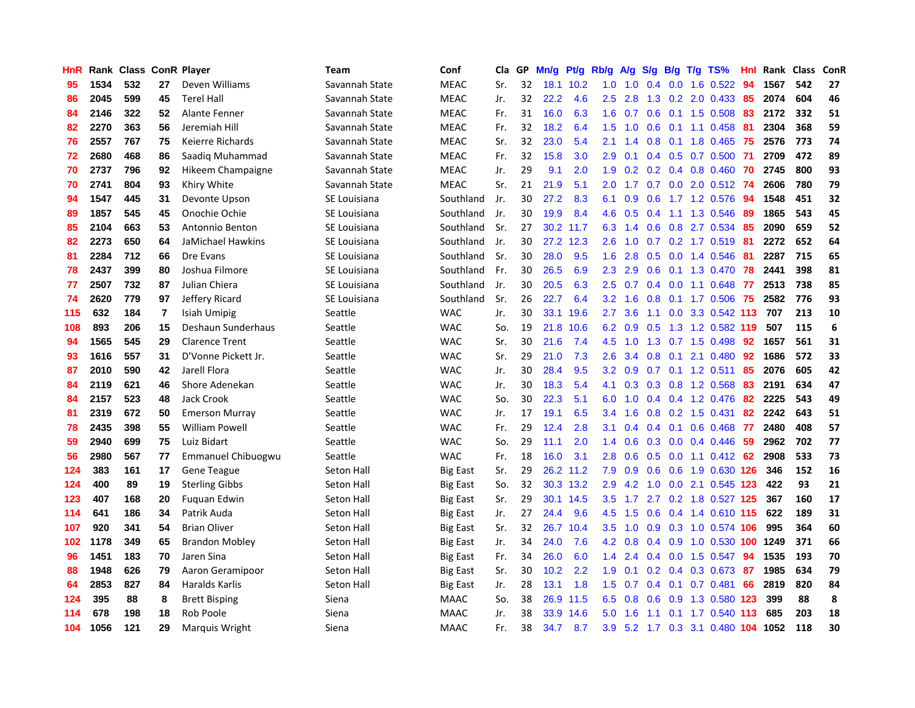| HnR | Rank | Class | ConR | Player | Team | Conf | Cla | GP | Mn/g | Pt/g | Rb/g | A/g | S/g | B/g | T/g | TS% | HnI | Rank | Class | ConR |
|---|---|---|---|---|---|---|---|---|---|---|---|---|---|---|---|---|---|---|---|---|
| 95 | 1534 | 532 | 27 | Deven Williams | Savannah State | MEAC | Sr. | 32 | 18.1 | 10.2 | 1.0 | 1.0 | 0.4 | 0.0 | 1.6 | 0.522 | 94 | 1567 | 542 | 27 |
| 86 | 2045 | 599 | 45 | Terel Hall | Savannah State | MEAC | Jr. | 32 | 22.2 | 4.6 | 2.5 | 2.8 | 1.3 | 0.2 | 2.0 | 0.433 | 85 | 2074 | 604 | 46 |
| 84 | 2146 | 322 | 52 | Alante Fenner | Savannah State | MEAC | Fr. | 31 | 16.0 | 6.3 | 1.6 | 0.7 | 0.6 | 0.1 | 1.5 | 0.508 | 83 | 2172 | 332 | 51 |
| 82 | 2270 | 363 | 56 | Jeremiah Hill | Savannah State | MEAC | Fr. | 32 | 18.2 | 6.4 | 1.5 | 1.0 | 0.6 | 0.1 | 1.1 | 0.458 | 81 | 2304 | 368 | 59 |
| 76 | 2557 | 767 | 75 | Keierre Richards | Savannah State | MEAC | Sr. | 32 | 23.0 | 5.4 | 2.1 | 1.4 | 0.8 | 0.1 | 1.8 | 0.465 | 75 | 2576 | 773 | 74 |
| 72 | 2680 | 468 | 86 | Saadiq Muhammad | Savannah State | MEAC | Fr. | 32 | 15.8 | 3.0 | 2.9 | 0.1 | 0.4 | 0.5 | 0.7 | 0.500 | 71 | 2709 | 472 | 89 |
| 70 | 2737 | 796 | 92 | Hikeem Champaigne | Savannah State | MEAC | Jr. | 29 | 9.1 | 2.0 | 1.9 | 0.2 | 0.2 | 0.4 | 0.8 | 0.460 | 70 | 2745 | 800 | 93 |
| 70 | 2741 | 804 | 93 | Khiry White | Savannah State | MEAC | Sr. | 21 | 21.9 | 5.1 | 2.0 | 1.7 | 0.7 | 0.0 | 2.0 | 0.512 | 74 | 2606 | 780 | 79 |
| 94 | 1547 | 445 | 31 | Devonte Upson | SE Louisiana | Southland | Jr. | 30 | 27.2 | 8.3 | 6.1 | 0.9 | 0.6 | 1.7 | 1.2 | 0.576 | 94 | 1548 | 451 | 32 |
| 89 | 1857 | 545 | 45 | Onochie Ochie | SE Louisiana | Southland | Jr. | 30 | 19.9 | 8.4 | 4.6 | 0.5 | 0.4 | 1.1 | 1.3 | 0.546 | 89 | 1865 | 543 | 45 |
| 85 | 2104 | 663 | 53 | Antonnio Benton | SE Louisiana | Southland | Sr. | 27 | 30.2 | 11.7 | 6.3 | 1.4 | 0.6 | 0.8 | 2.7 | 0.534 | 85 | 2090 | 659 | 52 |
| 82 | 2273 | 650 | 64 | JaMichael Hawkins | SE Louisiana | Southland | Jr. | 30 | 27.2 | 12.3 | 2.6 | 1.0 | 0.7 | 0.2 | 1.7 | 0.519 | 81 | 2272 | 652 | 64 |
| 81 | 2284 | 712 | 66 | Dre Evans | SE Louisiana | Southland | Sr. | 30 | 28.0 | 9.5 | 1.6 | 2.8 | 0.5 | 0.0 | 1.4 | 0.546 | 81 | 2287 | 715 | 65 |
| 78 | 2437 | 399 | 80 | Joshua Filmore | SE Louisiana | Southland | Fr. | 30 | 26.5 | 6.9 | 2.3 | 2.9 | 0.6 | 0.1 | 1.3 | 0.470 | 78 | 2441 | 398 | 81 |
| 77 | 2507 | 732 | 87 | Julian Chiera | SE Louisiana | Southland | Jr. | 30 | 20.5 | 6.3 | 2.5 | 0.7 | 0.4 | 0.0 | 1.1 | 0.648 | 77 | 2513 | 738 | 85 |
| 74 | 2620 | 779 | 97 | Jeffery Ricard | SE Louisiana | Southland | Sr. | 26 | 22.7 | 6.4 | 3.2 | 1.6 | 0.8 | 0.1 | 1.7 | 0.506 | 75 | 2582 | 776 | 93 |
| 115 | 632 | 184 | 7 | Isiah Umipig | Seattle | WAC | Jr. | 30 | 33.1 | 19.6 | 2.7 | 3.6 | 1.1 | 0.0 | 3.3 | 0.542 | 113 | 707 | 213 | 10 |
| 108 | 893 | 206 | 15 | Deshaun Sunderhaus | Seattle | WAC | So. | 19 | 21.8 | 10.6 | 6.2 | 0.9 | 0.5 | 1.3 | 1.2 | 0.582 | 119 | 507 | 115 | 6 |
| 94 | 1565 | 545 | 29 | Clarence Trent | Seattle | WAC | Sr. | 30 | 21.6 | 7.4 | 4.5 | 1.0 | 1.3 | 0.7 | 1.5 | 0.498 | 92 | 1657 | 561 | 31 |
| 93 | 1616 | 557 | 31 | D'Vonne Pickett Jr. | Seattle | WAC | Sr. | 29 | 21.0 | 7.3 | 2.6 | 3.4 | 0.8 | 0.1 | 2.1 | 0.480 | 92 | 1686 | 572 | 33 |
| 87 | 2010 | 590 | 42 | Jarell Flora | Seattle | WAC | Jr. | 30 | 28.4 | 9.5 | 3.2 | 0.9 | 0.7 | 0.1 | 1.2 | 0.511 | 85 | 2076 | 605 | 42 |
| 84 | 2119 | 621 | 46 | Shore Adenekan | Seattle | WAC | Jr. | 30 | 18.3 | 5.4 | 4.1 | 0.3 | 0.3 | 0.8 | 1.2 | 0.568 | 83 | 2191 | 634 | 47 |
| 84 | 2157 | 523 | 48 | Jack Crook | Seattle | WAC | So. | 30 | 22.3 | 5.1 | 6.0 | 1.0 | 0.4 | 0.4 | 1.2 | 0.476 | 82 | 2225 | 543 | 49 |
| 81 | 2319 | 672 | 50 | Emerson Murray | Seattle | WAC | Jr. | 17 | 19.1 | 6.5 | 3.4 | 1.6 | 0.8 | 0.2 | 1.5 | 0.431 | 82 | 2242 | 643 | 51 |
| 78 | 2435 | 398 | 55 | William Powell | Seattle | WAC | Fr. | 29 | 12.4 | 2.8 | 3.1 | 0.4 | 0.4 | 0.1 | 0.6 | 0.468 | 77 | 2480 | 408 | 57 |
| 59 | 2940 | 699 | 75 | Luiz Bidart | Seattle | WAC | So. | 29 | 11.1 | 2.0 | 1.4 | 0.6 | 0.3 | 0.0 | 0.4 | 0.446 | 59 | 2962 | 702 | 77 |
| 56 | 2980 | 567 | 77 | Emmanuel Chibuogwu | Seattle | WAC | Fr. | 18 | 16.0 | 3.1 | 2.8 | 0.6 | 0.5 | 0.0 | 1.1 | 0.412 | 62 | 2908 | 533 | 73 |
| 124 | 383 | 161 | 17 | Gene Teague | Seton Hall | Big East | Sr. | 29 | 26.2 | 11.2 | 7.9 | 0.9 | 0.6 | 0.6 | 1.9 | 0.630 | 126 | 346 | 152 | 16 |
| 124 | 400 | 89 | 19 | Sterling Gibbs | Seton Hall | Big East | So. | 32 | 30.3 | 13.2 | 2.9 | 4.2 | 1.0 | 0.0 | 2.1 | 0.545 | 123 | 422 | 93 | 21 |
| 123 | 407 | 168 | 20 | Fuquan Edwin | Seton Hall | Big East | Sr. | 29 | 30.1 | 14.5 | 3.5 | 1.7 | 2.7 | 0.2 | 1.8 | 0.527 | 125 | 367 | 160 | 17 |
| 114 | 641 | 186 | 34 | Patrik Auda | Seton Hall | Big East | Jr. | 27 | 24.4 | 9.6 | 4.5 | 1.5 | 0.6 | 0.4 | 1.4 | 0.610 | 115 | 622 | 189 | 31 |
| 107 | 920 | 341 | 54 | Brian Oliver | Seton Hall | Big East | Sr. | 32 | 26.7 | 10.4 | 3.5 | 1.0 | 0.9 | 0.3 | 1.0 | 0.574 | 106 | 995 | 364 | 60 |
| 102 | 1178 | 349 | 65 | Brandon Mobley | Seton Hall | Big East | Jr. | 34 | 24.0 | 7.6 | 4.2 | 0.8 | 0.4 | 0.9 | 1.0 | 0.530 | 100 | 1249 | 371 | 66 |
| 96 | 1451 | 183 | 70 | Jaren Sina | Seton Hall | Big East | Fr. | 34 | 26.0 | 6.0 | 1.4 | 2.4 | 0.4 | 0.0 | 1.5 | 0.547 | 94 | 1535 | 193 | 70 |
| 88 | 1948 | 626 | 79 | Aaron Geramipoor | Seton Hall | Big East | Sr. | 30 | 10.2 | 2.2 | 1.9 | 0.1 | 0.2 | 0.4 | 0.3 | 0.673 | 87 | 1985 | 634 | 79 |
| 64 | 2853 | 827 | 84 | Haralds Karlis | Seton Hall | Big East | Jr. | 28 | 13.1 | 1.8 | 1.5 | 0.7 | 0.4 | 0.1 | 0.7 | 0.481 | 66 | 2819 | 820 | 84 |
| 124 | 395 | 88 | 8 | Brett Bisping | Siena | MAAC | So. | 38 | 26.9 | 11.5 | 6.5 | 0.8 | 0.6 | 0.9 | 1.3 | 0.580 | 123 | 399 | 88 | 8 |
| 114 | 678 | 198 | 18 | Rob Poole | Siena | MAAC | Jr. | 38 | 33.9 | 14.6 | 5.0 | 1.6 | 1.1 | 0.1 | 1.7 | 0.540 | 113 | 685 | 203 | 18 |
| 104 | 1056 | 121 | 29 | Marquis Wright | Siena | MAAC | Fr. | 38 | 34.7 | 8.7 | 3.9 | 5.2 | 1.7 | 0.3 | 3.1 | 0.480 | 104 | 1052 | 118 | 30 |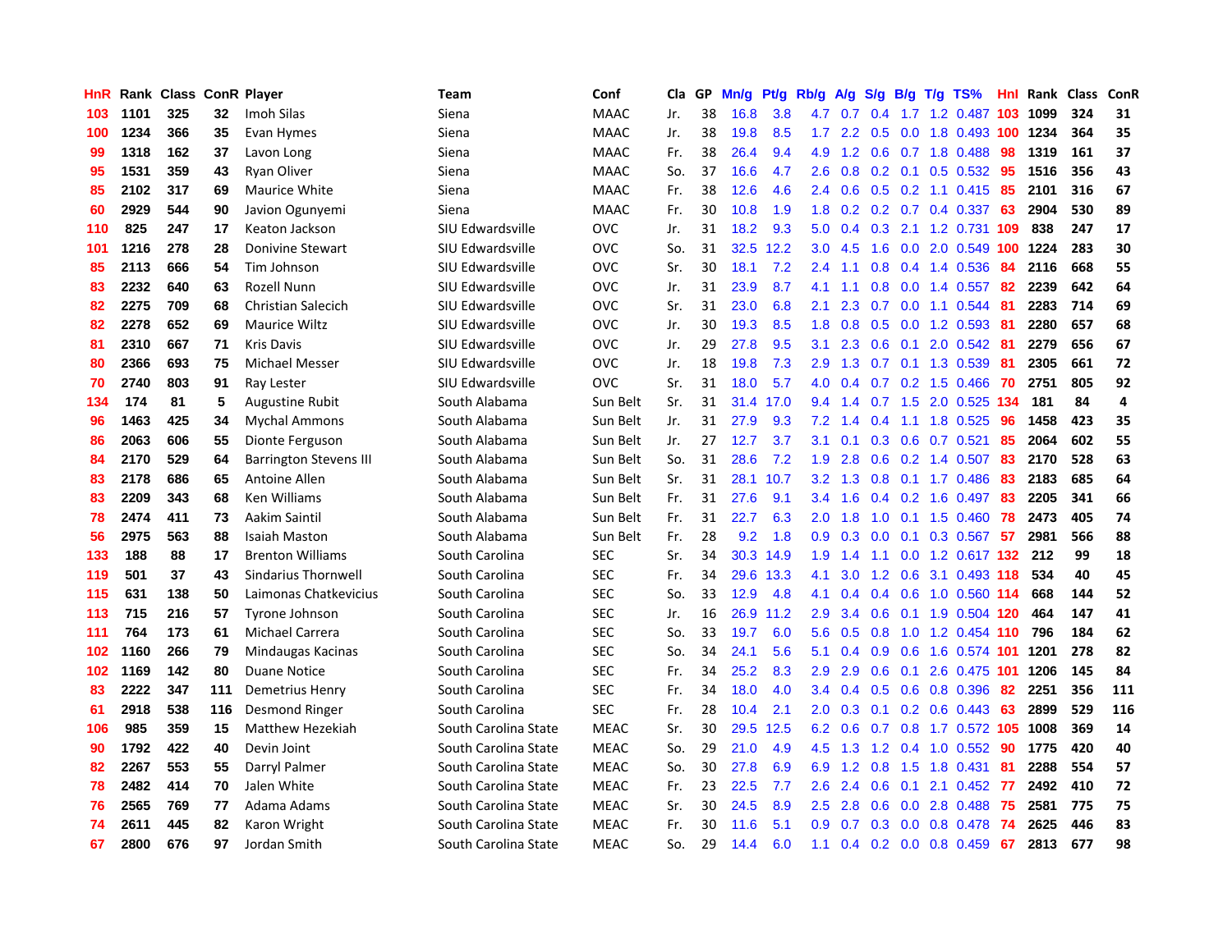| HnR | Rank | Class | ConR | Player | Team | Conf | Cla | GP | Mn/g | Pt/g | Rb/g | A/g | S/g | B/g | T/g | TS% | HnI | Rank | Class | ConR |
|---|---|---|---|---|---|---|---|---|---|---|---|---|---|---|---|---|---|---|---|---|
| 103 | 1101 | 325 | 32 | Imoh Silas | Siena | MAAC | Jr. | 38 | 16.8 | 3.8 | 4.7 | 0.7 | 0.4 | 1.7 | 1.2 | 0.487 | 103 | 1099 | 324 | 31 |
| 100 | 1234 | 366 | 35 | Evan Hymes | Siena | MAAC | Jr. | 38 | 19.8 | 8.5 | 1.7 | 2.2 | 0.5 | 0.0 | 1.8 | 0.493 | 100 | 1234 | 364 | 35 |
| 99 | 1318 | 162 | 37 | Lavon Long | Siena | MAAC | Fr. | 38 | 26.4 | 9.4 | 4.9 | 1.2 | 0.6 | 0.7 | 1.8 | 0.488 | 98 | 1319 | 161 | 37 |
| 95 | 1531 | 359 | 43 | Ryan Oliver | Siena | MAAC | So. | 37 | 16.6 | 4.7 | 2.6 | 0.8 | 0.2 | 0.1 | 0.5 | 0.532 | 95 | 1516 | 356 | 43 |
| 85 | 2102 | 317 | 69 | Maurice White | Siena | MAAC | Fr. | 38 | 12.6 | 4.6 | 2.4 | 0.6 | 0.5 | 0.2 | 1.1 | 0.415 | 85 | 2101 | 316 | 67 |
| 60 | 2929 | 544 | 90 | Javion Ogunyemi | Siena | MAAC | Fr. | 30 | 10.8 | 1.9 | 1.8 | 0.2 | 0.2 | 0.7 | 0.4 | 0.337 | 63 | 2904 | 530 | 89 |
| 110 | 825 | 247 | 17 | Keaton Jackson | SIU Edwardsville | OVC | Jr. | 31 | 18.2 | 9.3 | 5.0 | 0.4 | 0.3 | 2.1 | 1.2 | 0.731 | 109 | 838 | 247 | 17 |
| 101 | 1216 | 278 | 28 | Donivine Stewart | SIU Edwardsville | OVC | So. | 31 | 32.5 | 12.2 | 3.0 | 4.5 | 1.6 | 0.0 | 2.0 | 0.549 | 100 | 1224 | 283 | 30 |
| 85 | 2113 | 666 | 54 | Tim Johnson | SIU Edwardsville | OVC | Sr. | 30 | 18.1 | 7.2 | 2.4 | 1.1 | 0.8 | 0.4 | 1.4 | 0.536 | 84 | 2116 | 668 | 55 |
| 83 | 2232 | 640 | 63 | Rozell Nunn | SIU Edwardsville | OVC | Jr. | 31 | 23.9 | 8.7 | 4.1 | 1.1 | 0.8 | 0.0 | 1.4 | 0.557 | 82 | 2239 | 642 | 64 |
| 82 | 2275 | 709 | 68 | Christian Salecich | SIU Edwardsville | OVC | Sr. | 31 | 23.0 | 6.8 | 2.1 | 2.3 | 0.7 | 0.0 | 1.1 | 0.544 | 81 | 2283 | 714 | 69 |
| 82 | 2278 | 652 | 69 | Maurice Wiltz | SIU Edwardsville | OVC | Jr. | 30 | 19.3 | 8.5 | 1.8 | 0.8 | 0.5 | 0.0 | 1.2 | 0.593 | 81 | 2280 | 657 | 68 |
| 81 | 2310 | 667 | 71 | Kris Davis | SIU Edwardsville | OVC | Jr. | 29 | 27.8 | 9.5 | 3.1 | 2.3 | 0.6 | 0.1 | 2.0 | 0.542 | 81 | 2279 | 656 | 67 |
| 80 | 2366 | 693 | 75 | Michael Messer | SIU Edwardsville | OVC | Jr. | 18 | 19.8 | 7.3 | 2.9 | 1.3 | 0.7 | 0.1 | 1.3 | 0.539 | 81 | 2305 | 661 | 72 |
| 70 | 2740 | 803 | 91 | Ray Lester | SIU Edwardsville | OVC | Sr. | 31 | 18.0 | 5.7 | 4.0 | 0.4 | 0.7 | 0.2 | 1.5 | 0.466 | 70 | 2751 | 805 | 92 |
| 134 | 174 | 81 | 5 | Augustine Rubit | South Alabama | Sun Belt | Sr. | 31 | 31.4 | 17.0 | 9.4 | 1.4 | 0.7 | 1.5 | 2.0 | 0.525 | 134 | 181 | 84 | 4 |
| 96 | 1463 | 425 | 34 | Mychal Ammons | South Alabama | Sun Belt | Jr. | 31 | 27.9 | 9.3 | 7.2 | 1.4 | 0.4 | 1.1 | 1.8 | 0.525 | 96 | 1458 | 423 | 35 |
| 86 | 2063 | 606 | 55 | Dionte Ferguson | South Alabama | Sun Belt | Jr. | 27 | 12.7 | 3.7 | 3.1 | 0.1 | 0.3 | 0.6 | 0.7 | 0.521 | 85 | 2064 | 602 | 55 |
| 84 | 2170 | 529 | 64 | Barrington Stevens III | South Alabama | Sun Belt | So. | 31 | 28.6 | 7.2 | 1.9 | 2.8 | 0.6 | 0.2 | 1.4 | 0.507 | 83 | 2170 | 528 | 63 |
| 83 | 2178 | 686 | 65 | Antoine Allen | South Alabama | Sun Belt | Sr. | 31 | 28.1 | 10.7 | 3.2 | 1.3 | 0.8 | 0.1 | 1.7 | 0.486 | 83 | 2183 | 685 | 64 |
| 83 | 2209 | 343 | 68 | Ken Williams | South Alabama | Sun Belt | Fr. | 31 | 27.6 | 9.1 | 3.4 | 1.6 | 0.4 | 0.2 | 1.6 | 0.497 | 83 | 2205 | 341 | 66 |
| 78 | 2474 | 411 | 73 | Aakim Saintil | South Alabama | Sun Belt | Fr. | 31 | 22.7 | 6.3 | 2.0 | 1.8 | 1.0 | 0.1 | 1.5 | 0.460 | 78 | 2473 | 405 | 74 |
| 56 | 2975 | 563 | 88 | Isaiah Maston | South Alabama | Sun Belt | Fr. | 28 | 9.2 | 1.8 | 0.9 | 0.3 | 0.0 | 0.1 | 0.3 | 0.567 | 57 | 2981 | 566 | 88 |
| 133 | 188 | 88 | 17 | Brenton Williams | South Carolina | SEC | Sr. | 34 | 30.3 | 14.9 | 1.9 | 1.4 | 1.1 | 0.0 | 1.2 | 0.617 | 132 | 212 | 99 | 18 |
| 119 | 501 | 37 | 43 | Sindarius Thornwell | South Carolina | SEC | Fr. | 34 | 29.6 | 13.3 | 4.1 | 3.0 | 1.2 | 0.6 | 3.1 | 0.493 | 118 | 534 | 40 | 45 |
| 115 | 631 | 138 | 50 | Laimonas Chatkevicius | South Carolina | SEC | So. | 33 | 12.9 | 4.8 | 4.1 | 0.4 | 0.4 | 0.6 | 1.0 | 0.560 | 114 | 668 | 144 | 52 |
| 113 | 715 | 216 | 57 | Tyrone Johnson | South Carolina | SEC | Jr. | 16 | 26.9 | 11.2 | 2.9 | 3.4 | 0.6 | 0.1 | 1.9 | 0.504 | 120 | 464 | 147 | 41 |
| 111 | 764 | 173 | 61 | Michael Carrera | South Carolina | SEC | So. | 33 | 19.7 | 6.0 | 5.6 | 0.5 | 0.8 | 1.0 | 1.2 | 0.454 | 110 | 796 | 184 | 62 |
| 102 | 1160 | 266 | 79 | Mindaugas Kacinas | South Carolina | SEC | So. | 34 | 24.1 | 5.6 | 5.1 | 0.4 | 0.9 | 0.6 | 1.6 | 0.574 | 101 | 1201 | 278 | 82 |
| 102 | 1169 | 142 | 80 | Duane Notice | South Carolina | SEC | Fr. | 34 | 25.2 | 8.3 | 2.9 | 2.9 | 0.6 | 0.1 | 2.6 | 0.475 | 101 | 1206 | 145 | 84 |
| 83 | 2222 | 347 | 111 | Demetrius Henry | South Carolina | SEC | Fr. | 34 | 18.0 | 4.0 | 3.4 | 0.4 | 0.5 | 0.6 | 0.8 | 0.396 | 82 | 2251 | 356 | 111 |
| 61 | 2918 | 538 | 116 | Desmond Ringer | South Carolina | SEC | Fr. | 28 | 10.4 | 2.1 | 2.0 | 0.3 | 0.1 | 0.2 | 0.6 | 0.443 | 63 | 2899 | 529 | 116 |
| 106 | 985 | 359 | 15 | Matthew Hezekiah | South Carolina State | MEAC | Sr. | 30 | 29.5 | 12.5 | 6.2 | 0.6 | 0.7 | 0.8 | 1.7 | 0.572 | 105 | 1008 | 369 | 14 |
| 90 | 1792 | 422 | 40 | Devin Joint | South Carolina State | MEAC | So. | 29 | 21.0 | 4.9 | 4.5 | 1.3 | 1.2 | 0.4 | 1.0 | 0.552 | 90 | 1775 | 420 | 40 |
| 82 | 2267 | 553 | 55 | Darryl Palmer | South Carolina State | MEAC | So. | 30 | 27.8 | 6.9 | 6.9 | 1.2 | 0.8 | 1.5 | 1.8 | 0.431 | 81 | 2288 | 554 | 57 |
| 78 | 2482 | 414 | 70 | Jalen White | South Carolina State | MEAC | Fr. | 23 | 22.5 | 7.7 | 2.6 | 2.4 | 0.6 | 0.1 | 2.1 | 0.452 | 77 | 2492 | 410 | 72 |
| 76 | 2565 | 769 | 77 | Adama Adams | South Carolina State | MEAC | Sr. | 30 | 24.5 | 8.9 | 2.5 | 2.8 | 0.6 | 0.0 | 2.8 | 0.488 | 75 | 2581 | 775 | 75 |
| 74 | 2611 | 445 | 82 | Karon Wright | South Carolina State | MEAC | Fr. | 30 | 11.6 | 5.1 | 0.9 | 0.7 | 0.3 | 0.0 | 0.8 | 0.478 | 74 | 2625 | 446 | 83 |
| 67 | 2800 | 676 | 97 | Jordan Smith | South Carolina State | MEAC | So. | 29 | 14.4 | 6.0 | 1.1 | 0.4 | 0.2 | 0.0 | 0.8 | 0.459 | 67 | 2813 | 677 | 98 |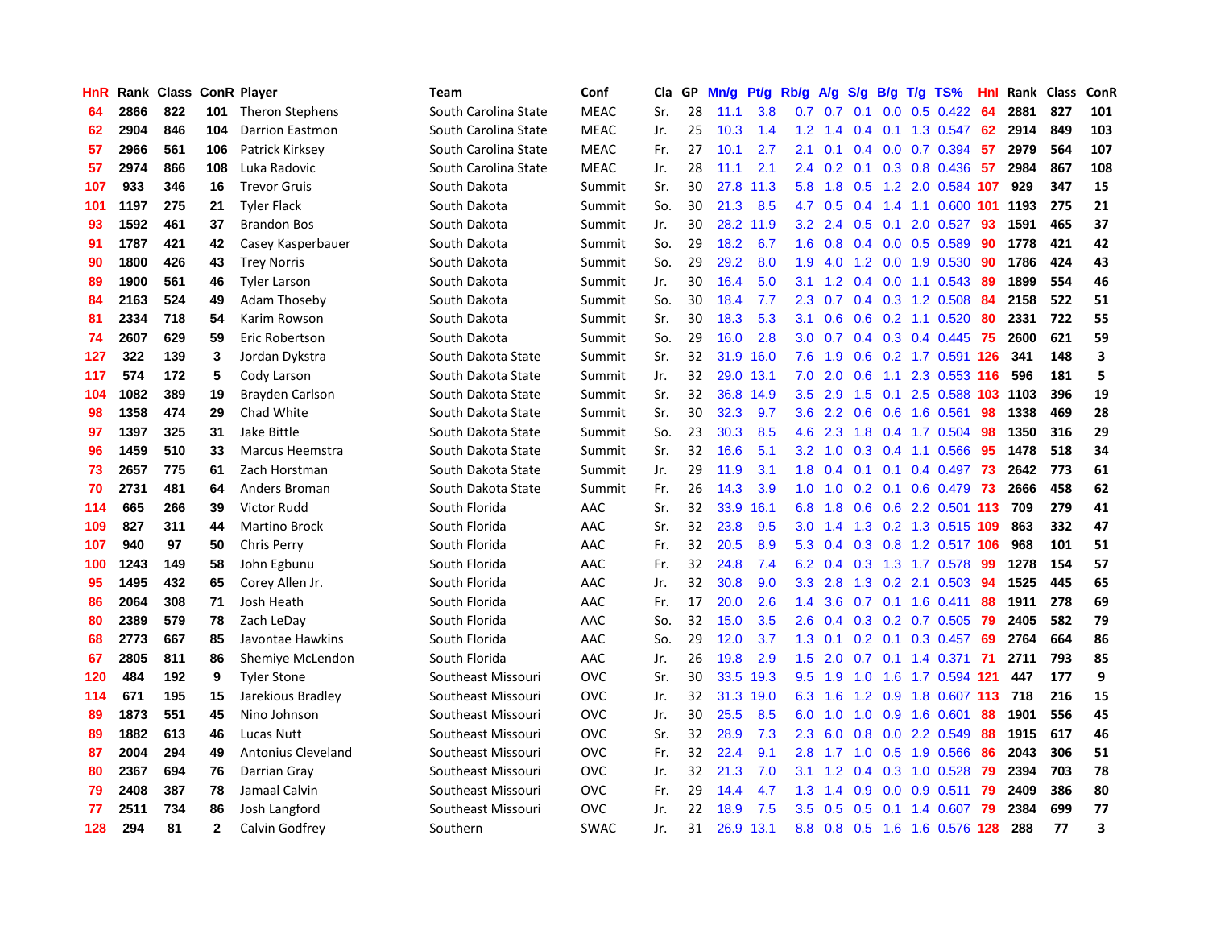| HnR | Rank | Class | ConR | Player | Team | Conf | Cla | GP | Mn/g | Pt/g | Rb/g | A/g | S/g | B/g | T/g | TS% | HnI | Rank | Class | ConR |
|---|---|---|---|---|---|---|---|---|---|---|---|---|---|---|---|---|---|---|---|---|
| 64 | 2866 | 822 | 101 | Theron Stephens | South Carolina State | MEAC | Sr. | 28 | 11.1 | 3.8 | 0.7 | 0.7 | 0.1 | 0.0 | 0.5 | 0.422 | 64 | 2881 | 827 | 101 |
| 62 | 2904 | 846 | 104 | Darrion Eastmon | South Carolina State | MEAC | Jr. | 25 | 10.3 | 1.4 | 1.2 | 1.4 | 0.4 | 0.1 | 1.3 | 0.547 | 62 | 2914 | 849 | 103 |
| 57 | 2966 | 561 | 106 | Patrick Kirksey | South Carolina State | MEAC | Fr. | 27 | 10.1 | 2.7 | 2.1 | 0.1 | 0.4 | 0.0 | 0.7 | 0.394 | 57 | 2979 | 564 | 107 |
| 57 | 2974 | 866 | 108 | Luka Radovic | South Carolina State | MEAC | Jr. | 28 | 11.1 | 2.1 | 2.4 | 0.2 | 0.1 | 0.3 | 0.8 | 0.436 | 57 | 2984 | 867 | 108 |
| 107 | 933 | 346 | 16 | Trevor Gruis | South Dakota | Summit | Sr. | 30 | 27.8 | 11.3 | 5.8 | 1.8 | 0.5 | 1.2 | 2.0 | 0.584 | 107 | 929 | 347 | 15 |
| 101 | 1197 | 275 | 21 | Tyler Flack | South Dakota | Summit | So. | 30 | 21.3 | 8.5 | 4.7 | 0.5 | 0.4 | 1.4 | 1.1 | 0.600 | 101 | 1193 | 275 | 21 |
| 93 | 1592 | 461 | 37 | Brandon Bos | South Dakota | Summit | Jr. | 30 | 28.2 | 11.9 | 3.2 | 2.4 | 0.5 | 0.1 | 2.0 | 0.527 | 93 | 1591 | 465 | 37 |
| 91 | 1787 | 421 | 42 | Casey Kasperbauer | South Dakota | Summit | So. | 29 | 18.2 | 6.7 | 1.6 | 0.8 | 0.4 | 0.0 | 0.5 | 0.589 | 90 | 1778 | 421 | 42 |
| 90 | 1800 | 426 | 43 | Trey Norris | South Dakota | Summit | So. | 29 | 29.2 | 8.0 | 1.9 | 4.0 | 1.2 | 0.0 | 1.9 | 0.530 | 90 | 1786 | 424 | 43 |
| 89 | 1900 | 561 | 46 | Tyler Larson | South Dakota | Summit | Jr. | 30 | 16.4 | 5.0 | 3.1 | 1.2 | 0.4 | 0.0 | 1.1 | 0.543 | 89 | 1899 | 554 | 46 |
| 84 | 2163 | 524 | 49 | Adam Thoseby | South Dakota | Summit | So. | 30 | 18.4 | 7.7 | 2.3 | 0.7 | 0.4 | 0.3 | 1.2 | 0.508 | 84 | 2158 | 522 | 51 |
| 81 | 2334 | 718 | 54 | Karim Rowson | South Dakota | Summit | Sr. | 30 | 18.3 | 5.3 | 3.1 | 0.6 | 0.6 | 0.2 | 1.1 | 0.520 | 80 | 2331 | 722 | 55 |
| 74 | 2607 | 629 | 59 | Eric Robertson | South Dakota | Summit | So. | 29 | 16.0 | 2.8 | 3.0 | 0.7 | 0.4 | 0.3 | 0.4 | 0.445 | 75 | 2600 | 621 | 59 |
| 127 | 322 | 139 | 3 | Jordan Dykstra | South Dakota State | Summit | Sr. | 32 | 31.9 | 16.0 | 7.6 | 1.9 | 0.6 | 0.2 | 1.7 | 0.591 | 126 | 341 | 148 | 3 |
| 117 | 574 | 172 | 5 | Cody Larson | South Dakota State | Summit | Jr. | 32 | 29.0 | 13.1 | 7.0 | 2.0 | 0.6 | 1.1 | 2.3 | 0.553 | 116 | 596 | 181 | 5 |
| 104 | 1082 | 389 | 19 | Brayden Carlson | South Dakota State | Summit | Sr. | 32 | 36.8 | 14.9 | 3.5 | 2.9 | 1.5 | 0.1 | 2.5 | 0.588 | 103 | 1103 | 396 | 19 |
| 98 | 1358 | 474 | 29 | Chad White | South Dakota State | Summit | Sr. | 30 | 32.3 | 9.7 | 3.6 | 2.2 | 0.6 | 0.6 | 1.6 | 0.561 | 98 | 1338 | 469 | 28 |
| 97 | 1397 | 325 | 31 | Jake Bittle | South Dakota State | Summit | So. | 23 | 30.3 | 8.5 | 4.6 | 2.3 | 1.8 | 0.4 | 1.7 | 0.504 | 98 | 1350 | 316 | 29 |
| 96 | 1459 | 510 | 33 | Marcus Heemstra | South Dakota State | Summit | Sr. | 32 | 16.6 | 5.1 | 3.2 | 1.0 | 0.3 | 0.4 | 1.1 | 0.566 | 95 | 1478 | 518 | 34 |
| 73 | 2657 | 775 | 61 | Zach Horstman | South Dakota State | Summit | Jr. | 29 | 11.9 | 3.1 | 1.8 | 0.4 | 0.1 | 0.1 | 0.4 | 0.497 | 73 | 2642 | 773 | 61 |
| 70 | 2731 | 481 | 64 | Anders Broman | South Dakota State | Summit | Fr. | 26 | 14.3 | 3.9 | 1.0 | 1.0 | 0.2 | 0.1 | 0.6 | 0.479 | 73 | 2666 | 458 | 62 |
| 114 | 665 | 266 | 39 | Victor Rudd | South Florida | AAC | Sr. | 32 | 33.9 | 16.1 | 6.8 | 1.8 | 0.6 | 0.6 | 2.2 | 0.501 | 113 | 709 | 279 | 41 |
| 109 | 827 | 311 | 44 | Martino Brock | South Florida | AAC | Sr. | 32 | 23.8 | 9.5 | 3.0 | 1.4 | 1.3 | 0.2 | 1.3 | 0.515 | 109 | 863 | 332 | 47 |
| 107 | 940 | 97 | 50 | Chris Perry | South Florida | AAC | Fr. | 32 | 20.5 | 8.9 | 5.3 | 0.4 | 0.3 | 0.8 | 1.2 | 0.517 | 106 | 968 | 101 | 51 |
| 100 | 1243 | 149 | 58 | John Egbunu | South Florida | AAC | Fr. | 32 | 24.8 | 7.4 | 6.2 | 0.4 | 0.3 | 1.3 | 1.7 | 0.578 | 99 | 1278 | 154 | 57 |
| 95 | 1495 | 432 | 65 | Corey Allen Jr. | South Florida | AAC | Jr. | 32 | 30.8 | 9.0 | 3.3 | 2.8 | 1.3 | 0.2 | 2.1 | 0.503 | 94 | 1525 | 445 | 65 |
| 86 | 2064 | 308 | 71 | Josh Heath | South Florida | AAC | Fr. | 17 | 20.0 | 2.6 | 1.4 | 3.6 | 0.7 | 0.1 | 1.6 | 0.411 | 88 | 1911 | 278 | 69 |
| 80 | 2389 | 579 | 78 | Zach LeDay | South Florida | AAC | So. | 32 | 15.0 | 3.5 | 2.6 | 0.4 | 0.3 | 0.2 | 0.7 | 0.505 | 79 | 2405 | 582 | 79 |
| 68 | 2773 | 667 | 85 | Javontae Hawkins | South Florida | AAC | So. | 29 | 12.0 | 3.7 | 1.3 | 0.1 | 0.2 | 0.1 | 0.3 | 0.457 | 69 | 2764 | 664 | 86 |
| 67 | 2805 | 811 | 86 | Shemiye McLendon | South Florida | AAC | Jr. | 26 | 19.8 | 2.9 | 1.5 | 2.0 | 0.7 | 0.1 | 1.4 | 0.371 | 71 | 2711 | 793 | 85 |
| 120 | 484 | 192 | 9 | Tyler Stone | Southeast Missouri | OVC | Sr. | 30 | 33.5 | 19.3 | 9.5 | 1.9 | 1.0 | 1.6 | 1.7 | 0.594 | 121 | 447 | 177 | 9 |
| 114 | 671 | 195 | 15 | Jarekious Bradley | Southeast Missouri | OVC | Jr. | 32 | 31.3 | 19.0 | 6.3 | 1.6 | 1.2 | 0.9 | 1.8 | 0.607 | 113 | 718 | 216 | 15 |
| 89 | 1873 | 551 | 45 | Nino Johnson | Southeast Missouri | OVC | Jr. | 30 | 25.5 | 8.5 | 6.0 | 1.0 | 1.0 | 0.9 | 1.6 | 0.601 | 88 | 1901 | 556 | 45 |
| 89 | 1882 | 613 | 46 | Lucas Nutt | Southeast Missouri | OVC | Sr. | 32 | 28.9 | 7.3 | 2.3 | 6.0 | 0.8 | 0.0 | 2.2 | 0.549 | 88 | 1915 | 617 | 46 |
| 87 | 2004 | 294 | 49 | Antonius Cleveland | Southeast Missouri | OVC | Fr. | 32 | 22.4 | 9.1 | 2.8 | 1.7 | 1.0 | 0.5 | 1.9 | 0.566 | 86 | 2043 | 306 | 51 |
| 80 | 2367 | 694 | 76 | Darrian Gray | Southeast Missouri | OVC | Jr. | 32 | 21.3 | 7.0 | 3.1 | 1.2 | 0.4 | 0.3 | 1.0 | 0.528 | 79 | 2394 | 703 | 78 |
| 79 | 2408 | 387 | 78 | Jamaal Calvin | Southeast Missouri | OVC | Fr. | 29 | 14.4 | 4.7 | 1.3 | 1.4 | 0.9 | 0.0 | 0.9 | 0.511 | 79 | 2409 | 386 | 80 |
| 77 | 2511 | 734 | 86 | Josh Langford | Southeast Missouri | OVC | Jr. | 22 | 18.9 | 7.5 | 3.5 | 0.5 | 0.5 | 0.1 | 1.4 | 0.607 | 79 | 2384 | 699 | 77 |
| 128 | 294 | 81 | 2 | Calvin Godfrey | Southern | SWAC | Jr. | 31 | 26.9 | 13.1 | 8.8 | 0.8 | 0.5 | 1.6 | 1.6 | 0.576 | 128 | 288 | 77 | 3 |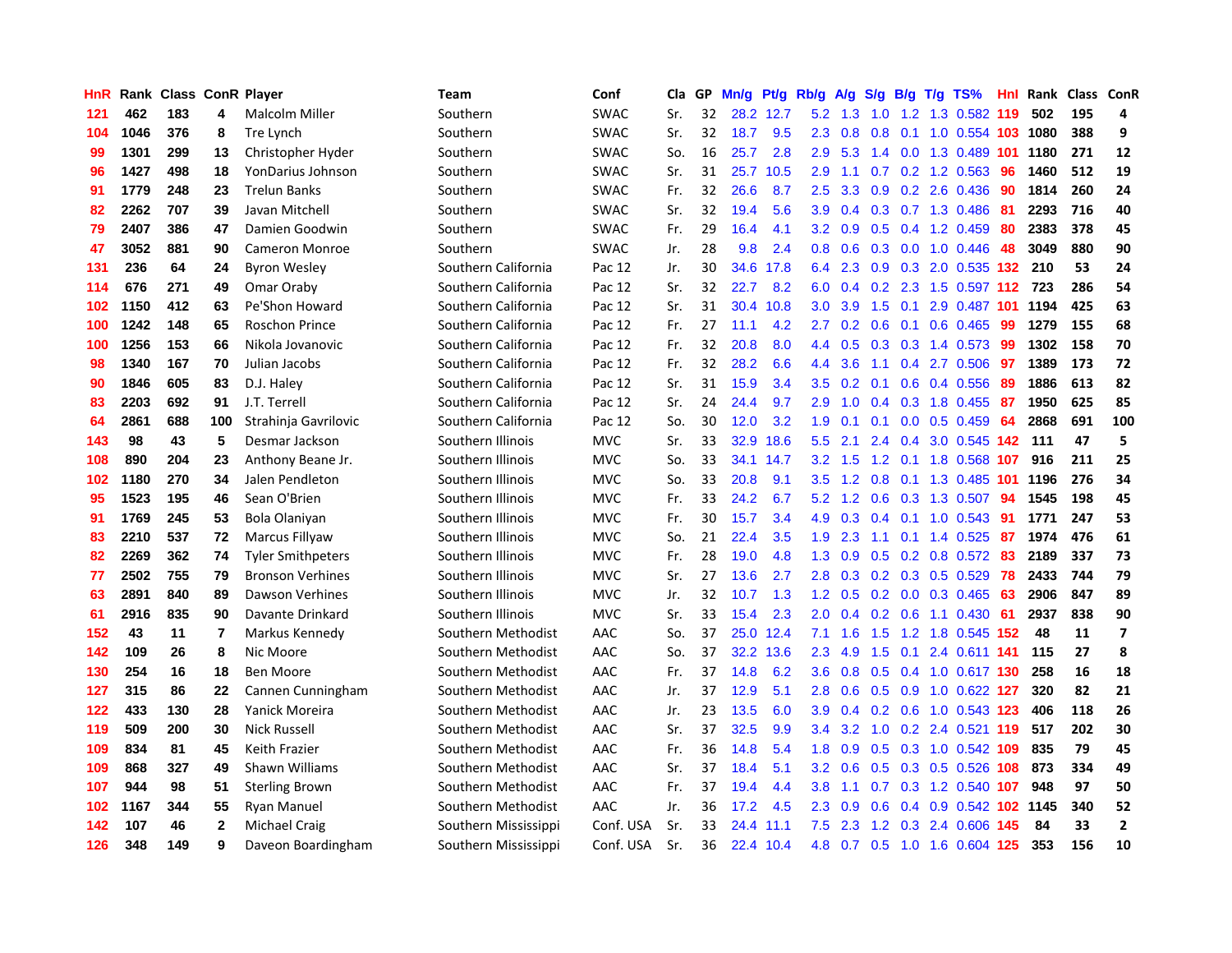| HnR | Rank | Class | ConR | Player | Team | Conf | Cla | GP | Mn/g | Pt/g | Rb/g | A/g | S/g | B/g | T/g | TS% | HnI | Rank | Class | ConR |
|---|---|---|---|---|---|---|---|---|---|---|---|---|---|---|---|---|---|---|---|---|
| 121 | 462 | 183 | 4 | Malcolm Miller | Southern | SWAC | Sr. | 32 | 28.2 | 12.7 | 5.2 | 1.3 | 1.0 | 1.2 | 1.3 | 0.582 | 119 | 502 | 195 | 4 |
| 104 | 1046 | 376 | 8 | Tre Lynch | Southern | SWAC | Sr. | 32 | 18.7 | 9.5 | 2.3 | 0.8 | 0.8 | 0.1 | 1.0 | 0.554 | 103 | 1080 | 388 | 9 |
| 99 | 1301 | 299 | 13 | Christopher Hyder | Southern | SWAC | So. | 16 | 25.7 | 2.8 | 2.9 | 5.3 | 1.4 | 0.0 | 1.3 | 0.489 | 101 | 1180 | 271 | 12 |
| 96 | 1427 | 498 | 18 | YonDarius Johnson | Southern | SWAC | Sr. | 31 | 25.7 | 10.5 | 2.9 | 1.1 | 0.7 | 0.2 | 1.2 | 0.563 | 96 | 1460 | 512 | 19 |
| 91 | 1779 | 248 | 23 | Trelun Banks | Southern | SWAC | Fr. | 32 | 26.6 | 8.7 | 2.5 | 3.3 | 0.9 | 0.2 | 2.6 | 0.436 | 90 | 1814 | 260 | 24 |
| 82 | 2262 | 707 | 39 | Javan Mitchell | Southern | SWAC | Sr. | 32 | 19.4 | 5.6 | 3.9 | 0.4 | 0.3 | 0.7 | 1.3 | 0.486 | 81 | 2293 | 716 | 40 |
| 79 | 2407 | 386 | 47 | Damien Goodwin | Southern | SWAC | Fr. | 29 | 16.4 | 4.1 | 3.2 | 0.9 | 0.5 | 0.4 | 1.2 | 0.459 | 80 | 2383 | 378 | 45 |
| 47 | 3052 | 881 | 90 | Cameron Monroe | Southern | SWAC | Jr. | 28 | 9.8 | 2.4 | 0.8 | 0.6 | 0.3 | 0.0 | 1.0 | 0.446 | 48 | 3049 | 880 | 90 |
| 131 | 236 | 64 | 24 | Byron Wesley | Southern California | Pac 12 | Jr. | 30 | 34.6 | 17.8 | 6.4 | 2.3 | 0.9 | 0.3 | 2.0 | 0.535 | 132 | 210 | 53 | 24 |
| 114 | 676 | 271 | 49 | Omar Oraby | Southern California | Pac 12 | Sr. | 32 | 22.7 | 8.2 | 6.0 | 0.4 | 0.2 | 2.3 | 1.5 | 0.597 | 112 | 723 | 286 | 54 |
| 102 | 1150 | 412 | 63 | Pe'Shon Howard | Southern California | Pac 12 | Sr. | 31 | 30.4 | 10.8 | 3.0 | 3.9 | 1.5 | 0.1 | 2.9 | 0.487 | 101 | 1194 | 425 | 63 |
| 100 | 1242 | 148 | 65 | Roschon Prince | Southern California | Pac 12 | Fr. | 27 | 11.1 | 4.2 | 2.7 | 0.2 | 0.6 | 0.1 | 0.6 | 0.465 | 99 | 1279 | 155 | 68 |
| 100 | 1256 | 153 | 66 | Nikola Jovanovic | Southern California | Pac 12 | Fr. | 32 | 20.8 | 8.0 | 4.4 | 0.5 | 0.3 | 0.3 | 1.4 | 0.573 | 99 | 1302 | 158 | 70 |
| 98 | 1340 | 167 | 70 | Julian Jacobs | Southern California | Pac 12 | Fr. | 32 | 28.2 | 6.6 | 4.4 | 3.6 | 1.1 | 0.4 | 2.7 | 0.506 | 97 | 1389 | 173 | 72 |
| 90 | 1846 | 605 | 83 | D.J. Haley | Southern California | Pac 12 | Sr. | 31 | 15.9 | 3.4 | 3.5 | 0.2 | 0.1 | 0.6 | 0.4 | 0.556 | 89 | 1886 | 613 | 82 |
| 83 | 2203 | 692 | 91 | J.T. Terrell | Southern California | Pac 12 | Sr. | 24 | 24.4 | 9.7 | 2.9 | 1.0 | 0.4 | 0.3 | 1.8 | 0.455 | 87 | 1950 | 625 | 85 |
| 64 | 2861 | 688 | 100 | Strahinja Gavrilovic | Southern California | Pac 12 | So. | 30 | 12.0 | 3.2 | 1.9 | 0.1 | 0.1 | 0.0 | 0.5 | 0.459 | 64 | 2868 | 691 | 100 |
| 143 | 98 | 43 | 5 | Desmar Jackson | Southern Illinois | MVC | Sr. | 33 | 32.9 | 18.6 | 5.5 | 2.1 | 2.4 | 0.4 | 3.0 | 0.545 | 142 | 111 | 47 | 5 |
| 108 | 890 | 204 | 23 | Anthony Beane Jr. | Southern Illinois | MVC | So. | 33 | 34.1 | 14.7 | 3.2 | 1.5 | 1.2 | 0.1 | 1.8 | 0.568 | 107 | 916 | 211 | 25 |
| 102 | 1180 | 270 | 34 | Jalen Pendleton | Southern Illinois | MVC | So. | 33 | 20.8 | 9.1 | 3.5 | 1.2 | 0.8 | 0.1 | 1.3 | 0.485 | 101 | 1196 | 276 | 34 |
| 95 | 1523 | 195 | 46 | Sean O'Brien | Southern Illinois | MVC | Fr. | 33 | 24.2 | 6.7 | 5.2 | 1.2 | 0.6 | 0.3 | 1.3 | 0.507 | 94 | 1545 | 198 | 45 |
| 91 | 1769 | 245 | 53 | Bola Olaniyan | Southern Illinois | MVC | Fr. | 30 | 15.7 | 3.4 | 4.9 | 0.3 | 0.4 | 0.1 | 1.0 | 0.543 | 91 | 1771 | 247 | 53 |
| 83 | 2210 | 537 | 72 | Marcus Fillyaw | Southern Illinois | MVC | So. | 21 | 22.4 | 3.5 | 1.9 | 2.3 | 1.1 | 0.1 | 1.4 | 0.525 | 87 | 1974 | 476 | 61 |
| 82 | 2269 | 362 | 74 | Tyler Smithpeters | Southern Illinois | MVC | Fr. | 28 | 19.0 | 4.8 | 1.3 | 0.9 | 0.5 | 0.2 | 0.8 | 0.572 | 83 | 2189 | 337 | 73 |
| 77 | 2502 | 755 | 79 | Bronson Verhines | Southern Illinois | MVC | Sr. | 27 | 13.6 | 2.7 | 2.8 | 0.3 | 0.2 | 0.3 | 0.5 | 0.529 | 78 | 2433 | 744 | 79 |
| 63 | 2891 | 840 | 89 | Dawson Verhines | Southern Illinois | MVC | Jr. | 32 | 10.7 | 1.3 | 1.2 | 0.5 | 0.2 | 0.0 | 0.3 | 0.465 | 63 | 2906 | 847 | 89 |
| 61 | 2916 | 835 | 90 | Davante Drinkard | Southern Illinois | MVC | Sr. | 33 | 15.4 | 2.3 | 2.0 | 0.4 | 0.2 | 0.6 | 1.1 | 0.430 | 61 | 2937 | 838 | 90 |
| 152 | 43 | 11 | 7 | Markus Kennedy | Southern Methodist | AAC | So. | 37 | 25.0 | 12.4 | 7.1 | 1.6 | 1.5 | 1.2 | 1.8 | 0.545 | 152 | 48 | 11 | 7 |
| 142 | 109 | 26 | 8 | Nic Moore | Southern Methodist | AAC | So. | 37 | 32.2 | 13.6 | 2.3 | 4.9 | 1.5 | 0.1 | 2.4 | 0.611 | 141 | 115 | 27 | 8 |
| 130 | 254 | 16 | 18 | Ben Moore | Southern Methodist | AAC | Fr. | 37 | 14.8 | 6.2 | 3.6 | 0.8 | 0.5 | 0.4 | 1.0 | 0.617 | 130 | 258 | 16 | 18 |
| 127 | 315 | 86 | 22 | Cannen Cunningham | Southern Methodist | AAC | Jr. | 37 | 12.9 | 5.1 | 2.8 | 0.6 | 0.5 | 0.9 | 1.0 | 0.622 | 127 | 320 | 82 | 21 |
| 122 | 433 | 130 | 28 | Yanick Moreira | Southern Methodist | AAC | Jr. | 23 | 13.5 | 6.0 | 3.9 | 0.4 | 0.2 | 0.6 | 1.0 | 0.543 | 123 | 406 | 118 | 26 |
| 119 | 509 | 200 | 30 | Nick Russell | Southern Methodist | AAC | Sr. | 37 | 32.5 | 9.9 | 3.4 | 3.2 | 1.0 | 0.2 | 2.4 | 0.521 | 119 | 517 | 202 | 30 |
| 109 | 834 | 81 | 45 | Keith Frazier | Southern Methodist | AAC | Fr. | 36 | 14.8 | 5.4 | 1.8 | 0.9 | 0.5 | 0.3 | 1.0 | 0.542 | 109 | 835 | 79 | 45 |
| 109 | 868 | 327 | 49 | Shawn Williams | Southern Methodist | AAC | Sr. | 37 | 18.4 | 5.1 | 3.2 | 0.6 | 0.5 | 0.3 | 0.5 | 0.526 | 108 | 873 | 334 | 49 |
| 107 | 944 | 98 | 51 | Sterling Brown | Southern Methodist | AAC | Fr. | 37 | 19.4 | 4.4 | 3.8 | 1.1 | 0.7 | 0.3 | 1.2 | 0.540 | 107 | 948 | 97 | 50 |
| 102 | 1167 | 344 | 55 | Ryan Manuel | Southern Methodist | AAC | Jr. | 36 | 17.2 | 4.5 | 2.3 | 0.9 | 0.6 | 0.4 | 0.9 | 0.542 | 102 | 1145 | 340 | 52 |
| 142 | 107 | 46 | 2 | Michael Craig | Southern Mississippi | Conf. USA | Sr. | 33 | 24.4 | 11.1 | 7.5 | 2.3 | 1.2 | 0.3 | 2.4 | 0.606 | 145 | 84 | 33 | 2 |
| 126 | 348 | 149 | 9 | Daveon Boardingham | Southern Mississippi | Conf. USA | Sr. | 36 | 22.4 | 10.4 | 4.8 | 0.7 | 0.5 | 1.0 | 1.6 | 0.604 | 125 | 353 | 156 | 10 |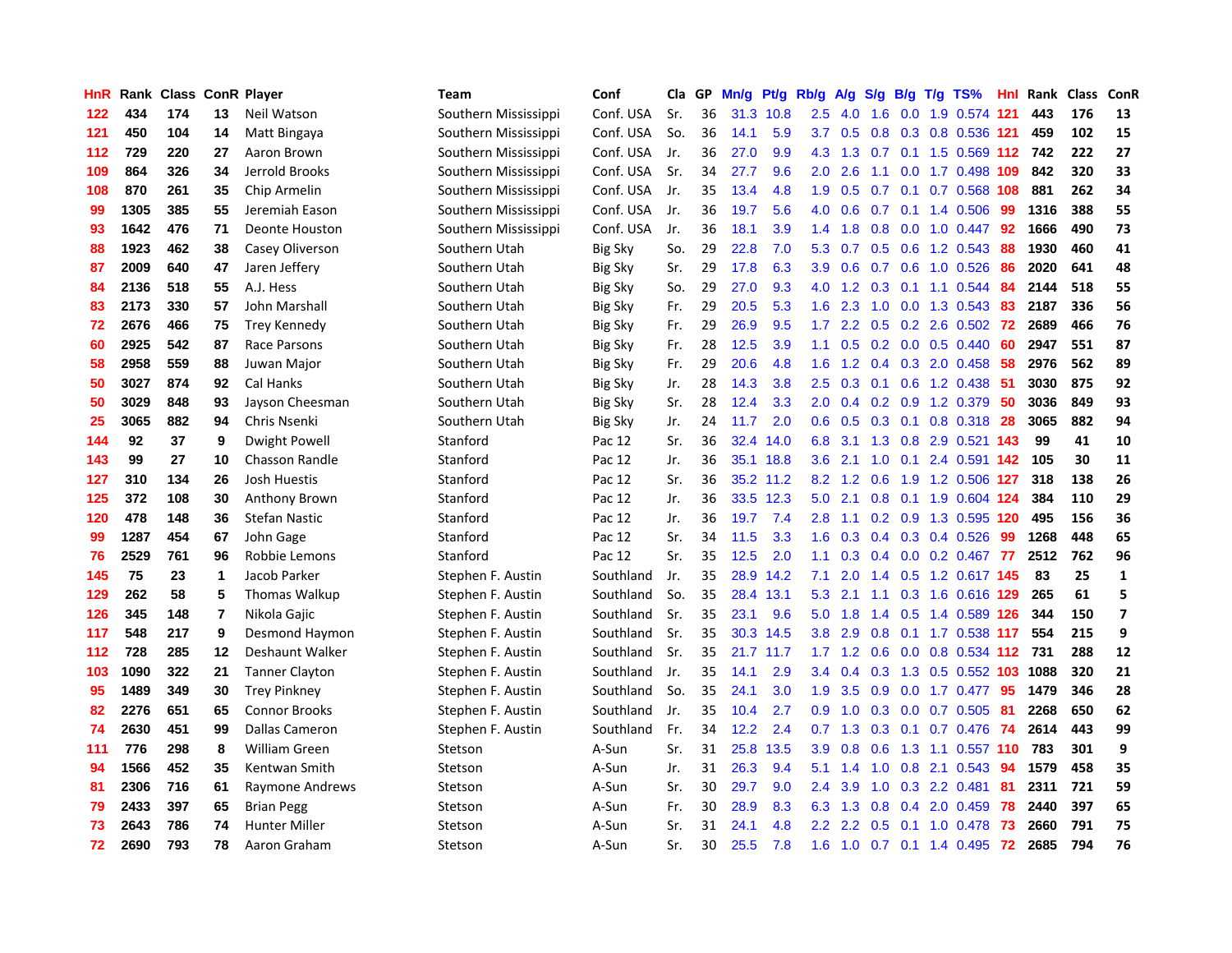| HnR | Rank | Class | ConR | Player | Team | Conf | Cla | GP | Mn/g | Pt/g | Rb/g | A/g | S/g | B/g | T/g | TS% | HnI | Rank | Class | ConR |
|---|---|---|---|---|---|---|---|---|---|---|---|---|---|---|---|---|---|---|---|---|
| 122 | 434 | 174 | 13 | Neil Watson | Southern Mississippi | Conf. USA | Sr. | 36 | 31.3 | 10.8 | 2.5 | 4.0 | 1.6 | 0.0 | 1.9 | 0.574 | 121 | 443 | 176 | 13 |
| 121 | 450 | 104 | 14 | Matt Bingaya | Southern Mississippi | Conf. USA | So. | 36 | 14.1 | 5.9 | 3.7 | 0.5 | 0.8 | 0.3 | 0.8 | 0.536 | 121 | 459 | 102 | 15 |
| 112 | 729 | 220 | 27 | Aaron Brown | Southern Mississippi | Conf. USA | Jr. | 36 | 27.0 | 9.9 | 4.3 | 1.3 | 0.7 | 0.1 | 1.5 | 0.569 | 112 | 742 | 222 | 27 |
| 109 | 864 | 326 | 34 | Jerrold Brooks | Southern Mississippi | Conf. USA | Sr. | 34 | 27.7 | 9.6 | 2.0 | 2.6 | 1.1 | 0.0 | 1.7 | 0.498 | 109 | 842 | 320 | 33 |
| 108 | 870 | 261 | 35 | Chip Armelin | Southern Mississippi | Conf. USA | Jr. | 35 | 13.4 | 4.8 | 1.9 | 0.5 | 0.7 | 0.1 | 0.7 | 0.568 | 108 | 881 | 262 | 34 |
| 99 | 1305 | 385 | 55 | Jeremiah Eason | Southern Mississippi | Conf. USA | Jr. | 36 | 19.7 | 5.6 | 4.0 | 0.6 | 0.7 | 0.1 | 1.4 | 0.506 | 99 | 1316 | 388 | 55 |
| 93 | 1642 | 476 | 71 | Deonte Houston | Southern Mississippi | Conf. USA | Jr. | 36 | 18.1 | 3.9 | 1.4 | 1.8 | 0.8 | 0.0 | 1.0 | 0.447 | 92 | 1666 | 490 | 73 |
| 88 | 1923 | 462 | 38 | Casey Oliverson | Southern Utah | Big Sky | So. | 29 | 22.8 | 7.0 | 5.3 | 0.7 | 0.5 | 0.6 | 1.2 | 0.543 | 88 | 1930 | 460 | 41 |
| 87 | 2009 | 640 | 47 | Jaren Jeffery | Southern Utah | Big Sky | Sr. | 29 | 17.8 | 6.3 | 3.9 | 0.6 | 0.7 | 0.6 | 1.0 | 0.526 | 86 | 2020 | 641 | 48 |
| 84 | 2136 | 518 | 55 | A.J. Hess | Southern Utah | Big Sky | So. | 29 | 27.0 | 9.3 | 4.0 | 1.2 | 0.3 | 0.1 | 1.1 | 0.544 | 84 | 2144 | 518 | 55 |
| 83 | 2173 | 330 | 57 | John Marshall | Southern Utah | Big Sky | Fr. | 29 | 20.5 | 5.3 | 1.6 | 2.3 | 1.0 | 0.0 | 1.3 | 0.543 | 83 | 2187 | 336 | 56 |
| 72 | 2676 | 466 | 75 | Trey Kennedy | Southern Utah | Big Sky | Fr. | 29 | 26.9 | 9.5 | 1.7 | 2.2 | 0.5 | 0.2 | 2.6 | 0.502 | 72 | 2689 | 466 | 76 |
| 60 | 2925 | 542 | 87 | Race Parsons | Southern Utah | Big Sky | Fr. | 28 | 12.5 | 3.9 | 1.1 | 0.5 | 0.2 | 0.0 | 0.5 | 0.440 | 60 | 2947 | 551 | 87 |
| 58 | 2958 | 559 | 88 | Juwan Major | Southern Utah | Big Sky | Fr. | 29 | 20.6 | 4.8 | 1.6 | 1.2 | 0.4 | 0.3 | 2.0 | 0.458 | 58 | 2976 | 562 | 89 |
| 50 | 3027 | 874 | 92 | Cal Hanks | Southern Utah | Big Sky | Jr. | 28 | 14.3 | 3.8 | 2.5 | 0.3 | 0.1 | 0.6 | 1.2 | 0.438 | 51 | 3030 | 875 | 92 |
| 50 | 3029 | 848 | 93 | Jayson Cheesman | Southern Utah | Big Sky | Sr. | 28 | 12.4 | 3.3 | 2.0 | 0.4 | 0.2 | 0.9 | 1.2 | 0.379 | 50 | 3036 | 849 | 93 |
| 25 | 3065 | 882 | 94 | Chris Nsenki | Southern Utah | Big Sky | Jr. | 24 | 11.7 | 2.0 | 0.6 | 0.5 | 0.3 | 0.1 | 0.8 | 0.318 | 28 | 3065 | 882 | 94 |
| 144 | 92 | 37 | 9 | Dwight Powell | Stanford | Pac 12 | Sr. | 36 | 32.4 | 14.0 | 6.8 | 3.1 | 1.3 | 0.8 | 2.9 | 0.521 | 143 | 99 | 41 | 10 |
| 143 | 99 | 27 | 10 | Chasson Randle | Stanford | Pac 12 | Jr. | 36 | 35.1 | 18.8 | 3.6 | 2.1 | 1.0 | 0.1 | 2.4 | 0.591 | 142 | 105 | 30 | 11 |
| 127 | 310 | 134 | 26 | Josh Huestis | Stanford | Pac 12 | Sr. | 36 | 35.2 | 11.2 | 8.2 | 1.2 | 0.6 | 1.9 | 1.2 | 0.506 | 127 | 318 | 138 | 26 |
| 125 | 372 | 108 | 30 | Anthony Brown | Stanford | Pac 12 | Jr. | 36 | 33.5 | 12.3 | 5.0 | 2.1 | 0.8 | 0.1 | 1.9 | 0.604 | 124 | 384 | 110 | 29 |
| 120 | 478 | 148 | 36 | Stefan Nastic | Stanford | Pac 12 | Jr. | 36 | 19.7 | 7.4 | 2.8 | 1.1 | 0.2 | 0.9 | 1.3 | 0.595 | 120 | 495 | 156 | 36 |
| 99 | 1287 | 454 | 67 | John Gage | Stanford | Pac 12 | Sr. | 34 | 11.5 | 3.3 | 1.6 | 0.3 | 0.4 | 0.3 | 0.4 | 0.526 | 99 | 1268 | 448 | 65 |
| 76 | 2529 | 761 | 96 | Robbie Lemons | Stanford | Pac 12 | Sr. | 35 | 12.5 | 2.0 | 1.1 | 0.3 | 0.4 | 0.0 | 0.2 | 0.467 | 77 | 2512 | 762 | 96 |
| 145 | 75 | 23 | 1 | Jacob Parker | Stephen F. Austin | Southland | Jr. | 35 | 28.9 | 14.2 | 7.1 | 2.0 | 1.4 | 0.5 | 1.2 | 0.617 | 145 | 83 | 25 | 1 |
| 129 | 262 | 58 | 5 | Thomas Walkup | Stephen F. Austin | Southland | So. | 35 | 28.4 | 13.1 | 5.3 | 2.1 | 1.1 | 0.3 | 1.6 | 0.616 | 129 | 265 | 61 | 5 |
| 126 | 345 | 148 | 7 | Nikola Gajic | Stephen F. Austin | Southland | Sr. | 35 | 23.1 | 9.6 | 5.0 | 1.8 | 1.4 | 0.5 | 1.4 | 0.589 | 126 | 344 | 150 | 7 |
| 117 | 548 | 217 | 9 | Desmond Haymon | Stephen F. Austin | Southland | Sr. | 35 | 30.3 | 14.5 | 3.8 | 2.9 | 0.8 | 0.1 | 1.7 | 0.538 | 117 | 554 | 215 | 9 |
| 112 | 728 | 285 | 12 | Deshaunt Walker | Stephen F. Austin | Southland | Sr. | 35 | 21.7 | 11.7 | 1.7 | 1.2 | 0.6 | 0.0 | 0.8 | 0.534 | 112 | 731 | 288 | 12 |
| 103 | 1090 | 322 | 21 | Tanner Clayton | Stephen F. Austin | Southland | Jr. | 35 | 14.1 | 2.9 | 3.4 | 0.4 | 0.3 | 1.3 | 0.5 | 0.552 | 103 | 1088 | 320 | 21 |
| 95 | 1489 | 349 | 30 | Trey Pinkney | Stephen F. Austin | Southland | So. | 35 | 24.1 | 3.0 | 1.9 | 3.5 | 0.9 | 0.0 | 1.7 | 0.477 | 95 | 1479 | 346 | 28 |
| 82 | 2276 | 651 | 65 | Connor Brooks | Stephen F. Austin | Southland | Jr. | 35 | 10.4 | 2.7 | 0.9 | 1.0 | 0.3 | 0.0 | 0.7 | 0.505 | 81 | 2268 | 650 | 62 |
| 74 | 2630 | 451 | 99 | Dallas Cameron | Stephen F. Austin | Southland | Fr. | 34 | 12.2 | 2.4 | 0.7 | 1.3 | 0.3 | 0.1 | 0.7 | 0.476 | 74 | 2614 | 443 | 99 |
| 111 | 776 | 298 | 8 | William Green | Stetson | A-Sun | Sr. | 31 | 25.8 | 13.5 | 3.9 | 0.8 | 0.6 | 1.3 | 1.1 | 0.557 | 110 | 783 | 301 | 9 |
| 94 | 1566 | 452 | 35 | Kentwan Smith | Stetson | A-Sun | Jr. | 31 | 26.3 | 9.4 | 5.1 | 1.4 | 1.0 | 0.8 | 2.1 | 0.543 | 94 | 1579 | 458 | 35 |
| 81 | 2306 | 716 | 61 | Raymone Andrews | Stetson | A-Sun | Sr. | 30 | 29.7 | 9.0 | 2.4 | 3.9 | 1.0 | 0.3 | 2.2 | 0.481 | 81 | 2311 | 721 | 59 |
| 79 | 2433 | 397 | 65 | Brian Pegg | Stetson | A-Sun | Fr. | 30 | 28.9 | 8.3 | 6.3 | 1.3 | 0.8 | 0.4 | 2.0 | 0.459 | 78 | 2440 | 397 | 65 |
| 73 | 2643 | 786 | 74 | Hunter Miller | Stetson | A-Sun | Sr. | 31 | 24.1 | 4.8 | 2.2 | 2.2 | 0.5 | 0.1 | 1.0 | 0.478 | 73 | 2660 | 791 | 75 |
| 72 | 2690 | 793 | 78 | Aaron Graham | Stetson | A-Sun | Sr. | 30 | 25.5 | 7.8 | 1.6 | 1.0 | 0.7 | 0.1 | 1.4 | 0.495 | 72 | 2685 | 794 | 76 |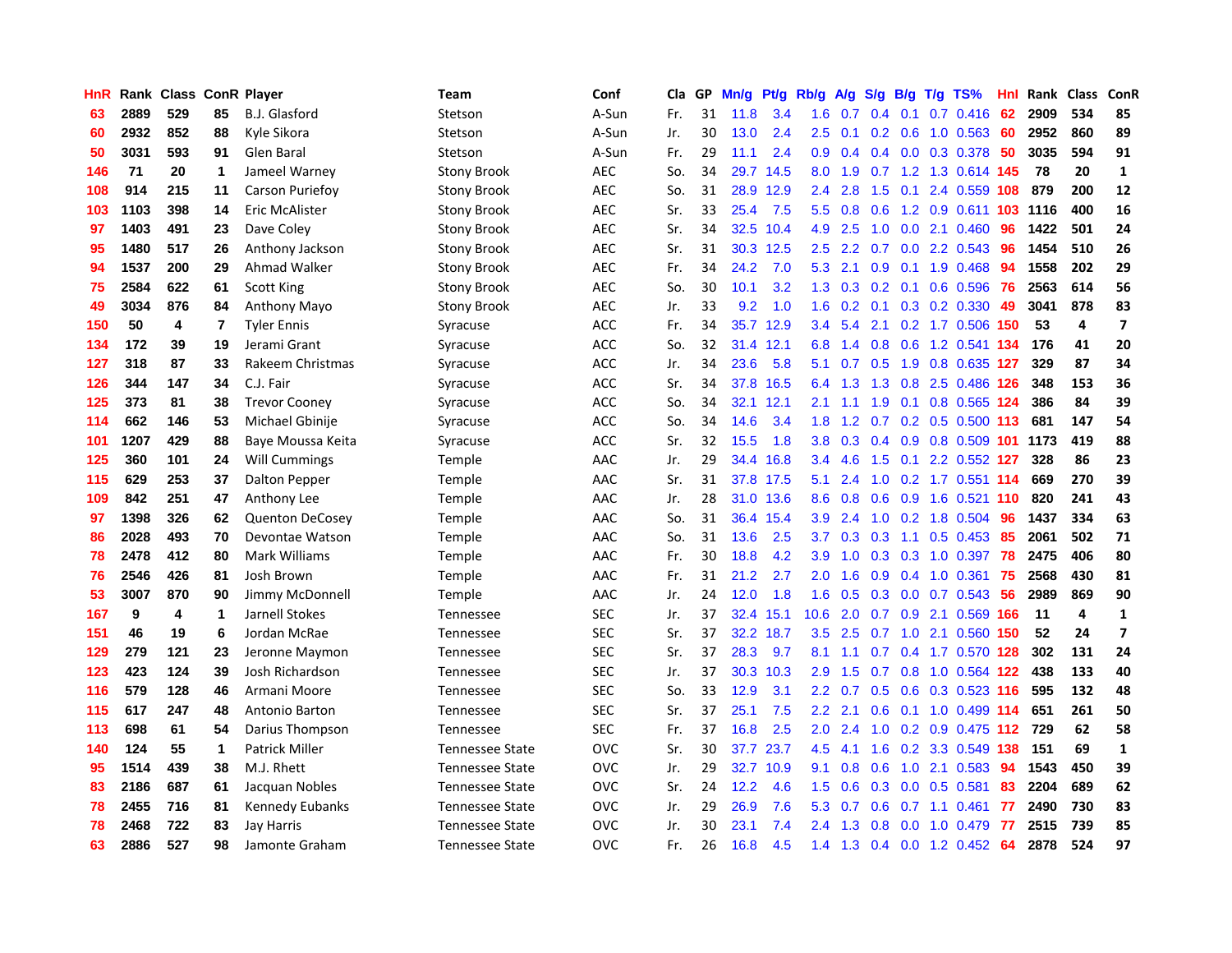| HnR | Rank | Class | ConR | Player | Team | Conf | Cla | GP | Mn/g | Pt/g | Rb/g | A/g | S/g | B/g | T/g | TS% | HnI | Rank | Class | ConR |
|---|---|---|---|---|---|---|---|---|---|---|---|---|---|---|---|---|---|---|---|---|
| 63 | 2889 | 529 | 85 | B.J. Glasford | Stetson | A-Sun | Fr. | 31 | 11.8 | 3.4 | 1.6 | 0.7 | 0.4 | 0.1 | 0.7 | 0.416 | 62 | 2909 | 534 | 85 |
| 60 | 2932 | 852 | 88 | Kyle Sikora | Stetson | A-Sun | Jr. | 30 | 13.0 | 2.4 | 2.5 | 0.1 | 0.2 | 0.6 | 1.0 | 0.563 | 60 | 2952 | 860 | 89 |
| 50 | 3031 | 593 | 91 | Glen Baral | Stetson | A-Sun | Fr. | 29 | 11.1 | 2.4 | 0.9 | 0.4 | 0.4 | 0.0 | 0.3 | 0.378 | 50 | 3035 | 594 | 91 |
| 146 | 71 | 20 | 1 | Jameel Warney | Stony Brook | AEC | So. | 34 | 29.7 | 14.5 | 8.0 | 1.9 | 0.7 | 1.2 | 1.3 | 0.614 | 145 | 78 | 20 | 1 |
| 108 | 914 | 215 | 11 | Carson Puriefoy | Stony Brook | AEC | So. | 31 | 28.9 | 12.9 | 2.4 | 2.8 | 1.5 | 0.1 | 2.4 | 0.559 | 108 | 879 | 200 | 12 |
| 103 | 1103 | 398 | 14 | Eric McAlister | Stony Brook | AEC | Sr. | 33 | 25.4 | 7.5 | 5.5 | 0.8 | 0.6 | 1.2 | 0.9 | 0.611 | 103 | 1116 | 400 | 16 |
| 97 | 1403 | 491 | 23 | Dave Coley | Stony Brook | AEC | Sr. | 34 | 32.5 | 10.4 | 4.9 | 2.5 | 1.0 | 0.0 | 2.1 | 0.460 | 96 | 1422 | 501 | 24 |
| 95 | 1480 | 517 | 26 | Anthony Jackson | Stony Brook | AEC | Sr. | 31 | 30.3 | 12.5 | 2.5 | 2.2 | 0.7 | 0.0 | 2.2 | 0.543 | 96 | 1454 | 510 | 26 |
| 94 | 1537 | 200 | 29 | Ahmad Walker | Stony Brook | AEC | Fr. | 34 | 24.2 | 7.0 | 5.3 | 2.1 | 0.9 | 0.1 | 1.9 | 0.468 | 94 | 1558 | 202 | 29 |
| 75 | 2584 | 622 | 61 | Scott King | Stony Brook | AEC | So. | 30 | 10.1 | 3.2 | 1.3 | 0.3 | 0.2 | 0.1 | 0.6 | 0.596 | 76 | 2563 | 614 | 56 |
| 49 | 3034 | 876 | 84 | Anthony Mayo | Stony Brook | AEC | Jr. | 33 | 9.2 | 1.0 | 1.6 | 0.2 | 0.1 | 0.3 | 0.2 | 0.330 | 49 | 3041 | 878 | 83 |
| 150 | 50 | 4 | 7 | Tyler Ennis | Syracuse | ACC | Fr. | 34 | 35.7 | 12.9 | 3.4 | 5.4 | 2.1 | 0.2 | 1.7 | 0.506 | 150 | 53 | 4 | 7 |
| 134 | 172 | 39 | 19 | Jerami Grant | Syracuse | ACC | So. | 32 | 31.4 | 12.1 | 6.8 | 1.4 | 0.8 | 0.6 | 1.2 | 0.541 | 134 | 176 | 41 | 20 |
| 127 | 318 | 87 | 33 | Rakeem Christmas | Syracuse | ACC | Jr. | 34 | 23.6 | 5.8 | 5.1 | 0.7 | 0.5 | 1.9 | 0.8 | 0.635 | 127 | 329 | 87 | 34 |
| 126 | 344 | 147 | 34 | C.J. Fair | Syracuse | ACC | Sr. | 34 | 37.8 | 16.5 | 6.4 | 1.3 | 1.3 | 0.8 | 2.5 | 0.486 | 126 | 348 | 153 | 36 |
| 125 | 373 | 81 | 38 | Trevor Cooney | Syracuse | ACC | So. | 34 | 32.1 | 12.1 | 2.1 | 1.1 | 1.9 | 0.1 | 0.8 | 0.565 | 124 | 386 | 84 | 39 |
| 114 | 662 | 146 | 53 | Michael Gbinije | Syracuse | ACC | So. | 34 | 14.6 | 3.4 | 1.8 | 1.2 | 0.7 | 0.2 | 0.5 | 0.500 | 113 | 681 | 147 | 54 |
| 101 | 1207 | 429 | 88 | Baye Moussa Keita | Syracuse | ACC | Sr. | 32 | 15.5 | 1.8 | 3.8 | 0.3 | 0.4 | 0.9 | 0.8 | 0.509 | 101 | 1173 | 419 | 88 |
| 125 | 360 | 101 | 24 | Will Cummings | Temple | AAC | Jr. | 29 | 34.4 | 16.8 | 3.4 | 4.6 | 1.5 | 0.1 | 2.2 | 0.552 | 127 | 328 | 86 | 23 |
| 115 | 629 | 253 | 37 | Dalton Pepper | Temple | AAC | Sr. | 31 | 37.8 | 17.5 | 5.1 | 2.4 | 1.0 | 0.2 | 1.7 | 0.551 | 114 | 669 | 270 | 39 |
| 109 | 842 | 251 | 47 | Anthony Lee | Temple | AAC | Jr. | 28 | 31.0 | 13.6 | 8.6 | 0.8 | 0.6 | 0.9 | 1.6 | 0.521 | 110 | 820 | 241 | 43 |
| 97 | 1398 | 326 | 62 | Quenton DeCosey | Temple | AAC | So. | 31 | 36.4 | 15.4 | 3.9 | 2.4 | 1.0 | 0.2 | 1.8 | 0.504 | 96 | 1437 | 334 | 63 |
| 86 | 2028 | 493 | 70 | Devontae Watson | Temple | AAC | So. | 31 | 13.6 | 2.5 | 3.7 | 0.3 | 0.3 | 1.1 | 0.5 | 0.453 | 85 | 2061 | 502 | 71 |
| 78 | 2478 | 412 | 80 | Mark Williams | Temple | AAC | Fr. | 30 | 18.8 | 4.2 | 3.9 | 1.0 | 0.3 | 0.3 | 1.0 | 0.397 | 78 | 2475 | 406 | 80 |
| 76 | 2546 | 426 | 81 | Josh Brown | Temple | AAC | Fr. | 31 | 21.2 | 2.7 | 2.0 | 1.6 | 0.9 | 0.4 | 1.0 | 0.361 | 75 | 2568 | 430 | 81 |
| 53 | 3007 | 870 | 90 | Jimmy McDonnell | Temple | AAC | Jr. | 24 | 12.0 | 1.8 | 1.6 | 0.5 | 0.3 | 0.0 | 0.7 | 0.543 | 56 | 2989 | 869 | 90 |
| 167 | 9 | 4 | 1 | Jarnell Stokes | Tennessee | SEC | Jr. | 37 | 32.4 | 15.1 | 10.6 | 2.0 | 0.7 | 0.9 | 2.1 | 0.569 | 166 | 11 | 4 | 1 |
| 151 | 46 | 19 | 6 | Jordan McRae | Tennessee | SEC | Sr. | 37 | 32.2 | 18.7 | 3.5 | 2.5 | 0.7 | 1.0 | 2.1 | 0.560 | 150 | 52 | 24 | 7 |
| 129 | 279 | 121 | 23 | Jeronne Maymon | Tennessee | SEC | Sr. | 37 | 28.3 | 9.7 | 8.1 | 1.1 | 0.7 | 0.4 | 1.7 | 0.570 | 128 | 302 | 131 | 24 |
| 123 | 423 | 124 | 39 | Josh Richardson | Tennessee | SEC | Jr. | 37 | 30.3 | 10.3 | 2.9 | 1.5 | 0.7 | 0.8 | 1.0 | 0.564 | 122 | 438 | 133 | 40 |
| 116 | 579 | 128 | 46 | Armani Moore | Tennessee | SEC | So. | 33 | 12.9 | 3.1 | 2.2 | 0.7 | 0.5 | 0.6 | 0.3 | 0.523 | 116 | 595 | 132 | 48 |
| 115 | 617 | 247 | 48 | Antonio Barton | Tennessee | SEC | Sr. | 37 | 25.1 | 7.5 | 2.2 | 2.1 | 0.6 | 0.1 | 1.0 | 0.499 | 114 | 651 | 261 | 50 |
| 113 | 698 | 61 | 54 | Darius Thompson | Tennessee | SEC | Fr. | 37 | 16.8 | 2.5 | 2.0 | 2.4 | 1.0 | 0.2 | 0.9 | 0.475 | 112 | 729 | 62 | 58 |
| 140 | 124 | 55 | 1 | Patrick Miller | Tennessee State | OVC | Sr. | 30 | 37.7 | 23.7 | 4.5 | 4.1 | 1.6 | 0.2 | 3.3 | 0.549 | 138 | 151 | 69 | 1 |
| 95 | 1514 | 439 | 38 | M.J. Rhett | Tennessee State | OVC | Jr. | 29 | 32.7 | 10.9 | 9.1 | 0.8 | 0.6 | 1.0 | 2.1 | 0.583 | 94 | 1543 | 450 | 39 |
| 83 | 2186 | 687 | 61 | Jacquan Nobles | Tennessee State | OVC | Sr. | 24 | 12.2 | 4.6 | 1.5 | 0.6 | 0.3 | 0.0 | 0.5 | 0.581 | 83 | 2204 | 689 | 62 |
| 78 | 2455 | 716 | 81 | Kennedy Eubanks | Tennessee State | OVC | Jr. | 29 | 26.9 | 7.6 | 5.3 | 0.7 | 0.6 | 0.7 | 1.1 | 0.461 | 77 | 2490 | 730 | 83 |
| 78 | 2468 | 722 | 83 | Jay Harris | Tennessee State | OVC | Jr. | 30 | 23.1 | 7.4 | 2.4 | 1.3 | 0.8 | 0.0 | 1.0 | 0.479 | 77 | 2515 | 739 | 85 |
| 63 | 2886 | 527 | 98 | Jamonte Graham | Tennessee State | OVC | Fr. | 26 | 16.8 | 4.5 | 1.4 | 1.3 | 0.4 | 0.0 | 1.2 | 0.452 | 64 | 2878 | 524 | 97 |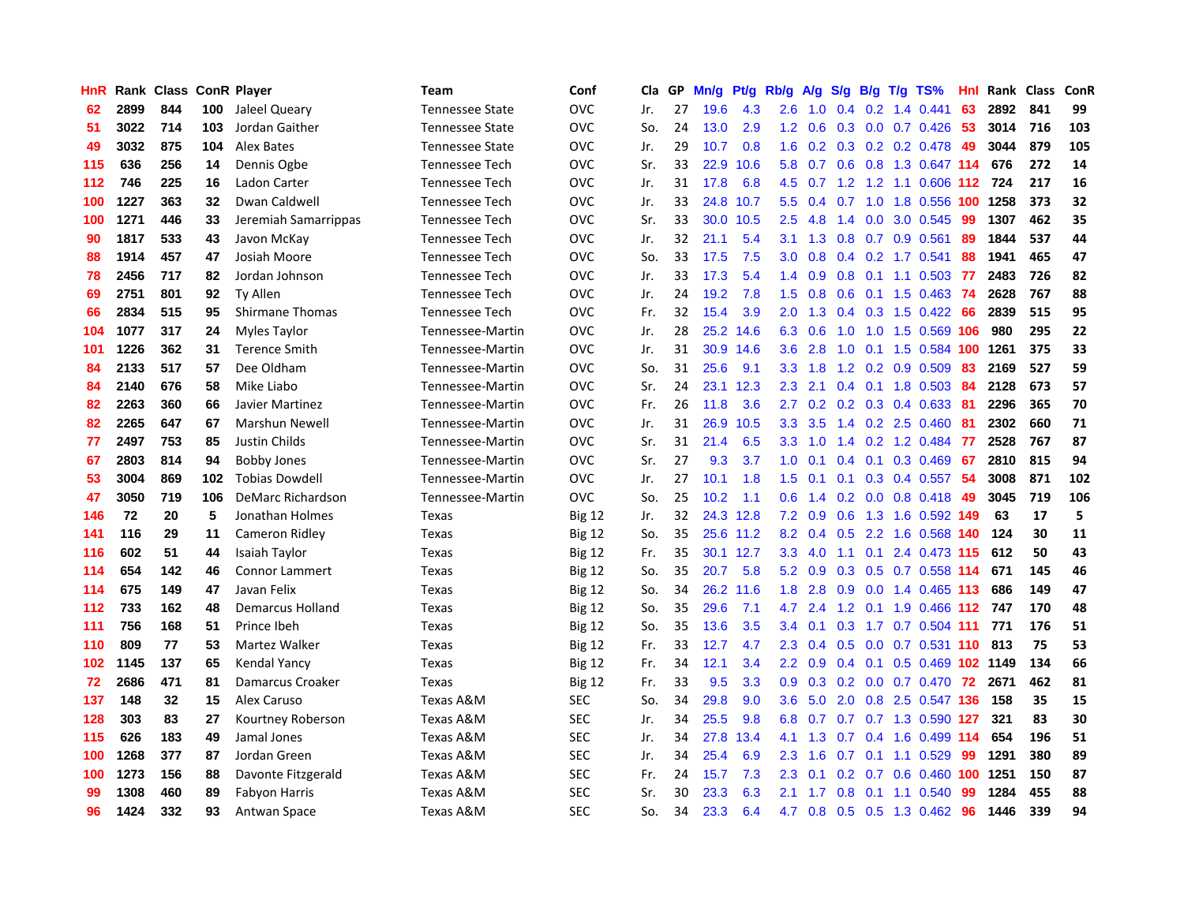| HnR | Rank | Class | ConR | Player | Team | Conf | Cla | GP | Mn/g | Pt/g | Rb/g | A/g | S/g | B/g | T/g | TS% | HnI | Rank | Class | ConR |
|---|---|---|---|---|---|---|---|---|---|---|---|---|---|---|---|---|---|---|---|---|
| 62 | 2899 | 844 | 100 | Jaleel Queary | Tennessee State | OVC | Jr. | 27 | 19.6 | 4.3 | 2.6 | 1.0 | 0.4 | 0.2 | 1.4 | 0.441 | 63 | 2892 | 841 | 99 |
| 51 | 3022 | 714 | 103 | Jordan Gaither | Tennessee State | OVC | So. | 24 | 13.0 | 2.9 | 1.2 | 0.6 | 0.3 | 0.0 | 0.7 | 0.426 | 53 | 3014 | 716 | 103 |
| 49 | 3032 | 875 | 104 | Alex Bates | Tennessee State | OVC | Jr. | 29 | 10.7 | 0.8 | 1.6 | 0.2 | 0.3 | 0.2 | 0.2 | 0.478 | 49 | 3044 | 879 | 105 |
| 115 | 636 | 256 | 14 | Dennis Ogbe | Tennessee Tech | OVC | Sr. | 33 | 22.9 | 10.6 | 5.8 | 0.7 | 0.6 | 0.8 | 1.3 | 0.647 | 114 | 676 | 272 | 14 |
| 112 | 746 | 225 | 16 | Ladon Carter | Tennessee Tech | OVC | Jr. | 31 | 17.8 | 6.8 | 4.5 | 0.7 | 1.2 | 1.2 | 1.1 | 0.606 | 112 | 724 | 217 | 16 |
| 100 | 1227 | 363 | 32 | Dwan Caldwell | Tennessee Tech | OVC | Jr. | 33 | 24.8 | 10.7 | 5.5 | 0.4 | 0.7 | 1.0 | 1.8 | 0.556 | 100 | 1258 | 373 | 32 |
| 100 | 1271 | 446 | 33 | Jeremiah Samarrippas | Tennessee Tech | OVC | Sr. | 33 | 30.0 | 10.5 | 2.5 | 4.8 | 1.4 | 0.0 | 3.0 | 0.545 | 99 | 1307 | 462 | 35 |
| 90 | 1817 | 533 | 43 | Javon McKay | Tennessee Tech | OVC | Jr. | 32 | 21.1 | 5.4 | 3.1 | 1.3 | 0.8 | 0.7 | 0.9 | 0.561 | 89 | 1844 | 537 | 44 |
| 88 | 1914 | 457 | 47 | Josiah Moore | Tennessee Tech | OVC | So. | 33 | 17.5 | 7.5 | 3.0 | 0.8 | 0.4 | 0.2 | 1.7 | 0.541 | 88 | 1941 | 465 | 47 |
| 78 | 2456 | 717 | 82 | Jordan Johnson | Tennessee Tech | OVC | Jr. | 33 | 17.3 | 5.4 | 1.4 | 0.9 | 0.8 | 0.1 | 1.1 | 0.503 | 77 | 2483 | 726 | 82 |
| 69 | 2751 | 801 | 92 | Ty Allen | Tennessee Tech | OVC | Jr. | 24 | 19.2 | 7.8 | 1.5 | 0.8 | 0.6 | 0.1 | 1.5 | 0.463 | 74 | 2628 | 767 | 88 |
| 66 | 2834 | 515 | 95 | Shirmane Thomas | Tennessee Tech | OVC | Fr. | 32 | 15.4 | 3.9 | 2.0 | 1.3 | 0.4 | 0.3 | 1.5 | 0.422 | 66 | 2839 | 515 | 95 |
| 104 | 1077 | 317 | 24 | Myles Taylor | Tennessee-Martin | OVC | Jr. | 28 | 25.2 | 14.6 | 6.3 | 0.6 | 1.0 | 1.0 | 1.5 | 0.569 | 106 | 980 | 295 | 22 |
| 101 | 1226 | 362 | 31 | Terence Smith | Tennessee-Martin | OVC | Jr. | 31 | 30.9 | 14.6 | 3.6 | 2.8 | 1.0 | 0.1 | 1.5 | 0.584 | 100 | 1261 | 375 | 33 |
| 84 | 2133 | 517 | 57 | Dee Oldham | Tennessee-Martin | OVC | So. | 31 | 25.6 | 9.1 | 3.3 | 1.8 | 1.2 | 0.2 | 0.9 | 0.509 | 83 | 2169 | 527 | 59 |
| 84 | 2140 | 676 | 58 | Mike Liabo | Tennessee-Martin | OVC | Sr. | 24 | 23.1 | 12.3 | 2.3 | 2.1 | 0.4 | 0.1 | 1.8 | 0.503 | 84 | 2128 | 673 | 57 |
| 82 | 2263 | 360 | 66 | Javier Martinez | Tennessee-Martin | OVC | Fr. | 26 | 11.8 | 3.6 | 2.7 | 0.2 | 0.2 | 0.3 | 0.4 | 0.633 | 81 | 2296 | 365 | 70 |
| 82 | 2265 | 647 | 67 | Marshun Newell | Tennessee-Martin | OVC | Jr. | 31 | 26.9 | 10.5 | 3.3 | 3.5 | 1.4 | 0.2 | 2.5 | 0.460 | 81 | 2302 | 660 | 71 |
| 77 | 2497 | 753 | 85 | Justin Childs | Tennessee-Martin | OVC | Sr. | 31 | 21.4 | 6.5 | 3.3 | 1.0 | 1.4 | 0.2 | 1.2 | 0.484 | 77 | 2528 | 767 | 87 |
| 67 | 2803 | 814 | 94 | Bobby Jones | Tennessee-Martin | OVC | Sr. | 27 | 9.3 | 3.7 | 1.0 | 0.1 | 0.4 | 0.1 | 0.3 | 0.469 | 67 | 2810 | 815 | 94 |
| 53 | 3004 | 869 | 102 | Tobias Dowdell | Tennessee-Martin | OVC | Jr. | 27 | 10.1 | 1.8 | 1.5 | 0.1 | 0.1 | 0.3 | 0.4 | 0.557 | 54 | 3008 | 871 | 102 |
| 47 | 3050 | 719 | 106 | DeMarc Richardson | Tennessee-Martin | OVC | So. | 25 | 10.2 | 1.1 | 0.6 | 1.4 | 0.2 | 0.0 | 0.8 | 0.418 | 49 | 3045 | 719 | 106 |
| 146 | 72 | 20 | 5 | Jonathan Holmes | Texas | Big 12 | Jr. | 32 | 24.3 | 12.8 | 7.2 | 0.9 | 0.6 | 1.3 | 1.6 | 0.592 | 149 | 63 | 17 | 5 |
| 141 | 116 | 29 | 11 | Cameron Ridley | Texas | Big 12 | So. | 35 | 25.6 | 11.2 | 8.2 | 0.4 | 0.5 | 2.2 | 1.6 | 0.568 | 140 | 124 | 30 | 11 |
| 116 | 602 | 51 | 44 | Isaiah Taylor | Texas | Big 12 | Fr. | 35 | 30.1 | 12.7 | 3.3 | 4.0 | 1.1 | 0.1 | 2.4 | 0.473 | 115 | 612 | 50 | 43 |
| 114 | 654 | 142 | 46 | Connor Lammert | Texas | Big 12 | So. | 35 | 20.7 | 5.8 | 5.2 | 0.9 | 0.3 | 0.5 | 0.7 | 0.558 | 114 | 671 | 145 | 46 |
| 114 | 675 | 149 | 47 | Javan Felix | Texas | Big 12 | So. | 34 | 26.2 | 11.6 | 1.8 | 2.8 | 0.9 | 0.0 | 1.4 | 0.465 | 113 | 686 | 149 | 47 |
| 112 | 733 | 162 | 48 | Demarcus Holland | Texas | Big 12 | So. | 35 | 29.6 | 7.1 | 4.7 | 2.4 | 1.2 | 0.1 | 1.9 | 0.466 | 112 | 747 | 170 | 48 |
| 111 | 756 | 168 | 51 | Prince Ibeh | Texas | Big 12 | So. | 35 | 13.6 | 3.5 | 3.4 | 0.1 | 0.3 | 1.7 | 0.7 | 0.504 | 111 | 771 | 176 | 51 |
| 110 | 809 | 77 | 53 | Martez Walker | Texas | Big 12 | Fr. | 33 | 12.7 | 4.7 | 2.3 | 0.4 | 0.5 | 0.0 | 0.7 | 0.531 | 110 | 813 | 75 | 53 |
| 102 | 1145 | 137 | 65 | Kendal Yancy | Texas | Big 12 | Fr. | 34 | 12.1 | 3.4 | 2.2 | 0.9 | 0.4 | 0.1 | 0.5 | 0.469 | 102 | 1149 | 134 | 66 |
| 72 | 2686 | 471 | 81 | Damarcus Croaker | Texas | Big 12 | Fr. | 33 | 9.5 | 3.3 | 0.9 | 0.3 | 0.2 | 0.0 | 0.7 | 0.470 | 72 | 2671 | 462 | 81 |
| 137 | 148 | 32 | 15 | Alex Caruso | Texas A&M | SEC | So. | 34 | 29.8 | 9.0 | 3.6 | 5.0 | 2.0 | 0.8 | 2.5 | 0.547 | 136 | 158 | 35 | 15 |
| 128 | 303 | 83 | 27 | Kourtney Roberson | Texas A&M | SEC | Jr. | 34 | 25.5 | 9.8 | 6.8 | 0.7 | 0.7 | 0.7 | 1.3 | 0.590 | 127 | 321 | 83 | 30 |
| 115 | 626 | 183 | 49 | Jamal Jones | Texas A&M | SEC | Jr. | 34 | 27.8 | 13.4 | 4.1 | 1.3 | 0.7 | 0.4 | 1.6 | 0.499 | 114 | 654 | 196 | 51 |
| 100 | 1268 | 377 | 87 | Jordan Green | Texas A&M | SEC | Jr. | 34 | 25.4 | 6.9 | 2.3 | 1.6 | 0.7 | 0.1 | 1.1 | 0.529 | 99 | 1291 | 380 | 89 |
| 100 | 1273 | 156 | 88 | Davonte Fitzgerald | Texas A&M | SEC | Fr. | 24 | 15.7 | 7.3 | 2.3 | 0.1 | 0.2 | 0.7 | 0.6 | 0.460 | 100 | 1251 | 150 | 87 |
| 99 | 1308 | 460 | 89 | Fabyon Harris | Texas A&M | SEC | Sr. | 30 | 23.3 | 6.3 | 2.1 | 1.7 | 0.8 | 0.1 | 1.1 | 0.540 | 99 | 1284 | 455 | 88 |
| 96 | 1424 | 332 | 93 | Antwan Space | Texas A&M | SEC | So. | 34 | 23.3 | 6.4 | 4.7 | 0.8 | 0.5 | 0.5 | 1.3 | 0.462 | 96 | 1446 | 339 | 94 |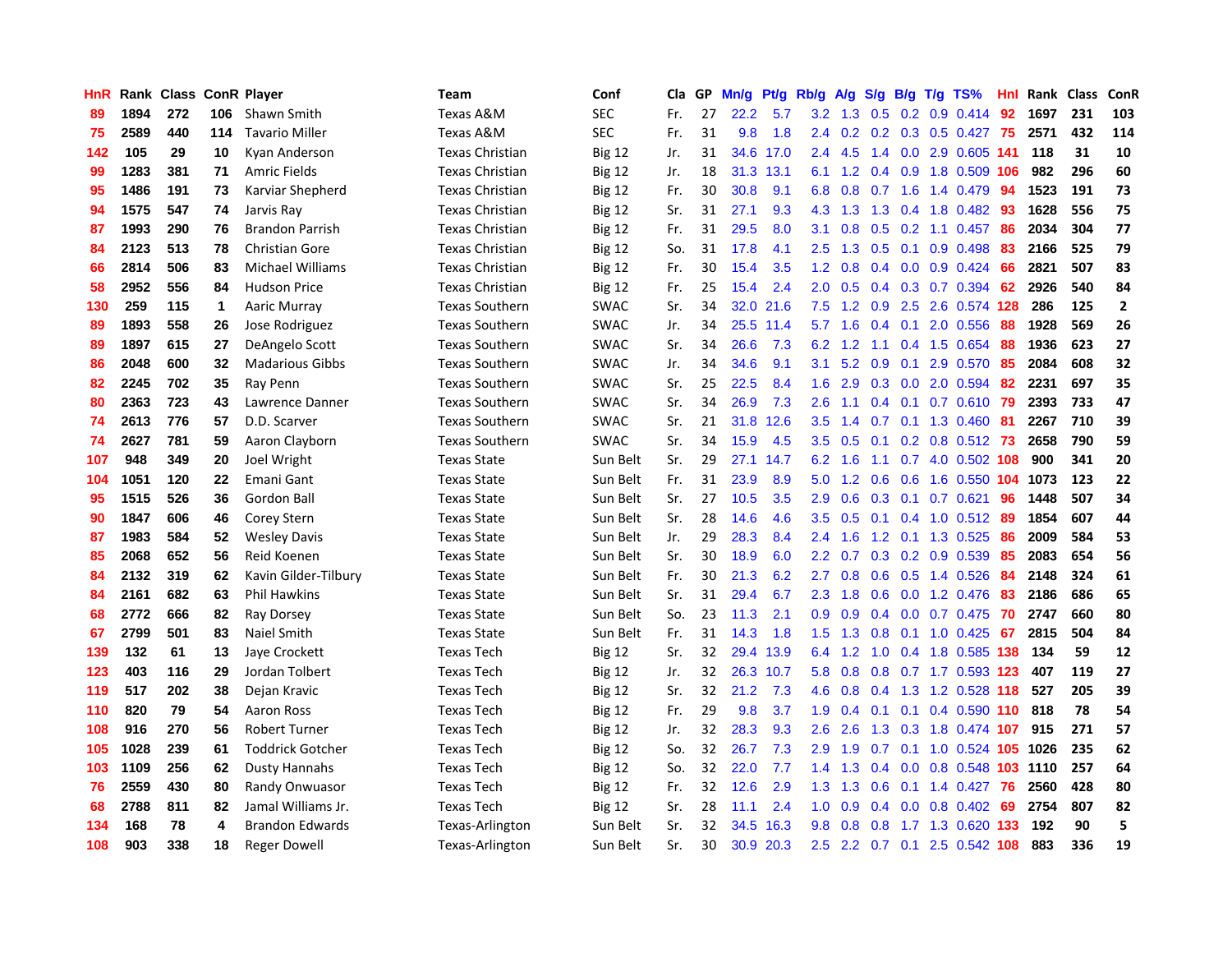| HnR | Rank | Class | ConR | Player | Team | Conf | Cla | GP | Mn/g | Pt/g | Rb/g | A/g | S/g | B/g | T/g | TS% | HnI | Rank | Class | ConR |
|---|---|---|---|---|---|---|---|---|---|---|---|---|---|---|---|---|---|---|---|---|
| 89 | 1894 | 272 | 106 | Shawn Smith | Texas A&M | SEC | Fr. | 27 | 22.2 | 5.7 | 3.2 | 1.3 | 0.5 | 0.2 | 0.9 | 0.414 | 92 | 1697 | 231 | 103 |
| 75 | 2589 | 440 | 114 | Tavario Miller | Texas A&M | SEC | Fr. | 31 | 9.8 | 1.8 | 2.4 | 0.2 | 0.2 | 0.3 | 0.5 | 0.427 | 75 | 2571 | 432 | 114 |
| 142 | 105 | 29 | 10 | Kyan Anderson | Texas Christian | Big 12 | Jr. | 31 | 34.6 | 17.0 | 2.4 | 4.5 | 1.4 | 0.0 | 2.9 | 0.605 | 141 | 118 | 31 | 10 |
| 99 | 1283 | 381 | 71 | Amric Fields | Texas Christian | Big 12 | Jr. | 18 | 31.3 | 13.1 | 6.1 | 1.2 | 0.4 | 0.9 | 1.8 | 0.509 | 106 | 982 | 296 | 60 |
| 95 | 1486 | 191 | 73 | Karviar Shepherd | Texas Christian | Big 12 | Fr. | 30 | 30.8 | 9.1 | 6.8 | 0.8 | 0.7 | 1.6 | 1.4 | 0.479 | 94 | 1523 | 191 | 73 |
| 94 | 1575 | 547 | 74 | Jarvis Ray | Texas Christian | Big 12 | Sr. | 31 | 27.1 | 9.3 | 4.3 | 1.3 | 1.3 | 0.4 | 1.8 | 0.482 | 93 | 1628 | 556 | 75 |
| 87 | 1993 | 290 | 76 | Brandon Parrish | Texas Christian | Big 12 | Fr. | 31 | 29.5 | 8.0 | 3.1 | 0.8 | 0.5 | 0.2 | 1.1 | 0.457 | 86 | 2034 | 304 | 77 |
| 84 | 2123 | 513 | 78 | Christian Gore | Texas Christian | Big 12 | So. | 31 | 17.8 | 4.1 | 2.5 | 1.3 | 0.5 | 0.1 | 0.9 | 0.498 | 83 | 2166 | 525 | 79 |
| 66 | 2814 | 506 | 83 | Michael Williams | Texas Christian | Big 12 | Fr. | 30 | 15.4 | 3.5 | 1.2 | 0.8 | 0.4 | 0.0 | 0.9 | 0.424 | 66 | 2821 | 507 | 83 |
| 58 | 2952 | 556 | 84 | Hudson Price | Texas Christian | Big 12 | Fr. | 25 | 15.4 | 2.4 | 2.0 | 0.5 | 0.4 | 0.3 | 0.7 | 0.394 | 62 | 2926 | 540 | 84 |
| 130 | 259 | 115 | 1 | Aaric Murray | Texas Southern | SWAC | Sr. | 34 | 32.0 | 21.6 | 7.5 | 1.2 | 0.9 | 2.5 | 2.6 | 0.574 | 128 | 286 | 125 | 2 |
| 89 | 1893 | 558 | 26 | Jose Rodriguez | Texas Southern | SWAC | Jr. | 34 | 25.5 | 11.4 | 5.7 | 1.6 | 0.4 | 0.1 | 2.0 | 0.556 | 88 | 1928 | 569 | 26 |
| 89 | 1897 | 615 | 27 | DeAngelo Scott | Texas Southern | SWAC | Sr. | 34 | 26.6 | 7.3 | 6.2 | 1.2 | 1.1 | 0.4 | 1.5 | 0.654 | 88 | 1936 | 623 | 27 |
| 86 | 2048 | 600 | 32 | Madarious Gibbs | Texas Southern | SWAC | Jr. | 34 | 34.6 | 9.1 | 3.1 | 5.2 | 0.9 | 0.1 | 2.9 | 0.570 | 85 | 2084 | 608 | 32 |
| 82 | 2245 | 702 | 35 | Ray Penn | Texas Southern | SWAC | Sr. | 25 | 22.5 | 8.4 | 1.6 | 2.9 | 0.3 | 0.0 | 2.0 | 0.594 | 82 | 2231 | 697 | 35 |
| 80 | 2363 | 723 | 43 | Lawrence Danner | Texas Southern | SWAC | Sr. | 34 | 26.9 | 7.3 | 2.6 | 1.1 | 0.4 | 0.1 | 0.7 | 0.610 | 79 | 2393 | 733 | 47 |
| 74 | 2613 | 776 | 57 | D.D. Scarver | Texas Southern | SWAC | Sr. | 21 | 31.8 | 12.6 | 3.5 | 1.4 | 0.7 | 0.1 | 1.3 | 0.460 | 81 | 2267 | 710 | 39 |
| 74 | 2627 | 781 | 59 | Aaron Clayborn | Texas Southern | SWAC | Sr. | 34 | 15.9 | 4.5 | 3.5 | 0.5 | 0.1 | 0.2 | 0.8 | 0.512 | 73 | 2658 | 790 | 59 |
| 107 | 948 | 349 | 20 | Joel Wright | Texas State | Sun Belt | Sr. | 29 | 27.1 | 14.7 | 6.2 | 1.6 | 1.1 | 0.7 | 4.0 | 0.502 | 108 | 900 | 341 | 20 |
| 104 | 1051 | 120 | 22 | Emani Gant | Texas State | Sun Belt | Fr. | 31 | 23.9 | 8.9 | 5.0 | 1.2 | 0.6 | 0.6 | 1.6 | 0.550 | 104 | 1073 | 123 | 22 |
| 95 | 1515 | 526 | 36 | Gordon Ball | Texas State | Sun Belt | Sr. | 27 | 10.5 | 3.5 | 2.9 | 0.6 | 0.3 | 0.1 | 0.7 | 0.621 | 96 | 1448 | 507 | 34 |
| 90 | 1847 | 606 | 46 | Corey Stern | Texas State | Sun Belt | Sr. | 28 | 14.6 | 4.6 | 3.5 | 0.5 | 0.1 | 0.4 | 1.0 | 0.512 | 89 | 1854 | 607 | 44 |
| 87 | 1983 | 584 | 52 | Wesley Davis | Texas State | Sun Belt | Jr. | 29 | 28.3 | 8.4 | 2.4 | 1.6 | 1.2 | 0.1 | 1.3 | 0.525 | 86 | 2009 | 584 | 53 |
| 85 | 2068 | 652 | 56 | Reid Koenen | Texas State | Sun Belt | Sr. | 30 | 18.9 | 6.0 | 2.2 | 0.7 | 0.3 | 0.2 | 0.9 | 0.539 | 85 | 2083 | 654 | 56 |
| 84 | 2132 | 319 | 62 | Kavin Gilder-Tilbury | Texas State | Sun Belt | Fr. | 30 | 21.3 | 6.2 | 2.7 | 0.8 | 0.6 | 0.5 | 1.4 | 0.526 | 84 | 2148 | 324 | 61 |
| 84 | 2161 | 682 | 63 | Phil Hawkins | Texas State | Sun Belt | Sr. | 31 | 29.4 | 6.7 | 2.3 | 1.8 | 0.6 | 0.0 | 1.2 | 0.476 | 83 | 2186 | 686 | 65 |
| 68 | 2772 | 666 | 82 | Ray Dorsey | Texas State | Sun Belt | So. | 23 | 11.3 | 2.1 | 0.9 | 0.9 | 0.4 | 0.0 | 0.7 | 0.475 | 70 | 2747 | 660 | 80 |
| 67 | 2799 | 501 | 83 | Naiel Smith | Texas State | Sun Belt | Fr. | 31 | 14.3 | 1.8 | 1.5 | 1.3 | 0.8 | 0.1 | 1.0 | 0.425 | 67 | 2815 | 504 | 84 |
| 139 | 132 | 61 | 13 | Jaye Crockett | Texas Tech | Big 12 | Sr. | 32 | 29.4 | 13.9 | 6.4 | 1.2 | 1.0 | 0.4 | 1.8 | 0.585 | 138 | 134 | 59 | 12 |
| 123 | 403 | 116 | 29 | Jordan Tolbert | Texas Tech | Big 12 | Jr. | 32 | 26.3 | 10.7 | 5.8 | 0.8 | 0.8 | 0.7 | 1.7 | 0.593 | 123 | 407 | 119 | 27 |
| 119 | 517 | 202 | 38 | Dejan Kravic | Texas Tech | Big 12 | Sr. | 32 | 21.2 | 7.3 | 4.6 | 0.8 | 0.4 | 1.3 | 1.2 | 0.528 | 118 | 527 | 205 | 39 |
| 110 | 820 | 79 | 54 | Aaron Ross | Texas Tech | Big 12 | Fr. | 29 | 9.8 | 3.7 | 1.9 | 0.4 | 0.1 | 0.1 | 0.4 | 0.590 | 110 | 818 | 78 | 54 |
| 108 | 916 | 270 | 56 | Robert Turner | Texas Tech | Big 12 | Jr. | 32 | 28.3 | 9.3 | 2.6 | 2.6 | 1.3 | 0.3 | 1.8 | 0.474 | 107 | 915 | 271 | 57 |
| 105 | 1028 | 239 | 61 | Toddrick Gotcher | Texas Tech | Big 12 | So. | 32 | 26.7 | 7.3 | 2.9 | 1.9 | 0.7 | 0.1 | 1.0 | 0.524 | 105 | 1026 | 235 | 62 |
| 103 | 1109 | 256 | 62 | Dusty Hannahs | Texas Tech | Big 12 | So. | 32 | 22.0 | 7.7 | 1.4 | 1.3 | 0.4 | 0.0 | 0.8 | 0.548 | 103 | 1110 | 257 | 64 |
| 76 | 2559 | 430 | 80 | Randy Onwuasor | Texas Tech | Big 12 | Fr. | 32 | 12.6 | 2.9 | 1.3 | 1.3 | 0.6 | 0.1 | 1.4 | 0.427 | 76 | 2560 | 428 | 80 |
| 68 | 2788 | 811 | 82 | Jamal Williams Jr. | Texas Tech | Big 12 | Sr. | 28 | 11.1 | 2.4 | 1.0 | 0.9 | 0.4 | 0.0 | 0.8 | 0.402 | 69 | 2754 | 807 | 82 |
| 134 | 168 | 78 | 4 | Brandon Edwards | Texas-Arlington | Sun Belt | Sr. | 32 | 34.5 | 16.3 | 9.8 | 0.8 | 0.8 | 1.7 | 1.3 | 0.620 | 133 | 192 | 90 | 5 |
| 108 | 903 | 338 | 18 | Reger Dowell | Texas-Arlington | Sun Belt | Sr. | 30 | 30.9 | 20.3 | 2.5 | 2.2 | 0.7 | 0.1 | 2.5 | 0.542 | 108 | 883 | 336 | 19 |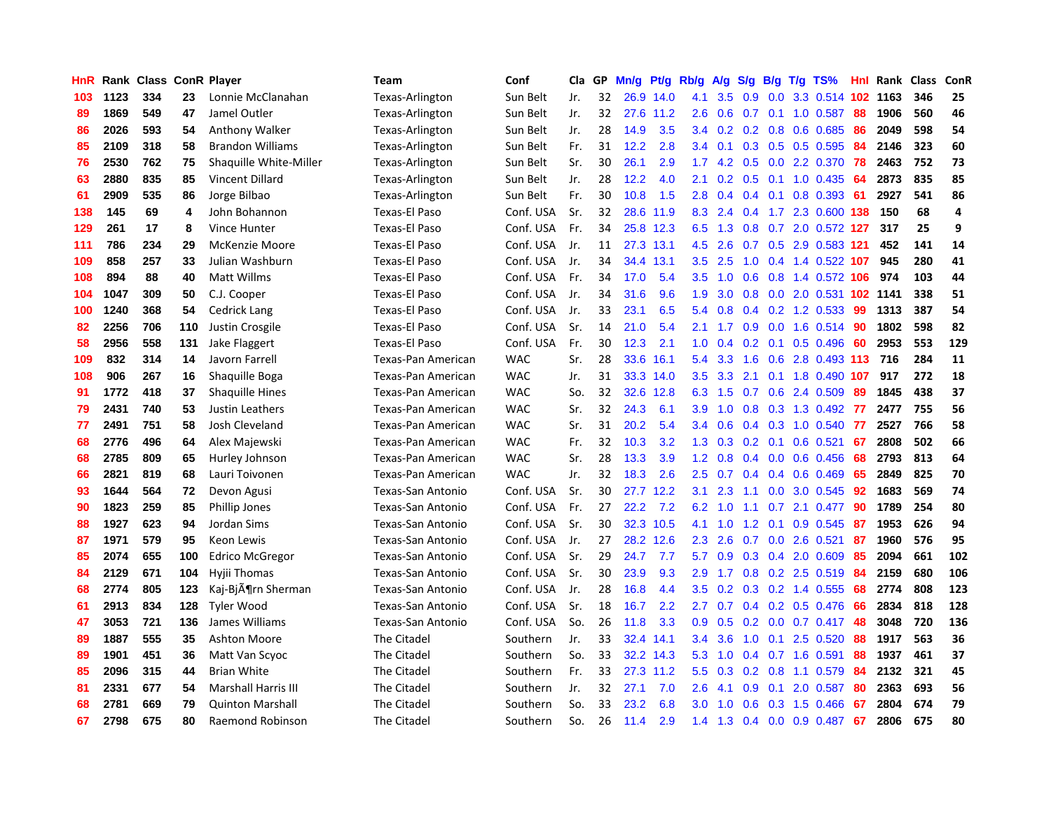| HnR | Rank | Class | ConR | Player | Team | Conf | Cla | GP | Mn/g | Pt/g | Rb/g | A/g | S/g | B/g | T/g | TS% | HnI | Rank | Class | ConR |
|---|---|---|---|---|---|---|---|---|---|---|---|---|---|---|---|---|---|---|---|---|
| 103 | 1123 | 334 | 23 | Lonnie McClanahan | Texas-Arlington | Sun Belt | Jr. | 32 | 26.9 | 14.0 | 4.1 | 3.5 | 0.9 | 0.0 | 3.3 | 0.514 | 102 | 1163 | 346 | 25 |
| 89 | 1869 | 549 | 47 | Jamel Outler | Texas-Arlington | Sun Belt | Jr. | 32 | 27.6 | 11.2 | 2.6 | 0.6 | 0.7 | 0.1 | 1.0 | 0.587 | 88 | 1906 | 560 | 46 |
| 86 | 2026 | 593 | 54 | Anthony Walker | Texas-Arlington | Sun Belt | Jr. | 28 | 14.9 | 3.5 | 3.4 | 0.2 | 0.2 | 0.8 | 0.6 | 0.685 | 86 | 2049 | 598 | 54 |
| 85 | 2109 | 318 | 58 | Brandon Williams | Texas-Arlington | Sun Belt | Fr. | 31 | 12.2 | 2.8 | 3.4 | 0.1 | 0.3 | 0.5 | 0.5 | 0.595 | 84 | 2146 | 323 | 60 |
| 76 | 2530 | 762 | 75 | Shaquille White-Miller | Texas-Arlington | Sun Belt | Sr. | 30 | 26.1 | 2.9 | 1.7 | 4.2 | 0.5 | 0.0 | 2.2 | 0.370 | 78 | 2463 | 752 | 73 |
| 63 | 2880 | 835 | 85 | Vincent Dillard | Texas-Arlington | Sun Belt | Jr. | 28 | 12.2 | 4.0 | 2.1 | 0.2 | 0.5 | 0.1 | 1.0 | 0.435 | 64 | 2873 | 835 | 85 |
| 61 | 2909 | 535 | 86 | Jorge Bilbao | Texas-Arlington | Sun Belt | Fr. | 30 | 10.8 | 1.5 | 2.8 | 0.4 | 0.4 | 0.1 | 0.8 | 0.393 | 61 | 2927 | 541 | 86 |
| 138 | 145 | 69 | 4 | John Bohannon | Texas-El Paso | Conf. USA | Sr. | 32 | 28.6 | 11.9 | 8.3 | 2.4 | 0.4 | 1.7 | 2.3 | 0.600 | 138 | 150 | 68 | 4 |
| 129 | 261 | 17 | 8 | Vince Hunter | Texas-El Paso | Conf. USA | Fr. | 34 | 25.8 | 12.3 | 6.5 | 1.3 | 0.8 | 0.7 | 2.0 | 0.572 | 127 | 317 | 25 | 9 |
| 111 | 786 | 234 | 29 | McKenzie Moore | Texas-El Paso | Conf. USA | Jr. | 11 | 27.3 | 13.1 | 4.5 | 2.6 | 0.7 | 0.5 | 2.9 | 0.583 | 121 | 452 | 141 | 14 |
| 109 | 858 | 257 | 33 | Julian Washburn | Texas-El Paso | Conf. USA | Jr. | 34 | 34.4 | 13.1 | 3.5 | 2.5 | 1.0 | 0.4 | 1.4 | 0.522 | 107 | 945 | 280 | 41 |
| 108 | 894 | 88 | 40 | Matt Willms | Texas-El Paso | Conf. USA | Fr. | 34 | 17.0 | 5.4 | 3.5 | 1.0 | 0.6 | 0.8 | 1.4 | 0.572 | 106 | 974 | 103 | 44 |
| 104 | 1047 | 309 | 50 | C.J. Cooper | Texas-El Paso | Conf. USA | Jr. | 34 | 31.6 | 9.6 | 1.9 | 3.0 | 0.8 | 0.0 | 2.0 | 0.531 | 102 | 1141 | 338 | 51 |
| 100 | 1240 | 368 | 54 | Cedrick Lang | Texas-El Paso | Conf. USA | Jr. | 33 | 23.1 | 6.5 | 5.4 | 0.8 | 0.4 | 0.2 | 1.2 | 0.533 | 99 | 1313 | 387 | 54 |
| 82 | 2256 | 706 | 110 | Justin Crosgile | Texas-El Paso | Conf. USA | Sr. | 14 | 21.0 | 5.4 | 2.1 | 1.7 | 0.9 | 0.0 | 1.6 | 0.514 | 90 | 1802 | 598 | 82 |
| 58 | 2956 | 558 | 131 | Jake Flaggert | Texas-El Paso | Conf. USA | Fr. | 30 | 12.3 | 2.1 | 1.0 | 0.4 | 0.2 | 0.1 | 0.5 | 0.496 | 60 | 2953 | 553 | 129 |
| 109 | 832 | 314 | 14 | Javorn Farrell | Texas-Pan American | WAC | Sr. | 28 | 33.6 | 16.1 | 5.4 | 3.3 | 1.6 | 0.6 | 2.8 | 0.493 | 113 | 716 | 284 | 11 |
| 108 | 906 | 267 | 16 | Shaquille Boga | Texas-Pan American | WAC | Jr. | 31 | 33.3 | 14.0 | 3.5 | 3.3 | 2.1 | 0.1 | 1.8 | 0.490 | 107 | 917 | 272 | 18 |
| 91 | 1772 | 418 | 37 | Shaquille Hines | Texas-Pan American | WAC | So. | 32 | 32.6 | 12.8 | 6.3 | 1.5 | 0.7 | 0.6 | 2.4 | 0.509 | 89 | 1845 | 438 | 37 |
| 79 | 2431 | 740 | 53 | Justin Leathers | Texas-Pan American | WAC | Sr. | 32 | 24.3 | 6.1 | 3.9 | 1.0 | 0.8 | 0.3 | 1.3 | 0.492 | 77 | 2477 | 755 | 56 |
| 77 | 2491 | 751 | 58 | Josh Cleveland | Texas-Pan American | WAC | Sr. | 31 | 20.2 | 5.4 | 3.4 | 0.6 | 0.4 | 0.3 | 1.0 | 0.540 | 77 | 2527 | 766 | 58 |
| 68 | 2776 | 496 | 64 | Alex Majewski | Texas-Pan American | WAC | Fr. | 32 | 10.3 | 3.2 | 1.3 | 0.3 | 0.2 | 0.1 | 0.6 | 0.521 | 67 | 2808 | 502 | 66 |
| 68 | 2785 | 809 | 65 | Hurley Johnson | Texas-Pan American | WAC | Sr. | 28 | 13.3 | 3.9 | 1.2 | 0.8 | 0.4 | 0.0 | 0.6 | 0.456 | 68 | 2793 | 813 | 64 |
| 66 | 2821 | 819 | 68 | Lauri Toivonen | Texas-Pan American | WAC | Jr. | 32 | 18.3 | 2.6 | 2.5 | 0.7 | 0.4 | 0.4 | 0.6 | 0.469 | 65 | 2849 | 825 | 70 |
| 93 | 1644 | 564 | 72 | Devon Agusi | Texas-San Antonio | Conf. USA | Sr. | 30 | 27.7 | 12.2 | 3.1 | 2.3 | 1.1 | 0.0 | 3.0 | 0.545 | 92 | 1683 | 569 | 74 |
| 90 | 1823 | 259 | 85 | Phillip Jones | Texas-San Antonio | Conf. USA | Fr. | 27 | 22.2 | 7.2 | 6.2 | 1.0 | 1.1 | 0.7 | 2.1 | 0.477 | 90 | 1789 | 254 | 80 |
| 88 | 1927 | 623 | 94 | Jordan Sims | Texas-San Antonio | Conf. USA | Sr. | 30 | 32.3 | 10.5 | 4.1 | 1.0 | 1.2 | 0.1 | 0.9 | 0.545 | 87 | 1953 | 626 | 94 |
| 87 | 1971 | 579 | 95 | Keon Lewis | Texas-San Antonio | Conf. USA | Jr. | 27 | 28.2 | 12.6 | 2.3 | 2.6 | 0.7 | 0.0 | 2.6 | 0.521 | 87 | 1960 | 576 | 95 |
| 85 | 2074 | 655 | 100 | Edrico McGregor | Texas-San Antonio | Conf. USA | Sr. | 29 | 24.7 | 7.7 | 5.7 | 0.9 | 0.3 | 0.4 | 2.0 | 0.609 | 85 | 2094 | 661 | 102 |
| 84 | 2129 | 671 | 104 | Hyjii Thomas | Texas-San Antonio | Conf. USA | Sr. | 30 | 23.9 | 9.3 | 2.9 | 1.7 | 0.8 | 0.2 | 2.5 | 0.519 | 84 | 2159 | 680 | 106 |
| 68 | 2774 | 805 | 123 | Kaj-BjÃ¶rn Sherman | Texas-San Antonio | Conf. USA | Jr. | 28 | 16.8 | 4.4 | 3.5 | 0.2 | 0.3 | 0.2 | 1.4 | 0.555 | 68 | 2774 | 808 | 123 |
| 61 | 2913 | 834 | 128 | Tyler Wood | Texas-San Antonio | Conf. USA | Sr. | 18 | 16.7 | 2.2 | 2.7 | 0.7 | 0.4 | 0.2 | 0.5 | 0.476 | 66 | 2834 | 818 | 128 |
| 47 | 3053 | 721 | 136 | James Williams | Texas-San Antonio | Conf. USA | So. | 26 | 11.8 | 3.3 | 0.9 | 0.5 | 0.2 | 0.0 | 0.7 | 0.417 | 48 | 3048 | 720 | 136 |
| 89 | 1887 | 555 | 35 | Ashton Moore | The Citadel | Southern | Jr. | 33 | 32.4 | 14.1 | 3.4 | 3.6 | 1.0 | 0.1 | 2.5 | 0.520 | 88 | 1917 | 563 | 36 |
| 89 | 1901 | 451 | 36 | Matt Van Scyoc | The Citadel | Southern | So. | 33 | 32.2 | 14.3 | 5.3 | 1.0 | 0.4 | 0.7 | 1.6 | 0.591 | 88 | 1937 | 461 | 37 |
| 85 | 2096 | 315 | 44 | Brian White | The Citadel | Southern | Fr. | 33 | 27.3 | 11.2 | 5.5 | 0.3 | 0.2 | 0.8 | 1.1 | 0.579 | 84 | 2132 | 321 | 45 |
| 81 | 2331 | 677 | 54 | Marshall Harris III | The Citadel | Southern | Jr. | 32 | 27.1 | 7.0 | 2.6 | 4.1 | 0.9 | 0.1 | 2.0 | 0.587 | 80 | 2363 | 693 | 56 |
| 68 | 2781 | 669 | 79 | Quinton Marshall | The Citadel | Southern | So. | 33 | 23.2 | 6.8 | 3.0 | 1.0 | 0.6 | 0.3 | 1.5 | 0.466 | 67 | 2804 | 674 | 79 |
| 67 | 2798 | 675 | 80 | Raemond Robinson | The Citadel | Southern | So. | 26 | 11.4 | 2.9 | 1.4 | 1.3 | 0.4 | 0.0 | 0.9 | 0.487 | 67 | 2806 | 675 | 80 |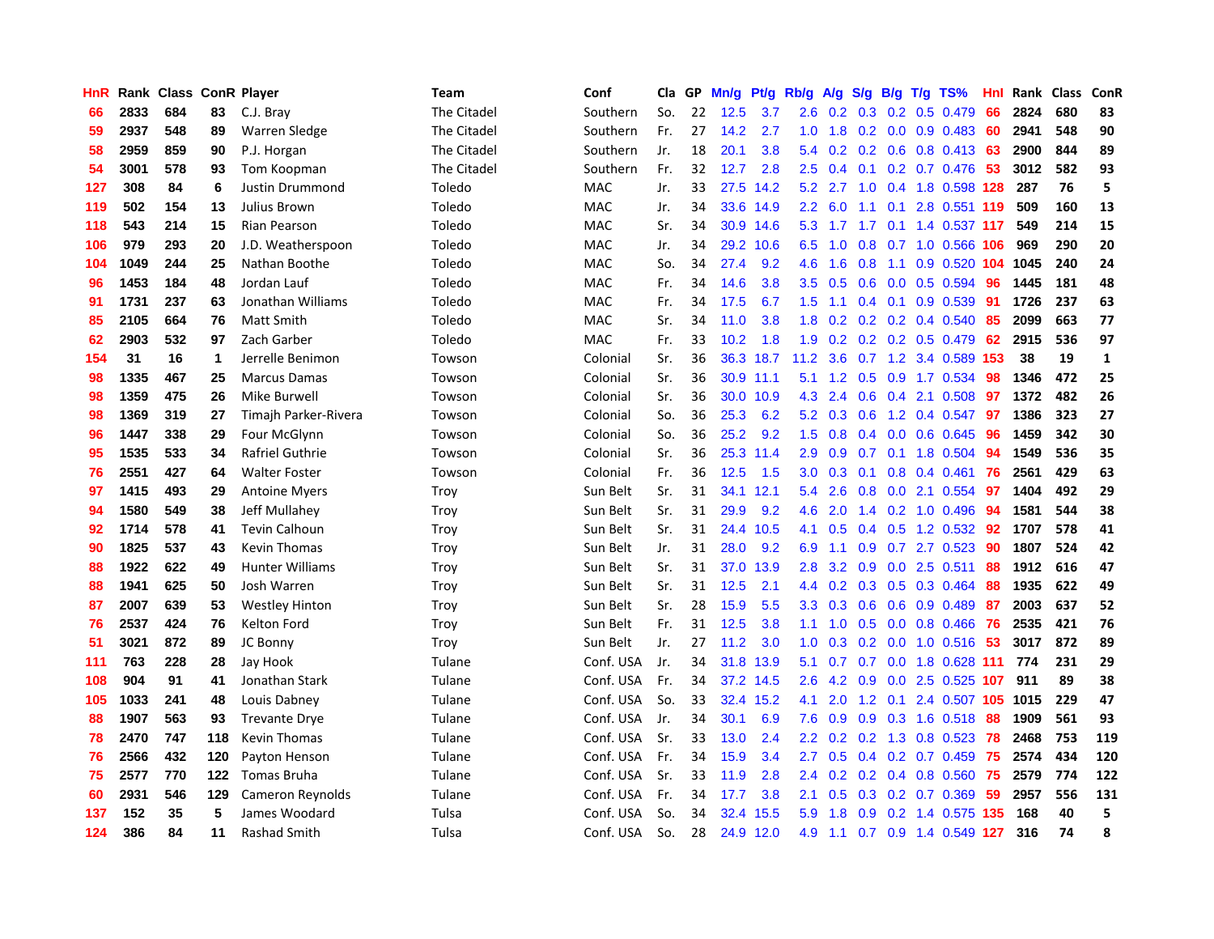| HnR | Rank | Class | ConR | Player | Team | Conf | Cla | GP | Mn/g | Pt/g | Rb/g | A/g | S/g | B/g | T/g | TS% | HnI | Rank | Class | ConR |
|---|---|---|---|---|---|---|---|---|---|---|---|---|---|---|---|---|---|---|---|---|
| 66 | 2833 | 684 | 83 | C.J. Bray | The Citadel | Southern | So. | 22 | 12.5 | 3.7 | 2.6 | 0.2 | 0.3 | 0.2 | 0.5 | 0.479 | 66 | 2824 | 680 | 83 |
| 59 | 2937 | 548 | 89 | Warren Sledge | The Citadel | Southern | Fr. | 27 | 14.2 | 2.7 | 1.0 | 1.8 | 0.2 | 0.0 | 0.9 | 0.483 | 60 | 2941 | 548 | 90 |
| 58 | 2959 | 859 | 90 | P.J. Horgan | The Citadel | Southern | Jr. | 18 | 20.1 | 3.8 | 5.4 | 0.2 | 0.2 | 0.6 | 0.8 | 0.413 | 63 | 2900 | 844 | 89 |
| 54 | 3001 | 578 | 93 | Tom Koopman | The Citadel | Southern | Fr. | 32 | 12.7 | 2.8 | 2.5 | 0.4 | 0.1 | 0.2 | 0.7 | 0.476 | 53 | 3012 | 582 | 93 |
| 127 | 308 | 84 | 6 | Justin Drummond | Toledo | MAC | Jr. | 33 | 27.5 | 14.2 | 5.2 | 2.7 | 1.0 | 0.4 | 1.8 | 0.598 | 128 | 287 | 76 | 5 |
| 119 | 502 | 154 | 13 | Julius Brown | Toledo | MAC | Jr. | 34 | 33.6 | 14.9 | 2.2 | 6.0 | 1.1 | 0.1 | 2.8 | 0.551 | 119 | 509 | 160 | 13 |
| 118 | 543 | 214 | 15 | Rian Pearson | Toledo | MAC | Sr. | 34 | 30.9 | 14.6 | 5.3 | 1.7 | 1.7 | 0.1 | 1.4 | 0.537 | 117 | 549 | 214 | 15 |
| 106 | 979 | 293 | 20 | J.D. Weatherspoon | Toledo | MAC | Jr. | 34 | 29.2 | 10.6 | 6.5 | 1.0 | 0.8 | 0.7 | 1.0 | 0.566 | 106 | 969 | 290 | 20 |
| 104 | 1049 | 244 | 25 | Nathan Boothe | Toledo | MAC | So. | 34 | 27.4 | 9.2 | 4.6 | 1.6 | 0.8 | 1.1 | 0.9 | 0.520 | 104 | 1045 | 240 | 24 |
| 96 | 1453 | 184 | 48 | Jordan Lauf | Toledo | MAC | Fr. | 34 | 14.6 | 3.8 | 3.5 | 0.5 | 0.6 | 0.0 | 0.5 | 0.594 | 96 | 1445 | 181 | 48 |
| 91 | 1731 | 237 | 63 | Jonathan Williams | Toledo | MAC | Fr. | 34 | 17.5 | 6.7 | 1.5 | 1.1 | 0.4 | 0.1 | 0.9 | 0.539 | 91 | 1726 | 237 | 63 |
| 85 | 2105 | 664 | 76 | Matt Smith | Toledo | MAC | Sr. | 34 | 11.0 | 3.8 | 1.8 | 0.2 | 0.2 | 0.2 | 0.4 | 0.540 | 85 | 2099 | 663 | 77 |
| 62 | 2903 | 532 | 97 | Zach Garber | Toledo | MAC | Fr. | 33 | 10.2 | 1.8 | 1.9 | 0.2 | 0.2 | 0.2 | 0.5 | 0.479 | 62 | 2915 | 536 | 97 |
| 154 | 31 | 16 | 1 | Jerrelle Benimon | Towson | Colonial | Sr. | 36 | 36.3 | 18.7 | 11.2 | 3.6 | 0.7 | 1.2 | 3.4 | 0.589 | 153 | 38 | 19 | 1 |
| 98 | 1335 | 467 | 25 | Marcus Damas | Towson | Colonial | Sr. | 36 | 30.9 | 11.1 | 5.1 | 1.2 | 0.5 | 0.9 | 1.7 | 0.534 | 98 | 1346 | 472 | 25 |
| 98 | 1359 | 475 | 26 | Mike Burwell | Towson | Colonial | Sr. | 36 | 30.0 | 10.9 | 4.3 | 2.4 | 0.6 | 0.4 | 2.1 | 0.508 | 97 | 1372 | 482 | 26 |
| 98 | 1369 | 319 | 27 | Timajh Parker-Rivera | Towson | Colonial | So. | 36 | 25.3 | 6.2 | 5.2 | 0.3 | 0.6 | 1.2 | 0.4 | 0.547 | 97 | 1386 | 323 | 27 |
| 96 | 1447 | 338 | 29 | Four McGlynn | Towson | Colonial | So. | 36 | 25.2 | 9.2 | 1.5 | 0.8 | 0.4 | 0.0 | 0.6 | 0.645 | 96 | 1459 | 342 | 30 |
| 95 | 1535 | 533 | 34 | Rafriel Guthrie | Towson | Colonial | Sr. | 36 | 25.3 | 11.4 | 2.9 | 0.9 | 0.7 | 0.1 | 1.8 | 0.504 | 94 | 1549 | 536 | 35 |
| 76 | 2551 | 427 | 64 | Walter Foster | Towson | Colonial | Fr. | 36 | 12.5 | 1.5 | 3.0 | 0.3 | 0.1 | 0.8 | 0.4 | 0.461 | 76 | 2561 | 429 | 63 |
| 97 | 1415 | 493 | 29 | Antoine Myers | Troy | Sun Belt | Sr. | 31 | 34.1 | 12.1 | 5.4 | 2.6 | 0.8 | 0.0 | 2.1 | 0.554 | 97 | 1404 | 492 | 29 |
| 94 | 1580 | 549 | 38 | Jeff Mullahey | Troy | Sun Belt | Sr. | 31 | 29.9 | 9.2 | 4.6 | 2.0 | 1.4 | 0.2 | 1.0 | 0.496 | 94 | 1581 | 544 | 38 |
| 92 | 1714 | 578 | 41 | Tevin Calhoun | Troy | Sun Belt | Sr. | 31 | 24.4 | 10.5 | 4.1 | 0.5 | 0.4 | 0.5 | 1.2 | 0.532 | 92 | 1707 | 578 | 41 |
| 90 | 1825 | 537 | 43 | Kevin Thomas | Troy | Sun Belt | Jr. | 31 | 28.0 | 9.2 | 6.9 | 1.1 | 0.9 | 0.7 | 2.7 | 0.523 | 90 | 1807 | 524 | 42 |
| 88 | 1922 | 622 | 49 | Hunter Williams | Troy | Sun Belt | Sr. | 31 | 37.0 | 13.9 | 2.8 | 3.2 | 0.9 | 0.0 | 2.5 | 0.511 | 88 | 1912 | 616 | 47 |
| 88 | 1941 | 625 | 50 | Josh Warren | Troy | Sun Belt | Sr. | 31 | 12.5 | 2.1 | 4.4 | 0.2 | 0.3 | 0.5 | 0.3 | 0.464 | 88 | 1935 | 622 | 49 |
| 87 | 2007 | 639 | 53 | Westley Hinton | Troy | Sun Belt | Sr. | 28 | 15.9 | 5.5 | 3.3 | 0.3 | 0.6 | 0.6 | 0.9 | 0.489 | 87 | 2003 | 637 | 52 |
| 76 | 2537 | 424 | 76 | Kelton Ford | Troy | Sun Belt | Fr. | 31 | 12.5 | 3.8 | 1.1 | 1.0 | 0.5 | 0.0 | 0.8 | 0.466 | 76 | 2535 | 421 | 76 |
| 51 | 3021 | 872 | 89 | JC Bonny | Troy | Sun Belt | Jr. | 27 | 11.2 | 3.0 | 1.0 | 0.3 | 0.2 | 0.0 | 1.0 | 0.516 | 53 | 3017 | 872 | 89 |
| 111 | 763 | 228 | 28 | Jay Hook | Tulane | Conf. USA | Jr. | 34 | 31.8 | 13.9 | 5.1 | 0.7 | 0.7 | 0.0 | 1.8 | 0.628 | 111 | 774 | 231 | 29 |
| 108 | 904 | 91 | 41 | Jonathan Stark | Tulane | Conf. USA | Fr. | 34 | 37.2 | 14.5 | 2.6 | 4.2 | 0.9 | 0.0 | 2.5 | 0.525 | 107 | 911 | 89 | 38 |
| 105 | 1033 | 241 | 48 | Louis Dabney | Tulane | Conf. USA | So. | 33 | 32.4 | 15.2 | 4.1 | 2.0 | 1.2 | 0.1 | 2.4 | 0.507 | 105 | 1015 | 229 | 47 |
| 88 | 1907 | 563 | 93 | Trevante Drye | Tulane | Conf. USA | Jr. | 34 | 30.1 | 6.9 | 7.6 | 0.9 | 0.9 | 0.3 | 1.6 | 0.518 | 88 | 1909 | 561 | 93 |
| 78 | 2470 | 747 | 118 | Kevin Thomas | Tulane | Conf. USA | Sr. | 33 | 13.0 | 2.4 | 2.2 | 0.2 | 0.2 | 1.3 | 0.8 | 0.523 | 78 | 2468 | 753 | 119 |
| 76 | 2566 | 432 | 120 | Payton Henson | Tulane | Conf. USA | Fr. | 34 | 15.9 | 3.4 | 2.7 | 0.5 | 0.4 | 0.2 | 0.7 | 0.459 | 75 | 2574 | 434 | 120 |
| 75 | 2577 | 770 | 122 | Tomas Bruha | Tulane | Conf. USA | Sr. | 33 | 11.9 | 2.8 | 2.4 | 0.2 | 0.2 | 0.4 | 0.8 | 0.560 | 75 | 2579 | 774 | 122 |
| 60 | 2931 | 546 | 129 | Cameron Reynolds | Tulane | Conf. USA | Fr. | 34 | 17.7 | 3.8 | 2.1 | 0.5 | 0.3 | 0.2 | 0.7 | 0.369 | 59 | 2957 | 556 | 131 |
| 137 | 152 | 35 | 5 | James Woodard | Tulsa | Conf. USA | So. | 34 | 32.4 | 15.5 | 5.9 | 1.8 | 0.9 | 0.2 | 1.4 | 0.575 | 135 | 168 | 40 | 5 |
| 124 | 386 | 84 | 11 | Rashad Smith | Tulsa | Conf. USA | So. | 28 | 24.9 | 12.0 | 4.9 | 1.1 | 0.7 | 0.9 | 1.4 | 0.549 | 127 | 316 | 74 | 8 |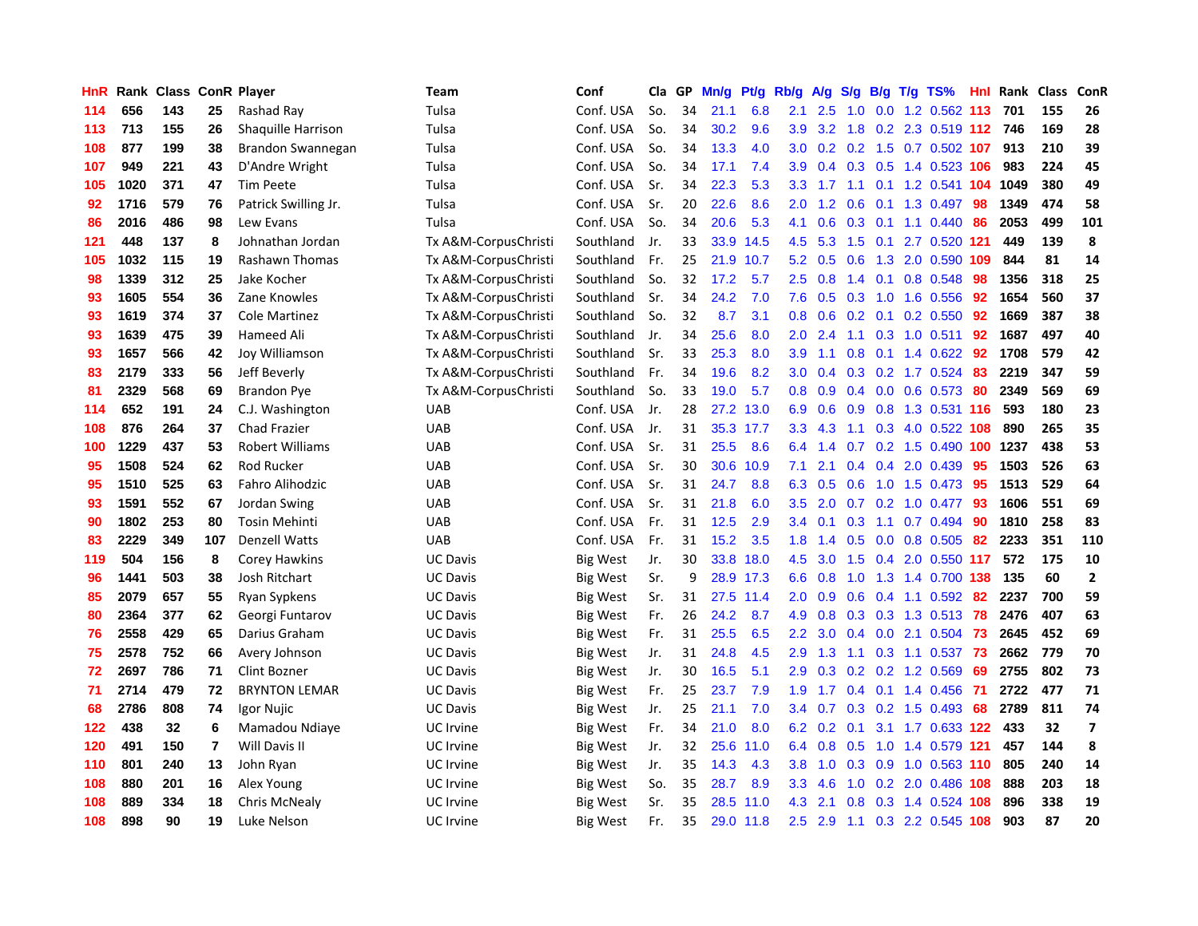| HnR | Rank | Class | ConR | Player | Team | Conf | Cla | GP | Mn/g | Pt/g | Rb/g | A/g | S/g | B/g | T/g | TS% | Hnl | Rank | Class | ConR |
|---|---|---|---|---|---|---|---|---|---|---|---|---|---|---|---|---|---|---|---|---|
| 114 | 656 | 143 | 25 | Rashad Ray | Tulsa | Conf. USA | So. | 34 | 21.1 | 6.8 | 2.1 | 2.5 | 1.0 | 0.0 | 1.2 | 0.562 | 113 | 701 | 155 | 26 |
| 113 | 713 | 155 | 26 | Shaquille Harrison | Tulsa | Conf. USA | So. | 34 | 30.2 | 9.6 | 3.9 | 3.2 | 1.8 | 0.2 | 2.3 | 0.519 | 112 | 746 | 169 | 28 |
| 108 | 877 | 199 | 38 | Brandon Swannegan | Tulsa | Conf. USA | So. | 34 | 13.3 | 4.0 | 3.0 | 0.2 | 0.2 | 1.5 | 0.7 | 0.502 | 107 | 913 | 210 | 39 |
| 107 | 949 | 221 | 43 | D'Andre Wright | Tulsa | Conf. USA | So. | 34 | 17.1 | 7.4 | 3.9 | 0.4 | 0.3 | 0.5 | 1.4 | 0.523 | 106 | 983 | 224 | 45 |
| 105 | 1020 | 371 | 47 | Tim Peete | Tulsa | Conf. USA | Sr. | 34 | 22.3 | 5.3 | 3.3 | 1.7 | 1.1 | 0.1 | 1.2 | 0.541 | 104 | 1049 | 380 | 49 |
| 92 | 1716 | 579 | 76 | Patrick Swilling Jr. | Tulsa | Conf. USA | Sr. | 20 | 22.6 | 8.6 | 2.0 | 1.2 | 0.6 | 0.1 | 1.3 | 0.497 | 98 | 1349 | 474 | 58 |
| 86 | 2016 | 486 | 98 | Lew Evans | Tulsa | Conf. USA | So. | 34 | 20.6 | 5.3 | 4.1 | 0.6 | 0.3 | 0.1 | 1.1 | 0.440 | 86 | 2053 | 499 | 101 |
| 121 | 448 | 137 | 8 | Johnathan Jordan | Tx A&M-CorpusChristi | Southland | Jr. | 33 | 33.9 | 14.5 | 4.5 | 5.3 | 1.5 | 0.1 | 2.7 | 0.520 | 121 | 449 | 139 | 8 |
| 105 | 1032 | 115 | 19 | Rashawn Thomas | Tx A&M-CorpusChristi | Southland | Fr. | 25 | 21.9 | 10.7 | 5.2 | 0.5 | 0.6 | 1.3 | 2.0 | 0.590 | 109 | 844 | 81 | 14 |
| 98 | 1339 | 312 | 25 | Jake Kocher | Tx A&M-CorpusChristi | Southland | So. | 32 | 17.2 | 5.7 | 2.5 | 0.8 | 1.4 | 0.1 | 0.8 | 0.548 | 98 | 1356 | 318 | 25 |
| 93 | 1605 | 554 | 36 | Zane Knowles | Tx A&M-CorpusChristi | Southland | Sr. | 34 | 24.2 | 7.0 | 7.6 | 0.5 | 0.3 | 1.0 | 1.6 | 0.556 | 92 | 1654 | 560 | 37 |
| 93 | 1619 | 374 | 37 | Cole Martinez | Tx A&M-CorpusChristi | Southland | So. | 32 | 8.7 | 3.1 | 0.8 | 0.6 | 0.2 | 0.1 | 0.2 | 0.550 | 92 | 1669 | 387 | 38 |
| 93 | 1639 | 475 | 39 | Hameed Ali | Tx A&M-CorpusChristi | Southland | Jr. | 34 | 25.6 | 8.0 | 2.0 | 2.4 | 1.1 | 0.3 | 1.0 | 0.511 | 92 | 1687 | 497 | 40 |
| 93 | 1657 | 566 | 42 | Joy Williamson | Tx A&M-CorpusChristi | Southland | Sr. | 33 | 25.3 | 8.0 | 3.9 | 1.1 | 0.8 | 0.1 | 1.4 | 0.622 | 92 | 1708 | 579 | 42 |
| 83 | 2179 | 333 | 56 | Jeff Beverly | Tx A&M-CorpusChristi | Southland | Fr. | 34 | 19.6 | 8.2 | 3.0 | 0.4 | 0.3 | 0.2 | 1.7 | 0.524 | 83 | 2219 | 347 | 59 |
| 81 | 2329 | 568 | 69 | Brandon Pye | Tx A&M-CorpusChristi | Southland | So. | 33 | 19.0 | 5.7 | 0.8 | 0.9 | 0.4 | 0.0 | 0.6 | 0.573 | 80 | 2349 | 569 | 69 |
| 114 | 652 | 191 | 24 | C.J. Washington | UAB | Conf. USA | Jr. | 28 | 27.2 | 13.0 | 6.9 | 0.6 | 0.9 | 0.8 | 1.3 | 0.531 | 116 | 593 | 180 | 23 |
| 108 | 876 | 264 | 37 | Chad Frazier | UAB | Conf. USA | Jr. | 31 | 35.3 | 17.7 | 3.3 | 4.3 | 1.1 | 0.3 | 4.0 | 0.522 | 108 | 890 | 265 | 35 |
| 100 | 1229 | 437 | 53 | Robert Williams | UAB | Conf. USA | Sr. | 31 | 25.5 | 8.6 | 6.4 | 1.4 | 0.7 | 0.2 | 1.5 | 0.490 | 100 | 1237 | 438 | 53 |
| 95 | 1508 | 524 | 62 | Rod Rucker | UAB | Conf. USA | Sr. | 30 | 30.6 | 10.9 | 7.1 | 2.1 | 0.4 | 0.4 | 2.0 | 0.439 | 95 | 1503 | 526 | 63 |
| 95 | 1510 | 525 | 63 | Fahro Alihodzic | UAB | Conf. USA | Sr. | 31 | 24.7 | 8.8 | 6.3 | 0.5 | 0.6 | 1.0 | 1.5 | 0.473 | 95 | 1513 | 529 | 64 |
| 93 | 1591 | 552 | 67 | Jordan Swing | UAB | Conf. USA | Sr. | 31 | 21.8 | 6.0 | 3.5 | 2.0 | 0.7 | 0.2 | 1.0 | 0.477 | 93 | 1606 | 551 | 69 |
| 90 | 1802 | 253 | 80 | Tosin Mehinti | UAB | Conf. USA | Fr. | 31 | 12.5 | 2.9 | 3.4 | 0.1 | 0.3 | 1.1 | 0.7 | 0.494 | 90 | 1810 | 258 | 83 |
| 83 | 2229 | 349 | 107 | Denzell Watts | UAB | Conf. USA | Fr. | 31 | 15.2 | 3.5 | 1.8 | 1.4 | 0.5 | 0.0 | 0.8 | 0.505 | 82 | 2233 | 351 | 110 |
| 119 | 504 | 156 | 8 | Corey Hawkins | UC Davis | Big West | Jr. | 30 | 33.8 | 18.0 | 4.5 | 3.0 | 1.5 | 0.4 | 2.0 | 0.550 | 117 | 572 | 175 | 10 |
| 96 | 1441 | 503 | 38 | Josh Ritchart | UC Davis | Big West | Sr. | 9 | 28.9 | 17.3 | 6.6 | 0.8 | 1.0 | 1.3 | 1.4 | 0.700 | 138 | 135 | 60 | 2 |
| 85 | 2079 | 657 | 55 | Ryan Sypkens | UC Davis | Big West | Sr. | 31 | 27.5 | 11.4 | 2.0 | 0.9 | 0.6 | 0.4 | 1.1 | 0.592 | 82 | 2237 | 700 | 59 |
| 80 | 2364 | 377 | 62 | Georgi Funtarov | UC Davis | Big West | Fr. | 26 | 24.2 | 8.7 | 4.9 | 0.8 | 0.3 | 0.3 | 1.3 | 0.513 | 78 | 2476 | 407 | 63 |
| 76 | 2558 | 429 | 65 | Darius Graham | UC Davis | Big West | Fr. | 31 | 25.5 | 6.5 | 2.2 | 3.0 | 0.4 | 0.0 | 2.1 | 0.504 | 73 | 2645 | 452 | 69 |
| 75 | 2578 | 752 | 66 | Avery Johnson | UC Davis | Big West | Jr. | 31 | 24.8 | 4.5 | 2.9 | 1.3 | 1.1 | 0.3 | 1.1 | 0.537 | 73 | 2662 | 779 | 70 |
| 72 | 2697 | 786 | 71 | Clint Bozner | UC Davis | Big West | Jr. | 30 | 16.5 | 5.1 | 2.9 | 0.3 | 0.2 | 0.2 | 1.2 | 0.569 | 69 | 2755 | 802 | 73 |
| 71 | 2714 | 479 | 72 | BRYNTON LEMAR | UC Davis | Big West | Fr. | 25 | 23.7 | 7.9 | 1.9 | 1.7 | 0.4 | 0.1 | 1.4 | 0.456 | 71 | 2722 | 477 | 71 |
| 68 | 2786 | 808 | 74 | Igor Nujic | UC Davis | Big West | Jr. | 25 | 21.1 | 7.0 | 3.4 | 0.7 | 0.3 | 0.2 | 1.5 | 0.493 | 68 | 2789 | 811 | 74 |
| 122 | 438 | 32 | 6 | Mamadou Ndiaye | UC Irvine | Big West | Fr. | 34 | 21.0 | 8.0 | 6.2 | 0.2 | 0.1 | 3.1 | 1.7 | 0.633 | 122 | 433 | 32 | 7 |
| 120 | 491 | 150 | 7 | Will Davis II | UC Irvine | Big West | Jr. | 32 | 25.6 | 11.0 | 6.4 | 0.8 | 0.5 | 1.0 | 1.4 | 0.579 | 121 | 457 | 144 | 8 |
| 110 | 801 | 240 | 13 | John Ryan | UC Irvine | Big West | Jr. | 35 | 14.3 | 4.3 | 3.8 | 1.0 | 0.3 | 0.9 | 1.0 | 0.563 | 110 | 805 | 240 | 14 |
| 108 | 880 | 201 | 16 | Alex Young | UC Irvine | Big West | So. | 35 | 28.7 | 8.9 | 3.3 | 4.6 | 1.0 | 0.2 | 2.0 | 0.486 | 108 | 888 | 203 | 18 |
| 108 | 889 | 334 | 18 | Chris McNealy | UC Irvine | Big West | Sr. | 35 | 28.5 | 11.0 | 4.3 | 2.1 | 0.8 | 0.3 | 1.4 | 0.524 | 108 | 896 | 338 | 19 |
| 108 | 898 | 90 | 19 | Luke Nelson | UC Irvine | Big West | Fr. | 35 | 29.0 | 11.8 | 2.5 | 2.9 | 1.1 | 0.3 | 2.2 | 0.545 | 108 | 903 | 87 | 20 |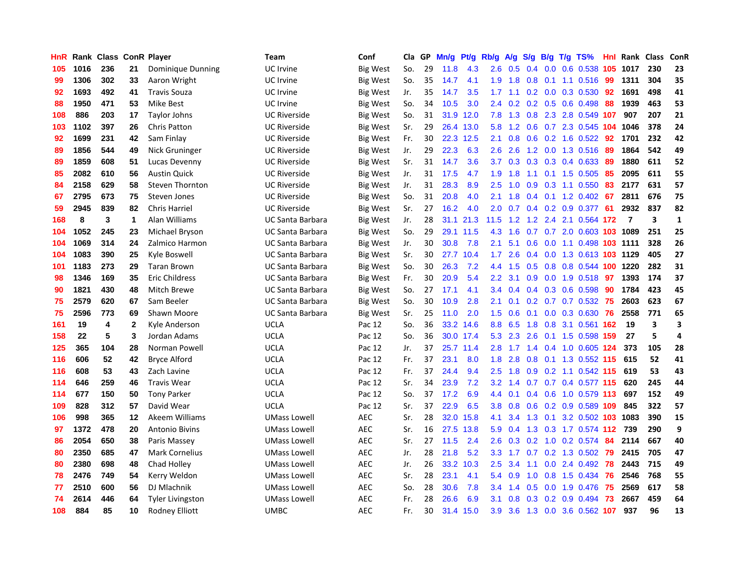| HnR | Rank | Class | ConR | Player | Team | Conf | Cla | GP | Mn/g | Pt/g | Rb/g | A/g | S/g | B/g | T/g | TS% | Hnl | Rank | Class | ConR |
|---|---|---|---|---|---|---|---|---|---|---|---|---|---|---|---|---|---|---|---|---|
| 105 | 1016 | 236 | 21 | Dominique Dunning | UC Irvine | Big West | So. | 29 | 11.8 | 4.3 | 2.6 | 0.5 | 0.4 | 0.0 | 0.6 | 0.538 | 105 | 1017 | 230 | 23 |
| 99 | 1306 | 302 | 33 | Aaron Wright | UC Irvine | Big West | So. | 35 | 14.7 | 4.1 | 1.9 | 1.8 | 0.8 | 0.1 | 1.1 | 0.516 | 99 | 1311 | 304 | 35 |
| 92 | 1693 | 492 | 41 | Travis Souza | UC Irvine | Big West | Jr. | 35 | 14.7 | 3.5 | 1.7 | 1.1 | 0.2 | 0.0 | 0.3 | 0.530 | 92 | 1691 | 498 | 41 |
| 88 | 1950 | 471 | 53 | Mike Best | UC Irvine | Big West | So. | 34 | 10.5 | 3.0 | 2.4 | 0.2 | 0.2 | 0.5 | 0.6 | 0.498 | 88 | 1939 | 463 | 53 |
| 108 | 886 | 203 | 17 | Taylor Johns | UC Riverside | Big West | So. | 31 | 31.9 | 12.0 | 7.8 | 1.3 | 0.8 | 2.3 | 2.8 | 0.549 | 107 | 907 | 207 | 21 |
| 103 | 1102 | 397 | 26 | Chris Patton | UC Riverside | Big West | Sr. | 29 | 26.4 | 13.0 | 5.8 | 1.2 | 0.6 | 0.7 | 2.3 | 0.545 | 104 | 1046 | 378 | 24 |
| 92 | 1699 | 231 | 42 | Sam Finlay | UC Riverside | Big West | Fr. | 30 | 22.3 | 12.5 | 2.1 | 0.8 | 0.6 | 0.2 | 1.6 | 0.522 | 92 | 1701 | 232 | 42 |
| 89 | 1856 | 544 | 49 | Nick Gruninger | UC Riverside | Big West | Jr. | 29 | 22.3 | 6.3 | 2.6 | 2.6 | 1.2 | 0.0 | 1.3 | 0.516 | 89 | 1864 | 542 | 49 |
| 89 | 1859 | 608 | 51 | Lucas Devenny | UC Riverside | Big West | Sr. | 31 | 14.7 | 3.6 | 3.7 | 0.3 | 0.3 | 0.3 | 0.4 | 0.633 | 89 | 1880 | 611 | 52 |
| 85 | 2082 | 610 | 56 | Austin Quick | UC Riverside | Big West | Jr. | 31 | 17.5 | 4.7 | 1.9 | 1.8 | 1.1 | 0.1 | 1.5 | 0.505 | 85 | 2095 | 611 | 55 |
| 84 | 2158 | 629 | 58 | Steven Thornton | UC Riverside | Big West | Jr. | 31 | 28.3 | 8.9 | 2.5 | 1.0 | 0.9 | 0.3 | 1.1 | 0.550 | 83 | 2177 | 631 | 57 |
| 67 | 2795 | 673 | 75 | Steven Jones | UC Riverside | Big West | So. | 31 | 20.8 | 4.0 | 2.1 | 1.8 | 0.4 | 0.1 | 1.2 | 0.402 | 67 | 2811 | 676 | 75 |
| 59 | 2945 | 839 | 82 | Chris Harriel | UC Riverside | Big West | Sr. | 27 | 16.2 | 4.0 | 2.0 | 0.7 | 0.4 | 0.2 | 0.9 | 0.377 | 61 | 2932 | 837 | 82 |
| 168 | 8 | 3 | 1 | Alan Williams | UC Santa Barbara | Big West | Jr. | 28 | 31.1 | 21.3 | 11.5 | 1.2 | 1.2 | 2.4 | 2.1 | 0.564 | 172 | 7 | 3 | 1 |
| 104 | 1052 | 245 | 23 | Michael Bryson | UC Santa Barbara | Big West | So. | 29 | 29.1 | 11.5 | 4.3 | 1.6 | 0.7 | 0.7 | 2.0 | 0.603 | 103 | 1089 | 251 | 25 |
| 104 | 1069 | 314 | 24 | Zalmico Harmon | UC Santa Barbara | Big West | Jr. | 30 | 30.8 | 7.8 | 2.1 | 5.1 | 0.6 | 0.0 | 1.1 | 0.498 | 103 | 1111 | 328 | 26 |
| 104 | 1083 | 390 | 25 | Kyle Boswell | UC Santa Barbara | Big West | Sr. | 30 | 27.7 | 10.4 | 1.7 | 2.6 | 0.4 | 0.0 | 1.3 | 0.613 | 103 | 1129 | 405 | 27 |
| 101 | 1183 | 273 | 29 | Taran Brown | UC Santa Barbara | Big West | So. | 30 | 26.3 | 7.2 | 4.4 | 1.5 | 0.5 | 0.8 | 0.8 | 0.544 | 100 | 1220 | 282 | 31 |
| 98 | 1346 | 169 | 35 | Eric Childress | UC Santa Barbara | Big West | Fr. | 30 | 20.9 | 5.4 | 2.2 | 3.1 | 0.9 | 0.0 | 1.9 | 0.518 | 97 | 1393 | 174 | 37 |
| 90 | 1821 | 430 | 48 | Mitch Brewe | UC Santa Barbara | Big West | So. | 27 | 17.1 | 4.1 | 3.4 | 0.4 | 0.4 | 0.3 | 0.6 | 0.598 | 90 | 1784 | 423 | 45 |
| 75 | 2579 | 620 | 67 | Sam Beeler | UC Santa Barbara | Big West | So. | 30 | 10.9 | 2.8 | 2.1 | 0.1 | 0.2 | 0.7 | 0.7 | 0.532 | 75 | 2603 | 623 | 67 |
| 75 | 2596 | 773 | 69 | Shawn Moore | UC Santa Barbara | Big West | Sr. | 25 | 11.0 | 2.0 | 1.5 | 0.6 | 0.1 | 0.0 | 0.3 | 0.630 | 76 | 2558 | 771 | 65 |
| 161 | 19 | 4 | 2 | Kyle Anderson | UCLA | Pac 12 | So. | 36 | 33.2 | 14.6 | 8.8 | 6.5 | 1.8 | 0.8 | 3.1 | 0.561 | 162 | 19 | 3 | 3 |
| 158 | 22 | 5 | 3 | Jordan Adams | UCLA | Pac 12 | So. | 36 | 30.0 | 17.4 | 5.3 | 2.3 | 2.6 | 0.1 | 1.5 | 0.598 | 159 | 27 | 5 | 4 |
| 125 | 365 | 104 | 28 | Norman Powell | UCLA | Pac 12 | Jr. | 37 | 25.7 | 11.4 | 2.8 | 1.7 | 1.4 | 0.4 | 1.0 | 0.605 | 124 | 373 | 105 | 28 |
| 116 | 606 | 52 | 42 | Bryce Alford | UCLA | Pac 12 | Fr. | 37 | 23.1 | 8.0 | 1.8 | 2.8 | 0.8 | 0.1 | 1.3 | 0.552 | 115 | 615 | 52 | 41 |
| 116 | 608 | 53 | 43 | Zach Lavine | UCLA | Pac 12 | Fr. | 37 | 24.4 | 9.4 | 2.5 | 1.8 | 0.9 | 0.2 | 1.1 | 0.542 | 115 | 619 | 53 | 43 |
| 114 | 646 | 259 | 46 | Travis Wear | UCLA | Pac 12 | Sr. | 34 | 23.9 | 7.2 | 3.2 | 1.4 | 0.7 | 0.7 | 0.4 | 0.577 | 115 | 620 | 245 | 44 |
| 114 | 677 | 150 | 50 | Tony Parker | UCLA | Pac 12 | So. | 37 | 17.2 | 6.9 | 4.4 | 0.1 | 0.4 | 0.6 | 1.0 | 0.579 | 113 | 697 | 152 | 49 |
| 109 | 828 | 312 | 57 | David Wear | UCLA | Pac 12 | Sr. | 37 | 22.9 | 6.5 | 3.8 | 0.8 | 0.6 | 0.2 | 0.9 | 0.589 | 109 | 845 | 322 | 57 |
| 106 | 998 | 365 | 12 | Akeem Williams | UMass Lowell | AEC | Sr. | 28 | 32.0 | 15.8 | 4.1 | 3.4 | 1.3 | 0.1 | 3.2 | 0.502 | 103 | 1083 | 390 | 15 |
| 97 | 1372 | 478 | 20 | Antonio Bivins | UMass Lowell | AEC | Sr. | 16 | 27.5 | 13.8 | 5.9 | 0.4 | 1.3 | 0.3 | 1.7 | 0.574 | 112 | 739 | 290 | 9 |
| 86 | 2054 | 650 | 38 | Paris Massey | UMass Lowell | AEC | Sr. | 27 | 11.5 | 2.4 | 2.6 | 0.3 | 0.2 | 1.0 | 0.2 | 0.574 | 84 | 2114 | 667 | 40 |
| 80 | 2350 | 685 | 47 | Mark Cornelius | UMass Lowell | AEC | Jr. | 28 | 21.8 | 5.2 | 3.3 | 1.7 | 0.7 | 0.2 | 1.3 | 0.502 | 79 | 2415 | 705 | 47 |
| 80 | 2380 | 698 | 48 | Chad Holley | UMass Lowell | AEC | Jr. | 26 | 33.2 | 10.3 | 2.5 | 3.4 | 1.1 | 0.0 | 2.4 | 0.492 | 78 | 2443 | 715 | 49 |
| 78 | 2476 | 749 | 54 | Kerry Weldon | UMass Lowell | AEC | Sr. | 28 | 23.1 | 4.1 | 5.4 | 0.9 | 1.0 | 0.8 | 1.5 | 0.434 | 76 | 2546 | 768 | 55 |
| 77 | 2510 | 600 | 56 | DJ Mlachnik | UMass Lowell | AEC | So. | 28 | 30.6 | 7.8 | 3.4 | 1.4 | 0.5 | 0.0 | 1.9 | 0.476 | 75 | 2569 | 617 | 58 |
| 74 | 2614 | 446 | 64 | Tyler Livingston | UMass Lowell | AEC | Fr. | 28 | 26.6 | 6.9 | 3.1 | 0.8 | 0.3 | 0.2 | 0.9 | 0.494 | 73 | 2667 | 459 | 64 |
| 108 | 884 | 85 | 10 | Rodney Elliott | UMBC | AEC | Fr. | 30 | 31.4 | 15.0 | 3.9 | 3.6 | 1.3 | 0.0 | 3.6 | 0.562 | 107 | 937 | 96 | 13 |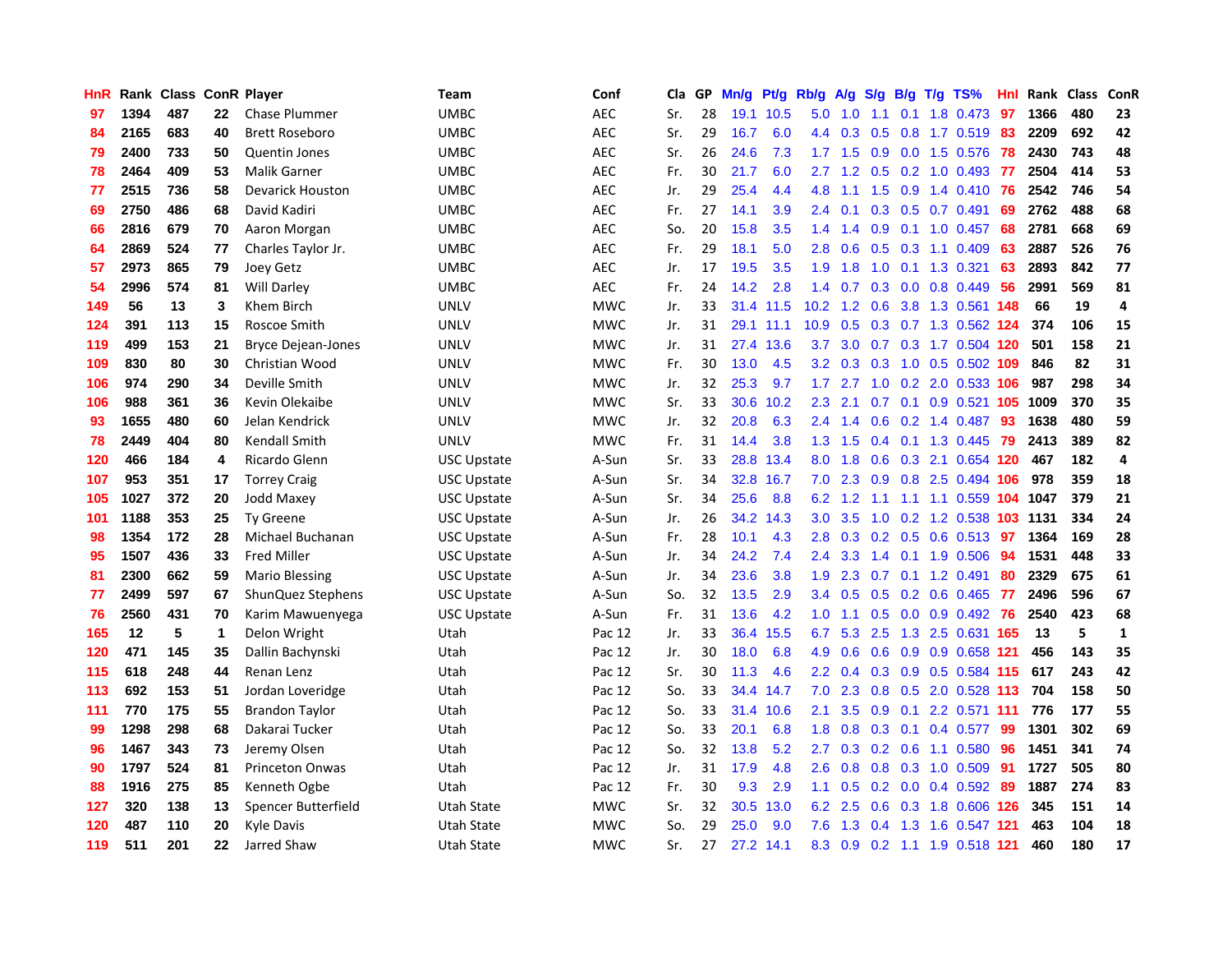| HnR | Rank | Class | ConR | Player | Team | Conf | Cla | GP | Mn/g | Pt/g | Rb/g | A/g | S/g | B/g | T/g | TS% | HnI | Rank | Class | ConR |
|---|---|---|---|---|---|---|---|---|---|---|---|---|---|---|---|---|---|---|---|---|
| 97 | 1394 | 487 | 22 | Chase Plummer | UMBC | AEC | Sr. | 28 | 19.1 | 10.5 | 5.0 | 1.0 | 1.1 | 0.1 | 1.8 | 0.473 | 97 | 1366 | 480 | 23 |
| 84 | 2165 | 683 | 40 | Brett Roseboro | UMBC | AEC | Sr. | 29 | 16.7 | 6.0 | 4.4 | 0.3 | 0.5 | 0.8 | 1.7 | 0.519 | 83 | 2209 | 692 | 42 |
| 79 | 2400 | 733 | 50 | Quentin Jones | UMBC | AEC | Sr. | 26 | 24.6 | 7.3 | 1.7 | 1.5 | 0.9 | 0.0 | 1.5 | 0.576 | 78 | 2430 | 743 | 48 |
| 78 | 2464 | 409 | 53 | Malik Garner | UMBC | AEC | Fr. | 30 | 21.7 | 6.0 | 2.7 | 1.2 | 0.5 | 0.2 | 1.0 | 0.493 | 77 | 2504 | 414 | 53 |
| 77 | 2515 | 736 | 58 | Devarick Houston | UMBC | AEC | Jr. | 29 | 25.4 | 4.4 | 4.8 | 1.1 | 1.5 | 0.9 | 1.4 | 0.410 | 76 | 2542 | 746 | 54 |
| 69 | 2750 | 486 | 68 | David Kadiri | UMBC | AEC | Fr. | 27 | 14.1 | 3.9 | 2.4 | 0.1 | 0.3 | 0.5 | 0.7 | 0.491 | 69 | 2762 | 488 | 68 |
| 66 | 2816 | 679 | 70 | Aaron Morgan | UMBC | AEC | So. | 20 | 15.8 | 3.5 | 1.4 | 1.4 | 0.9 | 0.1 | 1.0 | 0.457 | 68 | 2781 | 668 | 69 |
| 64 | 2869 | 524 | 77 | Charles Taylor Jr. | UMBC | AEC | Fr. | 29 | 18.1 | 5.0 | 2.8 | 0.6 | 0.5 | 0.3 | 1.1 | 0.409 | 63 | 2887 | 526 | 76 |
| 57 | 2973 | 865 | 79 | Joey Getz | UMBC | AEC | Jr. | 17 | 19.5 | 3.5 | 1.9 | 1.8 | 1.0 | 0.1 | 1.3 | 0.321 | 63 | 2893 | 842 | 77 |
| 54 | 2996 | 574 | 81 | Will Darley | UMBC | AEC | Fr. | 24 | 14.2 | 2.8 | 1.4 | 0.7 | 0.3 | 0.0 | 0.8 | 0.449 | 56 | 2991 | 569 | 81 |
| 149 | 56 | 13 | 3 | Khem Birch | UNLV | MWC | Jr. | 33 | 31.4 | 11.5 | 10.2 | 1.2 | 0.6 | 3.8 | 1.3 | 0.561 | 148 | 66 | 19 | 4 |
| 124 | 391 | 113 | 15 | Roscoe Smith | UNLV | MWC | Jr. | 31 | 29.1 | 11.1 | 10.9 | 0.5 | 0.3 | 0.7 | 1.3 | 0.562 | 124 | 374 | 106 | 15 |
| 119 | 499 | 153 | 21 | Bryce Dejean-Jones | UNLV | MWC | Jr. | 31 | 27.4 | 13.6 | 3.7 | 3.0 | 0.7 | 0.3 | 1.7 | 0.504 | 120 | 501 | 158 | 21 |
| 109 | 830 | 80 | 30 | Christian Wood | UNLV | MWC | Fr. | 30 | 13.0 | 4.5 | 3.2 | 0.3 | 0.3 | 1.0 | 0.5 | 0.502 | 109 | 846 | 82 | 31 |
| 106 | 974 | 290 | 34 | Deville Smith | UNLV | MWC | Jr. | 32 | 25.3 | 9.7 | 1.7 | 2.7 | 1.0 | 0.2 | 2.0 | 0.533 | 106 | 987 | 298 | 34 |
| 106 | 988 | 361 | 36 | Kevin Olekaibe | UNLV | MWC | Sr. | 33 | 30.6 | 10.2 | 2.3 | 2.1 | 0.7 | 0.1 | 0.9 | 0.521 | 105 | 1009 | 370 | 35 |
| 93 | 1655 | 480 | 60 | Jelan Kendrick | UNLV | MWC | Jr. | 32 | 20.8 | 6.3 | 2.4 | 1.4 | 0.6 | 0.2 | 1.4 | 0.487 | 93 | 1638 | 480 | 59 |
| 78 | 2449 | 404 | 80 | Kendall Smith | UNLV | MWC | Fr. | 31 | 14.4 | 3.8 | 1.3 | 1.5 | 0.4 | 0.1 | 1.3 | 0.445 | 79 | 2413 | 389 | 82 |
| 120 | 466 | 184 | 4 | Ricardo Glenn | USC Upstate | A-Sun | Sr. | 33 | 28.8 | 13.4 | 8.0 | 1.8 | 0.6 | 0.3 | 2.1 | 0.654 | 120 | 467 | 182 | 4 |
| 107 | 953 | 351 | 17 | Torrey Craig | USC Upstate | A-Sun | Sr. | 34 | 32.8 | 16.7 | 7.0 | 2.3 | 0.9 | 0.8 | 2.5 | 0.494 | 106 | 978 | 359 | 18 |
| 105 | 1027 | 372 | 20 | Jodd Maxey | USC Upstate | A-Sun | Sr. | 34 | 25.6 | 8.8 | 6.2 | 1.2 | 1.1 | 1.1 | 1.1 | 0.559 | 104 | 1047 | 379 | 21 |
| 101 | 1188 | 353 | 25 | Ty Greene | USC Upstate | A-Sun | Jr. | 26 | 34.2 | 14.3 | 3.0 | 3.5 | 1.0 | 0.2 | 1.2 | 0.538 | 103 | 1131 | 334 | 24 |
| 98 | 1354 | 172 | 28 | Michael Buchanan | USC Upstate | A-Sun | Fr. | 28 | 10.1 | 4.3 | 2.8 | 0.3 | 0.2 | 0.5 | 0.6 | 0.513 | 97 | 1364 | 169 | 28 |
| 95 | 1507 | 436 | 33 | Fred Miller | USC Upstate | A-Sun | Jr. | 34 | 24.2 | 7.4 | 2.4 | 3.3 | 1.4 | 0.1 | 1.9 | 0.506 | 94 | 1531 | 448 | 33 |
| 81 | 2300 | 662 | 59 | Mario Blessing | USC Upstate | A-Sun | Jr. | 34 | 23.6 | 3.8 | 1.9 | 2.3 | 0.7 | 0.1 | 1.2 | 0.491 | 80 | 2329 | 675 | 61 |
| 77 | 2499 | 597 | 67 | ShunQuez Stephens | USC Upstate | A-Sun | So. | 32 | 13.5 | 2.9 | 3.4 | 0.5 | 0.5 | 0.2 | 0.6 | 0.465 | 77 | 2496 | 596 | 67 |
| 76 | 2560 | 431 | 70 | Karim Mawuenyega | USC Upstate | A-Sun | Fr. | 31 | 13.6 | 4.2 | 1.0 | 1.1 | 0.5 | 0.0 | 0.9 | 0.492 | 76 | 2540 | 423 | 68 |
| 165 | 12 | 5 | 1 | Delon Wright | Utah | Pac 12 | Jr. | 33 | 36.4 | 15.5 | 6.7 | 5.3 | 2.5 | 1.3 | 2.5 | 0.631 | 165 | 13 | 5 | 1 |
| 120 | 471 | 145 | 35 | Dallin Bachynski | Utah | Pac 12 | Jr. | 30 | 18.0 | 6.8 | 4.9 | 0.6 | 0.6 | 0.9 | 0.9 | 0.658 | 121 | 456 | 143 | 35 |
| 115 | 618 | 248 | 44 | Renan Lenz | Utah | Pac 12 | Sr. | 30 | 11.3 | 4.6 | 2.2 | 0.4 | 0.3 | 0.9 | 0.5 | 0.584 | 115 | 617 | 243 | 42 |
| 113 | 692 | 153 | 51 | Jordan Loveridge | Utah | Pac 12 | So. | 33 | 34.4 | 14.7 | 7.0 | 2.3 | 0.8 | 0.5 | 2.0 | 0.528 | 113 | 704 | 158 | 50 |
| 111 | 770 | 175 | 55 | Brandon Taylor | Utah | Pac 12 | So. | 33 | 31.4 | 10.6 | 2.1 | 3.5 | 0.9 | 0.1 | 2.2 | 0.571 | 111 | 776 | 177 | 55 |
| 99 | 1298 | 298 | 68 | Dakarai Tucker | Utah | Pac 12 | So. | 33 | 20.1 | 6.8 | 1.8 | 0.8 | 0.3 | 0.1 | 0.4 | 0.577 | 99 | 1301 | 302 | 69 |
| 96 | 1467 | 343 | 73 | Jeremy Olsen | Utah | Pac 12 | So. | 32 | 13.8 | 5.2 | 2.7 | 0.3 | 0.2 | 0.6 | 1.1 | 0.580 | 96 | 1451 | 341 | 74 |
| 90 | 1797 | 524 | 81 | Princeton Onwas | Utah | Pac 12 | Jr. | 31 | 17.9 | 4.8 | 2.6 | 0.8 | 0.8 | 0.3 | 1.0 | 0.509 | 91 | 1727 | 505 | 80 |
| 88 | 1916 | 275 | 85 | Kenneth Ogbe | Utah | Pac 12 | Fr. | 30 | 9.3 | 2.9 | 1.1 | 0.5 | 0.2 | 0.0 | 0.4 | 0.592 | 89 | 1887 | 274 | 83 |
| 127 | 320 | 138 | 13 | Spencer Butterfield | Utah State | MWC | Sr. | 32 | 30.5 | 13.0 | 6.2 | 2.5 | 0.6 | 0.3 | 1.8 | 0.606 | 126 | 345 | 151 | 14 |
| 120 | 487 | 110 | 20 | Kyle Davis | Utah State | MWC | So. | 29 | 25.0 | 9.0 | 7.6 | 1.3 | 0.4 | 1.3 | 1.6 | 0.547 | 121 | 463 | 104 | 18 |
| 119 | 511 | 201 | 22 | Jarred Shaw | Utah State | MWC | Sr. | 27 | 27.2 | 14.1 | 8.3 | 0.9 | 0.2 | 1.1 | 1.9 | 0.518 | 121 | 460 | 180 | 17 |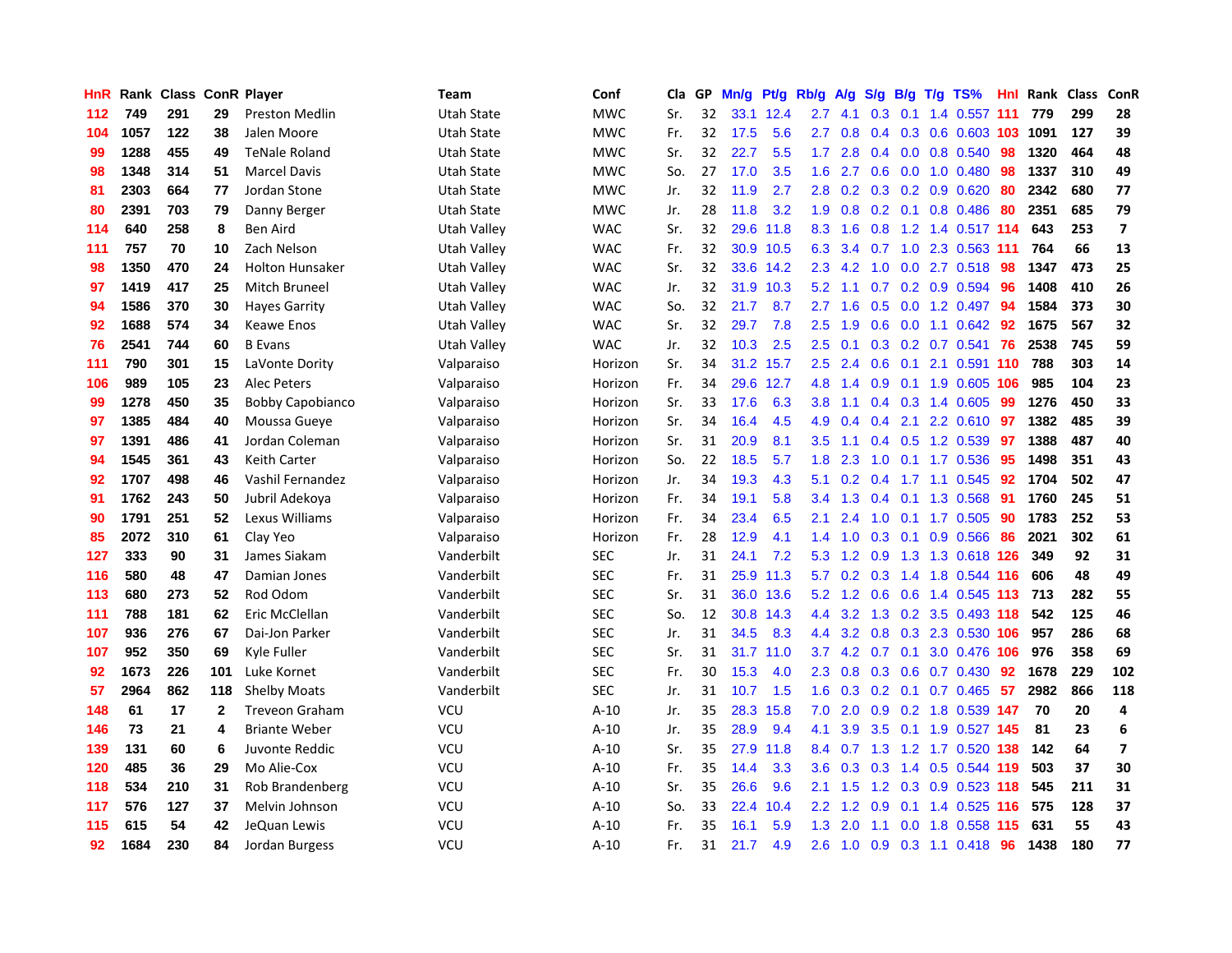| HnR | Rank | Class | ConR | Player | Team | Conf | Cla | GP | Mn/g | Pt/g | Rb/g | A/g | S/g | B/g | T/g | TS% | HnI | Rank | Class | ConR |
|---|---|---|---|---|---|---|---|---|---|---|---|---|---|---|---|---|---|---|---|---|
| 112 | 749 | 291 | 29 | Preston Medlin | Utah State | MWC | Sr. | 32 | 33.1 | 12.4 | 2.7 | 4.1 | 0.3 | 0.1 | 1.4 | 0.557 | 111 | 779 | 299 | 28 |
| 104 | 1057 | 122 | 38 | Jalen Moore | Utah State | MWC | Fr. | 32 | 17.5 | 5.6 | 2.7 | 0.8 | 0.4 | 0.3 | 0.6 | 0.603 | 103 | 1091 | 127 | 39 |
| 99 | 1288 | 455 | 49 | TeNale Roland | Utah State | MWC | Sr. | 32 | 22.7 | 5.5 | 1.7 | 2.8 | 0.4 | 0.0 | 0.8 | 0.540 | 98 | 1320 | 464 | 48 |
| 98 | 1348 | 314 | 51 | Marcel Davis | Utah State | MWC | So. | 27 | 17.0 | 3.5 | 1.6 | 2.7 | 0.6 | 0.0 | 1.0 | 0.480 | 98 | 1337 | 310 | 49 |
| 81 | 2303 | 664 | 77 | Jordan Stone | Utah State | MWC | Jr. | 32 | 11.9 | 2.7 | 2.8 | 0.2 | 0.3 | 0.2 | 0.9 | 0.620 | 80 | 2342 | 680 | 77 |
| 80 | 2391 | 703 | 79 | Danny Berger | Utah State | MWC | Jr. | 28 | 11.8 | 3.2 | 1.9 | 0.8 | 0.2 | 0.1 | 0.8 | 0.486 | 80 | 2351 | 685 | 79 |
| 114 | 640 | 258 | 8 | Ben Aird | Utah Valley | WAC | Sr. | 32 | 29.6 | 11.8 | 8.3 | 1.6 | 0.8 | 1.2 | 1.4 | 0.517 | 114 | 643 | 253 | 7 |
| 111 | 757 | 70 | 10 | Zach Nelson | Utah Valley | WAC | Fr. | 32 | 30.9 | 10.5 | 6.3 | 3.4 | 0.7 | 1.0 | 2.3 | 0.563 | 111 | 764 | 66 | 13 |
| 98 | 1350 | 470 | 24 | Holton Hunsaker | Utah Valley | WAC | Sr. | 32 | 33.6 | 14.2 | 2.3 | 4.2 | 1.0 | 0.0 | 2.7 | 0.518 | 98 | 1347 | 473 | 25 |
| 97 | 1419 | 417 | 25 | Mitch Bruneel | Utah Valley | WAC | Jr. | 32 | 31.9 | 10.3 | 5.2 | 1.1 | 0.7 | 0.2 | 0.9 | 0.594 | 96 | 1408 | 410 | 26 |
| 94 | 1586 | 370 | 30 | Hayes Garrity | Utah Valley | WAC | So. | 32 | 21.7 | 8.7 | 2.7 | 1.6 | 0.5 | 0.0 | 1.2 | 0.497 | 94 | 1584 | 373 | 30 |
| 92 | 1688 | 574 | 34 | Keawe Enos | Utah Valley | WAC | Sr. | 32 | 29.7 | 7.8 | 2.5 | 1.9 | 0.6 | 0.0 | 1.1 | 0.642 | 92 | 1675 | 567 | 32 |
| 76 | 2541 | 744 | 60 | B Evans | Utah Valley | WAC | Jr. | 32 | 10.3 | 2.5 | 2.5 | 0.1 | 0.3 | 0.2 | 0.7 | 0.541 | 76 | 2538 | 745 | 59 |
| 111 | 790 | 301 | 15 | LaVonte Dority | Valparaiso | Horizon | Sr. | 34 | 31.2 | 15.7 | 2.5 | 2.4 | 0.6 | 0.1 | 2.1 | 0.591 | 110 | 788 | 303 | 14 |
| 106 | 989 | 105 | 23 | Alec Peters | Valparaiso | Horizon | Fr. | 34 | 29.6 | 12.7 | 4.8 | 1.4 | 0.9 | 0.1 | 1.9 | 0.605 | 106 | 985 | 104 | 23 |
| 99 | 1278 | 450 | 35 | Bobby Capobianco | Valparaiso | Horizon | Sr. | 33 | 17.6 | 6.3 | 3.8 | 1.1 | 0.4 | 0.3 | 1.4 | 0.605 | 99 | 1276 | 450 | 33 |
| 97 | 1385 | 484 | 40 | Moussa Gueye | Valparaiso | Horizon | Sr. | 34 | 16.4 | 4.5 | 4.9 | 0.4 | 0.4 | 2.1 | 2.2 | 0.610 | 97 | 1382 | 485 | 39 |
| 97 | 1391 | 486 | 41 | Jordan Coleman | Valparaiso | Horizon | Sr. | 31 | 20.9 | 8.1 | 3.5 | 1.1 | 0.4 | 0.5 | 1.2 | 0.539 | 97 | 1388 | 487 | 40 |
| 94 | 1545 | 361 | 43 | Keith Carter | Valparaiso | Horizon | So. | 22 | 18.5 | 5.7 | 1.8 | 2.3 | 1.0 | 0.1 | 1.7 | 0.536 | 95 | 1498 | 351 | 43 |
| 92 | 1707 | 498 | 46 | Vashil Fernandez | Valparaiso | Horizon | Jr. | 34 | 19.3 | 4.3 | 5.1 | 0.2 | 0.4 | 1.7 | 1.1 | 0.545 | 92 | 1704 | 502 | 47 |
| 91 | 1762 | 243 | 50 | Jubril Adekoya | Valparaiso | Horizon | Fr. | 34 | 19.1 | 5.8 | 3.4 | 1.3 | 0.4 | 0.1 | 1.3 | 0.568 | 91 | 1760 | 245 | 51 |
| 90 | 1791 | 251 | 52 | Lexus Williams | Valparaiso | Horizon | Fr. | 34 | 23.4 | 6.5 | 2.1 | 2.4 | 1.0 | 0.1 | 1.7 | 0.505 | 90 | 1783 | 252 | 53 |
| 85 | 2072 | 310 | 61 | Clay Yeo | Valparaiso | Horizon | Fr. | 28 | 12.9 | 4.1 | 1.4 | 1.0 | 0.3 | 0.1 | 0.9 | 0.566 | 86 | 2021 | 302 | 61 |
| 127 | 333 | 90 | 31 | James Siakam | Vanderbilt | SEC | Jr. | 31 | 24.1 | 7.2 | 5.3 | 1.2 | 0.9 | 1.3 | 1.3 | 0.618 | 126 | 349 | 92 | 31 |
| 116 | 580 | 48 | 47 | Damian Jones | Vanderbilt | SEC | Fr. | 31 | 25.9 | 11.3 | 5.7 | 0.2 | 0.3 | 1.4 | 1.8 | 0.544 | 116 | 606 | 48 | 49 |
| 113 | 680 | 273 | 52 | Rod Odom | Vanderbilt | SEC | Sr. | 31 | 36.0 | 13.6 | 5.2 | 1.2 | 0.6 | 0.6 | 1.4 | 0.545 | 113 | 713 | 282 | 55 |
| 111 | 788 | 181 | 62 | Eric McClellan | Vanderbilt | SEC | So. | 12 | 30.8 | 14.3 | 4.4 | 3.2 | 1.3 | 0.2 | 3.5 | 0.493 | 118 | 542 | 125 | 46 |
| 107 | 936 | 276 | 67 | Dai-Jon Parker | Vanderbilt | SEC | Jr. | 31 | 34.5 | 8.3 | 4.4 | 3.2 | 0.8 | 0.3 | 2.3 | 0.530 | 106 | 957 | 286 | 68 |
| 107 | 952 | 350 | 69 | Kyle Fuller | Vanderbilt | SEC | Sr. | 31 | 31.7 | 11.0 | 3.7 | 4.2 | 0.7 | 0.1 | 3.0 | 0.476 | 106 | 976 | 358 | 69 |
| 92 | 1673 | 226 | 101 | Luke Kornet | Vanderbilt | SEC | Fr. | 30 | 15.3 | 4.0 | 2.3 | 0.8 | 0.3 | 0.6 | 0.7 | 0.430 | 92 | 1678 | 229 | 102 |
| 57 | 2964 | 862 | 118 | Shelby Moats | Vanderbilt | SEC | Jr. | 31 | 10.7 | 1.5 | 1.6 | 0.3 | 0.2 | 0.1 | 0.7 | 0.465 | 57 | 2982 | 866 | 118 |
| 148 | 61 | 17 | 2 | Treveon Graham | VCU | A-10 | Jr. | 35 | 28.3 | 15.8 | 7.0 | 2.0 | 0.9 | 0.2 | 1.8 | 0.539 | 147 | 70 | 20 | 4 |
| 146 | 73 | 21 | 4 | Briante Weber | VCU | A-10 | Jr. | 35 | 28.9 | 9.4 | 4.1 | 3.9 | 3.5 | 0.1 | 1.9 | 0.527 | 145 | 81 | 23 | 6 |
| 139 | 131 | 60 | 6 | Juvonte Reddic | VCU | A-10 | Sr. | 35 | 27.9 | 11.8 | 8.4 | 0.7 | 1.3 | 1.2 | 1.7 | 0.520 | 138 | 142 | 64 | 7 |
| 120 | 485 | 36 | 29 | Mo Alie-Cox | VCU | A-10 | Fr. | 35 | 14.4 | 3.3 | 3.6 | 0.3 | 0.3 | 1.4 | 0.5 | 0.544 | 119 | 503 | 37 | 30 |
| 118 | 534 | 210 | 31 | Rob Brandenberg | VCU | A-10 | Sr. | 35 | 26.6 | 9.6 | 2.1 | 1.5 | 1.2 | 0.3 | 0.9 | 0.523 | 118 | 545 | 211 | 31 |
| 117 | 576 | 127 | 37 | Melvin Johnson | VCU | A-10 | So. | 33 | 22.4 | 10.4 | 2.2 | 1.2 | 0.9 | 0.1 | 1.4 | 0.525 | 116 | 575 | 128 | 37 |
| 115 | 615 | 54 | 42 | JeQuan Lewis | VCU | A-10 | Fr. | 35 | 16.1 | 5.9 | 1.3 | 2.0 | 1.1 | 0.0 | 1.8 | 0.558 | 115 | 631 | 55 | 43 |
| 92 | 1684 | 230 | 84 | Jordan Burgess | VCU | A-10 | Fr. | 31 | 21.7 | 4.9 | 2.6 | 1.0 | 0.9 | 0.3 | 1.1 | 0.418 | 96 | 1438 | 180 | 77 |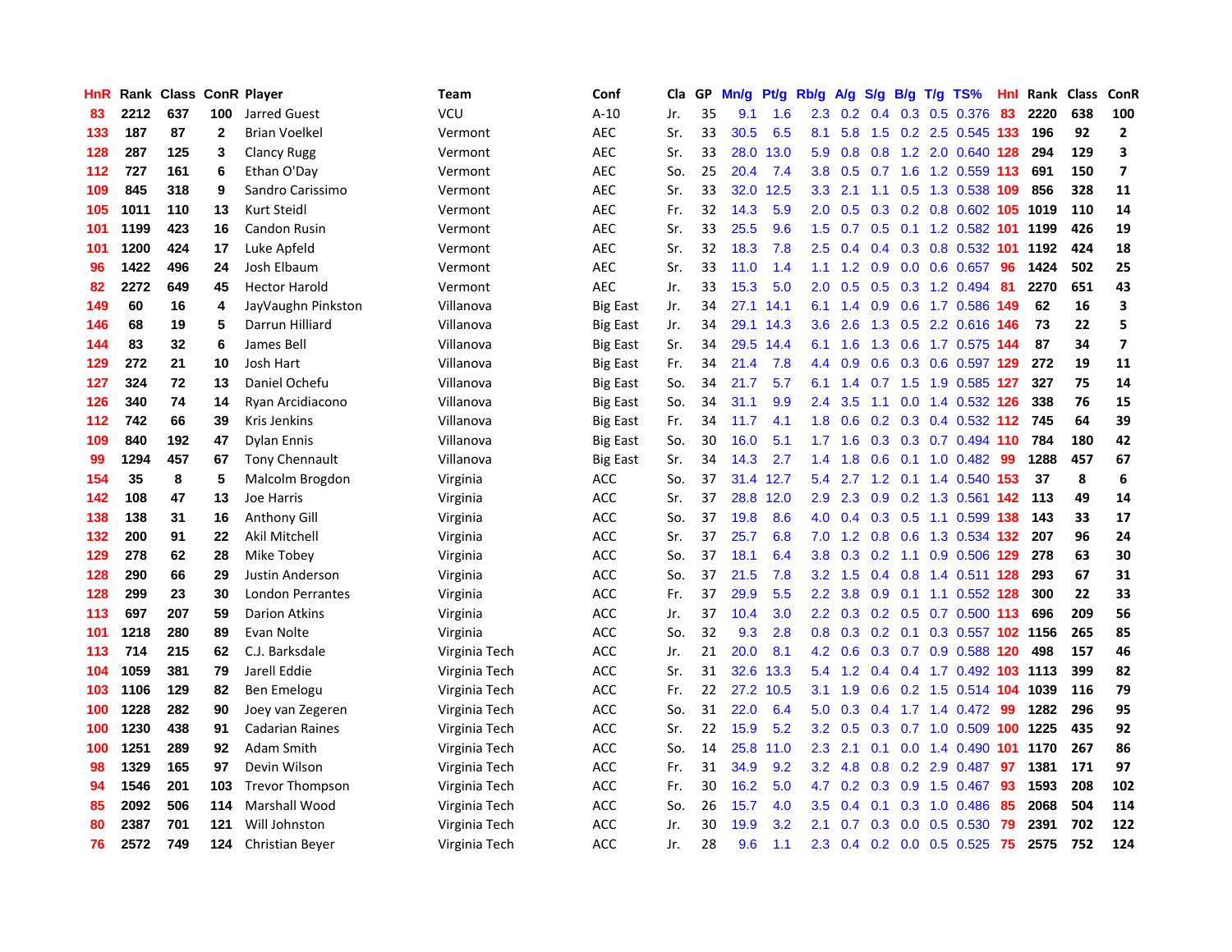| HnR | Rank | Class | ConR | Player | Team | Conf | Cla | GP | Mn/g | Pt/g | Rb/g | A/g | S/g | B/g | T/g | TS% | HnI | Rank | Class | ConR |
|---|---|---|---|---|---|---|---|---|---|---|---|---|---|---|---|---|---|---|---|---|
| 83 | 2212 | 637 | 100 | Jarred Guest | VCU | A-10 | Jr. | 35 | 9.1 | 1.6 | 2.3 | 0.2 | 0.4 | 0.3 | 0.5 | 0.376 | 83 | 2220 | 638 | 100 |
| 133 | 187 | 87 | 2 | Brian Voelkel | Vermont | AEC | Sr. | 33 | 30.5 | 6.5 | 8.1 | 5.8 | 1.5 | 0.2 | 2.5 | 0.545 | 133 | 196 | 92 | 2 |
| 128 | 287 | 125 | 3 | Clancy Rugg | Vermont | AEC | Sr. | 33 | 28.0 | 13.0 | 5.9 | 0.8 | 0.8 | 1.2 | 2.0 | 0.640 | 128 | 294 | 129 | 3 |
| 112 | 727 | 161 | 6 | Ethan O'Day | Vermont | AEC | So. | 25 | 20.4 | 7.4 | 3.8 | 0.5 | 0.7 | 1.6 | 1.2 | 0.559 | 113 | 691 | 150 | 7 |
| 109 | 845 | 318 | 9 | Sandro Carissimo | Vermont | AEC | Sr. | 33 | 32.0 | 12.5 | 3.3 | 2.1 | 1.1 | 0.5 | 1.3 | 0.538 | 109 | 856 | 328 | 11 |
| 105 | 1011 | 110 | 13 | Kurt Steidl | Vermont | AEC | Fr. | 32 | 14.3 | 5.9 | 2.0 | 0.5 | 0.3 | 0.2 | 0.8 | 0.602 | 105 | 1019 | 110 | 14 |
| 101 | 1199 | 423 | 16 | Candon Rusin | Vermont | AEC | Sr. | 33 | 25.5 | 9.6 | 1.5 | 0.7 | 0.5 | 0.1 | 1.2 | 0.582 | 101 | 1199 | 426 | 19 |
| 101 | 1200 | 424 | 17 | Luke Apfeld | Vermont | AEC | Sr. | 32 | 18.3 | 7.8 | 2.5 | 0.4 | 0.4 | 0.3 | 0.8 | 0.532 | 101 | 1192 | 424 | 18 |
| 96 | 1422 | 496 | 24 | Josh Elbaum | Vermont | AEC | Sr. | 33 | 11.0 | 1.4 | 1.1 | 1.2 | 0.9 | 0.0 | 0.6 | 0.657 | 96 | 1424 | 502 | 25 |
| 82 | 2272 | 649 | 45 | Hector Harold | Vermont | AEC | Jr. | 33 | 15.3 | 5.0 | 2.0 | 0.5 | 0.5 | 0.3 | 1.2 | 0.494 | 81 | 2270 | 651 | 43 |
| 149 | 60 | 16 | 4 | JayVaughn Pinkston | Villanova | Big East | Jr. | 34 | 27.1 | 14.1 | 6.1 | 1.4 | 0.9 | 0.6 | 1.7 | 0.586 | 149 | 62 | 16 | 3 |
| 146 | 68 | 19 | 5 | Darrun Hilliard | Villanova | Big East | Jr. | 34 | 29.1 | 14.3 | 3.6 | 2.6 | 1.3 | 0.5 | 2.2 | 0.616 | 146 | 73 | 22 | 5 |
| 144 | 83 | 32 | 6 | James Bell | Villanova | Big East | Sr. | 34 | 29.5 | 14.4 | 6.1 | 1.6 | 1.3 | 0.6 | 1.7 | 0.575 | 144 | 87 | 34 | 7 |
| 129 | 272 | 21 | 10 | Josh Hart | Villanova | Big East | Fr. | 34 | 21.4 | 7.8 | 4.4 | 0.9 | 0.6 | 0.3 | 0.6 | 0.597 | 129 | 272 | 19 | 11 |
| 127 | 324 | 72 | 13 | Daniel Ochefu | Villanova | Big East | So. | 34 | 21.7 | 5.7 | 6.1 | 1.4 | 0.7 | 1.5 | 1.9 | 0.585 | 127 | 327 | 75 | 14 |
| 126 | 340 | 74 | 14 | Ryan Arcidiacono | Villanova | Big East | So. | 34 | 31.1 | 9.9 | 2.4 | 3.5 | 1.1 | 0.0 | 1.4 | 0.532 | 126 | 338 | 76 | 15 |
| 112 | 742 | 66 | 39 | Kris Jenkins | Villanova | Big East | Fr. | 34 | 11.7 | 4.1 | 1.8 | 0.6 | 0.2 | 0.3 | 0.4 | 0.532 | 112 | 745 | 64 | 39 |
| 109 | 840 | 192 | 47 | Dylan Ennis | Villanova | Big East | So. | 30 | 16.0 | 5.1 | 1.7 | 1.6 | 0.3 | 0.3 | 0.7 | 0.494 | 110 | 784 | 180 | 42 |
| 99 | 1294 | 457 | 67 | Tony Chennault | Villanova | Big East | Sr. | 34 | 14.3 | 2.7 | 1.4 | 1.8 | 0.6 | 0.1 | 1.0 | 0.482 | 99 | 1288 | 457 | 67 |
| 154 | 35 | 8 | 5 | Malcolm Brogdon | Virginia | ACC | So. | 37 | 31.4 | 12.7 | 5.4 | 2.7 | 1.2 | 0.1 | 1.4 | 0.540 | 153 | 37 | 8 | 6 |
| 142 | 108 | 47 | 13 | Joe Harris | Virginia | ACC | Sr. | 37 | 28.8 | 12.0 | 2.9 | 2.3 | 0.9 | 0.2 | 1.3 | 0.561 | 142 | 113 | 49 | 14 |
| 138 | 138 | 31 | 16 | Anthony Gill | Virginia | ACC | So. | 37 | 19.8 | 8.6 | 4.0 | 0.4 | 0.3 | 0.5 | 1.1 | 0.599 | 138 | 143 | 33 | 17 |
| 132 | 200 | 91 | 22 | Akil Mitchell | Virginia | ACC | Sr. | 37 | 25.7 | 6.8 | 7.0 | 1.2 | 0.8 | 0.6 | 1.3 | 0.534 | 132 | 207 | 96 | 24 |
| 129 | 278 | 62 | 28 | Mike Tobey | Virginia | ACC | So. | 37 | 18.1 | 6.4 | 3.8 | 0.3 | 0.2 | 1.1 | 0.9 | 0.506 | 129 | 278 | 63 | 30 |
| 128 | 290 | 66 | 29 | Justin Anderson | Virginia | ACC | So. | 37 | 21.5 | 7.8 | 3.2 | 1.5 | 0.4 | 0.8 | 1.4 | 0.511 | 128 | 293 | 67 | 31 |
| 128 | 299 | 23 | 30 | London Perrantes | Virginia | ACC | Fr. | 37 | 29.9 | 5.5 | 2.2 | 3.8 | 0.9 | 0.1 | 1.1 | 0.552 | 128 | 300 | 22 | 33 |
| 113 | 697 | 207 | 59 | Darion Atkins | Virginia | ACC | Jr. | 37 | 10.4 | 3.0 | 2.2 | 0.3 | 0.2 | 0.5 | 0.7 | 0.500 | 113 | 696 | 209 | 56 |
| 101 | 1218 | 280 | 89 | Evan Nolte | Virginia | ACC | So. | 32 | 9.3 | 2.8 | 0.8 | 0.3 | 0.2 | 0.1 | 0.3 | 0.557 | 102 | 1156 | 265 | 85 |
| 113 | 714 | 215 | 62 | C.J. Barksdale | Virginia Tech | ACC | Jr. | 21 | 20.0 | 8.1 | 4.2 | 0.6 | 0.3 | 0.7 | 0.9 | 0.588 | 120 | 498 | 157 | 46 |
| 104 | 1059 | 381 | 79 | Jarell Eddie | Virginia Tech | ACC | Sr. | 31 | 32.6 | 13.3 | 5.4 | 1.2 | 0.4 | 0.4 | 1.7 | 0.492 | 103 | 1113 | 399 | 82 |
| 103 | 1106 | 129 | 82 | Ben Emelogu | Virginia Tech | ACC | Fr. | 22 | 27.2 | 10.5 | 3.1 | 1.9 | 0.6 | 0.2 | 1.5 | 0.514 | 104 | 1039 | 116 | 79 |
| 100 | 1228 | 282 | 90 | Joey van Zegeren | Virginia Tech | ACC | So. | 31 | 22.0 | 6.4 | 5.0 | 0.3 | 0.4 | 1.7 | 1.4 | 0.472 | 99 | 1282 | 296 | 95 |
| 100 | 1230 | 438 | 91 | Cadarian Raines | Virginia Tech | ACC | Sr. | 22 | 15.9 | 5.2 | 3.2 | 0.5 | 0.3 | 0.7 | 1.0 | 0.509 | 100 | 1225 | 435 | 92 |
| 100 | 1251 | 289 | 92 | Adam Smith | Virginia Tech | ACC | So. | 14 | 25.8 | 11.0 | 2.3 | 2.1 | 0.1 | 0.0 | 1.4 | 0.490 | 101 | 1170 | 267 | 86 |
| 98 | 1329 | 165 | 97 | Devin Wilson | Virginia Tech | ACC | Fr. | 31 | 34.9 | 9.2 | 3.2 | 4.8 | 0.8 | 0.2 | 2.9 | 0.487 | 97 | 1381 | 171 | 97 |
| 94 | 1546 | 201 | 103 | Trevor Thompson | Virginia Tech | ACC | Fr. | 30 | 16.2 | 5.0 | 4.7 | 0.2 | 0.3 | 0.9 | 1.5 | 0.467 | 93 | 1593 | 208 | 102 |
| 85 | 2092 | 506 | 114 | Marshall Wood | Virginia Tech | ACC | So. | 26 | 15.7 | 4.0 | 3.5 | 0.4 | 0.1 | 0.3 | 1.0 | 0.486 | 85 | 2068 | 504 | 114 |
| 80 | 2387 | 701 | 121 | Will Johnston | Virginia Tech | ACC | Jr. | 30 | 19.9 | 3.2 | 2.1 | 0.7 | 0.3 | 0.0 | 0.5 | 0.530 | 79 | 2391 | 702 | 122 |
| 76 | 2572 | 749 | 124 | Christian Beyer | Virginia Tech | ACC | Jr. | 28 | 9.6 | 1.1 | 2.3 | 0.4 | 0.2 | 0.0 | 0.5 | 0.525 | 75 | 2575 | 752 | 124 |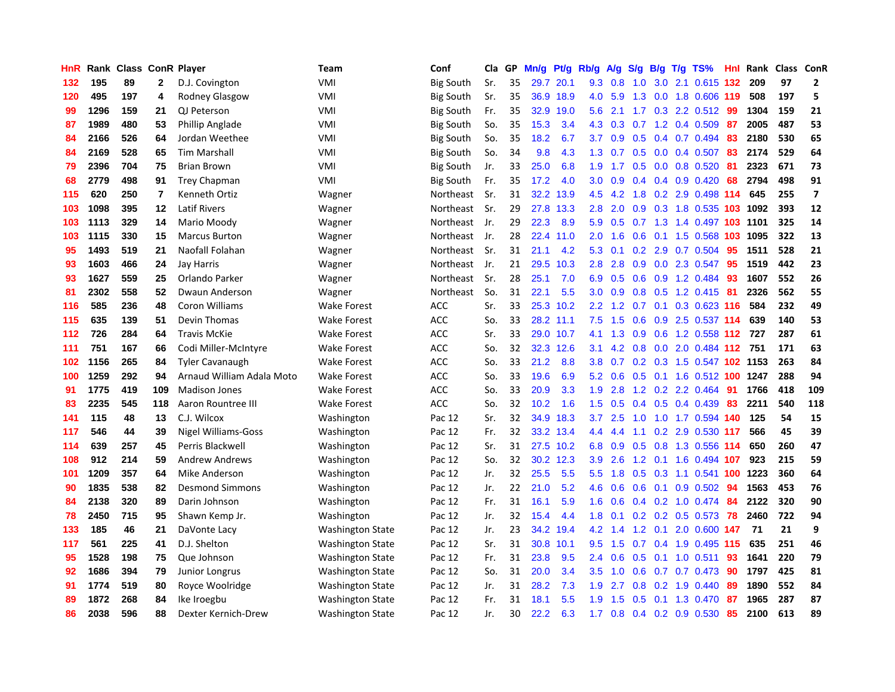| HnR | Rank | Class | ConR | Player | Team | Conf | Cla | GP | Mn/g | Pt/g | Rb/g | A/g | S/g | B/g | T/g | TS% | HnI | Rank | Class | ConR |
|---|---|---|---|---|---|---|---|---|---|---|---|---|---|---|---|---|---|---|---|---|
| 132 | 195 | 89 | 2 | D.J. Covington | VMI | Big South | Sr. | 35 | 29.7 | 20.1 | 9.3 | 0.8 | 1.0 | 3.0 | 2.1 | 0.615 | 132 | 209 | 97 | 2 |
| 120 | 495 | 197 | 4 | Rodney Glasgow | VMI | Big South | Sr. | 35 | 36.9 | 18.9 | 4.0 | 5.9 | 1.3 | 0.0 | 1.8 | 0.606 | 119 | 508 | 197 | 5 |
| 99 | 1296 | 159 | 21 | QJ Peterson | VMI | Big South | Fr. | 35 | 32.9 | 19.0 | 5.6 | 2.1 | 1.7 | 0.3 | 2.2 | 0.512 | 99 | 1304 | 159 | 21 |
| 87 | 1989 | 480 | 53 | Phillip Anglade | VMI | Big South | So. | 35 | 15.3 | 3.4 | 4.3 | 0.3 | 0.7 | 1.2 | 0.4 | 0.509 | 87 | 2005 | 487 | 53 |
| 84 | 2166 | 526 | 64 | Jordan Weethee | VMI | Big South | So. | 35 | 18.2 | 6.7 | 3.7 | 0.9 | 0.5 | 0.4 | 0.7 | 0.494 | 83 | 2180 | 530 | 65 |
| 84 | 2169 | 528 | 65 | Tim Marshall | VMI | Big South | So. | 34 | 9.8 | 4.3 | 1.3 | 0.7 | 0.5 | 0.0 | 0.4 | 0.507 | 83 | 2174 | 529 | 64 |
| 79 | 2396 | 704 | 75 | Brian Brown | VMI | Big South | Jr. | 33 | 25.0 | 6.8 | 1.9 | 1.7 | 0.5 | 0.0 | 0.8 | 0.520 | 81 | 2323 | 671 | 73 |
| 68 | 2779 | 498 | 91 | Trey Chapman | VMI | Big South | Fr. | 35 | 17.2 | 4.0 | 3.0 | 0.9 | 0.4 | 0.4 | 0.9 | 0.420 | 68 | 2794 | 498 | 91 |
| 115 | 620 | 250 | 7 | Kenneth Ortiz | Wagner | Northeast | Sr. | 31 | 32.2 | 13.9 | 4.5 | 4.2 | 1.8 | 0.2 | 2.9 | 0.498 | 114 | 645 | 255 | 7 |
| 103 | 1098 | 395 | 12 | Latif Rivers | Wagner | Northeast | Sr. | 29 | 27.8 | 13.3 | 2.8 | 2.0 | 0.9 | 0.3 | 1.8 | 0.535 | 103 | 1092 | 393 | 12 |
| 103 | 1113 | 329 | 14 | Mario Moody | Wagner | Northeast | Jr. | 29 | 22.3 | 8.9 | 5.9 | 0.5 | 0.7 | 1.3 | 1.4 | 0.497 | 103 | 1101 | 325 | 14 |
| 103 | 1115 | 330 | 15 | Marcus Burton | Wagner | Northeast | Jr. | 28 | 22.4 | 11.0 | 2.0 | 1.6 | 0.6 | 0.1 | 1.5 | 0.568 | 103 | 1095 | 322 | 13 |
| 95 | 1493 | 519 | 21 | Naofall Folahan | Wagner | Northeast | Sr. | 31 | 21.1 | 4.2 | 5.3 | 0.1 | 0.2 | 2.9 | 0.7 | 0.504 | 95 | 1511 | 528 | 21 |
| 93 | 1603 | 466 | 24 | Jay Harris | Wagner | Northeast | Jr. | 21 | 29.5 | 10.3 | 2.8 | 2.8 | 0.9 | 0.0 | 2.3 | 0.547 | 95 | 1519 | 442 | 23 |
| 93 | 1627 | 559 | 25 | Orlando Parker | Wagner | Northeast | Sr. | 28 | 25.1 | 7.0 | 6.9 | 0.5 | 0.6 | 0.9 | 1.2 | 0.484 | 93 | 1607 | 552 | 26 |
| 81 | 2302 | 558 | 52 | Dwaun Anderson | Wagner | Northeast | So. | 31 | 22.1 | 5.5 | 3.0 | 0.9 | 0.8 | 0.5 | 1.2 | 0.415 | 81 | 2326 | 562 | 55 |
| 116 | 585 | 236 | 48 | Coron Williams | Wake Forest | ACC | Sr. | 33 | 25.3 | 10.2 | 2.2 | 1.2 | 0.7 | 0.1 | 0.3 | 0.623 | 116 | 584 | 232 | 49 |
| 115 | 635 | 139 | 51 | Devin Thomas | Wake Forest | ACC | So. | 33 | 28.2 | 11.1 | 7.5 | 1.5 | 0.6 | 0.9 | 2.5 | 0.537 | 114 | 639 | 140 | 53 |
| 112 | 726 | 284 | 64 | Travis McKie | Wake Forest | ACC | Sr. | 33 | 29.0 | 10.7 | 4.1 | 1.3 | 0.9 | 0.6 | 1.2 | 0.558 | 112 | 727 | 287 | 61 |
| 111 | 751 | 167 | 66 | Codi Miller-McIntyre | Wake Forest | ACC | So. | 32 | 32.3 | 12.6 | 3.1 | 4.2 | 0.8 | 0.0 | 2.0 | 0.484 | 112 | 751 | 171 | 63 |
| 102 | 1156 | 265 | 84 | Tyler Cavanaugh | Wake Forest | ACC | So. | 33 | 21.2 | 8.8 | 3.8 | 0.7 | 0.2 | 0.3 | 1.5 | 0.547 | 102 | 1153 | 263 | 84 |
| 100 | 1259 | 292 | 94 | Arnaud William Adala Moto | Wake Forest | ACC | So. | 33 | 19.6 | 6.9 | 5.2 | 0.6 | 0.5 | 0.1 | 1.6 | 0.512 | 100 | 1247 | 288 | 94 |
| 91 | 1775 | 419 | 109 | Madison Jones | Wake Forest | ACC | So. | 33 | 20.9 | 3.3 | 1.9 | 2.8 | 1.2 | 0.2 | 2.2 | 0.464 | 91 | 1766 | 418 | 109 |
| 83 | 2235 | 545 | 118 | Aaron Rountree III | Wake Forest | ACC | So. | 32 | 10.2 | 1.6 | 1.5 | 0.5 | 0.4 | 0.5 | 0.4 | 0.439 | 83 | 2211 | 540 | 118 |
| 141 | 115 | 48 | 13 | C.J. Wilcox | Washington | Pac 12 | Sr. | 32 | 34.9 | 18.3 | 3.7 | 2.5 | 1.0 | 1.0 | 1.7 | 0.594 | 140 | 125 | 54 | 15 |
| 117 | 546 | 44 | 39 | Nigel Williams-Goss | Washington | Pac 12 | Fr. | 32 | 33.2 | 13.4 | 4.4 | 4.4 | 1.1 | 0.2 | 2.9 | 0.530 | 117 | 566 | 45 | 39 |
| 114 | 639 | 257 | 45 | Perris Blackwell | Washington | Pac 12 | Sr. | 31 | 27.5 | 10.2 | 6.8 | 0.9 | 0.5 | 0.8 | 1.3 | 0.556 | 114 | 650 | 260 | 47 |
| 108 | 912 | 214 | 59 | Andrew Andrews | Washington | Pac 12 | So. | 32 | 30.2 | 12.3 | 3.9 | 2.6 | 1.2 | 0.1 | 1.6 | 0.494 | 107 | 923 | 215 | 59 |
| 101 | 1209 | 357 | 64 | Mike Anderson | Washington | Pac 12 | Jr. | 32 | 25.5 | 5.5 | 5.5 | 1.8 | 0.5 | 0.3 | 1.1 | 0.541 | 100 | 1223 | 360 | 64 |
| 90 | 1835 | 538 | 82 | Desmond Simmons | Washington | Pac 12 | Jr. | 22 | 21.0 | 5.2 | 4.6 | 0.6 | 0.6 | 0.1 | 0.9 | 0.502 | 94 | 1563 | 453 | 76 |
| 84 | 2138 | 320 | 89 | Darin Johnson | Washington | Pac 12 | Fr. | 31 | 16.1 | 5.9 | 1.6 | 0.6 | 0.4 | 0.2 | 1.0 | 0.474 | 84 | 2122 | 320 | 90 |
| 78 | 2450 | 715 | 95 | Shawn Kemp Jr. | Washington | Pac 12 | Jr. | 32 | 15.4 | 4.4 | 1.8 | 0.1 | 0.2 | 0.2 | 0.5 | 0.573 | 78 | 2460 | 722 | 94 |
| 133 | 185 | 46 | 21 | DaVonte Lacy | Washington State | Pac 12 | Jr. | 23 | 34.2 | 19.4 | 4.2 | 1.4 | 1.2 | 0.1 | 2.0 | 0.600 | 147 | 71 | 21 | 9 |
| 117 | 561 | 225 | 41 | D.J. Shelton | Washington State | Pac 12 | Sr. | 31 | 30.8 | 10.1 | 9.5 | 1.5 | 0.7 | 0.4 | 1.9 | 0.495 | 115 | 635 | 251 | 46 |
| 95 | 1528 | 198 | 75 | Que Johnson | Washington State | Pac 12 | Fr. | 31 | 23.8 | 9.5 | 2.4 | 0.6 | 0.5 | 0.1 | 1.0 | 0.511 | 93 | 1641 | 220 | 79 |
| 92 | 1686 | 394 | 79 | Junior Longrus | Washington State | Pac 12 | So. | 31 | 20.0 | 3.4 | 3.5 | 1.0 | 0.6 | 0.7 | 0.7 | 0.473 | 90 | 1797 | 425 | 81 |
| 91 | 1774 | 519 | 80 | Royce Woolridge | Washington State | Pac 12 | Jr. | 31 | 28.2 | 7.3 | 1.9 | 2.7 | 0.8 | 0.2 | 1.9 | 0.440 | 89 | 1890 | 552 | 84 |
| 89 | 1872 | 268 | 84 | Ike Iroegbu | Washington State | Pac 12 | Fr. | 31 | 18.1 | 5.5 | 1.9 | 1.5 | 0.5 | 0.1 | 1.3 | 0.470 | 87 | 1965 | 287 | 87 |
| 86 | 2038 | 596 | 88 | Dexter Kernich-Drew | Washington State | Pac 12 | Jr. | 30 | 22.2 | 6.3 | 1.7 | 0.8 | 0.4 | 0.2 | 0.9 | 0.530 | 85 | 2100 | 613 | 89 |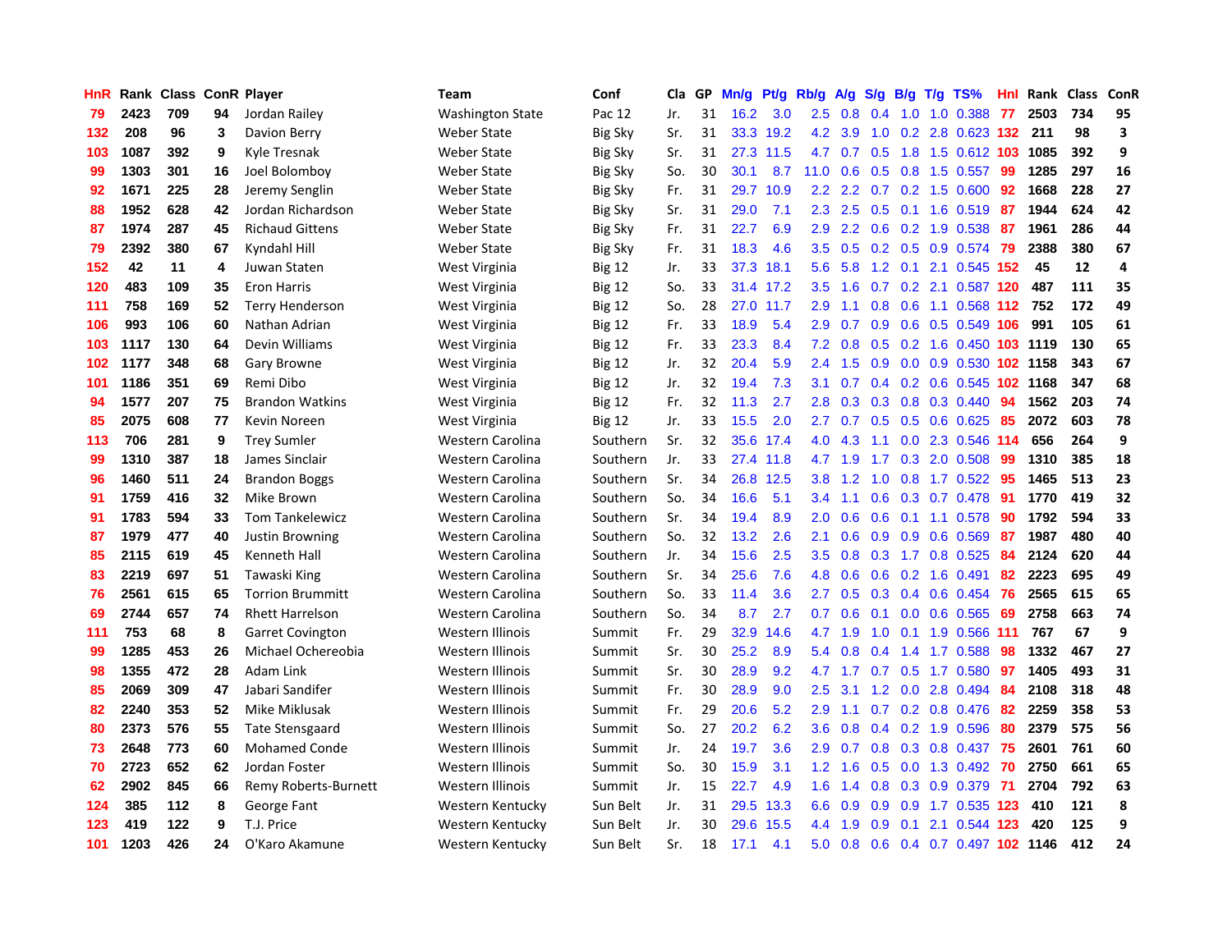| HnR | Rank | Class | ConR | Player | Team | Conf | Cla | GP | Mn/g | Pt/g | Rb/g | A/g | S/g | B/g | T/g | TS% | HnI | Rank | Class | ConR |
|---|---|---|---|---|---|---|---|---|---|---|---|---|---|---|---|---|---|---|---|---|
| 79 | 2423 | 709 | 94 | Jordan Railey | Washington State | Pac 12 | Jr. | 31 | 16.2 | 3.0 | 2.5 | 0.8 | 0.4 | 1.0 | 1.0 | 0.388 | 77 | 2503 | 734 | 95 |
| 132 | 208 | 96 | 3 | Davion Berry | Weber State | Big Sky | Sr. | 31 | 33.3 | 19.2 | 4.2 | 3.9 | 1.0 | 0.2 | 2.8 | 0.623 | 132 | 211 | 98 | 3 |
| 103 | 1087 | 392 | 9 | Kyle Tresnak | Weber State | Big Sky | Sr. | 31 | 27.3 | 11.5 | 4.7 | 0.7 | 0.5 | 1.8 | 1.5 | 0.612 | 103 | 1085 | 392 | 9 |
| 99 | 1303 | 301 | 16 | Joel Bolomboy | Weber State | Big Sky | So. | 30 | 30.1 | 8.7 | 11.0 | 0.6 | 0.5 | 0.8 | 1.5 | 0.557 | 99 | 1285 | 297 | 16 |
| 92 | 1671 | 225 | 28 | Jeremy Senglin | Weber State | Big Sky | Fr. | 31 | 29.7 | 10.9 | 2.2 | 2.2 | 0.7 | 0.2 | 1.5 | 0.600 | 92 | 1668 | 228 | 27 |
| 88 | 1952 | 628 | 42 | Jordan Richardson | Weber State | Big Sky | Sr. | 31 | 29.0 | 7.1 | 2.3 | 2.5 | 0.5 | 0.1 | 1.6 | 0.519 | 87 | 1944 | 624 | 42 |
| 87 | 1974 | 287 | 45 | Richaud Gittens | Weber State | Big Sky | Fr. | 31 | 22.7 | 6.9 | 2.9 | 2.2 | 0.6 | 0.2 | 1.9 | 0.538 | 87 | 1961 | 286 | 44 |
| 79 | 2392 | 380 | 67 | Kyndahl Hill | Weber State | Big Sky | Fr. | 31 | 18.3 | 4.6 | 3.5 | 0.5 | 0.2 | 0.5 | 0.9 | 0.574 | 79 | 2388 | 380 | 67 |
| 152 | 42 | 11 | 4 | Juwan Staten | West Virginia | Big 12 | Jr. | 33 | 37.3 | 18.1 | 5.6 | 5.8 | 1.2 | 0.1 | 2.1 | 0.545 | 152 | 45 | 12 | 4 |
| 120 | 483 | 109 | 35 | Eron Harris | West Virginia | Big 12 | So. | 33 | 31.4 | 17.2 | 3.5 | 1.6 | 0.7 | 0.2 | 2.1 | 0.587 | 120 | 487 | 111 | 35 |
| 111 | 758 | 169 | 52 | Terry Henderson | West Virginia | Big 12 | So. | 28 | 27.0 | 11.7 | 2.9 | 1.1 | 0.8 | 0.6 | 1.1 | 0.568 | 112 | 752 | 172 | 49 |
| 106 | 993 | 106 | 60 | Nathan Adrian | West Virginia | Big 12 | Fr. | 33 | 18.9 | 5.4 | 2.9 | 0.7 | 0.9 | 0.6 | 0.5 | 0.549 | 106 | 991 | 105 | 61 |
| 103 | 1117 | 130 | 64 | Devin Williams | West Virginia | Big 12 | Fr. | 33 | 23.3 | 8.4 | 7.2 | 0.8 | 0.5 | 0.2 | 1.6 | 0.450 | 103 | 1119 | 130 | 65 |
| 102 | 1177 | 348 | 68 | Gary Browne | West Virginia | Big 12 | Jr. | 32 | 20.4 | 5.9 | 2.4 | 1.5 | 0.9 | 0.0 | 0.9 | 0.530 | 102 | 1158 | 343 | 67 |
| 101 | 1186 | 351 | 69 | Remi Dibo | West Virginia | Big 12 | Jr. | 32 | 19.4 | 7.3 | 3.1 | 0.7 | 0.4 | 0.2 | 0.6 | 0.545 | 102 | 1168 | 347 | 68 |
| 94 | 1577 | 207 | 75 | Brandon Watkins | West Virginia | Big 12 | Fr. | 32 | 11.3 | 2.7 | 2.8 | 0.3 | 0.3 | 0.8 | 0.3 | 0.440 | 94 | 1562 | 203 | 74 |
| 85 | 2075 | 608 | 77 | Kevin Noreen | West Virginia | Big 12 | Jr. | 33 | 15.5 | 2.0 | 2.7 | 0.7 | 0.5 | 0.5 | 0.6 | 0.625 | 85 | 2072 | 603 | 78 |
| 113 | 706 | 281 | 9 | Trey Sumler | Western Carolina | Southern | Sr. | 32 | 35.6 | 17.4 | 4.0 | 4.3 | 1.1 | 0.0 | 2.3 | 0.546 | 114 | 656 | 264 | 9 |
| 99 | 1310 | 387 | 18 | James Sinclair | Western Carolina | Southern | Jr. | 33 | 27.4 | 11.8 | 4.7 | 1.9 | 1.7 | 0.3 | 2.0 | 0.508 | 99 | 1310 | 385 | 18 |
| 96 | 1460 | 511 | 24 | Brandon Boggs | Western Carolina | Southern | Sr. | 34 | 26.8 | 12.5 | 3.8 | 1.2 | 1.0 | 0.8 | 1.7 | 0.522 | 95 | 1465 | 513 | 23 |
| 91 | 1759 | 416 | 32 | Mike Brown | Western Carolina | Southern | So. | 34 | 16.6 | 5.1 | 3.4 | 1.1 | 0.6 | 0.3 | 0.7 | 0.478 | 91 | 1770 | 419 | 32 |
| 91 | 1783 | 594 | 33 | Tom Tankelewicz | Western Carolina | Southern | Sr. | 34 | 19.4 | 8.9 | 2.0 | 0.6 | 0.6 | 0.1 | 1.1 | 0.578 | 90 | 1792 | 594 | 33 |
| 87 | 1979 | 477 | 40 | Justin Browning | Western Carolina | Southern | So. | 32 | 13.2 | 2.6 | 2.1 | 0.6 | 0.9 | 0.9 | 0.6 | 0.569 | 87 | 1987 | 480 | 40 |
| 85 | 2115 | 619 | 45 | Kenneth Hall | Western Carolina | Southern | Jr. | 34 | 15.6 | 2.5 | 3.5 | 0.8 | 0.3 | 1.7 | 0.8 | 0.525 | 84 | 2124 | 620 | 44 |
| 83 | 2219 | 697 | 51 | Tawaski King | Western Carolina | Southern | Sr. | 34 | 25.6 | 7.6 | 4.8 | 0.6 | 0.6 | 0.2 | 1.6 | 0.491 | 82 | 2223 | 695 | 49 |
| 76 | 2561 | 615 | 65 | Torrion Brummitt | Western Carolina | Southern | So. | 33 | 11.4 | 3.6 | 2.7 | 0.5 | 0.3 | 0.4 | 0.6 | 0.454 | 76 | 2565 | 615 | 65 |
| 69 | 2744 | 657 | 74 | Rhett Harrelson | Western Carolina | Southern | So. | 34 | 8.7 | 2.7 | 0.7 | 0.6 | 0.1 | 0.0 | 0.6 | 0.565 | 69 | 2758 | 663 | 74 |
| 111 | 753 | 68 | 8 | Garret Covington | Western Illinois | Summit | Fr. | 29 | 32.9 | 14.6 | 4.7 | 1.9 | 1.0 | 0.1 | 1.9 | 0.566 | 111 | 767 | 67 | 9 |
| 99 | 1285 | 453 | 26 | Michael Ochereobia | Western Illinois | Summit | Sr. | 30 | 25.2 | 8.9 | 5.4 | 0.8 | 0.4 | 1.4 | 1.7 | 0.588 | 98 | 1332 | 467 | 27 |
| 98 | 1355 | 472 | 28 | Adam Link | Western Illinois | Summit | Sr. | 30 | 28.9 | 9.2 | 4.7 | 1.7 | 0.7 | 0.5 | 1.7 | 0.580 | 97 | 1405 | 493 | 31 |
| 85 | 2069 | 309 | 47 | Jabari Sandifer | Western Illinois | Summit | Fr. | 30 | 28.9 | 9.0 | 2.5 | 3.1 | 1.2 | 0.0 | 2.8 | 0.494 | 84 | 2108 | 318 | 48 |
| 82 | 2240 | 353 | 52 | Mike Miklusak | Western Illinois | Summit | Fr. | 29 | 20.6 | 5.2 | 2.9 | 1.1 | 0.7 | 0.2 | 0.8 | 0.476 | 82 | 2259 | 358 | 53 |
| 80 | 2373 | 576 | 55 | Tate Stensgaard | Western Illinois | Summit | So. | 27 | 20.2 | 6.2 | 3.6 | 0.8 | 0.4 | 0.2 | 1.9 | 0.596 | 80 | 2379 | 575 | 56 |
| 73 | 2648 | 773 | 60 | Mohamed Conde | Western Illinois | Summit | Jr. | 24 | 19.7 | 3.6 | 2.9 | 0.7 | 0.8 | 0.3 | 0.8 | 0.437 | 75 | 2601 | 761 | 60 |
| 70 | 2723 | 652 | 62 | Jordan Foster | Western Illinois | Summit | So. | 30 | 15.9 | 3.1 | 1.2 | 1.6 | 0.5 | 0.0 | 1.3 | 0.492 | 70 | 2750 | 661 | 65 |
| 62 | 2902 | 845 | 66 | Remy Roberts-Burnett | Western Illinois | Summit | Jr. | 15 | 22.7 | 4.9 | 1.6 | 1.4 | 0.8 | 0.3 | 0.9 | 0.379 | 71 | 2704 | 792 | 63 |
| 124 | 385 | 112 | 8 | George Fant | Western Kentucky | Sun Belt | Jr. | 31 | 29.5 | 13.3 | 6.6 | 0.9 | 0.9 | 0.9 | 1.7 | 0.535 | 123 | 410 | 121 | 8 |
| 123 | 419 | 122 | 9 | T.J. Price | Western Kentucky | Sun Belt | Jr. | 30 | 29.6 | 15.5 | 4.4 | 1.9 | 0.9 | 0.1 | 2.1 | 0.544 | 123 | 420 | 125 | 9 |
| 101 | 1203 | 426 | 24 | O'Karo Akamune | Western Kentucky | Sun Belt | Sr. | 18 | 17.1 | 4.1 | 5.0 | 0.8 | 0.6 | 0.4 | 0.7 | 0.497 | 102 | 1146 | 412 | 24 |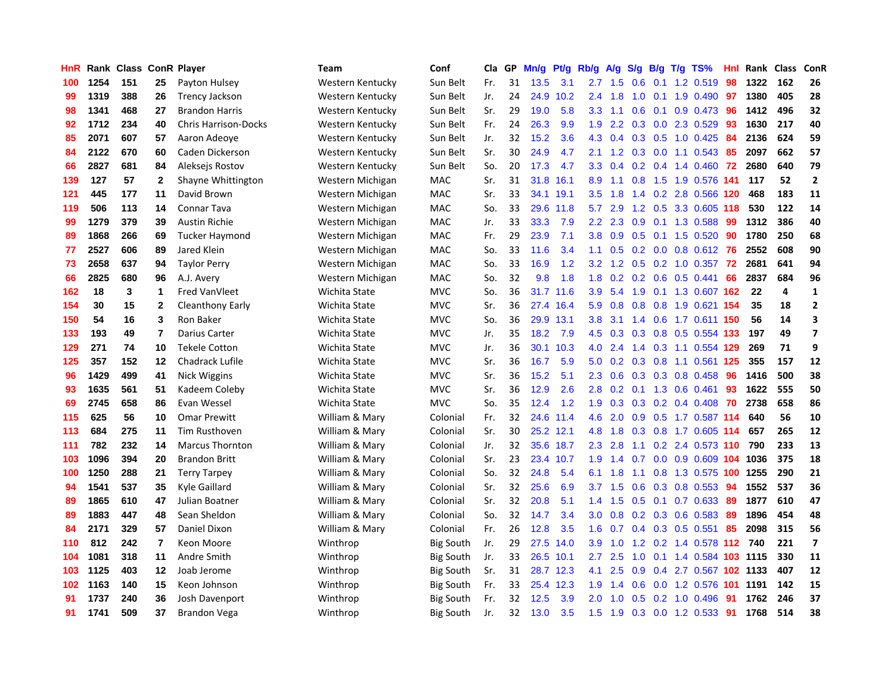| HnR | Rank | Class | ConR | Player | Team | Conf | Cla | GP | Mn/g | Pt/g | Rb/g | A/g | S/g | B/g | T/g | TS% | HnI | Rank | Class | ConR |
|---|---|---|---|---|---|---|---|---|---|---|---|---|---|---|---|---|---|---|---|---|
| 100 | 1254 | 151 | 25 | Payton Hulsey | Western Kentucky | Sun Belt | Fr. | 31 | 13.5 | 3.1 | 2.7 | 1.5 | 0.6 | 0.1 | 1.2 | 0.519 | 98 | 1322 | 162 | 26 |
| 99 | 1319 | 388 | 26 | Trency Jackson | Western Kentucky | Sun Belt | Jr. | 24 | 24.9 | 10.2 | 2.4 | 1.8 | 1.0 | 0.1 | 1.9 | 0.490 | 97 | 1380 | 405 | 28 |
| 98 | 1341 | 468 | 27 | Brandon Harris | Western Kentucky | Sun Belt | Sr. | 29 | 19.0 | 5.8 | 3.3 | 1.1 | 0.6 | 0.1 | 0.9 | 0.473 | 96 | 1412 | 496 | 32 |
| 92 | 1712 | 234 | 40 | Chris Harrison-Docks | Western Kentucky | Sun Belt | Fr. | 24 | 26.3 | 9.9 | 1.9 | 2.2 | 0.3 | 0.0 | 2.3 | 0.529 | 93 | 1630 | 217 | 40 |
| 85 | 2071 | 607 | 57 | Aaron Adeoye | Western Kentucky | Sun Belt | Jr. | 32 | 15.2 | 3.6 | 4.3 | 0.4 | 0.3 | 0.5 | 1.0 | 0.425 | 84 | 2136 | 624 | 59 |
| 84 | 2122 | 670 | 60 | Caden Dickerson | Western Kentucky | Sun Belt | Sr. | 30 | 24.9 | 4.7 | 2.1 | 1.2 | 0.3 | 0.0 | 1.1 | 0.543 | 85 | 2097 | 662 | 57 |
| 66 | 2827 | 681 | 84 | Aleksejs Rostov | Western Kentucky | Sun Belt | So. | 20 | 17.3 | 4.7 | 3.3 | 0.4 | 0.2 | 0.4 | 1.4 | 0.460 | 72 | 2680 | 640 | 79 |
| 139 | 127 | 57 | 2 | Shayne Whittington | Western Michigan | MAC | Sr. | 31 | 31.8 | 16.1 | 8.9 | 1.1 | 0.8 | 1.5 | 1.9 | 0.576 | 141 | 117 | 52 | 2 |
| 121 | 445 | 177 | 11 | David Brown | Western Michigan | MAC | Sr. | 33 | 34.1 | 19.1 | 3.5 | 1.8 | 1.4 | 0.2 | 2.8 | 0.566 | 120 | 468 | 183 | 11 |
| 119 | 506 | 113 | 14 | Connar Tava | Western Michigan | MAC | So. | 33 | 29.6 | 11.8 | 5.7 | 2.9 | 1.2 | 0.5 | 3.3 | 0.605 | 118 | 530 | 122 | 14 |
| 99 | 1279 | 379 | 39 | Austin Richie | Western Michigan | MAC | Jr. | 33 | 33.3 | 7.9 | 2.2 | 2.3 | 0.9 | 0.1 | 1.3 | 0.588 | 99 | 1312 | 386 | 40 |
| 89 | 1868 | 266 | 69 | Tucker Haymond | Western Michigan | MAC | Fr. | 29 | 23.9 | 7.1 | 3.8 | 0.9 | 0.5 | 0.1 | 1.5 | 0.520 | 90 | 1780 | 250 | 68 |
| 77 | 2527 | 606 | 89 | Jared Klein | Western Michigan | MAC | So. | 33 | 11.6 | 3.4 | 1.1 | 0.5 | 0.2 | 0.0 | 0.8 | 0.612 | 76 | 2552 | 608 | 90 |
| 73 | 2658 | 637 | 94 | Taylor Perry | Western Michigan | MAC | So. | 33 | 16.9 | 1.2 | 3.2 | 1.2 | 0.5 | 0.2 | 1.0 | 0.357 | 72 | 2681 | 641 | 94 |
| 66 | 2825 | 680 | 96 | A.J. Avery | Western Michigan | MAC | So. | 32 | 9.8 | 1.8 | 1.8 | 0.2 | 0.2 | 0.6 | 0.5 | 0.441 | 66 | 2837 | 684 | 96 |
| 162 | 18 | 3 | 1 | Fred VanVleet | Wichita State | MVC | So. | 36 | 31.7 | 11.6 | 3.9 | 5.4 | 1.9 | 0.1 | 1.3 | 0.607 | 162 | 22 | 4 | 1 |
| 154 | 30 | 15 | 2 | Cleanthony Early | Wichita State | MVC | Sr. | 36 | 27.4 | 16.4 | 5.9 | 0.8 | 0.8 | 0.8 | 1.9 | 0.621 | 154 | 35 | 18 | 2 |
| 150 | 54 | 16 | 3 | Ron Baker | Wichita State | MVC | So. | 36 | 29.9 | 13.1 | 3.8 | 3.1 | 1.4 | 0.6 | 1.7 | 0.611 | 150 | 56 | 14 | 3 |
| 133 | 193 | 49 | 7 | Darius Carter | Wichita State | MVC | Jr. | 35 | 18.2 | 7.9 | 4.5 | 0.3 | 0.3 | 0.8 | 0.5 | 0.554 | 133 | 197 | 49 | 7 |
| 129 | 271 | 74 | 10 | Tekele Cotton | Wichita State | MVC | Jr. | 36 | 30.1 | 10.3 | 4.0 | 2.4 | 1.4 | 0.3 | 1.1 | 0.554 | 129 | 269 | 71 | 9 |
| 125 | 357 | 152 | 12 | Chadrack Lufile | Wichita State | MVC | Sr. | 36 | 16.7 | 5.9 | 5.0 | 0.2 | 0.3 | 0.8 | 1.1 | 0.561 | 125 | 355 | 157 | 12 |
| 96 | 1429 | 499 | 41 | Nick Wiggins | Wichita State | MVC | Sr. | 36 | 15.2 | 5.1 | 2.3 | 0.6 | 0.3 | 0.3 | 0.8 | 0.458 | 96 | 1416 | 500 | 38 |
| 93 | 1635 | 561 | 51 | Kadeem Coleby | Wichita State | MVC | Sr. | 36 | 12.9 | 2.6 | 2.8 | 0.2 | 0.1 | 1.3 | 0.6 | 0.461 | 93 | 1622 | 555 | 50 |
| 69 | 2745 | 658 | 86 | Evan Wessel | Wichita State | MVC | So. | 35 | 12.4 | 1.2 | 1.9 | 0.3 | 0.3 | 0.2 | 0.4 | 0.408 | 70 | 2738 | 658 | 86 |
| 115 | 625 | 56 | 10 | Omar Prewitt | William & Mary | Colonial | Fr. | 32 | 24.6 | 11.4 | 4.6 | 2.0 | 0.9 | 0.5 | 1.7 | 0.587 | 114 | 640 | 56 | 10 |
| 113 | 684 | 275 | 11 | Tim Rusthoven | William & Mary | Colonial | Sr. | 30 | 25.2 | 12.1 | 4.8 | 1.8 | 0.3 | 0.8 | 1.7 | 0.605 | 114 | 657 | 265 | 12 |
| 111 | 782 | 232 | 14 | Marcus Thornton | William & Mary | Colonial | Jr. | 32 | 35.6 | 18.7 | 2.3 | 2.8 | 1.1 | 0.2 | 2.4 | 0.573 | 110 | 790 | 233 | 13 |
| 103 | 1096 | 394 | 20 | Brandon Britt | William & Mary | Colonial | Sr. | 23 | 23.4 | 10.7 | 1.9 | 1.4 | 0.7 | 0.0 | 0.9 | 0.609 | 104 | 1036 | 375 | 18 |
| 100 | 1250 | 288 | 21 | Terry Tarpey | William & Mary | Colonial | So. | 32 | 24.8 | 5.4 | 6.1 | 1.8 | 1.1 | 0.8 | 1.3 | 0.575 | 100 | 1255 | 290 | 21 |
| 94 | 1541 | 537 | 35 | Kyle Gaillard | William & Mary | Colonial | Sr. | 32 | 25.6 | 6.9 | 3.7 | 1.5 | 0.6 | 0.3 | 0.8 | 0.553 | 94 | 1552 | 537 | 36 |
| 89 | 1865 | 610 | 47 | Julian Boatner | William & Mary | Colonial | Sr. | 32 | 20.8 | 5.1 | 1.4 | 1.5 | 0.5 | 0.1 | 0.7 | 0.633 | 89 | 1877 | 610 | 47 |
| 89 | 1883 | 447 | 48 | Sean Sheldon | William & Mary | Colonial | So. | 32 | 14.7 | 3.4 | 3.0 | 0.8 | 0.2 | 0.3 | 0.6 | 0.583 | 89 | 1896 | 454 | 48 |
| 84 | 2171 | 329 | 57 | Daniel Dixon | William & Mary | Colonial | Fr. | 26 | 12.8 | 3.5 | 1.6 | 0.7 | 0.4 | 0.3 | 0.5 | 0.551 | 85 | 2098 | 315 | 56 |
| 110 | 812 | 242 | 7 | Keon Moore | Winthrop | Big South | Jr. | 29 | 27.5 | 14.0 | 3.9 | 1.0 | 1.2 | 0.2 | 1.4 | 0.578 | 112 | 740 | 221 | 7 |
| 104 | 1081 | 318 | 11 | Andre Smith | Winthrop | Big South | Jr. | 33 | 26.5 | 10.1 | 2.7 | 2.5 | 1.0 | 0.1 | 1.4 | 0.584 | 103 | 1115 | 330 | 11 |
| 103 | 1125 | 403 | 12 | Joab Jerome | Winthrop | Big South | Sr. | 31 | 28.7 | 12.3 | 4.1 | 2.5 | 0.9 | 0.4 | 2.7 | 0.567 | 102 | 1133 | 407 | 12 |
| 102 | 1163 | 140 | 15 | Keon Johnson | Winthrop | Big South | Fr. | 33 | 25.4 | 12.3 | 1.9 | 1.4 | 0.6 | 0.0 | 1.2 | 0.576 | 101 | 1191 | 142 | 15 |
| 91 | 1737 | 240 | 36 | Josh Davenport | Winthrop | Big South | Fr. | 32 | 12.5 | 3.9 | 2.0 | 1.0 | 0.5 | 0.2 | 1.0 | 0.496 | 91 | 1762 | 246 | 37 |
| 91 | 1741 | 509 | 37 | Brandon Vega | Winthrop | Big South | Jr. | 32 | 13.0 | 3.5 | 1.5 | 1.9 | 0.3 | 0.0 | 1.2 | 0.533 | 91 | 1768 | 514 | 38 |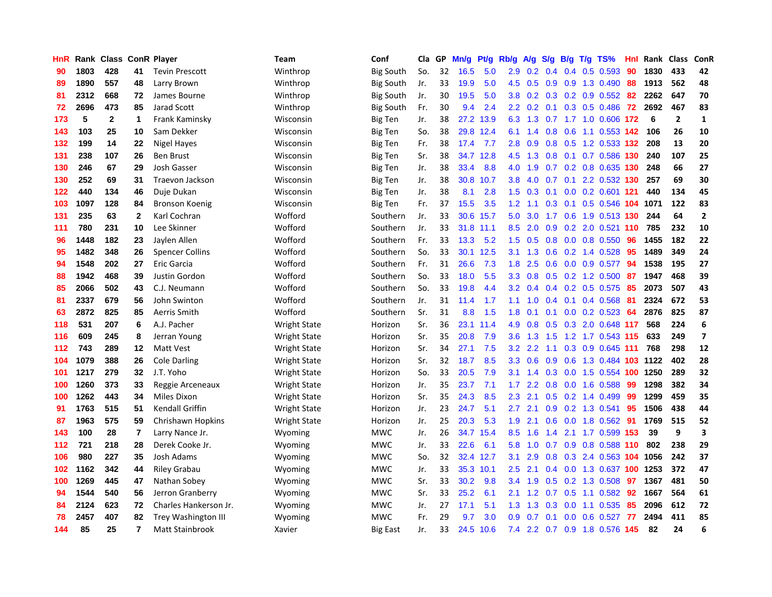| HnR | Rank | Class | ConR | Player | Team | Conf | Cla | GP | Mn/g | Pt/g | Rb/g | A/g | S/g | B/g | T/g | TS% | HnI | Rank | Class | ConR |
|---|---|---|---|---|---|---|---|---|---|---|---|---|---|---|---|---|---|---|---|---|
| 90 | 1803 | 428 | 41 | Tevin Prescott | Winthrop | Big South | So. | 32 | 16.5 | 5.0 | 2.9 | 0.2 | 0.4 | 0.4 | 0.5 | 0.593 | 90 | 1830 | 433 | 42 |
| 89 | 1890 | 557 | 48 | Larry Brown | Winthrop | Big South | Jr. | 33 | 19.9 | 5.0 | 4.5 | 0.5 | 0.9 | 0.9 | 1.3 | 0.490 | 88 | 1913 | 562 | 48 |
| 81 | 2312 | 668 | 72 | James Bourne | Winthrop | Big South | Jr. | 30 | 19.5 | 5.0 | 3.8 | 0.2 | 0.3 | 0.2 | 0.9 | 0.552 | 82 | 2262 | 647 | 70 |
| 72 | 2696 | 473 | 85 | Jarad Scott | Winthrop | Big South | Fr. | 30 | 9.4 | 2.4 | 2.2 | 0.2 | 0.1 | 0.3 | 0.5 | 0.486 | 72 | 2692 | 467 | 83 |
| 173 | 5 | 2 | 1 | Frank Kaminsky | Wisconsin | Big Ten | Jr. | 38 | 27.2 | 13.9 | 6.3 | 1.3 | 0.7 | 1.7 | 1.0 | 0.606 | 172 | 6 | 2 | 1 |
| 143 | 103 | 25 | 10 | Sam Dekker | Wisconsin | Big Ten | So. | 38 | 29.8 | 12.4 | 6.1 | 1.4 | 0.8 | 0.6 | 1.1 | 0.553 | 142 | 106 | 26 | 10 |
| 132 | 199 | 14 | 22 | Nigel Hayes | Wisconsin | Big Ten | Fr. | 38 | 17.4 | 7.7 | 2.8 | 0.9 | 0.8 | 0.5 | 1.2 | 0.533 | 132 | 208 | 13 | 20 |
| 131 | 238 | 107 | 26 | Ben Brust | Wisconsin | Big Ten | Sr. | 38 | 34.7 | 12.8 | 4.5 | 1.3 | 0.8 | 0.1 | 0.7 | 0.586 | 130 | 240 | 107 | 25 |
| 130 | 246 | 67 | 29 | Josh Gasser | Wisconsin | Big Ten | Jr. | 38 | 33.4 | 8.8 | 4.0 | 1.9 | 0.7 | 0.2 | 0.8 | 0.635 | 130 | 248 | 66 | 27 |
| 130 | 252 | 69 | 31 | Traevon Jackson | Wisconsin | Big Ten | Jr. | 38 | 30.8 | 10.7 | 3.8 | 4.0 | 0.7 | 0.1 | 2.2 | 0.532 | 130 | 257 | 69 | 30 |
| 122 | 440 | 134 | 46 | Duje Dukan | Wisconsin | Big Ten | Jr. | 38 | 8.1 | 2.8 | 1.5 | 0.3 | 0.1 | 0.0 | 0.2 | 0.601 | 121 | 440 | 134 | 45 |
| 103 | 1097 | 128 | 84 | Bronson Koenig | Wisconsin | Big Ten | Fr. | 37 | 15.5 | 3.5 | 1.2 | 1.1 | 0.3 | 0.1 | 0.5 | 0.546 | 104 | 1071 | 122 | 83 |
| 131 | 235 | 63 | 2 | Karl Cochran | Wofford | Southern | Jr. | 33 | 30.6 | 15.7 | 5.0 | 3.0 | 1.7 | 0.6 | 1.9 | 0.513 | 130 | 244 | 64 | 2 |
| 111 | 780 | 231 | 10 | Lee Skinner | Wofford | Southern | Jr. | 33 | 31.8 | 11.1 | 8.5 | 2.0 | 0.9 | 0.2 | 2.0 | 0.521 | 110 | 785 | 232 | 10 |
| 96 | 1448 | 182 | 23 | Jaylen Allen | Wofford | Southern | Fr. | 33 | 13.3 | 5.2 | 1.5 | 0.5 | 0.8 | 0.0 | 0.8 | 0.550 | 96 | 1455 | 182 | 22 |
| 95 | 1482 | 348 | 26 | Spencer Collins | Wofford | Southern | So. | 33 | 30.1 | 12.5 | 3.1 | 1.3 | 0.6 | 0.2 | 1.4 | 0.528 | 95 | 1489 | 349 | 24 |
| 94 | 1548 | 202 | 27 | Eric Garcia | Wofford | Southern | Fr. | 31 | 26.6 | 7.3 | 1.8 | 2.5 | 0.6 | 0.0 | 0.9 | 0.577 | 94 | 1538 | 195 | 27 |
| 88 | 1942 | 468 | 39 | Justin Gordon | Wofford | Southern | So. | 33 | 18.0 | 5.5 | 3.3 | 0.8 | 0.5 | 0.2 | 1.2 | 0.500 | 87 | 1947 | 468 | 39 |
| 85 | 2066 | 502 | 43 | C.J. Neumann | Wofford | Southern | So. | 33 | 19.8 | 4.4 | 3.2 | 0.4 | 0.4 | 0.2 | 0.5 | 0.575 | 85 | 2073 | 507 | 43 |
| 81 | 2337 | 679 | 56 | John Swinton | Wofford | Southern | Jr. | 31 | 11.4 | 1.7 | 1.1 | 1.0 | 0.4 | 0.1 | 0.4 | 0.568 | 81 | 2324 | 672 | 53 |
| 63 | 2872 | 825 | 85 | Aerris Smith | Wofford | Southern | Sr. | 31 | 8.8 | 1.5 | 1.8 | 0.1 | 0.1 | 0.0 | 0.2 | 0.523 | 64 | 2876 | 825 | 87 |
| 118 | 531 | 207 | 6 | A.J. Pacher | Wright State | Horizon | Sr. | 36 | 23.1 | 11.4 | 4.9 | 0.8 | 0.5 | 0.3 | 2.0 | 0.648 | 117 | 568 | 224 | 6 |
| 116 | 609 | 245 | 8 | Jerran Young | Wright State | Horizon | Sr. | 35 | 20.8 | 7.9 | 3.6 | 1.3 | 1.5 | 1.2 | 1.7 | 0.543 | 115 | 633 | 249 | 7 |
| 112 | 743 | 289 | 12 | Matt Vest | Wright State | Horizon | Sr. | 34 | 27.1 | 7.5 | 3.2 | 2.2 | 1.1 | 0.3 | 0.9 | 0.645 | 111 | 768 | 298 | 12 |
| 104 | 1079 | 388 | 26 | Cole Darling | Wright State | Horizon | Sr. | 32 | 18.7 | 8.5 | 3.3 | 0.6 | 0.9 | 0.6 | 1.3 | 0.484 | 103 | 1122 | 402 | 28 |
| 101 | 1217 | 279 | 32 | J.T. Yoho | Wright State | Horizon | So. | 33 | 20.5 | 7.9 | 3.1 | 1.4 | 0.3 | 0.0 | 1.5 | 0.554 | 100 | 1250 | 289 | 32 |
| 100 | 1260 | 373 | 33 | Reggie Arceneaux | Wright State | Horizon | Jr. | 35 | 23.7 | 7.1 | 1.7 | 2.2 | 0.8 | 0.0 | 1.6 | 0.588 | 99 | 1298 | 382 | 34 |
| 100 | 1262 | 443 | 34 | Miles Dixon | Wright State | Horizon | Sr. | 35 | 24.3 | 8.5 | 2.3 | 2.1 | 0.5 | 0.2 | 1.4 | 0.499 | 99 | 1299 | 459 | 35 |
| 91 | 1763 | 515 | 51 | Kendall Griffin | Wright State | Horizon | Jr. | 23 | 24.7 | 5.1 | 2.7 | 2.1 | 0.9 | 0.2 | 1.3 | 0.541 | 95 | 1506 | 438 | 44 |
| 87 | 1963 | 575 | 59 | Chrishawn Hopkins | Wright State | Horizon | Jr. | 25 | 20.3 | 5.3 | 1.9 | 2.1 | 0.6 | 0.0 | 1.8 | 0.562 | 91 | 1769 | 515 | 52 |
| 143 | 100 | 28 | 7 | Larry Nance Jr. | Wyoming | MWC | Jr. | 26 | 34.7 | 15.4 | 8.5 | 1.6 | 1.4 | 2.1 | 1.7 | 0.599 | 153 | 39 | 9 | 3 |
| 112 | 721 | 218 | 28 | Derek Cooke Jr. | Wyoming | MWC | Jr. | 33 | 22.6 | 6.1 | 5.8 | 1.0 | 0.7 | 0.9 | 0.8 | 0.588 | 110 | 802 | 238 | 29 |
| 106 | 980 | 227 | 35 | Josh Adams | Wyoming | MWC | So. | 32 | 32.4 | 12.7 | 3.1 | 2.9 | 0.8 | 0.3 | 2.4 | 0.563 | 104 | 1056 | 242 | 37 |
| 102 | 1162 | 342 | 44 | Riley Grabau | Wyoming | MWC | Jr. | 33 | 35.3 | 10.1 | 2.5 | 2.1 | 0.4 | 0.0 | 1.3 | 0.637 | 100 | 1253 | 372 | 47 |
| 100 | 1269 | 445 | 47 | Nathan Sobey | Wyoming | MWC | Sr. | 33 | 30.2 | 9.8 | 3.4 | 1.9 | 0.5 | 0.2 | 1.3 | 0.508 | 97 | 1367 | 481 | 50 |
| 94 | 1544 | 540 | 56 | Jerron Granberry | Wyoming | MWC | Sr. | 33 | 25.2 | 6.1 | 2.1 | 1.2 | 0.7 | 0.5 | 1.1 | 0.582 | 92 | 1667 | 564 | 61 |
| 84 | 2124 | 623 | 72 | Charles Hankerson Jr. | Wyoming | MWC | Jr. | 27 | 17.1 | 5.1 | 1.3 | 1.3 | 0.3 | 0.0 | 1.1 | 0.535 | 85 | 2096 | 612 | 72 |
| 78 | 2457 | 407 | 82 | Trey Washington III | Wyoming | MWC | Fr. | 29 | 9.7 | 3.0 | 0.9 | 0.7 | 0.1 | 0.0 | 0.6 | 0.527 | 77 | 2494 | 411 | 85 |
| 144 | 85 | 25 | 7 | Matt Stainbrook | Xavier | Big East | Jr. | 33 | 24.5 | 10.6 | 7.4 | 2.2 | 0.7 | 0.9 | 1.8 | 0.576 | 145 | 82 | 24 | 6 |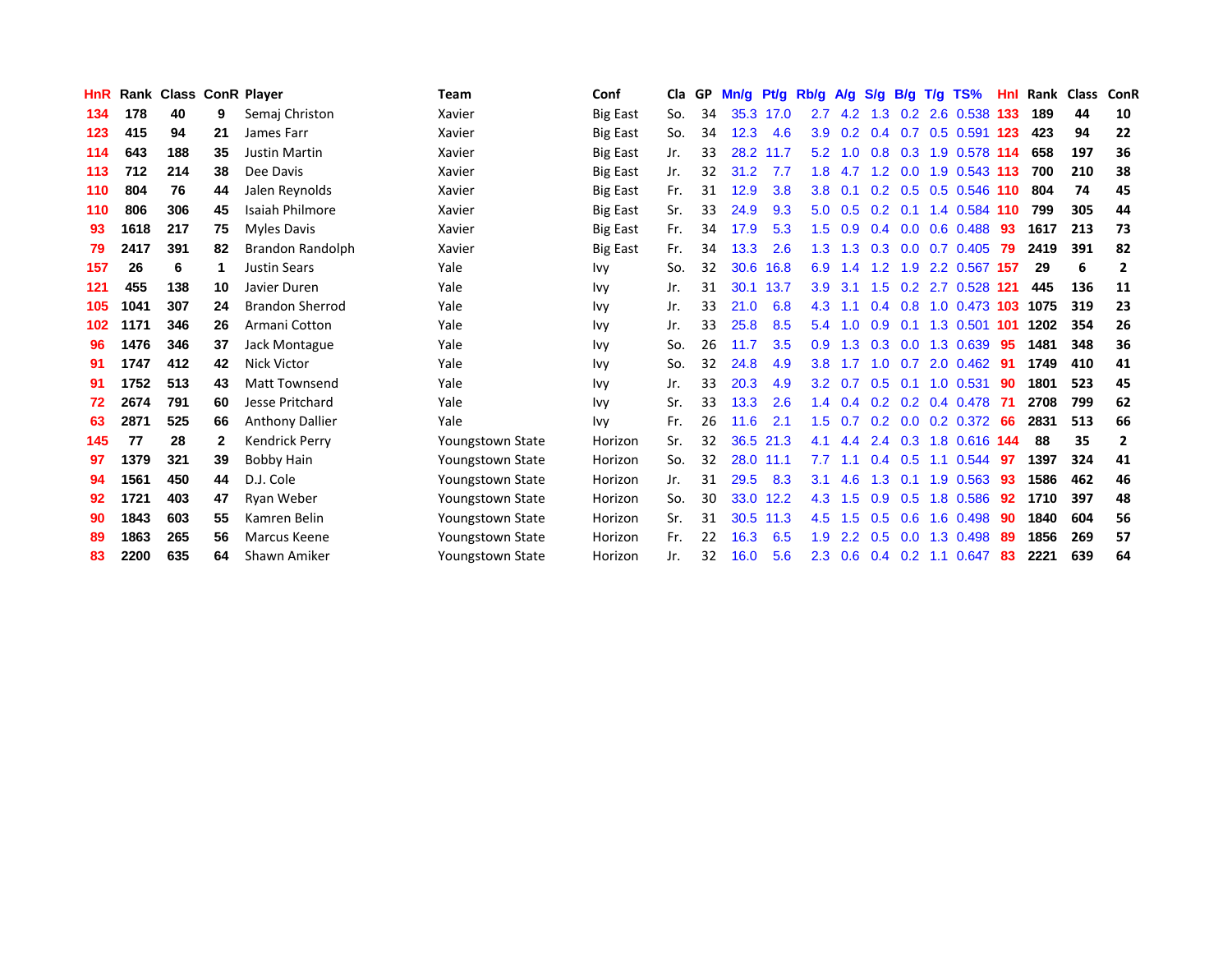| HnR | Rank | Class | ConR | Player | Team | Conf | Cla | GP | Mn/g | Pt/g | Rb/g | A/g | S/g | B/g | T/g | TS% | HnI | Rank | Class | ConR |
|---|---|---|---|---|---|---|---|---|---|---|---|---|---|---|---|---|---|---|---|---|
| 134 | 178 | 40 | 9 | Semaj Christon | Xavier | Big East | So. | 34 | 35.3 | 17.0 | 2.7 | 4.2 | 1.3 | 0.2 | 2.6 | 0.538 | 133 | 189 | 44 | 10 |
| 123 | 415 | 94 | 21 | James Farr | Xavier | Big East | So. | 34 | 12.3 | 4.6 | 3.9 | 0.2 | 0.4 | 0.7 | 0.5 | 0.591 | 123 | 423 | 94 | 22 |
| 114 | 643 | 188 | 35 | Justin Martin | Xavier | Big East | Jr. | 33 | 28.2 | 11.7 | 5.2 | 1.0 | 0.8 | 0.3 | 1.9 | 0.578 | 114 | 658 | 197 | 36 |
| 113 | 712 | 214 | 38 | Dee Davis | Xavier | Big East | Jr. | 32 | 31.2 | 7.7 | 1.8 | 4.7 | 1.2 | 0.0 | 1.9 | 0.543 | 113 | 700 | 210 | 38 |
| 110 | 804 | 76 | 44 | Jalen Reynolds | Xavier | Big East | Fr. | 31 | 12.9 | 3.8 | 3.8 | 0.1 | 0.2 | 0.5 | 0.5 | 0.546 | 110 | 804 | 74 | 45 |
| 110 | 806 | 306 | 45 | Isaiah Philmore | Xavier | Big East | Sr. | 33 | 24.9 | 9.3 | 5.0 | 0.5 | 0.2 | 0.1 | 1.4 | 0.584 | 110 | 799 | 305 | 44 |
| 93 | 1618 | 217 | 75 | Myles Davis | Xavier | Big East | Fr. | 34 | 17.9 | 5.3 | 1.5 | 0.9 | 0.4 | 0.0 | 0.6 | 0.488 | 93 | 1617 | 213 | 73 |
| 79 | 2417 | 391 | 82 | Brandon Randolph | Xavier | Big East | Fr. | 34 | 13.3 | 2.6 | 1.3 | 1.3 | 0.3 | 0.0 | 0.7 | 0.405 | 79 | 2419 | 391 | 82 |
| 157 | 26 | 6 | 1 | Justin Sears | Yale | Ivy | So. | 32 | 30.6 | 16.8 | 6.9 | 1.4 | 1.2 | 1.9 | 2.2 | 0.567 | 157 | 29 | 6 | 2 |
| 121 | 455 | 138 | 10 | Javier Duren | Yale | Ivy | Jr. | 31 | 30.1 | 13.7 | 3.9 | 3.1 | 1.5 | 0.2 | 2.7 | 0.528 | 121 | 445 | 136 | 11 |
| 105 | 1041 | 307 | 24 | Brandon Sherrod | Yale | Ivy | Jr. | 33 | 21.0 | 6.8 | 4.3 | 1.1 | 0.4 | 0.8 | 1.0 | 0.473 | 103 | 1075 | 319 | 23 |
| 102 | 1171 | 346 | 26 | Armani Cotton | Yale | Ivy | Jr. | 33 | 25.8 | 8.5 | 5.4 | 1.0 | 0.9 | 0.1 | 1.3 | 0.501 | 101 | 1202 | 354 | 26 |
| 96 | 1476 | 346 | 37 | Jack Montague | Yale | Ivy | So. | 26 | 11.7 | 3.5 | 0.9 | 1.3 | 0.3 | 0.0 | 1.3 | 0.639 | 95 | 1481 | 348 | 36 |
| 91 | 1747 | 412 | 42 | Nick Victor | Yale | Ivy | So. | 32 | 24.8 | 4.9 | 3.8 | 1.7 | 1.0 | 0.7 | 2.0 | 0.462 | 91 | 1749 | 410 | 41 |
| 91 | 1752 | 513 | 43 | Matt Townsend | Yale | Ivy | Jr. | 33 | 20.3 | 4.9 | 3.2 | 0.7 | 0.5 | 0.1 | 1.0 | 0.531 | 90 | 1801 | 523 | 45 |
| 72 | 2674 | 791 | 60 | Jesse Pritchard | Yale | Ivy | Sr. | 33 | 13.3 | 2.6 | 1.4 | 0.4 | 0.2 | 0.2 | 0.4 | 0.478 | 71 | 2708 | 799 | 62 |
| 63 | 2871 | 525 | 66 | Anthony Dallier | Yale | Ivy | Fr. | 26 | 11.6 | 2.1 | 1.5 | 0.7 | 0.2 | 0.0 | 0.2 | 0.372 | 66 | 2831 | 513 | 66 |
| 145 | 77 | 28 | 2 | Kendrick Perry | Youngstown State | Horizon | Sr. | 32 | 36.5 | 21.3 | 4.1 | 4.4 | 2.4 | 0.3 | 1.8 | 0.616 | 144 | 88 | 35 | 2 |
| 97 | 1379 | 321 | 39 | Bobby Hain | Youngstown State | Horizon | So. | 32 | 28.0 | 11.1 | 7.7 | 1.1 | 0.4 | 0.5 | 1.1 | 0.544 | 97 | 1397 | 324 | 41 |
| 94 | 1561 | 450 | 44 | D.J. Cole | Youngstown State | Horizon | Jr. | 31 | 29.5 | 8.3 | 3.1 | 4.6 | 1.3 | 0.1 | 1.9 | 0.563 | 93 | 1586 | 462 | 46 |
| 92 | 1721 | 403 | 47 | Ryan Weber | Youngstown State | Horizon | So. | 30 | 33.0 | 12.2 | 4.3 | 1.5 | 0.9 | 0.5 | 1.8 | 0.586 | 92 | 1710 | 397 | 48 |
| 90 | 1843 | 603 | 55 | Kamren Belin | Youngstown State | Horizon | Sr. | 31 | 30.5 | 11.3 | 4.5 | 1.5 | 0.5 | 0.6 | 1.6 | 0.498 | 90 | 1840 | 604 | 56 |
| 89 | 1863 | 265 | 56 | Marcus Keene | Youngstown State | Horizon | Fr. | 22 | 16.3 | 6.5 | 1.9 | 2.2 | 0.5 | 0.0 | 1.3 | 0.498 | 89 | 1856 | 269 | 57 |
| 83 | 2200 | 635 | 64 | Shawn Amiker | Youngstown State | Horizon | Jr. | 32 | 16.0 | 5.6 | 2.3 | 0.6 | 0.4 | 0.2 | 1.1 | 0.647 | 83 | 2221 | 639 | 64 |